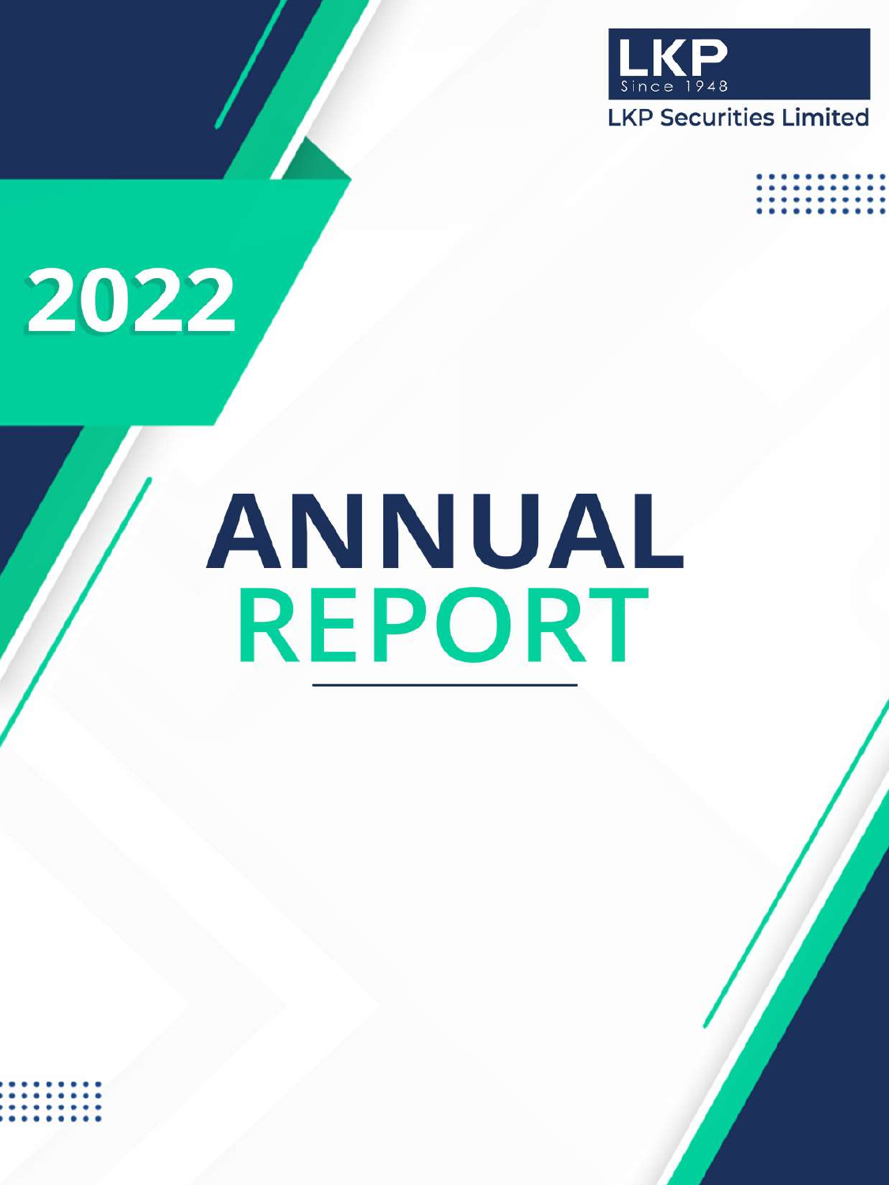LKP

Since 1948

LKP Securities Limited

2022

# ANNUAL REPORT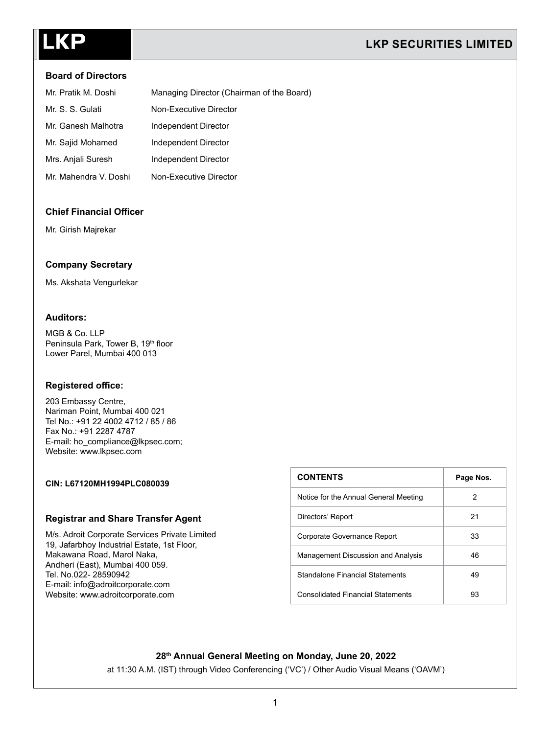# LKP SECURITIES LIMITED

## Board of Directors

| | |
|---|---|
| Mr. Pratik M. Doshi | Managing Director (Chairman of the Board) |
| Mr. S. S. Gulati | Non-Executive Director |
| Mr. Ganesh Malhotra | Independent Director |
| Mr. Sajid Mohamed | Independent Director |
| Mrs. Anjali Suresh | Independent Director |
| Mr. Mahendra V. Doshi | Non-Executive Director |

## Chief Financial Officer

Mr. Girish Majrekar

## Company Secretary

Ms. Akshata Vengurlekar

## Auditors:

MGB & Co. LLP
Peninsula Park, Tower B, 19th floor
Lower Parel, Mumbai 400 013

## Registered office:

203 Embassy Centre,
Nariman Point, Mumbai 400 021
Tel No.: +91 22 4002 4712 / 85 / 86
Fax No.: +91 2287 4787
E-mail: ho_compliance@lkpsec.com;
Website: www.lkpsec.com

**CIN: L67120MH1994PLC080039**

## Registrar and Share Transfer Agent

M/s. Adroit Corporate Services Private Limited
19, Jafarbhoy Industrial Estate, 1st Floor,
Makawana Road, Marol Naka,
Andheri (East), Mumbai 400 059.
Tel. No.022- 28590942
E-mail: info@adroitcorporate.com
Website: www.adroitcorporate.com

| CONTENTS | Page Nos. |
|---|---|
| Notice for the Annual General Meeting | 2 |
| Directors' Report | 21 |
| Corporate Governance Report | 33 |
| Management Discussion and Analysis | 46 |
| Standalone Financial Statements | 49 |
| Consolidated Financial Statements | 93 |

**28th Annual General Meeting on Monday, June 20, 2022**

at 11:30 A.M. (IST) through Video Conferencing ('VC') / Other Audio Visual Means ('OAVM')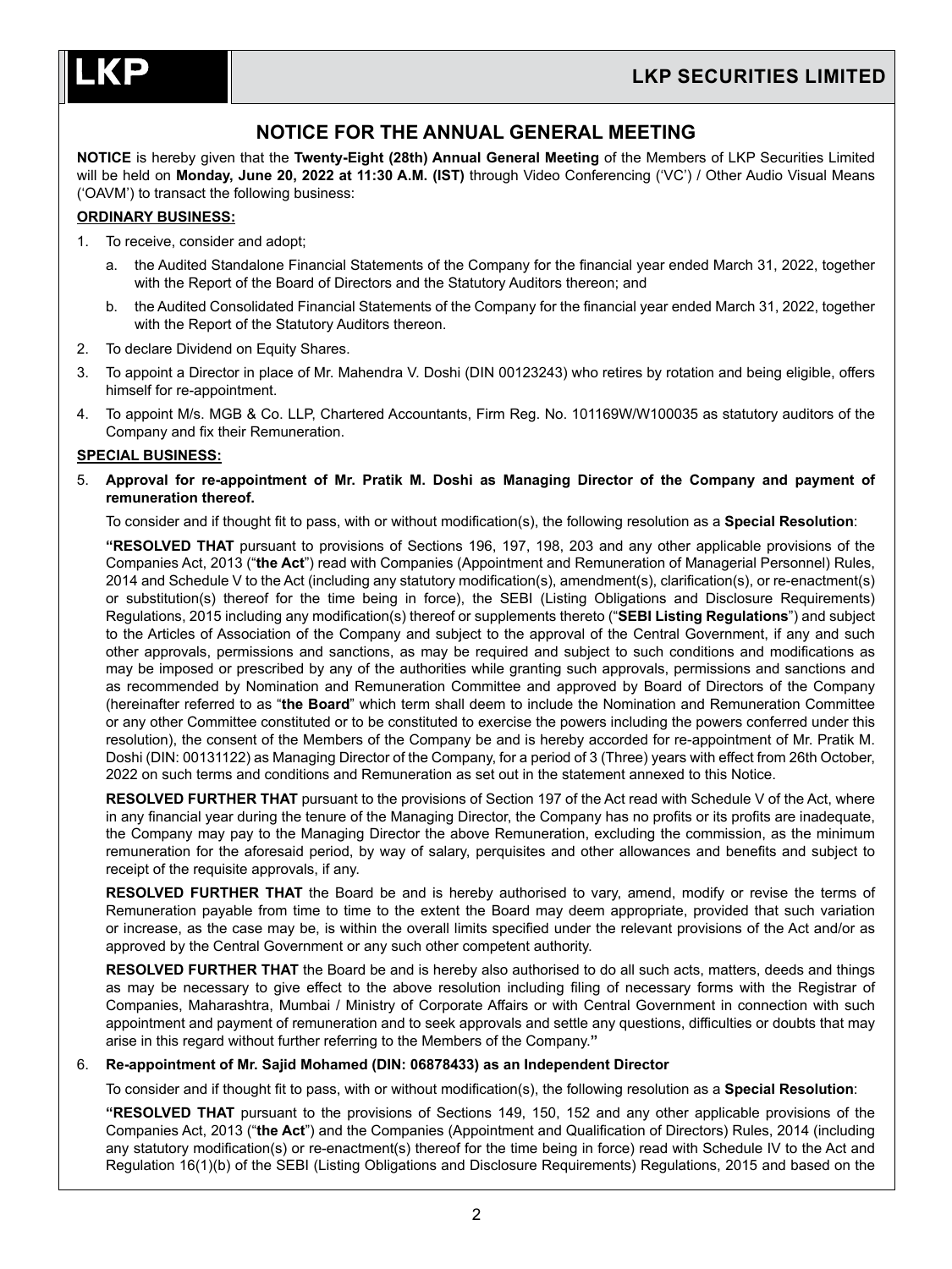# NOTICE FOR THE ANNUAL GENERAL MEETING

**NOTICE** is hereby given that the **Twenty-Eight (28th) Annual General Meeting** of the Members of LKP Securities Limited will be held on **Monday, June 20, 2022 at 11:30 A.M. (IST)** through Video Conferencing ('VC') / Other Audio Visual Means ('OAVM') to transact the following business:

**ORDINARY BUSINESS:**

1. To receive, consider and adopt;
   a. the Audited Standalone Financial Statements of the Company for the financial year ended March 31, 2022, together with the Report of the Board of Directors and the Statutory Auditors thereon; and
   b. the Audited Consolidated Financial Statements of the Company for the financial year ended March 31, 2022, together with the Report of the Statutory Auditors thereon.
2. To declare Dividend on Equity Shares.
3. To appoint a Director in place of Mr. Mahendra V. Doshi (DIN 00123243) who retires by rotation and being eligible, offers himself for re-appointment.
4. To appoint M/s. MGB & Co. LLP, Chartered Accountants, Firm Reg. No. 101169W/W100035 as statutory auditors of the Company and fix their Remuneration.

**SPECIAL BUSINESS:**

5. **Approval for re-appointment of Mr. Pratik M. Doshi as Managing Director of the Company and payment of remuneration thereof.**

   To consider and if thought fit to pass, with or without modification(s), the following resolution as a **Special Resolution**:

   **"RESOLVED THAT** pursuant to provisions of Sections 196, 197, 198, 203 and any other applicable provisions of the Companies Act, 2013 ("**the Act**") read with Companies (Appointment and Remuneration of Managerial Personnel) Rules, 2014 and Schedule V to the Act (including any statutory modification(s), amendment(s), clarification(s), or re-enactment(s) or substitution(s) thereof for the time being in force), the SEBI (Listing Obligations and Disclosure Requirements) Regulations, 2015 including any modification(s) thereof or supplements thereto ("**SEBI Listing Regulations**") and subject to the Articles of Association of the Company and subject to the approval of the Central Government, if any and such other approvals, permissions and sanctions, as may be required and subject to such conditions and modifications as may be imposed or prescribed by any of the authorities while granting such approvals, permissions and sanctions and as recommended by Nomination and Remuneration Committee and approved by Board of Directors of the Company (hereinafter referred to as "**the Board**" which term shall deem to include the Nomination and Remuneration Committee or any other Committee constituted or to be constituted to exercise the powers including the powers conferred under this resolution), the consent of the Members of the Company be and is hereby accorded for re-appointment of Mr. Pratik M. Doshi (DIN: 00131122) as Managing Director of the Company, for a period of 3 (Three) years with effect from 26th October, 2022 on such terms and conditions and Remuneration as set out in the statement annexed to this Notice.

   **RESOLVED FURTHER THAT** pursuant to the provisions of Section 197 of the Act read with Schedule V of the Act, where in any financial year during the tenure of the Managing Director, the Company has no profits or its profits are inadequate, the Company may pay to the Managing Director the above Remuneration, excluding the commission, as the minimum remuneration for the aforesaid period, by way of salary, perquisites and other allowances and benefits and subject to receipt of the requisite approvals, if any.

   **RESOLVED FURTHER THAT** the Board be and is hereby authorised to vary, amend, modify or revise the terms of Remuneration payable from time to time to the extent the Board may deem appropriate, provided that such variation or increase, as the case may be, is within the overall limits specified under the relevant provisions of the Act and/or as approved by the Central Government or any such other competent authority.

   **RESOLVED FURTHER THAT** the Board be and is hereby also authorised to do all such acts, matters, deeds and things as may be necessary to give effect to the above resolution including filing of necessary forms with the Registrar of Companies, Maharashtra, Mumbai / Ministry of Corporate Affairs or with Central Government in connection with such appointment and payment of remuneration and to seek approvals and settle any questions, difficulties or doubts that may arise in this regard without further referring to the Members of the Company.**"**

6. **Re-appointment of Mr. Sajid Mohamed (DIN: 06878433) as an Independent Director**

   To consider and if thought fit to pass, with or without modification(s), the following resolution as a **Special Resolution**:

   **"RESOLVED THAT** pursuant to the provisions of Sections 149, 150, 152 and any other applicable provisions of the Companies Act, 2013 ("**the Act**") and the Companies (Appointment and Qualification of Directors) Rules, 2014 (including any statutory modification(s) or re-enactment(s) thereof for the time being in force) read with Schedule IV to the Act and Regulation 16(1)(b) of the SEBI (Listing Obligations and Disclosure Requirements) Regulations, 2015 and based on the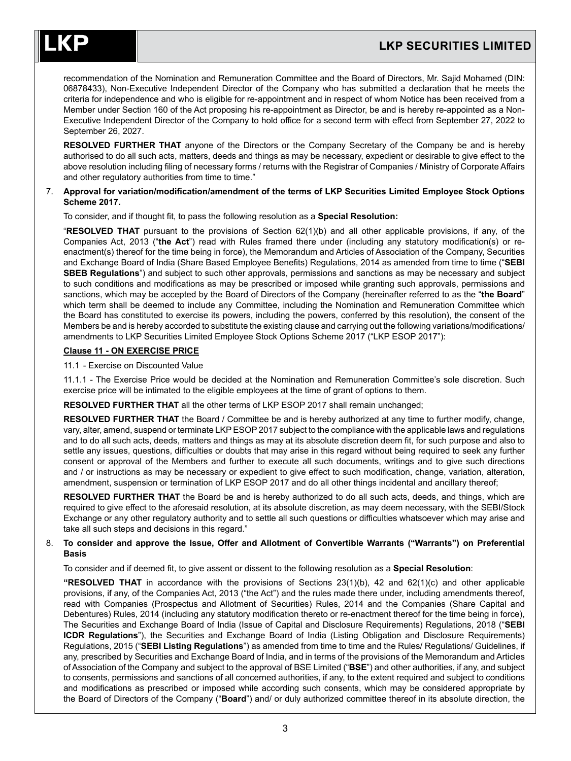recommendation of the Nomination and Remuneration Committee and the Board of Directors, Mr. Sajid Mohamed (DIN: 06878433), Non-Executive Independent Director of the Company who has submitted a declaration that he meets the criteria for independence and who is eligible for re-appointment and in respect of whom Notice has been received from a Member under Section 160 of the Act proposing his re-appointment as Director, be and is hereby re-appointed as a Non-Executive Independent Director of the Company to hold office for a second term with effect from September 27, 2022 to September 26, 2027.

**RESOLVED FURTHER THAT** anyone of the Directors or the Company Secretary of the Company be and is hereby authorised to do all such acts, matters, deeds and things as may be necessary, expedient or desirable to give effect to the above resolution including filing of necessary forms / returns with the Registrar of Companies / Ministry of Corporate Affairs and other regulatory authorities from time to time."

7. **Approval for variation/modification/amendment of the terms of LKP Securities Limited Employee Stock Options Scheme 2017.**

To consider, and if thought fit, to pass the following resolution as a **Special Resolution:**

"**RESOLVED THAT** pursuant to the provisions of Section 62(1)(b) and all other applicable provisions, if any, of the Companies Act, 2013 ("**the Act**") read with Rules framed there under (including any statutory modification(s) or re-enactment(s) thereof for the time being in force), the Memorandum and Articles of Association of the Company, Securities and Exchange Board of India (Share Based Employee Benefits) Regulations, 2014 as amended from time to time ("**SEBI SBEB Regulations**") and subject to such other approvals, permissions and sanctions as may be necessary and subject to such conditions and modifications as may be prescribed or imposed while granting such approvals, permissions and sanctions, which may be accepted by the Board of Directors of the Company (hereinafter referred to as the "**the Board**" which term shall be deemed to include any Committee, including the Nomination and Remuneration Committee which the Board has constituted to exercise its powers, including the powers, conferred by this resolution), the consent of the Members be and is hereby accorded to substitute the existing clause and carrying out the following variations/modifications/ amendments to LKP Securities Limited Employee Stock Options Scheme 2017 ("LKP ESOP 2017"):

**Clause 11 - ON EXERCISE PRICE**

11.1 - Exercise on Discounted Value

11.1.1 - The Exercise Price would be decided at the Nomination and Remuneration Committee's sole discretion. Such exercise price will be intimated to the eligible employees at the time of grant of options to them.

**RESOLVED FURTHER THAT** all the other terms of LKP ESOP 2017 shall remain unchanged;

**RESOLVED FURTHER THAT** the Board / Committee be and is hereby authorized at any time to further modify, change, vary, alter, amend, suspend or terminate LKP ESOP 2017 subject to the compliance with the applicable laws and regulations and to do all such acts, deeds, matters and things as may at its absolute discretion deem fit, for such purpose and also to settle any issues, questions, difficulties or doubts that may arise in this regard without being required to seek any further consent or approval of the Members and further to execute all such documents, writings and to give such directions and / or instructions as may be necessary or expedient to give effect to such modification, change, variation, alteration, amendment, suspension or termination of LKP ESOP 2017 and do all other things incidental and ancillary thereof;

**RESOLVED FURTHER THAT** the Board be and is hereby authorized to do all such acts, deeds, and things, which are required to give effect to the aforesaid resolution, at its absolute discretion, as may deem necessary, with the SEBI/Stock Exchange or any other regulatory authority and to settle all such questions or difficulties whatsoever which may arise and take all such steps and decisions in this regard."

8. **To consider and approve the Issue, Offer and Allotment of Convertible Warrants ("Warrants") on Preferential Basis**

To consider and if deemed fit, to give assent or dissent to the following resolution as a **Special Resolution**:

**"RESOLVED THAT** in accordance with the provisions of Sections 23(1)(b), 42 and 62(1)(c) and other applicable provisions, if any, of the Companies Act, 2013 ("the Act") and the rules made there under, including amendments thereof, read with Companies (Prospectus and Allotment of Securities) Rules, 2014 and the Companies (Share Capital and Debentures) Rules, 2014 (including any statutory modification thereto or re-enactment thereof for the time being in force), The Securities and Exchange Board of India (Issue of Capital and Disclosure Requirements) Regulations, 2018 ("**SEBI ICDR Regulations**"), the Securities and Exchange Board of India (Listing Obligation and Disclosure Requirements) Regulations, 2015 ("**SEBI Listing Regulations**") as amended from time to time and the Rules/ Regulations/ Guidelines, if any, prescribed by Securities and Exchange Board of India, and in terms of the provisions of the Memorandum and Articles of Association of the Company and subject to the approval of BSE Limited ("**BSE**") and other authorities, if any, and subject to consents, permissions and sanctions of all concerned authorities, if any, to the extent required and subject to conditions and modifications as prescribed or imposed while according such consents, which may be considered appropriate by the Board of Directors of the Company ("**Board**") and/ or duly authorized committee thereof in its absolute direction, the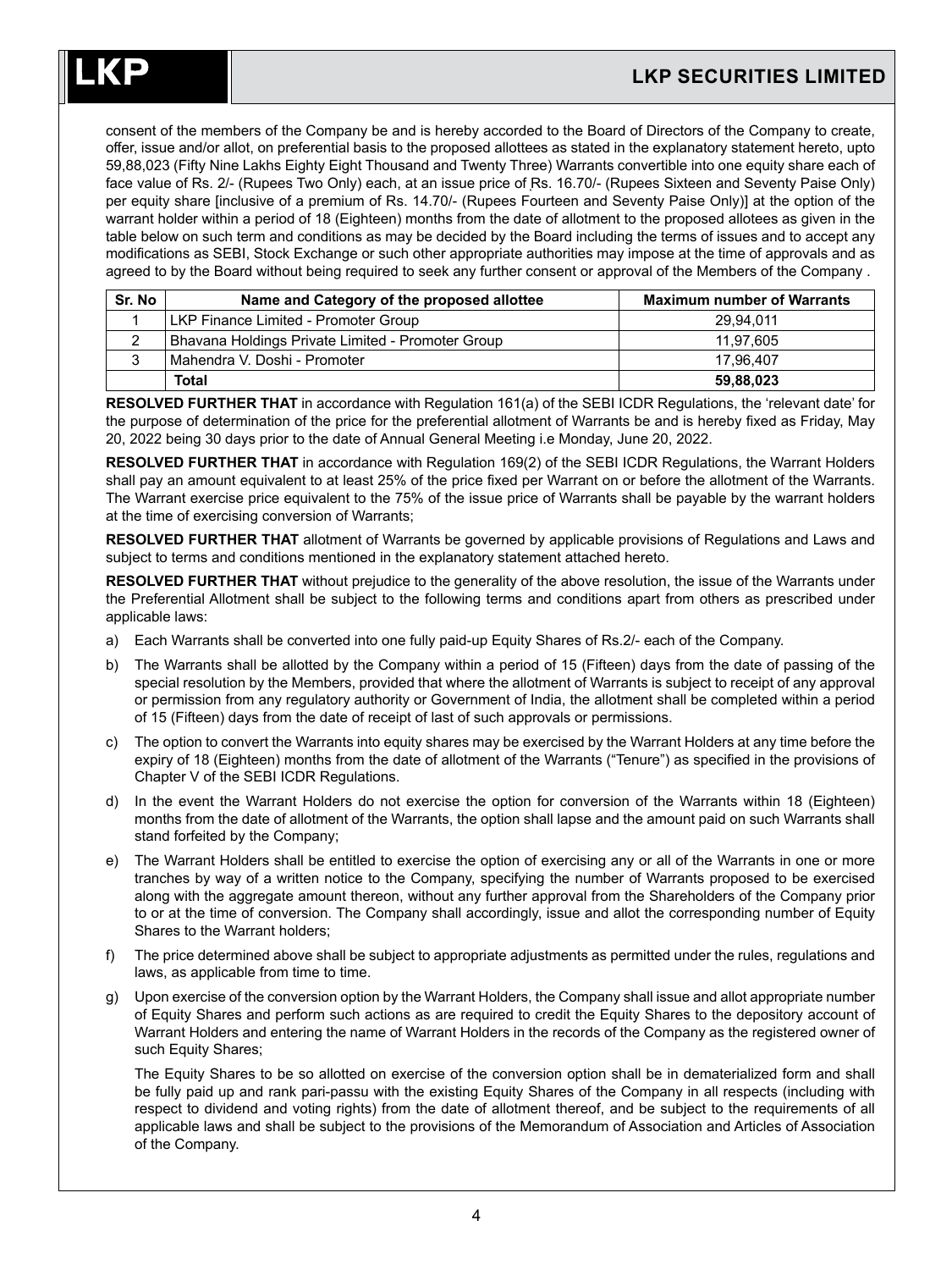consent of the members of the Company be and is hereby accorded to the Board of Directors of the Company to create, offer, issue and/or allot, on preferential basis to the proposed allottees as stated in the explanatory statement hereto, upto 59,88,023 (Fifty Nine Lakhs Eighty Eight Thousand and Twenty Three) Warrants convertible into one equity share each of face value of Rs. 2/- (Rupees Two Only) each, at an issue price of Rs. 16.70/- (Rupees Sixteen and Seventy Paise Only) per equity share [inclusive of a premium of Rs. 14.70/- (Rupees Fourteen and Seventy Paise Only)] at the option of the warrant holder within a period of 18 (Eighteen) months from the date of allotment to the proposed allotees as given in the table below on such term and conditions as may be decided by the Board including the terms of issues and to accept any modifications as SEBI, Stock Exchange or such other appropriate authorities may impose at the time of approvals and as agreed to by the Board without being required to seek any further consent or approval of the Members of the Company .

| Sr. No | Name and Category of the proposed allottee | Maximum number of Warrants |
|---|---|---|
| 1 | LKP Finance Limited - Promoter Group | 29,94,011 |
| 2 | Bhavana Holdings Private Limited - Promoter Group | 11,97,605 |
| 3 | Mahendra V. Doshi - Promoter | 17,96,407 |
| | **Total** | **59,88,023** |

**RESOLVED FURTHER THAT** in accordance with Regulation 161(a) of the SEBI ICDR Regulations, the 'relevant date' for the purpose of determination of the price for the preferential allotment of Warrants be and is hereby fixed as Friday, May 20, 2022 being 30 days prior to the date of Annual General Meeting i.e Monday, June 20, 2022.

**RESOLVED FURTHER THAT** in accordance with Regulation 169(2) of the SEBI ICDR Regulations, the Warrant Holders shall pay an amount equivalent to at least 25% of the price fixed per Warrant on or before the allotment of the Warrants. The Warrant exercise price equivalent to the 75% of the issue price of Warrants shall be payable by the warrant holders at the time of exercising conversion of Warrants;

**RESOLVED FURTHER THAT** allotment of Warrants be governed by applicable provisions of Regulations and Laws and subject to terms and conditions mentioned in the explanatory statement attached hereto.

**RESOLVED FURTHER THAT** without prejudice to the generality of the above resolution, the issue of the Warrants under the Preferential Allotment shall be subject to the following terms and conditions apart from others as prescribed under applicable laws:

a) Each Warrants shall be converted into one fully paid-up Equity Shares of Rs.2/- each of the Company.

b) The Warrants shall be allotted by the Company within a period of 15 (Fifteen) days from the date of passing of the special resolution by the Members, provided that where the allotment of Warrants is subject to receipt of any approval or permission from any regulatory authority or Government of India, the allotment shall be completed within a period of 15 (Fifteen) days from the date of receipt of last of such approvals or permissions.

c) The option to convert the Warrants into equity shares may be exercised by the Warrant Holders at any time before the expiry of 18 (Eighteen) months from the date of allotment of the Warrants ("Tenure") as specified in the provisions of Chapter V of the SEBI ICDR Regulations.

d) In the event the Warrant Holders do not exercise the option for conversion of the Warrants within 18 (Eighteen) months from the date of allotment of the Warrants, the option shall lapse and the amount paid on such Warrants shall stand forfeited by the Company;

e) The Warrant Holders shall be entitled to exercise the option of exercising any or all of the Warrants in one or more tranches by way of a written notice to the Company, specifying the number of Warrants proposed to be exercised along with the aggregate amount thereon, without any further approval from the Shareholders of the Company prior to or at the time of conversion. The Company shall accordingly, issue and allot the corresponding number of Equity Shares to the Warrant holders;

f) The price determined above shall be subject to appropriate adjustments as permitted under the rules, regulations and laws, as applicable from time to time.

g) Upon exercise of the conversion option by the Warrant Holders, the Company shall issue and allot appropriate number of Equity Shares and perform such actions as are required to credit the Equity Shares to the depository account of Warrant Holders and entering the name of Warrant Holders in the records of the Company as the registered owner of such Equity Shares;

   The Equity Shares to be so allotted on exercise of the conversion option shall be in dematerialized form and shall be fully paid up and rank pari-passu with the existing Equity Shares of the Company in all respects (including with respect to dividend and voting rights) from the date of allotment thereof, and be subject to the requirements of all applicable laws and shall be subject to the provisions of the Memorandum of Association and Articles of Association of the Company.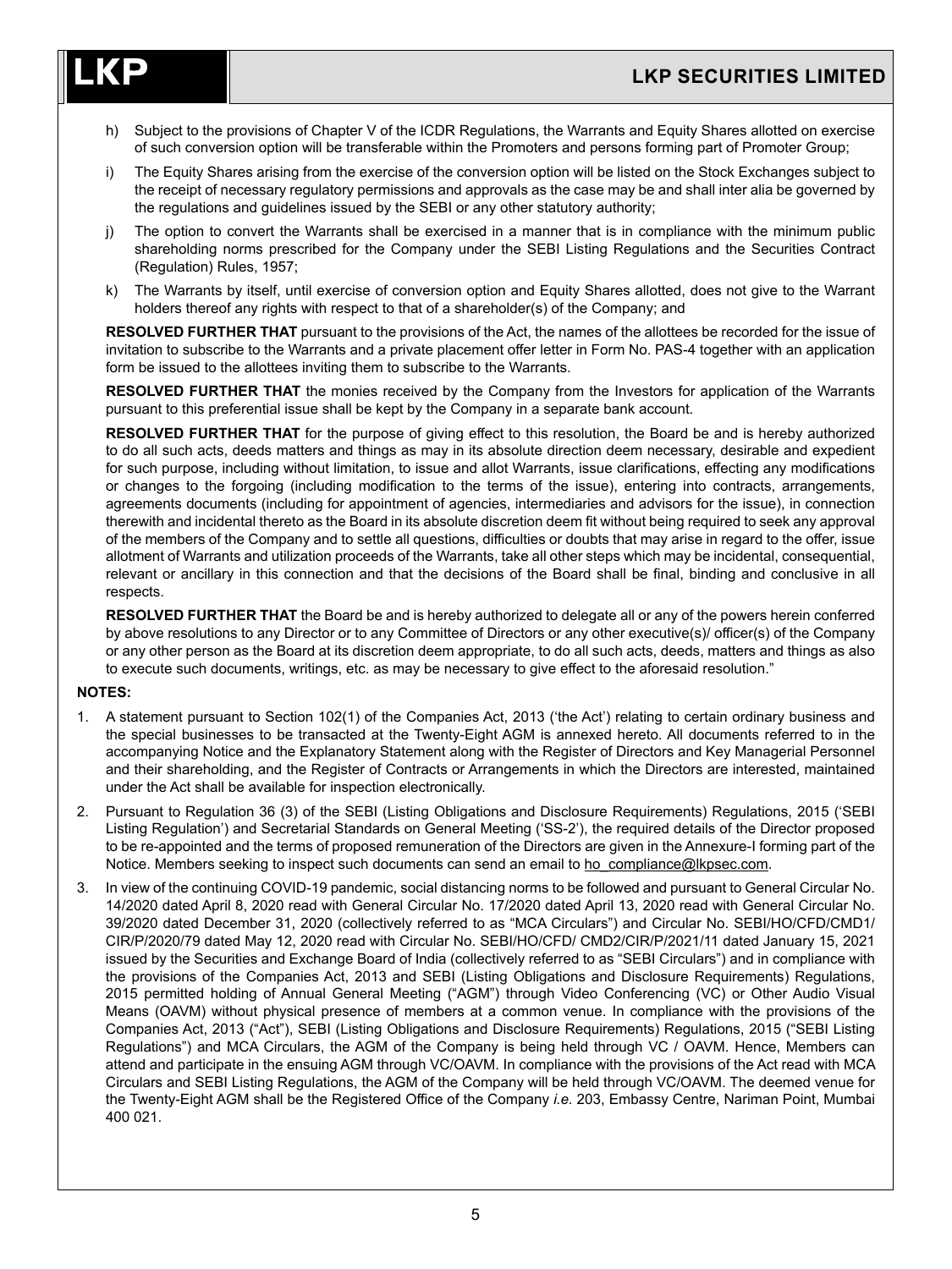h) Subject to the provisions of Chapter V of the ICDR Regulations, the Warrants and Equity Shares allotted on exercise of such conversion option will be transferable within the Promoters and persons forming part of Promoter Group;

i) The Equity Shares arising from the exercise of the conversion option will be listed on the Stock Exchanges subject to the receipt of necessary regulatory permissions and approvals as the case may be and shall inter alia be governed by the regulations and guidelines issued by the SEBI or any other statutory authority;

j) The option to convert the Warrants shall be exercised in a manner that is in compliance with the minimum public shareholding norms prescribed for the Company under the SEBI Listing Regulations and the Securities Contract (Regulation) Rules, 1957;

k) The Warrants by itself, until exercise of conversion option and Equity Shares allotted, does not give to the Warrant holders thereof any rights with respect to that of a shareholder(s) of the Company; and

**RESOLVED FURTHER THAT** pursuant to the provisions of the Act, the names of the allottees be recorded for the issue of invitation to subscribe to the Warrants and a private placement offer letter in Form No. PAS-4 together with an application form be issued to the allottees inviting them to subscribe to the Warrants.

**RESOLVED FURTHER THAT** the monies received by the Company from the Investors for application of the Warrants pursuant to this preferential issue shall be kept by the Company in a separate bank account.

**RESOLVED FURTHER THAT** for the purpose of giving effect to this resolution, the Board be and is hereby authorized to do all such acts, deeds matters and things as may in its absolute direction deem necessary, desirable and expedient for such purpose, including without limitation, to issue and allot Warrants, issue clarifications, effecting any modifications or changes to the forgoing (including modification to the terms of the issue), entering into contracts, arrangements, agreements documents (including for appointment of agencies, intermediaries and advisors for the issue), in connection therewith and incidental thereto as the Board in its absolute discretion deem fit without being required to seek any approval of the members of the Company and to settle all questions, difficulties or doubts that may arise in regard to the offer, issue allotment of Warrants and utilization proceeds of the Warrants, take all other steps which may be incidental, consequential, relevant or ancillary in this connection and that the decisions of the Board shall be final, binding and conclusive in all respects.

**RESOLVED FURTHER THAT** the Board be and is hereby authorized to delegate all or any of the powers herein conferred by above resolutions to any Director or to any Committee of Directors or any other executive(s)/ officer(s) of the Company or any other person as the Board at its discretion deem appropriate, to do all such acts, deeds, matters and things as also to execute such documents, writings, etc. as may be necessary to give effect to the aforesaid resolution."

**NOTES:**

1. A statement pursuant to Section 102(1) of the Companies Act, 2013 ('the Act') relating to certain ordinary business and the special businesses to be transacted at the Twenty-Eight AGM is annexed hereto. All documents referred to in the accompanying Notice and the Explanatory Statement along with the Register of Directors and Key Managerial Personnel and their shareholding, and the Register of Contracts or Arrangements in which the Directors are interested, maintained under the Act shall be available for inspection electronically.

2. Pursuant to Regulation 36 (3) of the SEBI (Listing Obligations and Disclosure Requirements) Regulations, 2015 ('SEBI Listing Regulation') and Secretarial Standards on General Meeting ('SS-2'), the required details of the Director proposed to be re-appointed and the terms of proposed remuneration of the Directors are given in the Annexure-I forming part of the Notice. Members seeking to inspect such documents can send an email to ho_compliance@lkpsec.com.

3. In view of the continuing COVID-19 pandemic, social distancing norms to be followed and pursuant to General Circular No. 14/2020 dated April 8, 2020 read with General Circular No. 17/2020 dated April 13, 2020 read with General Circular No. 39/2020 dated December 31, 2020 (collectively referred to as "MCA Circulars") and Circular No. SEBI/HO/CFD/CMD1/ CIR/P/2020/79 dated May 12, 2020 read with Circular No. SEBI/HO/CFD/ CMD2/CIR/P/2021/11 dated January 15, 2021 issued by the Securities and Exchange Board of India (collectively referred to as "SEBI Circulars") and in compliance with the provisions of the Companies Act, 2013 and SEBI (Listing Obligations and Disclosure Requirements) Regulations, 2015 permitted holding of Annual General Meeting ("AGM") through Video Conferencing (VC) or Other Audio Visual Means (OAVM) without physical presence of members at a common venue. In compliance with the provisions of the Companies Act, 2013 ("Act"), SEBI (Listing Obligations and Disclosure Requirements) Regulations, 2015 ("SEBI Listing Regulations") and MCA Circulars, the AGM of the Company is being held through VC / OAVM. Hence, Members can attend and participate in the ensuing AGM through VC/OAVM. In compliance with the provisions of the Act read with MCA Circulars and SEBI Listing Regulations, the AGM of the Company will be held through VC/OAVM. The deemed venue for the Twenty-Eight AGM shall be the Registered Office of the Company *i.e.* 203, Embassy Centre, Nariman Point, Mumbai 400 021.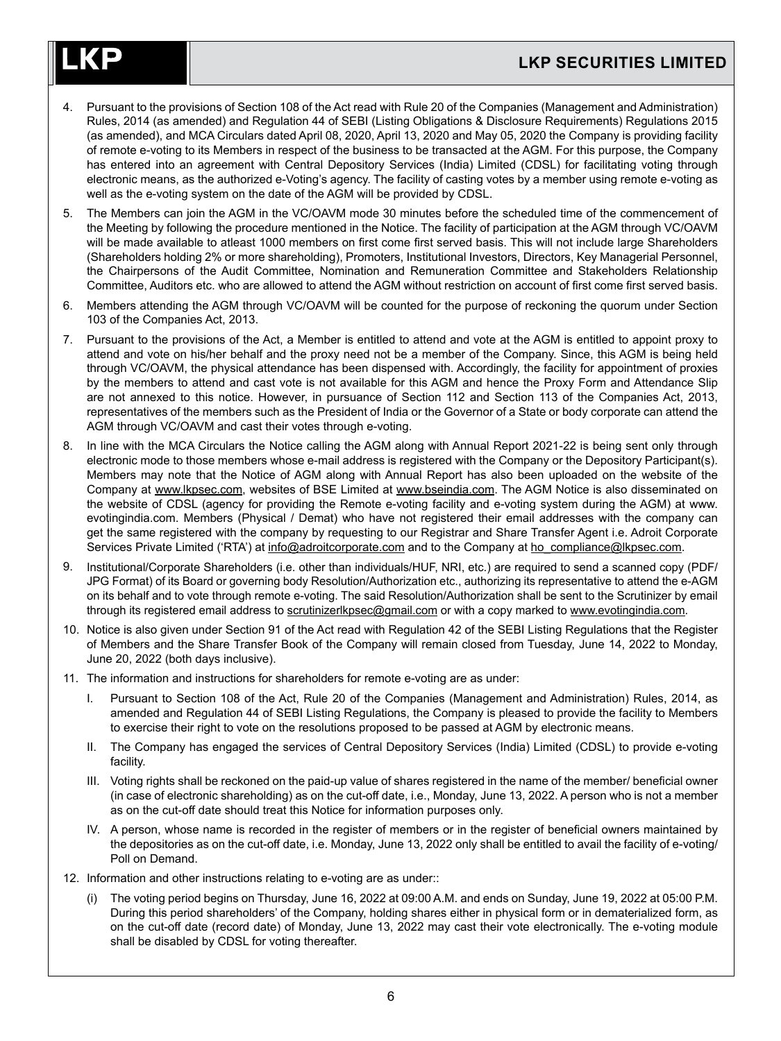4. Pursuant to the provisions of Section 108 of the Act read with Rule 20 of the Companies (Management and Administration) Rules, 2014 (as amended) and Regulation 44 of SEBI (Listing Obligations & Disclosure Requirements) Regulations 2015 (as amended), and MCA Circulars dated April 08, 2020, April 13, 2020 and May 05, 2020 the Company is providing facility of remote e-voting to its Members in respect of the business to be transacted at the AGM. For this purpose, the Company has entered into an agreement with Central Depository Services (India) Limited (CDSL) for facilitating voting through electronic means, as the authorized e-Voting's agency. The facility of casting votes by a member using remote e-voting as well as the e-voting system on the date of the AGM will be provided by CDSL.

5. The Members can join the AGM in the VC/OAVM mode 30 minutes before the scheduled time of the commencement of the Meeting by following the procedure mentioned in the Notice. The facility of participation at the AGM through VC/OAVM will be made available to atleast 1000 members on first come first served basis. This will not include large Shareholders (Shareholders holding 2% or more shareholding), Promoters, Institutional Investors, Directors, Key Managerial Personnel, the Chairpersons of the Audit Committee, Nomination and Remuneration Committee and Stakeholders Relationship Committee, Auditors etc. who are allowed to attend the AGM without restriction on account of first come first served basis.

6. Members attending the AGM through VC/OAVM will be counted for the purpose of reckoning the quorum under Section 103 of the Companies Act, 2013.

7. Pursuant to the provisions of the Act, a Member is entitled to attend and vote at the AGM is entitled to appoint proxy to attend and vote on his/her behalf and the proxy need not be a member of the Company. Since, this AGM is being held through VC/OAVM, the physical attendance has been dispensed with. Accordingly, the facility for appointment of proxies by the members to attend and cast vote is not available for this AGM and hence the Proxy Form and Attendance Slip are not annexed to this notice. However, in pursuance of Section 112 and Section 113 of the Companies Act, 2013, representatives of the members such as the President of India or the Governor of a State or body corporate can attend the AGM through VC/OAVM and cast their votes through e-voting.

8. In line with the MCA Circulars the Notice calling the AGM along with Annual Report 2021-22 is being sent only through electronic mode to those members whose e-mail address is registered with the Company or the Depository Participant(s). Members may note that the Notice of AGM along with Annual Report has also been uploaded on the website of the Company at www.lkpsec.com, websites of BSE Limited at www.bseindia.com. The AGM Notice is also disseminated on the website of CDSL (agency for providing the Remote e-voting facility and e-voting system during the AGM) at www.evotingindia.com. Members (Physical / Demat) who have not registered their email addresses with the company can get the same registered with the company by requesting to our Registrar and Share Transfer Agent i.e. Adroit Corporate Services Private Limited ('RTA') at info@adroitcorporate.com and to the Company at ho_compliance@lkpsec.com.

9. Institutional/Corporate Shareholders (i.e. other than individuals/HUF, NRI, etc.) are required to send a scanned copy (PDF/JPG Format) of its Board or governing body Resolution/Authorization etc., authorizing its representative to attend the e-AGM on its behalf and to vote through remote e-voting. The said Resolution/Authorization shall be sent to the Scrutinizer by email through its registered email address to scrutinizerlkpsec@gmail.com or with a copy marked to www.evotingindia.com.

10. Notice is also given under Section 91 of the Act read with Regulation 42 of the SEBI Listing Regulations that the Register of Members and the Share Transfer Book of the Company will remain closed from Tuesday, June 14, 2022 to Monday, June 20, 2022 (both days inclusive).

11. The information and instructions for shareholders for remote e-voting are as under:

    I. Pursuant to Section 108 of the Act, Rule 20 of the Companies (Management and Administration) Rules, 2014, as amended and Regulation 44 of SEBI Listing Regulations, the Company is pleased to provide the facility to Members to exercise their right to vote on the resolutions proposed to be passed at AGM by electronic means.

    II. The Company has engaged the services of Central Depository Services (India) Limited (CDSL) to provide e-voting facility.

    III. Voting rights shall be reckoned on the paid-up value of shares registered in the name of the member/ beneficial owner (in case of electronic shareholding) as on the cut-off date, i.e., Monday, June 13, 2022. A person who is not a member as on the cut-off date should treat this Notice for information purposes only.

    IV. A person, whose name is recorded in the register of members or in the register of beneficial owners maintained by the depositories as on the cut-off date, i.e. Monday, June 13, 2022 only shall be entitled to avail the facility of e-voting/ Poll on Demand.

12. Information and other instructions relating to e-voting are as under::

    (i) The voting period begins on Thursday, June 16, 2022 at 09:00 A.M. and ends on Sunday, June 19, 2022 at 05:00 P.M. During this period shareholders' of the Company, holding shares either in physical form or in dematerialized form, as on the cut-off date (record date) of Monday, June 13, 2022 may cast their vote electronically. The e-voting module shall be disabled by CDSL for voting thereafter.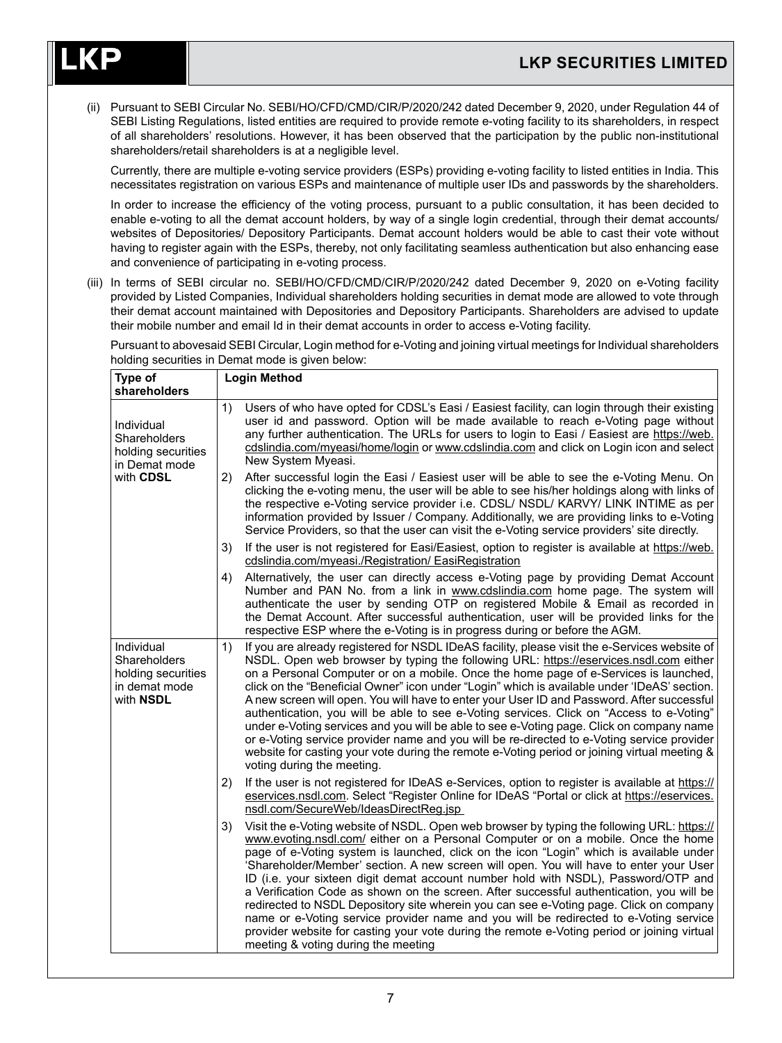(ii) Pursuant to SEBI Circular No. SEBI/HO/CFD/CMD/CIR/P/2020/242 dated December 9, 2020, under Regulation 44 of SEBI Listing Regulations, listed entities are required to provide remote e-voting facility to its shareholders, in respect of all shareholders' resolutions. However, it has been observed that the participation by the public non-institutional shareholders/retail shareholders is at a negligible level.

Currently, there are multiple e-voting service providers (ESPs) providing e-voting facility to listed entities in India. This necessitates registration on various ESPs and maintenance of multiple user IDs and passwords by the shareholders.

In order to increase the efficiency of the voting process, pursuant to a public consultation, it has been decided to enable e-voting to all the demat account holders, by way of a single login credential, through their demat accounts/ websites of Depositories/ Depository Participants. Demat account holders would be able to cast their vote without having to register again with the ESPs, thereby, not only facilitating seamless authentication but also enhancing ease and convenience of participating in e-voting process.

(iii) In terms of SEBI circular no. SEBI/HO/CFD/CMD/CIR/P/2020/242 dated December 9, 2020 on e-Voting facility provided by Listed Companies, Individual shareholders holding securities in demat mode are allowed to vote through their demat account maintained with Depositories and Depository Participants. Shareholders are advised to update their mobile number and email Id in their demat accounts in order to access e-Voting facility.

Pursuant to abovesaid SEBI Circular, Login method for e-Voting and joining virtual meetings for Individual shareholders holding securities in Demat mode is given below:

| Type of shareholders | Login Method |
|---|---|
| Individual Shareholders holding securities in Demat mode with **CDSL** | 1) Users of who have opted for CDSL's Easi / Easiest facility, can login through their existing user id and password. Option will be made available to reach e-Voting page without any further authentication. The URLs for users to login to Easi / Easiest are https://web.cdslindia.com/myeasi/home/login or www.cdslindia.com and click on Login icon and select New System Myeasi.<br>2) After successful login the Easi / Easiest user will be able to see the e-Voting Menu. On clicking the e-voting menu, the user will be able to see his/her holdings along with links of the respective e-Voting service provider i.e. CDSL/ NSDL/ KARVY/ LINK INTIME as per information provided by Issuer / Company. Additionally, we are providing links to e-Voting Service Providers, so that the user can visit the e-Voting service providers' site directly.<br>3) If the user is not registered for Easi/Easiest, option to register is available at https://web.cdslindia.com/myeasi./Registration/ EasiRegistration<br>4) Alternatively, the user can directly access e-Voting page by providing Demat Account Number and PAN No. from a link in www.cdslindia.com home page. The system will authenticate the user by sending OTP on registered Mobile & Email as recorded in the Demat Account. After successful authentication, user will be provided links for the respective ESP where the e-Voting is in progress during or before the AGM. |
| Individual Shareholders holding securities in demat mode with **NSDL** | 1) If you are already registered for NSDL IDeAS facility, please visit the e-Services website of NSDL. Open web browser by typing the following URL: https://eservices.nsdl.com either on a Personal Computer or on a mobile. Once the home page of e-Services is launched, click on the "Beneficial Owner" icon under "Login" which is available under 'IDeAS' section. A new screen will open. You will have to enter your User ID and Password. After successful authentication, you will be able to see e-Voting services. Click on "Access to e-Voting" under e-Voting services and you will be able to see e-Voting page. Click on company name or e-Voting service provider name and you will be re-directed to e-Voting service provider website for casting your vote during the remote e-Voting period or joining virtual meeting & voting during the meeting.<br>2) If the user is not registered for IDeAS e-Services, option to register is available at https://eservices.nsdl.com. Select "Register Online for IDeAS "Portal or click at https://eservices.nsdl.com/SecureWeb/IdeasDirectReg.jsp<br>3) Visit the e-Voting website of NSDL. Open web browser by typing the following URL: https://www.evoting.nsdl.com/ either on a Personal Computer or on a mobile. Once the home page of e-Voting system is launched, click on the icon "Login" which is available under 'Shareholder/Member' section. A new screen will open. You will have to enter your User ID (i.e. your sixteen digit demat account number hold with NSDL), Password/OTP and a Verification Code as shown on the screen. After successful authentication, you will be redirected to NSDL Depository site wherein you can see e-Voting page. Click on company name or e-Voting service provider name and you will be redirected to e-Voting service provider website for casting your vote during the remote e-Voting period or joining virtual meeting & voting during the meeting |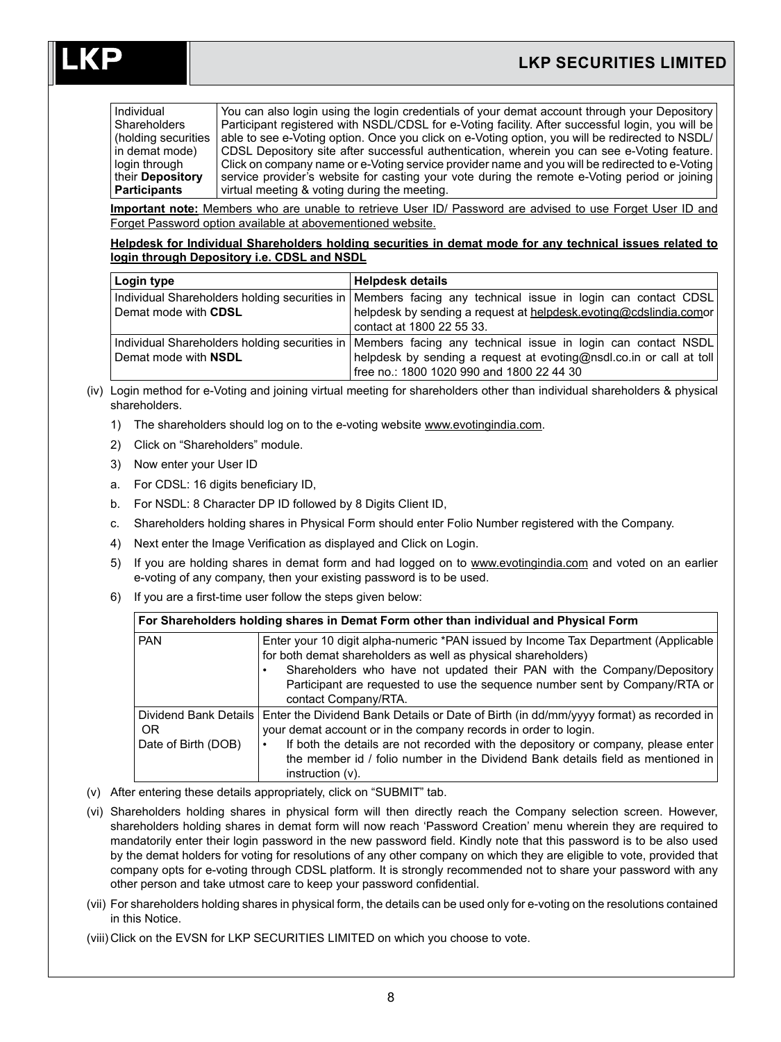| Individual Shareholders (holding securities in demat mode) login through their **Depository Participants** | You can also login using the login credentials of your demat account through your Depository Participant registered with NSDL/CDSL for e-Voting facility. After successful login, you will be able to see e-Voting option. Once you click on e-Voting option, you will be redirected to NSDL/CDSL Depository site after successful authentication, wherein you can see e-Voting feature. Click on company name or e-Voting service provider name and you will be redirected to e-Voting service provider's website for casting your vote during the remote e-Voting period or joining virtual meeting & voting during the meeting. |
|---|---|

**Important note:** Members who are unable to retrieve User ID/ Password are advised to use Forget User ID and Forget Password option available at abovementioned website.

**Helpdesk for Individual Shareholders holding securities in demat mode for any technical issues related to login through Depository i.e. CDSL and NSDL**

| Login type | Helpdesk details |
|---|---|
| Individual Shareholders holding securities in Demat mode with **CDSL** | Members facing any technical issue in login can contact CDSL helpdesk by sending a request at helpdesk.evoting@cdslindia.comor contact at 1800 22 55 33. |
| Individual Shareholders holding securities in Demat mode with **NSDL** | Members facing any technical issue in login can contact NSDL helpdesk by sending a request at evoting@nsdl.co.in or call at toll free no.: 1800 1020 990 and 1800 22 44 30 |

(iv) Login method for e-Voting and joining virtual meeting for shareholders other than individual shareholders & physical shareholders.

1) The shareholders should log on to the e-voting website www.evotingindia.com.

2) Click on "Shareholders" module.

3) Now enter your User ID

a. For CDSL: 16 digits beneficiary ID,

b. For NSDL: 8 Character DP ID followed by 8 Digits Client ID,

c. Shareholders holding shares in Physical Form should enter Folio Number registered with the Company.

4) Next enter the Image Verification as displayed and Click on Login.

5) If you are holding shares in demat form and had logged on to www.evotingindia.com and voted on an earlier e-voting of any company, then your existing password is to be used.

6) If you are a first-time user follow the steps given below:

| For Shareholders holding shares in Demat Form other than individual and Physical Form | |
|---|---|
| PAN | Enter your 10 digit alpha-numeric *PAN issued by Income Tax Department (Applicable for both demat shareholders as well as physical shareholders)<br>• Shareholders who have not updated their PAN with the Company/Depository Participant are requested to use the sequence number sent by Company/RTA or contact Company/RTA. |
| Dividend Bank Details OR Date of Birth (DOB) | Enter the Dividend Bank Details or Date of Birth (in dd/mm/yyyy format) as recorded in your demat account or in the company records in order to login.<br>• If both the details are not recorded with the depository or company, please enter the member id / folio number in the Dividend Bank details field as mentioned in instruction (v). |

(v) After entering these details appropriately, click on "SUBMIT" tab.

(vi) Shareholders holding shares in physical form will then directly reach the Company selection screen. However, shareholders holding shares in demat form will now reach 'Password Creation' menu wherein they are required to mandatorily enter their login password in the new password field. Kindly note that this password is to be also used by the demat holders for voting for resolutions of any other company on which they are eligible to vote, provided that company opts for e-voting through CDSL platform. It is strongly recommended not to share your password with any other person and take utmost care to keep your password confidential.

(vii) For shareholders holding shares in physical form, the details can be used only for e-voting on the resolutions contained in this Notice.

(viii) Click on the EVSN for LKP SECURITIES LIMITED on which you choose to vote.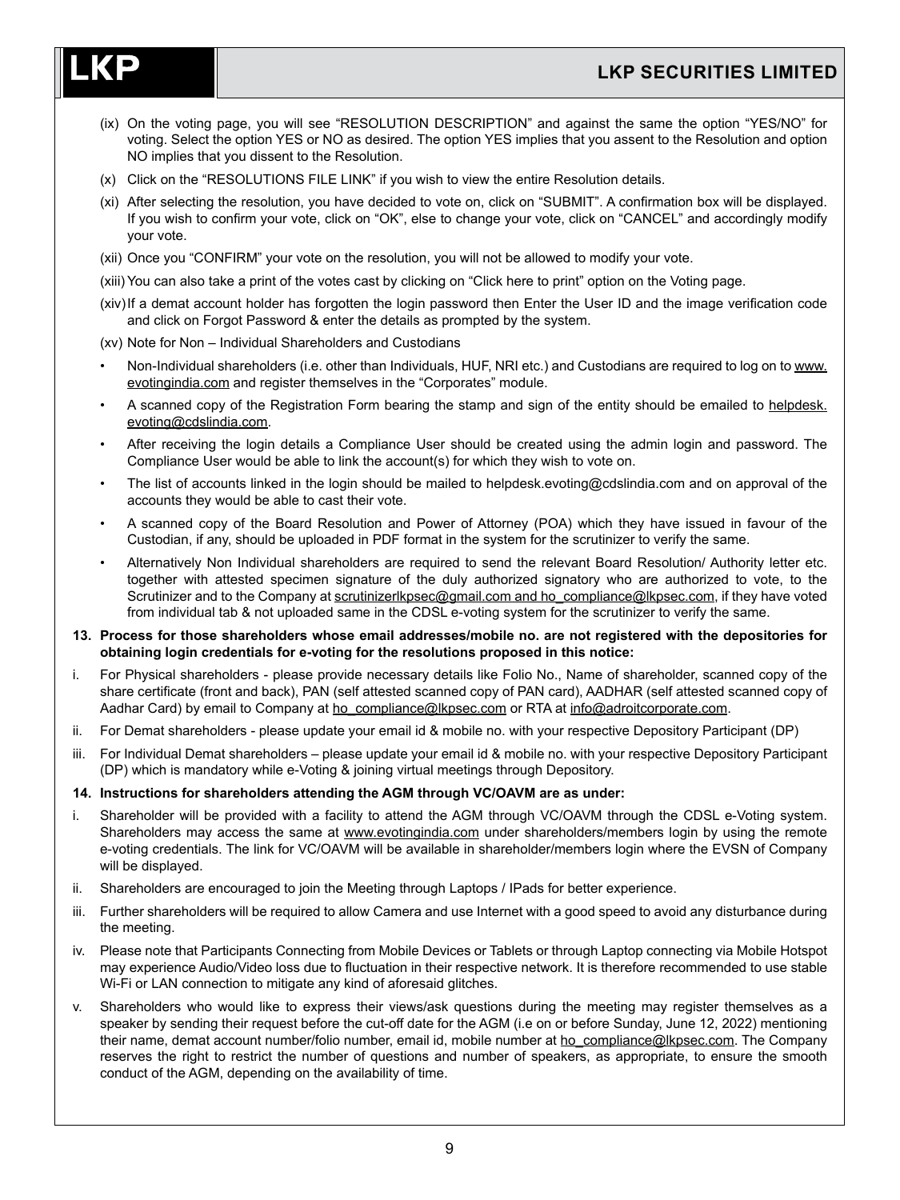(ix) On the voting page, you will see "RESOLUTION DESCRIPTION" and against the same the option "YES/NO" for voting. Select the option YES or NO as desired. The option YES implies that you assent to the Resolution and option NO implies that you dissent to the Resolution.

(x) Click on the "RESOLUTIONS FILE LINK" if you wish to view the entire Resolution details.

(xi) After selecting the resolution, you have decided to vote on, click on "SUBMIT". A confirmation box will be displayed. If you wish to confirm your vote, click on "OK", else to change your vote, click on "CANCEL" and accordingly modify your vote.

(xii) Once you "CONFIRM" your vote on the resolution, you will not be allowed to modify your vote.

(xiii) You can also take a print of the votes cast by clicking on "Click here to print" option on the Voting page.

(xiv) If a demat account holder has forgotten the login password then Enter the User ID and the image verification code and click on Forgot Password & enter the details as prompted by the system.

(xv) Note for Non – Individual Shareholders and Custodians

- Non-Individual shareholders (i.e. other than Individuals, HUF, NRI etc.) and Custodians are required to log on to www.evotingindia.com and register themselves in the "Corporates" module.
- A scanned copy of the Registration Form bearing the stamp and sign of the entity should be emailed to helpdesk.evoting@cdslindia.com.
- After receiving the login details a Compliance User should be created using the admin login and password. The Compliance User would be able to link the account(s) for which they wish to vote on.
- The list of accounts linked in the login should be mailed to helpdesk.evoting@cdslindia.com and on approval of the accounts they would be able to cast their vote.
- A scanned copy of the Board Resolution and Power of Attorney (POA) which they have issued in favour of the Custodian, if any, should be uploaded in PDF format in the system for the scrutinizer to verify the same.
- Alternatively Non Individual shareholders are required to send the relevant Board Resolution/ Authority letter etc. together with attested specimen signature of the duly authorized signatory who are authorized to vote, to the Scrutinizer and to the Company at scrutinizerlkpsec@gmail.com and ho_compliance@lkpsec.com, if they have voted from individual tab & not uploaded same in the CDSL e-voting system for the scrutinizer to verify the same.

**13. Process for those shareholders whose email addresses/mobile no. are not registered with the depositories for obtaining login credentials for e-voting for the resolutions proposed in this notice:**

i. For Physical shareholders - please provide necessary details like Folio No., Name of shareholder, scanned copy of the share certificate (front and back), PAN (self attested scanned copy of PAN card), AADHAR (self attested scanned copy of Aadhar Card) by email to Company at ho_compliance@lkpsec.com or RTA at info@adroitcorporate.com.

ii. For Demat shareholders - please update your email id & mobile no. with your respective Depository Participant (DP)

iii. For Individual Demat shareholders – please update your email id & mobile no. with your respective Depository Participant (DP) which is mandatory while e-Voting & joining virtual meetings through Depository.

**14. Instructions for shareholders attending the AGM through VC/OAVM are as under:**

i. Shareholder will be provided with a facility to attend the AGM through VC/OAVM through the CDSL e-Voting system. Shareholders may access the same at www.evotingindia.com under shareholders/members login by using the remote e-voting credentials. The link for VC/OAVM will be available in shareholder/members login where the EVSN of Company will be displayed.

ii. Shareholders are encouraged to join the Meeting through Laptops / IPads for better experience.

iii. Further shareholders will be required to allow Camera and use Internet with a good speed to avoid any disturbance during the meeting.

iv. Please note that Participants Connecting from Mobile Devices or Tablets or through Laptop connecting via Mobile Hotspot may experience Audio/Video loss due to fluctuation in their respective network. It is therefore recommended to use stable Wi-Fi or LAN connection to mitigate any kind of aforesaid glitches.

v. Shareholders who would like to express their views/ask questions during the meeting may register themselves as a speaker by sending their request before the cut-off date for the AGM (i.e on or before Sunday, June 12, 2022) mentioning their name, demat account number/folio number, email id, mobile number at ho_compliance@lkpsec.com. The Company reserves the right to restrict the number of questions and number of speakers, as appropriate, to ensure the smooth conduct of the AGM, depending on the availability of time.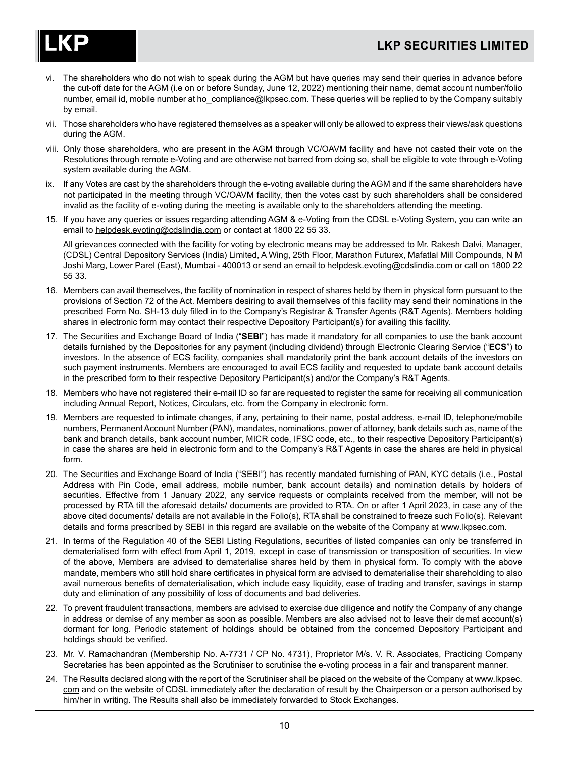vi. The shareholders who do not wish to speak during the AGM but have queries may send their queries in advance before the cut-off date for the AGM (i.e on or before Sunday, June 12, 2022) mentioning their name, demat account number/folio number, email id, mobile number at ho_compliance@lkpsec.com. These queries will be replied to by the Company suitably by email.

vii. Those shareholders who have registered themselves as a speaker will only be allowed to express their views/ask questions during the AGM.

viii. Only those shareholders, who are present in the AGM through VC/OAVM facility and have not casted their vote on the Resolutions through remote e-Voting and are otherwise not barred from doing so, shall be eligible to vote through e-Voting system available during the AGM.

ix. If any Votes are cast by the shareholders through the e-voting available during the AGM and if the same shareholders have not participated in the meeting through VC/OAVM facility, then the votes cast by such shareholders shall be considered invalid as the facility of e-voting during the meeting is available only to the shareholders attending the meeting.

15. If you have any queries or issues regarding attending AGM & e-Voting from the CDSL e-Voting System, you can write an email to helpdesk.evoting@cdslindia.com or contact at 1800 22 55 33.

    All grievances connected with the facility for voting by electronic means may be addressed to Mr. Rakesh Dalvi, Manager, (CDSL) Central Depository Services (India) Limited, A Wing, 25th Floor, Marathon Futurex, Mafatlal Mill Compounds, N M Joshi Marg, Lower Parel (East), Mumbai - 400013 or send an email to helpdesk.evoting@cdslindia.com or call on 1800 22 55 33.

16. Members can avail themselves, the facility of nomination in respect of shares held by them in physical form pursuant to the provisions of Section 72 of the Act. Members desiring to avail themselves of this facility may send their nominations in the prescribed Form No. SH-13 duly filled in to the Company's Registrar & Transfer Agents (R&T Agents). Members holding shares in electronic form may contact their respective Depository Participant(s) for availing this facility.

17. The Securities and Exchange Board of India ("**SEBI**") has made it mandatory for all companies to use the bank account details furnished by the Depositories for any payment (including dividend) through Electronic Clearing Service ("**ECS**") to investors. In the absence of ECS facility, companies shall mandatorily print the bank account details of the investors on such payment instruments. Members are encouraged to avail ECS facility and requested to update bank account details in the prescribed form to their respective Depository Participant(s) and/or the Company's R&T Agents.

18. Members who have not registered their e-mail ID so far are requested to register the same for receiving all communication including Annual Report, Notices, Circulars, etc. from the Company in electronic form.

19. Members are requested to intimate changes, if any, pertaining to their name, postal address, e-mail ID, telephone/mobile numbers, Permanent Account Number (PAN), mandates, nominations, power of attorney, bank details such as, name of the bank and branch details, bank account number, MICR code, IFSC code, etc., to their respective Depository Participant(s) in case the shares are held in electronic form and to the Company's R&T Agents in case the shares are held in physical form.

20. The Securities and Exchange Board of India ("SEBI") has recently mandated furnishing of PAN, KYC details (i.e., Postal Address with Pin Code, email address, mobile number, bank account details) and nomination details by holders of securities. Effective from 1 January 2022, any service requests or complaints received from the member, will not be processed by RTA till the aforesaid details/ documents are provided to RTA. On or after 1 April 2023, in case any of the above cited documents/ details are not available in the Folio(s), RTA shall be constrained to freeze such Folio(s). Relevant details and forms prescribed by SEBI in this regard are available on the website of the Company at www.lkpsec.com.

21. In terms of the Regulation 40 of the SEBI Listing Regulations, securities of listed companies can only be transferred in dematerialised form with effect from April 1, 2019, except in case of transmission or transposition of securities. In view of the above, Members are advised to dematerialise shares held by them in physical form. To comply with the above mandate, members who still hold share certificates in physical form are advised to dematerialise their shareholding to also avail numerous benefits of dematerialisation, which include easy liquidity, ease of trading and transfer, savings in stamp duty and elimination of any possibility of loss of documents and bad deliveries.

22. To prevent fraudulent transactions, members are advised to exercise due diligence and notify the Company of any change in address or demise of any member as soon as possible. Members are also advised not to leave their demat account(s) dormant for long. Periodic statement of holdings should be obtained from the concerned Depository Participant and holdings should be verified.

23. Mr. V. Ramachandran (Membership No. A-7731 / CP No. 4731), Proprietor M/s. V. R. Associates, Practicing Company Secretaries has been appointed as the Scrutiniser to scrutinise the e-voting process in a fair and transparent manner.

24. The Results declared along with the report of the Scrutiniser shall be placed on the website of the Company at www.lkpsec.com and on the website of CDSL immediately after the declaration of result by the Chairperson or a person authorised by him/her in writing. The Results shall also be immediately forwarded to Stock Exchanges.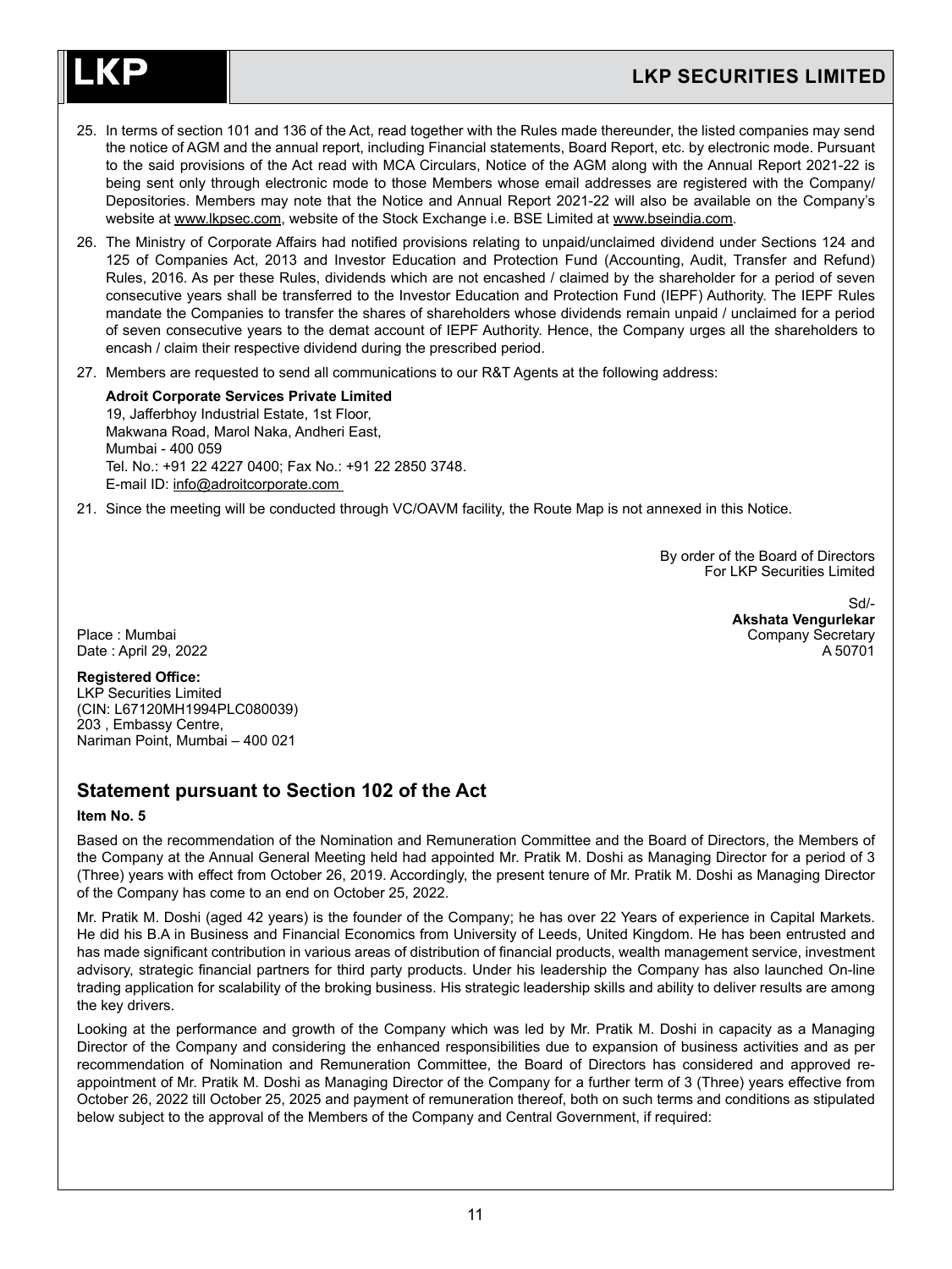25. In terms of section 101 and 136 of the Act, read together with the Rules made thereunder, the listed companies may send the notice of AGM and the annual report, including Financial statements, Board Report, etc. by electronic mode. Pursuant to the said provisions of the Act read with MCA Circulars, Notice of the AGM along with the Annual Report 2021-22 is being sent only through electronic mode to those Members whose email addresses are registered with the Company/ Depositories. Members may note that the Notice and Annual Report 2021-22 will also be available on the Company's website at www.lkpsec.com, website of the Stock Exchange i.e. BSE Limited at www.bseindia.com.

26. The Ministry of Corporate Affairs had notified provisions relating to unpaid/unclaimed dividend under Sections 124 and 125 of Companies Act, 2013 and Investor Education and Protection Fund (Accounting, Audit, Transfer and Refund) Rules, 2016. As per these Rules, dividends which are not encashed / claimed by the shareholder for a period of seven consecutive years shall be transferred to the Investor Education and Protection Fund (IEPF) Authority. The IEPF Rules mandate the Companies to transfer the shares of shareholders whose dividends remain unpaid / unclaimed for a period of seven consecutive years to the demat account of IEPF Authority. Hence, the Company urges all the shareholders to encash / claim their respective dividend during the prescribed period.

27. Members are requested to send all communications to our R&T Agents at the following address:

    **Adroit Corporate Services Private Limited**
    19, Jafferbhoy Industrial Estate, 1st Floor,
    Makwana Road, Marol Naka, Andheri East,
    Mumbai - 400 059
    Tel. No.: +91 22 4227 0400; Fax No.: +91 22 2850 3748.
    E-mail ID: info@adroitcorporate.com

21. Since the meeting will be conducted through VC/OAVM facility, the Route Map is not annexed in this Notice.

By order of the Board of Directors
For LKP Securities Limited

Sd/-
**Akshata Vengurlekar**
Company Secretary
A 50701

Place : Mumbai
Date : April 29, 2022

**Registered Office:**
LKP Securities Limited
(CIN: L67120MH1994PLC080039)
203 , Embassy Centre,
Nariman Point, Mumbai – 400 021

## Statement pursuant to Section 102 of the Act

**Item No. 5**

Based on the recommendation of the Nomination and Remuneration Committee and the Board of Directors, the Members of the Company at the Annual General Meeting held had appointed Mr. Pratik M. Doshi as Managing Director for a period of 3 (Three) years with effect from October 26, 2019. Accordingly, the present tenure of Mr. Pratik M. Doshi as Managing Director of the Company has come to an end on October 25, 2022.

Mr. Pratik M. Doshi (aged 42 years) is the founder of the Company; he has over 22 Years of experience in Capital Markets. He did his B.A in Business and Financial Economics from University of Leeds, United Kingdom. He has been entrusted and has made significant contribution in various areas of distribution of financial products, wealth management service, investment advisory, strategic financial partners for third party products. Under his leadership the Company has also launched On-line trading application for scalability of the broking business. His strategic leadership skills and ability to deliver results are among the key drivers.

Looking at the performance and growth of the Company which was led by Mr. Pratik M. Doshi in capacity as a Managing Director of the Company and considering the enhanced responsibilities due to expansion of business activities and as per recommendation of Nomination and Remuneration Committee, the Board of Directors has considered and approved re-appointment of Mr. Pratik M. Doshi as Managing Director of the Company for a further term of 3 (Three) years effective from October 26, 2022 till October 25, 2025 and payment of remuneration thereof, both on such terms and conditions as stipulated below subject to the approval of the Members of the Company and Central Government, if required: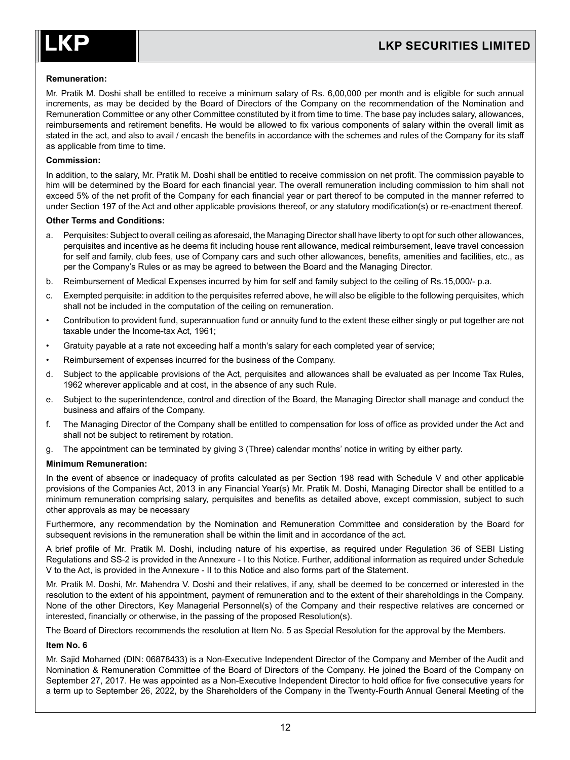**Remuneration:**

Mr. Pratik M. Doshi shall be entitled to receive a minimum salary of Rs. 6,00,000 per month and is eligible for such annual increments, as may be decided by the Board of Directors of the Company on the recommendation of the Nomination and Remuneration Committee or any other Committee constituted by it from time to time. The base pay includes salary, allowances, reimbursements and retirement benefits. He would be allowed to fix various components of salary within the overall limit as stated in the act, and also to avail / encash the benefits in accordance with the schemes and rules of the Company for its staff as applicable from time to time.

**Commission:**

In addition, to the salary, Mr. Pratik M. Doshi shall be entitled to receive commission on net profit. The commission payable to him will be determined by the Board for each financial year. The overall remuneration including commission to him shall not exceed 5% of the net profit of the Company for each financial year or part thereof to be computed in the manner referred to under Section 197 of the Act and other applicable provisions thereof, or any statutory modification(s) or re-enactment thereof.

**Other Terms and Conditions:**

a. Perquisites: Subject to overall ceiling as aforesaid, the Managing Director shall have liberty to opt for such other allowances, perquisites and incentive as he deems fit including house rent allowance, medical reimbursement, leave travel concession for self and family, club fees, use of Company cars and such other allowances, benefits, amenities and facilities, etc., as per the Company's Rules or as may be agreed to between the Board and the Managing Director.

b. Reimbursement of Medical Expenses incurred by him for self and family subject to the ceiling of Rs.15,000/- p.a.

c. Exempted perquisite: in addition to the perquisites referred above, he will also be eligible to the following perquisites, which shall not be included in the computation of the ceiling on remuneration.

- Contribution to provident fund, superannuation fund or annuity fund to the extent these either singly or put together are not taxable under the Income-tax Act, 1961;
- Gratuity payable at a rate not exceeding half a month's salary for each completed year of service;
- Reimbursement of expenses incurred for the business of the Company.

d. Subject to the applicable provisions of the Act, perquisites and allowances shall be evaluated as per Income Tax Rules, 1962 wherever applicable and at cost, in the absence of any such Rule.

e. Subject to the superintendence, control and direction of the Board, the Managing Director shall manage and conduct the business and affairs of the Company.

f. The Managing Director of the Company shall be entitled to compensation for loss of office as provided under the Act and shall not be subject to retirement by rotation.

g. The appointment can be terminated by giving 3 (Three) calendar months' notice in writing by either party.

**Minimum Remuneration:**

In the event of absence or inadequacy of profits calculated as per Section 198 read with Schedule V and other applicable provisions of the Companies Act, 2013 in any Financial Year(s) Mr. Pratik M. Doshi, Managing Director shall be entitled to a minimum remuneration comprising salary, perquisites and benefits as detailed above, except commission, subject to such other approvals as may be necessary

Furthermore, any recommendation by the Nomination and Remuneration Committee and consideration by the Board for subsequent revisions in the remuneration shall be within the limit and in accordance of the act.

A brief profile of Mr. Pratik M. Doshi, including nature of his expertise, as required under Regulation 36 of SEBI Listing Regulations and SS-2 is provided in the Annexure - I to this Notice. Further, additional information as required under Schedule V to the Act, is provided in the Annexure - II to this Notice and also forms part of the Statement.

Mr. Pratik M. Doshi, Mr. Mahendra V. Doshi and their relatives, if any, shall be deemed to be concerned or interested in the resolution to the extent of his appointment, payment of remuneration and to the extent of their shareholdings in the Company. None of the other Directors, Key Managerial Personnel(s) of the Company and their respective relatives are concerned or interested, financially or otherwise, in the passing of the proposed Resolution(s).

The Board of Directors recommends the resolution at Item No. 5 as Special Resolution for the approval by the Members.

**Item No. 6**

Mr. Sajid Mohamed (DIN: 06878433) is a Non-Executive Independent Director of the Company and Member of the Audit and Nomination & Remuneration Committee of the Board of Directors of the Company. He joined the Board of the Company on September 27, 2017. He was appointed as a Non-Executive Independent Director to hold office for five consecutive years for a term up to September 26, 2022, by the Shareholders of the Company in the Twenty-Fourth Annual General Meeting of the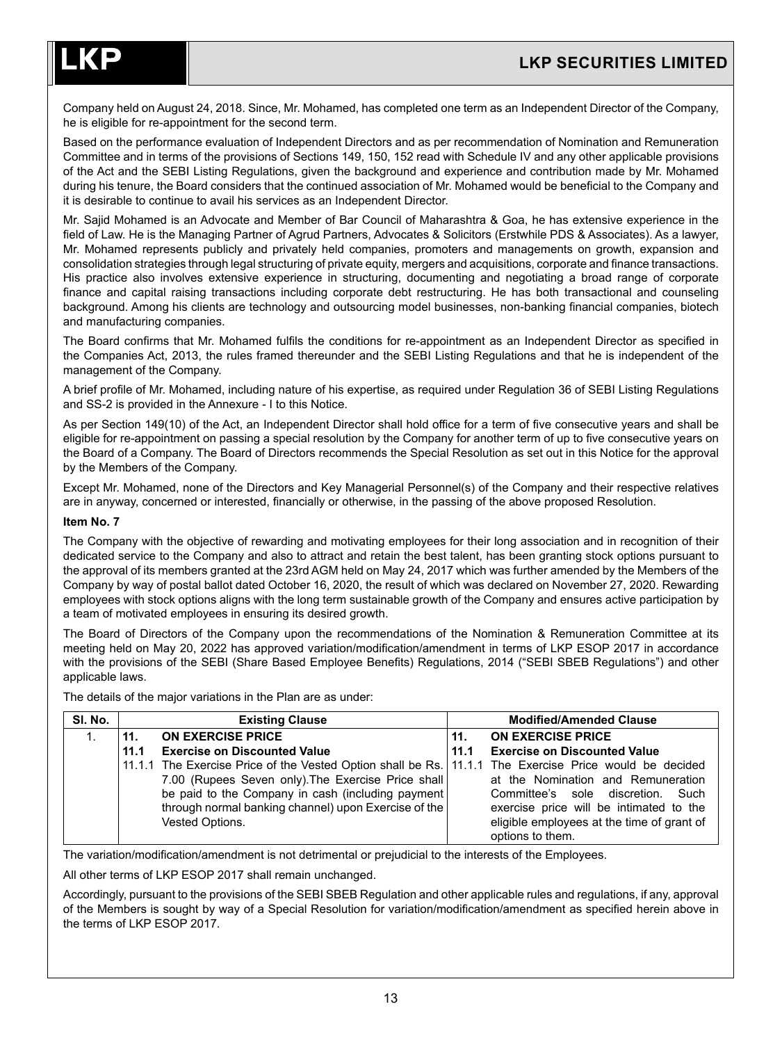Company held on August 24, 2018. Since, Mr. Mohamed, has completed one term as an Independent Director of the Company, he is eligible for re-appointment for the second term.

Based on the performance evaluation of Independent Directors and as per recommendation of Nomination and Remuneration Committee and in terms of the provisions of Sections 149, 150, 152 read with Schedule IV and any other applicable provisions of the Act and the SEBI Listing Regulations, given the background and experience and contribution made by Mr. Mohamed during his tenure, the Board considers that the continued association of Mr. Mohamed would be beneficial to the Company and it is desirable to continue to avail his services as an Independent Director.

Mr. Sajid Mohamed is an Advocate and Member of Bar Council of Maharashtra & Goa, he has extensive experience in the field of Law. He is the Managing Partner of Agrud Partners, Advocates & Solicitors (Erstwhile PDS & Associates). As a lawyer, Mr. Mohamed represents publicly and privately held companies, promoters and managements on growth, expansion and consolidation strategies through legal structuring of private equity, mergers and acquisitions, corporate and finance transactions. His practice also involves extensive experience in structuring, documenting and negotiating a broad range of corporate finance and capital raising transactions including corporate debt restructuring. He has both transactional and counseling background. Among his clients are technology and outsourcing model businesses, non-banking financial companies, biotech and manufacturing companies.

The Board confirms that Mr. Mohamed fulfils the conditions for re-appointment as an Independent Director as specified in the Companies Act, 2013, the rules framed thereunder and the SEBI Listing Regulations and that he is independent of the management of the Company.

A brief profile of Mr. Mohamed, including nature of his expertise, as required under Regulation 36 of SEBI Listing Regulations and SS-2 is provided in the Annexure - I to this Notice.

As per Section 149(10) of the Act, an Independent Director shall hold office for a term of five consecutive years and shall be eligible for re-appointment on passing a special resolution by the Company for another term of up to five consecutive years on the Board of a Company. The Board of Directors recommends the Special Resolution as set out in this Notice for the approval by the Members of the Company.

Except Mr. Mohamed, none of the Directors and Key Managerial Personnel(s) of the Company and their respective relatives are in anyway, concerned or interested, financially or otherwise, in the passing of the above proposed Resolution.

**Item No. 7**

The Company with the objective of rewarding and motivating employees for their long association and in recognition of their dedicated service to the Company and also to attract and retain the best talent, has been granting stock options pursuant to the approval of its members granted at the 23rd AGM held on May 24, 2017 which was further amended by the Members of the Company by way of postal ballot dated October 16, 2020, the result of which was declared on November 27, 2020. Rewarding employees with stock options aligns with the long term sustainable growth of the Company and ensures active participation by a team of motivated employees in ensuring its desired growth.

The Board of Directors of the Company upon the recommendations of the Nomination & Remuneration Committee at its meeting held on May 20, 2022 has approved variation/modification/amendment in terms of LKP ESOP 2017 in accordance with the provisions of the SEBI (Share Based Employee Benefits) Regulations, 2014 ("SEBI SBEB Regulations") and other applicable laws.

The details of the major variations in the Plan are as under:

| Sl. No. | Existing Clause | Modified/Amended Clause |
|---|---|---|
| 1. | **11. ON EXERCISE PRICE**<br>**11.1 Exercise on Discounted Value**<br>11.1.1 The Exercise Price of the Vested Option shall be Rs. 7.00 (Rupees Seven only).The Exercise Price shall be paid to the Company in cash (including payment through normal banking channel) upon Exercise of the Vested Options. | **11. ON EXERCISE PRICE**<br>**11.1 Exercise on Discounted Value**<br>11.1.1 The Exercise Price would be decided at the Nomination and Remuneration Committee's sole discretion. Such exercise price will be intimated to the eligible employees at the time of grant of options to them. |

The variation/modification/amendment is not detrimental or prejudicial to the interests of the Employees.

All other terms of LKP ESOP 2017 shall remain unchanged.

Accordingly, pursuant to the provisions of the SEBI SBEB Regulation and other applicable rules and regulations, if any, approval of the Members is sought by way of a Special Resolution for variation/modification/amendment as specified herein above in the terms of LKP ESOP 2017.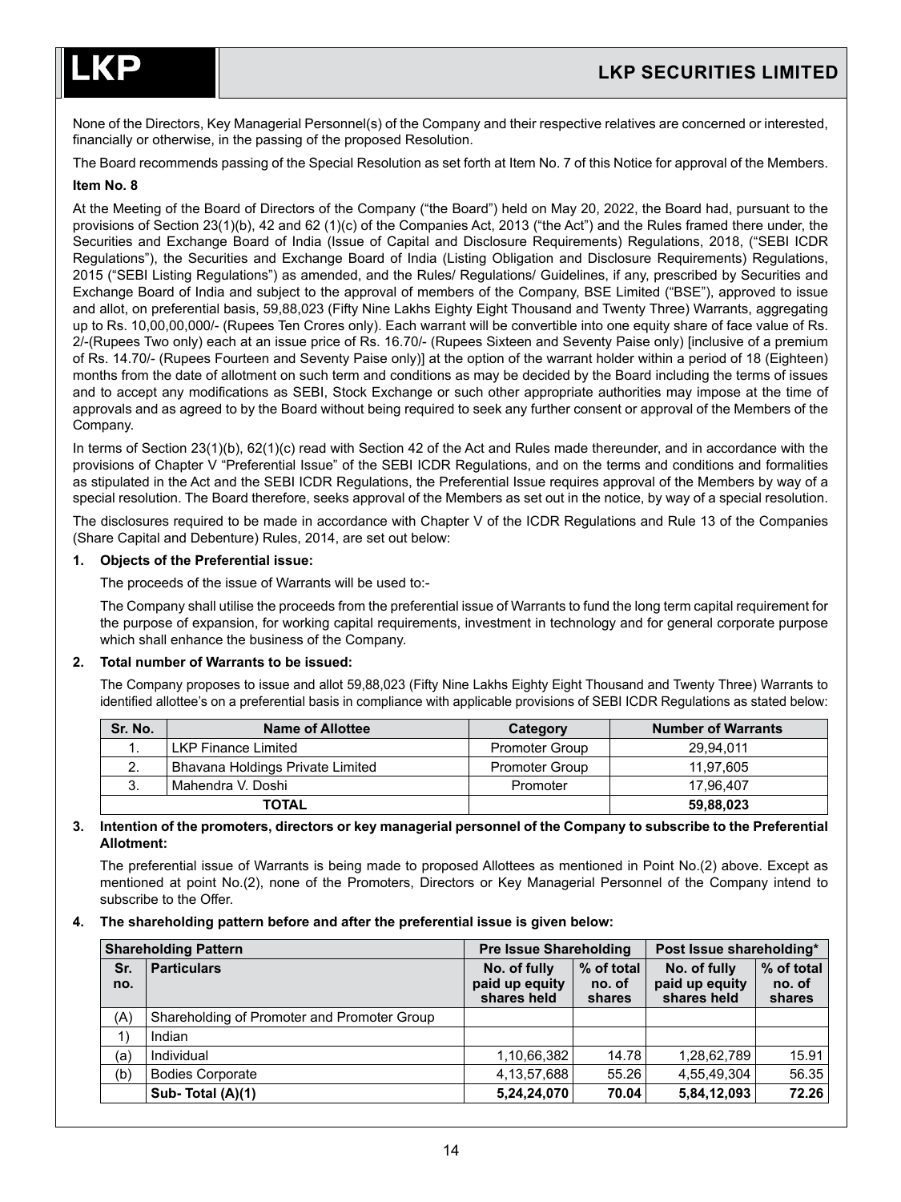None of the Directors, Key Managerial Personnel(s) of the Company and their respective relatives are concerned or interested, financially or otherwise, in the passing of the proposed Resolution.

The Board recommends passing of the Special Resolution as set forth at Item No. 7 of this Notice for approval of the Members.

**Item No. 8**

At the Meeting of the Board of Directors of the Company ("the Board") held on May 20, 2022, the Board had, pursuant to the provisions of Section 23(1)(b), 42 and 62 (1)(c) of the Companies Act, 2013 ("the Act") and the Rules framed there under, the Securities and Exchange Board of India (Issue of Capital and Disclosure Requirements) Regulations, 2018, ("SEBI ICDR Regulations"), the Securities and Exchange Board of India (Listing Obligation and Disclosure Requirements) Regulations, 2015 ("SEBI Listing Regulations") as amended, and the Rules/ Regulations/ Guidelines, if any, prescribed by Securities and Exchange Board of India and subject to the approval of members of the Company, BSE Limited ("BSE"), approved to issue and allot, on preferential basis, 59,88,023 (Fifty Nine Lakhs Eighty Eight Thousand and Twenty Three) Warrants, aggregating up to Rs. 10,00,00,000/- (Rupees Ten Crores only). Each warrant will be convertible into one equity share of face value of Rs. 2/-(Rupees Two only) each at an issue price of Rs. 16.70/- (Rupees Sixteen and Seventy Paise only) [inclusive of a premium of Rs. 14.70/- (Rupees Fourteen and Seventy Paise only)] at the option of the warrant holder within a period of 18 (Eighteen) months from the date of allotment on such term and conditions as may be decided by the Board including the terms of issues and to accept any modifications as SEBI, Stock Exchange or such other appropriate authorities may impose at the time of approvals and as agreed to by the Board without being required to seek any further consent or approval of the Members of the Company.

In terms of Section 23(1)(b), 62(1)(c) read with Section 42 of the Act and Rules made thereunder, and in accordance with the provisions of Chapter V "Preferential Issue" of the SEBI ICDR Regulations, and on the terms and conditions and formalities as stipulated in the Act and the SEBI ICDR Regulations, the Preferential Issue requires approval of the Members by way of a special resolution. The Board therefore, seeks approval of the Members as set out in the notice, by way of a special resolution.

The disclosures required to be made in accordance with Chapter V of the ICDR Regulations and Rule 13 of the Companies (Share Capital and Debenture) Rules, 2014, are set out below:

**1. Objects of the Preferential issue:**

The proceeds of the issue of Warrants will be used to:-

The Company shall utilise the proceeds from the preferential issue of Warrants to fund the long term capital requirement for the purpose of expansion, for working capital requirements, investment in technology and for general corporate purpose which shall enhance the business of the Company.

**2. Total number of Warrants to be issued:**

The Company proposes to issue and allot 59,88,023 (Fifty Nine Lakhs Eighty Eight Thousand and Twenty Three) Warrants to identified allottee's on a preferential basis in compliance with applicable provisions of SEBI ICDR Regulations as stated below:

| Sr. No. | Name of Allottee | Category | Number of Warrants |
|---|---|---|---|
| 1. | LKP Finance Limited | Promoter Group | 29,94,011 |
| 2. | Bhavana Holdings Private Limited | Promoter Group | 11,97,605 |
| 3. | Mahendra V. Doshi | Promoter | 17,96,407 |
| **TOTAL** | | | **59,88,023** |

**3. Intention of the promoters, directors or key managerial personnel of the Company to subscribe to the Preferential Allotment:**

The preferential issue of Warrants is being made to proposed Allottees as mentioned in Point No.(2) above. Except as mentioned at point No.(2), none of the Promoters, Directors or Key Managerial Personnel of the Company intend to subscribe to the Offer.

**4. The shareholding pattern before and after the preferential issue is given below:**

| Shareholding Pattern | | Pre Issue Shareholding | | Post Issue shareholding* | |
|---|---|---|---|---|---|
| Sr. no. | Particulars | No. of fully paid up equity shares held | % of total no. of shares | No. of fully paid up equity shares held | % of total no. of shares |
| (A) | Shareholding of Promoter and Promoter Group | | | | |
| 1) | Indian | | | | |
| (a) | Individual | 1,10,66,382 | 14.78 | 1,28,62,789 | 15.91 |
| (b) | Bodies Corporate | 4,13,57,688 | 55.26 | 4,55,49,304 | 56.35 |
| | **Sub- Total (A)(1)** | **5,24,24,070** | **70.04** | **5,84,12,093** | **72.26** |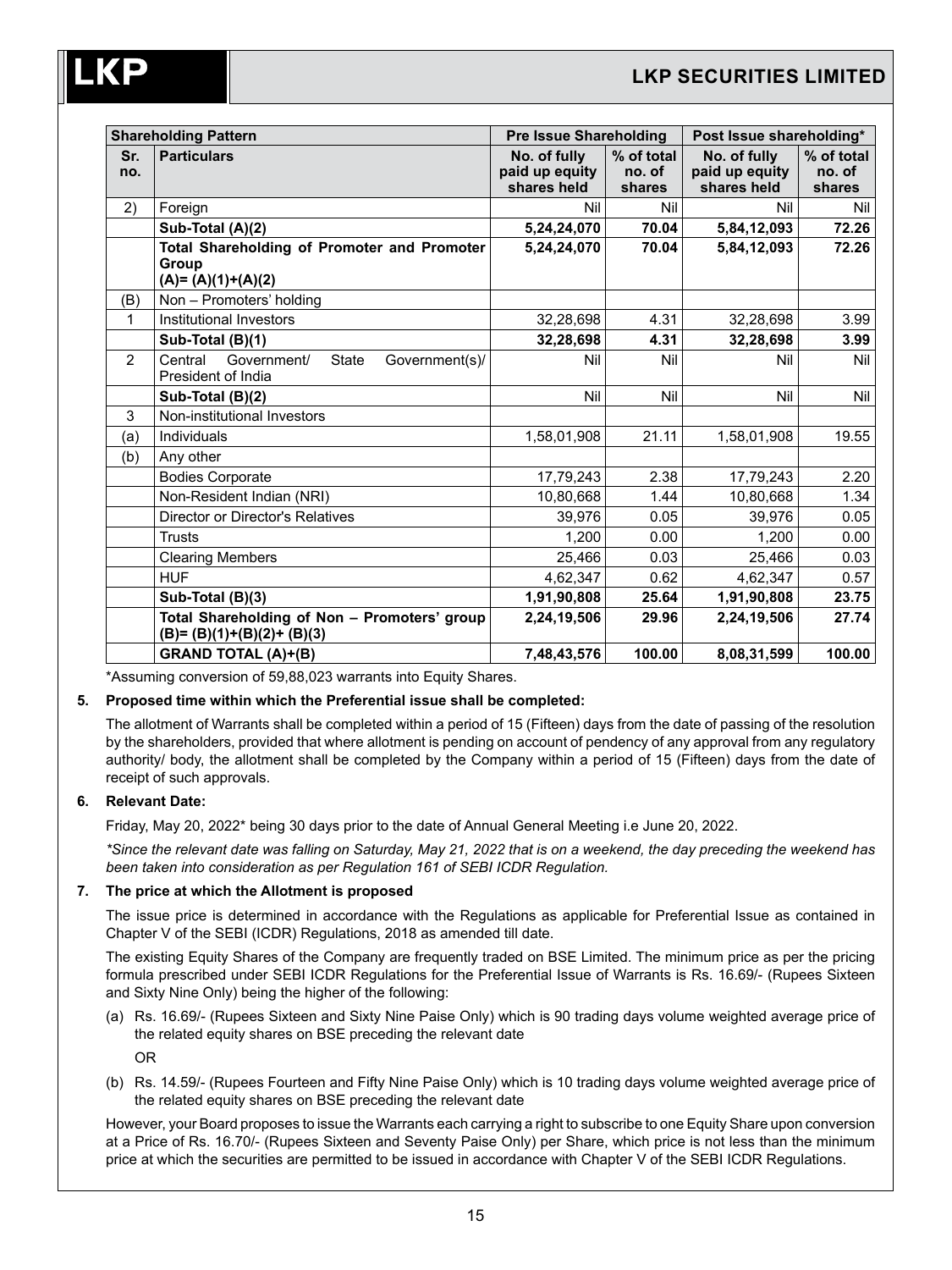| Shareholding Pattern | | Pre Issue Shareholding | | Post Issue shareholding* | |
|---|---|---|---|---|---|
| **Sr. no.** | **Particulars** | **No. of fully paid up equity shares held** | **% of total no. of shares** | **No. of fully paid up equity shares held** | **% of total no. of shares** |
| 2) | Foreign | Nil | Nil | Nil | Nil |
| | **Sub-Total (A)(2)** | **5,24,24,070** | **70.04** | **5,84,12,093** | **72.26** |
| | **Total Shareholding of Promoter and Promoter Group (A)= (A)(1)+(A)(2)** | **5,24,24,070** | **70.04** | **5,84,12,093** | **72.26** |
| (B) | Non – Promoters' holding | | | | |
| 1 | Institutional Investors | 32,28,698 | 4.31 | 32,28,698 | 3.99 |
| | **Sub-Total (B)(1)** | **32,28,698** | **4.31** | **32,28,698** | **3.99** |
| 2 | Central Government/ State Government(s)/ President of India | Nil | Nil | Nil | Nil |
| | **Sub-Total (B)(2)** | Nil | Nil | Nil | Nil |
| 3 | Non-institutional Investors | | | | |
| (a) | Individuals | 1,58,01,908 | 21.11 | 1,58,01,908 | 19.55 |
| (b) | Any other | | | | |
| | Bodies Corporate | 17,79,243 | 2.38 | 17,79,243 | 2.20 |
| | Non-Resident Indian (NRI) | 10,80,668 | 1.44 | 10,80,668 | 1.34 |
| | Director or Director's Relatives | 39,976 | 0.05 | 39,976 | 0.05 |
| | Trusts | 1,200 | 0.00 | 1,200 | 0.00 |
| | Clearing Members | 25,466 | 0.03 | 25,466 | 0.03 |
| | HUF | 4,62,347 | 0.62 | 4,62,347 | 0.57 |
| | **Sub-Total (B)(3)** | **1,91,90,808** | **25.64** | **1,91,90,808** | **23.75** |
| | **Total Shareholding of Non – Promoters' group (B)= (B)(1)+(B)(2)+ (B)(3)** | **2,24,19,506** | **29.96** | **2,24,19,506** | **27.74** |
| | **GRAND TOTAL (A)+(B)** | **7,48,43,576** | **100.00** | **8,08,31,599** | **100.00** |

*Assuming conversion of 59,88,023 warrants into Equity Shares.

**5. Proposed time within which the Preferential issue shall be completed:**

The allotment of Warrants shall be completed within a period of 15 (Fifteen) days from the date of passing of the resolution by the shareholders, provided that where allotment is pending on account of pendency of any approval from any regulatory authority/ body, the allotment shall be completed by the Company within a period of 15 (Fifteen) days from the date of receipt of such approvals.

**6. Relevant Date:**

Friday, May 20, 2022* being 30 days prior to the date of Annual General Meeting i.e June 20, 2022.

*\*Since the relevant date was falling on Saturday, May 21, 2022 that is on a weekend, the day preceding the weekend has been taken into consideration as per Regulation 161 of SEBI ICDR Regulation.*

**7. The price at which the Allotment is proposed**

The issue price is determined in accordance with the Regulations as applicable for Preferential Issue as contained in Chapter V of the SEBI (ICDR) Regulations, 2018 as amended till date.

The existing Equity Shares of the Company are frequently traded on BSE Limited. The minimum price as per the pricing formula prescribed under SEBI ICDR Regulations for the Preferential Issue of Warrants is Rs. 16.69/- (Rupees Sixteen and Sixty Nine Only) being the higher of the following:

(a) Rs. 16.69/- (Rupees Sixteen and Sixty Nine Paise Only) which is 90 trading days volume weighted average price of the related equity shares on BSE preceding the relevant date

OR

(b) Rs. 14.59/- (Rupees Fourteen and Fifty Nine Paise Only) which is 10 trading days volume weighted average price of the related equity shares on BSE preceding the relevant date

However, your Board proposes to issue the Warrants each carrying a right to subscribe to one Equity Share upon conversion at a Price of Rs. 16.70/- (Rupees Sixteen and Seventy Paise Only) per Share, which price is not less than the minimum price at which the securities are permitted to be issued in accordance with Chapter V of the SEBI ICDR Regulations.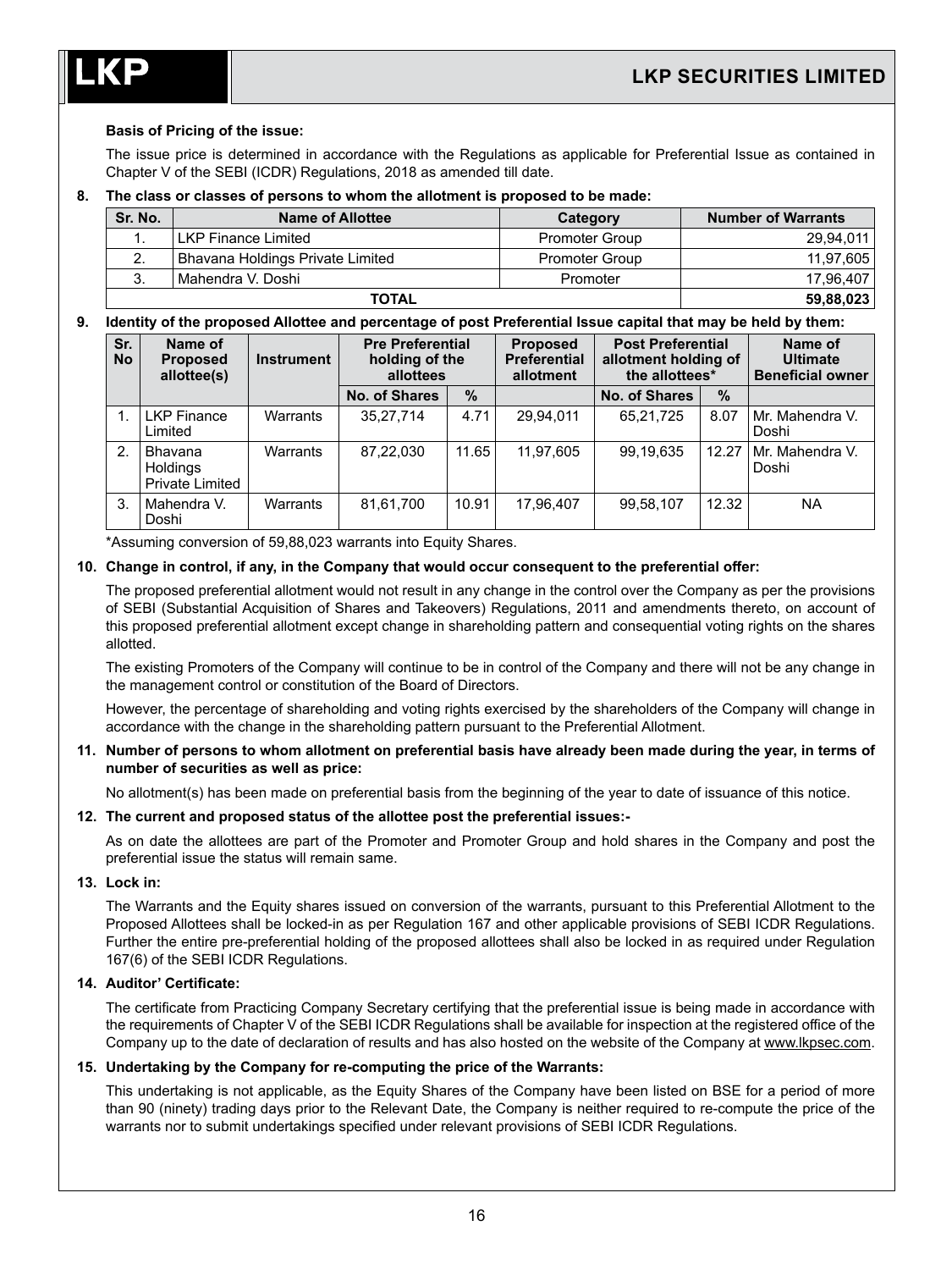**Basis of Pricing of the issue:**

The issue price is determined in accordance with the Regulations as applicable for Preferential Issue as contained in Chapter V of the SEBI (ICDR) Regulations, 2018 as amended till date.

**8. The class or classes of persons to whom the allotment is proposed to be made:**

| Sr. No. | Name of Allottee | Category | Number of Warrants |
|---|---|---|---|
| 1. | LKP Finance Limited | Promoter Group | 29,94,011 |
| 2. | Bhavana Holdings Private Limited | Promoter Group | 11,97,605 |
| 3. | Mahendra V. Doshi | Promoter | 17,96,407 |
| **TOTAL** | | | **59,88,023** |

**9. Identity of the proposed Allottee and percentage of post Preferential Issue capital that may be held by them:**

| Sr. No | Name of Proposed allottee(s) | Instrument | Pre Preferential holding of the allottees | | Proposed Preferential allotment | Post Preferential allotment holding of the allottees* | | Name of Ultimate Beneficial owner |
|---|---|---|---|---|---|---|---|---|
| | | | No. of Shares | % | | No. of Shares | % | |
| 1. | LKP Finance Limited | Warrants | 35,27,714 | 4.71 | 29,94,011 | 65,21,725 | 8.07 | Mr. Mahendra V. Doshi |
| 2. | Bhavana Holdings Private Limited | Warrants | 87,22,030 | 11.65 | 11,97,605 | 99,19,635 | 12.27 | Mr. Mahendra V. Doshi |
| 3. | Mahendra V. Doshi | Warrants | 81,61,700 | 10.91 | 17,96,407 | 99,58,107 | 12.32 | NA |

*Assuming conversion of 59,88,023 warrants into Equity Shares.

**10. Change in control, if any, in the Company that would occur consequent to the preferential offer:**

The proposed preferential allotment would not result in any change in the control over the Company as per the provisions of SEBI (Substantial Acquisition of Shares and Takeovers) Regulations, 2011 and amendments thereto, on account of this proposed preferential allotment except change in shareholding pattern and consequential voting rights on the shares allotted.

The existing Promoters of the Company will continue to be in control of the Company and there will not be any change in the management control or constitution of the Board of Directors.

However, the percentage of shareholding and voting rights exercised by the shareholders of the Company will change in accordance with the change in the shareholding pattern pursuant to the Preferential Allotment.

**11. Number of persons to whom allotment on preferential basis have already been made during the year, in terms of number of securities as well as price:**

No allotment(s) has been made on preferential basis from the beginning of the year to date of issuance of this notice.

**12. The current and proposed status of the allottee post the preferential issues:-**

As on date the allottees are part of the Promoter and Promoter Group and hold shares in the Company and post the preferential issue the status will remain same.

**13. Lock in:**

The Warrants and the Equity shares issued on conversion of the warrants, pursuant to this Preferential Allotment to the Proposed Allottees shall be locked-in as per Regulation 167 and other applicable provisions of SEBI ICDR Regulations. Further the entire pre-preferential holding of the proposed allottees shall also be locked in as required under Regulation 167(6) of the SEBI ICDR Regulations.

**14. Auditor' Certificate:**

The certificate from Practicing Company Secretary certifying that the preferential issue is being made in accordance with the requirements of Chapter V of the SEBI ICDR Regulations shall be available for inspection at the registered office of the Company up to the date of declaration of results and has also hosted on the website of the Company at www.lkpsec.com.

**15. Undertaking by the Company for re-computing the price of the Warrants:**

This undertaking is not applicable, as the Equity Shares of the Company have been listed on BSE for a period of more than 90 (ninety) trading days prior to the Relevant Date, the Company is neither required to re-compute the price of the warrants nor to submit undertakings specified under relevant provisions of SEBI ICDR Regulations.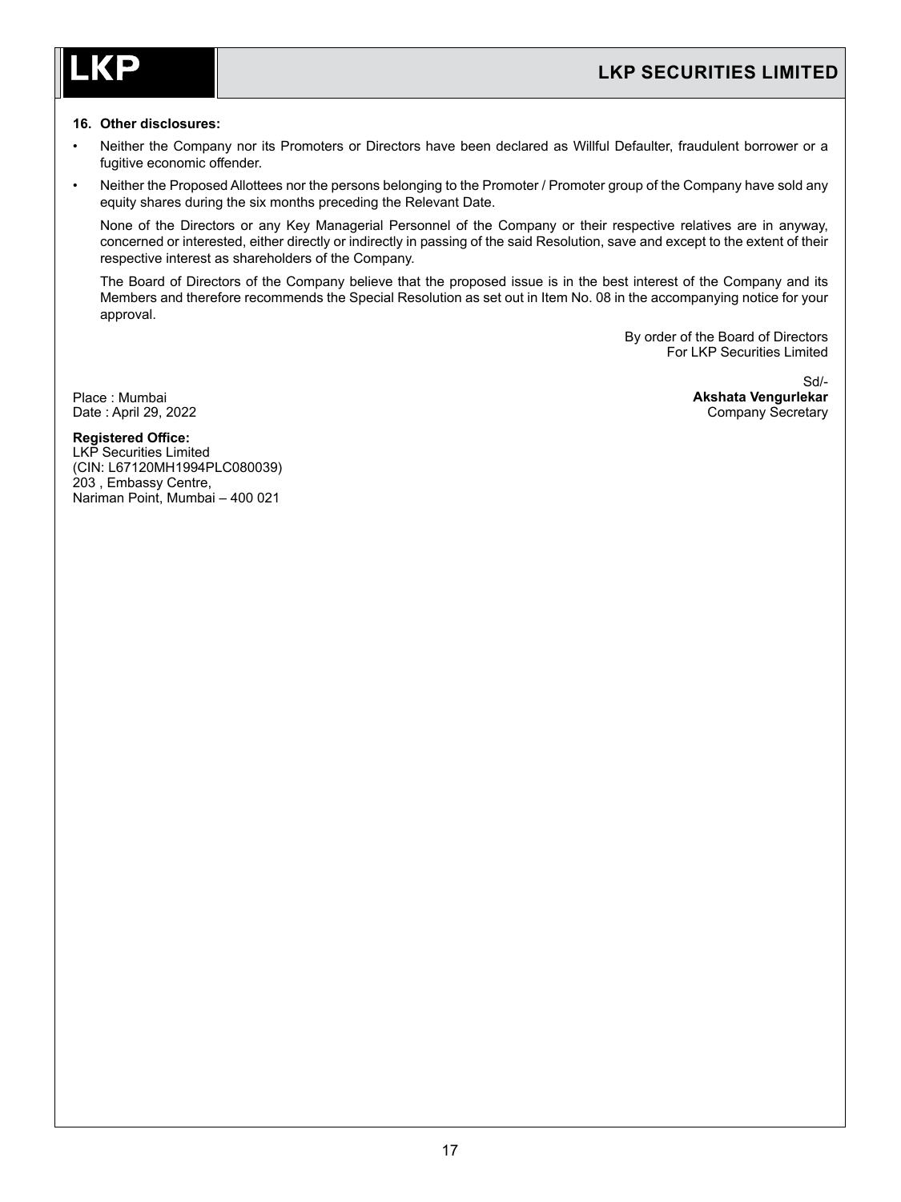**16. Other disclosures:**

- Neither the Company nor its Promoters or Directors have been declared as Willful Defaulter, fraudulent borrower or a fugitive economic offender.
- Neither the Proposed Allottees nor the persons belonging to the Promoter / Promoter group of the Company have sold any equity shares during the six months preceding the Relevant Date.

None of the Directors or any Key Managerial Personnel of the Company or their respective relatives are in anyway, concerned or interested, either directly or indirectly in passing of the said Resolution, save and except to the extent of their respective interest as shareholders of the Company.

The Board of Directors of the Company believe that the proposed issue is in the best interest of the Company and its Members and therefore recommends the Special Resolution as set out in Item No. 08 in the accompanying notice for your approval.

By order of the Board of Directors
For LKP Securities Limited

Sd/-
**Akshata Vengurlekar**
Company Secretary

Place : Mumbai
Date : April 29, 2022

**Registered Office:**
LKP Securities Limited
(CIN: L67120MH1994PLC080039)
203 , Embassy Centre,
Nariman Point, Mumbai – 400 021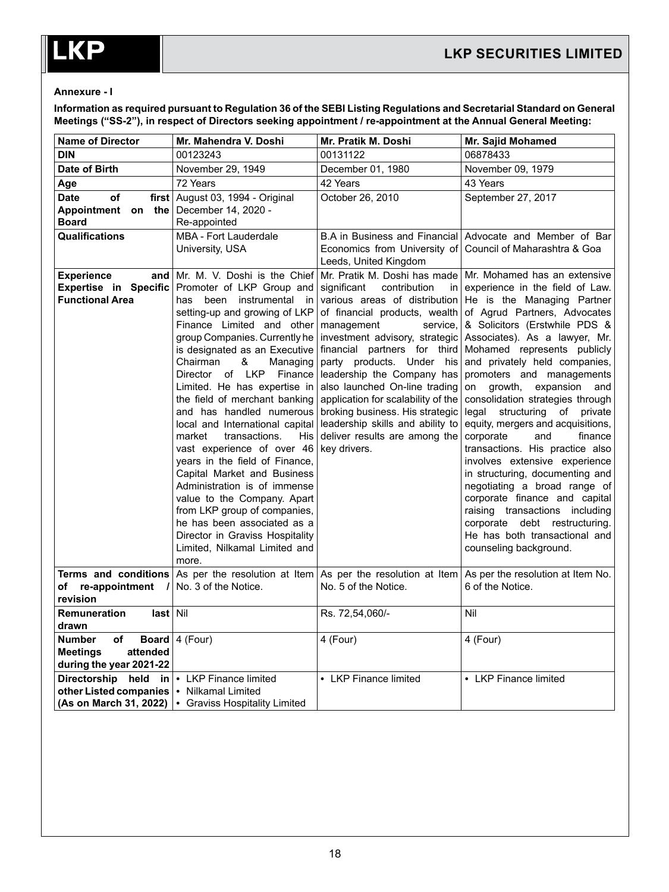**Annexure - I**

**Information as required pursuant to Regulation 36 of the SEBI Listing Regulations and Secretarial Standard on General Meetings ("SS-2"), in respect of Directors seeking appointment / re-appointment at the Annual General Meeting:**

| Name of Director | Mr. Mahendra V. Doshi | Mr. Pratik M. Doshi | Mr. Sajid Mohamed |
|---|---|---|---|
| **DIN** | 00123243 | 00131122 | 06878433 |
| **Date of Birth** | November 29, 1949 | December 01, 1980 | November 09, 1979 |
| **Age** | 72 Years | 42 Years | 43 Years |
| **Date of first Appointment on the Board** | August 03, 1994 - Original<br>December 14, 2020 - Re-appointed | October 26, 2010 | September 27, 2017 |
| **Qualifications** | MBA - Fort Lauderdale University, USA | B.A in Business and Financial Economics from University of Leeds, United Kingdom | Advocate and Member of Bar Council of Maharashtra & Goa |
| **Experience and Expertise in Specific Functional Area** | Mr. M. V. Doshi is the Chief Promoter of LKP Group and has been instrumental in setting-up and growing of LKP Finance Limited and other group Companies. Currently he is designated as an Executive Chairman & Managing Director of LKP Finance Limited. He has expertise in the field of merchant banking and has handled numerous local and International capital market transactions. His vast experience of over 46 years in the field of Finance, Capital Market and Business Administration is of immense value to the Company. Apart from LKP group of companies, he has been associated as a Director in Graviss Hospitality Limited, Nilkamal Limited and more. | Mr. Pratik M. Doshi has made significant contribution in various areas of distribution of financial products, wealth management service, investment advisory, strategic financial partners for third party products. Under his leadership the Company has also launched On-line trading application for scalability of the broking business. His strategic leadership skills and ability to deliver results are among the key drivers. | Mr. Mohamed has an extensive experience in the field of Law. He is the Managing Partner of Agrud Partners, Advocates & Solicitors (Erstwhile PDS & Associates). As a lawyer, Mr. Mohamed represents publicly and privately held companies, promoters and managements on growth, expansion and consolidation strategies through legal structuring of private equity, mergers and acquisitions, corporate and finance transactions. His practice also involves extensive experience in structuring, documenting and negotiating a broad range of corporate finance and capital raising transactions including corporate debt restructuring. He has both transactional and counseling background. |
| **Terms and conditions of re-appointment / revision** | As per the resolution at Item No. 3 of the Notice. | As per the resolution at Item No. 5 of the Notice. | As per the resolution at Item No. 6 of the Notice. |
| **Remuneration last drawn** | Nil | Rs. 72,54,060/- | Nil |
| **Number of Board Meetings attended during the year 2021-22** | 4 (Four) | 4 (Four) | 4 (Four) |
| **Directorship held in other Listed companies (As on March 31, 2022)** | • LKP Finance limited<br>• Nilkamal Limited<br>• Graviss Hospitality Limited | • LKP Finance limited | • LKP Finance limited |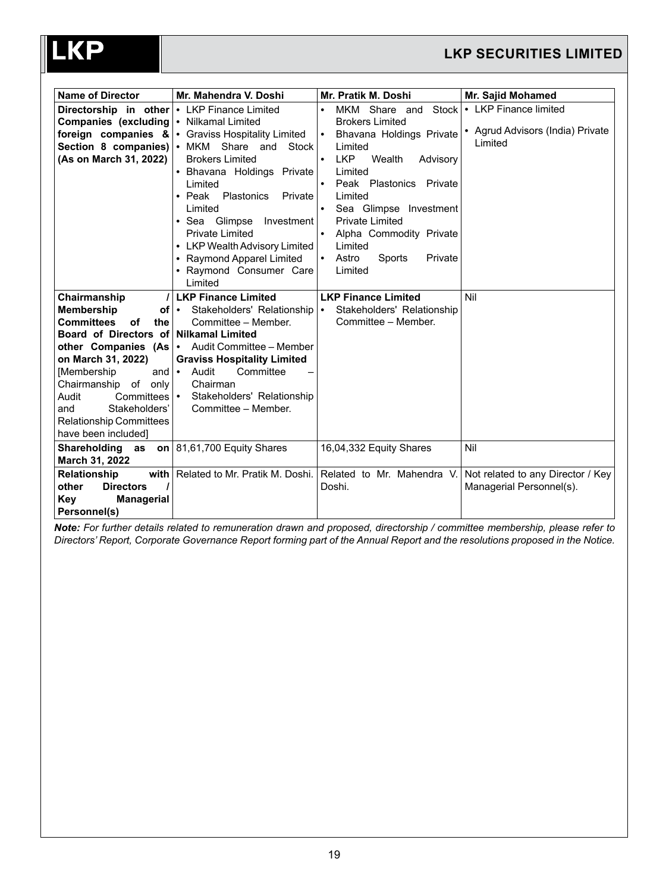| Name of Director | Mr. Mahendra V. Doshi | Mr. Pratik M. Doshi | Mr. Sajid Mohamed |
| --- | --- | --- | --- |
| **Directorship in other Companies (excluding foreign companies & Section 8 companies) (As on March 31, 2022)** | • LKP Finance Limited<br>• Nilkamal Limited<br>• Graviss Hospitality Limited<br>• MKM Share and Stock Brokers Limited<br>• Bhavana Holdings Private Limited<br>• Peak Plastonics Private Limited<br>• Sea Glimpse Investment Private Limited<br>• LKP Wealth Advisory Limited<br>• Raymond Apparel Limited<br>• Raymond Consumer Care Limited | • MKM Share and Stock Brokers Limited<br>• Bhavana Holdings Private Limited<br>• LKP Wealth Advisory Limited<br>• Peak Plastonics Private Limited<br>• Sea Glimpse Investment Private Limited<br>• Alpha Commodity Private Limited<br>• Astro Sports Private Limited | • LKP Finance limited<br>• Agrud Advisors (India) Private Limited |
| **Chairmanship / Membership of Committees of the Board of Directors of other Companies (As on March 31, 2022)** [Membership and Chairmanship of only Audit Committees and Stakeholders' Relationship Committees have been included] | **LKP Finance Limited**<br>• Stakeholders' Relationship Committee – Member.<br>**Nilkamal Limited**<br>• Audit Committee – Member<br>**Graviss Hospitality Limited**<br>• Audit Committee – Chairman<br>• Stakeholders' Relationship Committee – Member. | **LKP Finance Limited**<br>• Stakeholders' Relationship Committee – Member. | Nil |
| **Shareholding as on March 31, 2022** | 81,61,700 Equity Shares | 16,04,332 Equity Shares | Nil |
| **Relationship with other Directors / Key Managerial Personnel(s)** | Related to Mr. Pratik M. Doshi. | Related to Mr. Mahendra V. Doshi. | Not related to any Director / Key Managerial Personnel(s). |

***Note:*** *For further details related to remuneration drawn and proposed, directorship / committee membership, please refer to Directors' Report, Corporate Governance Report forming part of the Annual Report and the resolutions proposed in the Notice.*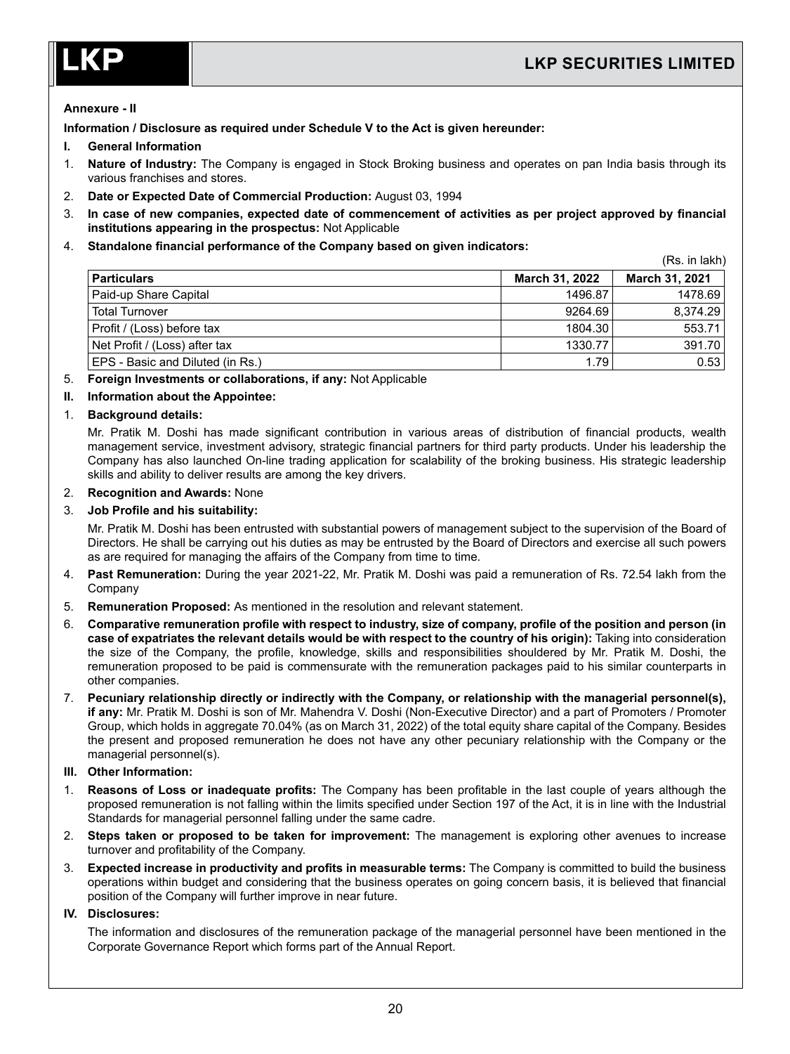**Annexure - II**

**Information / Disclosure as required under Schedule V to the Act is given hereunder:**

**I. General Information**

1. **Nature of Industry:** The Company is engaged in Stock Broking business and operates on pan India basis through its various franchises and stores.
2. **Date or Expected Date of Commercial Production:** August 03, 1994
3. **In case of new companies, expected date of commencement of activities as per project approved by financial institutions appearing in the prospectus:** Not Applicable
4. **Standalone financial performance of the Company based on given indicators:**

(Rs. in lakh)

| Particulars | March 31, 2022 | March 31, 2021 |
|---|---|---|
| Paid-up Share Capital | 1496.87 | 1478.69 |
| Total Turnover | 9264.69 | 8,374.29 |
| Profit / (Loss) before tax | 1804.30 | 553.71 |
| Net Profit / (Loss) after tax | 1330.77 | 391.70 |
| EPS - Basic and Diluted (in Rs.) | 1.79 | 0.53 |

5. **Foreign Investments or collaborations, if any:** Not Applicable

**II. Information about the Appointee:**

1. **Background details:**

   Mr. Pratik M. Doshi has made significant contribution in various areas of distribution of financial products, wealth management service, investment advisory, strategic financial partners for third party products. Under his leadership the Company has also launched On-line trading application for scalability of the broking business. His strategic leadership skills and ability to deliver results are among the key drivers.

2. **Recognition and Awards:** None
3. **Job Profile and his suitability:**

   Mr. Pratik M. Doshi has been entrusted with substantial powers of management subject to the supervision of the Board of Directors. He shall be carrying out his duties as may be entrusted by the Board of Directors and exercise all such powers as are required for managing the affairs of the Company from time to time.

4. **Past Remuneration:** During the year 2021-22, Mr. Pratik M. Doshi was paid a remuneration of Rs. 72.54 lakh from the Company
5. **Remuneration Proposed:** As mentioned in the resolution and relevant statement.
6. **Comparative remuneration profile with respect to industry, size of company, profile of the position and person (in case of expatriates the relevant details would be with respect to the country of his origin):** Taking into consideration the size of the Company, the profile, knowledge, skills and responsibilities shouldered by Mr. Pratik M. Doshi, the remuneration proposed to be paid is commensurate with the remuneration packages paid to his similar counterparts in other companies.
7. **Pecuniary relationship directly or indirectly with the Company, or relationship with the managerial personnel(s), if any:** Mr. Pratik M. Doshi is son of Mr. Mahendra V. Doshi (Non-Executive Director) and a part of Promoters / Promoter Group, which holds in aggregate 70.04% (as on March 31, 2022) of the total equity share capital of the Company. Besides the present and proposed remuneration he does not have any other pecuniary relationship with the Company or the managerial personnel(s).

**III. Other Information:**

1. **Reasons of Loss or inadequate profits:** The Company has been profitable in the last couple of years although the proposed remuneration is not falling within the limits specified under Section 197 of the Act, it is in line with the Industrial Standards for managerial personnel falling under the same cadre.
2. **Steps taken or proposed to be taken for improvement:** The management is exploring other avenues to increase turnover and profitability of the Company.
3. **Expected increase in productivity and profits in measurable terms:** The Company is committed to build the business operations within budget and considering that the business operates on going concern basis, it is believed that financial position of the Company will further improve in near future.

**IV. Disclosures:**

The information and disclosures of the remuneration package of the managerial personnel have been mentioned in the Corporate Governance Report which forms part of the Annual Report.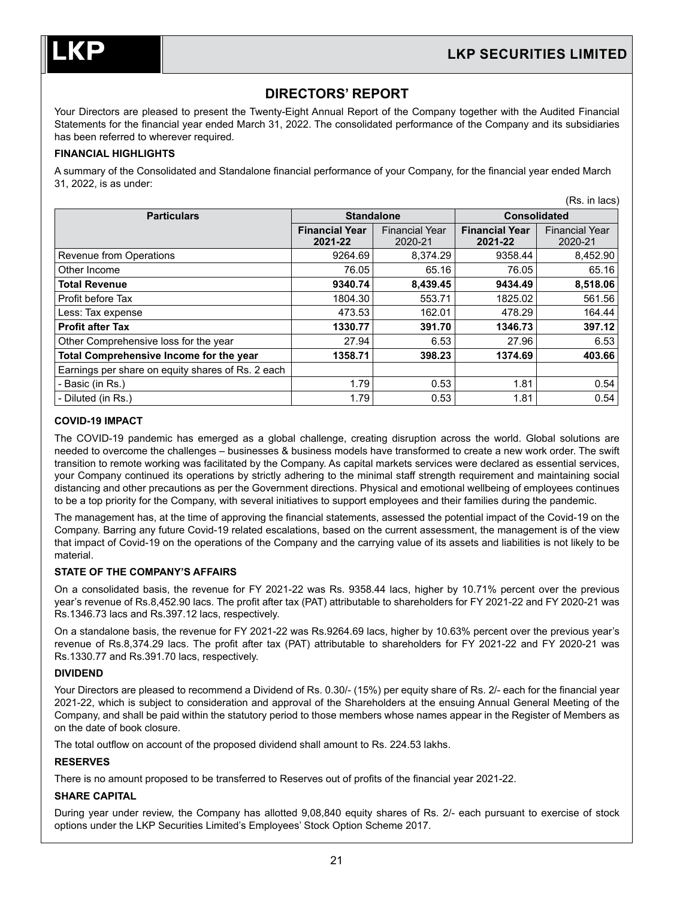# DIRECTORS' REPORT

Your Directors are pleased to present the Twenty-Eight Annual Report of the Company together with the Audited Financial Statements for the financial year ended March 31, 2022. The consolidated performance of the Company and its subsidiaries has been referred to wherever required.

**FINANCIAL HIGHLIGHTS**

A summary of the Consolidated and Standalone financial performance of your Company, for the financial year ended March 31, 2022, is as under:

(Rs. in lacs)

| Particulars | Standalone | | Consolidated | |
|---|---|---|---|---|
| | **Financial Year 2021-22** | Financial Year 2020-21 | **Financial Year 2021-22** | Financial Year 2020-21 |
| Revenue from Operations | 9264.69 | 8,374.29 | 9358.44 | 8,452.90 |
| Other Income | 76.05 | 65.16 | 76.05 | 65.16 |
| **Total Revenue** | **9340.74** | **8,439.45** | **9434.49** | **8,518.06** |
| Profit before Tax | 1804.30 | 553.71 | 1825.02 | 561.56 |
| Less: Tax expense | 473.53 | 162.01 | 478.29 | 164.44 |
| **Profit after Tax** | **1330.77** | **391.70** | **1346.73** | **397.12** |
| Other Comprehensive loss for the year | 27.94 | 6.53 | 27.96 | 6.53 |
| **Total Comprehensive Income for the year** | **1358.71** | **398.23** | **1374.69** | **403.66** |
| Earnings per share on equity shares of Rs. 2 each | | | | |
| - Basic (in Rs.) | 1.79 | 0.53 | 1.81 | 0.54 |
| - Diluted (in Rs.) | 1.79 | 0.53 | 1.81 | 0.54 |

**COVID-19 IMPACT**

The COVID-19 pandemic has emerged as a global challenge, creating disruption across the world. Global solutions are needed to overcome the challenges – businesses & business models have transformed to create a new work order. The swift transition to remote working was facilitated by the Company. As capital markets services were declared as essential services, your Company continued its operations by strictly adhering to the minimal staff strength requirement and maintaining social distancing and other precautions as per the Government directions. Physical and emotional wellbeing of employees continues to be a top priority for the Company, with several initiatives to support employees and their families during the pandemic.

The management has, at the time of approving the financial statements, assessed the potential impact of the Covid-19 on the Company. Barring any future Covid-19 related escalations, based on the current assessment, the management is of the view that impact of Covid-19 on the operations of the Company and the carrying value of its assets and liabilities is not likely to be material.

**STATE OF THE COMPANY'S AFFAIRS**

On a consolidated basis, the revenue for FY 2021-22 was Rs. 9358.44 lacs, higher by 10.71% percent over the previous year's revenue of Rs.8,452.90 lacs. The profit after tax (PAT) attributable to shareholders for FY 2021-22 and FY 2020-21 was Rs.1346.73 lacs and Rs.397.12 lacs, respectively.

On a standalone basis, the revenue for FY 2021-22 was Rs.9264.69 lacs, higher by 10.63% percent over the previous year's revenue of Rs.8,374.29 lacs. The profit after tax (PAT) attributable to shareholders for FY 2021-22 and FY 2020-21 was Rs.1330.77 and Rs.391.70 lacs, respectively.

**DIVIDEND**

Your Directors are pleased to recommend a Dividend of Rs. 0.30/- (15%) per equity share of Rs. 2/- each for the financial year 2021-22, which is subject to consideration and approval of the Shareholders at the ensuing Annual General Meeting of the Company, and shall be paid within the statutory period to those members whose names appear in the Register of Members as on the date of book closure.

The total outflow on account of the proposed dividend shall amount to Rs. 224.53 lakhs.

**RESERVES**

There is no amount proposed to be transferred to Reserves out of profits of the financial year 2021-22.

**SHARE CAPITAL**

During year under review, the Company has allotted 9,08,840 equity shares of Rs. 2/- each pursuant to exercise of stock options under the LKP Securities Limited's Employees' Stock Option Scheme 2017.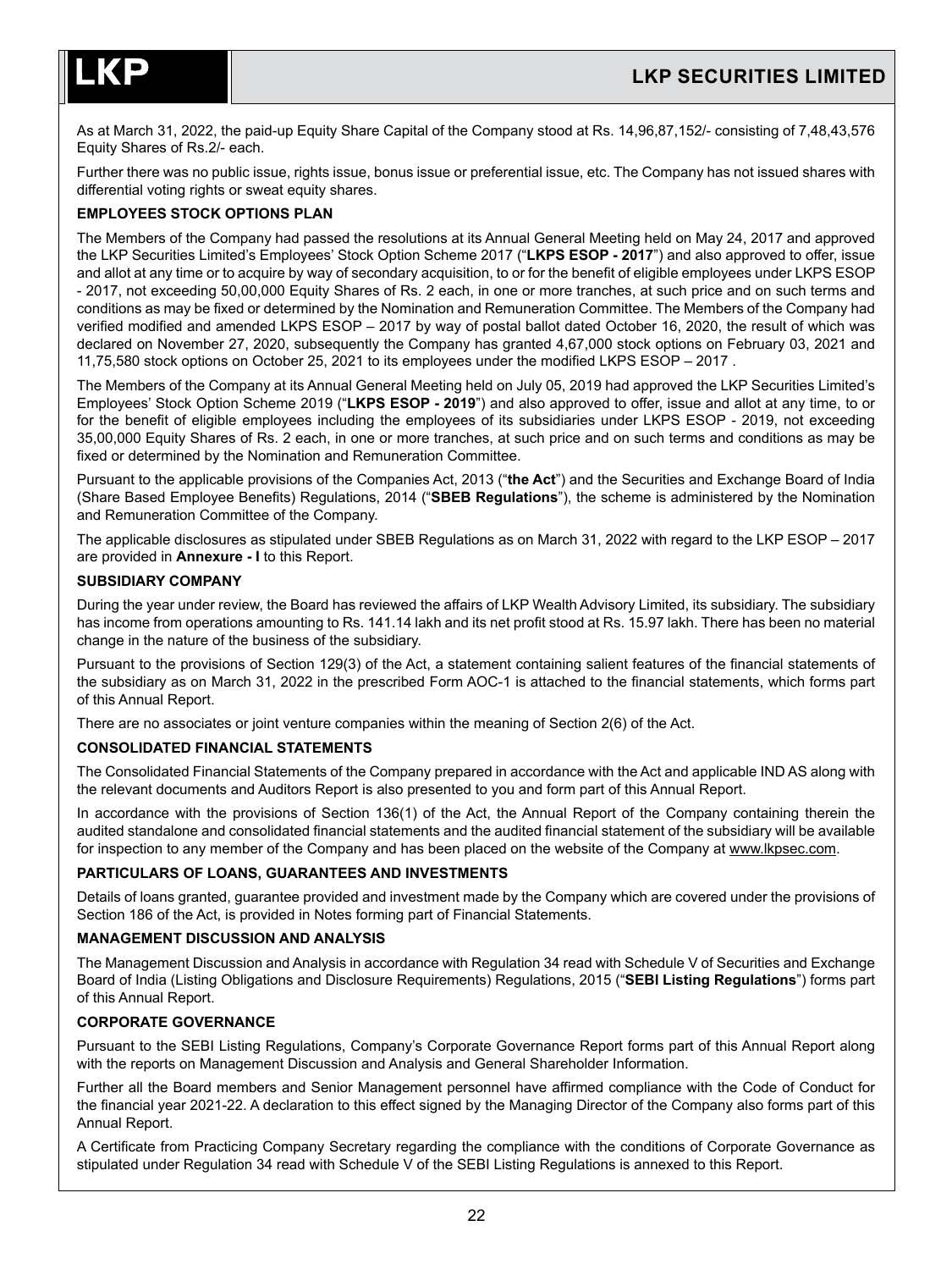As at March 31, 2022, the paid-up Equity Share Capital of the Company stood at Rs. 14,96,87,152/- consisting of 7,48,43,576 Equity Shares of Rs.2/- each.

Further there was no public issue, rights issue, bonus issue or preferential issue, etc. The Company has not issued shares with differential voting rights or sweat equity shares.

**EMPLOYEES STOCK OPTIONS PLAN**

The Members of the Company had passed the resolutions at its Annual General Meeting held on May 24, 2017 and approved the LKP Securities Limited's Employees' Stock Option Scheme 2017 ("**LKPS ESOP - 2017**") and also approved to offer, issue and allot at any time or to acquire by way of secondary acquisition, to or for the benefit of eligible employees under LKPS ESOP - 2017, not exceeding 50,00,000 Equity Shares of Rs. 2 each, in one or more tranches, at such price and on such terms and conditions as may be fixed or determined by the Nomination and Remuneration Committee. The Members of the Company had verified modified and amended LKPS ESOP – 2017 by way of postal ballot dated October 16, 2020, the result of which was declared on November 27, 2020, subsequently the Company has granted 4,67,000 stock options on February 03, 2021 and 11,75,580 stock options on October 25, 2021 to its employees under the modified LKPS ESOP – 2017 .

The Members of the Company at its Annual General Meeting held on July 05, 2019 had approved the LKP Securities Limited's Employees' Stock Option Scheme 2019 ("**LKPS ESOP - 2019**") and also approved to offer, issue and allot at any time, to or for the benefit of eligible employees including the employees of its subsidiaries under LKPS ESOP - 2019, not exceeding 35,00,000 Equity Shares of Rs. 2 each, in one or more tranches, at such price and on such terms and conditions as may be fixed or determined by the Nomination and Remuneration Committee.

Pursuant to the applicable provisions of the Companies Act, 2013 ("**the Act**") and the Securities and Exchange Board of India (Share Based Employee Benefits) Regulations, 2014 ("**SBEB Regulations**"), the scheme is administered by the Nomination and Remuneration Committee of the Company.

The applicable disclosures as stipulated under SBEB Regulations as on March 31, 2022 with regard to the LKP ESOP – 2017 are provided in **Annexure - I** to this Report.

**SUBSIDIARY COMPANY**

During the year under review, the Board has reviewed the affairs of LKP Wealth Advisory Limited, its subsidiary. The subsidiary has income from operations amounting to Rs. 141.14 lakh and its net profit stood at Rs. 15.97 lakh. There has been no material change in the nature of the business of the subsidiary.

Pursuant to the provisions of Section 129(3) of the Act, a statement containing salient features of the financial statements of the subsidiary as on March 31, 2022 in the prescribed Form AOC-1 is attached to the financial statements, which forms part of this Annual Report.

There are no associates or joint venture companies within the meaning of Section 2(6) of the Act.

**CONSOLIDATED FINANCIAL STATEMENTS**

The Consolidated Financial Statements of the Company prepared in accordance with the Act and applicable IND AS along with the relevant documents and Auditors Report is also presented to you and form part of this Annual Report.

In accordance with the provisions of Section 136(1) of the Act, the Annual Report of the Company containing therein the audited standalone and consolidated financial statements and the audited financial statement of the subsidiary will be available for inspection to any member of the Company and has been placed on the website of the Company at www.lkpsec.com.

**PARTICULARS OF LOANS, GUARANTEES AND INVESTMENTS**

Details of loans granted, guarantee provided and investment made by the Company which are covered under the provisions of Section 186 of the Act, is provided in Notes forming part of Financial Statements.

**MANAGEMENT DISCUSSION AND ANALYSIS**

The Management Discussion and Analysis in accordance with Regulation 34 read with Schedule V of Securities and Exchange Board of India (Listing Obligations and Disclosure Requirements) Regulations, 2015 ("**SEBI Listing Regulations**") forms part of this Annual Report.

**CORPORATE GOVERNANCE**

Pursuant to the SEBI Listing Regulations, Company's Corporate Governance Report forms part of this Annual Report along with the reports on Management Discussion and Analysis and General Shareholder Information.

Further all the Board members and Senior Management personnel have affirmed compliance with the Code of Conduct for the financial year 2021-22. A declaration to this effect signed by the Managing Director of the Company also forms part of this Annual Report.

A Certificate from Practicing Company Secretary regarding the compliance with the conditions of Corporate Governance as stipulated under Regulation 34 read with Schedule V of the SEBI Listing Regulations is annexed to this Report.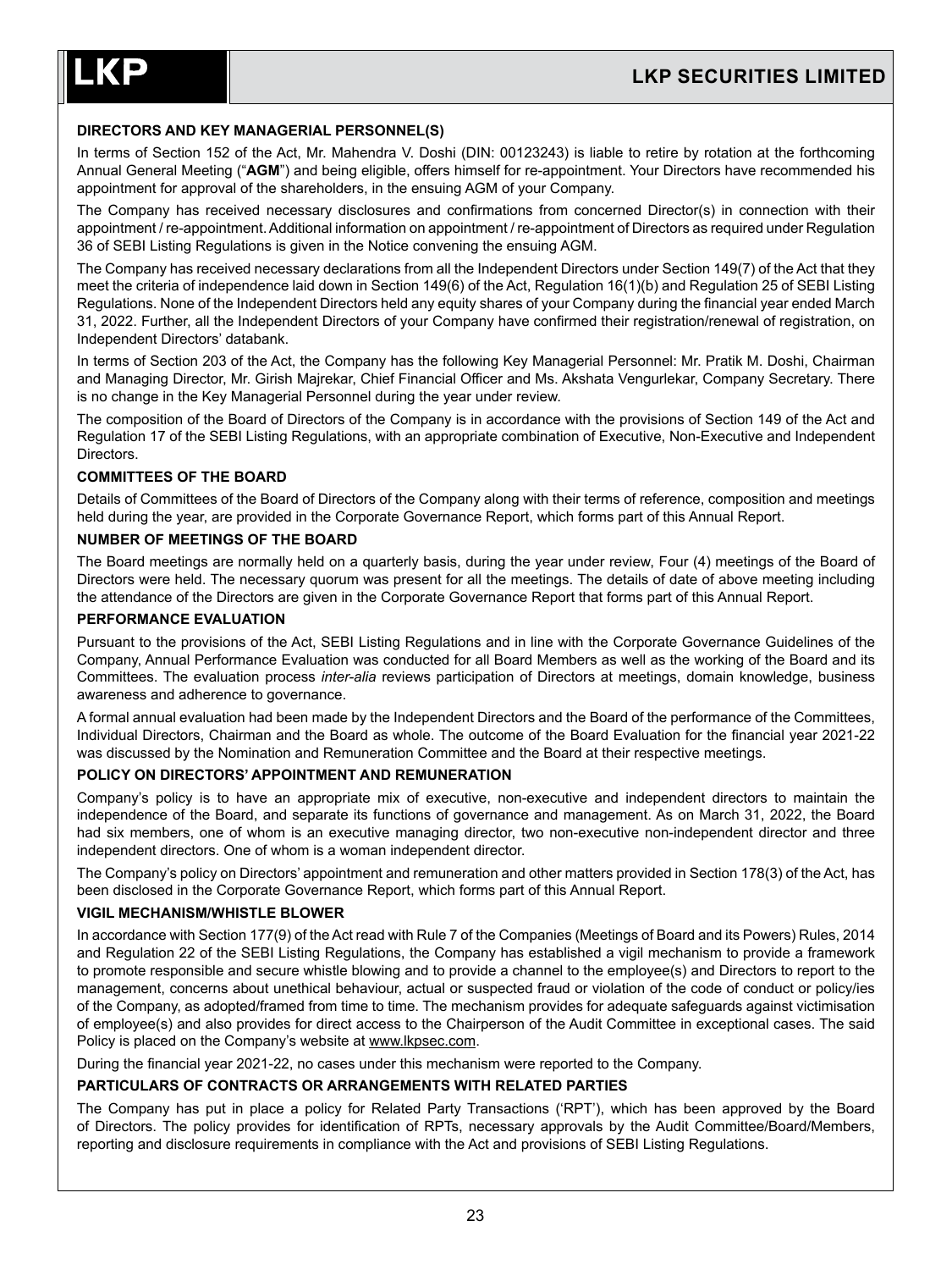## DIRECTORS AND KEY MANAGERIAL PERSONNEL(S)

In terms of Section 152 of the Act, Mr. Mahendra V. Doshi (DIN: 00123243) is liable to retire by rotation at the forthcoming Annual General Meeting ("**AGM**") and being eligible, offers himself for re-appointment. Your Directors have recommended his appointment for approval of the shareholders, in the ensuing AGM of your Company.

The Company has received necessary disclosures and confirmations from concerned Director(s) in connection with their appointment / re-appointment. Additional information on appointment / re-appointment of Directors as required under Regulation 36 of SEBI Listing Regulations is given in the Notice convening the ensuing AGM.

The Company has received necessary declarations from all the Independent Directors under Section 149(7) of the Act that they meet the criteria of independence laid down in Section 149(6) of the Act, Regulation 16(1)(b) and Regulation 25 of SEBI Listing Regulations. None of the Independent Directors held any equity shares of your Company during the financial year ended March 31, 2022. Further, all the Independent Directors of your Company have confirmed their registration/renewal of registration, on Independent Directors' databank.

In terms of Section 203 of the Act, the Company has the following Key Managerial Personnel: Mr. Pratik M. Doshi, Chairman and Managing Director, Mr. Girish Majrekar, Chief Financial Officer and Ms. Akshata Vengurlekar, Company Secretary. There is no change in the Key Managerial Personnel during the year under review.

The composition of the Board of Directors of the Company is in accordance with the provisions of Section 149 of the Act and Regulation 17 of the SEBI Listing Regulations, with an appropriate combination of Executive, Non-Executive and Independent Directors.

## COMMITTEES OF THE BOARD

Details of Committees of the Board of Directors of the Company along with their terms of reference, composition and meetings held during the year, are provided in the Corporate Governance Report, which forms part of this Annual Report.

## NUMBER OF MEETINGS OF THE BOARD

The Board meetings are normally held on a quarterly basis, during the year under review, Four (4) meetings of the Board of Directors were held. The necessary quorum was present for all the meetings. The details of date of above meeting including the attendance of the Directors are given in the Corporate Governance Report that forms part of this Annual Report.

## PERFORMANCE EVALUATION

Pursuant to the provisions of the Act, SEBI Listing Regulations and in line with the Corporate Governance Guidelines of the Company, Annual Performance Evaluation was conducted for all Board Members as well as the working of the Board and its Committees. The evaluation process *inter-alia* reviews participation of Directors at meetings, domain knowledge, business awareness and adherence to governance.

A formal annual evaluation had been made by the Independent Directors and the Board of the performance of the Committees, Individual Directors, Chairman and the Board as whole. The outcome of the Board Evaluation for the financial year 2021-22 was discussed by the Nomination and Remuneration Committee and the Board at their respective meetings.

## POLICY ON DIRECTORS' APPOINTMENT AND REMUNERATION

Company's policy is to have an appropriate mix of executive, non-executive and independent directors to maintain the independence of the Board, and separate its functions of governance and management. As on March 31, 2022, the Board had six members, one of whom is an executive managing director, two non-executive non-independent director and three independent directors. One of whom is a woman independent director.

The Company's policy on Directors' appointment and remuneration and other matters provided in Section 178(3) of the Act, has been disclosed in the Corporate Governance Report, which forms part of this Annual Report.

## VIGIL MECHANISM/WHISTLE BLOWER

In accordance with Section 177(9) of the Act read with Rule 7 of the Companies (Meetings of Board and its Powers) Rules, 2014 and Regulation 22 of the SEBI Listing Regulations, the Company has established a vigil mechanism to provide a framework to promote responsible and secure whistle blowing and to provide a channel to the employee(s) and Directors to report to the management, concerns about unethical behaviour, actual or suspected fraud or violation of the code of conduct or policy/ies of the Company, as adopted/framed from time to time. The mechanism provides for adequate safeguards against victimisation of employee(s) and also provides for direct access to the Chairperson of the Audit Committee in exceptional cases. The said Policy is placed on the Company's website at www.lkpsec.com.

During the financial year 2021-22, no cases under this mechanism were reported to the Company.

## PARTICULARS OF CONTRACTS OR ARRANGEMENTS WITH RELATED PARTIES

The Company has put in place a policy for Related Party Transactions ('RPT'), which has been approved by the Board of Directors. The policy provides for identification of RPTs, necessary approvals by the Audit Committee/Board/Members, reporting and disclosure requirements in compliance with the Act and provisions of SEBI Listing Regulations.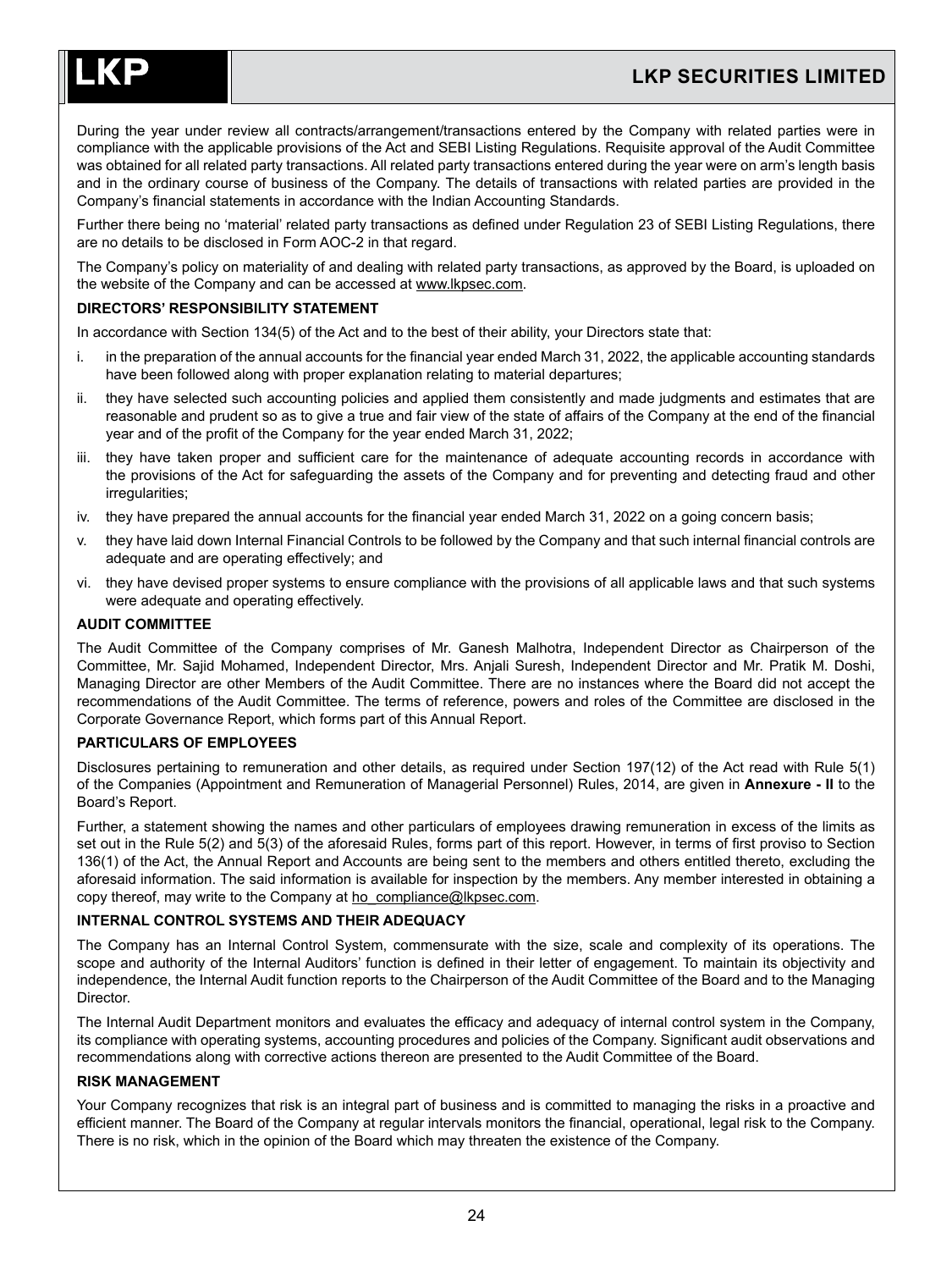During the year under review all contracts/arrangement/transactions entered by the Company with related parties were in compliance with the applicable provisions of the Act and SEBI Listing Regulations. Requisite approval of the Audit Committee was obtained for all related party transactions. All related party transactions entered during the year were on arm's length basis and in the ordinary course of business of the Company. The details of transactions with related parties are provided in the Company's financial statements in accordance with the Indian Accounting Standards.

Further there being no 'material' related party transactions as defined under Regulation 23 of SEBI Listing Regulations, there are no details to be disclosed in Form AOC-2 in that regard.

The Company's policy on materiality of and dealing with related party transactions, as approved by the Board, is uploaded on the website of the Company and can be accessed at www.lkpsec.com.

#### DIRECTORS' RESPONSIBILITY STATEMENT

In accordance with Section 134(5) of the Act and to the best of their ability, your Directors state that:

i. in the preparation of the annual accounts for the financial year ended March 31, 2022, the applicable accounting standards have been followed along with proper explanation relating to material departures;

ii. they have selected such accounting policies and applied them consistently and made judgments and estimates that are reasonable and prudent so as to give a true and fair view of the state of affairs of the Company at the end of the financial year and of the profit of the Company for the year ended March 31, 2022;

iii. they have taken proper and sufficient care for the maintenance of adequate accounting records in accordance with the provisions of the Act for safeguarding the assets of the Company and for preventing and detecting fraud and other irregularities;

iv. they have prepared the annual accounts for the financial year ended March 31, 2022 on a going concern basis;

v. they have laid down Internal Financial Controls to be followed by the Company and that such internal financial controls are adequate and are operating effectively; and

vi. they have devised proper systems to ensure compliance with the provisions of all applicable laws and that such systems were adequate and operating effectively.

#### AUDIT COMMITTEE

The Audit Committee of the Company comprises of Mr. Ganesh Malhotra, Independent Director as Chairperson of the Committee, Mr. Sajid Mohamed, Independent Director, Mrs. Anjali Suresh, Independent Director and Mr. Pratik M. Doshi, Managing Director are other Members of the Audit Committee. There are no instances where the Board did not accept the recommendations of the Audit Committee. The terms of reference, powers and roles of the Committee are disclosed in the Corporate Governance Report, which forms part of this Annual Report.

#### PARTICULARS OF EMPLOYEES

Disclosures pertaining to remuneration and other details, as required under Section 197(12) of the Act read with Rule 5(1) of the Companies (Appointment and Remuneration of Managerial Personnel) Rules, 2014, are given in **Annexure - II** to the Board's Report.

Further, a statement showing the names and other particulars of employees drawing remuneration in excess of the limits as set out in the Rule 5(2) and 5(3) of the aforesaid Rules, forms part of this report. However, in terms of first proviso to Section 136(1) of the Act, the Annual Report and Accounts are being sent to the members and others entitled thereto, excluding the aforesaid information. The said information is available for inspection by the members. Any member interested in obtaining a copy thereof, may write to the Company at ho_compliance@lkpsec.com.

#### INTERNAL CONTROL SYSTEMS AND THEIR ADEQUACY

The Company has an Internal Control System, commensurate with the size, scale and complexity of its operations. The scope and authority of the Internal Auditors' function is defined in their letter of engagement. To maintain its objectivity and independence, the Internal Audit function reports to the Chairperson of the Audit Committee of the Board and to the Managing Director.

The Internal Audit Department monitors and evaluates the efficacy and adequacy of internal control system in the Company, its compliance with operating systems, accounting procedures and policies of the Company. Significant audit observations and recommendations along with corrective actions thereon are presented to the Audit Committee of the Board.

#### RISK MANAGEMENT

Your Company recognizes that risk is an integral part of business and is committed to managing the risks in a proactive and efficient manner. The Board of the Company at regular intervals monitors the financial, operational, legal risk to the Company. There is no risk, which in the opinion of the Board which may threaten the existence of the Company.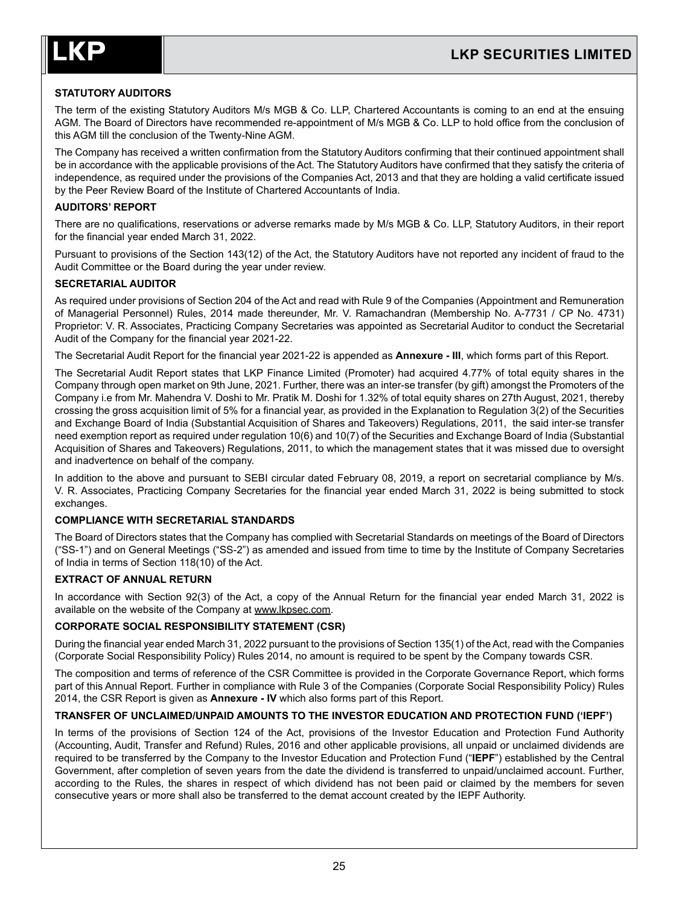### STATUTORY AUDITORS

The term of the existing Statutory Auditors M/s MGB & Co. LLP, Chartered Accountants is coming to an end at the ensuing AGM. The Board of Directors have recommended re-appointment of M/s MGB & Co. LLP to hold office from the conclusion of this AGM till the conclusion of the Twenty-Nine AGM.

The Company has received a written confirmation from the Statutory Auditors confirming that their continued appointment shall be in accordance with the applicable provisions of the Act. The Statutory Auditors have confirmed that they satisfy the criteria of independence, as required under the provisions of the Companies Act, 2013 and that they are holding a valid certificate issued by the Peer Review Board of the Institute of Chartered Accountants of India.

### AUDITORS' REPORT

There are no qualifications, reservations or adverse remarks made by M/s MGB & Co. LLP, Statutory Auditors, in their report for the financial year ended March 31, 2022.

Pursuant to provisions of the Section 143(12) of the Act, the Statutory Auditors have not reported any incident of fraud to the Audit Committee or the Board during the year under review.

### SECRETARIAL AUDITOR

As required under provisions of Section 204 of the Act and read with Rule 9 of the Companies (Appointment and Remuneration of Managerial Personnel) Rules, 2014 made thereunder, Mr. V. Ramachandran (Membership No. A-7731 / CP No. 4731) Proprietor: V. R. Associates, Practicing Company Secretaries was appointed as Secretarial Auditor to conduct the Secretarial Audit of the Company for the financial year 2021-22.

The Secretarial Audit Report for the financial year 2021-22 is appended as **Annexure - III**, which forms part of this Report.

The Secretarial Audit Report states that LKP Finance Limited (Promoter) had acquired 4.77% of total equity shares in the Company through open market on 9th June, 2021. Further, there was an inter-se transfer (by gift) amongst the Promoters of the Company i.e from Mr. Mahendra V. Doshi to Mr. Pratik M. Doshi for 1.32% of total equity shares on 27th August, 2021, thereby crossing the gross acquisition limit of 5% for a financial year, as provided in the Explanation to Regulation 3(2) of the Securities and Exchange Board of India (Substantial Acquisition of Shares and Takeovers) Regulations, 2011, the said inter-se transfer need exemption report as required under regulation 10(6) and 10(7) of the Securities and Exchange Board of India (Substantial Acquisition of Shares and Takeovers) Regulations, 2011, to which the management states that it was missed due to oversight and inadvertence on behalf of the company.

In addition to the above and pursuant to SEBI circular dated February 08, 2019, a report on secretarial compliance by M/s. V. R. Associates, Practicing Company Secretaries for the financial year ended March 31, 2022 is being submitted to stock exchanges.

### COMPLIANCE WITH SECRETARIAL STANDARDS

The Board of Directors states that the Company has complied with Secretarial Standards on meetings of the Board of Directors ("SS-1") and on General Meetings ("SS-2") as amended and issued from time to time by the Institute of Company Secretaries of India in terms of Section 118(10) of the Act.

### EXTRACT OF ANNUAL RETURN

In accordance with Section 92(3) of the Act, a copy of the Annual Return for the financial year ended March 31, 2022 is available on the website of the Company at www.lkpsec.com.

### CORPORATE SOCIAL RESPONSIBILITY STATEMENT (CSR)

During the financial year ended March 31, 2022 pursuant to the provisions of Section 135(1) of the Act, read with the Companies (Corporate Social Responsibility Policy) Rules 2014, no amount is required to be spent by the Company towards CSR.

The composition and terms of reference of the CSR Committee is provided in the Corporate Governance Report, which forms part of this Annual Report. Further in compliance with Rule 3 of the Companies (Corporate Social Responsibility Policy) Rules 2014, the CSR Report is given as **Annexure - IV** which also forms part of this Report.

### TRANSFER OF UNCLAIMED/UNPAID AMOUNTS TO THE INVESTOR EDUCATION AND PROTECTION FUND ('IEPF')

In terms of the provisions of Section 124 of the Act, provisions of the Investor Education and Protection Fund Authority (Accounting, Audit, Transfer and Refund) Rules, 2016 and other applicable provisions, all unpaid or unclaimed dividends are required to be transferred by the Company to the Investor Education and Protection Fund ("**IEPF**") established by the Central Government, after completion of seven years from the date the dividend is transferred to unpaid/unclaimed account. Further, according to the Rules, the shares in respect of which dividend has not been paid or claimed by the members for seven consecutive years or more shall also be transferred to the demat account created by the IEPF Authority.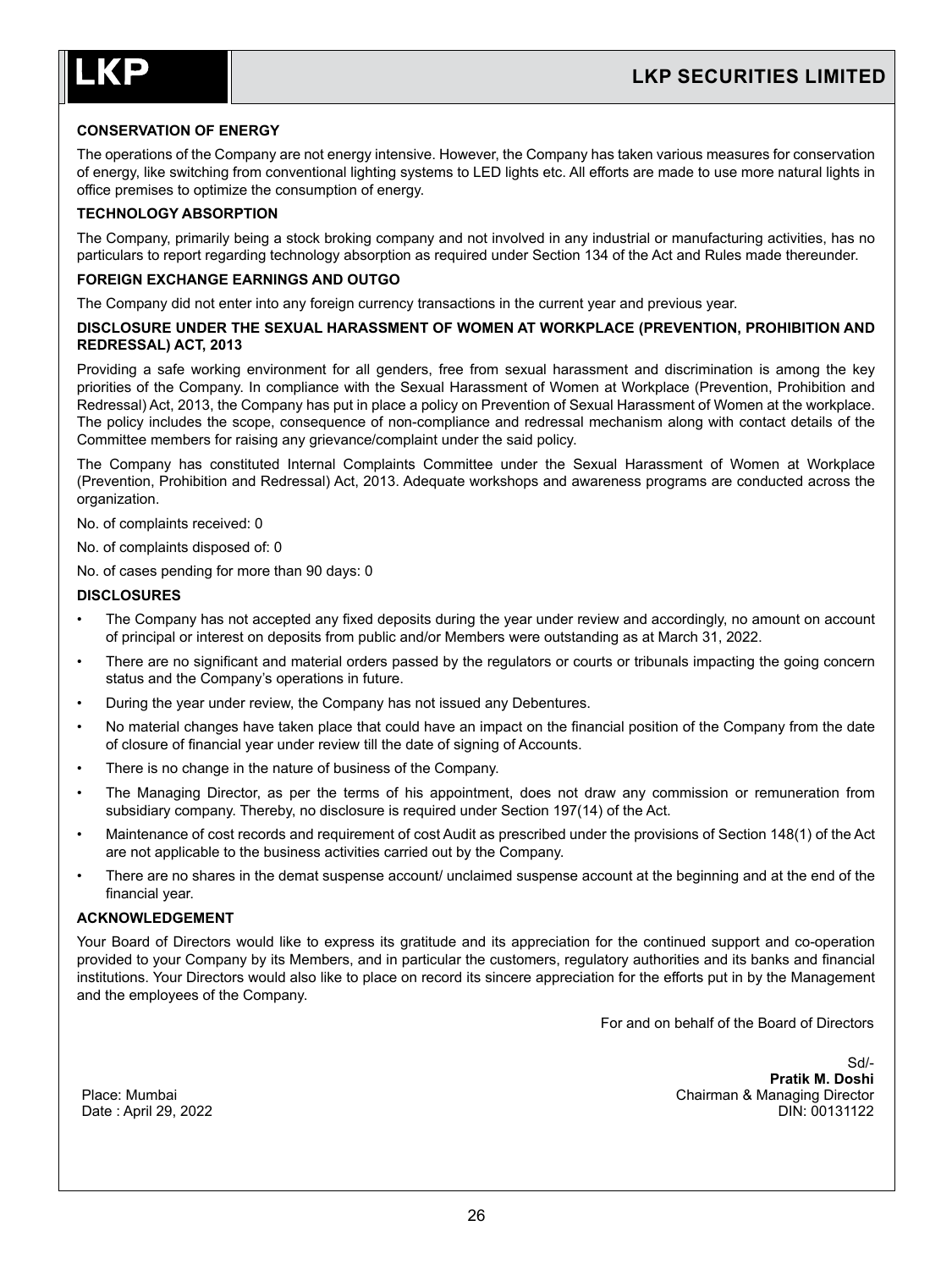**CONSERVATION OF ENERGY**

The operations of the Company are not energy intensive. However, the Company has taken various measures for conservation of energy, like switching from conventional lighting systems to LED lights etc. All efforts are made to use more natural lights in office premises to optimize the consumption of energy.

**TECHNOLOGY ABSORPTION**

The Company, primarily being a stock broking company and not involved in any industrial or manufacturing activities, has no particulars to report regarding technology absorption as required under Section 134 of the Act and Rules made thereunder.

**FOREIGN EXCHANGE EARNINGS AND OUTGO**

The Company did not enter into any foreign currency transactions in the current year and previous year.

**DISCLOSURE UNDER THE SEXUAL HARASSMENT OF WOMEN AT WORKPLACE (PREVENTION, PROHIBITION AND REDRESSAL) ACT, 2013**

Providing a safe working environment for all genders, free from sexual harassment and discrimination is among the key priorities of the Company. In compliance with the Sexual Harassment of Women at Workplace (Prevention, Prohibition and Redressal) Act, 2013, the Company has put in place a policy on Prevention of Sexual Harassment of Women at the workplace. The policy includes the scope, consequence of non-compliance and redressal mechanism along with contact details of the Committee members for raising any grievance/complaint under the said policy.

The Company has constituted Internal Complaints Committee under the Sexual Harassment of Women at Workplace (Prevention, Prohibition and Redressal) Act, 2013. Adequate workshops and awareness programs are conducted across the organization.

No. of complaints received: 0

No. of complaints disposed of: 0

No. of cases pending for more than 90 days: 0

**DISCLOSURES**

- The Company has not accepted any fixed deposits during the year under review and accordingly, no amount on account of principal or interest on deposits from public and/or Members were outstanding as at March 31, 2022.
- There are no significant and material orders passed by the regulators or courts or tribunals impacting the going concern status and the Company's operations in future.
- During the year under review, the Company has not issued any Debentures.
- No material changes have taken place that could have an impact on the financial position of the Company from the date of closure of financial year under review till the date of signing of Accounts.
- There is no change in the nature of business of the Company.
- The Managing Director, as per the terms of his appointment, does not draw any commission or remuneration from subsidiary company. Thereby, no disclosure is required under Section 197(14) of the Act.
- Maintenance of cost records and requirement of cost Audit as prescribed under the provisions of Section 148(1) of the Act are not applicable to the business activities carried out by the Company.
- There are no shares in the demat suspense account/ unclaimed suspense account at the beginning and at the end of the financial year.

**ACKNOWLEDGEMENT**

Your Board of Directors would like to express its gratitude and its appreciation for the continued support and co-operation provided to your Company by its Members, and in particular the customers, regulatory authorities and its banks and financial institutions. Your Directors would also like to place on record its sincere appreciation for the efforts put in by the Management and the employees of the Company.

For and on behalf of the Board of Directors

Sd/-
**Pratik M. Doshi**
Chairman & Managing Director
DIN: 00131122

Place: Mumbai
Date : April 29, 2022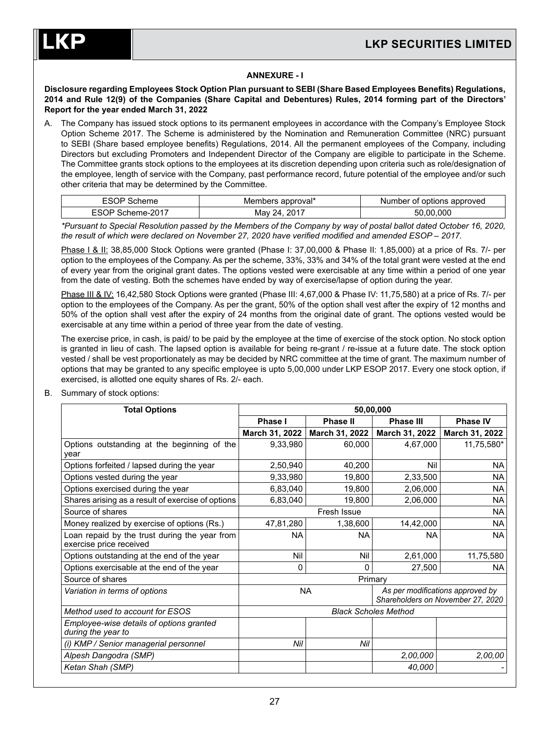## ANNEXURE - I

**Disclosure regarding Employees Stock Option Plan pursuant to SEBI (Share Based Employees Benefits) Regulations, 2014 and Rule 12(9) of the Companies (Share Capital and Debentures) Rules, 2014 forming part of the Directors' Report for the year ended March 31, 2022**

A. The Company has issued stock options to its permanent employees in accordance with the Company's Employee Stock Option Scheme 2017. The Scheme is administered by the Nomination and Remuneration Committee (NRC) pursuant to SEBI (Share based employee benefits) Regulations, 2014. All the permanent employees of the Company, including Directors but excluding Promoters and Independent Director of the Company are eligible to participate in the Scheme. The Committee grants stock options to the employees at its discretion depending upon criteria such as role/designation of the employee, length of service with the Company, past performance record, future potential of the employee and/or such other criteria that may be determined by the Committee.

| ESOP Scheme | Members approval* | Number of options approved |
|---|---|---|
| ESOP Scheme-2017 | May 24, 2017 | 50,00,000 |

*\*Pursuant to Special Resolution passed by the Members of the Company by way of postal ballot dated October 16, 2020, the result of which were declared on November 27, 2020 have verified modified and amended ESOP – 2017.*

Phase I & II: 38,85,000 Stock Options were granted (Phase I: 37,00,000 & Phase II: 1,85,000) at a price of Rs. 7/- per option to the employees of the Company. As per the scheme, 33%, 33% and 34% of the total grant were vested at the end of every year from the original grant dates. The options vested were exercisable at any time within a period of one year from the date of vesting. Both the schemes have ended by way of exercise/lapse of option during the year.

Phase III & IV: 16,42,580 Stock Options were granted (Phase III: 4,67,000 & Phase IV: 11,75,580) at a price of Rs. 7/- per option to the employees of the Company. As per the grant, 50% of the option shall vest after the expiry of 12 months and 50% of the option shall vest after the expiry of 24 months from the original date of grant. The options vested would be exercisable at any time within a period of three year from the date of vesting.

The exercise price, in cash, is paid/ to be paid by the employee at the time of exercise of the stock option. No stock option is granted in lieu of cash. The lapsed option is available for being re-grant / re-issue at a future date. The stock option vested / shall be vest proportionately as may be decided by NRC committee at the time of grant. The maximum number of options that may be granted to any specific employee is upto 5,00,000 under LKP ESOP 2017. Every one stock option, if exercised, is allotted one equity shares of Rs. 2/- each.

B. Summary of stock options:

| **Total Options** | **50,00,000** | | | |
|---|---|---|---|---|
| | **Phase I** | **Phase II** | **Phase III** | **Phase IV** |
| | **March 31, 2022** | **March 31, 2022** | **March 31, 2022** | **March 31, 2022** |
| Options outstanding at the beginning of the year | 9,33,980 | 60,000 | 4,67,000 | 11,75,580* |
| Options forfeited / lapsed during the year | 2,50,940 | 40,200 | Nil | NA |
| Options vested during the year | 9,33,980 | 19,800 | 2,33,500 | NA |
| Options exercised during the year | 6,83,040 | 19,800 | 2,06,000 | NA |
| Shares arising as a result of exercise of options | 6,83,040 | 19,800 | 2,06,000 | NA |
| Source of shares | Fresh Issue | | | NA |
| Money realized by exercise of options (Rs.) | 47,81,280 | 1,38,600 | 14,42,000 | NA |
| Loan repaid by the trust during the year from exercise price received | NA | NA | NA | NA |
| Options outstanding at the end of the year | Nil | Nil | 2,61,000 | 11,75,580 |
| Options exercisable at the end of the year | 0 | 0 | 27,500 | NA |
| Source of shares | Primary | | | |
| *Variation in terms of options* | *NA* | | *As per modifications approved by Shareholders on November 27, 2020* | |
| *Method used to account for ESOS* | *Black Scholes Method* | | | |
| *Employee-wise details of options granted during the year to* | | | | |
| *(i) KMP / Senior managerial personnel* | *Nil* | *Nil* | | |
| *Alpesh Dangodra (SMP)* | | | *2,00,000* | *2,00,00* |
| *Ketan Shah (SMP)* | | | *40,000* | - |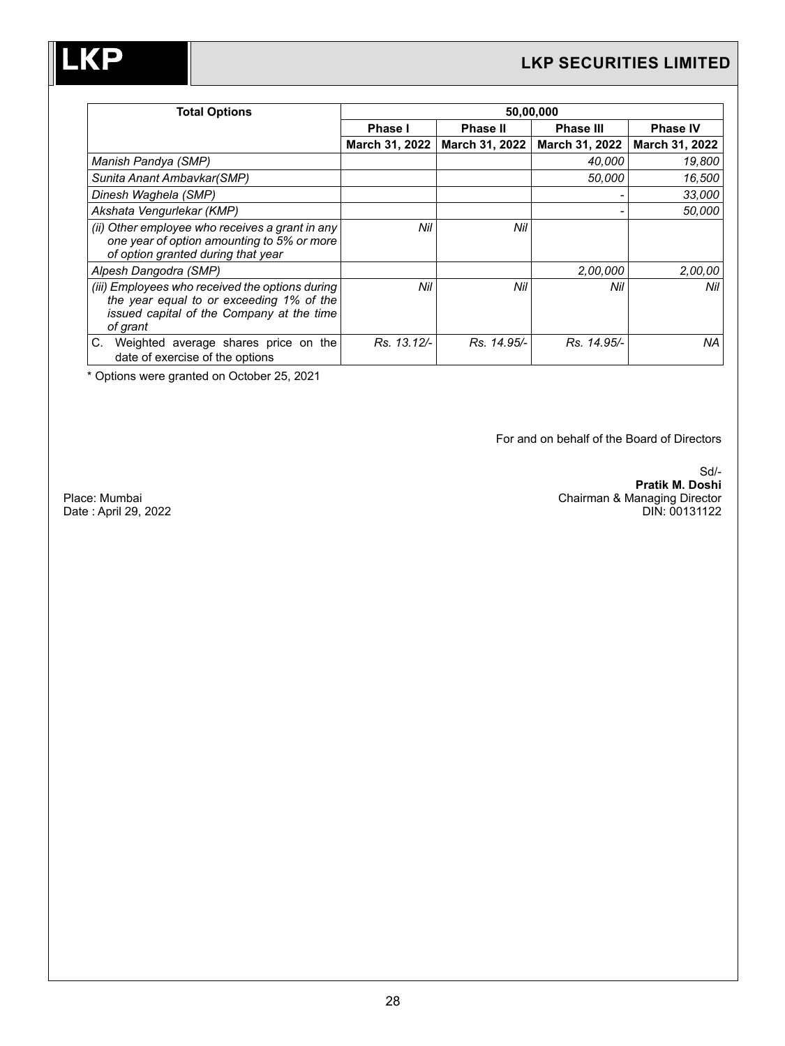| Total Options | 50,00,000 | | | |
|---|---|---|---|---|
| | Phase I | Phase II | Phase III | Phase IV |
| | March 31, 2022 | March 31, 2022 | March 31, 2022 | March 31, 2022 |
| *Manish Pandya (SMP)* | | | *40,000* | *19,800* |
| *Sunita Anant Ambavkar(SMP)* | | | *50,000* | *16,500* |
| *Dinesh Waghela (SMP)* | | | - | *33,000* |
| *Akshata Vengurlekar (KMP)* | | | - | *50,000* |
| *(ii) Other employee who receives a grant in any one year of option amounting to 5% or more of option granted during that year* | *Nil* | *Nil* | | |
| *Alpesh Dangodra (SMP)* | | | *2,00,000* | *2,00,00* |
| *(iii) Employees who received the options during the year equal to or exceeding 1% of the issued capital of the Company at the time of grant* | *Nil* | *Nil* | *Nil* | *Nil* |
| C. Weighted average shares price on the date of exercise of the options | *Rs. 13.12/-* | *Rs. 14.95/-* | *Rs. 14.95/-* | *NA* |

\* Options were granted on October 25, 2021

For and on behalf of the Board of Directors

Sd/-
**Pratik M. Doshi**
Chairman & Managing Director
DIN: 00131122

Place: Mumbai
Date : April 29, 2022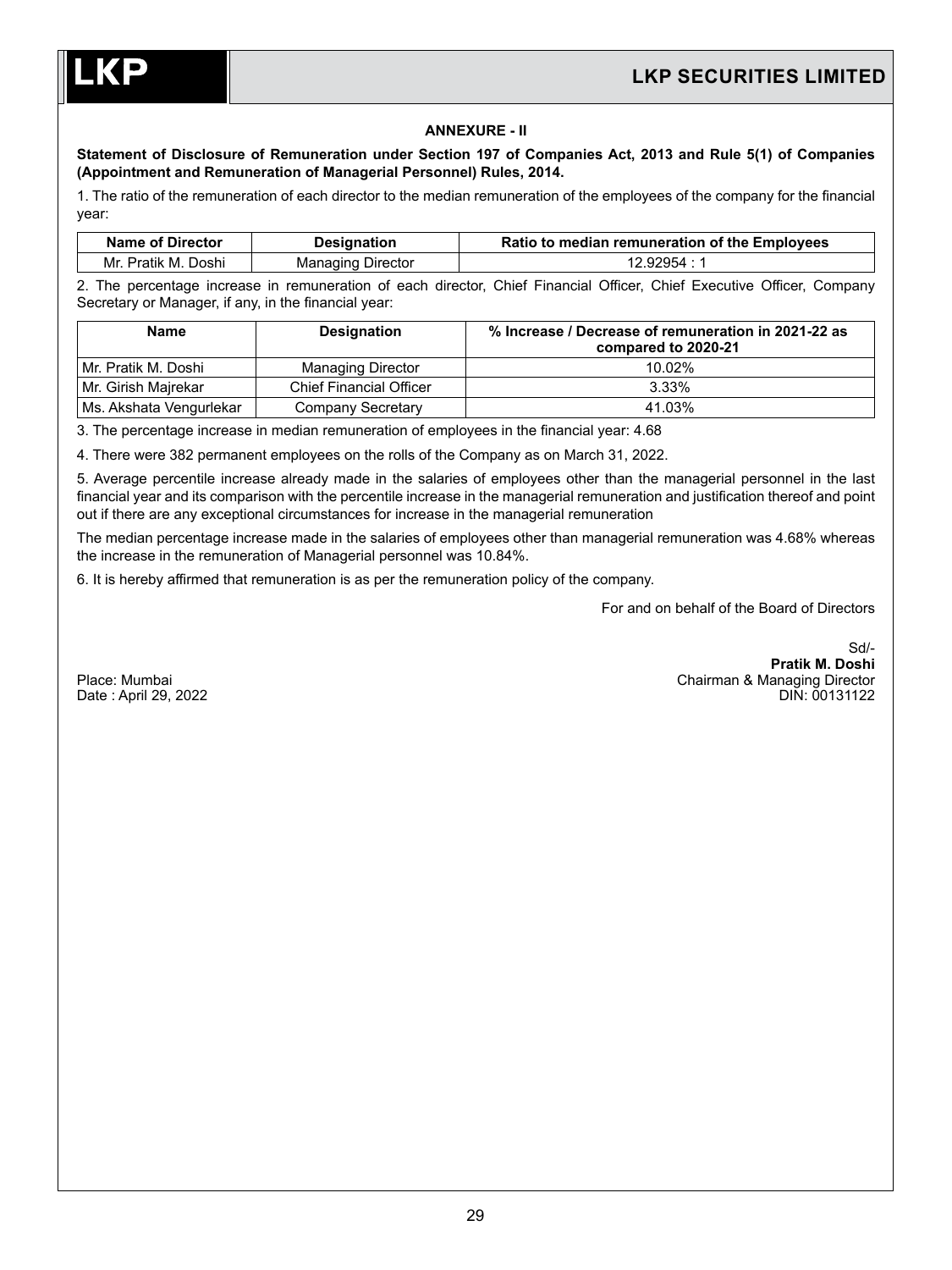## ANNEXURE - II

**Statement of Disclosure of Remuneration under Section 197 of Companies Act, 2013 and Rule 5(1) of Companies (Appointment and Remuneration of Managerial Personnel) Rules, 2014.**

1. The ratio of the remuneration of each director to the median remuneration of the employees of the company for the financial year:

| Name of Director | Designation | Ratio to median remuneration of the Employees |
|---|---|---|
| Mr. Pratik M. Doshi | Managing Director | 12.92954 : 1 |

2. The percentage increase in remuneration of each director, Chief Financial Officer, Chief Executive Officer, Company Secretary or Manager, if any, in the financial year:

| Name | Designation | % Increase / Decrease of remuneration in 2021-22 as compared to 2020-21 |
|---|---|---|
| Mr. Pratik M. Doshi | Managing Director | 10.02% |
| Mr. Girish Majrekar | Chief Financial Officer | 3.33% |
| Ms. Akshata Vengurlekar | Company Secretary | 41.03% |

3. The percentage increase in median remuneration of employees in the financial year: 4.68

4. There were 382 permanent employees on the rolls of the Company as on March 31, 2022.

5. Average percentile increase already made in the salaries of employees other than the managerial personnel in the last financial year and its comparison with the percentile increase in the managerial remuneration and justification thereof and point out if there are any exceptional circumstances for increase in the managerial remuneration

The median percentage increase made in the salaries of employees other than managerial remuneration was 4.68% whereas the increase in the remuneration of Managerial personnel was 10.84%.

6. It is hereby affirmed that remuneration is as per the remuneration policy of the company.

For and on behalf of the Board of Directors

Sd/-
**Pratik M. Doshi**
Chairman & Managing Director
DIN: 00131122

Place: Mumbai
Date : April 29, 2022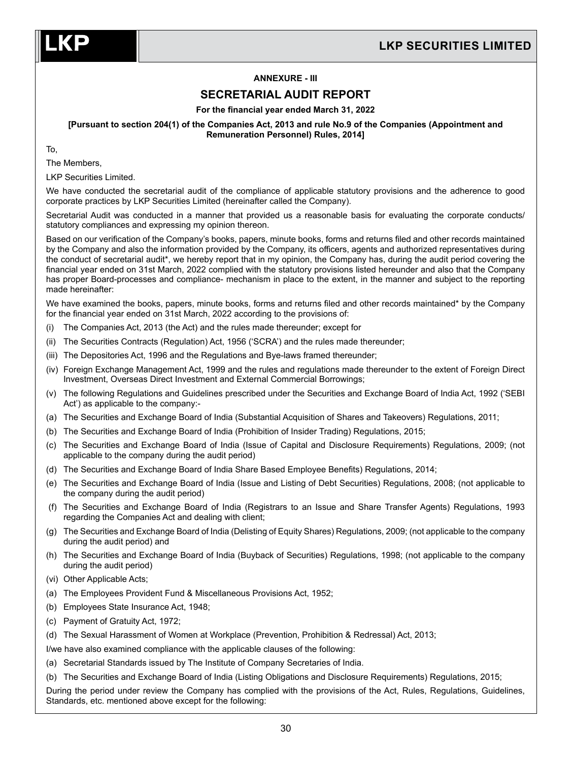## ANNEXURE - III

## SECRETARIAL AUDIT REPORT

**For the financial year ended March 31, 2022**

**[Pursuant to section 204(1) of the Companies Act, 2013 and rule No.9 of the Companies (Appointment and Remuneration Personnel) Rules, 2014]**

To,

The Members,

LKP Securities Limited.

We have conducted the secretarial audit of the compliance of applicable statutory provisions and the adherence to good corporate practices by LKP Securities Limited (hereinafter called the Company).

Secretarial Audit was conducted in a manner that provided us a reasonable basis for evaluating the corporate conducts/ statutory compliances and expressing my opinion thereon.

Based on our verification of the Company's books, papers, minute books, forms and returns filed and other records maintained by the Company and also the information provided by the Company, its officers, agents and authorized representatives during the conduct of secretarial audit*, we hereby report that in my opinion, the Company has, during the audit period covering the financial year ended on 31st March, 2022 complied with the statutory provisions listed hereunder and also that the Company has proper Board-processes and compliance- mechanism in place to the extent, in the manner and subject to the reporting made hereinafter:

We have examined the books, papers, minute books, forms and returns filed and other records maintained* by the Company for the financial year ended on 31st March, 2022 according to the provisions of:

(i) The Companies Act, 2013 (the Act) and the rules made thereunder; except for

(ii) The Securities Contracts (Regulation) Act, 1956 ('SCRA') and the rules made thereunder;

(iii) The Depositories Act, 1996 and the Regulations and Bye-laws framed thereunder;

(iv) Foreign Exchange Management Act, 1999 and the rules and regulations made thereunder to the extent of Foreign Direct Investment, Overseas Direct Investment and External Commercial Borrowings;

(v) The following Regulations and Guidelines prescribed under the Securities and Exchange Board of India Act, 1992 ('SEBI Act') as applicable to the company:-

(a) The Securities and Exchange Board of India (Substantial Acquisition of Shares and Takeovers) Regulations, 2011;

(b) The Securities and Exchange Board of India (Prohibition of Insider Trading) Regulations, 2015;

(c) The Securities and Exchange Board of India (Issue of Capital and Disclosure Requirements) Regulations, 2009; (not applicable to the company during the audit period)

(d) The Securities and Exchange Board of India Share Based Employee Benefits) Regulations, 2014;

(e) The Securities and Exchange Board of India (Issue and Listing of Debt Securities) Regulations, 2008; (not applicable to the company during the audit period)

(f) The Securities and Exchange Board of India (Registrars to an Issue and Share Transfer Agents) Regulations, 1993 regarding the Companies Act and dealing with client;

(g) The Securities and Exchange Board of India (Delisting of Equity Shares) Regulations, 2009; (not applicable to the company during the audit period) and

(h) The Securities and Exchange Board of India (Buyback of Securities) Regulations, 1998; (not applicable to the company during the audit period)

(vi) Other Applicable Acts;

(a) The Employees Provident Fund & Miscellaneous Provisions Act, 1952;

(b) Employees State Insurance Act, 1948;

(c) Payment of Gratuity Act, 1972;

(d) The Sexual Harassment of Women at Workplace (Prevention, Prohibition & Redressal) Act, 2013;

I/we have also examined compliance with the applicable clauses of the following:

(a) Secretarial Standards issued by The Institute of Company Secretaries of India.

(b) The Securities and Exchange Board of India (Listing Obligations and Disclosure Requirements) Regulations, 2015;

During the period under review the Company has complied with the provisions of the Act, Rules, Regulations, Guidelines, Standards, etc. mentioned above except for the following: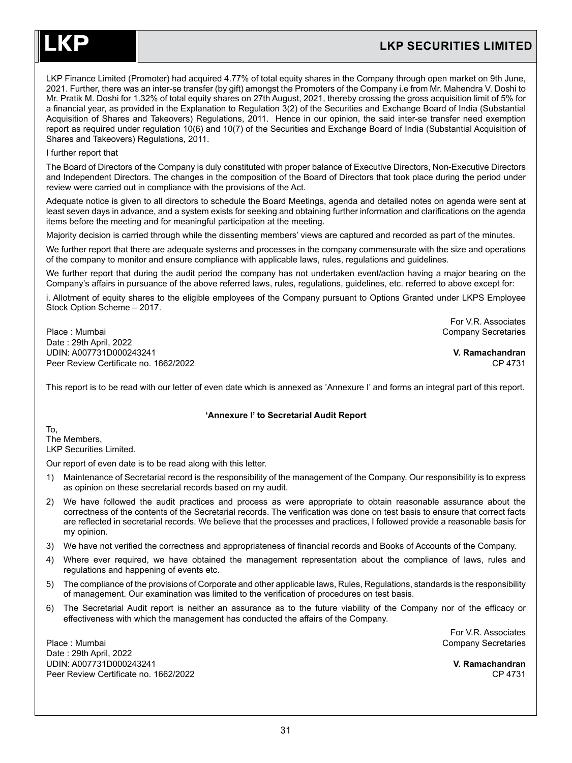LKP Finance Limited (Promoter) had acquired 4.77% of total equity shares in the Company through open market on 9th June, 2021. Further, there was an inter-se transfer (by gift) amongst the Promoters of the Company i.e from Mr. Mahendra V. Doshi to Mr. Pratik M. Doshi for 1.32% of total equity shares on 27th August, 2021, thereby crossing the gross acquisition limit of 5% for a financial year, as provided in the Explanation to Regulation 3(2) of the Securities and Exchange Board of India (Substantial Acquisition of Shares and Takeovers) Regulations, 2011. Hence in our opinion, the said inter-se transfer need exemption report as required under regulation 10(6) and 10(7) of the Securities and Exchange Board of India (Substantial Acquisition of Shares and Takeovers) Regulations, 2011.

I further report that

The Board of Directors of the Company is duly constituted with proper balance of Executive Directors, Non-Executive Directors and Independent Directors. The changes in the composition of the Board of Directors that took place during the period under review were carried out in compliance with the provisions of the Act.

Adequate notice is given to all directors to schedule the Board Meetings, agenda and detailed notes on agenda were sent at least seven days in advance, and a system exists for seeking and obtaining further information and clarifications on the agenda items before the meeting and for meaningful participation at the meeting.

Majority decision is carried through while the dissenting members' views are captured and recorded as part of the minutes.

We further report that there are adequate systems and processes in the company commensurate with the size and operations of the company to monitor and ensure compliance with applicable laws, rules, regulations and guidelines.

We further report that during the audit period the company has not undertaken event/action having a major bearing on the Company's affairs in pursuance of the above referred laws, rules, regulations, guidelines, etc. referred to above except for:

i. Allotment of equity shares to the eligible employees of the Company pursuant to Options Granted under LKPS Employee Stock Option Scheme – 2017.

For V.R. Associates
Company Secretaries

**V. Ramachandran**
CP 4731

Place : Mumbai
Date : 29th April, 2022
UDIN: A007731D000243241
Peer Review Certificate no. 1662/2022

This report is to be read with our letter of even date which is annexed as 'Annexure I' and forms an integral part of this report.

**'Annexure I' to Secretarial Audit Report**

To,
The Members,
LKP Securities Limited.

Our report of even date is to be read along with this letter.

1) Maintenance of Secretarial record is the responsibility of the management of the Company. Our responsibility is to express as opinion on these secretarial records based on my audit.
2) We have followed the audit practices and process as were appropriate to obtain reasonable assurance about the correctness of the contents of the Secretarial records. The verification was done on test basis to ensure that correct facts are reflected in secretarial records. We believe that the processes and practices, I followed provide a reasonable basis for my opinion.
3) We have not verified the correctness and appropriateness of financial records and Books of Accounts of the Company.
4) Where ever required, we have obtained the management representation about the compliance of laws, rules and regulations and happening of events etc.
5) The compliance of the provisions of Corporate and other applicable laws, Rules, Regulations, standards is the responsibility of management. Our examination was limited to the verification of procedures on test basis.
6) The Secretarial Audit report is neither an assurance as to the future viability of the Company nor of the efficacy or effectiveness with which the management has conducted the affairs of the Company.

For V.R. Associates
Company Secretaries

**V. Ramachandran**
CP 4731

Place : Mumbai
Date : 29th April, 2022
UDIN: A007731D000243241
Peer Review Certificate no. 1662/2022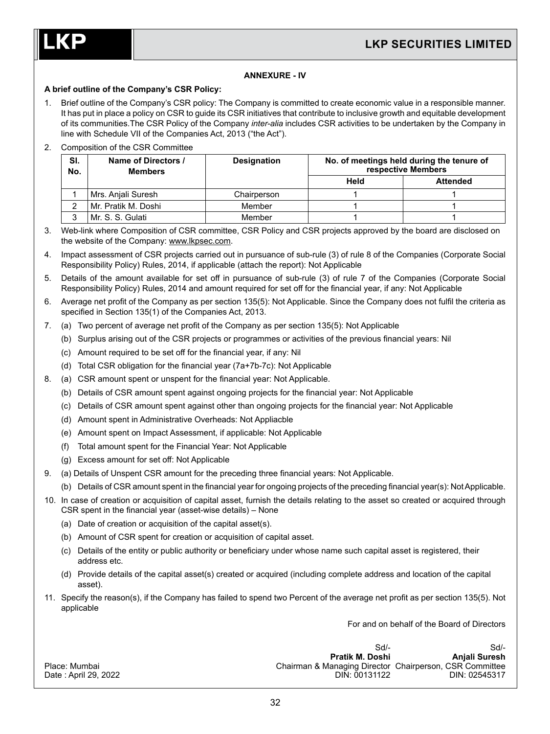## ANNEXURE - IV

**A brief outline of the Company's CSR Policy:**

1. Brief outline of the Company's CSR policy: The Company is committed to create economic value in a responsible manner. It has put in place a policy on CSR to guide its CSR initiatives that contribute to inclusive growth and equitable development of its communities.The CSR Policy of the Company *inter-alia* includes CSR activities to be undertaken by the Company in line with Schedule VII of the Companies Act, 2013 ("the Act").

2. Composition of the CSR Committee

| Sl. No. | Name of Directors / Members | Designation | No. of meetings held during the tenure of respective Members | |
|---|---|---|---|---|
| | | | Held | Attended |
| 1 | Mrs. Anjali Suresh | Chairperson | 1 | 1 |
| 2 | Mr. Pratik M. Doshi | Member | 1 | 1 |
| 3 | Mr. S. S. Gulati | Member | 1 | 1 |

3. Web-link where Composition of CSR committee, CSR Policy and CSR projects approved by the board are disclosed on the website of the Company: www.lkpsec.com.

4. Impact assessment of CSR projects carried out in pursuance of sub-rule (3) of rule 8 of the Companies (Corporate Social Responsibility Policy) Rules, 2014, if applicable (attach the report): Not Applicable

5. Details of the amount available for set off in pursuance of sub-rule (3) of rule 7 of the Companies (Corporate Social Responsibility Policy) Rules, 2014 and amount required for set off for the financial year, if any: Not Applicable

6. Average net profit of the Company as per section 135(5): Not Applicable. Since the Company does not fulfil the criteria as specified in Section 135(1) of the Companies Act, 2013.

7. (a) Two percent of average net profit of the Company as per section 135(5): Not Applicable
   (b) Surplus arising out of the CSR projects or programmes or activities of the previous financial years: Nil
   (c) Amount required to be set off for the financial year, if any: Nil
   (d) Total CSR obligation for the financial year (7a+7b-7c): Not Applicable

8. (a) CSR amount spent or unspent for the financial year: Not Applicable.
   (b) Details of CSR amount spent against ongoing projects for the financial year: Not Applicable
   (c) Details of CSR amount spent against other than ongoing projects for the financial year: Not Applicable
   (d) Amount spent in Administrative Overheads: Not Appliacble
   (e) Amount spent on Impact Assessment, if applicable: Not Applicable
   (f) Total amount spent for the Financial Year: Not Applicable
   (g) Excess amount for set off: Not Applicable

9. (a) Details of Unspent CSR amount for the preceding three financial years: Not Applicable.
   (b) Details of CSR amount spent in the financial year for ongoing projects of the preceding financial year(s): Not Applicable.

10. In case of creation or acquisition of capital asset, furnish the details relating to the asset so created or acquired through CSR spent in the financial year (asset-wise details) – None
    (a) Date of creation or acquisition of the capital asset(s).
    (b) Amount of CSR spent for creation or acquisition of capital asset.
    (c) Details of the entity or public authority or beneficiary under whose name such capital asset is registered, their address etc.
    (d) Provide details of the capital asset(s) created or acquired (including complete address and location of the capital asset).

11. Specify the reason(s), if the Company has failed to spend two Percent of the average net profit as per section 135(5). Not applicable

For and on behalf of the Board of Directors

Sd/-
**Pratik M. Doshi**
Chairman & Managing Director
DIN: 00131122

Sd/-
**Anjali Suresh**
Chairperson, CSR Committee
DIN: 02545317

Place: Mumbai
Date : April 29, 2022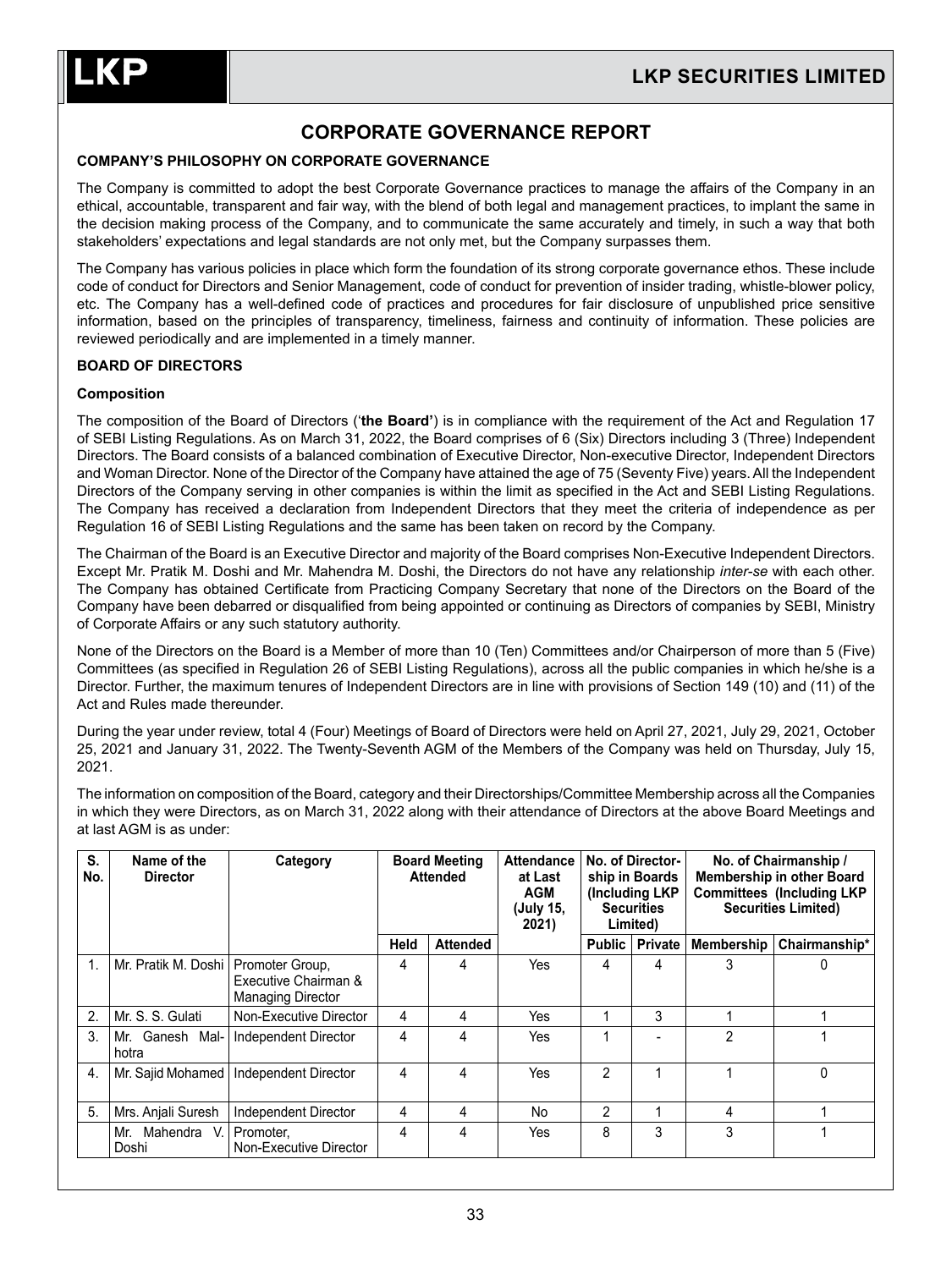# CORPORATE GOVERNANCE REPORT

**COMPANY'S PHILOSOPHY ON CORPORATE GOVERNANCE**

The Company is committed to adopt the best Corporate Governance practices to manage the affairs of the Company in an ethical, accountable, transparent and fair way, with the blend of both legal and management practices, to implant the same in the decision making process of the Company, and to communicate the same accurately and timely, in such a way that both stakeholders' expectations and legal standards are not only met, but the Company surpasses them.

The Company has various policies in place which form the foundation of its strong corporate governance ethos. These include code of conduct for Directors and Senior Management, code of conduct for prevention of insider trading, whistle-blower policy, etc. The Company has a well-defined code of practices and procedures for fair disclosure of unpublished price sensitive information, based on the principles of transparency, timeliness, fairness and continuity of information. These policies are reviewed periodically and are implemented in a timely manner.

**BOARD OF DIRECTORS**

**Composition**

The composition of the Board of Directors ('**the Board'**) is in compliance with the requirement of the Act and Regulation 17 of SEBI Listing Regulations. As on March 31, 2022, the Board comprises of 6 (Six) Directors including 3 (Three) Independent Directors. The Board consists of a balanced combination of Executive Director, Non-executive Director, Independent Directors and Woman Director. None of the Director of the Company have attained the age of 75 (Seventy Five) years. All the Independent Directors of the Company serving in other companies is within the limit as specified in the Act and SEBI Listing Regulations. The Company has received a declaration from Independent Directors that they meet the criteria of independence as per Regulation 16 of SEBI Listing Regulations and the same has been taken on record by the Company.

The Chairman of the Board is an Executive Director and majority of the Board comprises Non-Executive Independent Directors. Except Mr. Pratik M. Doshi and Mr. Mahendra M. Doshi, the Directors do not have any relationship *inter-se* with each other. The Company has obtained Certificate from Practicing Company Secretary that none of the Directors on the Board of the Company have been debarred or disqualified from being appointed or continuing as Directors of companies by SEBI, Ministry of Corporate Affairs or any such statutory authority.

None of the Directors on the Board is a Member of more than 10 (Ten) Committees and/or Chairperson of more than 5 (Five) Committees (as specified in Regulation 26 of SEBI Listing Regulations), across all the public companies in which he/she is a Director. Further, the maximum tenures of Independent Directors are in line with provisions of Section 149 (10) and (11) of the Act and Rules made thereunder.

During the year under review, total 4 (Four) Meetings of Board of Directors were held on April 27, 2021, July 29, 2021, October 25, 2021 and January 31, 2022. The Twenty-Seventh AGM of the Members of the Company was held on Thursday, July 15, 2021.

The information on composition of the Board, category and their Directorships/Committee Membership across all the Companies in which they were Directors, as on March 31, 2022 along with their attendance of Directors at the above Board Meetings and at last AGM is as under:

| S. No. | Name of the Director | Category | Board Meeting Attended | | Attendance at Last AGM (July 15, 2021) | No. of Directorship in Boards (Including LKP Securities Limited) | | No. of Chairmanship / Membership in other Board Committees (Including LKP Securities Limited) | |
|---|---|---|---|---|---|---|---|---|---|
| | | | Held | Attended | | Public | Private | Membership | Chairmanship* |
| 1. | Mr. Pratik M. Doshi | Promoter Group, Executive Chairman & Managing Director | 4 | 4 | Yes | 4 | 4 | 3 | 0 |
| 2. | Mr. S. S. Gulati | Non-Executive Director | 4 | 4 | Yes | 1 | 3 | 1 | 1 |
| 3. | Mr. Ganesh Malhotra | Independent Director | 4 | 4 | Yes | 1 | - | 2 | 1 |
| 4. | Mr. Sajid Mohamed | Independent Director | 4 | 4 | Yes | 2 | 1 | 1 | 0 |
| 5. | Mrs. Anjali Suresh | Independent Director | 4 | 4 | No | 2 | 1 | 4 | 1 |
| | Mr. Mahendra V. Doshi | Promoter, Non-Executive Director | 4 | 4 | Yes | 8 | 3 | 3 | 1 |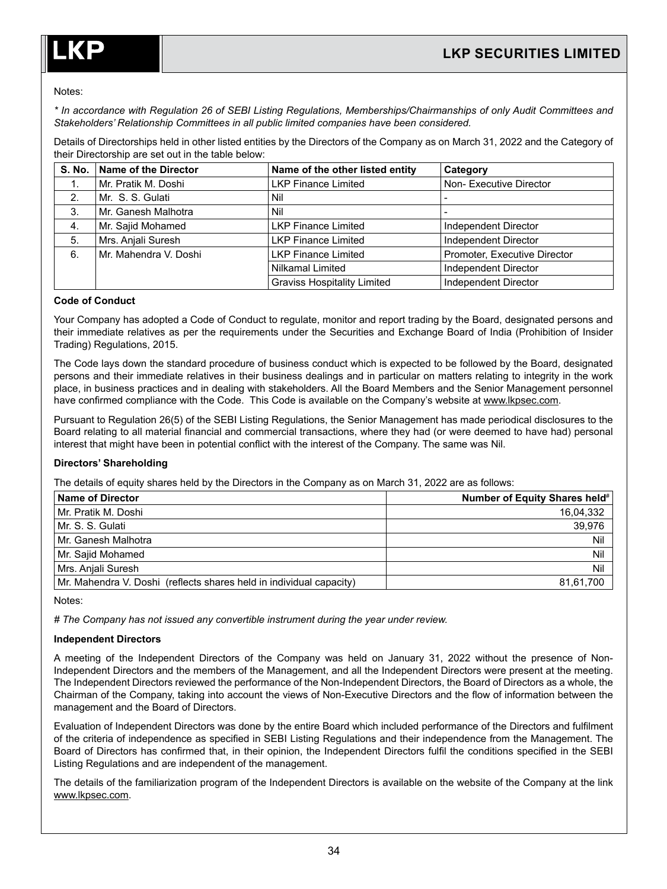Notes:

*\* In accordance with Regulation 26 of SEBI Listing Regulations, Memberships/Chairmanships of only Audit Committees and Stakeholders' Relationship Committees in all public limited companies have been considered.*

Details of Directorships held in other listed entities by the Directors of the Company as on March 31, 2022 and the Category of their Directorship are set out in the table below:

| S. No. | Name of the Director | Name of the other listed entity | Category |
|---|---|---|---|
| 1. | Mr. Pratik M. Doshi | LKP Finance Limited | Non- Executive Director |
| 2. | Mr. S. S. Gulati | Nil | - |
| 3. | Mr. Ganesh Malhotra | Nil | - |
| 4. | Mr. Sajid Mohamed | LKP Finance Limited | Independent Director |
| 5. | Mrs. Anjali Suresh | LKP Finance Limited | Independent Director |
| 6. | Mr. Mahendra V. Doshi | LKP Finance Limited | Promoter, Executive Director |
| | | Nilkamal Limited | Independent Director |
| | | Graviss Hospitality Limited | Independent Director |

**Code of Conduct**

Your Company has adopted a Code of Conduct to regulate, monitor and report trading by the Board, designated persons and their immediate relatives as per the requirements under the Securities and Exchange Board of India (Prohibition of Insider Trading) Regulations, 2015.

The Code lays down the standard procedure of business conduct which is expected to be followed by the Board, designated persons and their immediate relatives in their business dealings and in particular on matters relating to integrity in the work place, in business practices and in dealing with stakeholders. All the Board Members and the Senior Management personnel have confirmed compliance with the Code. This Code is available on the Company's website at www.lkpsec.com.

Pursuant to Regulation 26(5) of the SEBI Listing Regulations, the Senior Management has made periodical disclosures to the Board relating to all material financial and commercial transactions, where they had (or were deemed to have had) personal interest that might have been in potential conflict with the interest of the Company. The same was Nil.

**Directors' Shareholding**

The details of equity shares held by the Directors in the Company as on March 31, 2022 are as follows:

| Name of Director | Number of Equity Shares held# |
|---|---|
| Mr. Pratik M. Doshi | 16,04,332 |
| Mr. S. S. Gulati | 39,976 |
| Mr. Ganesh Malhotra | Nil |
| Mr. Sajid Mohamed | Nil |
| Mrs. Anjali Suresh | Nil |
| Mr. Mahendra V. Doshi (reflects shares held in individual capacity) | 81,61,700 |

Notes:

*# The Company has not issued any convertible instrument during the year under review.*

**Independent Directors**

A meeting of the Independent Directors of the Company was held on January 31, 2022 without the presence of Non-Independent Directors and the members of the Management, and all the Independent Directors were present at the meeting. The Independent Directors reviewed the performance of the Non-Independent Directors, the Board of Directors as a whole, the Chairman of the Company, taking into account the views of Non-Executive Directors and the flow of information between the management and the Board of Directors.

Evaluation of Independent Directors was done by the entire Board which included performance of the Directors and fulfilment of the criteria of independence as specified in SEBI Listing Regulations and their independence from the Management. The Board of Directors has confirmed that, in their opinion, the Independent Directors fulfil the conditions specified in the SEBI Listing Regulations and are independent of the management.

The details of the familiarization program of the Independent Directors is available on the website of the Company at the link www.lkpsec.com.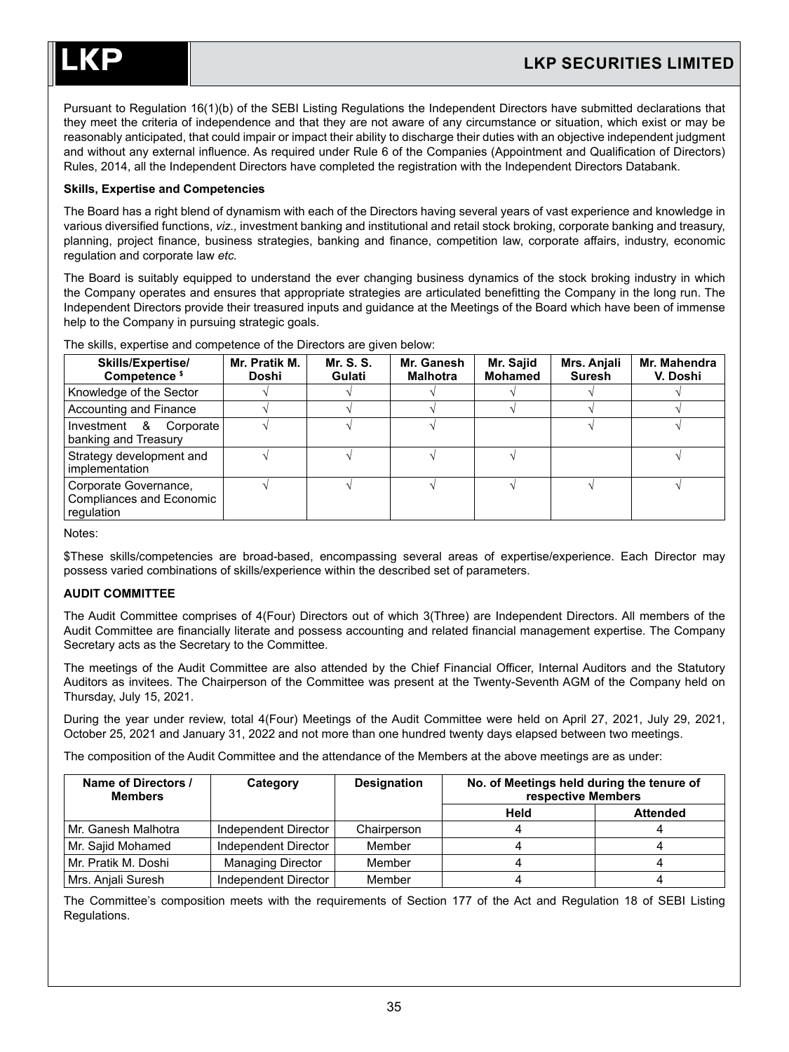Pursuant to Regulation 16(1)(b) of the SEBI Listing Regulations the Independent Directors have submitted declarations that they meet the criteria of independence and that they are not aware of any circumstance or situation, which exist or may be reasonably anticipated, that could impair or impact their ability to discharge their duties with an objective independent judgment and without any external influence. As required under Rule 6 of the Companies (Appointment and Qualification of Directors) Rules, 2014, all the Independent Directors have completed the registration with the Independent Directors Databank.

**Skills, Expertise and Competencies**

The Board has a right blend of dynamism with each of the Directors having several years of vast experience and knowledge in various diversified functions, *viz.,* investment banking and institutional and retail stock broking, corporate banking and treasury, planning, project finance, business strategies, banking and finance, competition law, corporate affairs, industry, economic regulation and corporate law *etc.*

The Board is suitably equipped to understand the ever changing business dynamics of the stock broking industry in which the Company operates and ensures that appropriate strategies are articulated benefitting the Company in the long run. The Independent Directors provide their treasured inputs and guidance at the Meetings of the Board which have been of immense help to the Company in pursuing strategic goals.

The skills, expertise and competence of the Directors are given below:

| Skills/Expertise/ Competence $ | Mr. Pratik M. Doshi | Mr. S. S. Gulati | Mr. Ganesh Malhotra | Mr. Sajid Mohamed | Mrs. Anjali Suresh | Mr. Mahendra V. Doshi |
|---|---|---|---|---|---|---|
| Knowledge of the Sector | √ | √ | √ | √ | √ | √ |
| Accounting and Finance | √ | √ | √ | √ | √ | √ |
| Investment & Corporate banking and Treasury | √ | √ | √ | | √ | √ |
| Strategy development and implementation | √ | √ | √ | √ | | √ |
| Corporate Governance, Compliances and Economic regulation | √ | √ | √ | √ | √ | √ |

Notes:

$These skills/competencies are broad-based, encompassing several areas of expertise/experience. Each Director may possess varied combinations of skills/experience within the described set of parameters.

**AUDIT COMMITTEE**

The Audit Committee comprises of 4(Four) Directors out of which 3(Three) are Independent Directors. All members of the Audit Committee are financially literate and possess accounting and related financial management expertise. The Company Secretary acts as the Secretary to the Committee.

The meetings of the Audit Committee are also attended by the Chief Financial Officer, Internal Auditors and the Statutory Auditors as invitees. The Chairperson of the Committee was present at the Twenty-Seventh AGM of the Company held on Thursday, July 15, 2021.

During the year under review, total 4(Four) Meetings of the Audit Committee were held on April 27, 2021, July 29, 2021, October 25, 2021 and January 31, 2022 and not more than one hundred twenty days elapsed between two meetings.

The composition of the Audit Committee and the attendance of the Members at the above meetings are as under:

| Name of Directors / Members | Category | Designation | No. of Meetings held during the tenure of respective Members | |
|---|---|---|---|---|
| | | | Held | Attended |
| Mr. Ganesh Malhotra | Independent Director | Chairperson | 4 | 4 |
| Mr. Sajid Mohamed | Independent Director | Member | 4 | 4 |
| Mr. Pratik M. Doshi | Managing Director | Member | 4 | 4 |
| Mrs. Anjali Suresh | Independent Director | Member | 4 | 4 |

The Committee's composition meets with the requirements of Section 177 of the Act and Regulation 18 of SEBI Listing Regulations.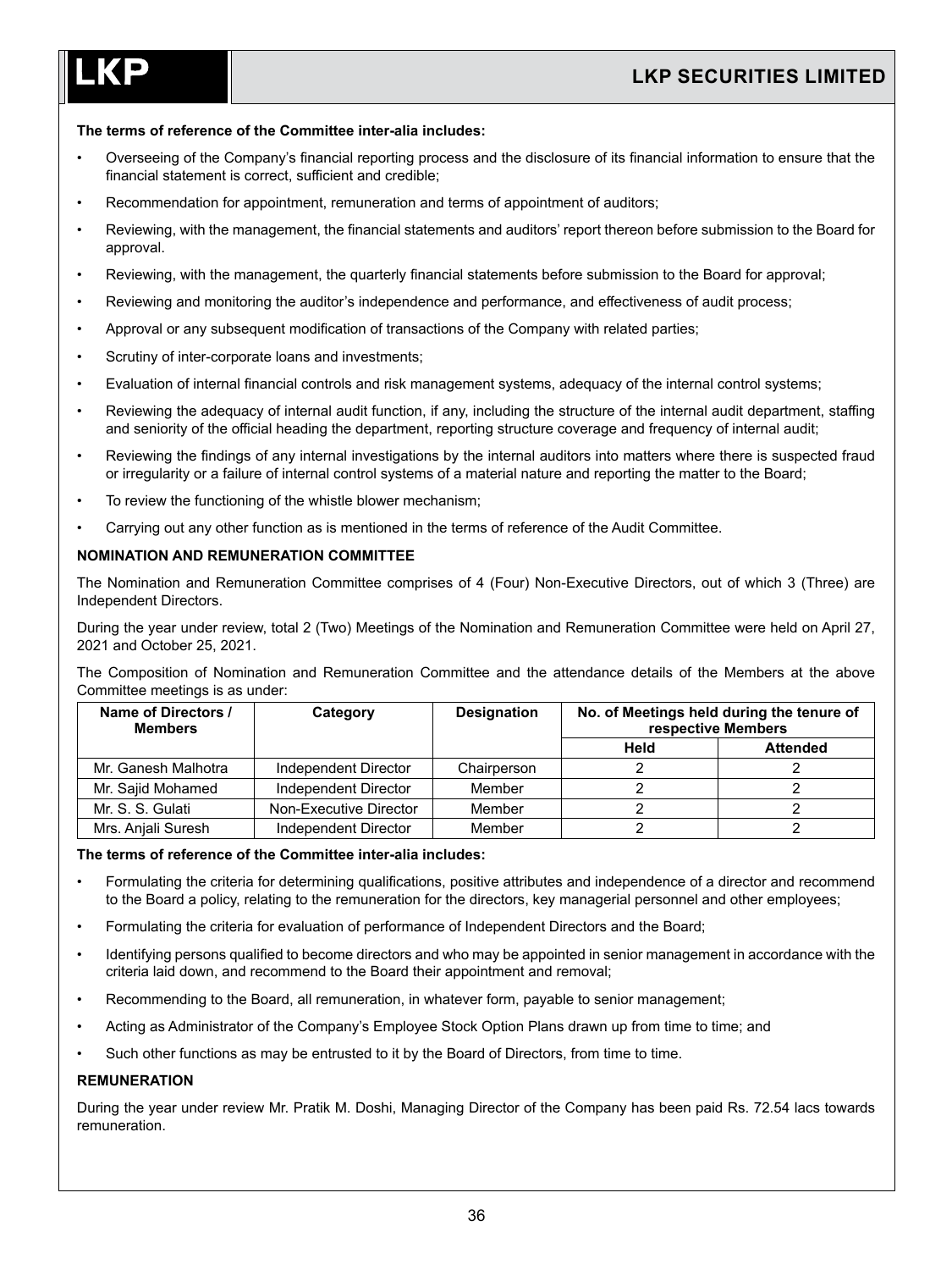**The terms of reference of the Committee inter-alia includes:**

- Overseeing of the Company's financial reporting process and the disclosure of its financial information to ensure that the financial statement is correct, sufficient and credible;
- Recommendation for appointment, remuneration and terms of appointment of auditors;
- Reviewing, with the management, the financial statements and auditors' report thereon before submission to the Board for approval.
- Reviewing, with the management, the quarterly financial statements before submission to the Board for approval;
- Reviewing and monitoring the auditor's independence and performance, and effectiveness of audit process;
- Approval or any subsequent modification of transactions of the Company with related parties;
- Scrutiny of inter-corporate loans and investments;
- Evaluation of internal financial controls and risk management systems, adequacy of the internal control systems;
- Reviewing the adequacy of internal audit function, if any, including the structure of the internal audit department, staffing and seniority of the official heading the department, reporting structure coverage and frequency of internal audit;
- Reviewing the findings of any internal investigations by the internal auditors into matters where there is suspected fraud or irregularity or a failure of internal control systems of a material nature and reporting the matter to the Board;
- To review the functioning of the whistle blower mechanism;
- Carrying out any other function as is mentioned in the terms of reference of the Audit Committee.

## NOMINATION AND REMUNERATION COMMITTEE

The Nomination and Remuneration Committee comprises of 4 (Four) Non-Executive Directors, out of which 3 (Three) are Independent Directors.

During the year under review, total 2 (Two) Meetings of the Nomination and Remuneration Committee were held on April 27, 2021 and October 25, 2021.

The Composition of Nomination and Remuneration Committee and the attendance details of the Members at the above Committee meetings is as under:

| Name of Directors / Members | Category | Designation | No. of Meetings held during the tenure of respective Members | |
|---|---|---|---|---|
| | | | Held | Attended |
| Mr. Ganesh Malhotra | Independent Director | Chairperson | 2 | 2 |
| Mr. Sajid Mohamed | Independent Director | Member | 2 | 2 |
| Mr. S. S. Gulati | Non-Executive Director | Member | 2 | 2 |
| Mrs. Anjali Suresh | Independent Director | Member | 2 | 2 |

**The terms of reference of the Committee inter-alia includes:**

- Formulating the criteria for determining qualifications, positive attributes and independence of a director and recommend to the Board a policy, relating to the remuneration for the directors, key managerial personnel and other employees;
- Formulating the criteria for evaluation of performance of Independent Directors and the Board;
- Identifying persons qualified to become directors and who may be appointed in senior management in accordance with the criteria laid down, and recommend to the Board their appointment and removal;
- Recommending to the Board, all remuneration, in whatever form, payable to senior management;
- Acting as Administrator of the Company's Employee Stock Option Plans drawn up from time to time; and
- Such other functions as may be entrusted to it by the Board of Directors, from time to time.

## REMUNERATION

During the year under review Mr. Pratik M. Doshi, Managing Director of the Company has been paid Rs. 72.54 lacs towards remuneration.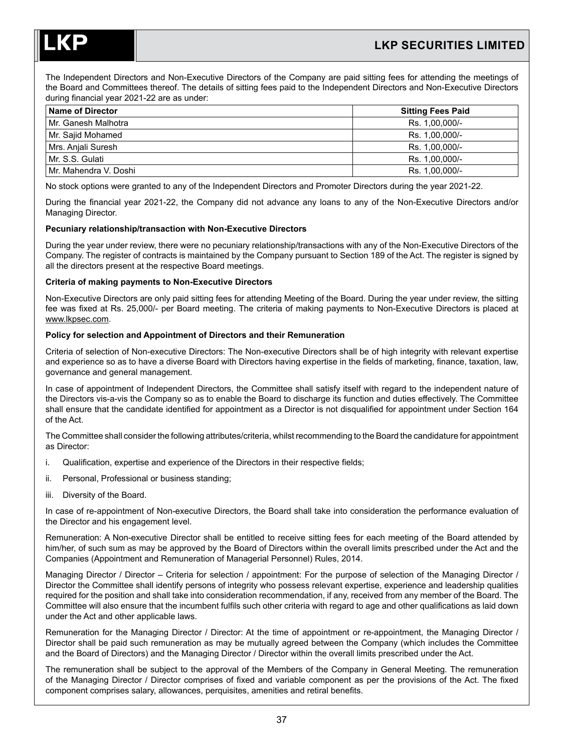The Independent Directors and Non-Executive Directors of the Company are paid sitting fees for attending the meetings of the Board and Committees thereof. The details of sitting fees paid to the Independent Directors and Non-Executive Directors during financial year 2021-22 are as under:

| Name of Director | Sitting Fees Paid |
|---|---|
| Mr. Ganesh Malhotra | Rs. 1,00,000/- |
| Mr. Sajid Mohamed | Rs. 1,00,000/- |
| Mrs. Anjali Suresh | Rs. 1,00,000/- |
| Mr. S.S. Gulati | Rs. 1,00,000/- |
| Mr. Mahendra V. Doshi | Rs. 1,00,000/- |

No stock options were granted to any of the Independent Directors and Promoter Directors during the year 2021-22.

During the financial year 2021-22, the Company did not advance any loans to any of the Non-Executive Directors and/or Managing Director.

**Pecuniary relationship/transaction with Non-Executive Directors**

During the year under review, there were no pecuniary relationship/transactions with any of the Non-Executive Directors of the Company. The register of contracts is maintained by the Company pursuant to Section 189 of the Act. The register is signed by all the directors present at the respective Board meetings.

**Criteria of making payments to Non-Executive Directors**

Non-Executive Directors are only paid sitting fees for attending Meeting of the Board. During the year under review, the sitting fee was fixed at Rs. 25,000/- per Board meeting. The criteria of making payments to Non-Executive Directors is placed at www.lkpsec.com.

**Policy for selection and Appointment of Directors and their Remuneration**

Criteria of selection of Non-executive Directors: The Non-executive Directors shall be of high integrity with relevant expertise and experience so as to have a diverse Board with Directors having expertise in the fields of marketing, finance, taxation, law, governance and general management.

In case of appointment of Independent Directors, the Committee shall satisfy itself with regard to the independent nature of the Directors vis-a-vis the Company so as to enable the Board to discharge its function and duties effectively. The Committee shall ensure that the candidate identified for appointment as a Director is not disqualified for appointment under Section 164 of the Act.

The Committee shall consider the following attributes/criteria, whilst recommending to the Board the candidature for appointment as Director:

i. Qualification, expertise and experience of the Directors in their respective fields;

ii. Personal, Professional or business standing;

iii. Diversity of the Board.

In case of re-appointment of Non-executive Directors, the Board shall take into consideration the performance evaluation of the Director and his engagement level.

Remuneration: A Non-executive Director shall be entitled to receive sitting fees for each meeting of the Board attended by him/her, of such sum as may be approved by the Board of Directors within the overall limits prescribed under the Act and the Companies (Appointment and Remuneration of Managerial Personnel) Rules, 2014.

Managing Director / Director – Criteria for selection / appointment: For the purpose of selection of the Managing Director / Director the Committee shall identify persons of integrity who possess relevant expertise, experience and leadership qualities required for the position and shall take into consideration recommendation, if any, received from any member of the Board. The Committee will also ensure that the incumbent fulfils such other criteria with regard to age and other qualifications as laid down under the Act and other applicable laws.

Remuneration for the Managing Director / Director: At the time of appointment or re-appointment, the Managing Director / Director shall be paid such remuneration as may be mutually agreed between the Company (which includes the Committee and the Board of Directors) and the Managing Director / Director within the overall limits prescribed under the Act.

The remuneration shall be subject to the approval of the Members of the Company in General Meeting. The remuneration of the Managing Director / Director comprises of fixed and variable component as per the provisions of the Act. The fixed component comprises salary, allowances, perquisites, amenities and retiral benefits.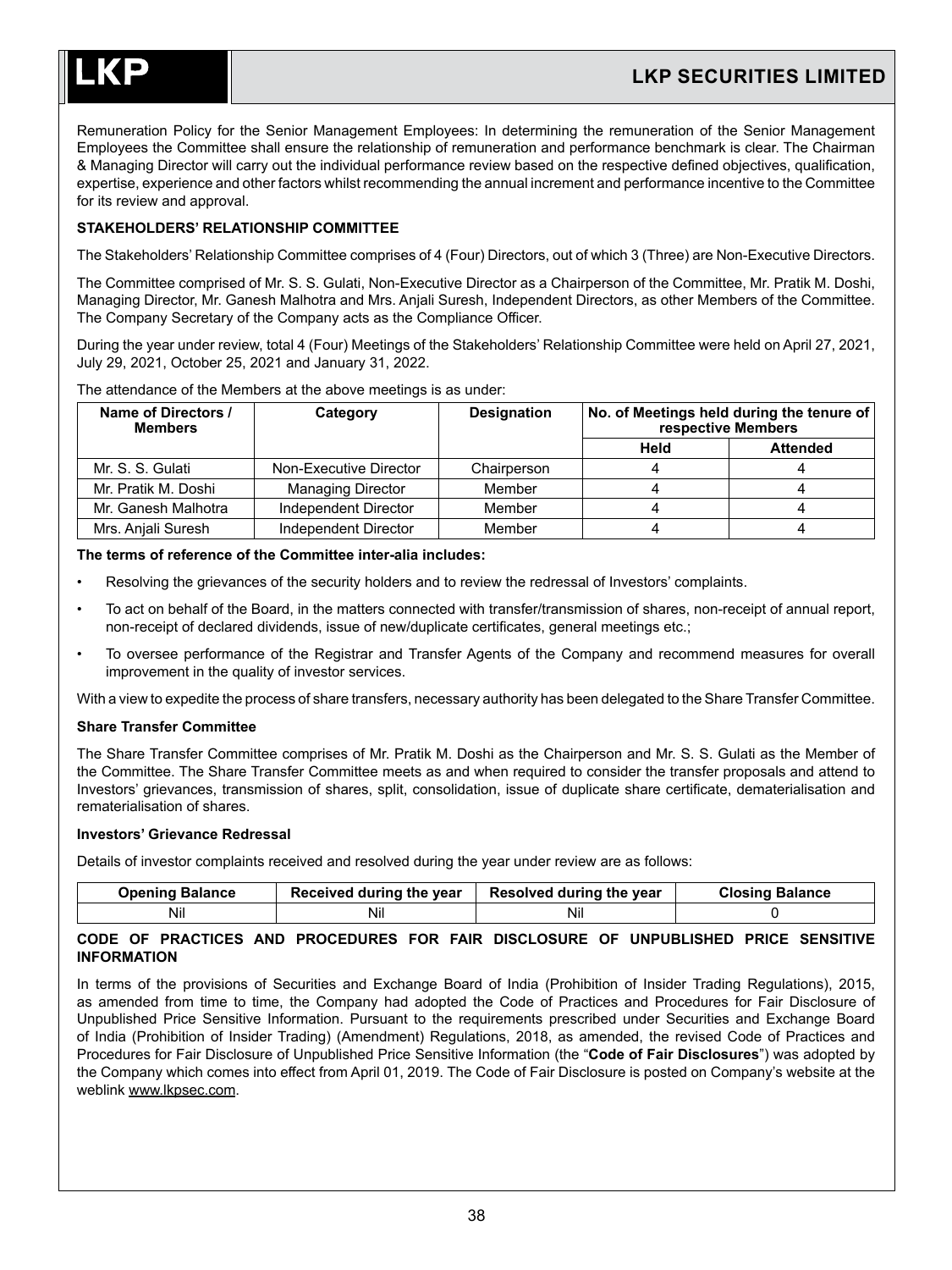Remuneration Policy for the Senior Management Employees: In determining the remuneration of the Senior Management Employees the Committee shall ensure the relationship of remuneration and performance benchmark is clear. The Chairman & Managing Director will carry out the individual performance review based on the respective defined objectives, qualification, expertise, experience and other factors whilst recommending the annual increment and performance incentive to the Committee for its review and approval.

**STAKEHOLDERS' RELATIONSHIP COMMITTEE**

The Stakeholders' Relationship Committee comprises of 4 (Four) Directors, out of which 3 (Three) are Non-Executive Directors.

The Committee comprised of Mr. S. S. Gulati, Non-Executive Director as a Chairperson of the Committee, Mr. Pratik M. Doshi, Managing Director, Mr. Ganesh Malhotra and Mrs. Anjali Suresh, Independent Directors, as other Members of the Committee. The Company Secretary of the Company acts as the Compliance Officer.

During the year under review, total 4 (Four) Meetings of the Stakeholders' Relationship Committee were held on April 27, 2021, July 29, 2021, October 25, 2021 and January 31, 2022.

The attendance of the Members at the above meetings is as under:

| Name of Directors / Members | Category | Designation | No. of Meetings held during the tenure of respective Members | |
|---|---|---|---|---|
| | | | Held | Attended |
| Mr. S. S. Gulati | Non-Executive Director | Chairperson | 4 | 4 |
| Mr. Pratik M. Doshi | Managing Director | Member | 4 | 4 |
| Mr. Ganesh Malhotra | Independent Director | Member | 4 | 4 |
| Mrs. Anjali Suresh | Independent Director | Member | 4 | 4 |

**The terms of reference of the Committee inter-alia includes:**

- Resolving the grievances of the security holders and to review the redressal of Investors' complaints.
- To act on behalf of the Board, in the matters connected with transfer/transmission of shares, non-receipt of annual report, non-receipt of declared dividends, issue of new/duplicate certificates, general meetings etc.;
- To oversee performance of the Registrar and Transfer Agents of the Company and recommend measures for overall improvement in the quality of investor services.

With a view to expedite the process of share transfers, necessary authority has been delegated to the Share Transfer Committee.

**Share Transfer Committee**

The Share Transfer Committee comprises of Mr. Pratik M. Doshi as the Chairperson and Mr. S. S. Gulati as the Member of the Committee. The Share Transfer Committee meets as and when required to consider the transfer proposals and attend to Investors' grievances, transmission of shares, split, consolidation, issue of duplicate share certificate, dematerialisation and rematerialisation of shares.

**Investors' Grievance Redressal**

Details of investor complaints received and resolved during the year under review are as follows:

| Opening Balance | Received during the year | Resolved during the year | Closing Balance |
|---|---|---|---|
| Nil | Nil | Nil | 0 |

**CODE OF PRACTICES AND PROCEDURES FOR FAIR DISCLOSURE OF UNPUBLISHED PRICE SENSITIVE INFORMATION**

In terms of the provisions of Securities and Exchange Board of India (Prohibition of Insider Trading Regulations), 2015, as amended from time to time, the Company had adopted the Code of Practices and Procedures for Fair Disclosure of Unpublished Price Sensitive Information. Pursuant to the requirements prescribed under Securities and Exchange Board of India (Prohibition of Insider Trading) (Amendment) Regulations, 2018, as amended, the revised Code of Practices and Procedures for Fair Disclosure of Unpublished Price Sensitive Information (the "**Code of Fair Disclosures**") was adopted by the Company which comes into effect from April 01, 2019. The Code of Fair Disclosure is posted on Company's website at the weblink www.lkpsec.com.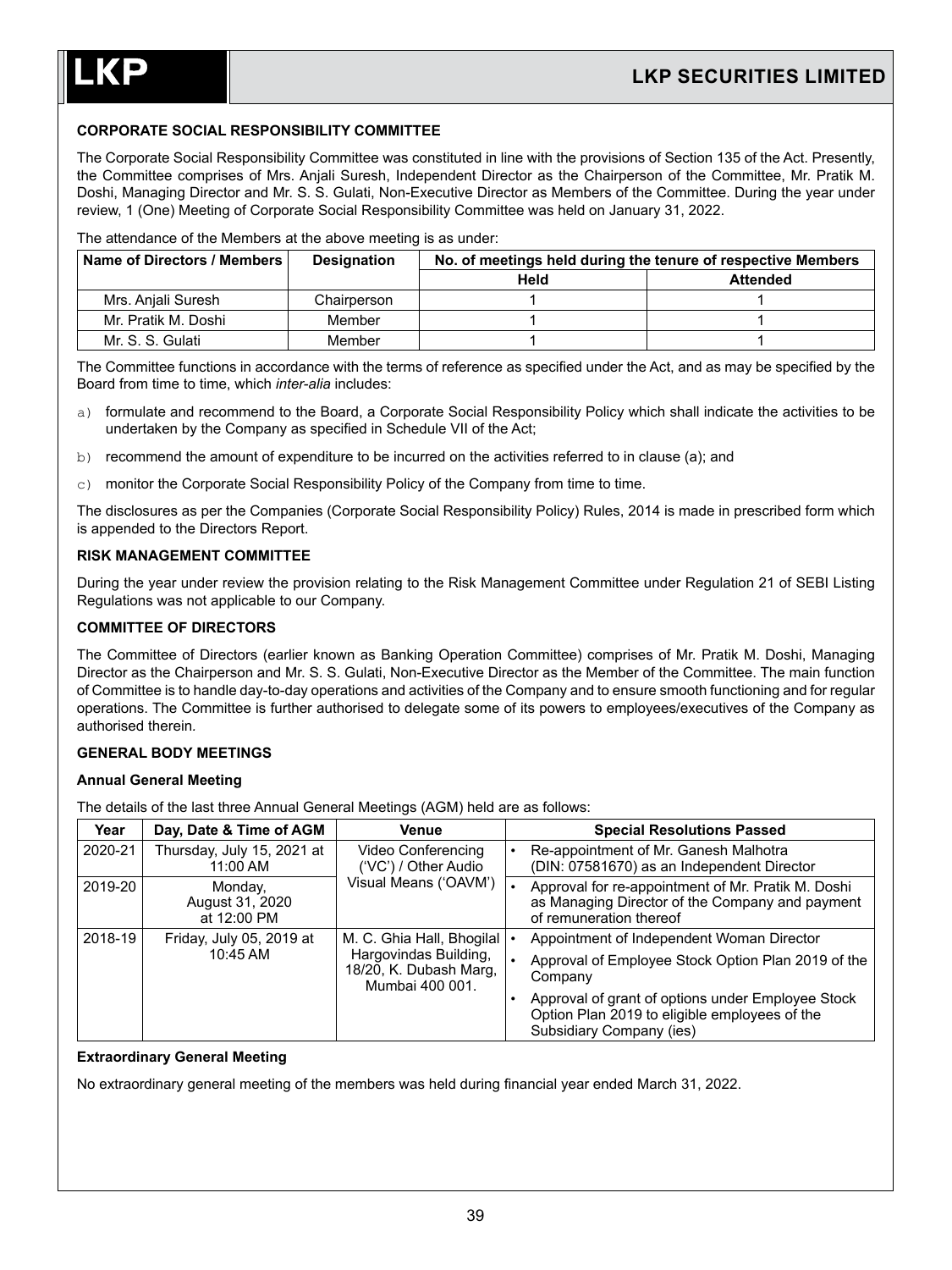### CORPORATE SOCIAL RESPONSIBILITY COMMITTEE

The Corporate Social Responsibility Committee was constituted in line with the provisions of Section 135 of the Act. Presently, the Committee comprises of Mrs. Anjali Suresh, Independent Director as the Chairperson of the Committee, Mr. Pratik M. Doshi, Managing Director and Mr. S. S. Gulati, Non-Executive Director as Members of the Committee. During the year under review, 1 (One) Meeting of Corporate Social Responsibility Committee was held on January 31, 2022.

The attendance of the Members at the above meeting is as under:

| Name of Directors / Members | Designation | No. of meetings held during the tenure of respective Members | |
|---|---|---|---|
| | | Held | Attended |
| Mrs. Anjali Suresh | Chairperson | 1 | 1 |
| Mr. Pratik M. Doshi | Member | 1 | 1 |
| Mr. S. S. Gulati | Member | 1 | 1 |

The Committee functions in accordance with the terms of reference as specified under the Act, and as may be specified by the Board from time to time, which *inter-alia* includes:

a) formulate and recommend to the Board, a Corporate Social Responsibility Policy which shall indicate the activities to be undertaken by the Company as specified in Schedule VII of the Act;

b) recommend the amount of expenditure to be incurred on the activities referred to in clause (a); and

c) monitor the Corporate Social Responsibility Policy of the Company from time to time.

The disclosures as per the Companies (Corporate Social Responsibility Policy) Rules, 2014 is made in prescribed form which is appended to the Directors Report.

### RISK MANAGEMENT COMMITTEE

During the year under review the provision relating to the Risk Management Committee under Regulation 21 of SEBI Listing Regulations was not applicable to our Company.

### COMMITTEE OF DIRECTORS

The Committee of Directors (earlier known as Banking Operation Committee) comprises of Mr. Pratik M. Doshi, Managing Director as the Chairperson and Mr. S. S. Gulati, Non-Executive Director as the Member of the Committee. The main function of Committee is to handle day-to-day operations and activities of the Company and to ensure smooth functioning and for regular operations. The Committee is further authorised to delegate some of its powers to employees/executives of the Company as authorised therein.

### GENERAL BODY MEETINGS

#### Annual General Meeting

The details of the last three Annual General Meetings (AGM) held are as follows:

| Year | Day, Date & Time of AGM | Venue | Special Resolutions Passed |
|---|---|---|---|
| 2020-21 | Thursday, July 15, 2021 at 11:00 AM | Video Conferencing ('VC') / Other Audio Visual Means ('OAVM') | • Re-appointment of Mr. Ganesh Malhotra (DIN: 07581670) as an Independent Director |
| 2019-20 | Monday, August 31, 2020 at 12:00 PM | | • Approval for re-appointment of Mr. Pratik M. Doshi as Managing Director of the Company and payment of remuneration thereof |
| 2018-19 | Friday, July 05, 2019 at 10:45 AM | M. C. Ghia Hall, Bhogilal Hargovindas Building, 18/20, K. Dubash Marg, Mumbai 400 001. | • Appointment of Independent Woman Director<br>• Approval of Employee Stock Option Plan 2019 of the Company<br>• Approval of grant of options under Employee Stock Option Plan 2019 to eligible employees of the Subsidiary Company (ies) |

#### Extraordinary General Meeting

No extraordinary general meeting of the members was held during financial year ended March 31, 2022.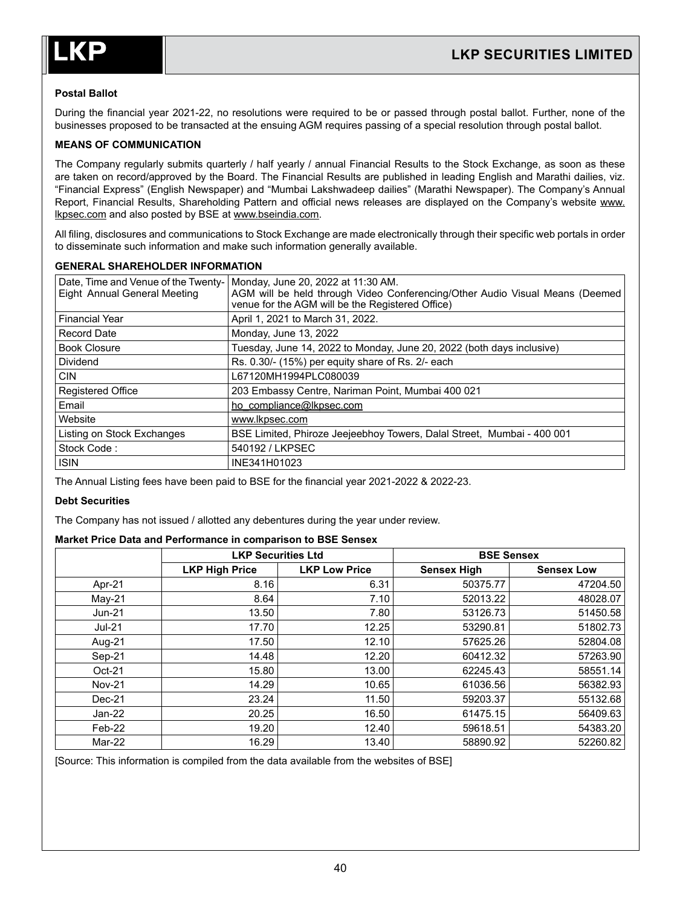#### Postal Ballot

During the financial year 2021-22, no resolutions were required to be or passed through postal ballot. Further, none of the businesses proposed to be transacted at the ensuing AGM requires passing of a special resolution through postal ballot.

#### MEANS OF COMMUNICATION

The Company regularly submits quarterly / half yearly / annual Financial Results to the Stock Exchange, as soon as these are taken on record/approved by the Board. The Financial Results are published in leading English and Marathi dailies, viz. "Financial Express" (English Newspaper) and "Mumbai Lakshwadeep dailies" (Marathi Newspaper). The Company's Annual Report, Financial Results, Shareholding Pattern and official news releases are displayed on the Company's website www.lkpsec.com and also posted by BSE at www.bseindia.com.

All filing, disclosures and communications to Stock Exchange are made electronically through their specific web portals in order to disseminate such information and make such information generally available.

#### GENERAL SHAREHOLDER INFORMATION

| | |
|---|---|
| Date, Time and Venue of the Twenty-Eight Annual General Meeting | Monday, June 20, 2022 at 11:30 AM. AGM will be held through Video Conferencing/Other Audio Visual Means (Deemed venue for the AGM will be the Registered Office) |
| Financial Year | April 1, 2021 to March 31, 2022. |
| Record Date | Monday, June 13, 2022 |
| Book Closure | Tuesday, June 14, 2022 to Monday, June 20, 2022 (both days inclusive) |
| Dividend | Rs. 0.30/- (15%) per equity share of Rs. 2/- each |
| CIN | L67120MH1994PLC080039 |
| Registered Office | 203 Embassy Centre, Nariman Point, Mumbai 400 021 |
| Email | ho_compliance@lkpsec.com |
| Website | www.lkpsec.com |
| Listing on Stock Exchanges | BSE Limited, Phiroze Jeejeebhoy Towers, Dalal Street, Mumbai - 400 001 |
| Stock Code : | 540192 / LKPSEC |
| ISIN | INE341H01023 |

The Annual Listing fees have been paid to BSE for the financial year 2021-2022 & 2022-23.

#### Debt Securities

The Company has not issued / allotted any debentures during the year under review.

#### Market Price Data and Performance in comparison to BSE Sensex

| | LKP Securities Ltd | | BSE Sensex | |
|---|---|---|---|---|
| | **LKP High Price** | **LKP Low Price** | **Sensex High** | **Sensex Low** |
| Apr-21 | 8.16 | 6.31 | 50375.77 | 47204.50 |
| May-21 | 8.64 | 7.10 | 52013.22 | 48028.07 |
| Jun-21 | 13.50 | 7.80 | 53126.73 | 51450.58 |
| Jul-21 | 17.70 | 12.25 | 53290.81 | 51802.73 |
| Aug-21 | 17.50 | 12.10 | 57625.26 | 52804.08 |
| Sep-21 | 14.48 | 12.20 | 60412.32 | 57263.90 |
| Oct-21 | 15.80 | 13.00 | 62245.43 | 58551.14 |
| Nov-21 | 14.29 | 10.65 | 61036.56 | 56382.93 |
| Dec-21 | 23.24 | 11.50 | 59203.37 | 55132.68 |
| Jan-22 | 20.25 | 16.50 | 61475.15 | 56409.63 |
| Feb-22 | 19.20 | 12.40 | 59618.51 | 54383.20 |
| Mar-22 | 16.29 | 13.40 | 58890.92 | 52260.82 |

[Source: This information is compiled from the data available from the websites of BSE]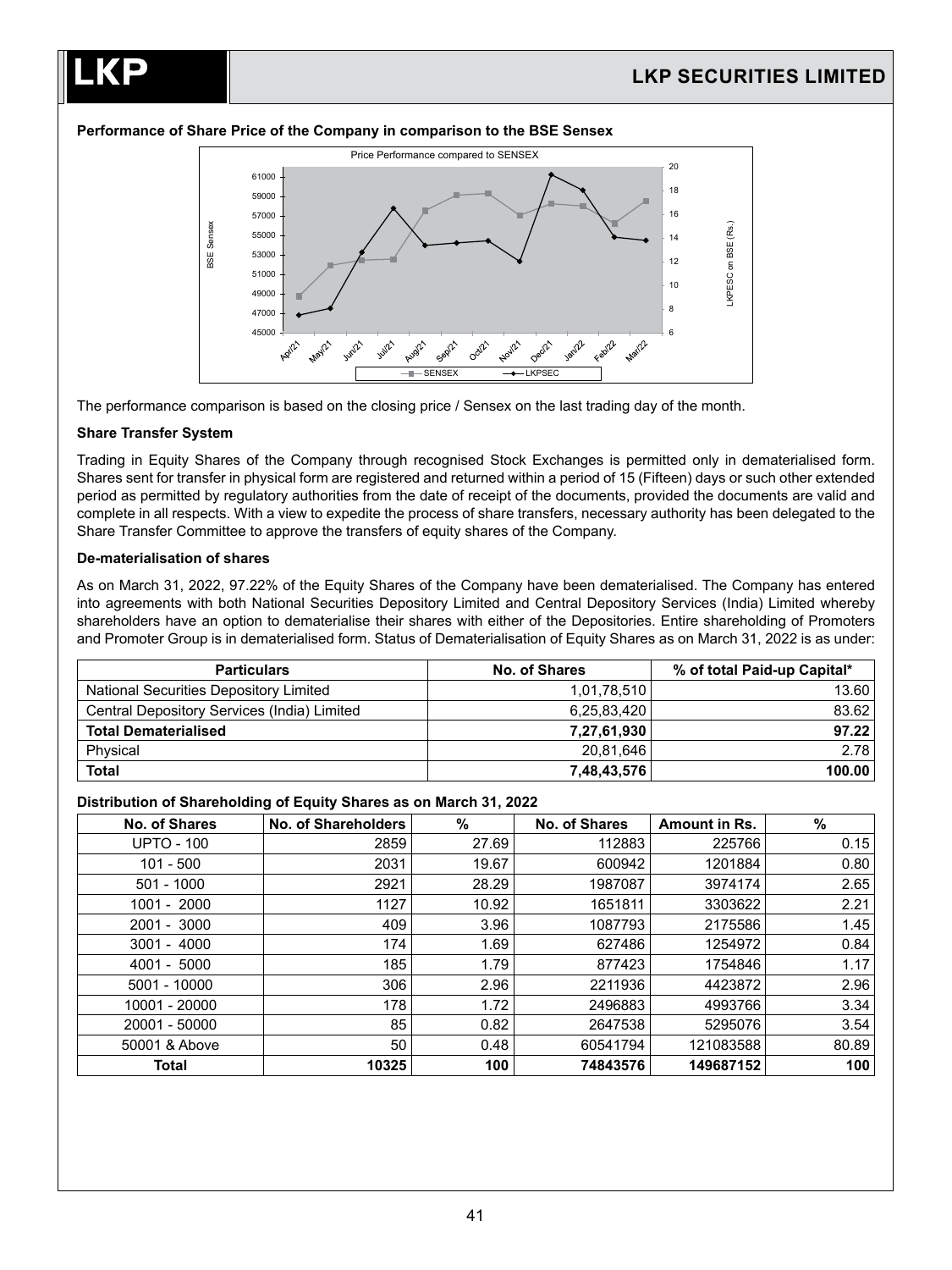## Performance of Share Price of the Company in comparison to the BSE Sensex

The performance comparison is based on the closing price / Sensex on the last trading day of the month.

### Share Transfer System

Trading in Equity Shares of the Company through recognised Stock Exchanges is permitted only in dematerialised form. Shares sent for transfer in physical form are registered and returned within a period of 15 (Fifteen) days or such other extended period as permitted by regulatory authorities from the date of receipt of the documents, provided the documents are valid and complete in all respects. With a view to expedite the process of share transfers, necessary authority has been delegated to the Share Transfer Committee to approve the transfers of equity shares of the Company.

### De-materialisation of shares

As on March 31, 2022, 97.22% of the Equity Shares of the Company have been dematerialised. The Company has entered into agreements with both National Securities Depository Limited and Central Depository Services (India) Limited whereby shareholders have an option to dematerialise their shares with either of the Depositories. Entire shareholding of Promoters and Promoter Group is in dematerialised form. Status of Dematerialisation of Equity Shares as on March 31, 2022 is as under:

| Particulars | No. of Shares | % of total Paid-up Capital* |
|---|---|---|
| National Securities Depository Limited | 1,01,78,510 | 13.60 |
| Central Depository Services (India) Limited | 6,25,83,420 | 83.62 |
| **Total Dematerialised** | **7,27,61,930** | **97.22** |
| Physical | 20,81,646 | 2.78 |
| **Total** | **7,48,43,576** | **100.00** |

### Distribution of Shareholding of Equity Shares as on March 31, 2022

| No. of Shares | No. of Shareholders | % | No. of Shares | Amount in Rs. | % |
|---|---|---|---|---|---|
| UPTO - 100 | 2859 | 27.69 | 112883 | 225766 | 0.15 |
| 101 - 500 | 2031 | 19.67 | 600942 | 1201884 | 0.80 |
| 501 - 1000 | 2921 | 28.29 | 1987087 | 3974174 | 2.65 |
| 1001 - 2000 | 1127 | 10.92 | 1651811 | 3303622 | 2.21 |
| 2001 - 3000 | 409 | 3.96 | 1087793 | 2175586 | 1.45 |
| 3001 - 4000 | 174 | 1.69 | 627486 | 1254972 | 0.84 |
| 4001 - 5000 | 185 | 1.79 | 877423 | 1754846 | 1.17 |
| 5001 - 10000 | 306 | 2.96 | 2211936 | 4423872 | 2.96 |
| 10001 - 20000 | 178 | 1.72 | 2496883 | 4993766 | 3.34 |
| 20001 - 50000 | 85 | 0.82 | 2647538 | 5295076 | 3.54 |
| 50001 & Above | 50 | 0.48 | 60541794 | 121083588 | 80.89 |
| **Total** | **10325** | **100** | **74843576** | **149687152** | **100** |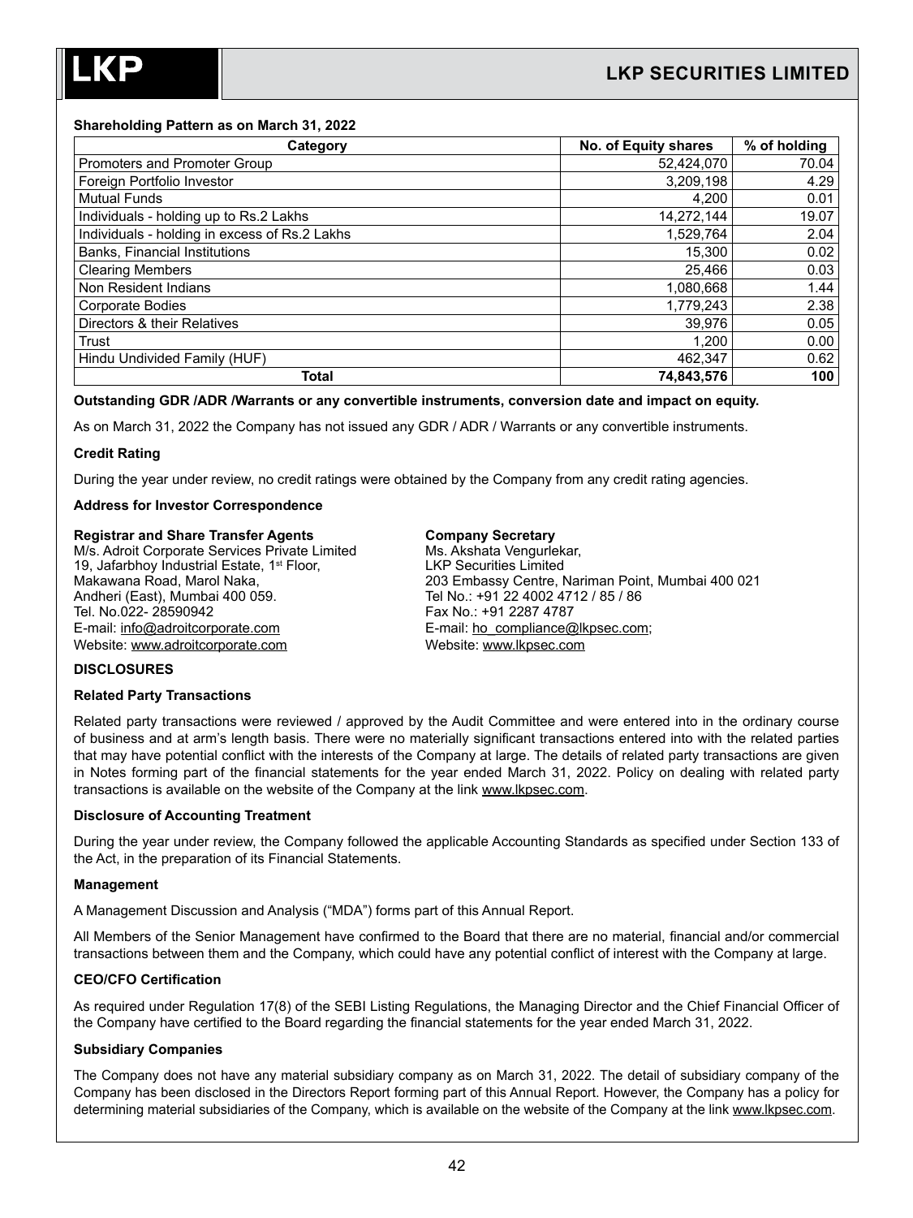**Shareholding Pattern as on March 31, 2022**

| Category | No. of Equity shares | % of holding |
|---|---|---|
| Promoters and Promoter Group | 52,424,070 | 70.04 |
| Foreign Portfolio Investor | 3,209,198 | 4.29 |
| Mutual Funds | 4,200 | 0.01 |
| Individuals - holding up to Rs.2 Lakhs | 14,272,144 | 19.07 |
| Individuals - holding in excess of Rs.2 Lakhs | 1,529,764 | 2.04 |
| Banks, Financial Institutions | 15,300 | 0.02 |
| Clearing Members | 25,466 | 0.03 |
| Non Resident Indians | 1,080,668 | 1.44 |
| Corporate Bodies | 1,779,243 | 2.38 |
| Directors & their Relatives | 39,976 | 0.05 |
| Trust | 1,200 | 0.00 |
| Hindu Undivided Family (HUF) | 462,347 | 0.62 |
| **Total** | **74,843,576** | **100** |

**Outstanding GDR /ADR /Warrants or any convertible instruments, conversion date and impact on equity.**

As on March 31, 2022 the Company has not issued any GDR / ADR / Warrants or any convertible instruments.

**Credit Rating**

During the year under review, no credit ratings were obtained by the Company from any credit rating agencies.

**Address for Investor Correspondence**

**Registrar and Share Transfer Agents**
M/s. Adroit Corporate Services Private Limited
19, Jafarbhoy Industrial Estate, 1st Floor,
Makawana Road, Marol Naka,
Andheri (East), Mumbai 400 059.
Tel. No.022- 28590942
E-mail: info@adroitcorporate.com
Website: www.adroitcorporate.com

**Company Secretary**
Ms. Akshata Vengurlekar,
LKP Securities Limited
203 Embassy Centre, Nariman Point, Mumbai 400 021
Tel No.: +91 22 4002 4712 / 85 / 86
Fax No.: +91 2287 4787
E-mail: ho_compliance@lkpsec.com;
Website: www.lkpsec.com

**DISCLOSURES**

**Related Party Transactions**

Related party transactions were reviewed / approved by the Audit Committee and were entered into in the ordinary course of business and at arm's length basis. There were no materially significant transactions entered into with the related parties that may have potential conflict with the interests of the Company at large. The details of related party transactions are given in Notes forming part of the financial statements for the year ended March 31, 2022. Policy on dealing with related party transactions is available on the website of the Company at the link www.lkpsec.com.

**Disclosure of Accounting Treatment**

During the year under review, the Company followed the applicable Accounting Standards as specified under Section 133 of the Act, in the preparation of its Financial Statements.

**Management**

A Management Discussion and Analysis ("MDA") forms part of this Annual Report.

All Members of the Senior Management have confirmed to the Board that there are no material, financial and/or commercial transactions between them and the Company, which could have any potential conflict of interest with the Company at large.

**CEO/CFO Certification**

As required under Regulation 17(8) of the SEBI Listing Regulations, the Managing Director and the Chief Financial Officer of the Company have certified to the Board regarding the financial statements for the year ended March 31, 2022.

**Subsidiary Companies**

The Company does not have any material subsidiary company as on March 31, 2022. The detail of subsidiary company of the Company has been disclosed in the Directors Report forming part of this Annual Report. However, the Company has a policy for determining material subsidiaries of the Company, which is available on the website of the Company at the link www.lkpsec.com.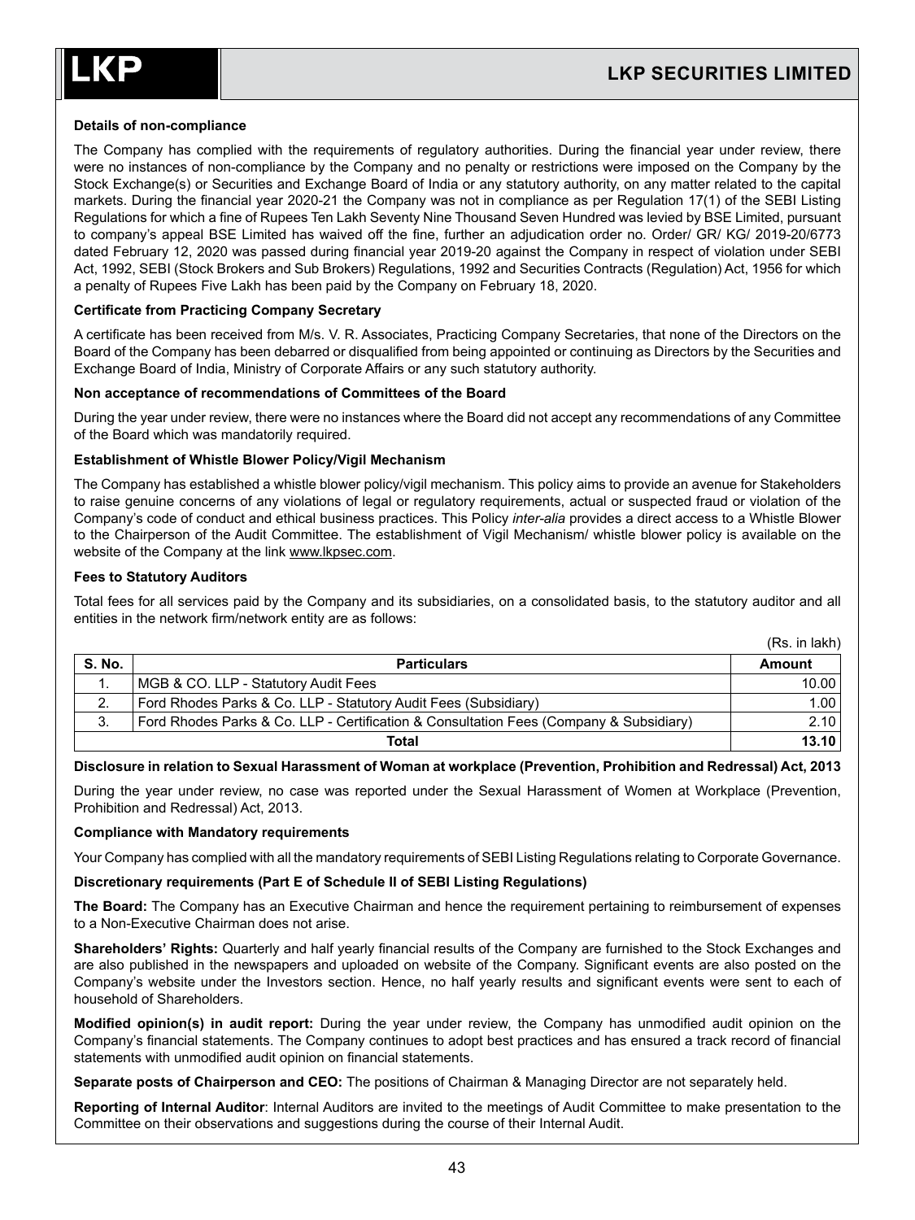**Details of non-compliance**

The Company has complied with the requirements of regulatory authorities. During the financial year under review, there were no instances of non-compliance by the Company and no penalty or restrictions were imposed on the Company by the Stock Exchange(s) or Securities and Exchange Board of India or any statutory authority, on any matter related to the capital markets. During the financial year 2020-21 the Company was not in compliance as per Regulation 17(1) of the SEBI Listing Regulations for which a fine of Rupees Ten Lakh Seventy Nine Thousand Seven Hundred was levied by BSE Limited, pursuant to company's appeal BSE Limited has waived off the fine, further an adjudication order no. Order/ GR/ KG/ 2019-20/6773 dated February 12, 2020 was passed during financial year 2019-20 against the Company in respect of violation under SEBI Act, 1992, SEBI (Stock Brokers and Sub Brokers) Regulations, 1992 and Securities Contracts (Regulation) Act, 1956 for which a penalty of Rupees Five Lakh has been paid by the Company on February 18, 2020.

**Certificate from Practicing Company Secretary**

A certificate has been received from M/s. V. R. Associates, Practicing Company Secretaries, that none of the Directors on the Board of the Company has been debarred or disqualified from being appointed or continuing as Directors by the Securities and Exchange Board of India, Ministry of Corporate Affairs or any such statutory authority.

**Non acceptance of recommendations of Committees of the Board**

During the year under review, there were no instances where the Board did not accept any recommendations of any Committee of the Board which was mandatorily required.

**Establishment of Whistle Blower Policy/Vigil Mechanism**

The Company has established a whistle blower policy/vigil mechanism. This policy aims to provide an avenue for Stakeholders to raise genuine concerns of any violations of legal or regulatory requirements, actual or suspected fraud or violation of the Company's code of conduct and ethical business practices. This Policy *inter-alia* provides a direct access to a Whistle Blower to the Chairperson of the Audit Committee. The establishment of Vigil Mechanism/ whistle blower policy is available on the website of the Company at the link www.lkpsec.com.

**Fees to Statutory Auditors**

Total fees for all services paid by the Company and its subsidiaries, on a consolidated basis, to the statutory auditor and all entities in the network firm/network entity are as follows:

(Rs. in lakh)

| S. No. | Particulars | Amount |
|---|---|---|
| 1. | MGB & CO. LLP - Statutory Audit Fees | 10.00 |
| 2. | Ford Rhodes Parks & Co. LLP - Statutory Audit Fees (Subsidiary) | 1.00 |
| 3. | Ford Rhodes Parks & Co. LLP - Certification & Consultation Fees (Company & Subsidiary) | 2.10 |
| | **Total** | **13.10** |

**Disclosure in relation to Sexual Harassment of Woman at workplace (Prevention, Prohibition and Redressal) Act, 2013**

During the year under review, no case was reported under the Sexual Harassment of Women at Workplace (Prevention, Prohibition and Redressal) Act, 2013.

**Compliance with Mandatory requirements**

Your Company has complied with all the mandatory requirements of SEBI Listing Regulations relating to Corporate Governance.

**Discretionary requirements (Part E of Schedule II of SEBI Listing Regulations)**

**The Board:** The Company has an Executive Chairman and hence the requirement pertaining to reimbursement of expenses to a Non-Executive Chairman does not arise.

**Shareholders' Rights:** Quarterly and half yearly financial results of the Company are furnished to the Stock Exchanges and are also published in the newspapers and uploaded on website of the Company. Significant events are also posted on the Company's website under the Investors section. Hence, no half yearly results and significant events were sent to each of household of Shareholders.

**Modified opinion(s) in audit report:** During the year under review, the Company has unmodified audit opinion on the Company's financial statements. The Company continues to adopt best practices and has ensured a track record of financial statements with unmodified audit opinion on financial statements.

**Separate posts of Chairperson and CEO:** The positions of Chairman & Managing Director are not separately held.

**Reporting of Internal Auditor**: Internal Auditors are invited to the meetings of Audit Committee to make presentation to the Committee on their observations and suggestions during the course of their Internal Audit.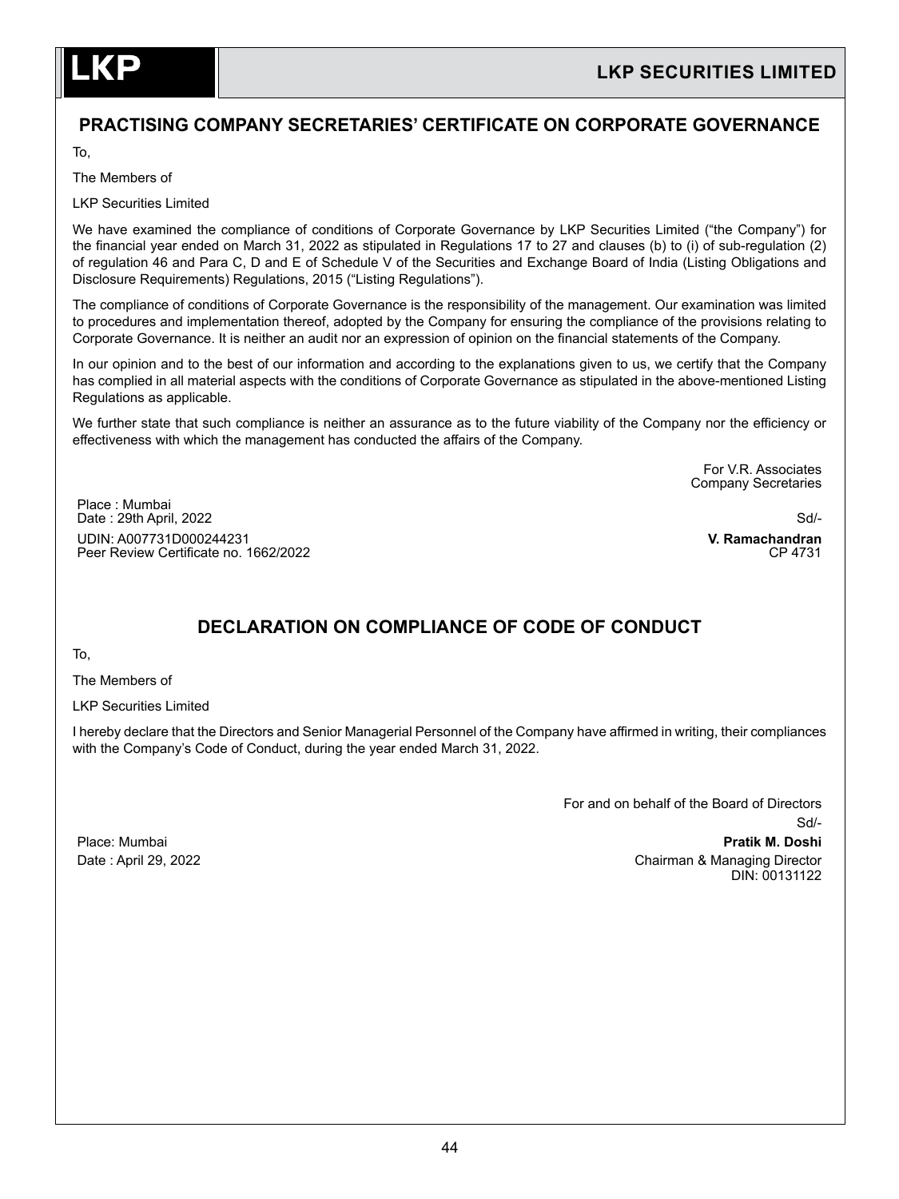## PRACTISING COMPANY SECRETARIES' CERTIFICATE ON CORPORATE GOVERNANCE

To,

The Members of

LKP Securities Limited

We have examined the compliance of conditions of Corporate Governance by LKP Securities Limited ("the Company") for the financial year ended on March 31, 2022 as stipulated in Regulations 17 to 27 and clauses (b) to (i) of sub-regulation (2) of regulation 46 and Para C, D and E of Schedule V of the Securities and Exchange Board of India (Listing Obligations and Disclosure Requirements) Regulations, 2015 ("Listing Regulations").

The compliance of conditions of Corporate Governance is the responsibility of the management. Our examination was limited to procedures and implementation thereof, adopted by the Company for ensuring the compliance of the provisions relating to Corporate Governance. It is neither an audit nor an expression of opinion on the financial statements of the Company.

In our opinion and to the best of our information and according to the explanations given to us, we certify that the Company has complied in all material aspects with the conditions of Corporate Governance as stipulated in the above-mentioned Listing Regulations as applicable.

We further state that such compliance is neither an assurance as to the future viability of the Company nor the efficiency or effectiveness with which the management has conducted the affairs of the Company.

For V.R. Associates
Company Secretaries

Place : Mumbai
Date : 29th April, 2022

Sd/-

UDIN: A007731D000244231
Peer Review Certificate no. 1662/2022

**V. Ramachandran**
CP 4731

## DECLARATION ON COMPLIANCE OF CODE OF CONDUCT

To,

The Members of

LKP Securities Limited

I hereby declare that the Directors and Senior Managerial Personnel of the Company have affirmed in writing, their compliances with the Company's Code of Conduct, during the year ended March 31, 2022.

For and on behalf of the Board of Directors

Sd/-

Place: Mumbai
Date : April 29, 2022

**Pratik M. Doshi**
Chairman & Managing Director
DIN: 00131122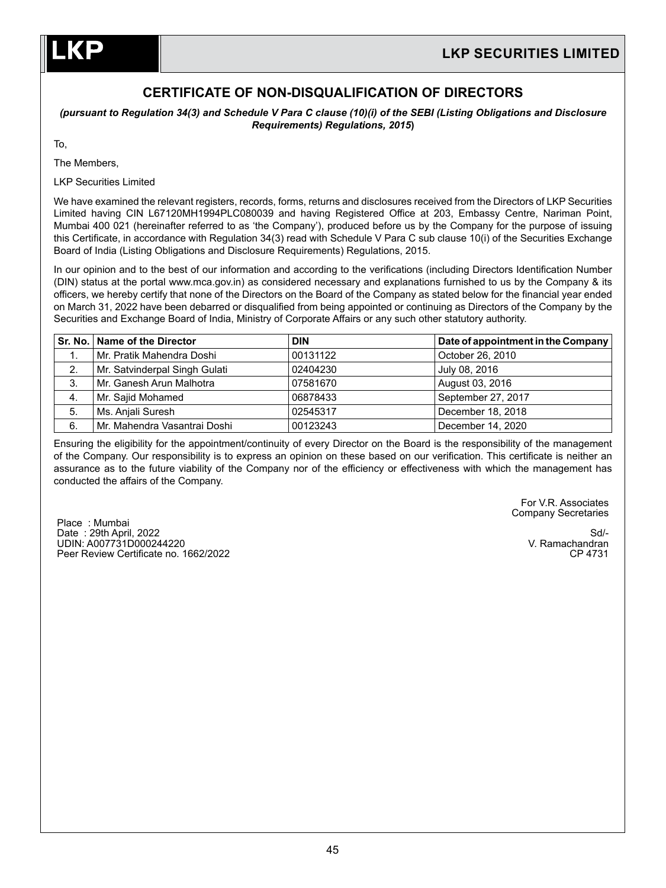# CERTIFICATE OF NON-DISQUALIFICATION OF DIRECTORS

***(pursuant to Regulation 34(3) and Schedule V Para C clause (10)(i) of the SEBI (Listing Obligations and Disclosure Requirements) Regulations, 2015*)**

To,

The Members,

LKP Securities Limited

We have examined the relevant registers, records, forms, returns and disclosures received from the Directors of LKP Securities Limited having CIN L67120MH1994PLC080039 and having Registered Office at 203, Embassy Centre, Nariman Point, Mumbai 400 021 (hereinafter referred to as 'the Company'), produced before us by the Company for the purpose of issuing this Certificate, in accordance with Regulation 34(3) read with Schedule V Para C sub clause 10(i) of the Securities Exchange Board of India (Listing Obligations and Disclosure Requirements) Regulations, 2015.

In our opinion and to the best of our information and according to the verifications (including Directors Identification Number (DIN) status at the portal www.mca.gov.in) as considered necessary and explanations furnished to us by the Company & its officers, we hereby certify that none of the Directors on the Board of the Company as stated below for the financial year ended on March 31, 2022 have been debarred or disqualified from being appointed or continuing as Directors of the Company by the Securities and Exchange Board of India, Ministry of Corporate Affairs or any such other statutory authority.

| Sr. No. | Name of the Director | DIN | Date of appointment in the Company |
|---|---|---|---|
| 1. | Mr. Pratik Mahendra Doshi | 00131122 | October 26, 2010 |
| 2. | Mr. Satvinderpal Singh Gulati | 02404230 | July 08, 2016 |
| 3. | Mr. Ganesh Arun Malhotra | 07581670 | August 03, 2016 |
| 4. | Mr. Sajid Mohamed | 06878433 | September 27, 2017 |
| 5. | Ms. Anjali Suresh | 02545317 | December 18, 2018 |
| 6. | Mr. Mahendra Vasantrai Doshi | 00123243 | December 14, 2020 |

Ensuring the eligibility for the appointment/continuity of every Director on the Board is the responsibility of the management of the Company. Our responsibility is to express an opinion on these based on our verification. This certificate is neither an assurance as to the future viability of the Company nor of the efficiency or effectiveness with which the management has conducted the affairs of the Company.

For V.R. Associates
Company Secretaries

Place : Mumbai
Date : 29th April, 2022
UDIN: A007731D000244220
Peer Review Certificate no. 1662/2022

Sd/-
V. Ramachandran
CP 4731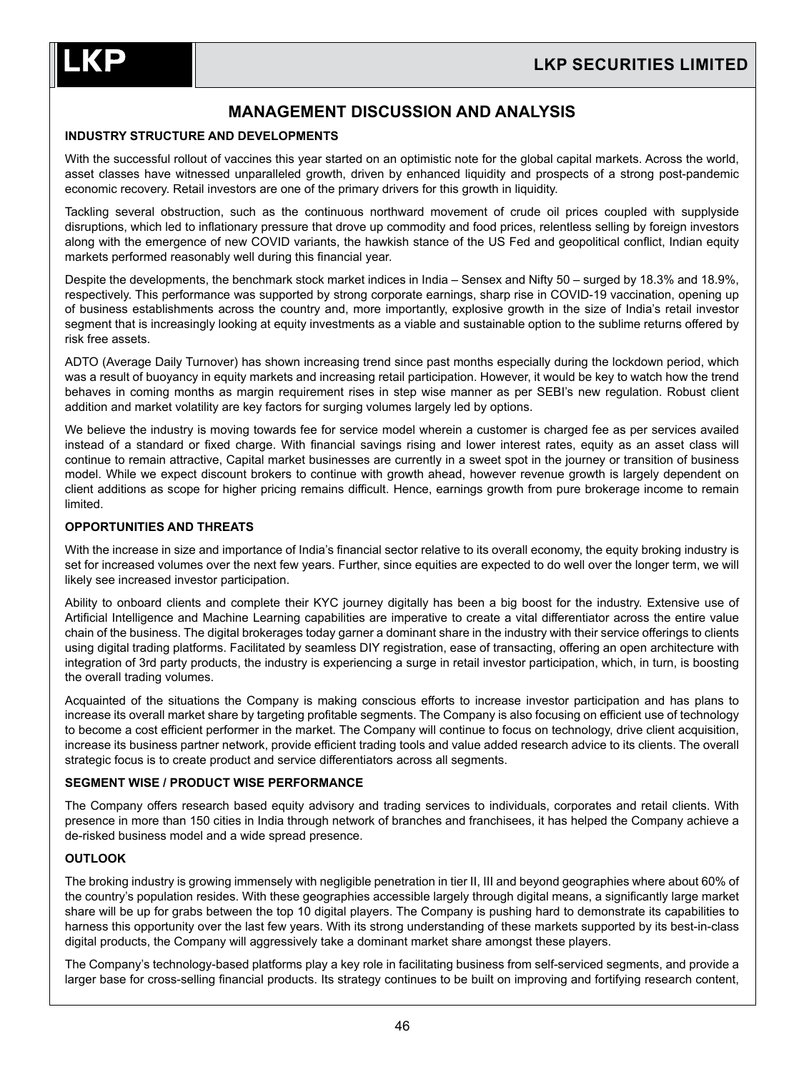## MANAGEMENT DISCUSSION AND ANALYSIS

### INDUSTRY STRUCTURE AND DEVELOPMENTS

With the successful rollout of vaccines this year started on an optimistic note for the global capital markets. Across the world, asset classes have witnessed unparalleled growth, driven by enhanced liquidity and prospects of a strong post-pandemic economic recovery. Retail investors are one of the primary drivers for this growth in liquidity.

Tackling several obstruction, such as the continuous northward movement of crude oil prices coupled with supplyside disruptions, which led to inflationary pressure that drove up commodity and food prices, relentless selling by foreign investors along with the emergence of new COVID variants, the hawkish stance of the US Fed and geopolitical conflict, Indian equity markets performed reasonably well during this financial year.

Despite the developments, the benchmark stock market indices in India – Sensex and Nifty 50 – surged by 18.3% and 18.9%, respectively. This performance was supported by strong corporate earnings, sharp rise in COVID-19 vaccination, opening up of business establishments across the country and, more importantly, explosive growth in the size of India's retail investor segment that is increasingly looking at equity investments as a viable and sustainable option to the sublime returns offered by risk free assets.

ADTO (Average Daily Turnover) has shown increasing trend since past months especially during the lockdown period, which was a result of buoyancy in equity markets and increasing retail participation. However, it would be key to watch how the trend behaves in coming months as margin requirement rises in step wise manner as per SEBI's new regulation. Robust client addition and market volatility are key factors for surging volumes largely led by options.

We believe the industry is moving towards fee for service model wherein a customer is charged fee as per services availed instead of a standard or fixed charge. With financial savings rising and lower interest rates, equity as an asset class will continue to remain attractive, Capital market businesses are currently in a sweet spot in the journey or transition of business model. While we expect discount brokers to continue with growth ahead, however revenue growth is largely dependent on client additions as scope for higher pricing remains difficult. Hence, earnings growth from pure brokerage income to remain limited.

### OPPORTUNITIES AND THREATS

With the increase in size and importance of India's financial sector relative to its overall economy, the equity broking industry is set for increased volumes over the next few years. Further, since equities are expected to do well over the longer term, we will likely see increased investor participation.

Ability to onboard clients and complete their KYC journey digitally has been a big boost for the industry. Extensive use of Artificial Intelligence and Machine Learning capabilities are imperative to create a vital differentiator across the entire value chain of the business. The digital brokerages today garner a dominant share in the industry with their service offerings to clients using digital trading platforms. Facilitated by seamless DIY registration, ease of transacting, offering an open architecture with integration of 3rd party products, the industry is experiencing a surge in retail investor participation, which, in turn, is boosting the overall trading volumes.

Acquainted of the situations the Company is making conscious efforts to increase investor participation and has plans to increase its overall market share by targeting profitable segments. The Company is also focusing on efficient use of technology to become a cost efficient performer in the market. The Company will continue to focus on technology, drive client acquisition, increase its business partner network, provide efficient trading tools and value added research advice to its clients. The overall strategic focus is to create product and service differentiators across all segments.

### SEGMENT WISE / PRODUCT WISE PERFORMANCE

The Company offers research based equity advisory and trading services to individuals, corporates and retail clients. With presence in more than 150 cities in India through network of branches and franchisees, it has helped the Company achieve a de-risked business model and a wide spread presence.

### OUTLOOK

The broking industry is growing immensely with negligible penetration in tier II, III and beyond geographies where about 60% of the country's population resides. With these geographies accessible largely through digital means, a significantly large market share will be up for grabs between the top 10 digital players. The Company is pushing hard to demonstrate its capabilities to harness this opportunity over the last few years. With its strong understanding of these markets supported by its best-in-class digital products, the Company will aggressively take a dominant market share amongst these players.

The Company's technology-based platforms play a key role in facilitating business from self-serviced segments, and provide a larger base for cross-selling financial products. Its strategy continues to be built on improving and fortifying research content,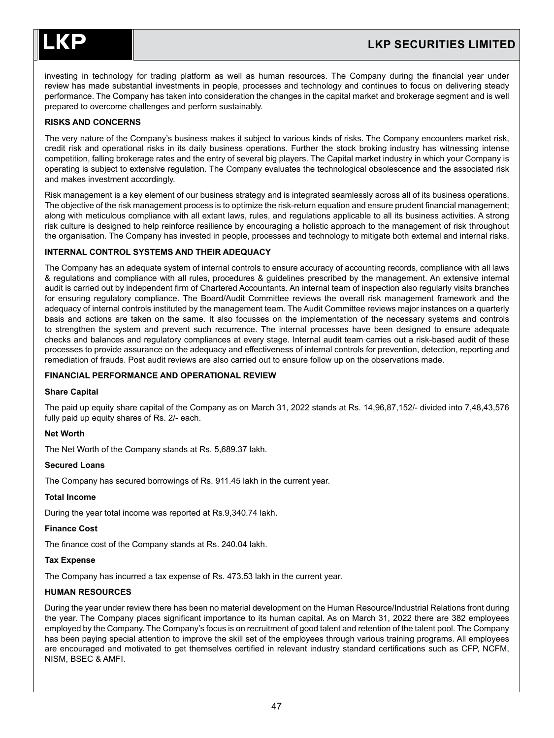investing in technology for trading platform as well as human resources. The Company during the financial year under review has made substantial investments in people, processes and technology and continues to focus on delivering steady performance. The Company has taken into consideration the changes in the capital market and brokerage segment and is well prepared to overcome challenges and perform sustainably.

**RISKS AND CONCERNS**

The very nature of the Company's business makes it subject to various kinds of risks. The Company encounters market risk, credit risk and operational risks in its daily business operations. Further the stock broking industry has witnessing intense competition, falling brokerage rates and the entry of several big players. The Capital market industry in which your Company is operating is subject to extensive regulation. The Company evaluates the technological obsolescence and the associated risk and makes investment accordingly.

Risk management is a key element of our business strategy and is integrated seamlessly across all of its business operations. The objective of the risk management process is to optimize the risk-return equation and ensure prudent financial management; along with meticulous compliance with all extant laws, rules, and regulations applicable to all its business activities. A strong risk culture is designed to help reinforce resilience by encouraging a holistic approach to the management of risk throughout the organisation. The Company has invested in people, processes and technology to mitigate both external and internal risks.

**INTERNAL CONTROL SYSTEMS AND THEIR ADEQUACY**

The Company has an adequate system of internal controls to ensure accuracy of accounting records, compliance with all laws & regulations and compliance with all rules, procedures & guidelines prescribed by the management. An extensive internal audit is carried out by independent firm of Chartered Accountants. An internal team of inspection also regularly visits branches for ensuring regulatory compliance. The Board/Audit Committee reviews the overall risk management framework and the adequacy of internal controls instituted by the management team. The Audit Committee reviews major instances on a quarterly basis and actions are taken on the same. It also focusses on the implementation of the necessary systems and controls to strengthen the system and prevent such recurrence. The internal processes have been designed to ensure adequate checks and balances and regulatory compliances at every stage. Internal audit team carries out a risk-based audit of these processes to provide assurance on the adequacy and effectiveness of internal controls for prevention, detection, reporting and remediation of frauds. Post audit reviews are also carried out to ensure follow up on the observations made.

**FINANCIAL PERFORMANCE AND OPERATIONAL REVIEW**

**Share Capital**

The paid up equity share capital of the Company as on March 31, 2022 stands at Rs. 14,96,87,152/- divided into 7,48,43,576 fully paid up equity shares of Rs. 2/- each.

**Net Worth**

The Net Worth of the Company stands at Rs. 5,689.37 lakh.

**Secured Loans**

The Company has secured borrowings of Rs. 911.45 lakh in the current year.

**Total Income**

During the year total income was reported at Rs.9,340.74 lakh.

**Finance Cost**

The finance cost of the Company stands at Rs. 240.04 lakh.

**Tax Expense**

The Company has incurred a tax expense of Rs. 473.53 lakh in the current year.

**HUMAN RESOURCES**

During the year under review there has been no material development on the Human Resource/Industrial Relations front during the year. The Company places significant importance to its human capital. As on March 31, 2022 there are 382 employees employed by the Company. The Company's focus is on recruitment of good talent and retention of the talent pool. The Company has been paying special attention to improve the skill set of the employees through various training programs. All employees are encouraged and motivated to get themselves certified in relevant industry standard certifications such as CFP, NCFM, NISM, BSEC & AMFI.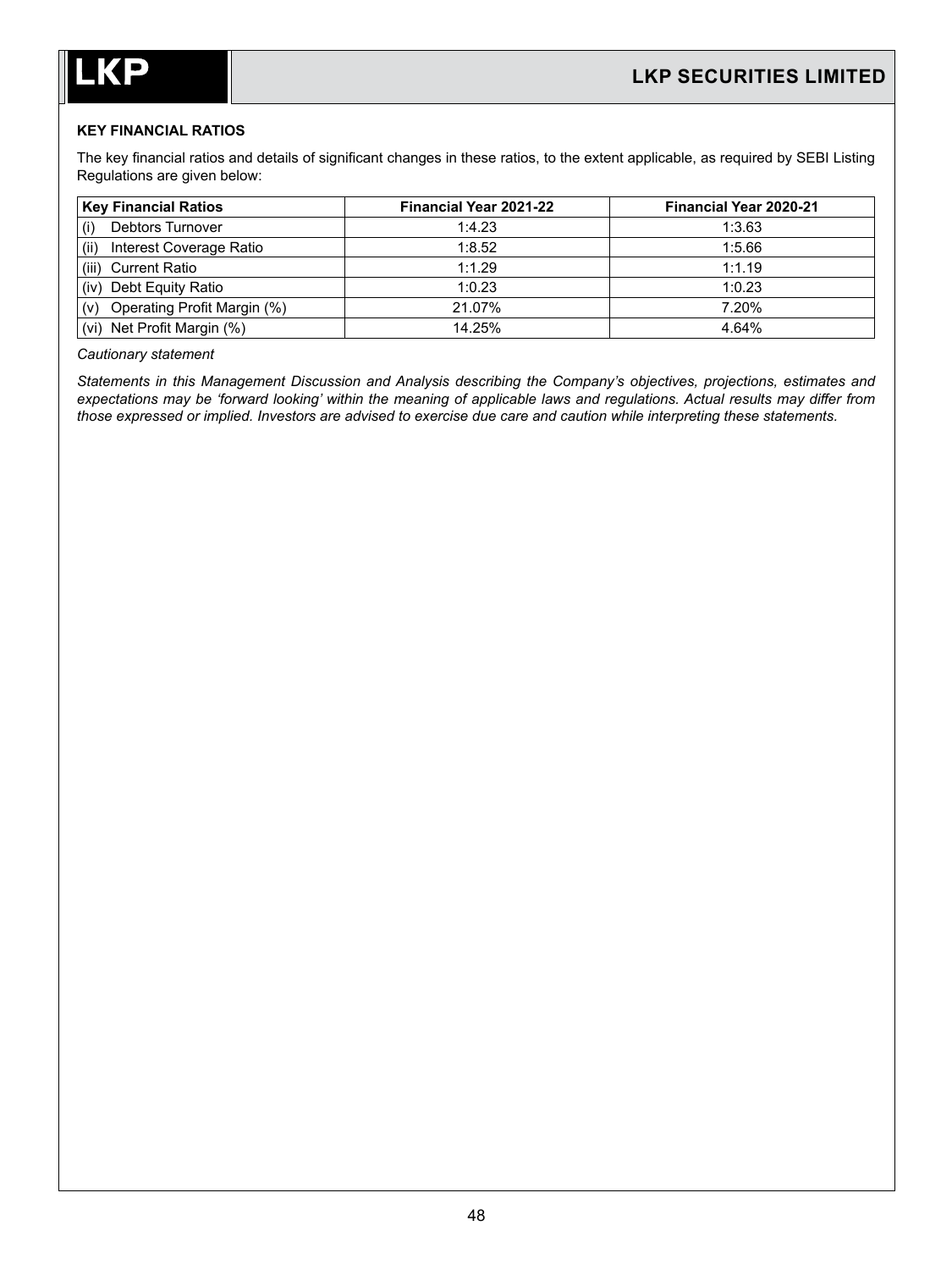**KEY FINANCIAL RATIOS**

The key financial ratios and details of significant changes in these ratios, to the extent applicable, as required by SEBI Listing Regulations are given below:

| Key Financial Ratios | Financial Year 2021-22 | Financial Year 2020-21 |
|---|---|---|
| (i) Debtors Turnover | 1:4.23 | 1:3.63 |
| (ii) Interest Coverage Ratio | 1:8.52 | 1:5.66 |
| (iii) Current Ratio | 1:1.29 | 1:1.19 |
| (iv) Debt Equity Ratio | 1:0.23 | 1:0.23 |
| (v) Operating Profit Margin (%) | 21.07% | 7.20% |
| (vi) Net Profit Margin (%) | 14.25% | 4.64% |

*Cautionary statement*

*Statements in this Management Discussion and Analysis describing the Company's objectives, projections, estimates and expectations may be 'forward looking' within the meaning of applicable laws and regulations. Actual results may differ from those expressed or implied. Investors are advised to exercise due care and caution while interpreting these statements.*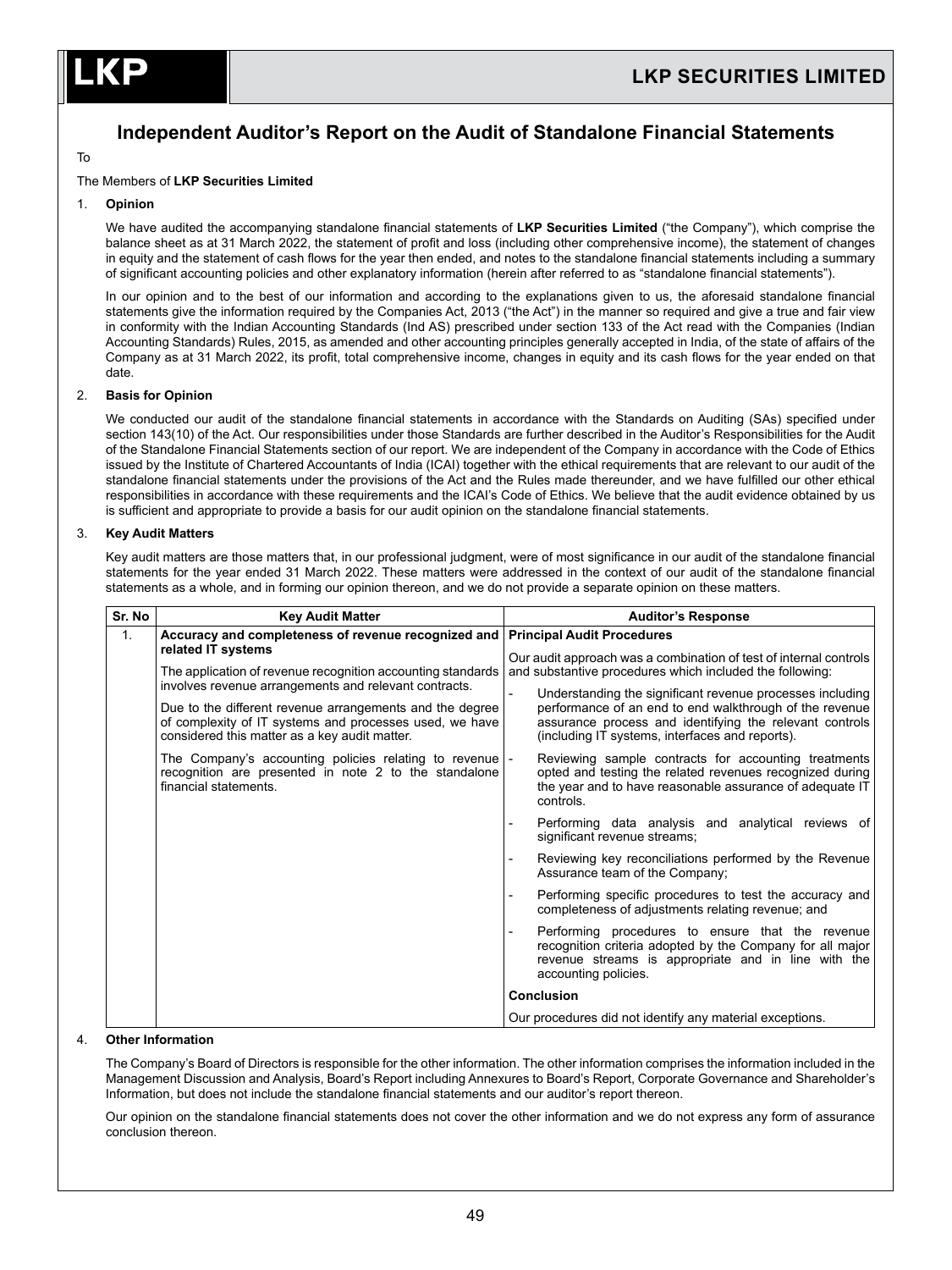# Independent Auditor's Report on the Audit of Standalone Financial Statements

To

The Members of **LKP Securities Limited**

1. **Opinion**

   We have audited the accompanying standalone financial statements of **LKP Securities Limited** ("the Company"), which comprise the balance sheet as at 31 March 2022, the statement of profit and loss (including other comprehensive income), the statement of changes in equity and the statement of cash flows for the year then ended, and notes to the standalone financial statements including a summary of significant accounting policies and other explanatory information (herein after referred to as "standalone financial statements").

   In our opinion and to the best of our information and according to the explanations given to us, the aforesaid standalone financial statements give the information required by the Companies Act, 2013 ("the Act") in the manner so required and give a true and fair view in conformity with the Indian Accounting Standards (Ind AS) prescribed under section 133 of the Act read with the Companies (Indian Accounting Standards) Rules, 2015, as amended and other accounting principles generally accepted in India, of the state of affairs of the Company as at 31 March 2022, its profit, total comprehensive income, changes in equity and its cash flows for the year ended on that date.

2. **Basis for Opinion**

   We conducted our audit of the standalone financial statements in accordance with the Standards on Auditing (SAs) specified under section 143(10) of the Act. Our responsibilities under those Standards are further described in the Auditor's Responsibilities for the Audit of the Standalone Financial Statements section of our report. We are independent of the Company in accordance with the Code of Ethics issued by the Institute of Chartered Accountants of India (ICAI) together with the ethical requirements that are relevant to our audit of the standalone financial statements under the provisions of the Act and the Rules made thereunder, and we have fulfilled our other ethical responsibilities in accordance with these requirements and the ICAI's Code of Ethics. We believe that the audit evidence obtained by us is sufficient and appropriate to provide a basis for our audit opinion on the standalone financial statements.

3. **Key Audit Matters**

   Key audit matters are those matters that, in our professional judgment, were of most significance in our audit of the standalone financial statements for the year ended 31 March 2022. These matters were addressed in the context of our audit of the standalone financial statements as a whole, and in forming our opinion thereon, and we do not provide a separate opinion on these matters.

| Sr. No | Key Audit Matter | Auditor's Response |
|---|---|---|
| 1. | **Accuracy and completeness of revenue recognized and related IT systems**<br><br>The application of revenue recognition accounting standards involves revenue arrangements and relevant contracts.<br><br>Due to the different revenue arrangements and the degree of complexity of IT systems and processes used, we have considered this matter as a key audit matter.<br><br>The Company's accounting policies relating to revenue recognition are presented in note 2 to the standalone financial statements. | **Principal Audit Procedures**<br><br>Our audit approach was a combination of test of internal controls and substantive procedures which included the following:<br><br>- Understanding the significant revenue processes including performance of an end to end walkthrough of the revenue assurance process and identifying the relevant controls (including IT systems, interfaces and reports).<br>- Reviewing sample contracts for accounting treatments opted and testing the related revenues recognized during the year and to have reasonable assurance of adequate IT controls.<br>- Performing data analysis and analytical reviews of significant revenue streams;<br>- Reviewing key reconciliations performed by the Revenue Assurance team of the Company;<br>- Performing specific procedures to test the accuracy and completeness of adjustments relating revenue; and<br>- Performing procedures to ensure that the revenue recognition criteria adopted by the Company for all major revenue streams is appropriate and in line with the accounting policies.<br><br>**Conclusion**<br><br>Our procedures did not identify any material exceptions. |

4. **Other Information**

   The Company's Board of Directors is responsible for the other information. The other information comprises the information included in the Management Discussion and Analysis, Board's Report including Annexures to Board's Report, Corporate Governance and Shareholder's Information, but does not include the standalone financial statements and our auditor's report thereon.

   Our opinion on the standalone financial statements does not cover the other information and we do not express any form of assurance conclusion thereon.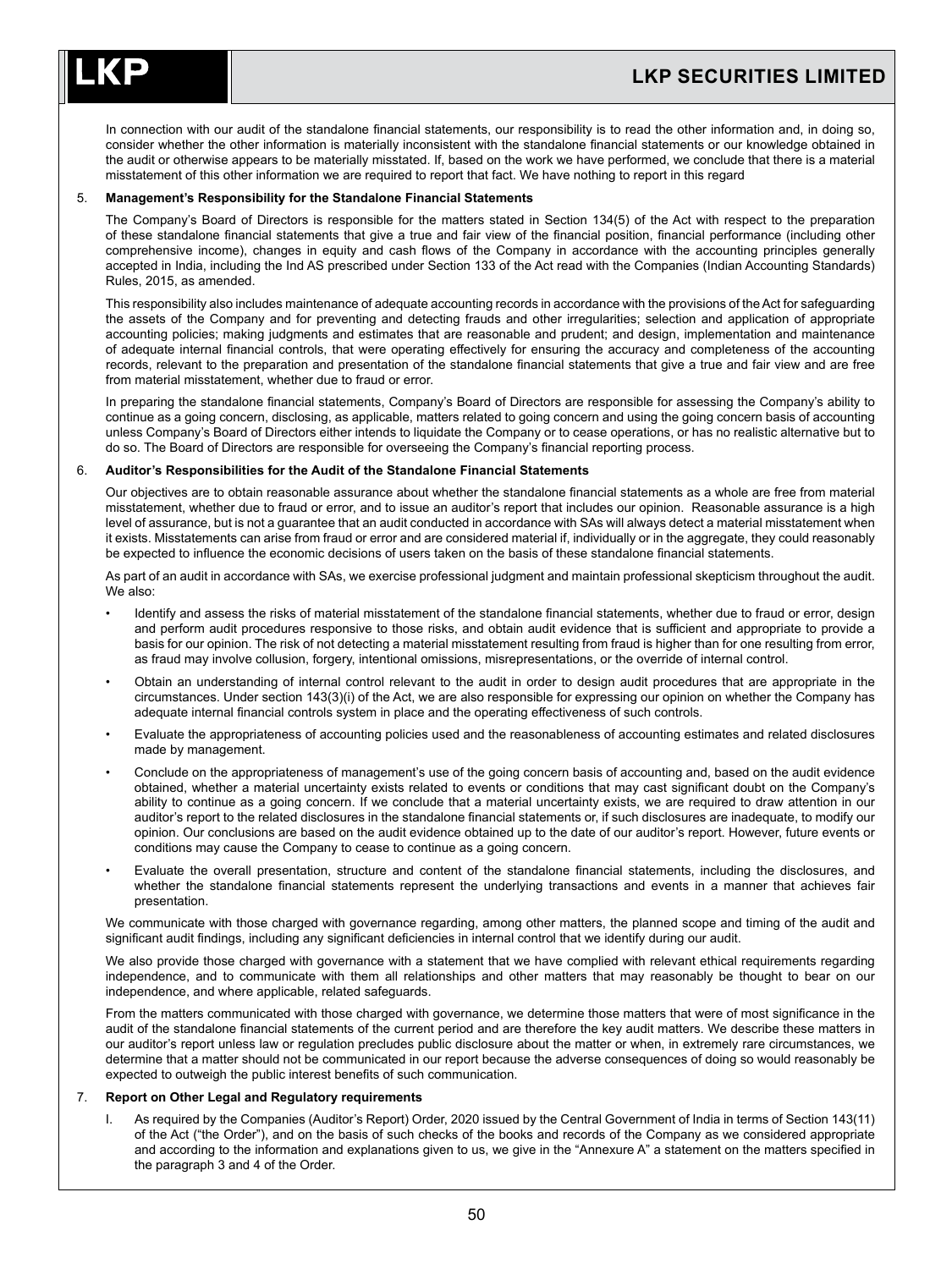In connection with our audit of the standalone financial statements, our responsibility is to read the other information and, in doing so, consider whether the other information is materially inconsistent with the standalone financial statements or our knowledge obtained in the audit or otherwise appears to be materially misstated. If, based on the work we have performed, we conclude that there is a material misstatement of this other information we are required to report that fact. We have nothing to report in this regard

5. **Management's Responsibility for the Standalone Financial Statements**

The Company's Board of Directors is responsible for the matters stated in Section 134(5) of the Act with respect to the preparation of these standalone financial statements that give a true and fair view of the financial position, financial performance (including other comprehensive income), changes in equity and cash flows of the Company in accordance with the accounting principles generally accepted in India, including the Ind AS prescribed under Section 133 of the Act read with the Companies (Indian Accounting Standards) Rules, 2015, as amended.

This responsibility also includes maintenance of adequate accounting records in accordance with the provisions of the Act for safeguarding the assets of the Company and for preventing and detecting frauds and other irregularities; selection and application of appropriate accounting policies; making judgments and estimates that are reasonable and prudent; and design, implementation and maintenance of adequate internal financial controls, that were operating effectively for ensuring the accuracy and completeness of the accounting records, relevant to the preparation and presentation of the standalone financial statements that give a true and fair view and are free from material misstatement, whether due to fraud or error.

In preparing the standalone financial statements, Company's Board of Directors are responsible for assessing the Company's ability to continue as a going concern, disclosing, as applicable, matters related to going concern and using the going concern basis of accounting unless Company's Board of Directors either intends to liquidate the Company or to cease operations, or has no realistic alternative but to do so. The Board of Directors are responsible for overseeing the Company's financial reporting process.

6. **Auditor's Responsibilities for the Audit of the Standalone Financial Statements**

Our objectives are to obtain reasonable assurance about whether the standalone financial statements as a whole are free from material misstatement, whether due to fraud or error, and to issue an auditor's report that includes our opinion. Reasonable assurance is a high level of assurance, but is not a guarantee that an audit conducted in accordance with SAs will always detect a material misstatement when it exists. Misstatements can arise from fraud or error and are considered material if, individually or in the aggregate, they could reasonably be expected to influence the economic decisions of users taken on the basis of these standalone financial statements.

As part of an audit in accordance with SAs, we exercise professional judgment and maintain professional skepticism throughout the audit. We also:

- Identify and assess the risks of material misstatement of the standalone financial statements, whether due to fraud or error, design and perform audit procedures responsive to those risks, and obtain audit evidence that is sufficient and appropriate to provide a basis for our opinion. The risk of not detecting a material misstatement resulting from fraud is higher than for one resulting from error, as fraud may involve collusion, forgery, intentional omissions, misrepresentations, or the override of internal control.
- Obtain an understanding of internal control relevant to the audit in order to design audit procedures that are appropriate in the circumstances. Under section 143(3)(i) of the Act, we are also responsible for expressing our opinion on whether the Company has adequate internal financial controls system in place and the operating effectiveness of such controls.
- Evaluate the appropriateness of accounting policies used and the reasonableness of accounting estimates and related disclosures made by management.
- Conclude on the appropriateness of management's use of the going concern basis of accounting and, based on the audit evidence obtained, whether a material uncertainty exists related to events or conditions that may cast significant doubt on the Company's ability to continue as a going concern. If we conclude that a material uncertainty exists, we are required to draw attention in our auditor's report to the related disclosures in the standalone financial statements or, if such disclosures are inadequate, to modify our opinion. Our conclusions are based on the audit evidence obtained up to the date of our auditor's report. However, future events or conditions may cause the Company to cease to continue as a going concern.
- Evaluate the overall presentation, structure and content of the standalone financial statements, including the disclosures, and whether the standalone financial statements represent the underlying transactions and events in a manner that achieves fair presentation.

We communicate with those charged with governance regarding, among other matters, the planned scope and timing of the audit and significant audit findings, including any significant deficiencies in internal control that we identify during our audit.

We also provide those charged with governance with a statement that we have complied with relevant ethical requirements regarding independence, and to communicate with them all relationships and other matters that may reasonably be thought to bear on our independence, and where applicable, related safeguards.

From the matters communicated with those charged with governance, we determine those matters that were of most significance in the audit of the standalone financial statements of the current period and are therefore the key audit matters. We describe these matters in our auditor's report unless law or regulation precludes public disclosure about the matter or when, in extremely rare circumstances, we determine that a matter should not be communicated in our report because the adverse consequences of doing so would reasonably be expected to outweigh the public interest benefits of such communication.

7. **Report on Other Legal and Regulatory requirements**

I. As required by the Companies (Auditor's Report) Order, 2020 issued by the Central Government of India in terms of Section 143(11) of the Act ("the Order"), and on the basis of such checks of the books and records of the Company as we considered appropriate and according to the information and explanations given to us, we give in the "Annexure A" a statement on the matters specified in the paragraph 3 and 4 of the Order.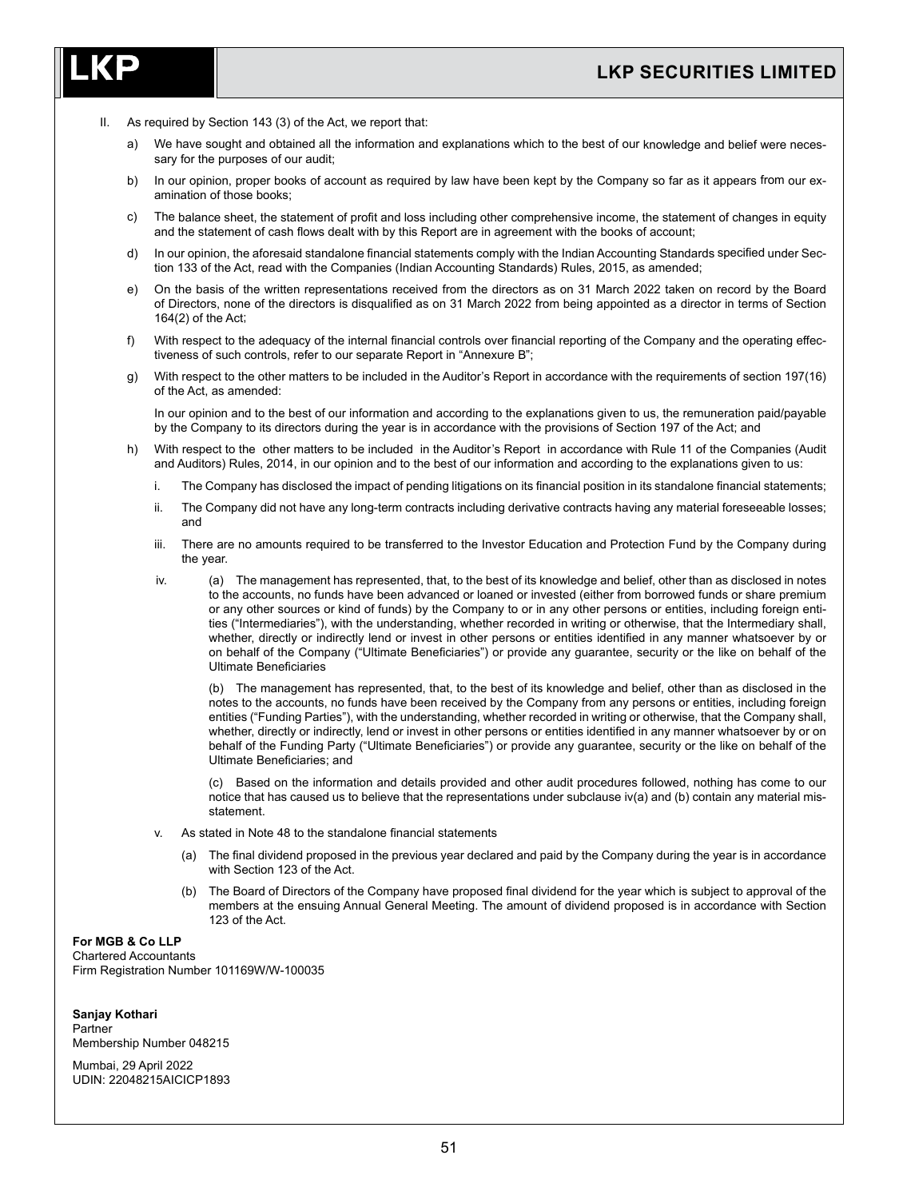II. As required by Section 143 (3) of the Act, we report that:

a) We have sought and obtained all the information and explanations which to the best of our knowledge and belief were necessary for the purposes of our audit;

b) In our opinion, proper books of account as required by law have been kept by the Company so far as it appears from our examination of those books;

c) The balance sheet, the statement of profit and loss including other comprehensive income, the statement of changes in equity and the statement of cash flows dealt with by this Report are in agreement with the books of account;

d) In our opinion, the aforesaid standalone financial statements comply with the Indian Accounting Standards specified under Section 133 of the Act, read with the Companies (Indian Accounting Standards) Rules, 2015, as amended;

e) On the basis of the written representations received from the directors as on 31 March 2022 taken on record by the Board of Directors, none of the directors is disqualified as on 31 March 2022 from being appointed as a director in terms of Section 164(2) of the Act;

f) With respect to the adequacy of the internal financial controls over financial reporting of the Company and the operating effectiveness of such controls, refer to our separate Report in "Annexure B";

g) With respect to the other matters to be included in the Auditor's Report in accordance with the requirements of section 197(16) of the Act, as amended:

In our opinion and to the best of our information and according to the explanations given to us, the remuneration paid/payable by the Company to its directors during the year is in accordance with the provisions of Section 197 of the Act; and

h) With respect to the other matters to be included in the Auditor's Report in accordance with Rule 11 of the Companies (Audit and Auditors) Rules, 2014, in our opinion and to the best of our information and according to the explanations given to us:

i. The Company has disclosed the impact of pending litigations on its financial position in its standalone financial statements;

ii. The Company did not have any long-term contracts including derivative contracts having any material foreseeable losses; and

iii. There are no amounts required to be transferred to the Investor Education and Protection Fund by the Company during the year.

iv. (a) The management has represented, that, to the best of its knowledge and belief, other than as disclosed in notes to the accounts, no funds have been advanced or loaned or invested (either from borrowed funds or share premium or any other sources or kind of funds) by the Company to or in any other persons or entities, including foreign entities ("Intermediaries"), with the understanding, whether recorded in writing or otherwise, that the Intermediary shall, whether, directly or indirectly lend or invest in other persons or entities identified in any manner whatsoever by or on behalf of the Company ("Ultimate Beneficiaries") or provide any guarantee, security or the like on behalf of the Ultimate Beneficiaries

(b) The management has represented, that, to the best of its knowledge and belief, other than as disclosed in the notes to the accounts, no funds have been received by the Company from any persons or entities, including foreign entities ("Funding Parties"), with the understanding, whether recorded in writing or otherwise, that the Company shall, whether, directly or indirectly, lend or invest in other persons or entities identified in any manner whatsoever by or on behalf of the Funding Party ("Ultimate Beneficiaries") or provide any guarantee, security or the like on behalf of the Ultimate Beneficiaries; and

(c) Based on the information and details provided and other audit procedures followed, nothing has come to our notice that has caused us to believe that the representations under subclause iv(a) and (b) contain any material misstatement.

v. As stated in Note 48 to the standalone financial statements

(a) The final dividend proposed in the previous year declared and paid by the Company during the year is in accordance with Section 123 of the Act.

(b) The Board of Directors of the Company have proposed final dividend for the year which is subject to approval of the members at the ensuing Annual General Meeting. The amount of dividend proposed is in accordance with Section 123 of the Act.

**For MGB & Co LLP**
Chartered Accountants
Firm Registration Number 101169W/W-100035

**Sanjay Kothari**
Partner
Membership Number 048215

Mumbai, 29 April 2022
UDIN: 22048215AICICP1893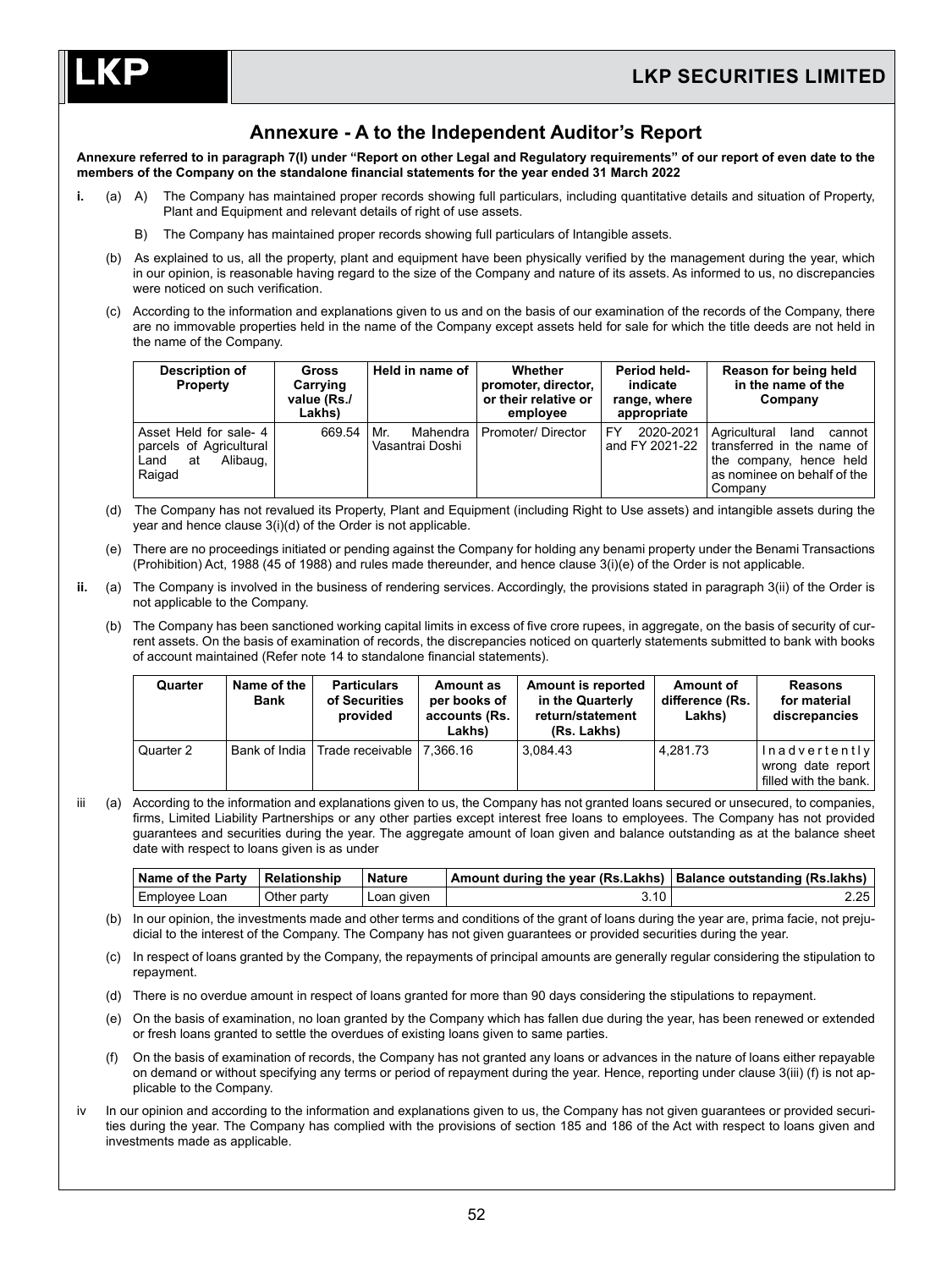## Annexure - A to the Independent Auditor's Report

**Annexure referred to in paragraph 7(I) under "Report on other Legal and Regulatory requirements" of our report of even date to the members of the Company on the standalone financial statements for the year ended 31 March 2022**

**i.** (a) A) The Company has maintained proper records showing full particulars, including quantitative details and situation of Property, Plant and Equipment and relevant details of right of use assets.

B) The Company has maintained proper records showing full particulars of Intangible assets.

(b) As explained to us, all the property, plant and equipment have been physically verified by the management during the year, which in our opinion, is reasonable having regard to the size of the Company and nature of its assets. As informed to us, no discrepancies were noticed on such verification.

(c) According to the information and explanations given to us and on the basis of our examination of the records of the Company, there are no immovable properties held in the name of the Company except assets held for sale for which the title deeds are not held in the name of the Company.

| Description of Property | Gross Carrying value (Rs./ Lakhs) | Held in name of | Whether promoter, director, or their relative or employee | Period held- indicate range, where appropriate | Reason for being held in the name of the Company |
|---|---|---|---|---|---|
| Asset Held for sale- 4 parcels of Agricultural Land at Alibaug, Raigad | 669.54 | Mr. Mahendra Vasantrai Doshi | Promoter/ Director | FY 2020-2021 and FY 2021-22 | Agricultural land cannot transferred in the name of the company, hence held as nominee on behalf of the Company |

(d) The Company has not revalued its Property, Plant and Equipment (including Right to Use assets) and intangible assets during the year and hence clause 3(i)(d) of the Order is not applicable.

(e) There are no proceedings initiated or pending against the Company for holding any benami property under the Benami Transactions (Prohibition) Act, 1988 (45 of 1988) and rules made thereunder, and hence clause 3(i)(e) of the Order is not applicable.

**ii.** (a) The Company is involved in the business of rendering services. Accordingly, the provisions stated in paragraph 3(ii) of the Order is not applicable to the Company.

(b) The Company has been sanctioned working capital limits in excess of five crore rupees, in aggregate, on the basis of security of current assets. On the basis of examination of records, the discrepancies noticed on quarterly statements submitted to bank with books of account maintained (Refer note 14 to standalone financial statements).

| Quarter | Name of the Bank | Particulars of Securities provided | Amount as per books of accounts (Rs. Lakhs) | Amount is reported in the Quarterly return/statement (Rs. Lakhs) | Amount of difference (Rs. Lakhs) | Reasons for material discrepancies |
|---|---|---|---|---|---|---|
| Quarter 2 | Bank of India | Trade receivable | 7,366.16 | 3,084.43 | 4,281.73 | Inadvertently wrong date report filled with the bank. |

iii (a) According to the information and explanations given to us, the Company has not granted loans secured or unsecured, to companies, firms, Limited Liability Partnerships or any other parties except interest free loans to employees. The Company has not provided guarantees and securities during the year. The aggregate amount of loan given and balance outstanding as at the balance sheet date with respect to loans given is as under

| Name of the Party | Relationship | Nature | Amount during the year (Rs.Lakhs) | Balance outstanding (Rs.lakhs) |
|---|---|---|---|---|
| Employee Loan | Other party | Loan given | 3.10 | 2.25 |

(b) In our opinion, the investments made and other terms and conditions of the grant of loans during the year are, prima facie, not prejudicial to the interest of the Company. The Company has not given guarantees or provided securities during the year.

(c) In respect of loans granted by the Company, the repayments of principal amounts are generally regular considering the stipulation to repayment.

(d) There is no overdue amount in respect of loans granted for more than 90 days considering the stipulations to repayment.

(e) On the basis of examination, no loan granted by the Company which has fallen due during the year, has been renewed or extended or fresh loans granted to settle the overdues of existing loans given to same parties.

(f) On the basis of examination of records, the Company has not granted any loans or advances in the nature of loans either repayable on demand or without specifying any terms or period of repayment during the year. Hence, reporting under clause 3(iii) (f) is not applicable to the Company.

iv In our opinion and according to the information and explanations given to us, the Company has not given guarantees or provided securities during the year. The Company has complied with the provisions of section 185 and 186 of the Act with respect to loans given and investments made as applicable.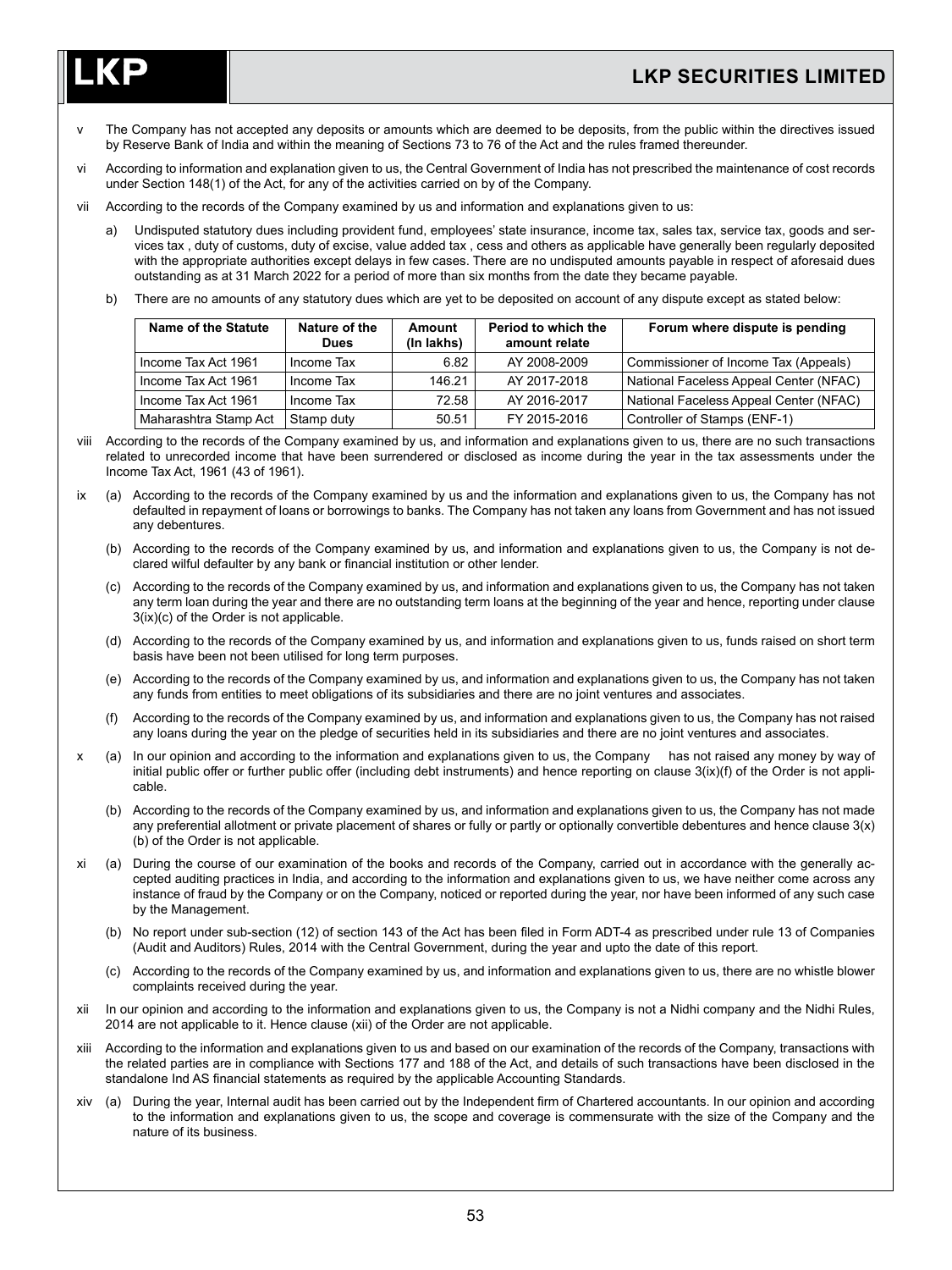v The Company has not accepted any deposits or amounts which are deemed to be deposits, from the public within the directives issued by Reserve Bank of India and within the meaning of Sections 73 to 76 of the Act and the rules framed thereunder.

vi According to information and explanation given to us, the Central Government of India has not prescribed the maintenance of cost records under Section 148(1) of the Act, for any of the activities carried on by of the Company.

vii According to the records of the Company examined by us and information and explanations given to us:

a) Undisputed statutory dues including provident fund, employees' state insurance, income tax, sales tax, service tax, goods and services tax , duty of customs, duty of excise, value added tax , cess and others as applicable have generally been regularly deposited with the appropriate authorities except delays in few cases. There are no undisputed amounts payable in respect of aforesaid dues outstanding as at 31 March 2022 for a period of more than six months from the date they became payable.

b) There are no amounts of any statutory dues which are yet to be deposited on account of any dispute except as stated below:

| Name of the Statute | Nature of the Dues | Amount (In lakhs) | Period to which the amount relate | Forum where dispute is pending |
|---|---|---|---|---|
| Income Tax Act 1961 | Income Tax | 6.82 | AY 2008-2009 | Commissioner of Income Tax (Appeals) |
| Income Tax Act 1961 | Income Tax | 146.21 | AY 2017-2018 | National Faceless Appeal Center (NFAC) |
| Income Tax Act 1961 | Income Tax | 72.58 | AY 2016-2017 | National Faceless Appeal Center (NFAC) |
| Maharashtra Stamp Act | Stamp duty | 50.51 | FY 2015-2016 | Controller of Stamps (ENF-1) |

viii According to the records of the Company examined by us, and information and explanations given to us, there are no such transactions related to unrecorded income that have been surrendered or disclosed as income during the year in the tax assessments under the Income Tax Act, 1961 (43 of 1961).

ix (a) According to the records of the Company examined by us and the information and explanations given to us, the Company has not defaulted in repayment of loans or borrowings to banks. The Company has not taken any loans from Government and has not issued any debentures.

(b) According to the records of the Company examined by us, and information and explanations given to us, the Company is not declared wilful defaulter by any bank or financial institution or other lender.

(c) According to the records of the Company examined by us, and information and explanations given to us, the Company has not taken any term loan during the year and there are no outstanding term loans at the beginning of the year and hence, reporting under clause 3(ix)(c) of the Order is not applicable.

(d) According to the records of the Company examined by us, and information and explanations given to us, funds raised on short term basis have been not been utilised for long term purposes.

(e) According to the records of the Company examined by us, and information and explanations given to us, the Company has not taken any funds from entities to meet obligations of its subsidiaries and there are no joint ventures and associates.

(f) According to the records of the Company examined by us, and information and explanations given to us, the Company has not raised any loans during the year on the pledge of securities held in its subsidiaries and there are no joint ventures and associates.

x (a) In our opinion and according to the information and explanations given to us, the Company has not raised any money by way of initial public offer or further public offer (including debt instruments) and hence reporting on clause 3(ix)(f) of the Order is not applicable.

(b) According to the records of the Company examined by us, and information and explanations given to us, the Company has not made any preferential allotment or private placement of shares or fully or partly or optionally convertible debentures and hence clause 3(x)(b) of the Order is not applicable.

xi (a) During the course of our examination of the books and records of the Company, carried out in accordance with the generally accepted auditing practices in India, and according to the information and explanations given to us, we have neither come across any instance of fraud by the Company or on the Company, noticed or reported during the year, nor have been informed of any such case by the Management.

(b) No report under sub-section (12) of section 143 of the Act has been filed in Form ADT-4 as prescribed under rule 13 of Companies (Audit and Auditors) Rules, 2014 with the Central Government, during the year and upto the date of this report.

(c) According to the records of the Company examined by us, and information and explanations given to us, there are no whistle blower complaints received during the year.

xii In our opinion and according to the information and explanations given to it, the Company is not a Nidhi company and the Nidhi Rules, 2014 are not applicable to it. Hence clause (xii) of the Order are not applicable.

xiii According to the information and explanations given to us and based on our examination of the records of the Company, transactions with the related parties are in compliance with Sections 177 and 188 of the Act, and details of such transactions have been disclosed in the standalone Ind AS financial statements as required by the applicable Accounting Standards.

xiv (a) During the year, Internal audit has been carried out by the Independent firm of Chartered accountants. In our opinion and according to the information and explanations given to us, the scope and coverage is commensurate with the size of the Company and the nature of its business.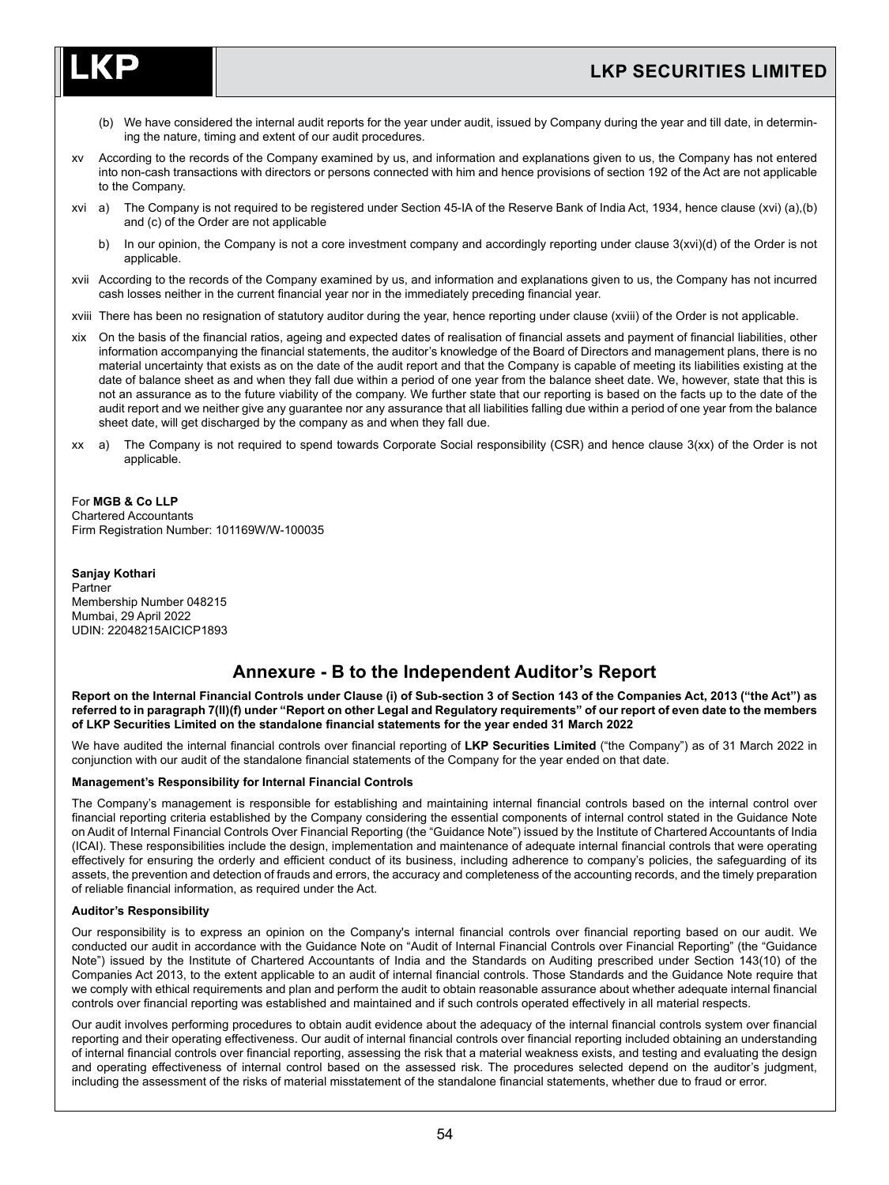(b) We have considered the internal audit reports for the year under audit, issued by Company during the year and till date, in determining the nature, timing and extent of our audit procedures.

xv According to the records of the Company examined by us, and information and explanations given to us, the Company has not entered into non-cash transactions with directors or persons connected with him and hence provisions of section 192 of the Act are not applicable to the Company.

xvi a) The Company is not required to be registered under Section 45-IA of the Reserve Bank of India Act, 1934, hence clause (xvi) (a),(b) and (c) of the Order are not applicable

b) In our opinion, the Company is not a core investment company and accordingly reporting under clause 3(xvi)(d) of the Order is not applicable.

xvii According to the records of the Company examined by us, and information and explanations given to us, the Company has not incurred cash losses neither in the current financial year nor in the immediately preceding financial year.

xviii There has been no resignation of statutory auditor during the year, hence reporting under clause (xviii) of the Order is not applicable.

xix On the basis of the financial ratios, ageing and expected dates of realisation of financial assets and payment of financial liabilities, other information accompanying the financial statements, the auditor's knowledge of the Board of Directors and management plans, there is no material uncertainty that exists as on the date of the audit report and that the Company is capable of meeting its liabilities existing at the date of balance sheet as and when they fall due within a period of one year from the balance sheet date. We, however, state that this is not an assurance as to the future viability of the company. We further state that our reporting is based on the facts up to the date of the audit report and we neither give any guarantee nor any assurance that all liabilities falling due within a period of one year from the balance sheet date, will get discharged by the company as and when they fall due.

xx a) The Company is not required to spend towards Corporate Social responsibility (CSR) and hence clause 3(xx) of the Order is not applicable.

For **MGB & Co LLP**
Chartered Accountants
Firm Registration Number: 101169W/W-100035

**Sanjay Kothari**
Partner
Membership Number 048215
Mumbai, 29 April 2022
UDIN: 22048215AICICP1893

## Annexure - B to the Independent Auditor's Report

**Report on the Internal Financial Controls under Clause (i) of Sub-section 3 of Section 143 of the Companies Act, 2013 ("the Act") as referred to in paragraph 7(II)(f) under "Report on other Legal and Regulatory requirements" of our report of even date to the members of LKP Securities Limited on the standalone financial statements for the year ended 31 March 2022**

We have audited the internal financial controls over financial reporting of **LKP Securities Limited** ("the Company") as of 31 March 2022 in conjunction with our audit of the standalone financial statements of the Company for the year ended on that date.

**Management's Responsibility for Internal Financial Controls**

The Company's management is responsible for establishing and maintaining internal financial controls based on the internal control over financial reporting criteria established by the Company considering the essential components of internal control stated in the Guidance Note on Audit of Internal Financial Controls Over Financial Reporting (the "Guidance Note") issued by the Institute of Chartered Accountants of India (ICAI). These responsibilities include the design, implementation and maintenance of adequate internal financial controls that were operating effectively for ensuring the orderly and efficient conduct of its business, including adherence to company's policies, the safeguarding of its assets, the prevention and detection of frauds and errors, the accuracy and completeness of the accounting records, and the timely preparation of reliable financial information, as required under the Act.

**Auditor's Responsibility**

Our responsibility is to express an opinion on the Company's internal financial controls over financial reporting based on our audit. We conducted our audit in accordance with the Guidance Note on "Audit of Internal Financial Controls over Financial Reporting" (the "Guidance Note") issued by the Institute of Chartered Accountants of India and the Standards on Auditing prescribed under Section 143(10) of the Companies Act 2013, to the extent applicable to an audit of internal financial controls. Those Standards and the Guidance Note require that we comply with ethical requirements and plan and perform the audit to obtain reasonable assurance about whether adequate internal financial controls over financial reporting was established and maintained and if such controls operated effectively in all material respects.

Our audit involves performing procedures to obtain audit evidence about the adequacy of the internal financial controls system over financial reporting and their operating effectiveness. Our audit of internal financial controls over financial reporting included obtaining an understanding of internal financial controls over financial reporting, assessing the risk that a material weakness exists, and testing and evaluating the design and operating effectiveness of internal control based on the assessed risk. The procedures selected depend on the auditor's judgment, including the assessment of the risks of material misstatement of the standalone financial statements, whether due to fraud or error.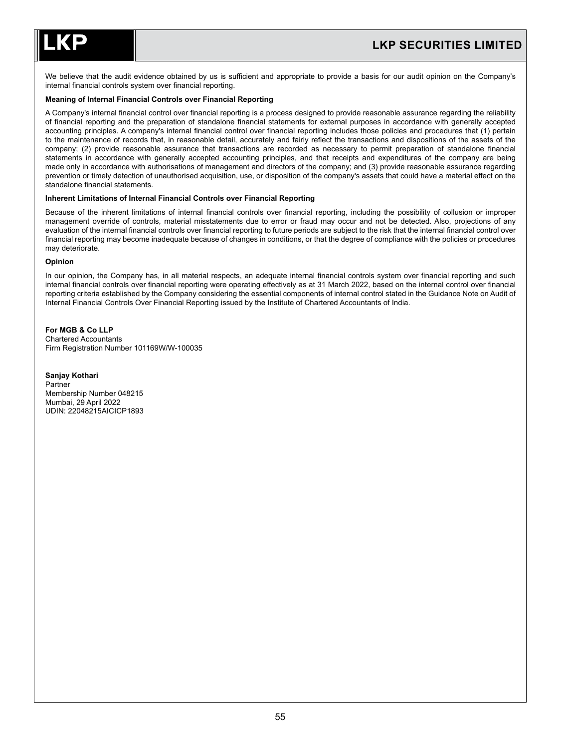We believe that the audit evidence obtained by us is sufficient and appropriate to provide a basis for our audit opinion on the Company's internal financial controls system over financial reporting.

**Meaning of Internal Financial Controls over Financial Reporting**

A Company's internal financial control over financial reporting is a process designed to provide reasonable assurance regarding the reliability of financial reporting and the preparation of standalone financial statements for external purposes in accordance with generally accepted accounting principles. A company's internal financial control over financial reporting includes those policies and procedures that (1) pertain to the maintenance of records that, in reasonable detail, accurately and fairly reflect the transactions and dispositions of the assets of the company; (2) provide reasonable assurance that transactions are recorded as necessary to permit preparation of standalone financial statements in accordance with generally accepted accounting principles, and that receipts and expenditures of the company are being made only in accordance with authorisations of management and directors of the company; and (3) provide reasonable assurance regarding prevention or timely detection of unauthorised acquisition, use, or disposition of the company's assets that could have a material effect on the standalone financial statements.

**Inherent Limitations of Internal Financial Controls over Financial Reporting**

Because of the inherent limitations of internal financial controls over financial reporting, including the possibility of collusion or improper management override of controls, material misstatements due to error or fraud may occur and not be detected. Also, projections of any evaluation of the internal financial controls over financial reporting to future periods are subject to the risk that the internal financial control over financial reporting may become inadequate because of changes in conditions, or that the degree of compliance with the policies or procedures may deteriorate.

**Opinion**

In our opinion, the Company has, in all material respects, an adequate internal financial controls system over financial reporting and such internal financial controls over financial reporting were operating effectively as at 31 March 2022, based on the internal control over financial reporting criteria established by the Company considering the essential components of internal control stated in the Guidance Note on Audit of Internal Financial Controls Over Financial Reporting issued by the Institute of Chartered Accountants of India.

**For MGB & Co LLP**
Chartered Accountants
Firm Registration Number 101169W/W-100035

**Sanjay Kothari**
Partner
Membership Number 048215
Mumbai, 29 April 2022
UDIN: 22048215AICICP1893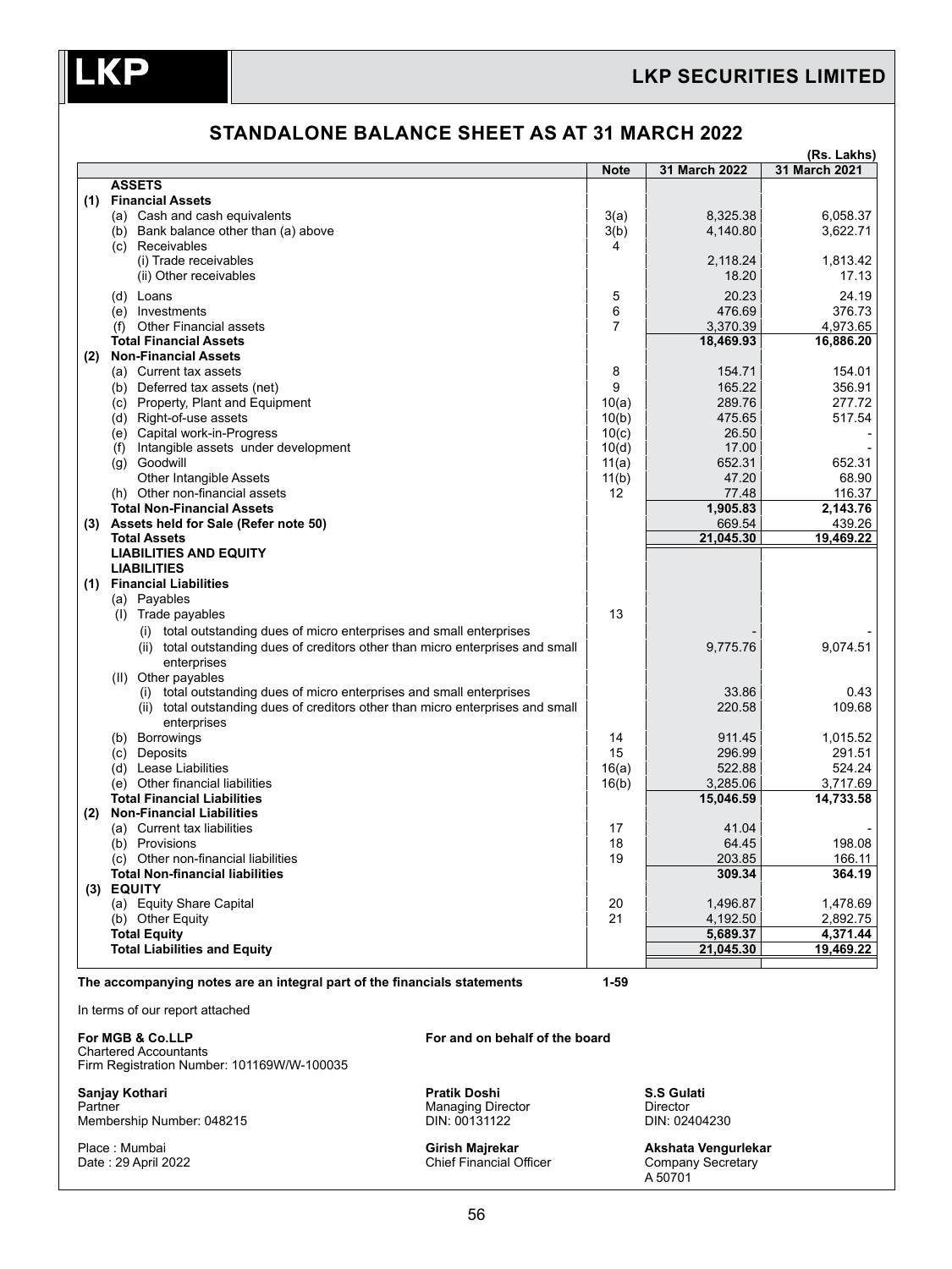# LKP SECURITIES LIMITED

## STANDALONE BALANCE SHEET AS AT 31 MARCH 2022

(Rs. Lakhs)

| | Note | 31 March 2022 | 31 March 2021 |
|---|---|---|---|
| **ASSETS** | | | |
| **(1) Financial Assets** | | | |
| (a) Cash and cash equivalents | 3(a) | 8,325.38 | 6,058.37 |
| (b) Bank balance other than (a) above | 3(b) | 4,140.80 | 3,622.71 |
| (c) Receivables | 4 | | |
| (i) Trade receivables | | 2,118.24 | 1,813.42 |
| (ii) Other receivables | | 18.20 | 17.13 |
| (d) Loans | 5 | 20.23 | 24.19 |
| (e) Investments | 6 | 476.69 | 376.73 |
| (f) Other Financial assets | 7 | 3,370.39 | 4,973.65 |
| **Total Financial Assets** | | **18,469.93** | **16,886.20** |
| **(2) Non-Financial Assets** | | | |
| (a) Current tax assets | 8 | 154.71 | 154.01 |
| (b) Deferred tax assets (net) | 9 | 165.22 | 356.91 |
| (c) Property, Plant and Equipment | 10(a) | 289.76 | 277.72 |
| (d) Right-of-use assets | 10(b) | 475.65 | 517.54 |
| (e) Capital work-in-Progress | 10(c) | 26.50 | - |
| (f) Intangible assets under development | 10(d) | 17.00 | - |
| (g) Goodwill | 11(a) | 652.31 | 652.31 |
| Other Intangible Assets | 11(b) | 47.20 | 68.90 |
| (h) Other non-financial assets | 12 | 77.48 | 116.37 |
| **Total Non-Financial Assets** | | **1,905.83** | **2,143.76** |
| **(3) Assets held for Sale (Refer note 50)** | | 669.54 | 439.26 |
| **Total Assets** | | **21,045.30** | **19,469.22** |
| **LIABILITIES AND EQUITY** | | | |
| **LIABILITIES** | | | |
| **(1) Financial Liabilities** | | | |
| (a) Payables | | | |
| (I) Trade payables | 13 | | |
| (i) total outstanding dues of micro enterprises and small enterprises | | - | - |
| (ii) total outstanding dues of creditors other than micro enterprises and small enterprises | | 9,775.76 | 9,074.51 |
| (II) Other payables | | | |
| (i) total outstanding dues of micro enterprises and small enterprises | | 33.86 | 0.43 |
| (ii) total outstanding dues of creditors other than micro enterprises and small enterprises | | 220.58 | 109.68 |
| (b) Borrowings | 14 | 911.45 | 1,015.52 |
| (c) Deposits | 15 | 296.99 | 291.51 |
| (d) Lease Liabilities | 16(a) | 522.88 | 524.24 |
| (e) Other financial liabilities | 16(b) | 3,285.06 | 3,717.69 |
| **Total Financial Liabilities** | | **15,046.59** | **14,733.58** |
| **(2) Non-Financial Liabilities** | | | |
| (a) Current tax liabilities | 17 | 41.04 | - |
| (b) Provisions | 18 | 64.45 | 198.08 |
| (c) Other non-financial liabilities | 19 | 203.85 | 166.11 |
| **Total Non-financial liabilities** | | **309.34** | **364.19** |
| **(3) EQUITY** | | | |
| (a) Equity Share Capital | 20 | 1,496.87 | 1,478.69 |
| (b) Other Equity | 21 | 4,192.50 | 2,892.75 |
| **Total Equity** | | **5,689.37** | **4,371.44** |
| **Total Liabilities and Equity** | | **21,045.30** | **19,469.22** |

**The accompanying notes are an integral part of the financials statements** 1-59

In terms of our report attached

**For MGB & Co.LLP**
Chartered Accountants
Firm Registration Number: 101169W/W-100035

**Sanjay Kothari**
Partner
Membership Number: 048215

Place : Mumbai
Date : 29 April 2022

**For and on behalf of the board**

**Pratik Doshi**
Managing Director
DIN: 00131122

**S.S Gulati**
Director
DIN: 02404230

**Girish Majrekar**
Chief Financial Officer

**Akshata Vengurlekar**
Company Secretary
A 50701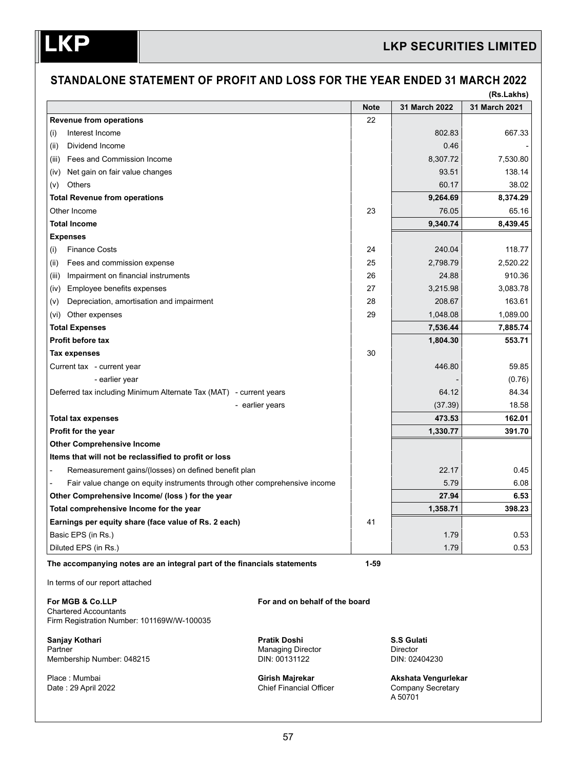# LKP SECURITIES LIMITED

## STANDALONE STATEMENT OF PROFIT AND LOSS FOR THE YEAR ENDED 31 MARCH 2022

(Rs.Lakhs)

| | Note | 31 March 2022 | 31 March 2021 |
|---|---|---|---|
| **Revenue from operations** | 22 | | |
| (i) Interest Income | | 802.83 | 667.33 |
| (ii) Dividend Income | | 0.46 | - |
| (iii) Fees and Commission Income | | 8,307.72 | 7,530.80 |
| (iv) Net gain on fair value changes | | 93.51 | 138.14 |
| (v) Others | | 60.17 | 38.02 |
| **Total Revenue from operations** | | **9,264.69** | **8,374.29** |
| Other Income | 23 | 76.05 | 65.16 |
| **Total Income** | | **9,340.74** | **8,439.45** |
| **Expenses** | | | |
| (i) Finance Costs | 24 | 240.04 | 118.77 |
| (ii) Fees and commission expense | 25 | 2,798.79 | 2,520.22 |
| (iii) Impairment on financial instruments | 26 | 24.88 | 910.36 |
| (iv) Employee benefits expenses | 27 | 3,215.98 | 3,083.78 |
| (v) Depreciation, amortisation and impairment | 28 | 208.67 | 163.61 |
| (vi) Other expenses | 29 | 1,048.08 | 1,089.00 |
| **Total Expenses** | | **7,536.44** | **7,885.74** |
| **Profit before tax** | | **1,804.30** | **553.71** |
| **Tax expenses** | 30 | | |
| Current tax - current year | | 446.80 | 59.85 |
| - earlier year | | - | (0.76) |
| Deferred tax including Minimum Alternate Tax (MAT) - current years | | 64.12 | 84.34 |
| - earlier years | | (37.39) | 18.58 |
| **Total tax expenses** | | **473.53** | **162.01** |
| **Profit for the year** | | **1,330.77** | **391.70** |
| **Other Comprehensive Income** | | | |
| **Items that will not be reclassified to profit or loss** | | | |
| - Remeasurement gains/(losses) on defined benefit plan | | 22.17 | 0.45 |
| - Fair value change on equity instruments through other comprehensive income | | 5.79 | 6.08 |
| **Other Comprehensive Income/ (loss ) for the year** | | **27.94** | **6.53** |
| **Total comprehensive Income for the year** | | **1,358.71** | **398.23** |
| **Earnings per equity share (face value of Rs. 2 each)** | 41 | | |
| Basic EPS (in Rs.) | | 1.79 | 0.53 |
| Diluted EPS (in Rs.) | | 1.79 | 0.53 |

**The accompanying notes are an integral part of the financials statements** **1-59**

In terms of our report attached

**For MGB & Co.LLP**
Chartered Accountants
Firm Registration Number: 101169W/W-100035

**Sanjay Kothari**
Partner
Membership Number: 048215

Place : Mumbai
Date : 29 April 2022

**For and on behalf of the board**

**Pratik Doshi**
Managing Director
DIN: 00131122

**S.S Gulati**
Director
DIN: 02404230

**Girish Majrekar**
Chief Financial Officer

**Akshata Vengurlekar**
Company Secretary
A 50701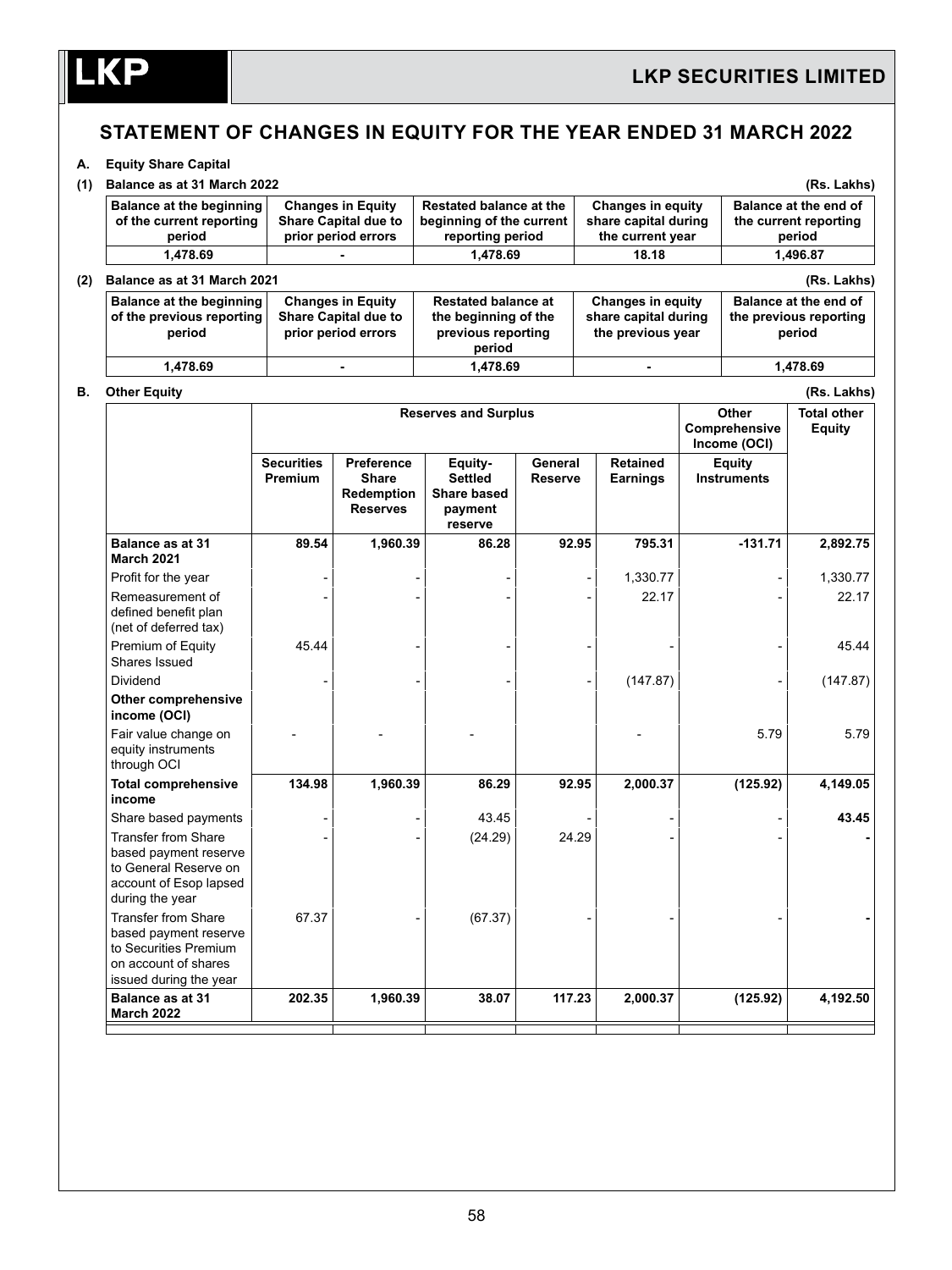# STATEMENT OF CHANGES IN EQUITY FOR THE YEAR ENDED 31 MARCH 2022

**A. Equity Share Capital**

**(1) Balance as at 31 March 2022** (Rs. Lakhs)

| Balance at the beginning of the current reporting period | Changes in Equity Share Capital due to prior period errors | Restated balance at the beginning of the current reporting period | Changes in equity share capital during the current year | Balance at the end of the current reporting period |
|---|---|---|---|---|
| 1,478.69 | - | 1,478.69 | 18.18 | 1,496.87 |

**(2) Balance as at 31 March 2021** (Rs. Lakhs)

| Balance at the beginning of the previous reporting period | Changes in Equity Share Capital due to prior period errors | Restated balance at the beginning of the previous reporting period | Changes in equity share capital during the previous year | Balance at the end of the previous reporting period |
|---|---|---|---|---|
| 1,478.69 | - | 1,478.69 | - | 1,478.69 |

**B. Other Equity** (Rs. Lakhs)

| | Reserves and Surplus | | | | | Other Comprehensive Income (OCI) | Total other Equity |
|---|---|---|---|---|---|---|---|
| | Securities Premium | Preference Share Redemption Reserves | Equity-Settled Share based payment reserve | General Reserve | Retained Earnings | Equity Instruments | |
| **Balance as at 31 March 2021** | **89.54** | **1,960.39** | **86.28** | **92.95** | **795.31** | **-131.71** | **2,892.75** |
| Profit for the year | - | - | - | - | 1,330.77 | - | 1,330.77 |
| Remeasurement of defined benefit plan (net of deferred tax) | - | - | - | - | 22.17 | - | 22.17 |
| Premium of Equity Shares Issued | 45.44 | - | - | - | - | - | 45.44 |
| Dividend | - | - | - | - | (147.87) | - | (147.87) |
| **Other comprehensive income (OCI)** | | | | | | | |
| Fair value change on equity instruments through OCI | - | - | - | | - | 5.79 | 5.79 |
| **Total comprehensive income** | **134.98** | **1,960.39** | **86.29** | **92.95** | **2,000.37** | **(125.92)** | **4,149.05** |
| Share based payments | - | - | 43.45 | - | - | - | **43.45** |
| Transfer from Share based payment reserve to General Reserve on account of Esop lapsed during the year | - | - | (24.29) | 24.29 | - | - | - |
| Transfer from Share based payment reserve to Securities Premium on account of shares issued during the year | 67.37 | - | (67.37) | - | - | - | - |
| **Balance as at 31 March 2022** | **202.35** | **1,960.39** | **38.07** | **117.23** | **2,000.37** | **(125.92)** | **4,192.50** |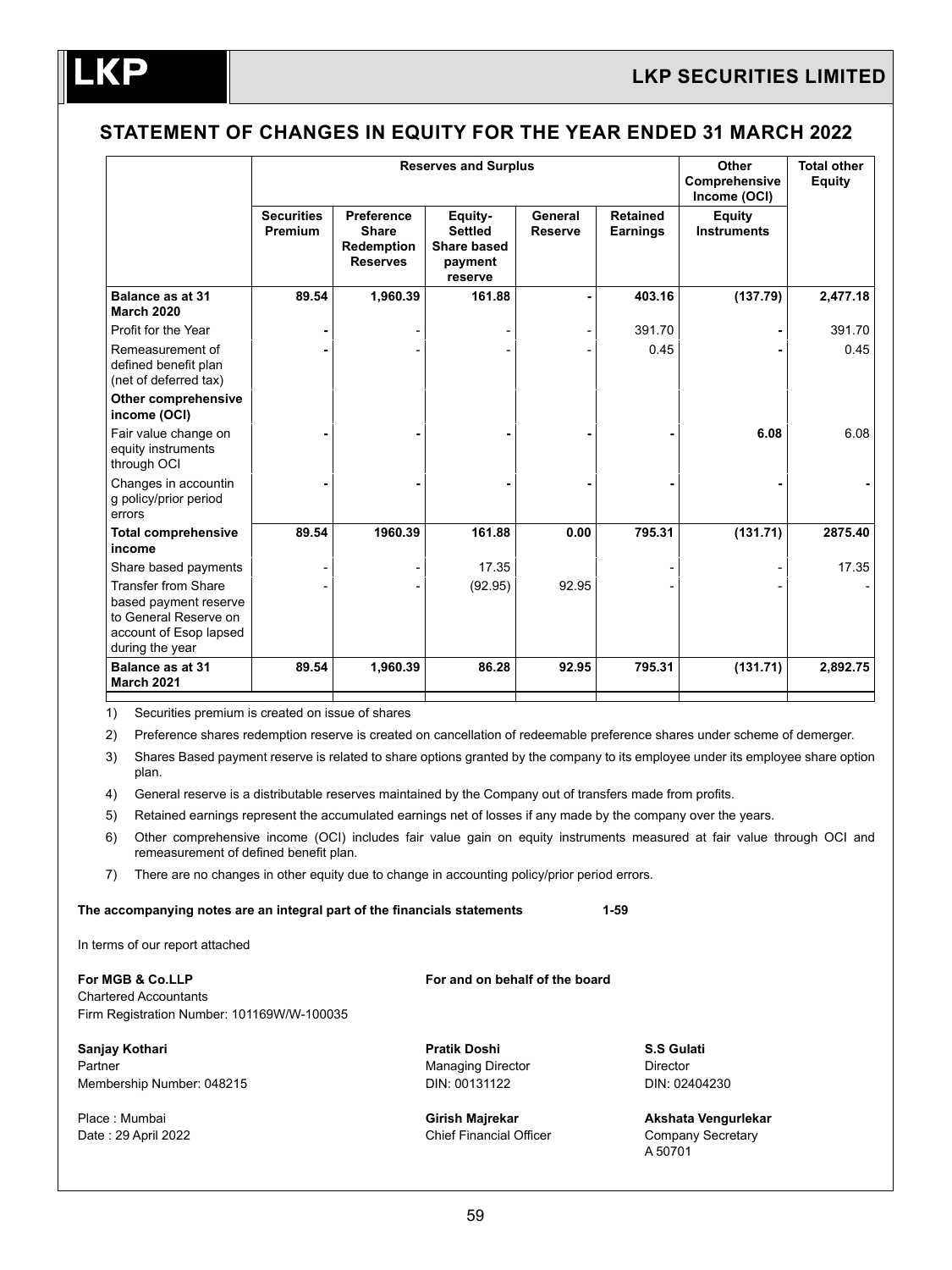## STATEMENT OF CHANGES IN EQUITY FOR THE YEAR ENDED 31 MARCH 2022

| | Reserves and Surplus | | | | | Other Comprehensive Income (OCI) | Total other Equity |
|---|---|---|---|---|---|---|---|
| | Securities Premium | Preference Share Redemption Reserves | Equity-Settled Share based payment reserve | General Reserve | Retained Earnings | Equity Instruments | |
| **Balance as at 31 March 2020** | **89.54** | **1,960.39** | **161.88** | **-** | **403.16** | **(137.79)** | **2,477.18** |
| Profit for the Year | - | - | - | - | 391.70 | - | 391.70 |
| Remeasurement of defined benefit plan (net of deferred tax) | - | - | - | - | 0.45 | - | 0.45 |
| **Other comprehensive income (OCI)** | | | | | | | |
| Fair value change on equity instruments through OCI | - | - | - | - | - | **6.08** | 6.08 |
| Changes in accountin g policy/prior period errors | - | - | - | - | - | - | - |
| **Total comprehensive income** | **89.54** | **1960.39** | **161.88** | **0.00** | **795.31** | **(131.71)** | **2875.40** |
| Share based payments | - | - | 17.35 | | - | - | 17.35 |
| Transfer from Share based payment reserve to General Reserve on account of Esop lapsed during the year | - | - | (92.95) | 92.95 | - | - | - |
| **Balance as at 31 March 2021** | **89.54** | **1,960.39** | **86.28** | **92.95** | **795.31** | **(131.71)** | **2,892.75** |

1) Securities premium is created on issue of shares
2) Preference shares redemption reserve is created on cancellation of redeemable preference shares under scheme of demerger.
3) Shares Based payment reserve is related to share options granted by the company to its employee under its employee share option plan.
4) General reserve is a distributable reserves maintained by the Company out of transfers made from profits.
5) Retained earnings represent the accumulated earnings net of losses if any made by the company over the years.
6) Other comprehensive income (OCI) includes fair value gain on equity instruments measured at fair value through OCI and remeasurement of defined benefit plan.
7) There are no changes in other equity due to change in accounting policy/prior period errors.

**The accompanying notes are an integral part of the financials statements 1-59**

In terms of our report attached

**For MGB & Co.LLP**
Chartered Accountants
Firm Registration Number: 101169W/W-100035

**Sanjay Kothari**
Partner
Membership Number: 048215

Place : Mumbai
Date : 29 April 2022

**For and on behalf of the board**

**Pratik Doshi**
Managing Director
DIN: 00131122

**S.S Gulati**
Director
DIN: 02404230

**Girish Majrekar**
Chief Financial Officer

**Akshata Vengurlekar**
Company Secretary
A 50701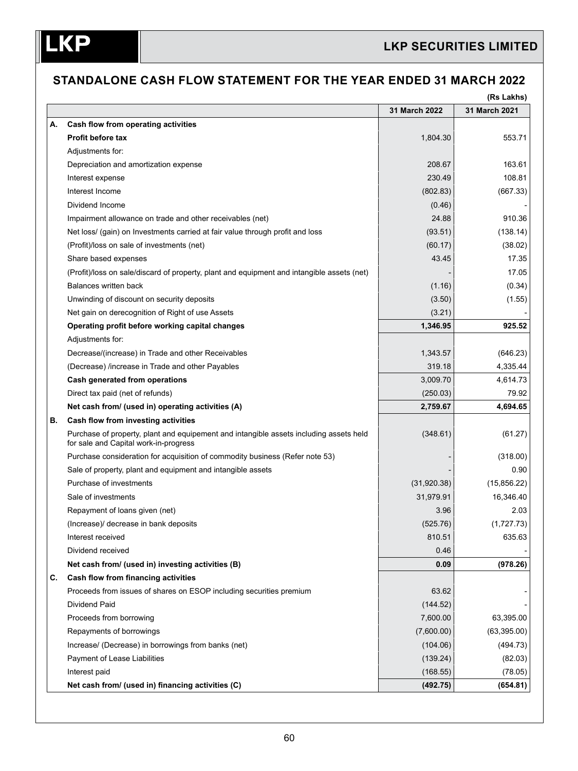## STANDALONE CASH FLOW STATEMENT FOR THE YEAR ENDED 31 MARCH 2022

(Rs Lakhs)

| | | 31 March 2022 | 31 March 2021 |
|---|---|---|---|
| **A.** | **Cash flow from operating activities** | | |
| | **Profit before tax** | 1,804.30 | 553.71 |
| | Adjustments for: | | |
| | Depreciation and amortization expense | 208.67 | 163.61 |
| | Interest expense | 230.49 | 108.81 |
| | Interest Income | (802.83) | (667.33) |
| | Dividend Income | (0.46) | - |
| | Impairment allowance on trade and other receivables (net) | 24.88 | 910.36 |
| | Net loss/ (gain) on Investments carried at fair value through profit and loss | (93.51) | (138.14) |
| | (Profit)/loss on sale of investments (net) | (60.17) | (38.02) |
| | Share based expenses | 43.45 | 17.35 |
| | (Profit)/loss on sale/discard of property, plant and equipment and intangible assets (net) | - | 17.05 |
| | Balances written back | (1.16) | (0.34) |
| | Unwinding of discount on security deposits | (3.50) | (1.55) |
| | Net gain on derecognition of Right of use Assets | (3.21) | - |
| | **Operating profit before working capital changes** | **1,346.95** | **925.52** |
| | Adjustments for: | | |
| | Decrease/(increase) in Trade and other Receivables | 1,343.57 | (646.23) |
| | (Decrease) /increase in Trade and other Payables | 319.18 | 4,335.44 |
| | **Cash generated from operations** | 3,009.70 | 4,614.73 |
| | Direct tax paid (net of refunds) | (250.03) | 79.92 |
| | **Net cash from/ (used in) operating activities (A)** | **2,759.67** | **4,694.65** |
| **B.** | **Cash flow from investing activities** | | |
| | Purchase of property, plant and equipement and intangible assets including assets held for sale and Capital work-in-progress | (348.61) | (61.27) |
| | Purchase consideration for acquisition of commodity business (Refer note 53) | - | (318.00) |
| | Sale of property, plant and equipment and intangible assets | - | 0.90 |
| | Purchase of investments | (31,920.38) | (15,856.22) |
| | Sale of investments | 31,979.91 | 16,346.40 |
| | Repayment of loans given (net) | 3.96 | 2.03 |
| | (Increase)/ decrease in bank deposits | (525.76) | (1,727.73) |
| | Interest received | 810.51 | 635.63 |
| | Dividend received | 0.46 | - |
| | **Net cash from/ (used in) investing activities (B)** | **0.09** | **(978.26)** |
| **C.** | **Cash flow from financing activities** | | |
| | Proceeds from issues of shares on ESOP including securities premium | 63.62 | - |
| | Dividend Paid | (144.52) | - |
| | Proceeds from borrowing | 7,600.00 | 63,395.00 |
| | Repayments of borrowings | (7,600.00) | (63,395.00) |
| | Increase/ (Decrease) in borrowings from banks (net) | (104.06) | (494.73) |
| | Payment of Lease Liabilities | (139.24) | (82.03) |
| | Interest paid | (168.55) | (78.05) |
| | **Net cash from/ (used in) financing activities (C)** | **(492.75)** | **(654.81)** |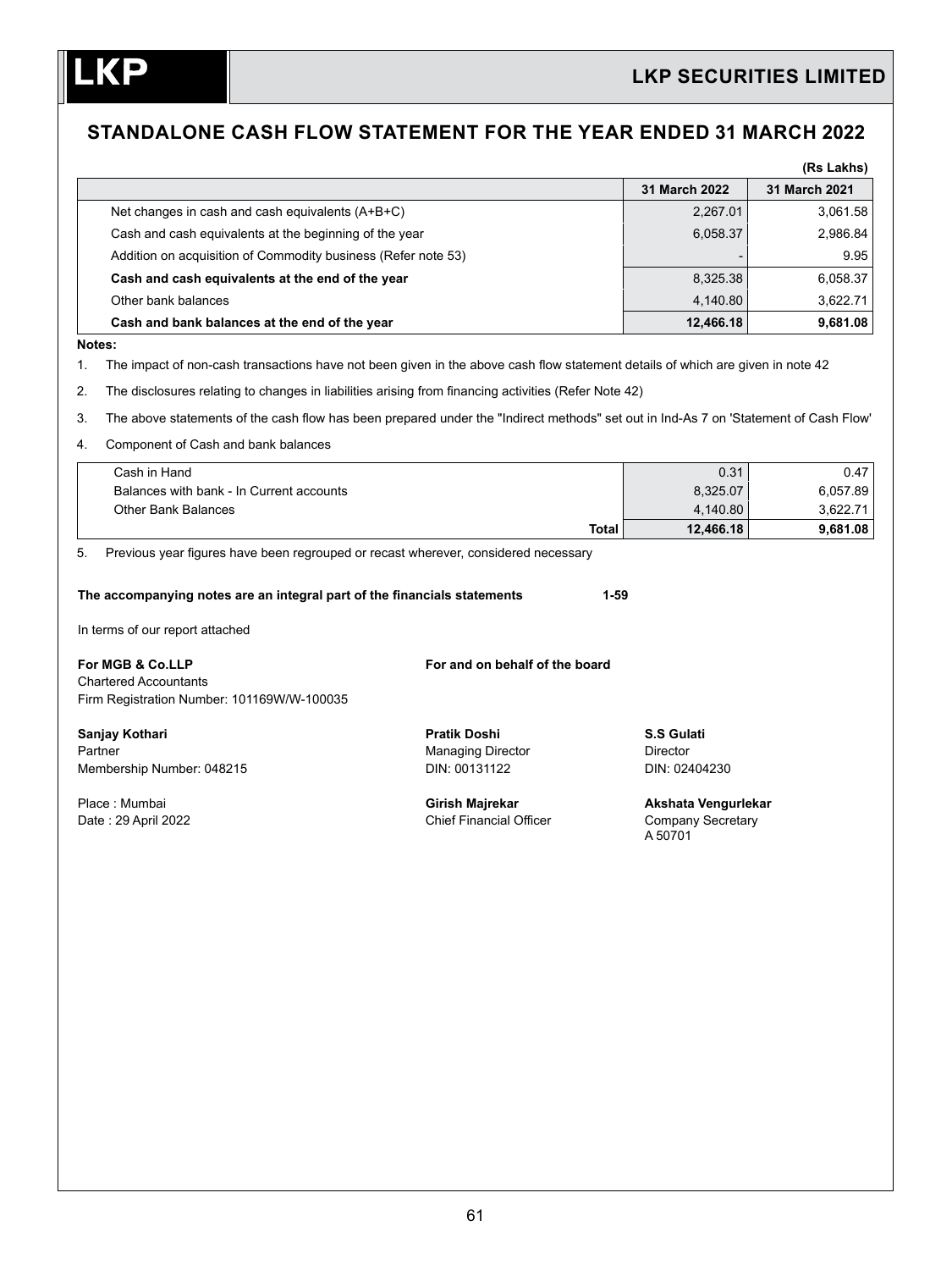# STANDALONE CASH FLOW STATEMENT FOR THE YEAR ENDED 31 MARCH 2022

(Rs Lakhs)

| | 31 March 2022 | 31 March 2021 |
|---|---|---|
| Net changes in cash and cash equivalents (A+B+C) | 2,267.01 | 3,061.58 |
| Cash and cash equivalents at the beginning of the year | 6,058.37 | 2,986.84 |
| Addition on acquisition of Commodity business (Refer note 53) | - | 9.95 |
| **Cash and cash equivalents at the end of the year** | 8,325.38 | 6,058.37 |
| Other bank balances | 4,140.80 | 3,622.71 |
| **Cash and bank balances at the end of the year** | **12,466.18** | **9,681.08** |

**Notes:**

1. The impact of non-cash transactions have not been given in the above cash flow statement details of which are given in note 42
2. The disclosures relating to changes in liabilities arising from financing activities (Refer Note 42)
3. The above statements of the cash flow has been prepared under the "Indirect methods" set out in Ind-As 7 on 'Statement of Cash Flow'
4. Component of Cash and bank balances

| | | |
|---|---|---|
| Cash in Hand | 0.31 | 0.47 |
| Balances with bank - In Current accounts | 8,325.07 | 6,057.89 |
| Other Bank Balances | 4,140.80 | 3,622.71 |
| **Total** | **12,466.18** | **9,681.08** |

5. Previous year figures have been regrouped or recast wherever, considered necessary

**The accompanying notes are an integral part of the financials statements 1-59**

In terms of our report attached

**For MGB & Co.LLP**
Chartered Accountants
Firm Registration Number: 101169W/W-100035

**For and on behalf of the board**

**Sanjay Kothari**
Partner
Membership Number: 048215

**Pratik Doshi**
Managing Director
DIN: 00131122

**S.S Gulati**
Director
DIN: 02404230

Place : Mumbai
Date : 29 April 2022

**Girish Majrekar**
Chief Financial Officer

**Akshata Vengurlekar**
Company Secretary
A 50701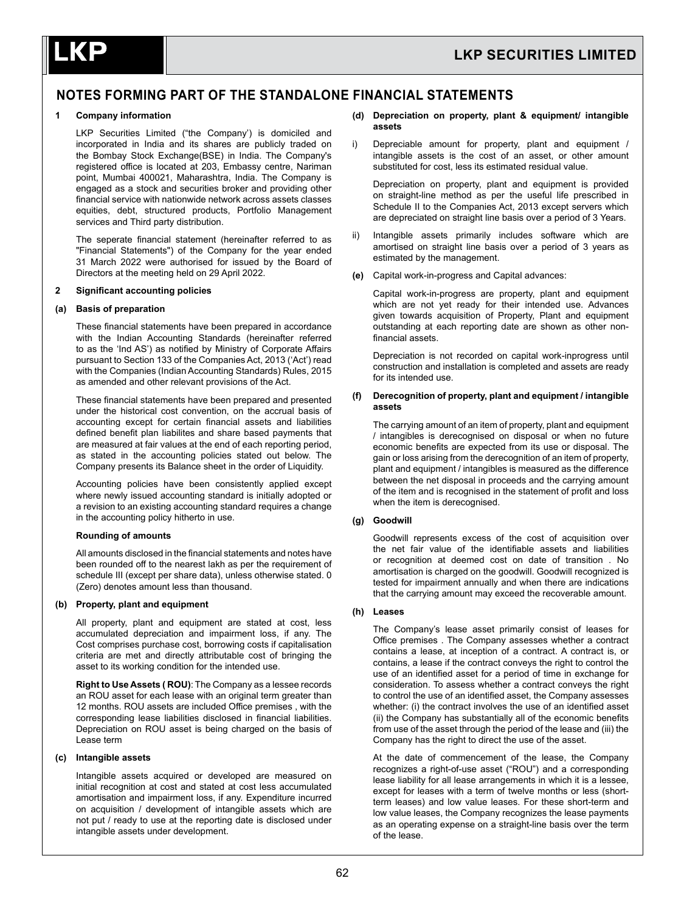## NOTES FORMING PART OF THE STANDALONE FINANCIAL STATEMENTS

**1 Company information**

LKP Securities Limited ("the Company') is domiciled and incorporated in India and its shares are publicly traded on the Bombay Stock Exchange(BSE) in India. The Company's registered office is located at 203, Embassy centre, Nariman point, Mumbai 400021, Maharashtra, India. The Company is engaged as a stock and securities broker and providing other financial service with nationwide network across assets classes equities, debt, structured products, Portfolio Management services and Third party distribution.

The seperate financial statement (hereinafter referred to as "Financial Statements") of the Company for the year ended 31 March 2022 were authorised for issued by the Board of Directors at the meeting held on 29 April 2022.

**2 Significant accounting policies**

**(a) Basis of preparation**

These financial statements have been prepared in accordance with the Indian Accounting Standards (hereinafter referred to as the 'Ind AS') as notified by Ministry of Corporate Affairs pursuant to Section 133 of the Companies Act, 2013 ('Act') read with the Companies (Indian Accounting Standards) Rules, 2015 as amended and other relevant provisions of the Act.

These financial statements have been prepared and presented under the historical cost convention, on the accrual basis of accounting except for certain financial assets and liabilities defined benefit plan liabilites and share based payments that are measured at fair values at the end of each reporting period, as stated in the accounting policies stated out below. The Company presents its Balance sheet in the order of Liquidity.

Accounting policies have been consistently applied except where newly issued accounting standard is initially adopted or a revision to an existing accounting standard requires a change in the accounting policy hitherto in use.

**Rounding of amounts**

All amounts disclosed in the financial statements and notes have been rounded off to the nearest lakh as per the requirement of schedule III (except per share data), unless otherwise stated. 0 (Zero) denotes amount less than thousand.

**(b) Property, plant and equipment**

All property, plant and equipment are stated at cost, less accumulated depreciation and impairment loss, if any. The Cost comprises purchase cost, borrowing costs if capitalisation criteria are met and directly attributable cost of bringing the asset to its working condition for the intended use.

**Right to Use Assets ( ROU)**: The Company as a lessee records an ROU asset for each lease with an original term greater than 12 months. ROU assets are included Office premises , with the corresponding lease liabilities disclosed in financial liabilities. Depreciation on ROU asset is being charged on the basis of Lease term

**(c) Intangible assets**

Intangible assets acquired or developed are measured on initial recognition at cost and stated at cost less accumulated amortisation and impairment loss, if any. Expenditure incurred on acquisition / development of intangible assets which are not put / ready to use at the reporting date is disclosed under intangible assets under development.

**(d) Depreciation on property, plant & equipment/ intangible assets**

i) Depreciable amount for property, plant and equipment / intangible assets is the cost of an asset, or other amount substituted for cost, less its estimated residual value.

Depreciation on property, plant and equipment is provided on straight-line method as per the useful life prescribed in Schedule II to the Companies Act, 2013 except servers which are depreciated on straight line basis over a period of 3 Years.

ii) Intangible assets primarily includes software which are amortised on straight line basis over a period of 3 years as estimated by the management.

**(e)** Capital work-in-progress and Capital advances:

Capital work-in-progress are property, plant and equipment which are not yet ready for their intended use. Advances given towards acquisition of Property, Plant and equipment outstanding at each reporting date are shown as other non-financial assets.

Depreciation is not recorded on capital work-inprogress until construction and installation is completed and assets are ready for its intended use.

**(f) Derecognition of property, plant and equipment / intangible assets**

The carrying amount of an item of property, plant and equipment / intangibles is derecognised on disposal or when no future economic benefits are expected from its use or disposal. The gain or loss arising from the derecognition of an item of property, plant and equipment / intangibles is measured as the difference between the net disposal in proceeds and the carrying amount of the item and is recognised in the statement of profit and loss when the item is derecognised.

**(g) Goodwill**

Goodwill represents excess of the cost of acquisition over the net fair value of the identifiable assets and liabilities or recognition at deemed cost on date of transition . No amortisation is charged on the goodwill. Goodwill recognized is tested for impairment annually and when there are indications that the carrying amount may exceed the recoverable amount.

**(h) Leases**

The Company's lease asset primarily consist of leases for Office premises . The Company assesses whether a contract contains a lease, at inception of a contract. A contract is, or contains, a lease if the contract conveys the right to control the use of an identified asset for a period of time in exchange for consideration. To assess whether a contract conveys the right to control the use of an identified asset, the Company assesses whether: (i) the contract involves the use of an identified asset (ii) the Company has substantially all of the economic benefits from use of the asset through the period of the lease and (iii) the Company has the right to direct the use of the asset.

At the date of commencement of the lease, the Company recognizes a right-of-use asset ("ROU") and a corresponding lease liability for all lease arrangements in which it is a lessee, except for leases with a term of twelve months or less (short-term leases) and low value leases. For these short-term and low value leases, the Company recognizes the lease payments as an operating expense on a straight-line basis over the term of the lease.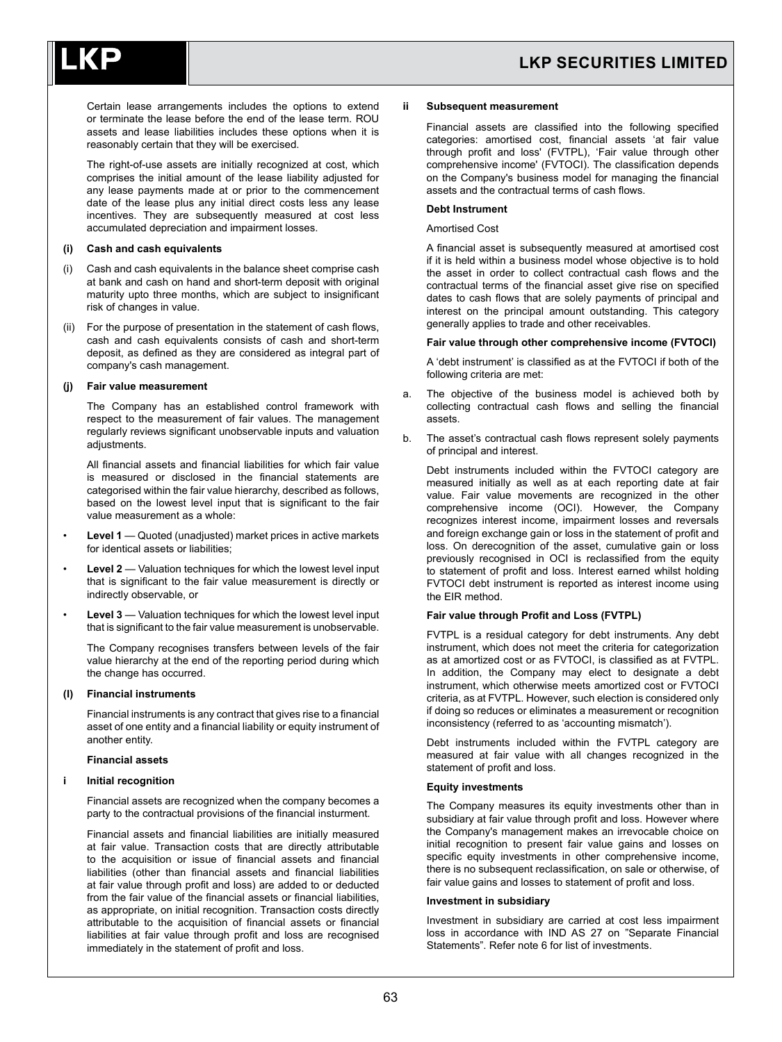Certain lease arrangements includes the options to extend or terminate the lease before the end of the lease term. ROU assets and lease liabilities includes these options when it is reasonably certain that they will be exercised.

The right-of-use assets are initially recognized at cost, which comprises the initial amount of the lease liability adjusted for any lease payments made at or prior to the commencement date of the lease plus any initial direct costs less any lease incentives. They are subsequently measured at cost less accumulated depreciation and impairment losses.

**(i) Cash and cash equivalents**

(i) Cash and cash equivalents in the balance sheet comprise cash at bank and cash on hand and short-term deposit with original maturity upto three months, which are subject to insignificant risk of changes in value.

(ii) For the purpose of presentation in the statement of cash flows, cash and cash equivalents consists of cash and short-term deposit, as defined as they are considered as integral part of company's cash management.

**(j) Fair value measurement**

The Company has an established control framework with respect to the measurement of fair values. The management regularly reviews significant unobservable inputs and valuation adjustments.

All financial assets and financial liabilities for which fair value is measured or disclosed in the financial statements are categorised within the fair value hierarchy, described as follows, based on the lowest level input that is significant to the fair value measurement as a whole:

- **Level 1** — Quoted (unadjusted) market prices in active markets for identical assets or liabilities;
- **Level 2** — Valuation techniques for which the lowest level input that is significant to the fair value measurement is directly or indirectly observable, or
- **Level 3** — Valuation techniques for which the lowest level input that is significant to the fair value measurement is unobservable.

The Company recognises transfers between levels of the fair value hierarchy at the end of the reporting period during which the change has occurred.

**(l) Financial instruments**

Financial instruments is any contract that gives rise to a financial asset of one entity and a financial liability or equity instrument of another entity.

**Financial assets**

**i Initial recognition**

Financial assets are recognized when the company becomes a party to the contractual provisions of the financial insturment.

Financial assets and financial liabilities are initially measured at fair value. Transaction costs that are directly attributable to the acquisition or issue of financial assets and financial liabilities (other than financial assets and financial liabilities at fair value through profit and loss) are added to or deducted from the fair value of the financial assets or financial liabilities, as appropriate, on initial recognition. Transaction costs directly attributable to the acquisition of financial assets or financial liabilities at fair value through profit and loss are recognised immediately in the statement of profit and loss.

**ii Subsequent measurement**

Financial assets are classified into the following specified categories: amortised cost, financial assets 'at fair value through profit and loss' (FVTPL), 'Fair value through other comprehensive income' (FVTOCI). The classification depends on the Company's business model for managing the financial assets and the contractual terms of cash flows.

**Debt Instrument**

Amortised Cost

A financial asset is subsequently measured at amortised cost if it is held within a business model whose objective is to hold the asset in order to collect contractual cash flows and the contractual terms of the financial asset give rise on specified dates to cash flows that are solely payments of principal and interest on the principal amount outstanding. This category generally applies to trade and other receivables.

**Fair value through other comprehensive income (FVTOCI)**

A 'debt instrument' is classified as at the FVTOCI if both of the following criteria are met:

a. The objective of the business model is achieved both by collecting contractual cash flows and selling the financial assets.

b. The asset's contractual cash flows represent solely payments of principal and interest.

Debt instruments included within the FVTOCI category are measured initially as well as at each reporting date at fair value. Fair value movements are recognized in the other comprehensive income (OCI). However, the Company recognizes interest income, impairment losses and reversals and foreign exchange gain or loss in the statement of profit and loss. On derecognition of the asset, cumulative gain or loss previously recognised in OCI is reclassified from the equity to statement of profit and loss. Interest earned whilst holding FVTOCI debt instrument is reported as interest income using the EIR method.

**Fair value through Profit and Loss (FVTPL)**

FVTPL is a residual category for debt instruments. Any debt instrument, which does not meet the criteria for categorization as at amortized cost or as FVTOCI, is classified as at FVTPL. In addition, the Company may elect to designate a debt instrument, which otherwise meets amortized cost or FVTOCI criteria, as at FVTPL. However, such election is considered only if doing so reduces or eliminates a measurement or recognition inconsistency (referred to as 'accounting mismatch').

Debt instruments included within the FVTPL category are measured at fair value with all changes recognized in the statement of profit and loss.

**Equity investments**

The Company measures its equity investments other than in subsidiary at fair value through profit and loss. However where the Company's management makes an irrevocable choice on initial recognition to present fair value gains and losses on specific equity investments in other comprehensive income, there is no subsequent reclassification, on sale or otherwise, of fair value gains and losses to statement of profit and loss.

**Investment in subsidiary**

Investment in subsidiary are carried at cost less impairment loss in accordance with IND AS 27 on "Separate Financial Statements". Refer note 6 for list of investments.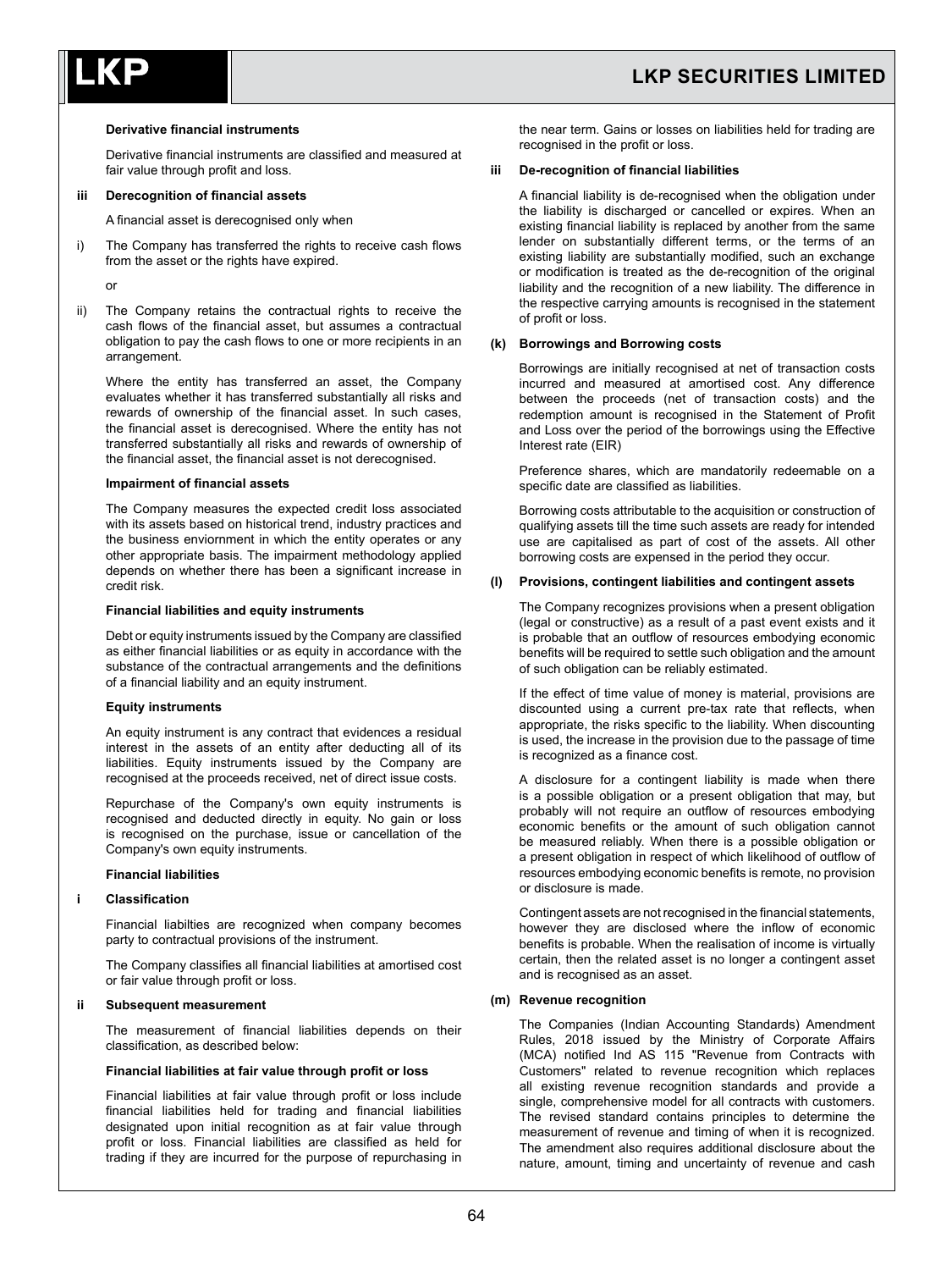**Derivative financial instruments**

Derivative financial instruments are classified and measured at fair value through profit and loss.

**iii Derecognition of financial assets**

A financial asset is derecognised only when

i) The Company has transferred the rights to receive cash flows from the asset or the rights have expired.

or

ii) The Company retains the contractual rights to receive the cash flows of the financial asset, but assumes a contractual obligation to pay the cash flows to one or more recipients in an arrangement.

Where the entity has transferred an asset, the Company evaluates whether it has transferred substantially all risks and rewards of ownership of the financial asset. In such cases, the financial asset is derecognised. Where the entity has not transferred substantially all risks and rewards of ownership of the financial asset, the financial asset is not derecognised.

**Impairment of financial assets**

The Company measures the expected credit loss associated with its assets based on historical trend, industry practices and the business enviornment in which the entity operates or any other appropriate basis. The impairment methodology applied depends on whether there has been a significant increase in credit risk.

**Financial liabilities and equity instruments**

Debt or equity instruments issued by the Company are classified as either financial liabilities or as equity in accordance with the substance of the contractual arrangements and the definitions of a financial liability and an equity instrument.

**Equity instruments**

An equity instrument is any contract that evidences a residual interest in the assets of an entity after deducting all of its liabilities. Equity instruments issued by the Company are recognised at the proceeds received, net of direct issue costs.

Repurchase of the Company's own equity instruments is recognised and deducted directly in equity. No gain or loss is recognised on the purchase, issue or cancellation of the Company's own equity instruments.

**Financial liabilities**

**i Classification**

Financial liabilties are recognized when company becomes party to contractual provisions of the instrument.

The Company classifies all financial liabilities at amortised cost or fair value through profit or loss.

**ii Subsequent measurement**

The measurement of financial liabilities depends on their classification, as described below:

**Financial liabilities at fair value through profit or loss**

Financial liabilities at fair value through profit or loss include financial liabilities held for trading and financial liabilities designated upon initial recognition as at fair value through profit or loss. Financial liabilities are classified as held for trading if they are incurred for the purpose of repurchasing in the near term. Gains or losses on liabilities held for trading are recognised in the profit or loss.

**iii De-recognition of financial liabilities**

A financial liability is de-recognised when the obligation under the liability is discharged or cancelled or expires. When an existing financial liability is replaced by another from the same lender on substantially different terms, or the terms of an existing liability are substantially modified, such an exchange or modification is treated as the de-recognition of the original liability and the recognition of a new liability. The difference in the respective carrying amounts is recognised in the statement of profit or loss.

**(k) Borrowings and Borrowing costs**

Borrowings are initially recognised at net of transaction costs incurred and measured at amortised cost. Any difference between the proceeds (net of transaction costs) and the redemption amount is recognised in the Statement of Profit and Loss over the period of the borrowings using the Effective Interest rate (EIR)

Preference shares, which are mandatorily redeemable on a specific date are classified as liabilities.

Borrowing costs attributable to the acquisition or construction of qualifying assets till the time such assets are ready for intended use are capitalised as part of cost of the assets. All other borrowing costs are expensed in the period they occur.

**(l) Provisions, contingent liabilities and contingent assets**

The Company recognizes provisions when a present obligation (legal or constructive) as a result of a past event exists and it is probable that an outflow of resources embodying economic benefits will be required to settle such obligation and the amount of such obligation can be reliably estimated.

If the effect of time value of money is material, provisions are discounted using a current pre-tax rate that reflects, when appropriate, the risks specific to the liability. When discounting is used, the increase in the provision due to the passage of time is recognized as a finance cost.

A disclosure for a contingent liability is made when there is a possible obligation or a present obligation that may, but probably will not require an outflow of resources embodying economic benefits or the amount of such obligation cannot be measured reliably. When there is a possible obligation or a present obligation in respect of which likelihood of outflow of resources embodying economic benefits is remote, no provision or disclosure is made.

Contingent assets are not recognised in the financial statements, however they are disclosed where the inflow of economic benefits is probable. When the realisation of income is virtually certain, then the related asset is no longer a contingent asset and is recognised as an asset.

**(m) Revenue recognition**

The Companies (Indian Accounting Standards) Amendment Rules, 2018 issued by the Ministry of Corporate Affairs (MCA) notified Ind AS 115 "Revenue from Contracts with Customers" related to revenue recognition which replaces all existing revenue recognition standards and provide a single, comprehensive model for all contracts with customers. The revised standard contains principles to determine the measurement of revenue and timing of when it is recognized. The amendment also requires additional disclosure about the nature, amount, timing and uncertainty of revenue and cash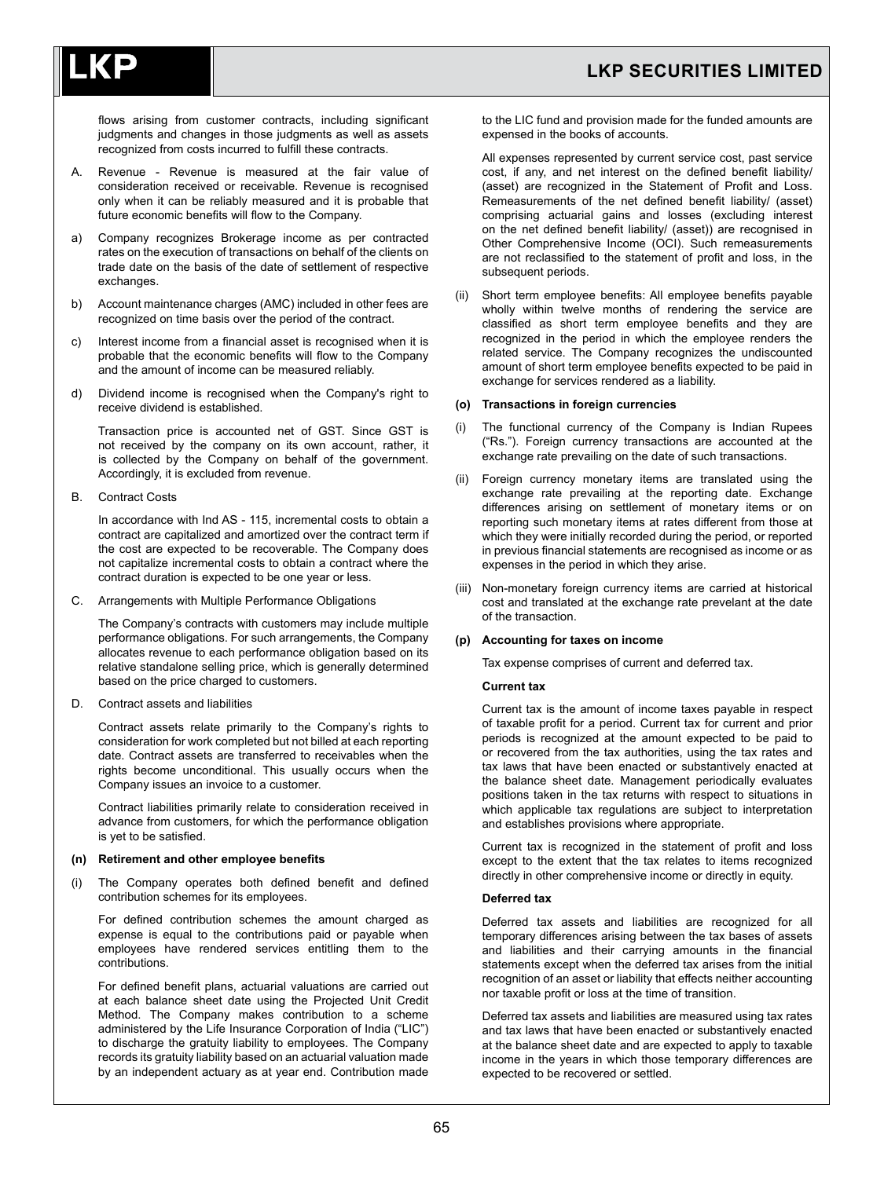flows arising from customer contracts, including significant judgments and changes in those judgments as well as assets recognized from costs incurred to fulfill these contracts.

A. Revenue - Revenue is measured at the fair value of consideration received or receivable. Revenue is recognised only when it can be reliably measured and it is probable that future economic benefits will flow to the Company.

a) Company recognizes Brokerage income as per contracted rates on the execution of transactions on behalf of the clients on trade date on the basis of the date of settlement of respective exchanges.

b) Account maintenance charges (AMC) included in other fees are recognized on time basis over the period of the contract.

c) Interest income from a financial asset is recognised when it is probable that the economic benefits will flow to the Company and the amount of income can be measured reliably.

d) Dividend income is recognised when the Company's right to receive dividend is established.

Transaction price is accounted net of GST. Since GST is not received by the company on its own account, rather, it is collected by the Company on behalf of the government. Accordingly, it is excluded from revenue.

B. Contract Costs

In accordance with Ind AS - 115, incremental costs to obtain a contract are capitalized and amortized over the contract term if the cost are expected to be recoverable. The Company does not capitalize incremental costs to obtain a contract where the contract duration is expected to be one year or less.

C. Arrangements with Multiple Performance Obligations

The Company's contracts with customers may include multiple performance obligations. For such arrangements, the Company allocates revenue to each performance obligation based on its relative standalone selling price, which is generally determined based on the price charged to customers.

D. Contract assets and liabilities

Contract assets relate primarily to the Company's rights to consideration for work completed but not billed at each reporting date. Contract assets are transferred to receivables when the rights become unconditional. This usually occurs when the Company issues an invoice to a customer.

Contract liabilities primarily relate to consideration received in advance from customers, for which the performance obligation is yet to be satisfied.

**(n) Retirement and other employee benefits**

(i) The Company operates both defined benefit and defined contribution schemes for its employees.

For defined contribution schemes the amount charged as expense is equal to the contributions paid or payable when employees have rendered services entitling them to the contributions.

For defined benefit plans, actuarial valuations are carried out at each balance sheet date using the Projected Unit Credit Method. The Company makes contribution to a scheme administered by the Life Insurance Corporation of India ("LIC") to discharge the gratuity liability to employees. The Company records its gratuity liability based on an actuarial valuation made by an independent actuary as at year end. Contribution made to the LIC fund and provision made for the funded amounts are expensed in the books of accounts.

All expenses represented by current service cost, past service cost, if any, and net interest on the defined benefit liability/ (asset) are recognized in the Statement of Profit and Loss. Remeasurements of the net defined benefit liability/ (asset) comprising actuarial gains and losses (excluding interest on the net defined benefit liability/ (asset)) are recognised in Other Comprehensive Income (OCI). Such remeasurements are not reclassified to the statement of profit and loss, in the subsequent periods.

(ii) Short term employee benefits: All employee benefits payable wholly within twelve months of rendering the service are classified as short term employee benefits and they are recognized in the period in which the employee renders the related service. The Company recognizes the undiscounted amount of short term employee benefits expected to be paid in exchange for services rendered as a liability.

**(o) Transactions in foreign currencies**

(i) The functional currency of the Company is Indian Rupees ("Rs."). Foreign currency transactions are accounted at the exchange rate prevailing on the date of such transactions.

(ii) Foreign currency monetary items are translated using the exchange rate prevailing at the reporting date. Exchange differences arising on settlement of monetary items or on reporting such monetary items at rates different from those at which they were initially recorded during the period, or reported in previous financial statements are recognised as income or as expenses in the period in which they arise.

(iii) Non-monetary foreign currency items are carried at historical cost and translated at the exchange rate prevelant at the date of the transaction.

**(p) Accounting for taxes on income**

Tax expense comprises of current and deferred tax.

**Current tax**

Current tax is the amount of income taxes payable in respect of taxable profit for a period. Current tax for current and prior periods is recognized at the amount expected to be paid to or recovered from the tax authorities, using the tax rates and tax laws that have been enacted or substantively enacted at the balance sheet date. Management periodically evaluates positions taken in the tax returns with respect to situations in which applicable tax regulations are subject to interpretation and establishes provisions where appropriate.

Current tax is recognized in the statement of profit and loss except to the extent that the tax relates to items recognized directly in other comprehensive income or directly in equity.

**Deferred tax**

Deferred tax assets and liabilities are recognized for all temporary differences arising between the tax bases of assets and liabilities and their carrying amounts in the financial statements except when the deferred tax arises from the initial recognition of an asset or liability that effects neither accounting nor taxable profit or loss at the time of transition.

Deferred tax assets and liabilities are measured using tax rates and tax laws that have been enacted or substantively enacted at the balance sheet date and are expected to apply to taxable income in the years in which those temporary differences are expected to be recovered or settled.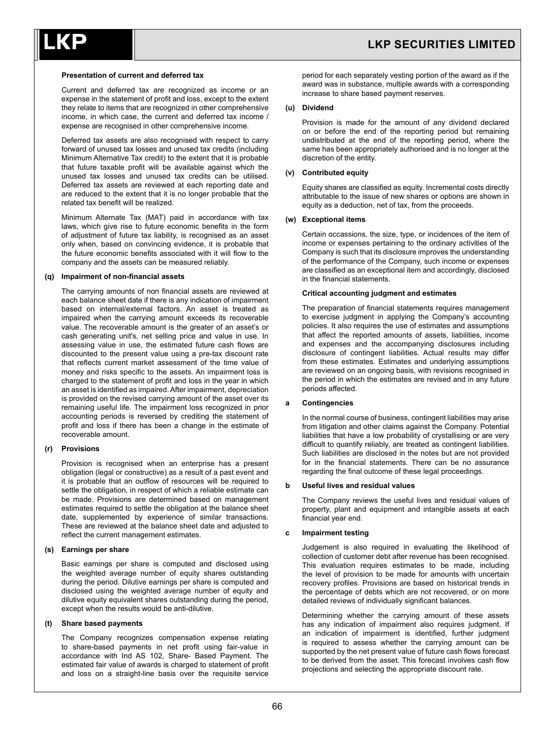**Presentation of current and deferred tax**

Current and deferred tax are recognized as income or an expense in the statement of profit and loss, except to the extent they relate to items that are recognized in other comprehensive income, in which case, the current and deferred tax income / expense are recognised in other comprehensive income.

Deferred tax assets are also recognised with respect to carry forward of unused tax losses and unused tax credits (including Minimum Alternative Tax credit) to the extent that it is probable that future taxable profit will be available against which the unused tax losses and unused tax credits can be utilised. Deferred tax assets are reviewed at each reporting date and are reduced to the extent that it is no longer probable that the related tax benefit will be realized.

Minimum Alternate Tax (MAT) paid in accordance with tax laws, which give rise to future economic benefits in the form of adjustment of future tax liability, is recognised as an asset only when, based on convincing evidence, it is probable that the future economic benefits associated with it will flow to the company and the assets can be measured reliably.

**(q) Impairment of non-financial assets**

The carrying amounts of non financial assets are reviewed at each balance sheet date if there is any indication of impairment based on internal/external factors. An asset is treated as impaired when the carrying amount exceeds its recoverable value. The recoverable amount is the greater of an asset's or cash generating unit's, net selling price and value in use. In assessing value in use, the estimated future cash flows are discounted to the present value using a pre-tax discount rate that reflects current market assessment of the time value of money and risks specific to the assets. An impairment loss is charged to the statement of profit and loss in the year in which an asset is identified as impaired. After impairment, depreciation is provided on the revised carrying amount of the asset over its remaining useful life. The impairment loss recognized in prior accounting periods is reversed by crediting the statement of profit and loss if there has been a change in the estimate of recoverable amount.

**(r) Provisions**

Provision is recognised when an enterprise has a present obligation (legal or constructive) as a result of a past event and it is probable that an outflow of resources will be required to settle the obligation, in respect of which a reliable estimate can be made. Provisions are determined based on management estimates required to settle the obligation at the balance sheet date, supplemented by experience of similar transactions. These are reviewed at the balance sheet date and adjusted to reflect the current management estimates.

**(s) Earnings per share**

Basic earnings per share is computed and disclosed using the weighted average number of equity shares outstanding during the period. Dilutive earnings per share is computed and disclosed using the weighted average number of equity and dilutive equity equivalent shares outstanding during the period, except when the results would be anti-dilutive.

**(t) Share based payments**

The Company recognizes compensation expense relating to share-based payments in net profit using fair-value in accordance with Ind AS 102, Share- Based Payment. The estimated fair value of awards is charged to statement of profit and loss on a straight-line basis over the requisite service period for each separately vesting portion of the award as if the award was in substance, multiple awards with a corresponding increase to share based payment reserves.

**(u) Dividend**

Provision is made for the amount of any dividend declared on or before the end of the reporting period but remaining undistributed at the end of the reporting period, where the same has been appropriately authorised and is no longer at the discretion of the entity.

**(v) Contributed equity**

Equity shares are classified as equity. Incremental costs directly attributable to the issue of new shares or options are shown in equity as a deduction, net of tax, from the proceeds.

**(w) Exceptional items**

Certain occassions, the size, type, or incidences of the item of income or expenses pertaining to the ordinary activities of the Company is such that its disclosure improves the understanding of the performance of the Company, such income or expenses are classified as an exceptional item and accordingly, disclosed in the financial statements.

**Critical accounting judgment and estimates**

The preparation of financial statements requires management to exercise judgment in applying the Company's accounting policies. It also requires the use of estimates and assumptions that affect the reported amounts of assets, liabilities, income and expenses and the accompanying disclosures including disclosure of contingent liabilities. Actual results may differ from these estimates. Estimates and underlying assumptions are reviewed on an ongoing basis, with revisions recognised in the period in which the estimates are revised and in any future periods affected.

**a Contingencies**

In the normal course of business, contingent liabilities may arise from litigation and other claims against the Company. Potential liabilities that have a low probability of crystallising or are very difficult to quantify reliably, are treated as contingent liabilities. Such liabilities are disclosed in the notes but are not provided for in the financial statements. There can be no assurance regarding the final outcome of these legal proceedings.

**b Useful lives and residual values**

The Company reviews the useful lives and residual values of property, plant and equipment and intangible assets at each financial year end.

**c Impairment testing**

Judgement is also required in evaluating the likelihood of collection of customer debt after revenue has been recognised. This evaluation requires estimates to be made, including the level of provision to be made for amounts with uncertain recovery profiles. Provisions are based on historical trends in the percentage of debts which are not recovered, or on more detailed reviews of individually significant balances.

Determining whether the carrying amount of these assets has any indication of impairment also requires judgment. If an indication of impairment is identified, further judgment is required to assess whether the carrying amount can be supported by the net present value of future cash flows forecast to be derived from the asset. This forecast involves cash flow projections and selecting the appropriate discount rate.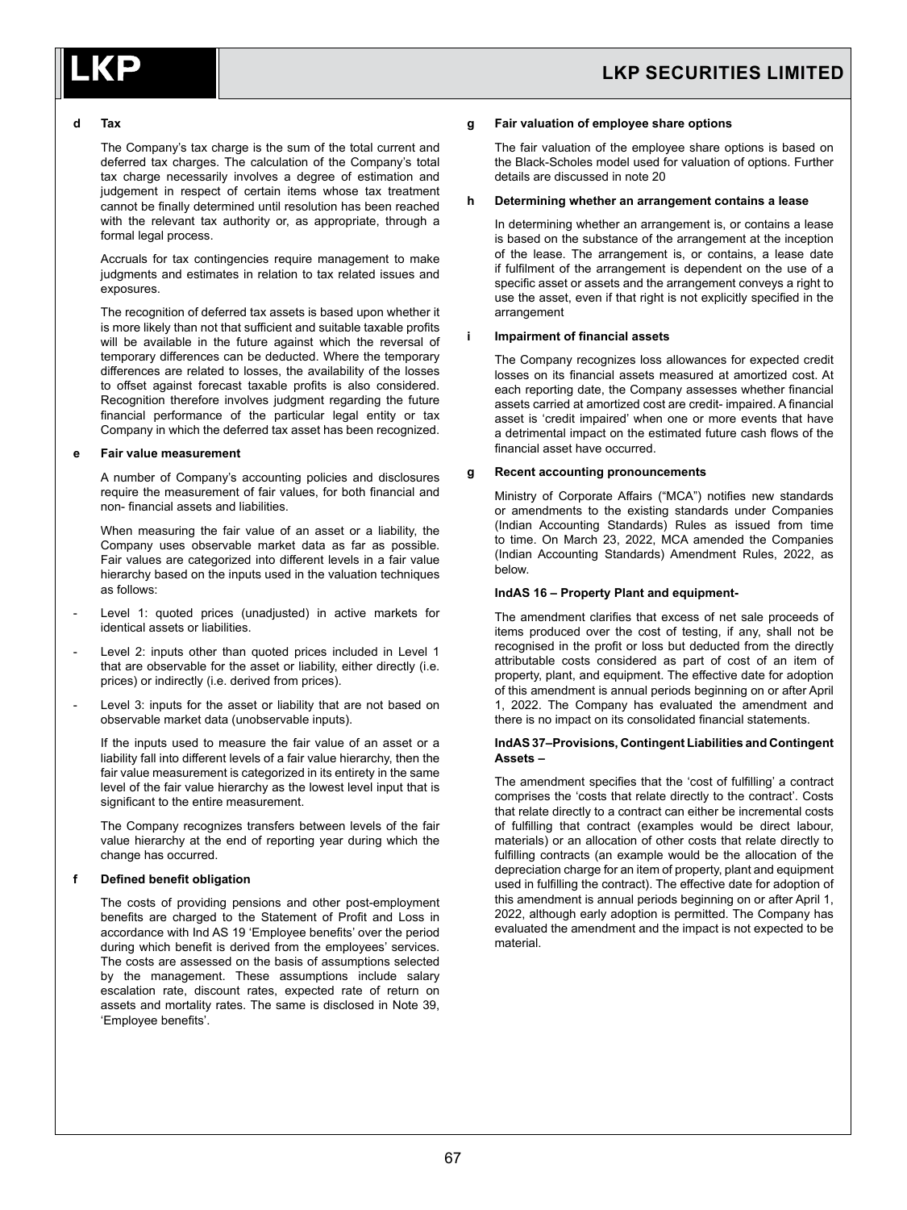**d Tax**

The Company's tax charge is the sum of the total current and deferred tax charges. The calculation of the Company's total tax charge necessarily involves a degree of estimation and judgement in respect of certain items whose tax treatment cannot be finally determined until resolution has been reached with the relevant tax authority or, as appropriate, through a formal legal process.

Accruals for tax contingencies require management to make judgments and estimates in relation to tax related issues and exposures.

The recognition of deferred tax assets is based upon whether it is more likely than not that sufficient and suitable taxable profits will be available in the future against which the reversal of temporary differences can be deducted. Where the temporary differences are related to losses, the availability of the losses to offset against forecast taxable profits is also considered. Recognition therefore involves judgment regarding the future financial performance of the particular legal entity or tax Company in which the deferred tax asset has been recognized.

**e Fair value measurement**

A number of Company's accounting policies and disclosures require the measurement of fair values, for both financial and non- financial assets and liabilities.

When measuring the fair value of an asset or a liability, the Company uses observable market data as far as possible. Fair values are categorized into different levels in a fair value hierarchy based on the inputs used in the valuation techniques as follows:

- Level 1: quoted prices (unadjusted) in active markets for identical assets or liabilities.
- Level 2: inputs other than quoted prices included in Level 1 that are observable for the asset or liability, either directly (i.e. prices) or indirectly (i.e. derived from prices).
- Level 3: inputs for the asset or liability that are not based on observable market data (unobservable inputs).

If the inputs used to measure the fair value of an asset or a liability fall into different levels of a fair value hierarchy, then the fair value measurement is categorized in its entirety in the same level of the fair value hierarchy as the lowest level input that is significant to the entire measurement.

The Company recognizes transfers between levels of the fair value hierarchy at the end of reporting year during which the change has occurred.

**f Defined benefit obligation**

The costs of providing pensions and other post-employment benefits are charged to the Statement of Profit and Loss in accordance with Ind AS 19 'Employee benefits' over the period during which benefit is derived from the employees' services. The costs are assessed on the basis of assumptions selected by the management. These assumptions include salary escalation rate, discount rates, expected rate of return on assets and mortality rates. The same is disclosed in Note 39, 'Employee benefits'.

**g Fair valuation of employee share options**

The fair valuation of the employee share options is based on the Black-Scholes model used for valuation of options. Further details are discussed in note 20

**h Determining whether an arrangement contains a lease**

In determining whether an arrangement is, or contains a lease is based on the substance of the arrangement at the inception of the lease. The arrangement is, or contains, a lease date if fulfilment of the arrangement is dependent on the use of a specific asset or assets and the arrangement conveys a right to use the asset, even if that right is not explicitly specified in the arrangement

**i Impairment of financial assets**

The Company recognizes loss allowances for expected credit losses on its financial assets measured at amortized cost. At each reporting date, the Company assesses whether financial assets carried at amortized cost are credit- impaired. A financial asset is 'credit impaired' when one or more events that have a detrimental impact on the estimated future cash flows of the financial asset have occurred.

**g Recent accounting pronouncements**

Ministry of Corporate Affairs ("MCA") notifies new standards or amendments to the existing standards under Companies (Indian Accounting Standards) Rules as issued from time to time. On March 23, 2022, MCA amended the Companies (Indian Accounting Standards) Amendment Rules, 2022, as below.

**IndAS 16 – Property Plant and equipment-**

The amendment clarifies that excess of net sale proceeds of items produced over the cost of testing, if any, shall not be recognised in the profit or loss but deducted from the directly attributable costs considered as part of cost of an item of property, plant, and equipment. The effective date for adoption of this amendment is annual periods beginning on or after April 1, 2022. The Company has evaluated the amendment and there is no impact on its consolidated financial statements.

**IndAS 37–Provisions, Contingent Liabilities and Contingent Assets –**

The amendment specifies that the 'cost of fulfilling' a contract comprises the 'costs that relate directly to the contract'. Costs that relate directly to a contract can either be incremental costs of fulfilling that contract (examples would be direct labour, materials) or an allocation of other costs that relate directly to fulfilling contracts (an example would be the allocation of the depreciation charge for an item of property, plant and equipment used in fulfilling the contract). The effective date for adoption of this amendment is annual periods beginning on or after April 1, 2022, although early adoption is permitted. The Company has evaluated the amendment and the impact is not expected to be material.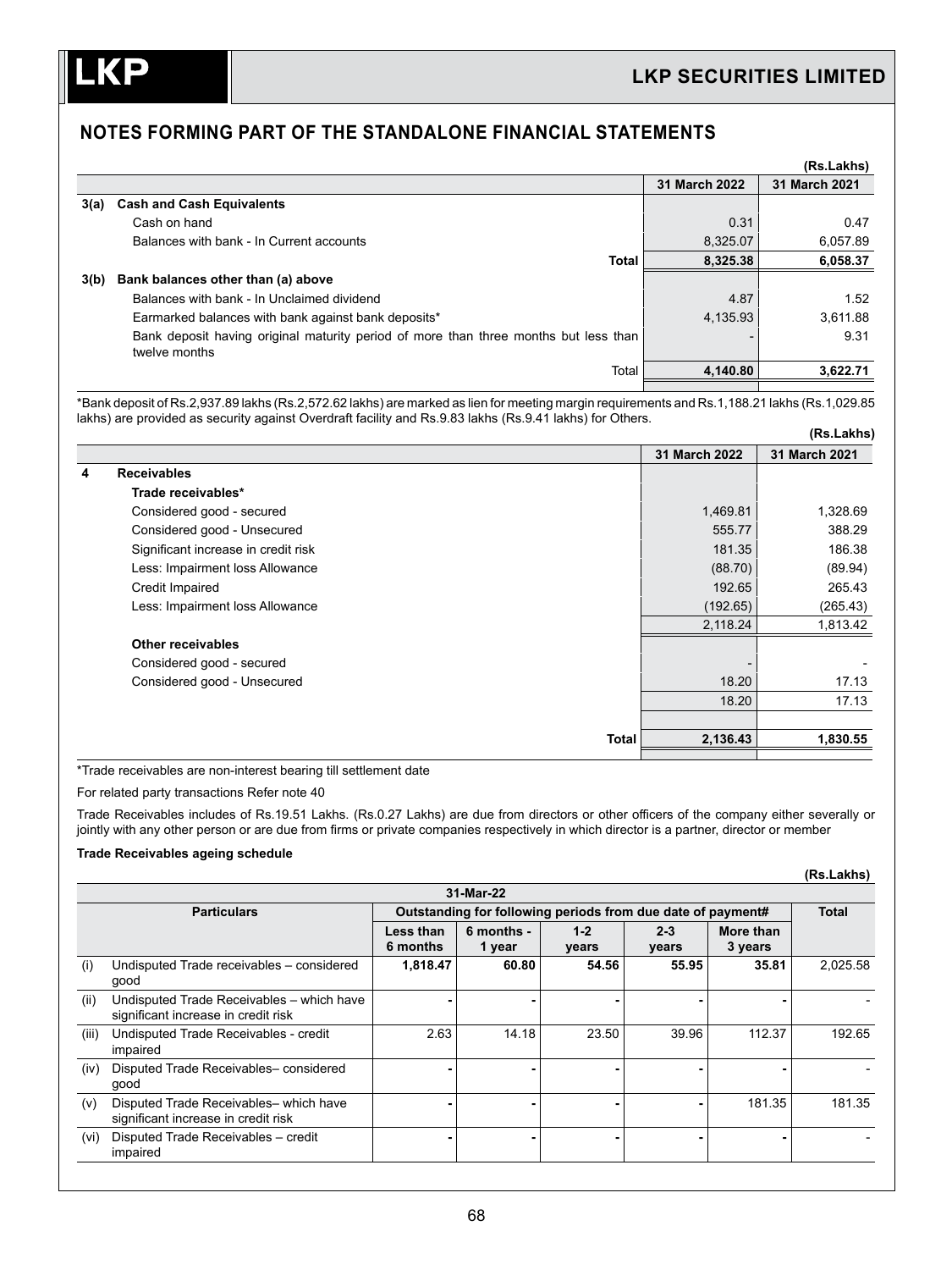## NOTES FORMING PART OF THE STANDALONE FINANCIAL STATEMENTS

(Rs.Lakhs)

| | | 31 March 2022 | 31 March 2021 |
|---|---|---|---|
| **3(a)** | **Cash and Cash Equivalents** | | |
| | Cash on hand | 0.31 | 0.47 |
| | Balances with bank - In Current accounts | 8,325.07 | 6,057.89 |
| | **Total** | **8,325.38** | **6,058.37** |
| **3(b)** | **Bank balances other than (a) above** | | |
| | Balances with bank - In Unclaimed dividend | 4.87 | 1.52 |
| | Earmarked balances with bank against bank deposits* | 4,135.93 | 3,611.88 |
| | Bank deposit having original maturity period of more than three months but less than twelve months | - | 9.31 |
| | Total | **4,140.80** | **3,622.71** |

*Bank deposit of Rs.2,937.89 lakhs (Rs.2,572.62 lakhs) are marked as lien for meeting margin requirements and Rs.1,188.21 lakhs (Rs.1,029.85 lakhs) are provided as security against Overdraft facility and Rs.9.83 lakhs (Rs.9.41 lakhs) for Others.

(Rs.Lakhs)

| | | 31 March 2022 | 31 March 2021 |
|---|---|---|---|
| **4** | **Receivables** | | |
| | **Trade receivables*** | | |
| | Considered good - secured | 1,469.81 | 1,328.69 |
| | Considered good - Unsecured | 555.77 | 388.29 |
| | Significant increase in credit risk | 181.35 | 186.38 |
| | Less: Impairment loss Allowance | (88.70) | (89.94) |
| | Credit Impaired | 192.65 | 265.43 |
| | Less: Impairment loss Allowance | (192.65) | (265.43) |
| | | 2,118.24 | 1,813.42 |
| | **Other receivables** | | |
| | Considered good - secured | - | - |
| | Considered good - Unsecured | 18.20 | 17.13 |
| | | 18.20 | 17.13 |
| | **Total** | **2,136.43** | **1,830.55** |

*Trade receivables are non-interest bearing till settlement date

For related party transactions Refer note 40

Trade Receivables includes of Rs.19.51 Lakhs. (Rs.0.27 Lakhs) are due from directors or other officers of the company either severally or jointly with any other person or are due from firms or private companies respectively in which director is a partner, director or member

**Trade Receivables ageing schedule**

(Rs.Lakhs)

| 31-Mar-22 | | | | | | | |
|---|---|---|---|---|---|---|---|
| **Particulars** | | **Outstanding for following periods from due date of payment#** | | | | | **Total** |
| | | **Less than 6 months** | **6 months - 1 year** | **1-2 years** | **2-3 years** | **More than 3 years** | |
| (i) | Undisputed Trade receivables – considered good | **1,818.47** | **60.80** | **54.56** | **55.95** | **35.81** | 2,025.58 |
| (ii) | Undisputed Trade Receivables – which have significant increase in credit risk | - | - | - | - | - | - |
| (iii) | Undisputed Trade Receivables - credit impaired | 2.63 | 14.18 | 23.50 | 39.96 | 112.37 | 192.65 |
| (iv) | Disputed Trade Receivables– considered good | - | - | - | - | - | - |
| (v) | Disputed Trade Receivables– which have significant increase in credit risk | - | - | - | - | 181.35 | 181.35 |
| (vi) | Disputed Trade Receivables – credit impaired | - | - | - | - | - | - |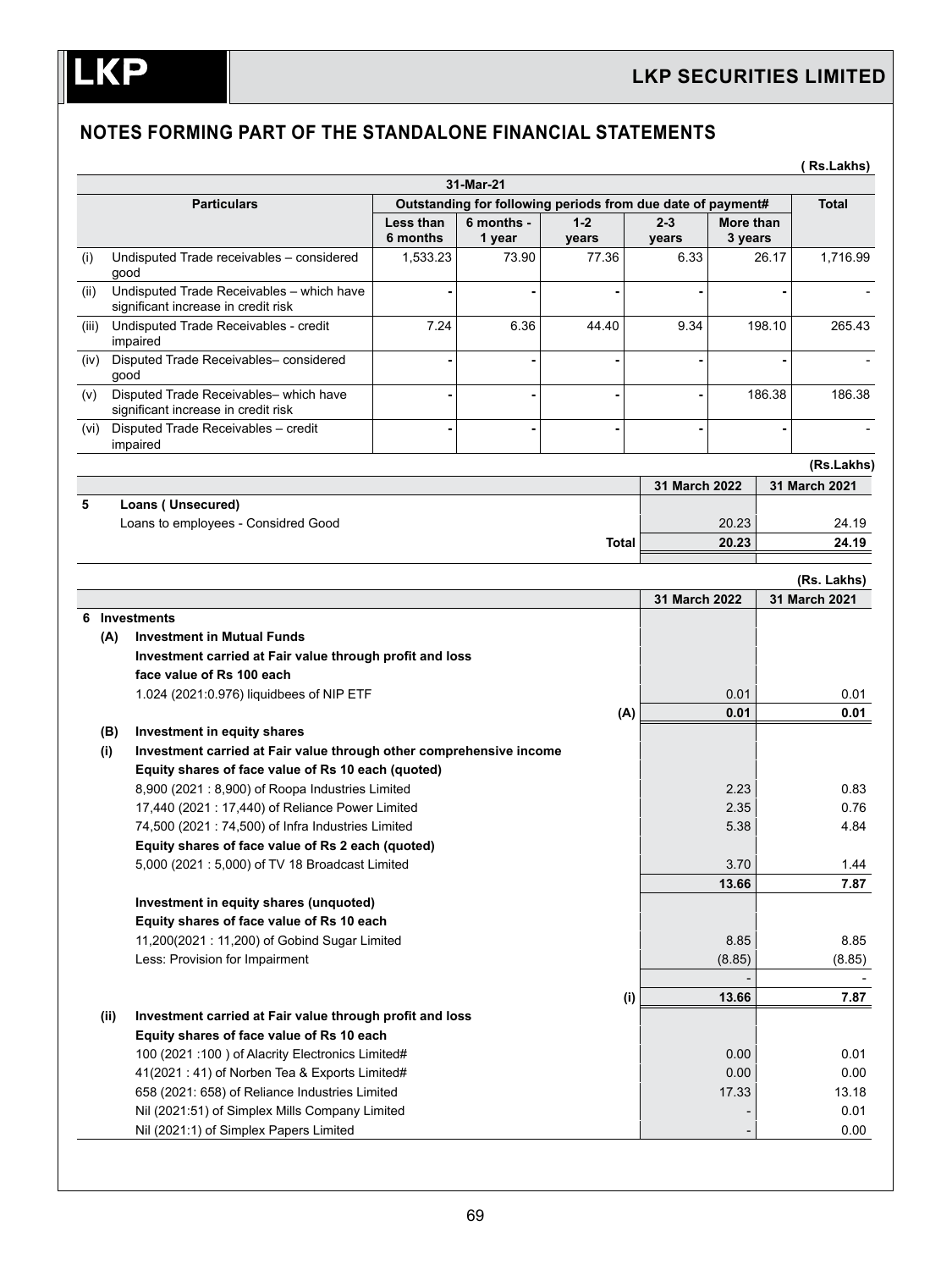## NOTES FORMING PART OF THE STANDALONE FINANCIAL STATEMENTS

( Rs.Lakhs)

| | Particulars | 31-Mar-21 | | | | | |
|---|---|---|---|---|---|---|---|
| | | Outstanding for following periods from due date of payment# | | | | | Total |
| | | Less than 6 months | 6 months - 1 year | 1-2 years | 2-3 years | More than 3 years | |
| (i) | Undisputed Trade receivables – considered good | 1,533.23 | 73.90 | 77.36 | 6.33 | 26.17 | 1,716.99 |
| (ii) | Undisputed Trade Receivables – which have significant increase in credit risk | - | - | - | - | - | - |
| (iii) | Undisputed Trade Receivables - credit impaired | 7.24 | 6.36 | 44.40 | 9.34 | 198.10 | 265.43 |
| (iv) | Disputed Trade Receivables– considered good | - | - | - | - | - | - |
| (v) | Disputed Trade Receivables– which have significant increase in credit risk | - | - | - | - | 186.38 | 186.38 |
| (vi) | Disputed Trade Receivables – credit impaired | - | - | - | - | - | - |

(Rs.Lakhs)

| | | 31 March 2022 | 31 March 2021 |
|---|---|---|---|
| 5 | **Loans ( Unsecured)** | | |
| | Loans to employees - Considred Good | 20.23 | 24.19 |
| | **Total** | **20.23** | **24.19** |

(Rs. Lakhs)

| | | 31 March 2022 | 31 March 2021 |
|---|---|---|---|
| **6** | **Investments** | | |
| **(A)** | **Investment in Mutual Funds** | | |
| | **Investment carried at Fair value through profit and loss** | | |
| | **face value of Rs 100 each** | | |
| | 1.024 (2021:0.976) liquidbees of NIP ETF | 0.01 | 0.01 |
| | **(A)** | **0.01** | **0.01** |
| **(B)** | **Investment in equity shares** | | |
| **(i)** | **Investment carried at Fair value through other comprehensive income** | | |
| | **Equity shares of face value of Rs 10 each (quoted)** | | |
| | 8,900 (2021 : 8,900) of Roopa Industries Limited | 2.23 | 0.83 |
| | 17,440 (2021 : 17,440) of Reliance Power Limited | 2.35 | 0.76 |
| | 74,500 (2021 : 74,500) of Infra Industries Limited | 5.38 | 4.84 |
| | **Equity shares of face value of Rs 2 each (quoted)** | | |
| | 5,000 (2021 : 5,000) of TV 18 Broadcast Limited | 3.70 | 1.44 |
| | | **13.66** | **7.87** |
| | **Investment in equity shares (unquoted)** | | |
| | **Equity shares of face value of Rs 10 each** | | |
| | 11,200(2021 : 11,200) of Gobind Sugar Limited | 8.85 | 8.85 |
| | Less: Provision for Impairment | (8.85) | (8.85) |
| | | - | - |
| | **(i)** | **13.66** | **7.87** |
| **(ii)** | **Investment carried at Fair value through profit and loss** | | |
| | **Equity shares of face value of Rs 10 each** | | |
| | 100 (2021 :100 ) of Alacrity Electronics Limited# | 0.00 | 0.01 |
| | 41(2021 : 41) of Norben Tea & Exports Limited# | 0.00 | 0.00 |
| | 658 (2021: 658) of Reliance Industries Limited | 17.33 | 13.18 |
| | Nil (2021:51) of Simplex Mills Company Limited | - | 0.01 |
| | Nil (2021:1) of Simplex Papers Limited | - | 0.00 |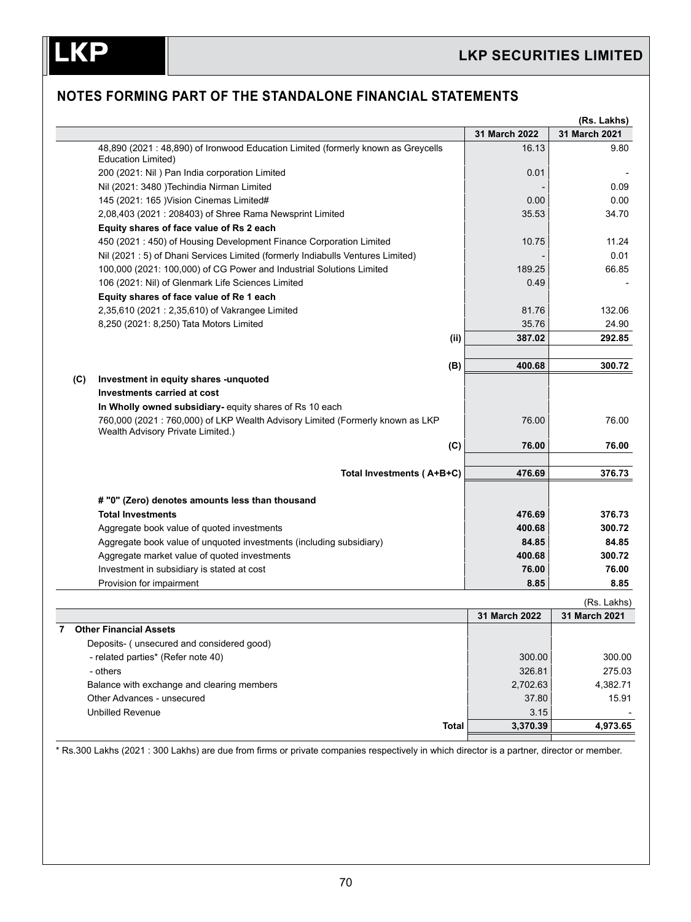## NOTES FORMING PART OF THE STANDALONE FINANCIAL STATEMENTS

(Rs. Lakhs)

| | | 31 March 2022 | 31 March 2021 |
|---|---|---|---|
| | 48,890 (2021 : 48,890) of Ironwood Education Limited (formerly known as Greycells Education Limited) | 16.13 | 9.80 |
| | 200 (2021: Nil ) Pan India corporation Limited | 0.01 | - |
| | Nil (2021: 3480 )Techindia Nirman Limited | - | 0.09 |
| | 145 (2021: 165 )Vision Cinemas Limited# | 0.00 | 0.00 |
| | 2,08,403 (2021 : 208403) of Shree Rama Newsprint Limited | 35.53 | 34.70 |
| | **Equity shares of face value of Rs 2 each** | | |
| | 450 (2021 : 450) of Housing Development Finance Corporation Limited | 10.75 | 11.24 |
| | Nil (2021 : 5) of Dhani Services Limited (formerly Indiabulls Ventures Limited) | - | 0.01 |
| | 100,000 (2021: 100,000) of CG Power and Industrial Solutions Limited | 189.25 | 66.85 |
| | 106 (2021: Nil) of Glenmark Life Sciences Limited | 0.49 | - |
| | **Equity shares of face value of Re 1 each** | | |
| | 2,35,610 (2021 : 2,35,610) of Vakrangee Limited | 81.76 | 132.06 |
| | 8,250 (2021: 8,250) Tata Motors Limited | 35.76 | 24.90 |
| | **(ii)** | **387.02** | **292.85** |
| | **(B)** | **400.68** | **300.72** |
| **(C)** | **Investment in equity shares -unquoted** | | |
| | **Investments carried at cost** | | |
| | **In Wholly owned subsidiary-** equity shares of Rs 10 each | | |
| | 760,000 (2021 : 760,000) of LKP Wealth Advisory Limited (Formerly known as LKP Wealth Advisory Private Limited.) | 76.00 | 76.00 |
| | **(C)** | **76.00** | **76.00** |
| | **Total Investments ( A+B+C)** | **476.69** | **376.73** |
| | **# "0" (Zero) denotes amounts less than thousand** | | |
| | **Total Investments** | **476.69** | **376.73** |
| | Aggregate book value of quoted investments | **400.68** | **300.72** |
| | Aggregate book value of unquoted investments (including subsidiary) | **84.85** | **84.85** |
| | Aggregate market value of quoted investments | **400.68** | **300.72** |
| | Investment in subsidiary is stated at cost | **76.00** | **76.00** |
| | Provision for impairment | **8.85** | **8.85** |

(Rs. Lakhs)

| | 31 March 2022 | 31 March 2021 |
|---|---|---|
| **7 Other Financial Assets** | | |
| Deposits- ( unsecured and considered good) | | |
| - related parties* (Refer note 40) | 300.00 | 300.00 |
| - others | 326.81 | 275.03 |
| Balance with exchange and clearing members | 2,702.63 | 4,382.71 |
| Other Advances - unsecured | 37.80 | 15.91 |
| Unbilled Revenue | 3.15 | - |
| **Total** | **3,370.39** | **4,973.65** |

* Rs.300 Lakhs (2021 : 300 Lakhs) are due from firms or private companies respectively in which director is a partner, director or member.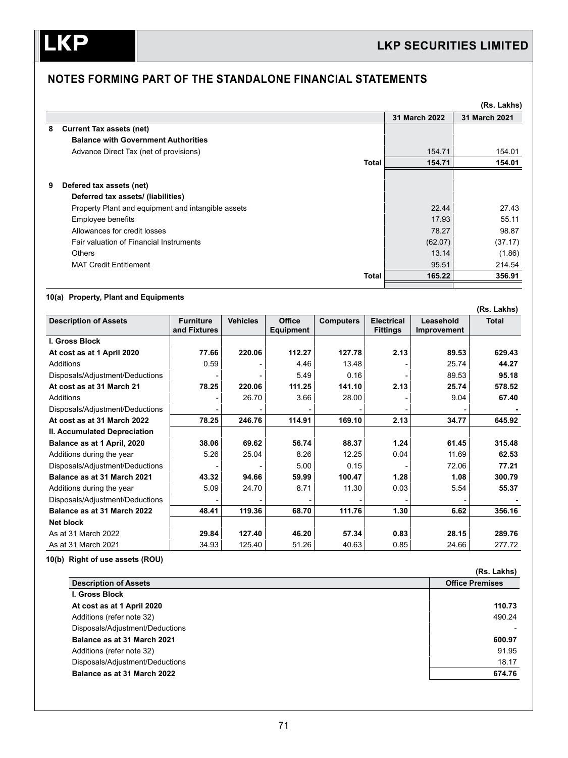## NOTES FORMING PART OF THE STANDALONE FINANCIAL STATEMENTS

(Rs. Lakhs)

| | | 31 March 2022 | 31 March 2021 |
|---|---|---|---|
| **8** | **Current Tax assets (net)** | | |
| | **Balance with Government Authorities** | | |
| | Advance Direct Tax (net of provisions) | 154.71 | 154.01 |
| | **Total** | **154.71** | **154.01** |
| **9** | **Defered tax assets (net)** | | |
| | **Deferred tax assets/ (liabilities)** | | |
| | Property Plant and equipment and intangible assets | 22.44 | 27.43 |
| | Employee benefits | 17.93 | 55.11 |
| | Allowances for credit losses | 78.27 | 98.87 |
| | Fair valuation of Financial Instruments | (62.07) | (37.17) |
| | Others | 13.14 | (1.86) |
| | MAT Credit Entitlement | 95.51 | 214.54 |
| | **Total** | **165.22** | **356.91** |

### 10(a) Property, Plant and Equipments

(Rs. Lakhs)

| Description of Assets | Furniture and Fixtures | Vehicles | Office Equipment | Computers | Electrical Fittings | Leasehold Improvement | Total |
|---|---|---|---|---|---|---|---|
| **I. Gross Block** | | | | | | | |
| **At cost as at 1 April 2020** | **77.66** | **220.06** | **112.27** | **127.78** | **2.13** | **89.53** | **629.43** |
| Additions | 0.59 | - | 4.46 | 13.48 | - | 25.74 | **44.27** |
| Disposals/Adjustment/Deductions | - | - | 5.49 | 0.16 | - | 89.53 | **95.18** |
| **At cost as at 31 March 21** | **78.25** | **220.06** | **111.25** | **141.10** | **2.13** | **25.74** | **578.52** |
| Additions | - | 26.70 | 3.66 | 28.00 | - | 9.04 | **67.40** |
| Disposals/Adjustment/Deductions | - | - | - | - | - | - | **-** |
| **At cost as at 31 March 2022** | **78.25** | **246.76** | **114.91** | **169.10** | **2.13** | **34.77** | **645.92** |
| **II. Accumulated Depreciation** | | | | | | | |
| **Balance as at 1 April, 2020** | **38.06** | **69.62** | **56.74** | **88.37** | **1.24** | **61.45** | **315.48** |
| Additions during the year | 5.26 | 25.04 | 8.26 | 12.25 | 0.04 | 11.69 | **62.53** |
| Disposals/Adjustment/Deductions | - | - | 5.00 | 0.15 | - | 72.06 | **77.21** |
| **Balance as at 31 March 2021** | **43.32** | **94.66** | **59.99** | **100.47** | **1.28** | **1.08** | **300.79** |
| Additions during the year | 5.09 | 24.70 | 8.71 | 11.30 | 0.03 | 5.54 | **55.37** |
| Disposals/Adjustment/Deductions | - | - | - | - | - | - | **-** |
| **Balance as at 31 March 2022** | **48.41** | **119.36** | **68.70** | **111.76** | **1.30** | **6.62** | **356.16** |
| **Net block** | | | | | | | |
| As at 31 March 2022 | **29.84** | **127.40** | **46.20** | **57.34** | **0.83** | **28.15** | **289.76** |
| As at 31 March 2021 | 34.93 | 125.40 | 51.26 | 40.63 | 0.85 | 24.66 | 277.72 |

### 10(b) Right of use assets (ROU)

(Rs. Lakhs)

| Description of Assets | Office Premises |
|---|---|
| **I. Gross Block** | |
| **At cost as at 1 April 2020** | **110.73** |
| Additions (refer note 32) | 490.24 |
| Disposals/Adjustment/Deductions | - |
| **Balance as at 31 March 2021** | **600.97** |
| Additions (refer note 32) | 91.95 |
| Disposals/Adjustment/Deductions | 18.17 |
| **Balance as at 31 March 2022** | **674.76** |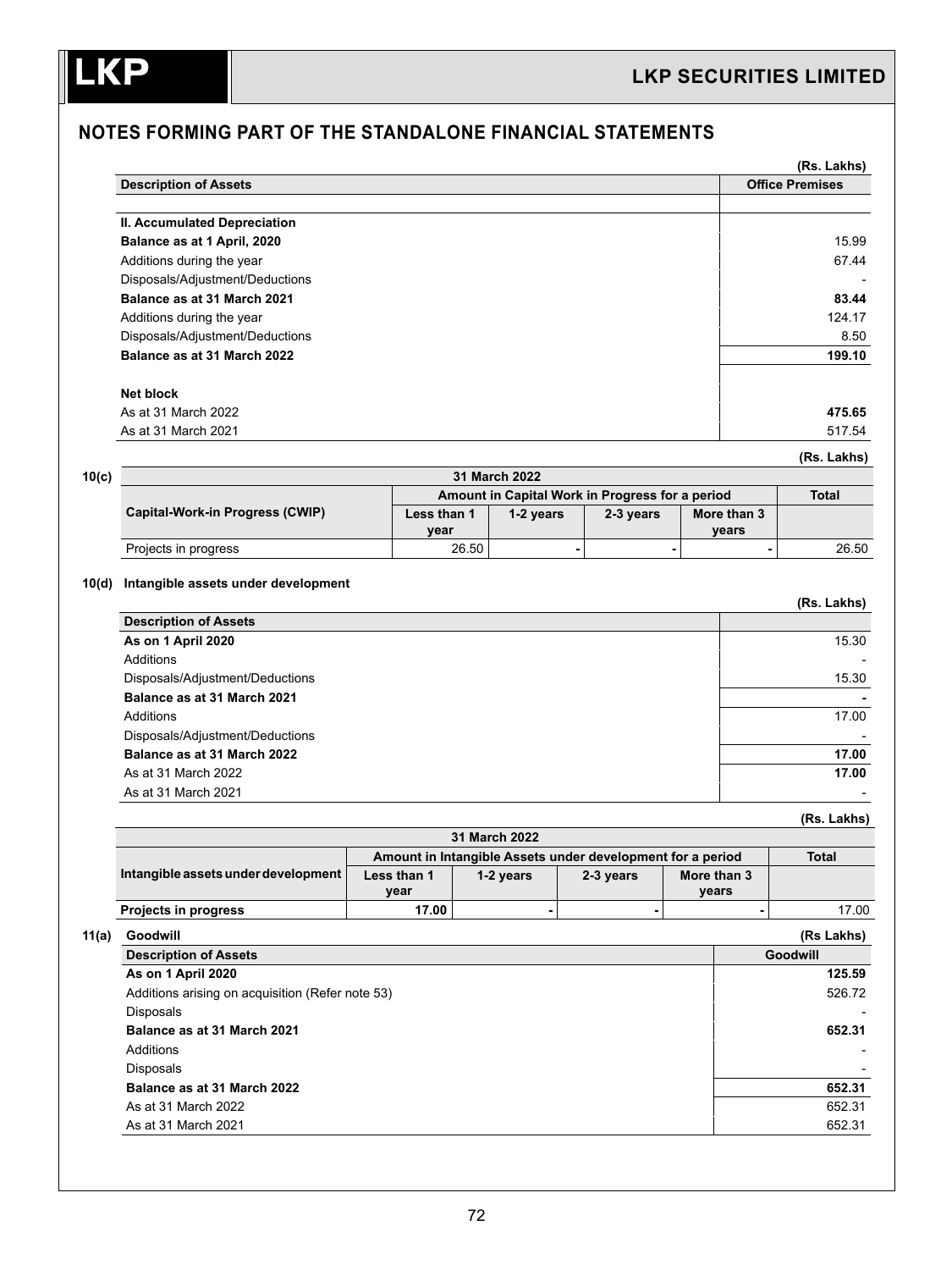## NOTES FORMING PART OF THE STANDALONE FINANCIAL STATEMENTS

(Rs. Lakhs)

| Description of Assets | Office Premises |
|---|---|
| | |
| **II. Accumulated Depreciation** | |
| **Balance as at 1 April, 2020** | 15.99 |
| Additions during the year | 67.44 |
| Disposals/Adjustment/Deductions | - |
| **Balance as at 31 March 2021** | **83.44** |
| Additions during the year | 124.17 |
| Disposals/Adjustment/Deductions | 8.50 |
| **Balance as at 31 March 2022** | **199.10** |
| | |
| **Net block** | |
| As at 31 March 2022 | **475.65** |
| As at 31 March 2021 | 517.54 |

**10(c)**

(Rs. Lakhs)

| Capital-Work-in Progress (CWIP) | 31 March 2022 | | | | |
|---|---|---|---|---|---|
| | Amount in Capital Work in Progress for a period | | | | Total |
| | Less than 1 year | 1-2 years | 2-3 years | More than 3 years | |
| Projects in progress | 26.50 | - | - | - | 26.50 |

**10(d) Intangible assets under development**

(Rs. Lakhs)

| Description of Assets | |
|---|---|
| **As on 1 April 2020** | 15.30 |
| Additions | - |
| Disposals/Adjustment/Deductions | 15.30 |
| **Balance as at 31 March 2021** | **-** |
| Additions | 17.00 |
| Disposals/Adjustment/Deductions | - |
| **Balance as at 31 March 2022** | **17.00** |
| As at 31 March 2022 | **17.00** |
| As at 31 March 2021 | - |

(Rs. Lakhs)

| Intangible assets under development | 31 March 2022 | | | | |
|---|---|---|---|---|---|
| | Amount in Intangible Assets under development for a period | | | | Total |
| | Less than 1 year | 1-2 years | 2-3 years | More than 3 years | |
| **Projects in progress** | **17.00** | - | - | - | 17.00 |

**11(a) Goodwill**

(Rs Lakhs)

| Description of Assets | Goodwill |
|---|---|
| **As on 1 April 2020** | **125.59** |
| Additions arising on acquisition (Refer note 53) | 526.72 |
| Disposals | - |
| **Balance as at 31 March 2021** | **652.31** |
| Additions | - |
| Disposals | - |
| **Balance as at 31 March 2022** | **652.31** |
| As at 31 March 2022 | 652.31 |
| As at 31 March 2021 | 652.31 |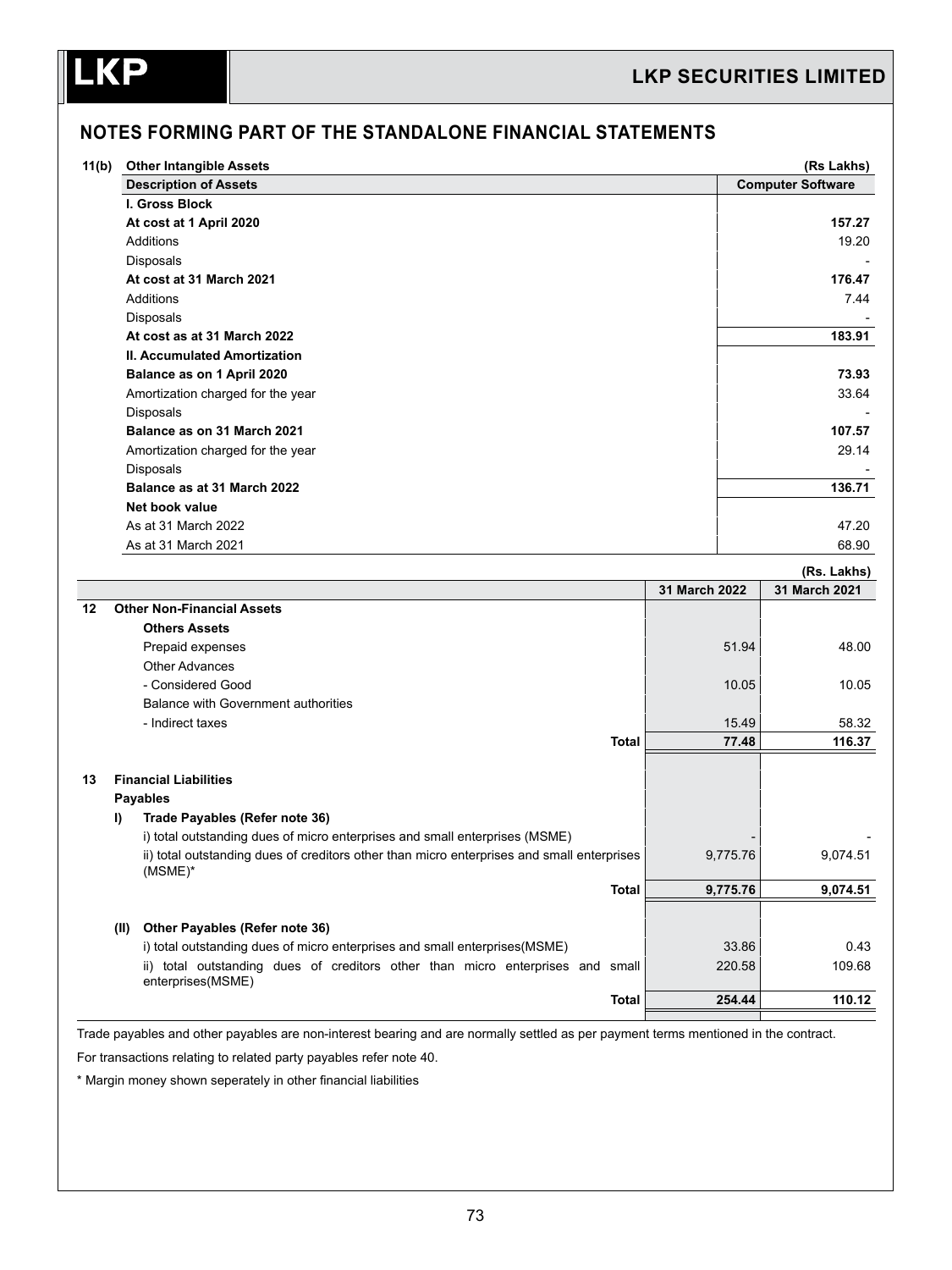## NOTES FORMING PART OF THE STANDALONE FINANCIAL STATEMENTS

**11(b) Other Intangible Assets** (Rs Lakhs)

| Description of Assets | Computer Software |
|---|---|
| **I. Gross Block** | |
| **At cost at 1 April 2020** | **157.27** |
| Additions | 19.20 |
| Disposals | - |
| **At cost at 31 March 2021** | **176.47** |
| Additions | 7.44 |
| Disposals | - |
| **At cost as at 31 March 2022** | **183.91** |
| **II. Accumulated Amortization** | |
| **Balance as on 1 April 2020** | **73.93** |
| Amortization charged for the year | 33.64 |
| Disposals | - |
| **Balance as on 31 March 2021** | **107.57** |
| Amortization charged for the year | 29.14 |
| Disposals | - |
| **Balance as at 31 March 2022** | **136.71** |
| **Net book value** | |
| As at 31 March 2022 | 47.20 |
| As at 31 March 2021 | 68.90 |

(Rs. Lakhs)

| | | 31 March 2022 | 31 March 2021 |
|---|---|---|---|
| **12** | **Other Non-Financial Assets** | | |
| | **Others Assets** | | |
| | Prepaid expenses | 51.94 | 48.00 |
| | Other Advances | | |
| | - Considered Good | 10.05 | 10.05 |
| | Balance with Government authorities | | |
| | - Indirect taxes | 15.49 | 58.32 |
| | **Total** | **77.48** | **116.37** |
| **13** | **Financial Liabilities** | | |
| | **Payables** | | |
| | **I) Trade Payables (Refer note 36)** | | |
| | i) total outstanding dues of micro enterprises and small enterprises (MSME) | - | - |
| | ii) total outstanding dues of creditors other than micro enterprises and small enterprises (MSME)* | 9,775.76 | 9,074.51 |
| | **Total** | **9,775.76** | **9,074.51** |
| | **(II) Other Payables (Refer note 36)** | | |
| | i) total outstanding dues of micro enterprises and small enterprises(MSME) | 33.86 | 0.43 |
| | ii) total outstanding dues of creditors other than micro enterprises and small enterprises(MSME) | 220.58 | 109.68 |
| | **Total** | **254.44** | **110.12** |

Trade payables and other payables are non-interest bearing and are normally settled as per payment terms mentioned in the contract.

For transactions relating to related party payables refer note 40.

* Margin money shown seperately in other financial liabilities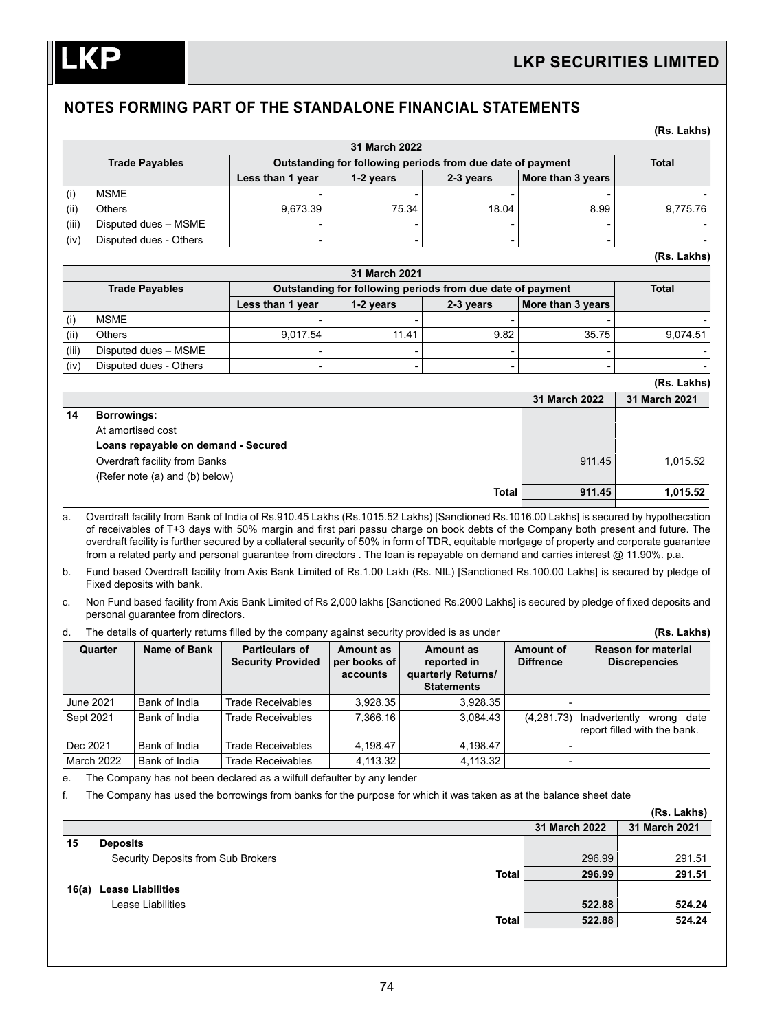## NOTES FORMING PART OF THE STANDALONE FINANCIAL STATEMENTS

(Rs. Lakhs)

| Trade Payables | | 31 March 2022 | | | | |
|---|---|---|---|---|---|---|
| | | Outstanding for following periods from due date of payment | | | | Total |
| | | Less than 1 year | 1-2 years | 2-3 years | More than 3 years | |
| (i) | MSME | - | - | - | - | - |
| (ii) | Others | 9,673.39 | 75.34 | 18.04 | 8.99 | 9,775.76 |
| (iii) | Disputed dues – MSME | - | - | - | - | - |
| (iv) | Disputed dues - Others | - | - | - | - | - |

(Rs. Lakhs)

| Trade Payables | | 31 March 2021 | | | | |
|---|---|---|---|---|---|---|
| | | Outstanding for following periods from due date of payment | | | | Total |
| | | Less than 1 year | 1-2 years | 2-3 years | More than 3 years | |
| (i) | MSME | - | - | - | - | - |
| (ii) | Others | 9,017.54 | 11.41 | 9.82 | 35.75 | 9,074.51 |
| (iii) | Disputed dues – MSME | - | - | - | - | - |
| (iv) | Disputed dues - Others | - | - | - | - | - |

(Rs. Lakhs)

| | | 31 March 2022 | 31 March 2021 |
|---|---|---|---|
| **14** | **Borrowings:** | | |
| | At amortised cost | | |
| | **Loans repayable on demand - Secured** | | |
| | Overdraft facility from Banks | 911.45 | 1,015.52 |
| | (Refer note (a) and (b) below) | | |
| | **Total** | **911.45** | **1,015.52** |

a. Overdraft facility from Bank of India of Rs.910.45 Lakhs (Rs.1015.52 Lakhs) [Sanctioned Rs.1016.00 Lakhs] is secured by hypothecation of receivables of T+3 days with 50% margin and first pari passu charge on book debts of the Company both present and future. The overdraft facility is further secured by a collateral security of 50% in form of TDR, equitable mortgage of property and corporate guarantee from a related party and personal guarantee from directors . The loan is repayable on demand and carries interest @ 11.90%. p.a.

b. Fund based Overdraft facility from Axis Bank Limited of Rs.1.00 Lakh (Rs. NIL) [Sanctioned Rs.100.00 Lakhs] is secured by pledge of Fixed deposits with bank.

c. Non Fund based facility from Axis Bank Limited of Rs 2,000 lakhs [Sanctioned Rs.2000 Lakhs] is secured by pledge of fixed deposits and personal guarantee from directors.

d. The details of quarterly returns filled by the company against security provided is as under (Rs. Lakhs)

| Quarter | Name of Bank | Particulars of Security Provided | Amount as per books of accounts | Amount as reported in quarterly Returns/ Statements | Amount of Diffrence | Reason for material Discrepencies |
|---|---|---|---|---|---|---|
| June 2021 | Bank of India | Trade Receivables | 3,928.35 | 3,928.35 | - | |
| Sept 2021 | Bank of India | Trade Receivables | 7,366.16 | 3,084.43 | (4,281.73) | Inadvertently wrong date report filled with the bank. |
| Dec 2021 | Bank of India | Trade Receivables | 4,198.47 | 4,198.47 | - | |
| March 2022 | Bank of India | Trade Receivables | 4,113.32 | 4,113.32 | - | |

e. The Company has not been declared as a wilfull defaulter by any lender

f. The Company has used the borrowings from banks for the purpose for which it was taken as at the balance sheet date

(Rs. Lakhs)

| | | 31 March 2022 | 31 March 2021 |
|---|---|---|---|
| **15** | **Deposits** | | |
| | Security Deposits from Sub Brokers | 296.99 | 291.51 |
| | **Total** | **296.99** | **291.51** |
| **16(a)** | **Lease Liabilities** | | |
| | Lease Liabilities | **522.88** | **524.24** |
| | **Total** | **522.88** | **524.24** |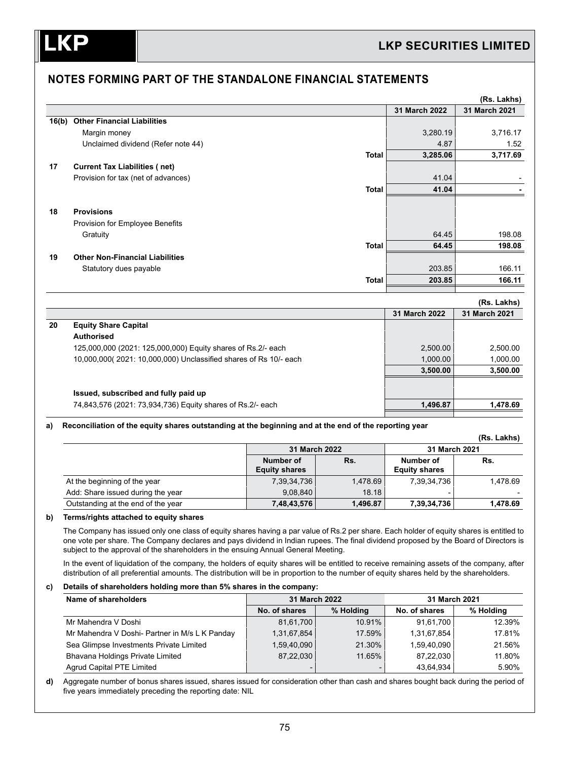## NOTES FORMING PART OF THE STANDALONE FINANCIAL STATEMENTS

(Rs. Lakhs)

| | | | 31 March 2022 | 31 March 2021 |
|---|---|---|---|---|
| 16(b) | **Other Financial Liabilities** | | | |
| | Margin money | | 3,280.19 | 3,716.17 |
| | Unclaimed dividend (Refer note 44) | | 4.87 | 1.52 |
| | | **Total** | **3,285.06** | **3,717.69** |
| 17 | **Current Tax Liabilities ( net)** | | | |
| | Provision for tax (net of advances) | | 41.04 | - |
| | | **Total** | **41.04** | **-** |
| 18 | **Provisions** | | | |
| | Provision for Employee Benefits | | | |
| | Gratuity | | 64.45 | 198.08 |
| | | **Total** | **64.45** | **198.08** |
| 19 | **Other Non-Financial Liabilities** | | | |
| | Statutory dues payable | | 203.85 | 166.11 |
| | | **Total** | **203.85** | **166.11** |

(Rs. Lakhs)

| | | 31 March 2022 | 31 March 2021 |
|---|---|---|---|
| 20 | **Equity Share Capital** | | |
| | **Authorised** | | |
| | 125,000,000 (2021: 125,000,000) Equity shares of Rs.2/- each | 2,500.00 | 2,500.00 |
| | 10,000,000( 2021: 10,000,000) Unclassified shares of Rs 10/- each | 1,000.00 | 1,000.00 |
| | | **3,500.00** | **3,500.00** |
| | **Issued, subscribed and fully paid up** | | |
| | 74,843,576 (2021: 73,934,736) Equity shares of Rs.2/- each | **1,496.87** | **1,478.69** |

**a) Reconciliation of the equity shares outstanding at the beginning and at the end of the reporting year**

(Rs. Lakhs)

| | 31 March 2022 | | 31 March 2021 | |
|---|---|---|---|---|
| | Number of Equity shares | Rs. | Number of Equity shares | Rs. |
| At the beginning of the year | 7,39,34,736 | 1,478.69 | 7,39,34,736 | 1,478.69 |
| Add: Share issued during the year | 9,08,840 | 18.18 | - | - |
| Outstanding at the end of the year | **7,48,43,576** | **1,496.87** | **7,39,34,736** | **1,478.69** |

**b) Terms/rights attached to equity shares**

The Company has issued only one class of equity shares having a par value of Rs.2 per share. Each holder of equity shares is entitled to one vote per share. The Company declares and pays dividend in Indian rupees. The final dividend proposed by the Board of Directors is subject to the approval of the shareholders in the ensuing Annual General Meeting.

In the event of liquidation of the company, the holders of equity shares will be entitled to receive remaining assets of the company, after distribution of all preferential amounts. The distribution will be in proportion to the number of equity shares held by the shareholders.

**c) Details of shareholders holding more than 5% shares in the company:**

| Name of shareholders | 31 March 2022 | | 31 March 2021 | |
|---|---|---|---|---|
| | No. of shares | % Holding | No. of shares | % Holding |
| Mr Mahendra V Doshi | 81,61,700 | 10.91% | 91,61,700 | 12.39% |
| Mr Mahendra V Doshi- Partner in M/s L K Panday | 1,31,67,854 | 17.59% | 1,31,67,854 | 17.81% |
| Sea Glimpse Investments Private Limited | 1,59,40,090 | 21.30% | 1,59,40,090 | 21.56% |
| Bhavana Holdings Private Limited | 87,22,030 | 11.65% | 87,22,030 | 11.80% |
| Agrud Capital PTE Limited | - | - | 43,64,934 | 5.90% |

**d)** Aggregate number of bonus shares issued, shares issued for consideration other than cash and shares bought back during the period of five years immediately preceding the reporting date: NIL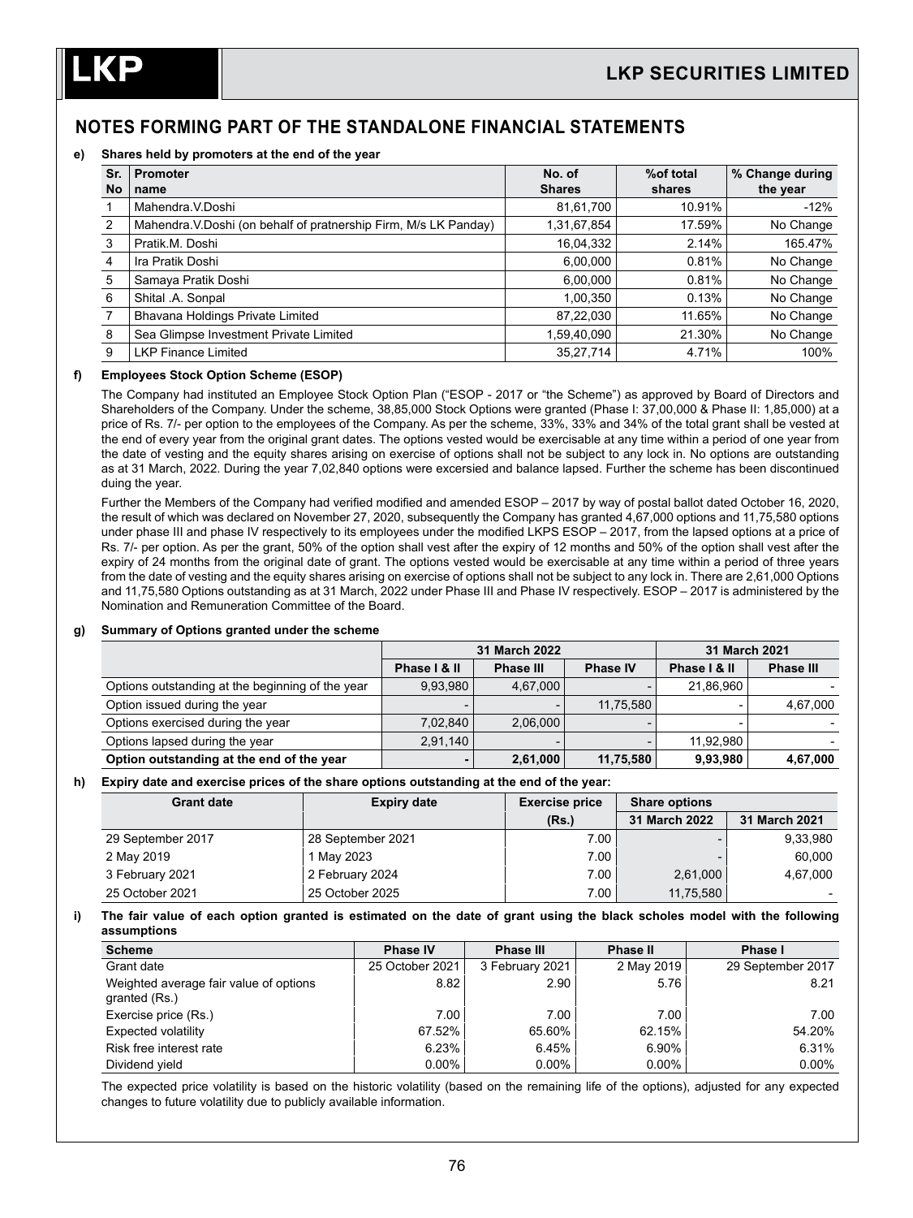## NOTES FORMING PART OF THE STANDALONE FINANCIAL STATEMENTS

**e) Shares held by promoters at the end of the year**

| Sr. No | Promoter name | No. of Shares | %of total shares | % Change during the year |
|---|---|---|---|---|
| 1 | Mahendra.V.Doshi | 81,61,700 | 10.91% | -12% |
| 2 | Mahendra.V.Doshi (on behalf of pratnership Firm, M/s LK Panday) | 1,31,67,854 | 17.59% | No Change |
| 3 | Pratik.M. Doshi | 16,04,332 | 2.14% | 165.47% |
| 4 | Ira Pratik Doshi | 6,00,000 | 0.81% | No Change |
| 5 | Samaya Pratik Doshi | 6,00,000 | 0.81% | No Change |
| 6 | Shital .A. Sonpal | 1,00,350 | 0.13% | No Change |
| 7 | Bhavana Holdings Private Limited | 87,22,030 | 11.65% | No Change |
| 8 | Sea Glimpse Investment Private Limited | 1,59,40,090 | 21.30% | No Change |
| 9 | LKP Finance Limited | 35,27,714 | 4.71% | 100% |

**f) Employees Stock Option Scheme (ESOP)**

The Company had instituted an Employee Stock Option Plan ("ESOP - 2017 or "the Scheme") as approved by Board of Directors and Shareholders of the Company. Under the scheme, 38,85,000 Stock Options were granted (Phase I: 37,00,000 & Phase II: 1,85,000) at a price of Rs. 7/- per option to the employees of the Company. As per the scheme, 33%, 33% and 34% of the total grant shall be vested at the end of every year from the original grant dates. The options vested would be exercisable at any time within a period of one year from the date of vesting and the equity shares arising on exercise of options shall not be subject to any lock in. No options are outstanding as at 31 March, 2022. During the year 7,02,840 options were excersied and balance lapsed. Further the scheme has been discontinued duing the year.

Further the Members of the Company had verified modified and amended ESOP – 2017 by way of postal ballot dated October 16, 2020, the result of which was declared on November 27, 2020, subsequently the Company has granted 4,67,000 options and 11,75,580 options under phase III and phase IV respectively to its employees under the modified LKPS ESOP – 2017, from the lapsed options at a price of Rs. 7/- per option. As per the grant, 50% of the option shall vest after the expiry of 12 months and 50% of the option shall vest after the expiry of 24 months from the original date of grant. The options vested would be exercisable at any time within a period of three years from the date of vesting and the equity shares arising on exercise of options shall not be subject to any lock in. There are 2,61,000 Options and 11,75,580 Options outstanding as at 31 March, 2022 under Phase III and Phase IV respectively. ESOP – 2017 is administered by the Nomination and Remuneration Committee of the Board.

**g) Summary of Options granted under the scheme**

| | 31 March 2022 | | | 31 March 2021 | |
|---|---|---|---|---|---|
| | Phase I & II | Phase III | Phase IV | Phase I & II | Phase III |
| Options outstanding at the beginning of the year | 9,93,980 | 4,67,000 | - | 21,86,960 | - |
| Option issued during the year | - | - | 11,75,580 | - | 4,67,000 |
| Options exercised during the year | 7,02,840 | 2,06,000 | - | - | - |
| Options lapsed during the year | 2,91,140 | - | - | 11,92,980 | - |
| **Option outstanding at the end of the year** | **-** | **2,61,000** | **11,75,580** | **9,93,980** | **4,67,000** |

**h) Expiry date and exercise prices of the share options outstanding at the end of the year:**

| Grant date | Expiry date | Exercise price (Rs.) | Share options 31 March 2022 | Share options 31 March 2021 |
|---|---|---|---|---|
| 29 September 2017 | 28 September 2021 | 7.00 | - | 9,33,980 |
| 2 May 2019 | 1 May 2023 | 7.00 | - | 60,000 |
| 3 February 2021 | 2 February 2024 | 7.00 | 2,61,000 | 4,67,000 |
| 25 October 2021 | 25 October 2025 | 7.00 | 11,75,580 | - |

**i) The fair value of each option granted is estimated on the date of grant using the black scholes model with the following assumptions**

| Scheme | Phase IV | Phase III | Phase II | Phase I |
|---|---|---|---|---|
| Grant date | 25 October 2021 | 3 February 2021 | 2 May 2019 | 29 September 2017 |
| Weighted average fair value of options granted (Rs.) | 8.82 | 2.90 | 5.76 | 8.21 |
| Exercise price (Rs.) | 7.00 | 7.00 | 7.00 | 7.00 |
| Expected volatility | 67.52% | 65.60% | 62.15% | 54.20% |
| Risk free interest rate | 6.23% | 6.45% | 6.90% | 6.31% |
| Dividend yield | 0.00% | 0.00% | 0.00% | 0.00% |

The expected price volatility is based on the historic volatility (based on the remaining life of the options), adjusted for any expected changes to future volatility due to publicly available information.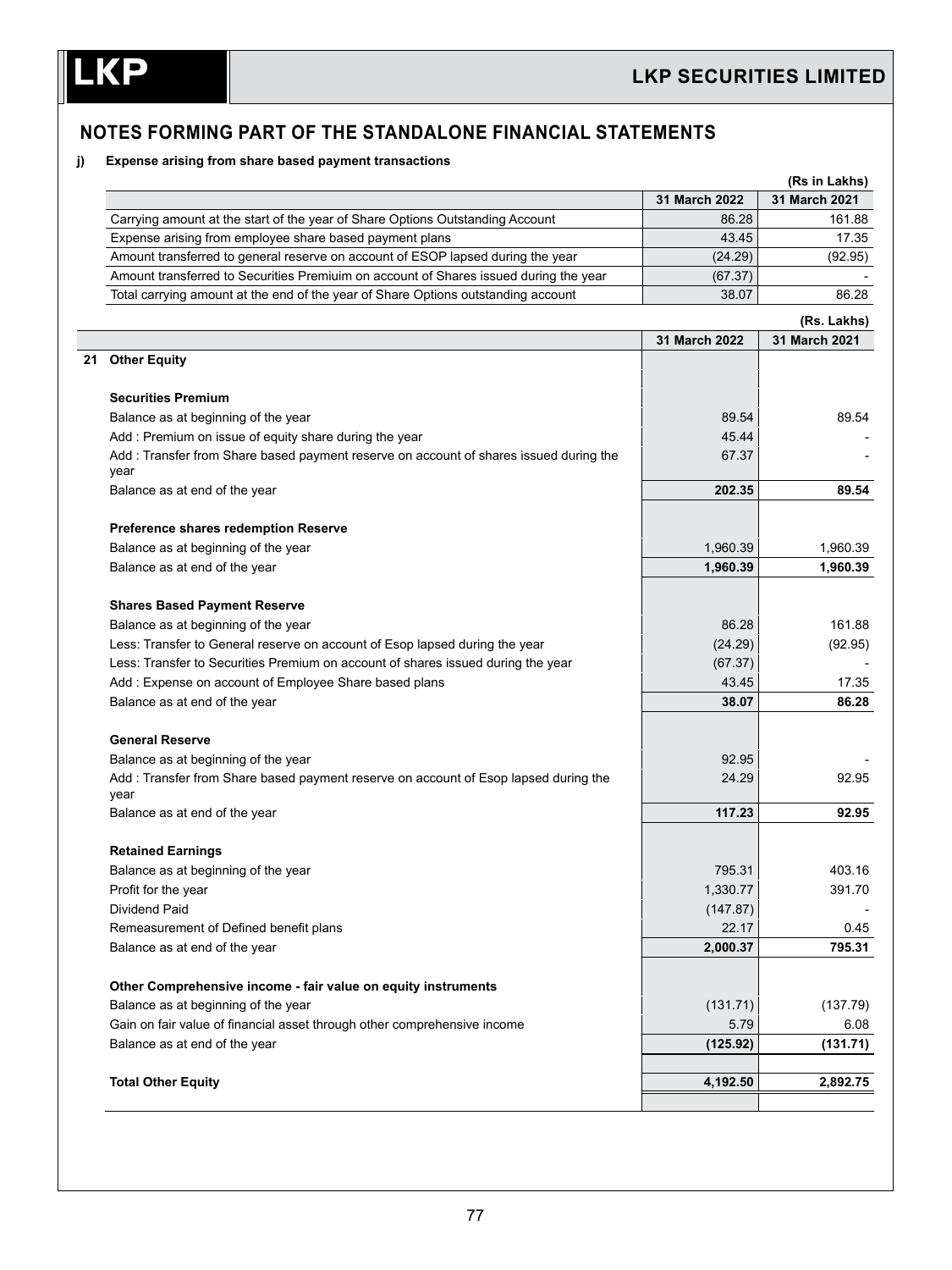## NOTES FORMING PART OF THE STANDALONE FINANCIAL STATEMENTS

**j) Expense arising from share based payment transactions**

(Rs in Lakhs)

| | 31 March 2022 | 31 March 2021 |
|---|---|---|
| Carrying amount at the start of the year of Share Options Outstanding Account | 86.28 | 161.88 |
| Expense arising from employee share based payment plans | 43.45 | 17.35 |
| Amount transferred to general reserve on account of ESOP lapsed during the year | (24.29) | (92.95) |
| Amount transferred to Securities Premiuim on account of Shares issued during the year | (67.37) | - |
| Total carrying amount at the end of the year of Share Options outstanding account | 38.07 | 86.28 |

(Rs. Lakhs)

| | | 31 March 2022 | 31 March 2021 |
|---|---|---|---|
| 21 | **Other Equity** | | |
| | **Securities Premium** | | |
| | Balance as at beginning of the year | 89.54 | 89.54 |
| | Add : Premium on issue of equity share during the year | 45.44 | - |
| | Add : Transfer from Share based payment reserve on account of shares issued during the year | 67.37 | - |
| | Balance as at end of the year | **202.35** | **89.54** |
| | **Preference shares redemption Reserve** | | |
| | Balance as at beginning of the year | 1,960.39 | 1,960.39 |
| | Balance as at end of the year | **1,960.39** | **1,960.39** |
| | **Shares Based Payment Reserve** | | |
| | Balance as at beginning of the year | 86.28 | 161.88 |
| | Less: Transfer to General reserve on account of Esop lapsed during the year | (24.29) | (92.95) |
| | Less: Transfer to Securities Premium on account of shares issued during the year | (67.37) | - |
| | Add : Expense on account of Employee Share based plans | 43.45 | 17.35 |
| | Balance as at end of the year | **38.07** | **86.28** |
| | **General Reserve** | | |
| | Balance as at beginning of the year | 92.95 | - |
| | Add : Transfer from Share based payment reserve on account of Esop lapsed during the year | 24.29 | 92.95 |
| | Balance as at end of the year | **117.23** | **92.95** |
| | **Retained Earnings** | | |
| | Balance as at beginning of the year | 795.31 | 403.16 |
| | Profit for the year | 1,330.77 | 391.70 |
| | Dividend Paid | (147.87) | - |
| | Remeasurement of Defined benefit plans | 22.17 | 0.45 |
| | Balance as at end of the year | **2,000.37** | **795.31** |
| | **Other Comprehensive income - fair value on equity instruments** | | |
| | Balance as at beginning of the year | (131.71) | (137.79) |
| | Gain on fair value of financial asset through other comprehensive income | 5.79 | 6.08 |
| | Balance as at end of the year | **(125.92)** | **(131.71)** |
| | **Total Other Equity** | **4,192.50** | **2,892.75** |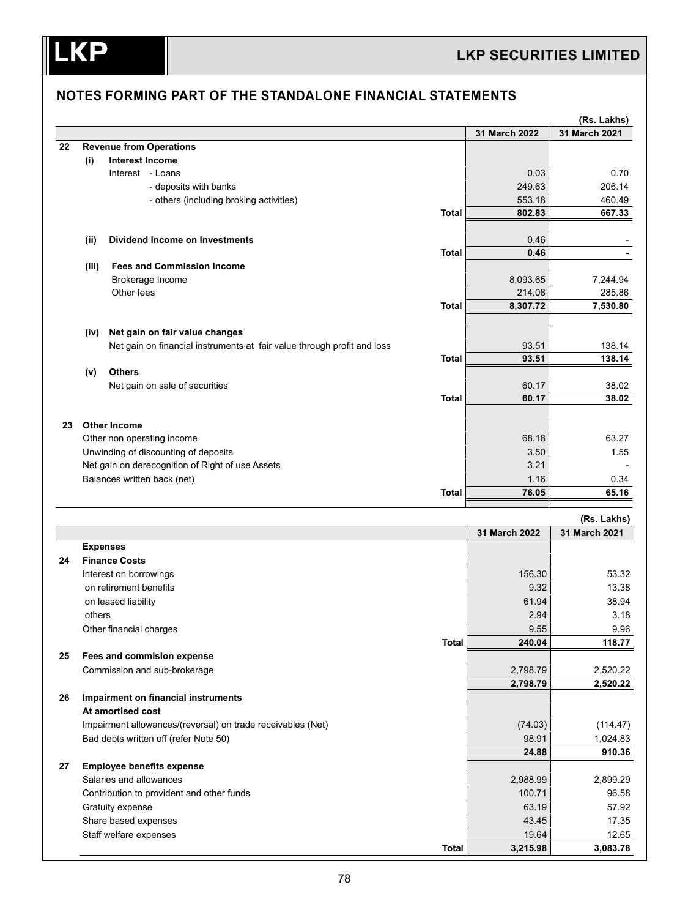## NOTES FORMING PART OF THE STANDALONE FINANCIAL STATEMENTS

(Rs. Lakhs)

| | | | 31 March 2022 | 31 March 2021 |
|---|---|---|---|---|
| **22** | **Revenue from Operations** | | | |
| | **(i) Interest Income** | | | |
| | Interest - Loans | | 0.03 | 0.70 |
| | - deposits with banks | | 249.63 | 206.14 |
| | - others (including broking activities) | | 553.18 | 460.49 |
| | | **Total** | **802.83** | **667.33** |
| | **(ii) Dividend Income on Investments** | | 0.46 | - |
| | | **Total** | **0.46** | **-** |
| | **(iii) Fees and Commission Income** | | | |
| | Brokerage Income | | 8,093.65 | 7,244.94 |
| | Other fees | | 214.08 | 285.86 |
| | | **Total** | **8,307.72** | **7,530.80** |
| | **(iv) Net gain on fair value changes** | | | |
| | Net gain on financial instruments at fair value through profit and loss | | 93.51 | 138.14 |
| | | **Total** | **93.51** | **138.14** |
| | **(v) Others** | | | |
| | Net gain on sale of securities | | 60.17 | 38.02 |
| | | **Total** | **60.17** | **38.02** |
| **23** | **Other Income** | | | |
| | Other non operating income | | 68.18 | 63.27 |
| | Unwinding of discounting of deposits | | 3.50 | 1.55 |
| | Net gain on derecognition of Right of use Assets | | 3.21 | - |
| | Balances written back (net) | | 1.16 | 0.34 |
| | | **Total** | **76.05** | **65.16** |

(Rs. Lakhs)

| | | | 31 March 2022 | 31 March 2021 |
|---|---|---|---|---|
| | **Expenses** | | | |
| **24** | **Finance Costs** | | | |
| | Interest on borrowings | | 156.30 | 53.32 |
| | on retirement benefits | | 9.32 | 13.38 |
| | on leased liability | | 61.94 | 38.94 |
| | others | | 2.94 | 3.18 |
| | Other financial charges | | 9.55 | 9.96 |
| | | **Total** | **240.04** | **118.77** |
| **25** | **Fees and commision expense** | | | |
| | Commission and sub-brokerage | | 2,798.79 | 2,520.22 |
| | | | **2,798.79** | **2,520.22** |
| **26** | **Impairment on financial instruments** | | | |
| | **At amortised cost** | | | |
| | Impairment allowances/(reversal) on trade receivables (Net) | | (74.03) | (114.47) |
| | Bad debts written off (refer Note 50) | | 98.91 | 1,024.83 |
| | | | **24.88** | **910.36** |
| **27** | **Employee benefits expense** | | | |
| | Salaries and allowances | | 2,988.99 | 2,899.29 |
| | Contribution to provident and other funds | | 100.71 | 96.58 |
| | Gratuity expense | | 63.19 | 57.92 |
| | Share based expenses | | 43.45 | 17.35 |
| | Staff welfare expenses | | 19.64 | 12.65 |
| | | **Total** | **3,215.98** | **3,083.78** |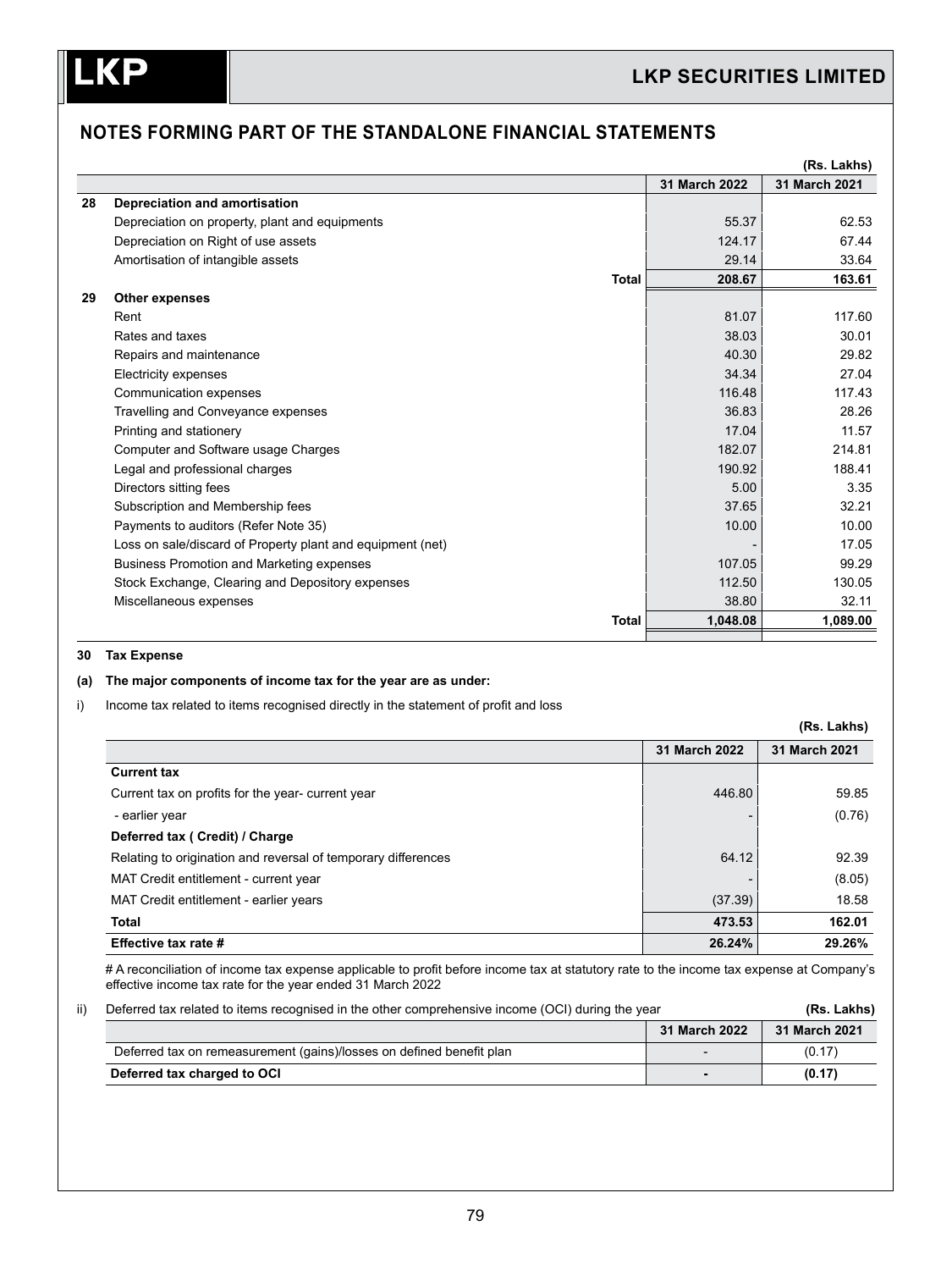## NOTES FORMING PART OF THE STANDALONE FINANCIAL STATEMENTS

(Rs. Lakhs)

| | | 31 March 2022 | 31 March 2021 |
|---|---|---|---|
| **28** | **Depreciation and amortisation** | | |
| | Depreciation on property, plant and equipments | 55.37 | 62.53 |
| | Depreciation on Right of use assets | 124.17 | 67.44 |
| | Amortisation of intangible assets | 29.14 | 33.64 |
| | **Total** | **208.67** | **163.61** |
| **29** | **Other expenses** | | |
| | Rent | 81.07 | 117.60 |
| | Rates and taxes | 38.03 | 30.01 |
| | Repairs and maintenance | 40.30 | 29.82 |
| | Electricity expenses | 34.34 | 27.04 |
| | Communication expenses | 116.48 | 117.43 |
| | Travelling and Conveyance expenses | 36.83 | 28.26 |
| | Printing and stationery | 17.04 | 11.57 |
| | Computer and Software usage Charges | 182.07 | 214.81 |
| | Legal and professional charges | 190.92 | 188.41 |
| | Directors sitting fees | 5.00 | 3.35 |
| | Subscription and Membership fees | 37.65 | 32.21 |
| | Payments to auditors (Refer Note 35) | 10.00 | 10.00 |
| | Loss on sale/discard of Property plant and equipment (net) | - | 17.05 |
| | Business Promotion and Marketing expenses | 107.05 | 99.29 |
| | Stock Exchange, Clearing and Depository expenses | 112.50 | 130.05 |
| | Miscellaneous expenses | 38.80 | 32.11 |
| | **Total** | **1,048.08** | **1,089.00** |

**30 Tax Expense**

**(a) The major components of income tax for the year are as under:**

i) Income tax related to items recognised directly in the statement of profit and loss

(Rs. Lakhs)

| | 31 March 2022 | 31 March 2021 |
|---|---|---|
| **Current tax** | | |
| Current tax on profits for the year- current year | 446.80 | 59.85 |
| - earlier year | - | (0.76) |
| **Deferred tax ( Credit) / Charge** | | |
| Relating to origination and reversal of temporary differences | 64.12 | 92.39 |
| MAT Credit entitlement - current year | - | (8.05) |
| MAT Credit entitlement - earlier years | (37.39) | 18.58 |
| **Total** | **473.53** | **162.01** |
| **Effective tax rate #** | **26.24%** | **29.26%** |

# A reconciliation of income tax expense applicable to profit before income tax at statutory rate to the income tax expense at Company's effective income tax rate for the year ended 31 March 2022

ii) Deferred tax related to items recognised in the other comprehensive income (OCI) during the year

(Rs. Lakhs)

| | 31 March 2022 | 31 March 2021 |
|---|---|---|
| Deferred tax on remeasurement (gains)/losses on defined benefit plan | - | (0.17) |
| **Deferred tax charged to OCI** | **-** | **(0.17)** |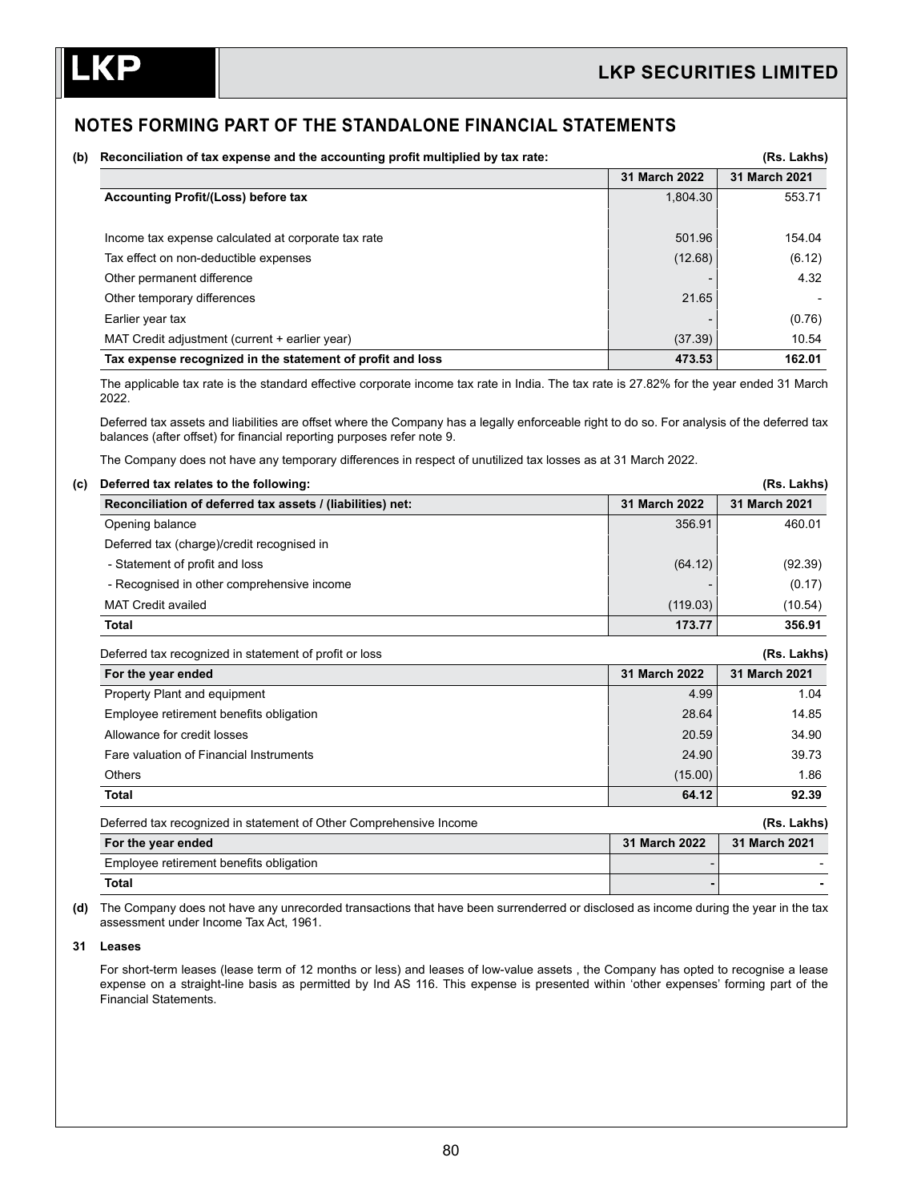## NOTES FORMING PART OF THE STANDALONE FINANCIAL STATEMENTS

**(b) Reconciliation of tax expense and the accounting profit multiplied by tax rate:** **(Rs. Lakhs)**

| | 31 March 2022 | 31 March 2021 |
|---|---|---|
| **Accounting Profit/(Loss) before tax** | 1,804.30 | 553.71 |
| | | |
| Income tax expense calculated at corporate tax rate | 501.96 | 154.04 |
| Tax effect on non-deductible expenses | (12.68) | (6.12) |
| Other permanent difference | - | 4.32 |
| Other temporary differences | 21.65 | - |
| Earlier year tax | - | (0.76) |
| MAT Credit adjustment (current + earlier year) | (37.39) | 10.54 |
| **Tax expense recognized in the statement of profit and loss** | **473.53** | **162.01** |

The applicable tax rate is the standard effective corporate income tax rate in India. The tax rate is 27.82% for the year ended 31 March 2022.

Deferred tax assets and liabilities are offset where the Company has a legally enforceable right to do so. For analysis of the deferred tax balances (after offset) for financial reporting purposes refer note 9.

The Company does not have any temporary differences in respect of unutilized tax losses as at 31 March 2022.

**(c) Deferred tax relates to the following:** **(Rs. Lakhs)**

| Reconciliation of deferred tax assets / (liabilities) net: | 31 March 2022 | 31 March 2021 |
|---|---|---|
| Opening balance | 356.91 | 460.01 |
| Deferred tax (charge)/credit recognised in | | |
| - Statement of profit and loss | (64.12) | (92.39) |
| - Recognised in other comprehensive income | - | (0.17) |
| MAT Credit availed | (119.03) | (10.54) |
| **Total** | **173.77** | **356.91** |

Deferred tax recognized in statement of profit or loss **(Rs. Lakhs)**

| For the year ended | 31 March 2022 | 31 March 2021 |
|---|---|---|
| Property Plant and equipment | 4.99 | 1.04 |
| Employee retirement benefits obligation | 28.64 | 14.85 |
| Allowance for credit losses | 20.59 | 34.90 |
| Fare valuation of Financial Instruments | 24.90 | 39.73 |
| Others | (15.00) | 1.86 |
| **Total** | **64.12** | **92.39** |

Deferred tax recognized in statement of Other Comprehensive Income **(Rs. Lakhs)**

| For the year ended | 31 March 2022 | 31 March 2021 |
|---|---|---|
| Employee retirement benefits obligation | - | - |
| **Total** | **-** | **-** |

**(d)** The Company does not have any unrecorded transactions that have been surrenderred or disclosed as income during the year in the tax assessment under Income Tax Act, 1961.

### 31 Leases

For short-term leases (lease term of 12 months or less) and leases of low-value assets , the Company has opted to recognise a lease expense on a straight-line basis as permitted by Ind AS 116. This expense is presented within 'other expenses' forming part of the Financial Statements.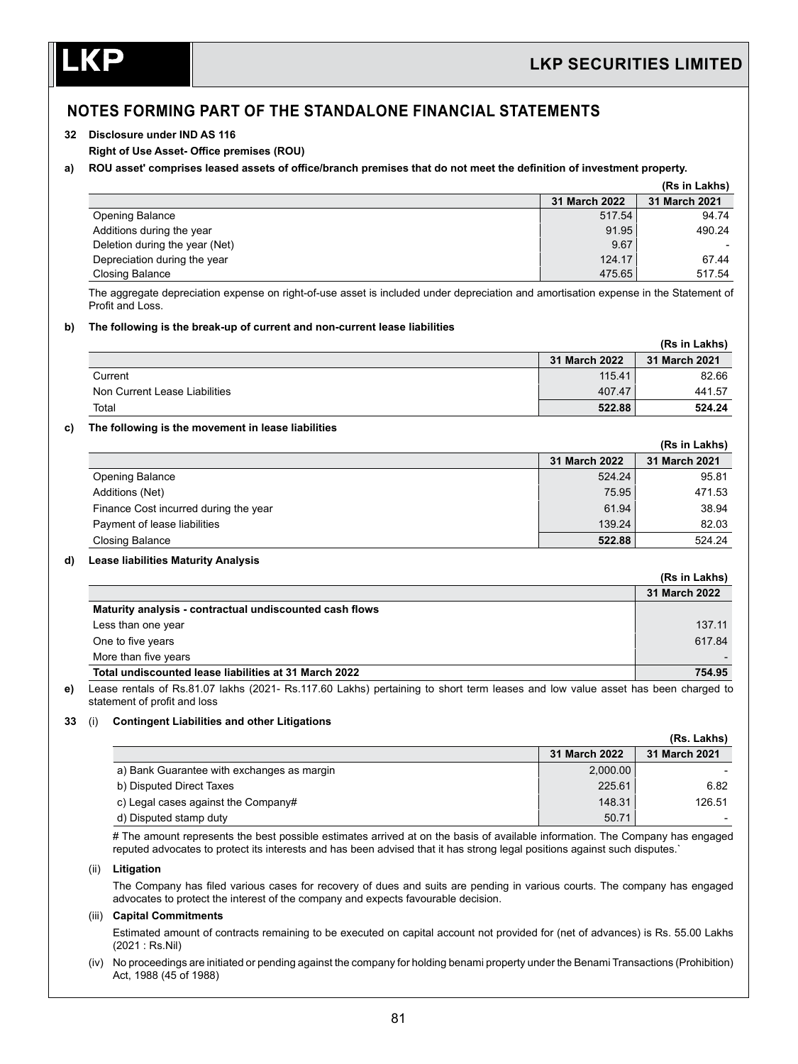## NOTES FORMING PART OF THE STANDALONE FINANCIAL STATEMENTS

**32 Disclosure under IND AS 116**

**Right of Use Asset- Office premises (ROU)**

**a) ROU asset' comprises leased assets of office/branch premises that do not meet the definition of investment property.**

(Rs in Lakhs)

| | 31 March 2022 | 31 March 2021 |
|---|---|---|
| Opening Balance | 517.54 | 94.74 |
| Additions during the year | 91.95 | 490.24 |
| Deletion during the year (Net) | 9.67 | - |
| Depreciation during the year | 124.17 | 67.44 |
| Closing Balance | 475.65 | 517.54 |

The aggregate depreciation expense on right-of-use asset is included under depreciation and amortisation expense in the Statement of Profit and Loss.

**b) The following is the break-up of current and non-current lease liabilities**

(Rs in Lakhs)

| | 31 March 2022 | 31 March 2021 |
|---|---|---|
| Current | 115.41 | 82.66 |
| Non Current Lease Liabilities | 407.47 | 441.57 |
| Total | **522.88** | **524.24** |

**c) The following is the movement in lease liabilities**

(Rs in Lakhs)

| | 31 March 2022 | 31 March 2021 |
|---|---|---|
| Opening Balance | 524.24 | 95.81 |
| Additions (Net) | 75.95 | 471.53 |
| Finance Cost incurred during the year | 61.94 | 38.94 |
| Payment of lease liabilities | 139.24 | 82.03 |
| Closing Balance | **522.88** | 524.24 |

**d) Lease liabilities Maturity Analysis**

(Rs in Lakhs)

| | 31 March 2022 |
|---|---|
| **Maturity analysis - contractual undiscounted cash flows** | |
| Less than one year | 137.11 |
| One to five years | 617.84 |
| More than five years | - |
| **Total undiscounted lease liabilities at 31 March 2022** | **754.95** |

**e)** Lease rentals of Rs.81.07 lakhs (2021- Rs.117.60 Lakhs) pertaining to short term leases and low value asset has been charged to statement of profit and loss

**33** (i) **Contingent Liabilities and other Litigations**

(Rs. Lakhs)

| | 31 March 2022 | 31 March 2021 |
|---|---|---|
| a) Bank Guarantee with exchanges as margin | 2,000.00 | - |
| b) Disputed Direct Taxes | 225.61 | 6.82 |
| c) Legal cases against the Company# | 148.31 | 126.51 |
| d) Disputed stamp duty | 50.71 | - |

# The amount represents the best possible estimates arrived at on the basis of available information. The Company has engaged reputed advocates to protect its interests and has been advised that it has strong legal positions against such disputes.`

(ii) **Litigation**

The Company has filed various cases for recovery of dues and suits are pending in various courts. The company has engaged advocates to protect the interest of the company and expects favourable decision.

(iii) **Capital Commitments**

Estimated amount of contracts remaining to be executed on capital account not provided for (net of advances) is Rs. 55.00 Lakhs (2021 : Rs.Nil)

(iv) No proceedings are initiated or pending against the company for holding benami property under the Benami Transactions (Prohibition) Act, 1988 (45 of 1988)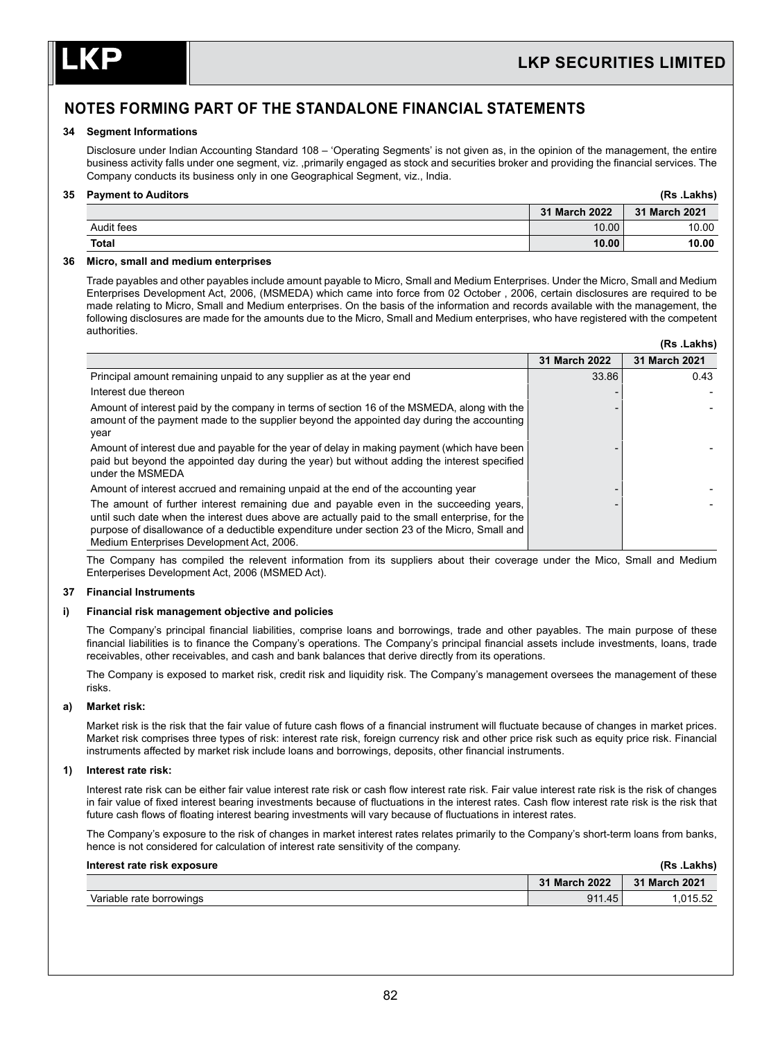## NOTES FORMING PART OF THE STANDALONE FINANCIAL STATEMENTS

### 34 Segment Informations

Disclosure under Indian Accounting Standard 108 – 'Operating Segments' is not given as, in the opinion of the management, the entire business activity falls under one segment, viz. ,primarily engaged as stock and securities broker and providing the financial services. The Company conducts its business only in one Geographical Segment, viz., India.

### 35 Payment to Auditors

(Rs .Lakhs)

| | 31 March 2022 | 31 March 2021 |
|---|---|---|
| Audit fees | 10.00 | 10.00 |
| **Total** | **10.00** | **10.00** |

### 36 Micro, small and medium enterprises

Trade payables and other payables include amount payable to Micro, Small and Medium Enterprises. Under the Micro, Small and Medium Enterprises Development Act, 2006, (MSMEDA) which came into force from 02 October , 2006, certain disclosures are required to be made relating to Micro, Small and Medium enterprises. On the basis of the information and records available with the management, the following disclosures are made for the amounts due to the Micro, Small and Medium enterprises, who have registered with the competent authorities.

(Rs .Lakhs)

| | 31 March 2022 | 31 March 2021 |
|---|---|---|
| Principal amount remaining unpaid to any supplier as at the year end | 33.86 | 0.43 |
| Interest due thereon | - | - |
| Amount of interest paid by the company in terms of section 16 of the MSMEDA, along with the amount of the payment made to the supplier beyond the appointed day during the accounting year | - | - |
| Amount of interest due and payable for the year of delay in making payment (which have been paid but beyond the appointed day during the year) but without adding the interest specified under the MSMEDA | - | - |
| Amount of interest accrued and remaining unpaid at the end of the accounting year | - | - |
| The amount of further interest remaining due and payable even in the succeeding years, until such date when the interest dues above are actually paid to the small enterprise, for the purpose of disallowance of a deductible expenditure under section 23 of the Micro, Small and Medium Enterprises Development Act, 2006. | - | - |

The Company has compiled the relevent information from its suppliers about their coverage under the Mico, Small and Medium Enterperises Development Act, 2006 (MSMED Act).

### 37 Financial Instruments

#### i) Financial risk management objective and policies

The Company's principal financial liabilities, comprise loans and borrowings, trade and other payables. The main purpose of these financial liabilities is to finance the Company's operations. The Company's principal financial assets include investments, loans, trade receivables, other receivables, and cash and bank balances that derive directly from its operations.

The Company is exposed to market risk, credit risk and liquidity risk. The Company's management oversees the management of these risks.

#### a) Market risk:

Market risk is the risk that the fair value of future cash flows of a financial instrument will fluctuate because of changes in market prices. Market risk comprises three types of risk: interest rate risk, foreign currency risk and other price risk such as equity price risk. Financial instruments affected by market risk include loans and borrowings, deposits, other financial instruments.

#### 1) Interest rate risk:

Interest rate risk can be either fair value interest rate risk or cash flow interest rate risk. Fair value interest rate risk is the risk of changes in fair value of fixed interest bearing investments because of fluctuations in the interest rates. Cash flow interest rate risk is the risk that future cash flows of floating interest bearing investments will vary because of fluctuations in interest rates.

The Company's exposure to the risk of changes in market interest rates relates primarily to the Company's short-term loans from banks, hence is not considered for calculation of interest rate sensitivity of the company.

**Interest rate risk exposure** (Rs .Lakhs)

| | 31 March 2022 | 31 March 2021 |
|---|---|---|
| Variable rate borrowings | 911.45 | 1,015.52 |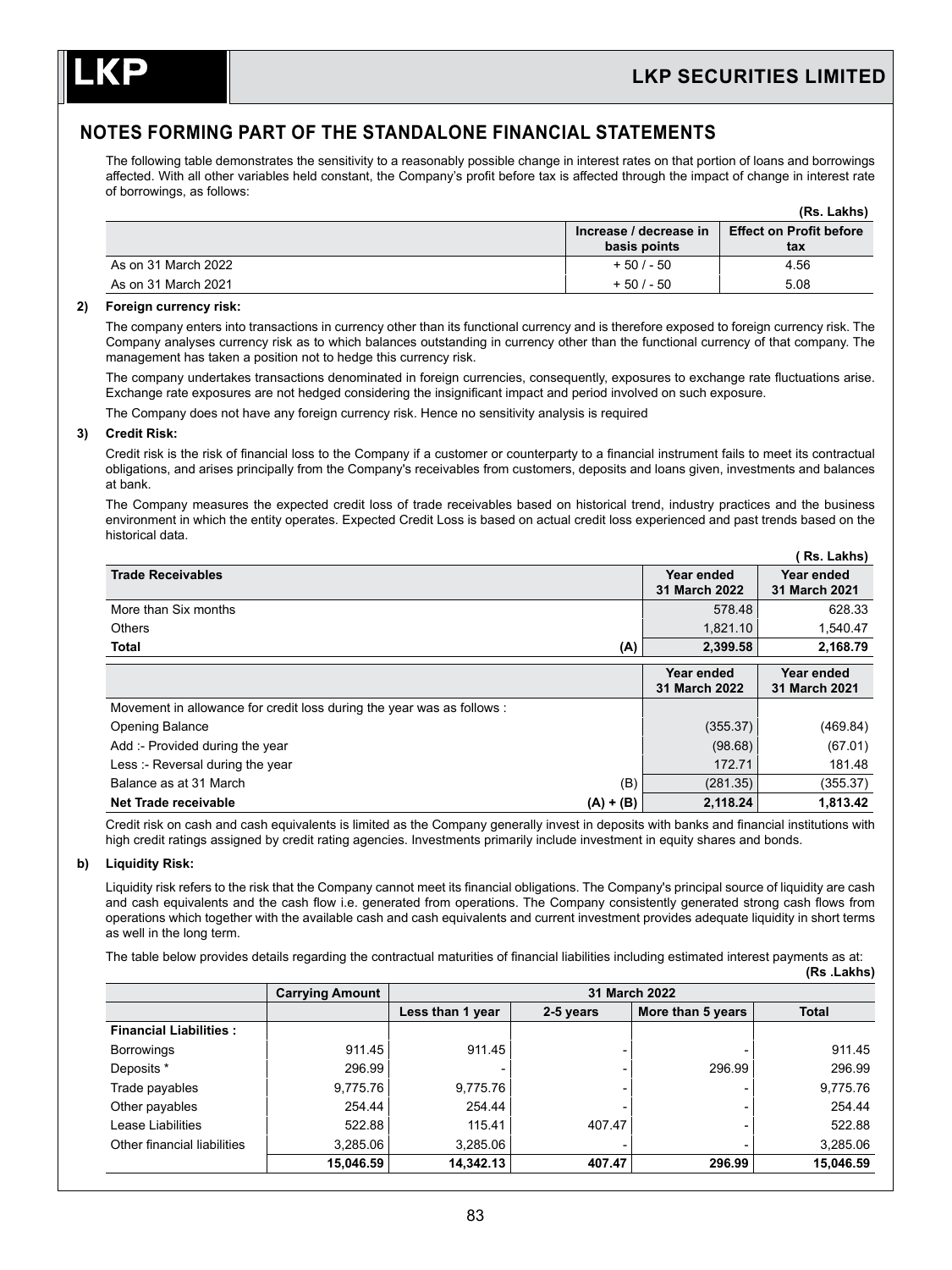## NOTES FORMING PART OF THE STANDALONE FINANCIAL STATEMENTS

The following table demonstrates the sensitivity to a reasonably possible change in interest rates on that portion of loans and borrowings affected. With all other variables held constant, the Company's profit before tax is affected through the impact of change in interest rate of borrowings, as follows:

(Rs. Lakhs)

| | Increase / decrease in basis points | Effect on Profit before tax |
|---|---|---|
| As on 31 March 2022 | + 50 / - 50 | 4.56 |
| As on 31 March 2021 | + 50 / - 50 | 5.08 |

**2) Foreign currency risk:**

The company enters into transactions in currency other than its functional currency and is therefore exposed to foreign currency risk. The Company analyses currency risk as to which balances outstanding in currency other than the functional currency of that company. The management has taken a position not to hedge this currency risk.

The company undertakes transactions denominated in foreign currencies, consequently, exposures to exchange rate fluctuations arise. Exchange rate exposures are not hedged considering the insignificant impact and period involved on such exposure.

The Company does not have any foreign currency risk. Hence no sensitivity analysis is required

**3) Credit Risk:**

Credit risk is the risk of financial loss to the Company if a customer or counterparty to a financial instrument fails to meet its contractual obligations, and arises principally from the Company's receivables from customers, deposits and loans given, investments and balances at bank.

The Company measures the expected credit loss of trade receivables based on historical trend, industry practices and the business environment in which the entity operates. Expected Credit Loss is based on actual credit loss experienced and past trends based on the historical data.

( Rs. Lakhs)

| Trade Receivables | | Year ended 31 March 2022 | Year ended 31 March 2021 |
|---|---|---|---|
| More than Six months | | 578.48 | 628.33 |
| Others | | 1,821.10 | 1,540.47 |
| **Total** | **(A)** | **2,399.58** | **2,168.79** |
| | | **Year ended 31 March 2022** | **Year ended 31 March 2021** |
| Movement in allowance for credit loss during the year was as follows : | | | |
| Opening Balance | | (355.37) | (469.84) |
| Add :- Provided during the year | | (98.68) | (67.01) |
| Less :- Reversal during the year | | 172.71 | 181.48 |
| Balance as at 31 March | (B) | (281.35) | (355.37) |
| **Net Trade receivable** | **(A) + (B)** | **2,118.24** | **1,813.42** |

Credit risk on cash and cash equivalents is limited as the Company generally invest in deposits with banks and financial institutions with high credit ratings assigned by credit rating agencies. Investments primarily include investment in equity shares and bonds.

**b) Liquidity Risk:**

Liquidity risk refers to the risk that the Company cannot meet its financial obligations. The Company's principal source of liquidity are cash and cash equivalents and the cash flow i.e. generated from operations. The Company consistently generated strong cash flows from operations which together with the available cash and cash equivalents and current investment provides adequate liquidity in short terms as well in the long term.

The table below provides details regarding the contractual maturities of financial liabilities including estimated interest payments as at:

(Rs .Lakhs)

| | Carrying Amount | 31 March 2022 | | | |
|---|---|---|---|---|---|
| | | Less than 1 year | 2-5 years | More than 5 years | Total |
| **Financial Liabilities :** | | | | | |
| Borrowings | 911.45 | 911.45 | - | - | 911.45 |
| Deposits * | 296.99 | - | - | 296.99 | 296.99 |
| Trade payables | 9,775.76 | 9,775.76 | - | - | 9,775.76 |
| Other payables | 254.44 | 254.44 | - | - | 254.44 |
| Lease Liabilities | 522.88 | 115.41 | 407.47 | - | 522.88 |
| Other financial liabilities | 3,285.06 | 3,285.06 | - | - | 3,285.06 |
| | **15,046.59** | **14,342.13** | **407.47** | **296.99** | **15,046.59** |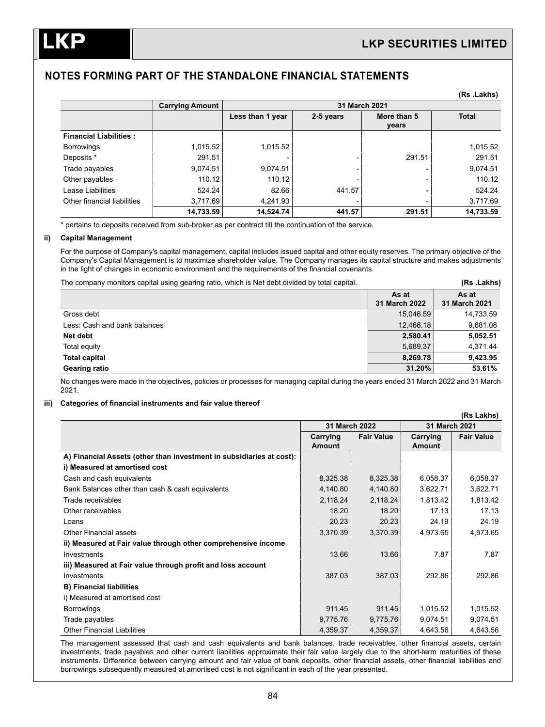## NOTES FORMING PART OF THE STANDALONE FINANCIAL STATEMENTS

(Rs .Lakhs)

| | Carrying Amount | 31 March 2021 | | | |
|---|---|---|---|---|---|
| | | Less than 1 year | 2-5 years | More than 5 years | Total |
| **Financial Liabilities :** | | | | | |
| Borrowings | 1,015.52 | 1,015.52 | | | 1,015.52 |
| Deposits * | 291.51 | - | - | 291.51 | 291.51 |
| Trade payables | 9,074.51 | 9,074.51 | - | - | 9,074.51 |
| Other payables | 110.12 | 110.12 | - | - | 110.12 |
| Lease Liabilities | 524.24 | 82.66 | 441.57 | - | 524.24 |
| Other financial liabilities | 3,717.69 | 4,241.93 | - | - | 3,717.69 |
| | **14,733.59** | **14,524.74** | **441.57** | **291.51** | **14,733.59** |

\* pertains to deposits received from sub-broker as per contract till the continuation of the service.

**ii) Capital Management**

For the purpose of Company's capital management, capital includes issued capital and other equity reserves. The primary objective of the Company's Capital Management is to maximize shareholder value. The Company manages its capital structure and makes adjustments in the light of changes in economic environment and the requirements of the financial covenants.

The company monitors capital using gearing ratio, which is Net debt divided by total capital. **(Rs .Lakhs)**

| | As at 31 March 2022 | As at 31 March 2021 |
|---|---|---|
| Gross debt | 15,046.59 | 14,733.59 |
| Less: Cash and bank balances | 12,466.18 | 9,681.08 |
| **Net debt** | **2,580.41** | **5,052.51** |
| Total equity | 5,689.37 | 4,371.44 |
| **Total capital** | **8,269.78** | **9,423.95** |
| **Gearing ratio** | **31.20%** | **53.61%** |

No changes were made in the objectives, policies or processes for managing capital during the years ended 31 March 2022 and 31 March 2021.

**iii) Categories of financial instruments and fair value thereof**

(Rs Lakhs)

| | 31 March 2022 | | 31 March 2021 | |
|---|---|---|---|---|
| | Carrying Amount | Fair Value | Carrying Amount | Fair Value |
| **A) Financial Assets (other than investment in subsidiaries at cost):** | | | | |
| **i) Measured at amortised cost** | | | | |
| Cash and cash equivalents | 8,325.38 | 8,325.38 | 6,058.37 | 6,058.37 |
| Bank Balances other than cash & cash equivalents | 4,140.80 | 4,140.80 | 3,622.71 | 3,622.71 |
| Trade receivables | 2,118.24 | 2,118.24 | 1,813.42 | 1,813.42 |
| Other receivables | 18.20 | 18.20 | 17.13 | 17.13 |
| Loans | 20.23 | 20.23 | 24.19 | 24.19 |
| Other Financial assets | 3,370.39 | 3,370.39 | 4,973.65 | 4,973.65 |
| **ii) Measured at Fair value through other comprehensive income** | | | | |
| Investments | 13.66 | 13.66 | 7.87 | 7.87 |
| **iii) Measured at Fair value through profit and loss account** | | | | |
| Investments | 387.03 | 387.03 | 292.86 | 292.86 |
| **B) Financial liabilities** | | | | |
| i) Measured at amortised cost | | | | |
| Borrowings | 911.45 | 911.45 | 1,015.52 | 1,015.52 |
| Trade payables | 9,775.76 | 9,775.76 | 9,074.51 | 9,074.51 |
| Other Financial Liabilities | 4,359.37 | 4,359.37 | 4,643.56 | 4,643.56 |

The management assessed that cash and cash equivalents and bank balances, trade receivables, other financial assets, certain investments, trade payables and other current liabilities approximate their fair value largely due to the short-term maturities of these instruments. Difference between carrying amount and fair value of bank deposits, other financial assets, other financial liabilities and borrowings subsequently measured at amortised cost is not significant in each of the year presented.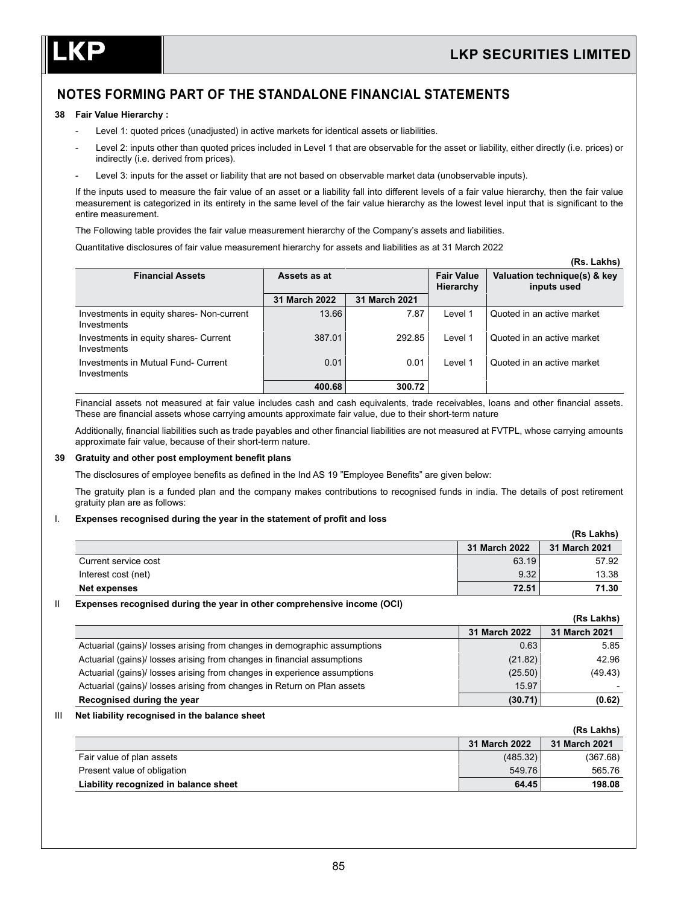## NOTES FORMING PART OF THE STANDALONE FINANCIAL STATEMENTS

**38 Fair Value Hierarchy :**

- Level 1: quoted prices (unadjusted) in active markets for identical assets or liabilities.
- Level 2: inputs other than quoted prices included in Level 1 that are observable for the asset or liability, either directly (i.e. prices) or indirectly (i.e. derived from prices).
- Level 3: inputs for the asset or liability that are not based on observable market data (unobservable inputs).

If the inputs used to measure the fair value of an asset or a liability fall into different levels of a fair value hierarchy, then the fair value measurement is categorized in its entirety in the same level of the fair value hierarchy as the lowest level input that is significant to the entire measurement.

The Following table provides the fair value measurement hierarchy of the Company's assets and liabilities.

Quantitative disclosures of fair value measurement hierarchy for assets and liabilities as at 31 March 2022

**(Rs. Lakhs)**

| Financial Assets | Assets as at | | Fair Value Hierarchy | Valuation technique(s) & key inputs used |
|---|---|---|---|---|
| | 31 March 2022 | 31 March 2021 | | |
| Investments in equity shares- Non-current Investments | 13.66 | 7.87 | Level 1 | Quoted in an active market |
| Investments in equity shares- Current Investments | 387.01 | 292.85 | Level 1 | Quoted in an active market |
| Investments in Mutual Fund- Current Investments | 0.01 | 0.01 | Level 1 | Quoted in an active market |
| | **400.68** | **300.72** | | |

Financial assets not measured at fair value includes cash and cash equivalents, trade receivables, loans and other financial assets. These are financial assets whose carrying amounts approximate fair value, due to their short-term nature

Additionally, financial liabilities such as trade payables and other financial liabilities are not measured at FVTPL, whose carrying amounts approximate fair value, because of their short-term nature.

**39 Gratuity and other post employment benefit plans**

The disclosures of employee benefits as defined in the Ind AS 19 "Employee Benefits" are given below:

The gratuity plan is a funded plan and the company makes contributions to recognised funds in india. The details of post retirement gratuity plan are as follows:

I. **Expenses recognised during the year in the statement of profit and loss**

**(Rs Lakhs)**

| | 31 March 2022 | 31 March 2021 |
|---|---|---|
| Current service cost | 63.19 | 57.92 |
| Interest cost (net) | 9.32 | 13.38 |
| **Net expenses** | **72.51** | **71.30** |

II **Expenses recognised during the year in other comprehensive income (OCI)**

**(Rs Lakhs)**

| | 31 March 2022 | 31 March 2021 |
|---|---|---|
| Actuarial (gains)/ losses arising from changes in demographic assumptions | 0.63 | 5.85 |
| Actuarial (gains)/ losses arising from changes in financial assumptions | (21.82) | 42.96 |
| Actuarial (gains)/ losses arising from changes in experience assumptions | (25.50) | (49.43) |
| Actuarial (gains)/ losses arising from changes in Return on Plan assets | 15.97 | - |
| **Recognised during the year** | **(30.71)** | **(0.62)** |

III **Net liability recognised in the balance sheet**

**(Rs Lakhs)**

| | 31 March 2022 | 31 March 2021 |
|---|---|---|
| Fair value of plan assets | (485.32) | (367.68) |
| Present value of obligation | 549.76 | 565.76 |
| **Liability recognized in balance sheet** | **64.45** | **198.08** |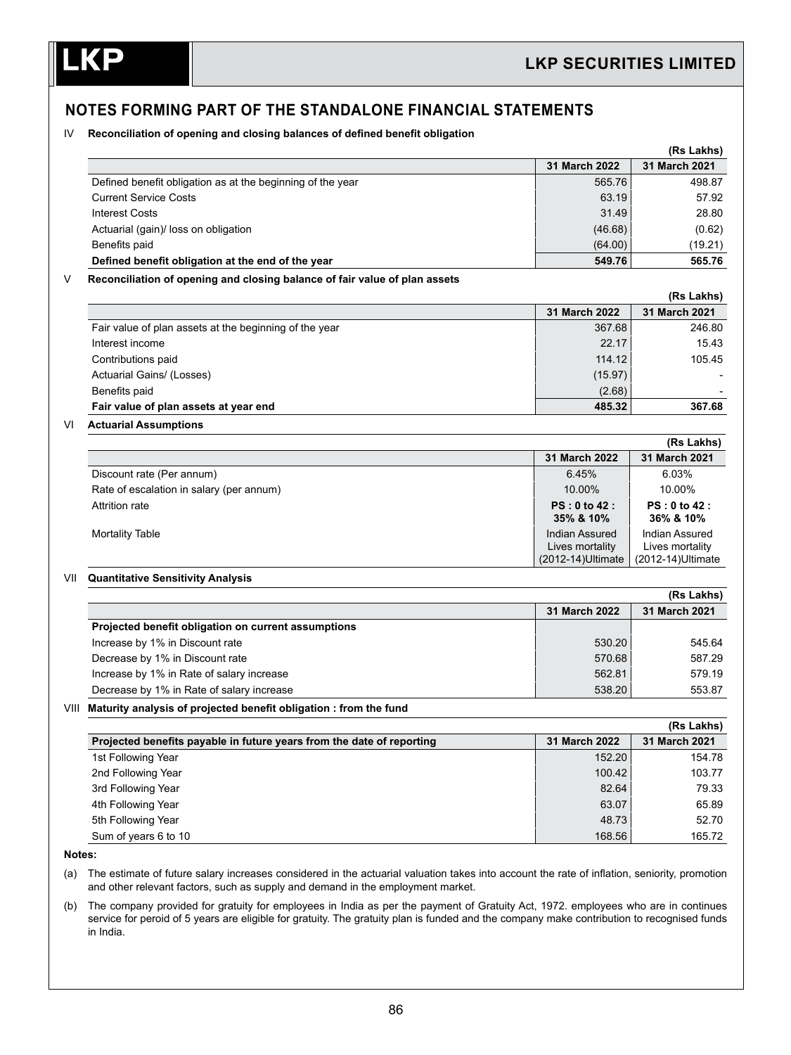## NOTES FORMING PART OF THE STANDALONE FINANCIAL STATEMENTS

IV **Reconciliation of opening and closing balances of defined benefit obligation**

(Rs Lakhs)

| | 31 March 2022 | 31 March 2021 |
|---|---|---|
| Defined benefit obligation as at the beginning of the year | 565.76 | 498.87 |
| Current Service Costs | 63.19 | 57.92 |
| Interest Costs | 31.49 | 28.80 |
| Actuarial (gain)/ loss on obligation | (46.68) | (0.62) |
| Benefits paid | (64.00) | (19.21) |
| **Defined benefit obligation as at the end of the year** | **549.76** | **565.76** |

V **Reconciliation of opening and closing balance of fair value of plan assets**

(Rs Lakhs)

| | 31 March 2022 | 31 March 2021 |
|---|---|---|
| Fair value of plan assets at the beginning of the year | 367.68 | 246.80 |
| Interest income | 22.17 | 15.43 |
| Contributions paid | 114.12 | 105.45 |
| Actuarial Gains/ (Losses) | (15.97) | - |
| Benefits paid | (2.68) | - |
| **Fair value of plan assets at year end** | **485.32** | **367.68** |

VI **Actuarial Assumptions**

(Rs Lakhs)

| | 31 March 2022 | 31 March 2021 |
|---|---|---|
| Discount rate (Per annum) | 6.45% | 6.03% |
| Rate of escalation in salary (per annum) | 10.00% | 10.00% |
| Attrition rate | **PS : 0 to 42 : 35% & 10%** | **PS : 0 to 42 : 36% & 10%** |
| Mortality Table | Indian Assured Lives mortality (2012-14)Ultimate | Indian Assured Lives mortality (2012-14)Ultimate |

VII **Quantitative Sensitivity Analysis**

(Rs Lakhs)

| | 31 March 2022 | 31 March 2021 |
|---|---|---|
| **Projected benefit obligation on current assumptions** | | |
| Increase by 1% in Discount rate | 530.20 | 545.64 |
| Decrease by 1% in Discount rate | 570.68 | 587.29 |
| Increase by 1% in Rate of salary increase | 562.81 | 579.19 |
| Decrease by 1% in Rate of salary increase | 538.20 | 553.87 |

VIII **Maturity analysis of projected benefit obligation : from the fund**

(Rs Lakhs)

| Projected benefits payable in future years from the date of reporting | 31 March 2022 | 31 March 2021 |
|---|---|---|
| 1st Following Year | 152.20 | 154.78 |
| 2nd Following Year | 100.42 | 103.77 |
| 3rd Following Year | 82.64 | 79.33 |
| 4th Following Year | 63.07 | 65.89 |
| 5th Following Year | 48.73 | 52.70 |
| Sum of years 6 to 10 | 168.56 | 165.72 |

**Notes:**

(a) The estimate of future salary increases considered in the actuarial valuation takes into account the rate of inflation, seniority, promotion and other relevant factors, such as supply and demand in the employment market.

(b) The company provided for gratuity for employees in India as per the payment of Gratuity Act, 1972. employees who are in continues service for peroid of 5 years are eligible for gratuity. The gratuity plan is funded and the company make contribution to recognised funds in India.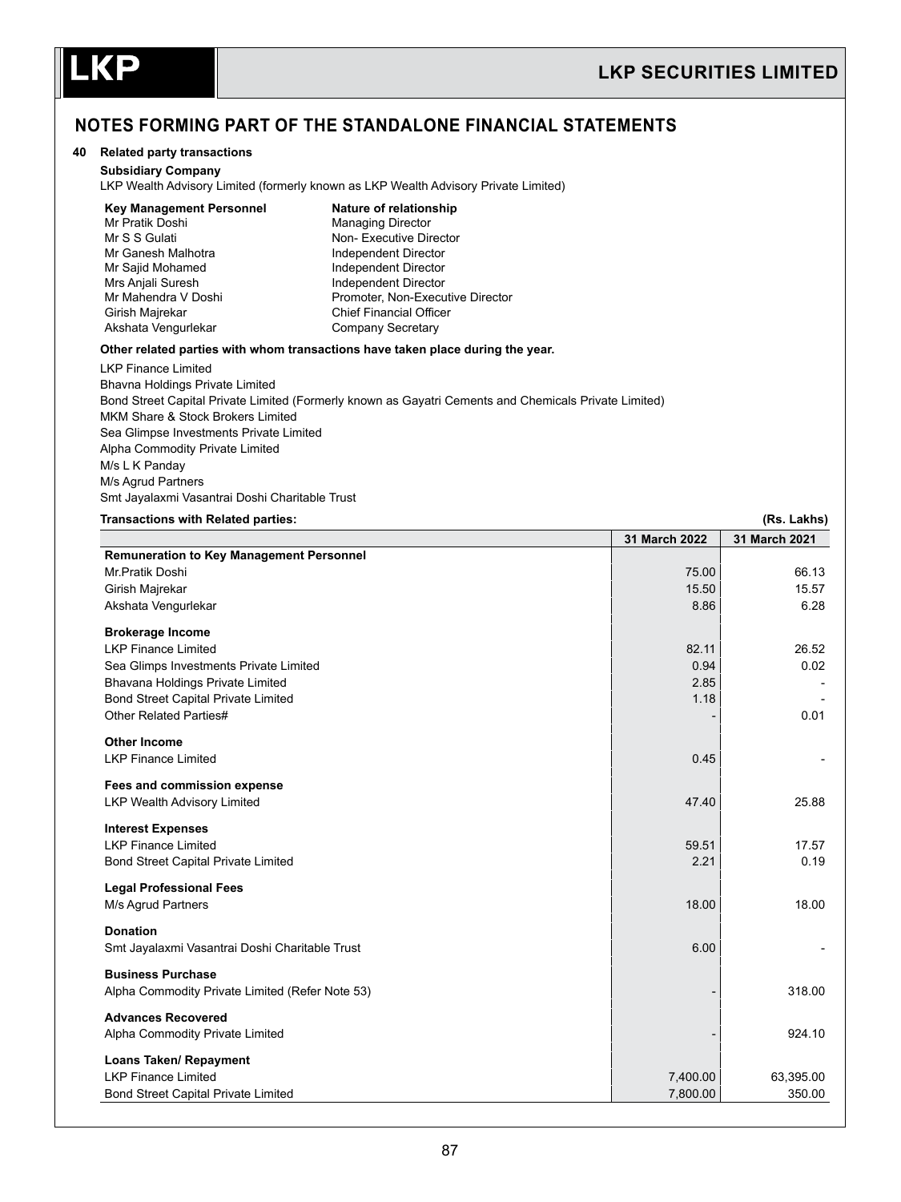## NOTES FORMING PART OF THE STANDALONE FINANCIAL STATEMENTS

### 40 Related party transactions

**Subsidiary Company**

LKP Wealth Advisory Limited (formerly known as LKP Wealth Advisory Private Limited)

| Key Management Personnel | Nature of relationship |
|---|---|
| Mr Pratik Doshi | Managing Director |
| Mr S S Gulati | Non- Executive Director |
| Mr Ganesh Malhotra | Independent Director |
| Mr Sajid Mohamed | Independent Director |
| Mrs Anjali Suresh | Independent Director |
| Mr Mahendra V Doshi | Promoter, Non-Executive Director |
| Girish Majrekar | Chief Financial Officer |
| Akshata Vengurlekar | Company Secretary |

**Other related parties with whom transactions have taken place during the year.**

LKP Finance Limited
Bhavna Holdings Private Limited
Bond Street Capital Private Limited (Formerly known as Gayatri Cements and Chemicals Private Limited)
MKM Share & Stock Brokers Limited
Sea Glimpse Investments Private Limited
Alpha Commodity Private Limited
M/s L K Panday
M/s Agrud Partners
Smt Jayalaxmi Vasantrai Doshi Charitable Trust

**Transactions with Related parties:** **(Rs. Lakhs)**

| | 31 March 2022 | 31 March 2021 |
|---|---|---|
| **Remuneration to Key Management Personnel** | | |
| Mr.Pratik Doshi | 75.00 | 66.13 |
| Girish Majrekar | 15.50 | 15.57 |
| Akshata Vengurlekar | 8.86 | 6.28 |
| **Brokerage Income** | | |
| LKP Finance Limited | 82.11 | 26.52 |
| Sea Glimps Investments Private Limited | 0.94 | 0.02 |
| Bhavana Holdings Private Limited | 2.85 | - |
| Bond Street Capital Private Limited | 1.18 | - |
| Other Related Parties# | - | 0.01 |
| **Other Income** | | |
| LKP Finance Limited | 0.45 | - |
| **Fees and commission expense** | | |
| LKP Wealth Advisory Limited | 47.40 | 25.88 |
| **Interest Expenses** | | |
| LKP Finance Limited | 59.51 | 17.57 |
| Bond Street Capital Private Limited | 2.21 | 0.19 |
| **Legal Professional Fees** | | |
| M/s Agrud Partners | 18.00 | 18.00 |
| **Donation** | | |
| Smt Jayalaxmi Vasantrai Doshi Charitable Trust | 6.00 | - |
| **Business Purchase** | | |
| Alpha Commodity Private Limited (Refer Note 53) | - | 318.00 |
| **Advances Recovered** | | |
| Alpha Commodity Private Limited | - | 924.10 |
| **Loans Taken/ Repayment** | | |
| LKP Finance Limited | 7,400.00 | 63,395.00 |
| Bond Street Capital Private Limited | 7,800.00 | 350.00 |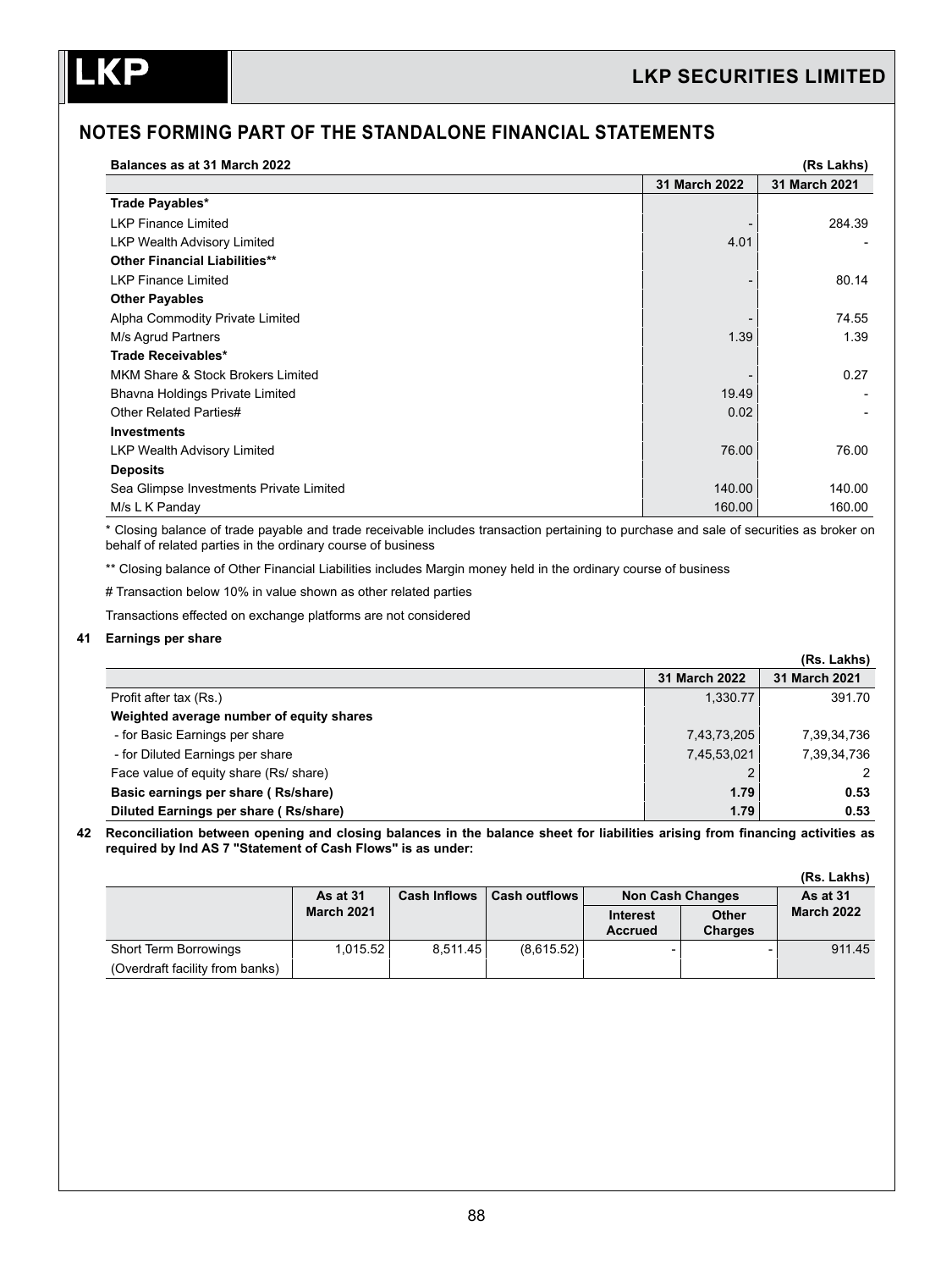## NOTES FORMING PART OF THE STANDALONE FINANCIAL STATEMENTS

**Balances as at 31 March 2022** **(Rs Lakhs)**

| | 31 March 2022 | 31 March 2021 |
|---|---|---|
| **Trade Payables*** | | |
| LKP Finance Limited | - | 284.39 |
| LKP Wealth Advisory Limited | 4.01 | - |
| **Other Financial Liabilities**** | | |
| LKP Finance Limited | - | 80.14 |
| **Other Payables** | | |
| Alpha Commodity Private Limited | - | 74.55 |
| M/s Agrud Partners | 1.39 | 1.39 |
| **Trade Receivables*** | | |
| MKM Share & Stock Brokers Limited | - | 0.27 |
| Bhavna Holdings Private Limited | 19.49 | - |
| Other Related Parties# | 0.02 | - |
| **Investments** | | |
| LKP Wealth Advisory Limited | 76.00 | 76.00 |
| **Deposits** | | |
| Sea Glimpse Investments Private Limited | 140.00 | 140.00 |
| M/s L K Panday | 160.00 | 160.00 |

* Closing balance of trade payable and trade receivable includes transaction pertaining to purchase and sale of securities as broker on behalf of related parties in the ordinary course of business

** Closing balance of Other Financial Liabilities includes Margin money held in the ordinary course of business

# Transaction below 10% in value shown as other related parties

Transactions effected on exchange platforms are not considered

**41 Earnings per share**

**(Rs. Lakhs)**

| | 31 March 2022 | 31 March 2021 |
|---|---|---|
| Profit after tax (Rs.) | 1,330.77 | 391.70 |
| **Weighted average number of equity shares** | | |
| - for Basic Earnings per share | 7,43,73,205 | 7,39,34,736 |
| - for Diluted Earnings per share | 7,45,53,021 | 7,39,34,736 |
| Face value of equity share (Rs/ share) | 2 | 2 |
| **Basic earnings per share ( Rs/share)** | **1.79** | **0.53** |
| **Diluted Earnings per share ( Rs/share)** | **1.79** | **0.53** |

**42 Reconciliation between opening and closing balances in the balance sheet for liabilities arising from financing activities as required by Ind AS 7 "Statement of Cash Flows" is as under:**

**(Rs. Lakhs)**

| | As at 31 March 2021 | Cash Inflows | Cash outflows | Non Cash Changes | | As at 31 March 2022 |
|---|---|---|---|---|---|---|
| | | | | Interest Accrued | Other Charges | |
| Short Term Borrowings (Overdraft facility from banks) | 1,015.52 | 8,511.45 | (8,615.52) | - | - | 911.45 |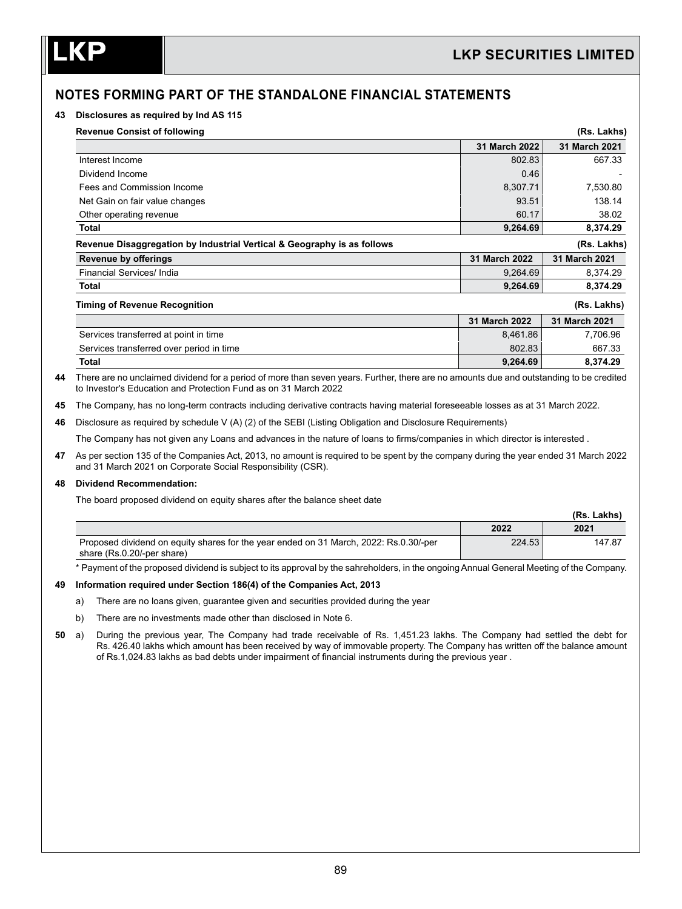## NOTES FORMING PART OF THE STANDALONE FINANCIAL STATEMENTS

**43 Disclosures as required by Ind AS 115**

**Revenue Consist of following** **(Rs. Lakhs)**

| | 31 March 2022 | 31 March 2021 |
|---|---|---|
| Interest Income | 802.83 | 667.33 |
| Dividend Income | 0.46 | - |
| Fees and Commission Income | 8,307.71 | 7,530.80 |
| Net Gain on fair value changes | 93.51 | 138.14 |
| Other operating revenue | 60.17 | 38.02 |
| **Total** | **9,264.69** | **8,374.29** |

**Revenue Disaggregation by Industrial Vertical & Geography is as follows** **(Rs. Lakhs)**

| Revenue by offerings | 31 March 2022 | 31 March 2021 |
|---|---|---|
| Financial Services/ India | 9,264.69 | 8,374.29 |
| **Total** | **9,264.69** | **8,374.29** |

**Timing of Revenue Recognition** **(Rs. Lakhs)**

| | 31 March 2022 | 31 March 2021 |
|---|---|---|
| Services transferred at point in time | 8,461.86 | 7,706.96 |
| Services transferred over period in time | 802.83 | 667.33 |
| **Total** | **9,264.69** | **8,374.29** |

**44** There are no unclaimed dividend for a period of more than seven years. Further, there are no amounts due and outstanding to be credited to Investor's Education and Protection Fund as on 31 March 2022

**45** The Company, has no long-term contracts including derivative contracts having material foreseeable losses as at 31 March 2022.

**46** Disclosure as required by schedule V (A) (2) of the SEBI (Listing Obligation and Disclosure Requirements)

The Company has not given any Loans and advances in the nature of loans to firms/companies in which director is interested .

**47** As per section 135 of the Companies Act, 2013, no amount is required to be spent by the company during the year ended 31 March 2022 and 31 March 2021 on Corporate Social Responsibility (CSR).

**48 Dividend Recommendation:**

The board proposed dividend on equity shares after the balance sheet date

**(Rs. Lakhs)**

| | 2022 | 2021 |
|---|---|---|
| Proposed dividend on equity shares for the year ended on 31 March, 2022: Rs.0.30/-per share (Rs.0.20/-per share) | 224.53 | 147.87 |

\* Payment of the proposed dividend is subject to its approval by the sahreholders, in the ongoing Annual General Meeting of the Company.

**49 Information required under Section 186(4) of the Companies Act, 2013**

a) There are no loans given, guarantee given and securities provided during the year

b) There are no investments made other than disclosed in Note 6.

**50** a) During the previous year, The Company had trade receivable of Rs. 1,451.23 lakhs. The Company had settled the debt for Rs. 426.40 lakhs which amount has been received by way of immovable property. The Company has written off the balance amount of Rs.1,024.83 lakhs as bad debts under impairment of financial instruments during the previous year .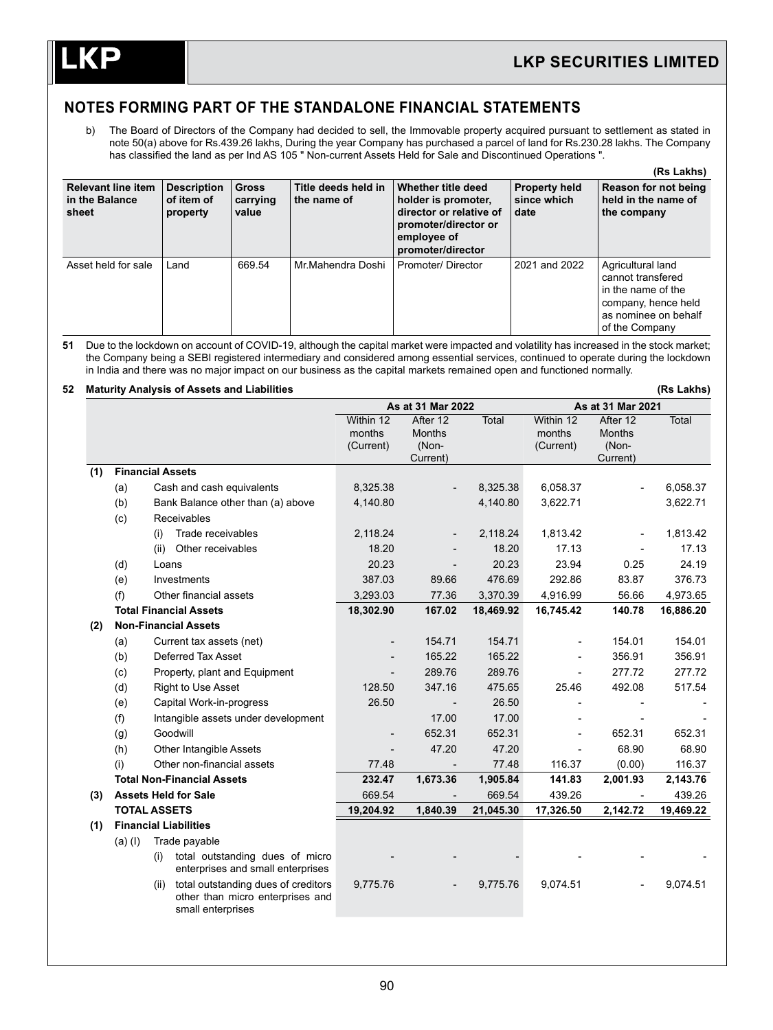## NOTES FORMING PART OF THE STANDALONE FINANCIAL STATEMENTS

b) The Board of Directors of the Company had decided to sell, the Immovable property acquired pursuant to settlement as stated in note 50(a) above for Rs.439.26 lakhs, During the year Company has purchased a parcel of land for Rs.230.28 lakhs. The Company has classified the land as per Ind AS 105 " Non-current Assets Held for Sale and Discontinued Operations ".

(Rs Lakhs)

| Relevant line item in the Balance sheet | Description of item of property | Gross carrying value | Title deeds held in the name of | Whether title deed holder is promoter, director or relative of promoter/director or employee of promoter/director | Property held since which date | Reason for not being held in the name of the company |
|---|---|---|---|---|---|---|
| Asset held for sale | Land | 669.54 | Mr.Mahendra Doshi | Promoter/ Director | 2021 and 2022 | Agricultural land cannot transfered in the name of the company, hence held as nominee on behalf of the Company |

**51** Due to the lockdown on account of COVID-19, although the capital market were impacted and volatility has increased in the stock market; the Company being a SEBI registered intermediary and considered among essential services, continued to operate during the lockdown in India and there was no major impact on our business as the capital markets remained open and functioned normally.

**52 Maturity Analysis of Assets and Liabilities** (Rs Lakhs)

| | | | As at 31 Mar 2022 | | | As at 31 Mar 2021 | | |
|---|---|---|---|---|---|---|---|---|
| | | | Within 12 months (Current) | After 12 Months (Non-Current) | Total | Within 12 months (Current) | After 12 Months (Non-Current) | Total |
| **(1)** | **Financial Assets** | | | | | | | |
| | (a) | Cash and cash equivalents | 8,325.38 | - | 8,325.38 | 6,058.37 | - | 6,058.37 |
| | (b) | Bank Balance other than (a) above | 4,140.80 | | 4,140.80 | 3,622.71 | | 3,622.71 |
| | (c) | Receivables | | | | | | |
| | | (i) Trade receivables | 2,118.24 | - | 2,118.24 | 1,813.42 | - | 1,813.42 |
| | | (ii) Other receivables | 18.20 | - | 18.20 | 17.13 | - | 17.13 |
| | (d) | Loans | 20.23 | - | 20.23 | 23.94 | 0.25 | 24.19 |
| | (e) | Investments | 387.03 | 89.66 | 476.69 | 292.86 | 83.87 | 376.73 |
| | (f) | Other financial assets | 3,293.03 | 77.36 | 3,370.39 | 4,916.99 | 56.66 | 4,973.65 |
| | **Total Financial Assets** | | **18,302.90** | **167.02** | **18,469.92** | **16,745.42** | **140.78** | **16,886.20** |
| **(2)** | **Non-Financial Assets** | | | | | | | |
| | (a) | Current tax assets (net) | - | 154.71 | 154.71 | - | 154.01 | 154.01 |
| | (b) | Deferred Tax Asset | - | 165.22 | 165.22 | - | 356.91 | 356.91 |
| | (c) | Property, plant and Equipment | - | 289.76 | 289.76 | - | 277.72 | 277.72 |
| | (d) | Right to Use Asset | 128.50 | 347.16 | 475.65 | 25.46 | 492.08 | 517.54 |
| | (e) | Capital Work-in-progress | 26.50 | - | 26.50 | - | - | - |
| | (f) | Intangible assets under development | | 17.00 | 17.00 | - | - | - |
| | (g) | Goodwill | - | 652.31 | 652.31 | - | 652.31 | 652.31 |
| | (h) | Other Intangible Assets | - | 47.20 | 47.20 | - | 68.90 | 68.90 |
| | (i) | Other non-financial assets | 77.48 | - | 77.48 | 116.37 | (0.00) | 116.37 |
| | **Total Non-Financial Assets** | | **232.47** | **1,673.36** | **1,905.84** | **141.83** | **2,001.93** | **2,143.76** |
| **(3)** | **Assets Held for Sale** | | 669.54 | - | 669.54 | 439.26 | - | 439.26 |
| | **TOTAL ASSETS** | | **19,204.92** | **1,840.39** | **21,045.30** | **17,326.50** | **2,142.72** | **19,469.22** |
| **(1)** | **Financial Liabilities** | | | | | | | |
| | (a) (I) | Trade payable | | | | | | |
| | | (i) total outstanding dues of micro enterprises and small enterprises | - | - | - | - | - | - |
| | | (ii) total outstanding dues of creditors other than micro enterprises and small enterprises | 9,775.76 | - | 9,775.76 | 9,074.51 | - | 9,074.51 |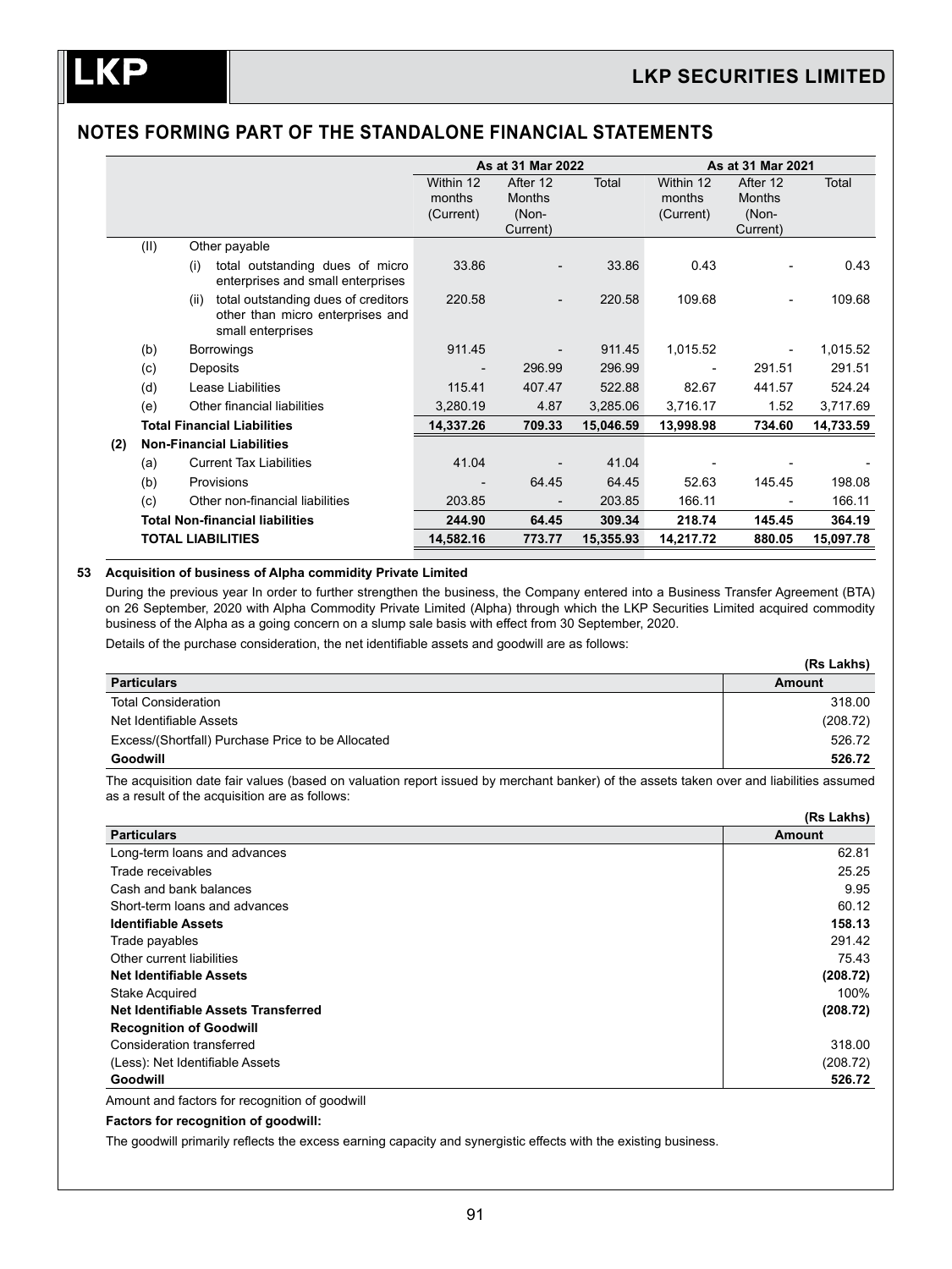## NOTES FORMING PART OF THE STANDALONE FINANCIAL STATEMENTS

| | | | | As at 31 Mar 2022 | | | As at 31 Mar 2021 | | |
|---|---|---|---|---|---|---|---|---|---|
| | | | | Within 12 months (Current) | After 12 Months (Non-Current) | Total | Within 12 months (Current) | After 12 Months (Non-Current) | Total |
| | (II) | Other payable | | | | | | | |
| | | (i) | total outstanding dues of micro enterprises and small enterprises | 33.86 | - | 33.86 | 0.43 | - | 0.43 |
| | | (ii) | total outstanding dues of creditors other than micro enterprises and small enterprises | 220.58 | - | 220.58 | 109.68 | - | 109.68 |
| | (b) | Borrowings | | 911.45 | - | 911.45 | 1,015.52 | - | 1,015.52 |
| | (c) | Deposits | | - | 296.99 | 296.99 | - | 291.51 | 291.51 |
| | (d) | Lease Liabilities | | 115.41 | 407.47 | 522.88 | 82.67 | 441.57 | 524.24 |
| | (e) | Other financial liabilities | | 3,280.19 | 4.87 | 3,285.06 | 3,716.17 | 1.52 | 3,717.69 |
| | **Total Financial Liabilities** | | | **14,337.26** | **709.33** | **15,046.59** | **13,998.98** | **734.60** | **14,733.59** |
| **(2)** | **Non-Financial Liabilities** | | | | | | | | |
| | (a) | Current Tax Liabilities | | 41.04 | - | 41.04 | - | - | - |
| | (b) | Provisions | | - | 64.45 | 64.45 | 52.63 | 145.45 | 198.08 |
| | (c) | Other non-financial liabilities | | 203.85 | - | 203.85 | 166.11 | - | 166.11 |
| | **Total Non-financial liabilities** | | | **244.90** | **64.45** | **309.34** | **218.74** | **145.45** | **364.19** |
| | **TOTAL LIABILITIES** | | | **14,582.16** | **773.77** | **15,355.93** | **14,217.72** | **880.05** | **15,097.78** |

### 53 Acquisition of business of Alpha commidity Private Limited

During the previous year In order to further strengthen the business, the Company entered into a Business Transfer Agreement (BTA) on 26 September, 2020 with Alpha Commodity Private Limited (Alpha) through which the LKP Securities Limited acquired commodity business of the Alpha as a going concern on a slump sale basis with effect from 30 September, 2020.

Details of the purchase consideration, the net identifiable assets and goodwill are as follows:

(Rs Lakhs)

| Particulars | Amount |
|---|---|
| Total Consideration | 318.00 |
| Net Identifiable Assets | (208.72) |
| Excess/(Shortfall) Purchase Price to be Allocated | 526.72 |
| **Goodwill** | **526.72** |

The acquisition date fair values (based on valuation report issued by merchant banker) of the assets taken over and liabilities assumed as a result of the acquisition are as follows:

(Rs Lakhs)

| Particulars | Amount |
|---|---|
| Long-term loans and advances | 62.81 |
| Trade receivables | 25.25 |
| Cash and bank balances | 9.95 |
| Short-term loans and advances | 60.12 |
| **Identifiable Assets** | **158.13** |
| Trade payables | 291.42 |
| Other current liabilities | 75.43 |
| **Net Identifiable Assets** | **(208.72)** |
| Stake Acquired | 100% |
| **Net Identifiable Assets Transferred** | **(208.72)** |
| **Recognition of Goodwill** | |
| Consideration transferred | 318.00 |
| (Less): Net Identifiable Assets | (208.72) |
| **Goodwill** | **526.72** |

Amount and factors for recognition of goodwill

**Factors for recognition of goodwill:**

The goodwill primarily reflects the excess earning capacity and synergistic effects with the existing business.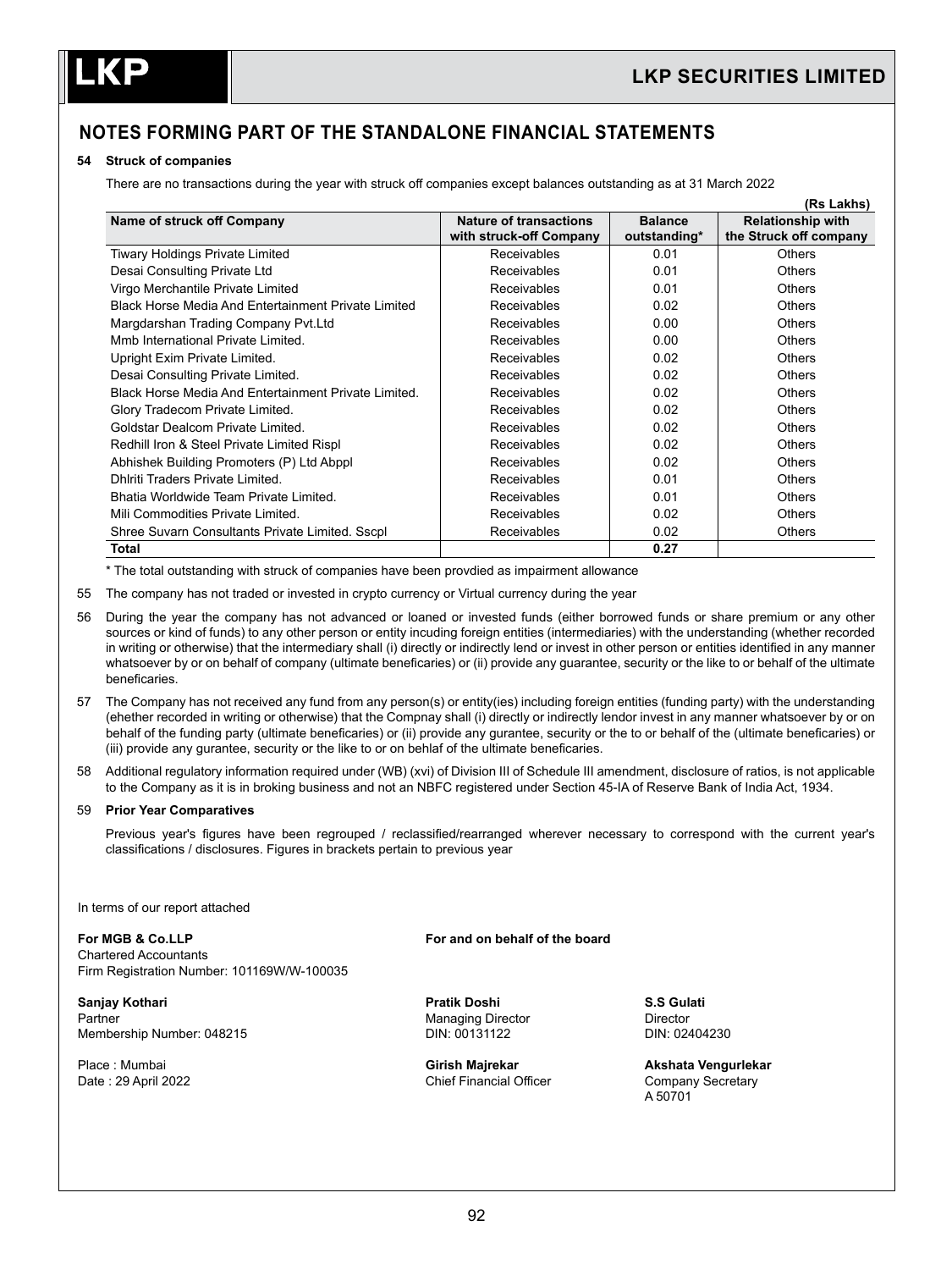# NOTES FORMING PART OF THE STANDALONE FINANCIAL STATEMENTS

**54 Struck of companies**

There are no transactions during the year with struck off companies except balances outstanding as at 31 March 2022

**(Rs Lakhs)**

| Name of struck off Company | Nature of transactions with struck-off Company | Balance outstanding* | Relationship with the Struck off company |
|---|---|---|---|
| Tiwary Holdings Private Limited | Receivables | 0.01 | Others |
| Desai Consulting Private Ltd | Receivables | 0.01 | Others |
| Virgo Merchantile Private Limited | Receivables | 0.01 | Others |
| Black Horse Media And Entertainment Private Limited | Receivables | 0.02 | Others |
| Margdarshan Trading Company Pvt.Ltd | Receivables | 0.00 | Others |
| Mmb International Private Limited. | Receivables | 0.00 | Others |
| Upright Exim Private Limited. | Receivables | 0.02 | Others |
| Desai Consulting Private Limited. | Receivables | 0.02 | Others |
| Black Horse Media And Entertainment Private Limited. | Receivables | 0.02 | Others |
| Glory Tradecom Private Limited. | Receivables | 0.02 | Others |
| Goldstar Dealcom Private Limited. | Receivables | 0.02 | Others |
| Redhill Iron & Steel Private Limited Rispl | Receivables | 0.02 | Others |
| Abhishek Building Promoters (P) Ltd Abppl | Receivables | 0.02 | Others |
| Dhlriti Traders Private Limited. | Receivables | 0.01 | Others |
| Bhatia Worldwide Team Private Limited. | Receivables | 0.01 | Others |
| Mili Commodities Private Limited. | Receivables | 0.02 | Others |
| Shree Suvarn Consultants Private Limited. Sscpl | Receivables | 0.02 | Others |
| **Total** | | **0.27** | |

* The total outstanding with struck of companies have been provdied as impairment allowance

55 The company has not traded or invested in crypto currency or Virtual currency during the year

56 During the year the company has not advanced or loaned or invested funds (either borrowed funds or share premium or any other sources or kind of funds) to any other person or entity incuding foreign entities (intermediaries) with the understanding (whether recorded in writing or otherwise) that the intermediary shall (i) directly or indirectly lend or invest in other person or entities identified in any manner whatsoever by or on behalf of company (ultimate beneficaries) or (ii) provide any guarantee, security or the like to or behalf of the ultimate beneficaries.

57 The Company has not received any fund from any person(s) or entity(ies) including foreign entities (funding party) with the understanding (ehether recorded in writing or otherwise) that the Compnay shall (i) directly or indirectly lendor invest in any manner whatsoever by or on behalf of the funding party (ultimate beneficaries) or (ii) provide any gurantee, security or the to or behalf of the (ultimate beneficaries) or (iii) provide any gurantee, security or the like to or on behlaf of the ultimate beneficaries.

58 Additional regulatory information required under (WB) (xvi) of Division III of Schedule III amendment, disclosure of ratios, is not applicable to the Company as it is in broking business and not an NBFC registered under Section 45-IA of Reserve Bank of India Act, 1934.

**59 Prior Year Comparatives**

Previous year's figures have been regrouped / reclassified/rearranged wherever necessary to correspond with the current year's classifications / disclosures. Figures in brackets pertain to previous year

In terms of our report attached

**For MGB & Co.LLP**
Chartered Accountants
Firm Registration Number: 101169W/W-100035

**Sanjay Kothari**
Partner
Membership Number: 048215

Place : Mumbai
Date : 29 April 2022

**For and on behalf of the board**

**Pratik Doshi**
Managing Director
DIN: 00131122

**S.S Gulati**
Director
DIN: 02404230

**Girish Majrekar**
Chief Financial Officer

**Akshata Vengurlekar**
Company Secretary
A 50701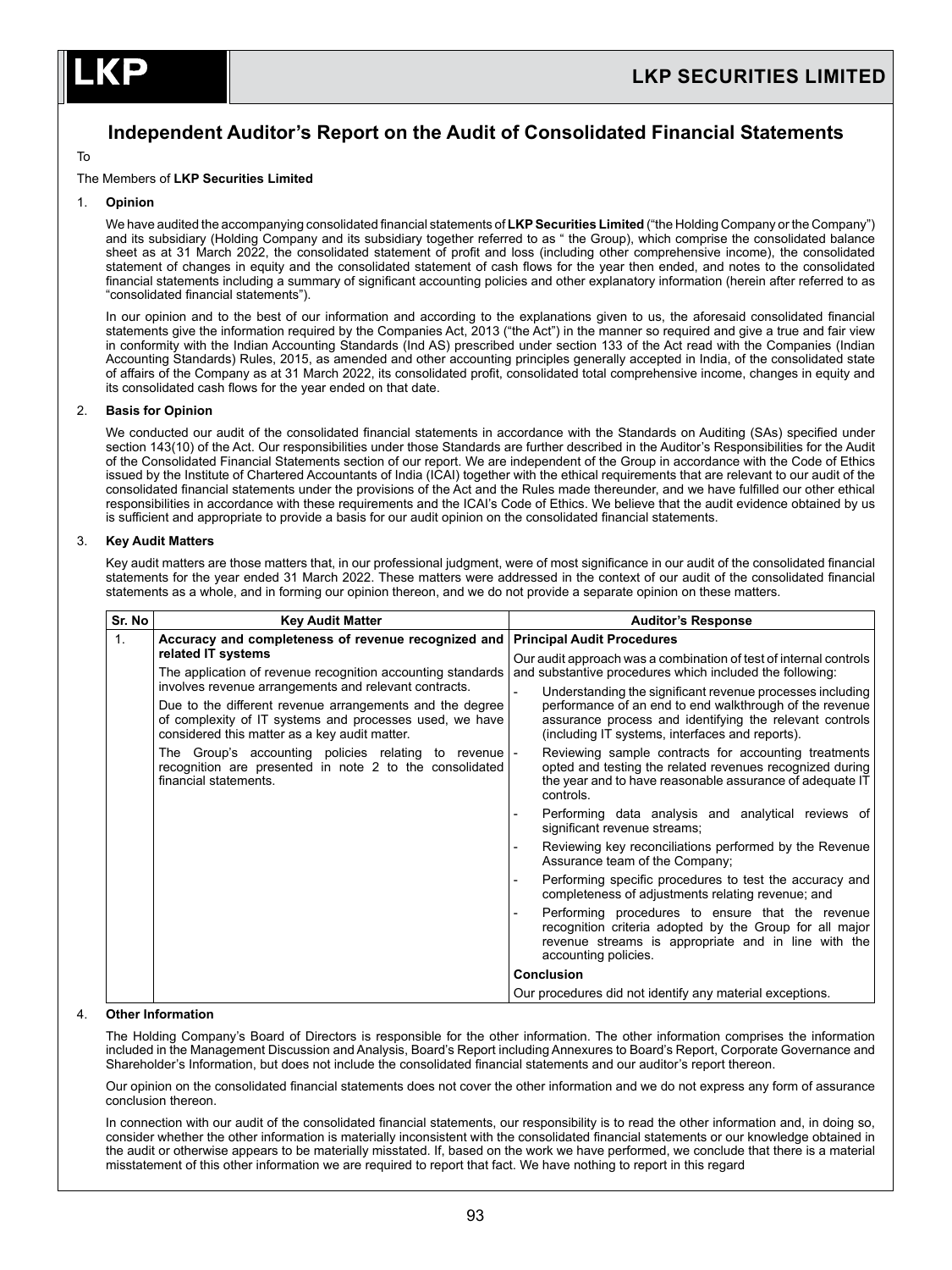# Independent Auditor's Report on the Audit of Consolidated Financial Statements

To

The Members of **LKP Securities Limited**

## 1. Opinion

We have audited the accompanying consolidated financial statements of **LKP Securities Limited** ("the Holding Company or the Company") and its subsidiary (Holding Company and its subsidiary together referred to as " the Group), which comprise the consolidated balance sheet as at 31 March 2022, the consolidated statement of profit and loss (including other comprehensive income), the consolidated statement of changes in equity and the consolidated statement of cash flows for the year then ended, and notes to the consolidated financial statements including a summary of significant accounting policies and other explanatory information (herein after referred to as "consolidated financial statements").

In our opinion and to the best of our information and according to the explanations given to us, the aforesaid consolidated financial statements give the information required by the Companies Act, 2013 ("the Act") in the manner so required and give a true and fair view in conformity with the Indian Accounting Standards (Ind AS) prescribed under section 133 of the Act read with the Companies (Indian Accounting Standards) Rules, 2015, as amended and other accounting principles generally accepted in India, of the consolidated state of affairs of the Company as at 31 March 2022, its consolidated profit, consolidated total comprehensive income, changes in equity and its consolidated cash flows for the year ended on that date.

## 2. Basis for Opinion

We conducted our audit of the consolidated financial statements in accordance with the Standards on Auditing (SAs) specified under section 143(10) of the Act. Our responsibilities under those Standards are further described in the Auditor's Responsibilities for the Audit of the Consolidated Financial Statements section of our report. We are independent of the Group in accordance with the Code of Ethics issued by the Institute of Chartered Accountants of India (ICAI) together with the ethical requirements that are relevant to our audit of the consolidated financial statements under the provisions of the Act and the Rules made thereunder, and we have fulfilled our other ethical responsibilities in accordance with these requirements and the ICAI's Code of Ethics. We believe that the audit evidence obtained by us is sufficient and appropriate to provide a basis for our audit opinion on the consolidated financial statements.

## 3. Key Audit Matters

Key audit matters are those matters that, in our professional judgment, were of most significance in our audit of the consolidated financial statements for the year ended 31 March 2022. These matters were addressed in the context of our audit of the consolidated financial statements as a whole, and in forming our opinion thereon, and we do not provide a separate opinion on these matters.

| Sr. No | Key Audit Matter | Auditor's Response |
|---|---|---|
| 1. | **Accuracy and completeness of revenue recognized and related IT systems**<br><br>The application of revenue recognition accounting standards involves revenue arrangements and relevant contracts.<br><br>Due to the different revenue arrangements and the degree of complexity of IT systems and processes used, we have considered this matter as a key audit matter.<br><br>The Group's accounting policies relating to revenue recognition are presented in note 2 to the consolidated financial statements. | **Principal Audit Procedures**<br><br>Our audit approach was a combination of test of internal controls and substantive procedures which included the following:<br><br>- Understanding the significant revenue processes including performance of an end to end walkthrough of the revenue assurance process and identifying the relevant controls (including IT systems, interfaces and reports).<br>- Reviewing sample contracts for accounting treatments opted and testing the related revenues recognized during the year and to have reasonable assurance of adequate IT controls.<br>- Performing data analysis and analytical reviews of significant revenue streams;<br>- Reviewing key reconciliations performed by the Revenue Assurance team of the Company;<br>- Performing specific procedures to test the accuracy and completeness of adjustments relating revenue; and<br>- Performing procedures to ensure that the revenue recognition criteria adopted by the Group for all major revenue streams is appropriate and in line with the accounting policies.<br><br>**Conclusion**<br><br>Our procedures did not identify any material exceptions. |

## 4. Other Information

The Holding Company's Board of Directors is responsible for the other information. The other information comprises the information included in the Management Discussion and Analysis, Board's Report including Annexures to Board's Report, Corporate Governance and Shareholder's Information, but does not include the consolidated financial statements and our auditor's report thereon.

Our opinion on the consolidated financial statements does not cover the other information and we do not express any form of assurance conclusion thereon.

In connection with our audit of the consolidated financial statements, our responsibility is to read the other information and, in doing so, consider whether the other information is materially inconsistent with the consolidated financial statements or our knowledge obtained in the audit or otherwise appears to be materially misstated. If, based on the work we have performed, we conclude that there is a material misstatement of this other information we are required to report that fact. We have nothing to report in this regard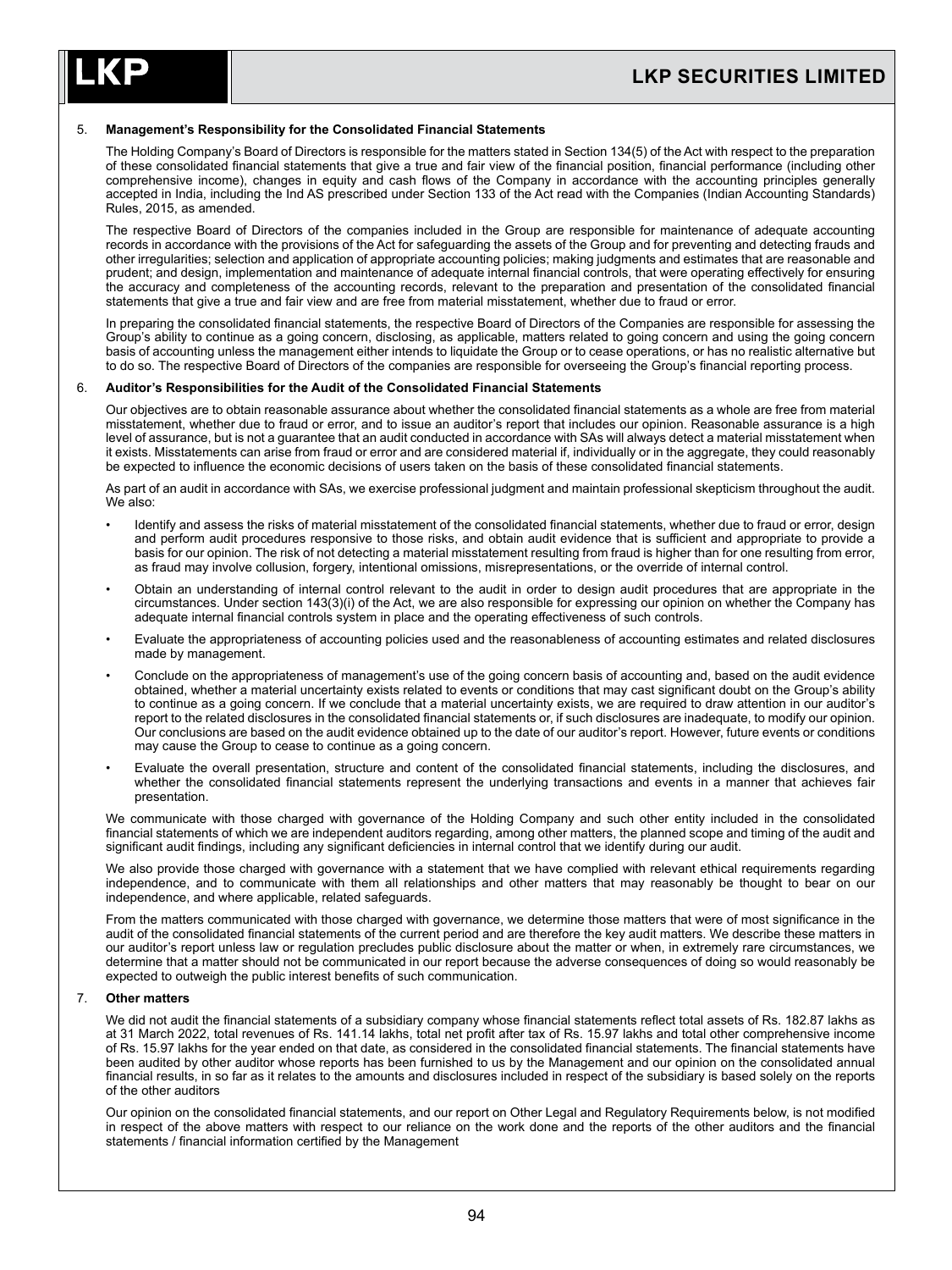5. **Management's Responsibility for the Consolidated Financial Statements**

   The Holding Company's Board of Directors is responsible for the matters stated in Section 134(5) of the Act with respect to the preparation of these consolidated financial statements that give a true and fair view of the financial position, financial performance (including other comprehensive income), changes in equity and cash flows of the Company in accordance with the accounting principles generally accepted in India, including the Ind AS prescribed under Section 133 of the Act read with the Companies (Indian Accounting Standards) Rules, 2015, as amended.

   The respective Board of Directors of the companies included in the Group are responsible for maintenance of adequate accounting records in accordance with the provisions of the Act for safeguarding the assets of the Group and for preventing and detecting frauds and other irregularities; selection and application of appropriate accounting policies; making judgments and estimates that are reasonable and prudent; and design, implementation and maintenance of adequate internal financial controls, that were operating effectively for ensuring the accuracy and completeness of the accounting records, relevant to the preparation and presentation of the consolidated financial statements that give a true and fair view and are free from material misstatement, whether due to fraud or error.

   In preparing the consolidated financial statements, the respective Board of Directors of the Companies are responsible for assessing the Group's ability to continue as a going concern, disclosing, as applicable, matters related to going concern and using the going concern basis of accounting unless the management either intends to liquidate the Group or to cease operations, or has no realistic alternative but to do so. The respective Board of Directors of the companies are responsible for overseeing the Group's financial reporting process.

6. **Auditor's Responsibilities for the Audit of the Consolidated Financial Statements**

   Our objectives are to obtain reasonable assurance about whether the consolidated financial statements as a whole are free from material misstatement, whether due to fraud or error, and to issue an auditor's report that includes our opinion. Reasonable assurance is a high level of assurance, but is not a guarantee that an audit conducted in accordance with SAs will always detect a material misstatement when it exists. Misstatements can arise from fraud or error and are considered material if, individually or in the aggregate, they could reasonably be expected to influence the economic decisions of users taken on the basis of these consolidated financial statements.

   As part of an audit in accordance with SAs, we exercise professional judgment and maintain professional skepticism throughout the audit. We also:

   - Identify and assess the risks of material misstatement of the consolidated financial statements, whether due to fraud or error, design and perform audit procedures responsive to those risks, and obtain audit evidence that is sufficient and appropriate to provide a basis for our opinion. The risk of not detecting a material misstatement resulting from fraud is higher than for one resulting from error, as fraud may involve collusion, forgery, intentional omissions, misrepresentations, or the override of internal control.
   - Obtain an understanding of internal control relevant to the audit in order to design audit procedures that are appropriate in the circumstances. Under section 143(3)(i) of the Act, we are also responsible for expressing our opinion on whether the Company has adequate internal financial controls system in place and the operating effectiveness of such controls.
   - Evaluate the appropriateness of accounting policies used and the reasonableness of accounting estimates and related disclosures made by management.
   - Conclude on the appropriateness of management's use of the going concern basis of accounting and, based on the audit evidence obtained, whether a material uncertainty exists related to events or conditions that may cast significant doubt on the Group's ability to continue as a going concern. If we conclude that a material uncertainty exists, we are required to draw attention in our auditor's report to the related disclosures in the consolidated financial statements or, if such disclosures are inadequate, to modify our opinion. Our conclusions are based on the audit evidence obtained up to the date of our auditor's report. However, future events or conditions may cause the Group to cease to continue as a going concern.
   - Evaluate the overall presentation, structure and content of the consolidated financial statements, including the disclosures, and whether the consolidated financial statements represent the underlying transactions and events in a manner that achieves fair presentation.

   We communicate with those charged with governance of the Holding Company and such other entity included in the consolidated financial statements of which we are independent auditors regarding, among other matters, the planned scope and timing of the audit and significant audit findings, including any significant deficiencies in internal control that we identify during our audit.

   We also provide those charged with governance with a statement that we have complied with relevant ethical requirements regarding independence, and to communicate with them all relationships and other matters that may reasonably be thought to bear on our independence, and where applicable, related safeguards.

   From the matters communicated with those charged with governance, we determine those matters that were of most significance in the audit of the consolidated financial statements of the current period and are therefore the key audit matters. We describe these matters in our auditor's report unless law or regulation precludes public disclosure about the matter or when, in extremely rare circumstances, we determine that a matter should not be communicated in our report because the adverse consequences of doing so would reasonably be expected to outweigh the public interest benefits of such communication.

7. **Other matters**

   We did not audit the financial statements of a subsidiary company whose financial statements reflect total assets of Rs. 182.87 lakhs as at 31 March 2022, total revenues of Rs. 141.14 lakhs, total net profit after tax of Rs. 15.97 lakhs and total other comprehensive income of Rs. 15.97 lakhs for the year ended on that date, as considered in the consolidated financial statements. The financial statements have been audited by other auditor whose reports has been furnished to us by the Management and our opinion on the consolidated annual financial results, in so far as it relates to the amounts and disclosures included in respect of the subsidiary is based solely on the reports of the other auditors

   Our opinion on the consolidated financial statements, and our report on Other Legal and Regulatory Requirements below, is not modified in respect of the above matters with respect to our reliance on the work done and the reports of the other auditors and the financial statements / financial information certified by the Management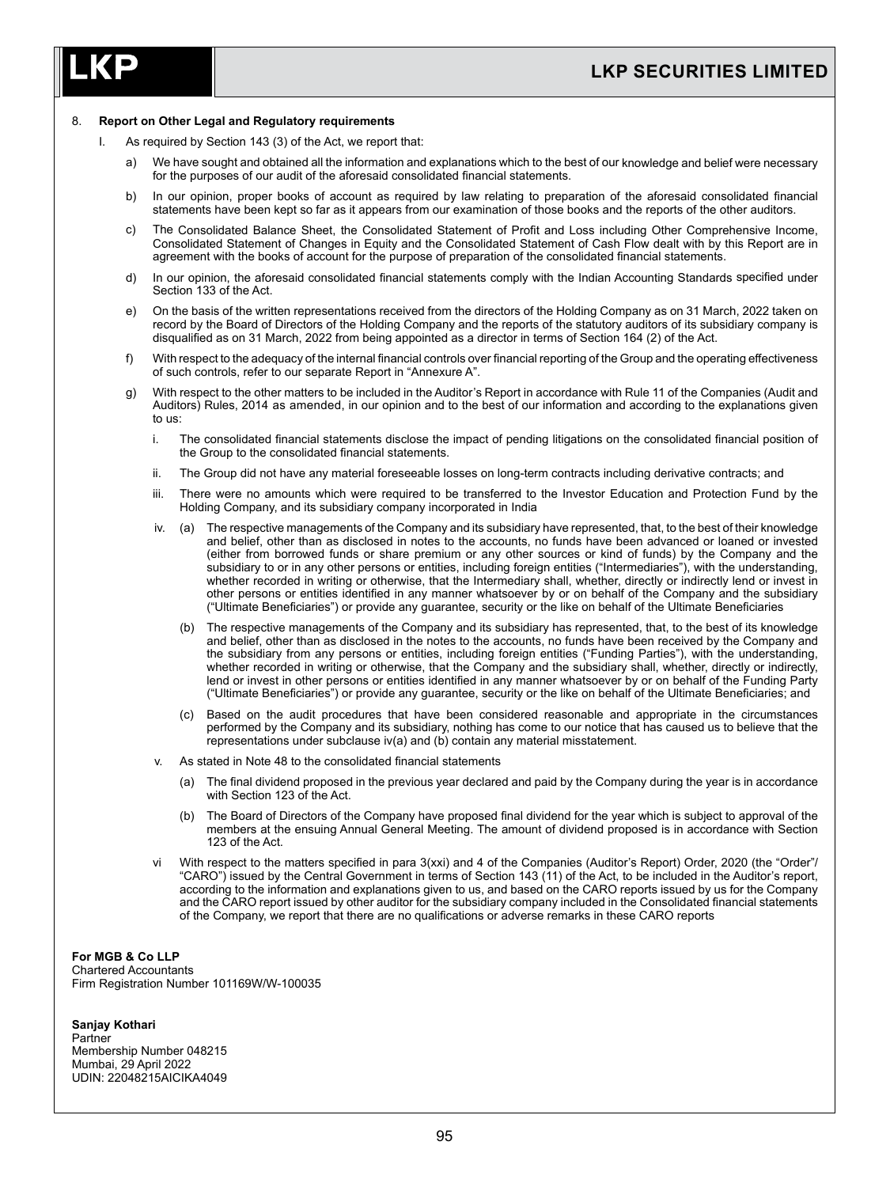8. **Report on Other Legal and Regulatory requirements**

I. As required by Section 143 (3) of the Act, we report that:

a) We have sought and obtained all the information and explanations which to the best of our knowledge and belief were necessary for the purposes of our audit of the aforesaid consolidated financial statements.

b) In our opinion, proper books of account as required by law relating to preparation of the aforesaid consolidated financial statements have been kept so far as it appears from our examination of those books and the reports of the other auditors.

c) The Consolidated Balance Sheet, the Consolidated Statement of Profit and Loss including Other Comprehensive Income, Consolidated Statement of Changes in Equity and the Consolidated Statement of Cash Flow dealt with by this Report are in agreement with the books of account for the purpose of preparation of the consolidated financial statements.

d) In our opinion, the aforesaid consolidated financial statements comply with the Indian Accounting Standards specified under Section 133 of the Act.

e) On the basis of the written representations received from the directors of the Holding Company as on 31 March, 2022 taken on record by the Board of Directors of the Holding Company and the reports of the statutory auditors of its subsidiary company is disqualified as on 31 March, 2022 from being appointed as a director in terms of Section 164 (2) of the Act.

f) With respect to the adequacy of the internal financial controls over financial reporting of the Group and the operating effectiveness of such controls, refer to our separate Report in "Annexure A".

g) With respect to the other matters to be included in the Auditor's Report in accordance with Rule 11 of the Companies (Audit and Auditors) Rules, 2014 as amended, in our opinion and to the best of our information and according to the explanations given to us:

i. The consolidated financial statements disclose the impact of pending litigations on the consolidated financial position of the Group to the consolidated financial statements.

ii. The Group did not have any material foreseeable losses on long-term contracts including derivative contracts; and

iii. There were no amounts which were required to be transferred to the Investor Education and Protection Fund by the Holding Company, and its subsidiary company incorporated in India

iv. (a) The respective managements of the Company and its subsidiary have represented, that, to the best of their knowledge and belief, other than as disclosed in notes to the accounts, no funds have been advanced or loaned or invested (either from borrowed funds or share premium or any other sources or kind of funds) by the Company and the subsidiary to or in any other persons or entities, including foreign entities ("Intermediaries"), with the understanding, whether recorded in writing or otherwise, that the Intermediary shall, whether, directly or indirectly lend or invest in other persons or entities identified in any manner whatsoever by or on behalf of the Company and the subsidiary ("Ultimate Beneficiaries") or provide any guarantee, security or the like on behalf of the Ultimate Beneficiaries

(b) The respective managements of the Company and its subsidiary has represented, that, to the best of its knowledge and belief, other than as disclosed in the notes to the accounts, no funds have been received by the Company and the subsidiary from any persons or entities, including foreign entities ("Funding Parties"), with the understanding, whether recorded in writing or otherwise, that the Company and the subsidiary shall, whether, directly or indirectly, lend or invest in other persons or entities identified in any manner whatsoever by or on behalf of the Funding Party ("Ultimate Beneficiaries") or provide any guarantee, security or the like on behalf of the Ultimate Beneficiaries; and

(c) Based on the audit procedures that have been considered reasonable and appropriate in the circumstances performed by the Company and its subsidiary, nothing has come to our notice that has caused us to believe that the representations under subclause iv(a) and (b) contain any material misstatement.

v. As stated in Note 48 to the consolidated financial statements

(a) The final dividend proposed in the previous year declared and paid by the Company during the year is in accordance with Section 123 of the Act.

(b) The Board of Directors of the Company have proposed final dividend for the year which is subject to approval of the members at the ensuing Annual General Meeting. The amount of dividend proposed is in accordance with Section 123 of the Act.

vi With respect to the matters specified in para 3(xxi) and 4 of the Companies (Auditor's Report) Order, 2020 (the "Order"/ "CARO") issued by the Central Government in terms of Section 143 (11) of the Act, to be included in the Auditor's report, according to the information and explanations given to us, and based on the CARO reports issued by us for the Company and the CARO report issued by other auditor for the subsidiary company included in the Consolidated financial statements of the Company, we report that there are no qualifications or adverse remarks in these CARO reports

**For MGB & Co LLP**
Chartered Accountants
Firm Registration Number 101169W/W-100035

**Sanjay Kothari**
Partner
Membership Number 048215
Mumbai, 29 April 2022
UDIN: 22048215AICIKA4049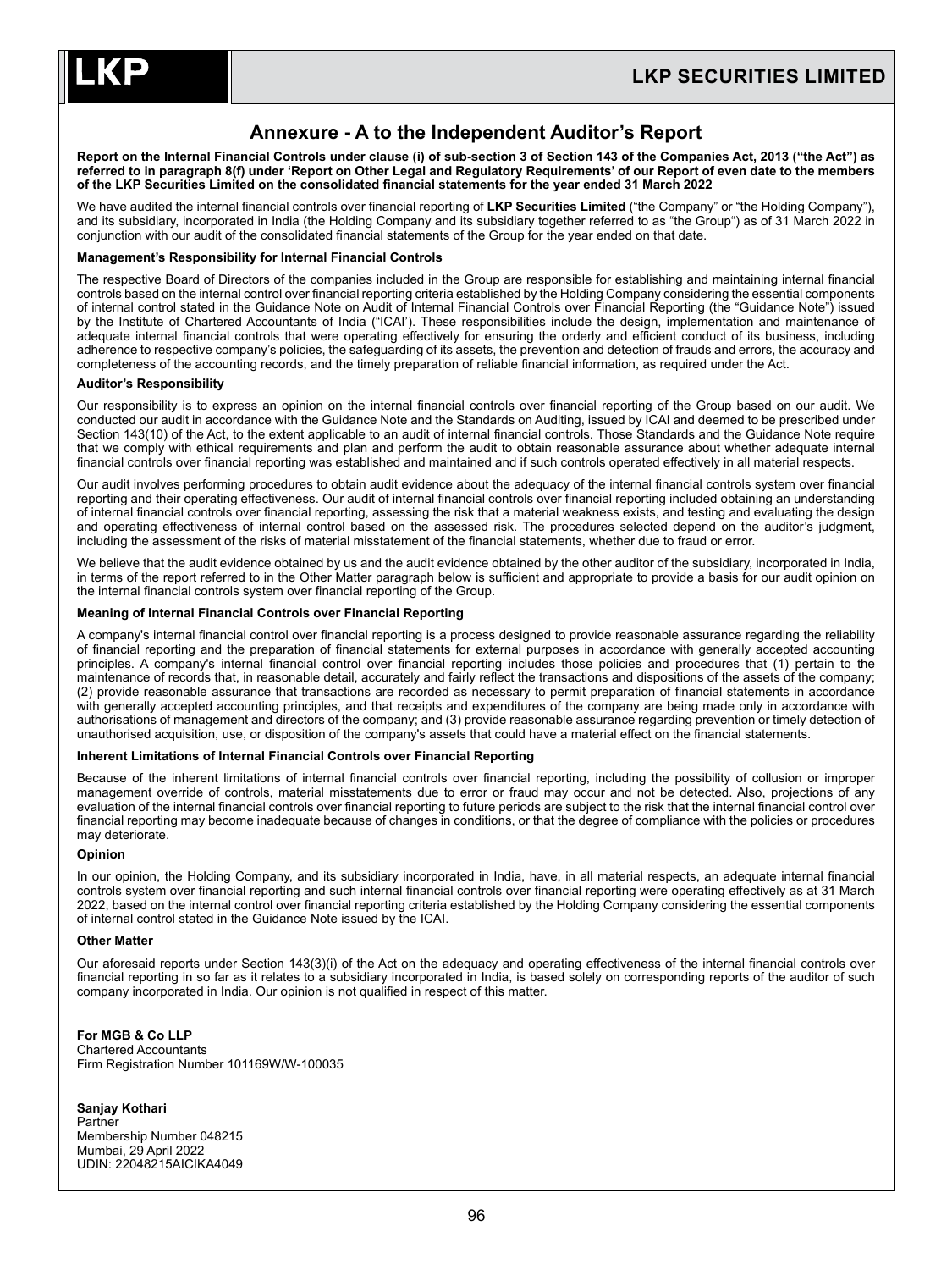# Annexure - A to the Independent Auditor's Report

**Report on the Internal Financial Controls under clause (i) of sub-section 3 of Section 143 of the Companies Act, 2013 ("the Act") as referred to in paragraph 8(f) under 'Report on Other Legal and Regulatory Requirements' of our Report of even date to the members of the LKP Securities Limited on the consolidated financial statements for the year ended 31 March 2022**

We have audited the internal financial controls over financial reporting of **LKP Securities Limited** ("the Company" or "the Holding Company"), and its subsidiary, incorporated in India (the Holding Company and its subsidiary together referred to as "the Group") as of 31 March 2022 in conjunction with our audit of the consolidated financial statements of the Group for the year ended on that date.

### Management's Responsibility for Internal Financial Controls

The respective Board of Directors of the companies included in the Group are responsible for establishing and maintaining internal financial controls based on the internal control over financial reporting criteria established by the Holding Company considering the essential components of internal control stated in the Guidance Note on Audit of Internal Financial Controls over Financial Reporting (the "Guidance Note") issued by the Institute of Chartered Accountants of India ("ICAI'). These responsibilities include the design, implementation and maintenance of adequate internal financial controls that were operating effectively for ensuring the orderly and efficient conduct of its business, including adherence to respective company's policies, the safeguarding of its assets, the prevention and detection of frauds and errors, the accuracy and completeness of the accounting records, and the timely preparation of reliable financial information, as required under the Act.

### Auditor's Responsibility

Our responsibility is to express an opinion on the internal financial controls over financial reporting of the Group based on our audit. We conducted our audit in accordance with the Guidance Note and the Standards on Auditing, issued by ICAI and deemed to be prescribed under Section 143(10) of the Act, to the extent applicable to an audit of internal financial controls. Those Standards and the Guidance Note require that we comply with ethical requirements and plan and perform the audit to obtain reasonable assurance about whether adequate internal financial controls over financial reporting was established and maintained and if such controls operated effectively in all material respects.

Our audit involves performing procedures to obtain audit evidence about the adequacy of the internal financial controls system over financial reporting and their operating effectiveness. Our audit of internal financial controls over financial reporting included obtaining an understanding of internal financial controls over financial reporting, assessing the risk that a material weakness exists, and testing and evaluating the design and operating effectiveness of internal control based on the assessed risk. The procedures selected depend on the auditor's judgment, including the assessment of the risks of material misstatement of the financial statements, whether due to fraud or error.

We believe that the audit evidence obtained by us and the audit evidence obtained by the other auditor of the subsidiary, incorporated in India, in terms of the report referred to in the Other Matter paragraph below is sufficient and appropriate to provide a basis for our audit opinion on the internal financial controls system over financial reporting of the Group.

### Meaning of Internal Financial Controls over Financial Reporting

A company's internal financial control over financial reporting is a process designed to provide reasonable assurance regarding the reliability of financial reporting and the preparation of financial statements for external purposes in accordance with generally accepted accounting principles. A company's internal financial control over financial reporting includes those policies and procedures that (1) pertain to the maintenance of records that, in reasonable detail, accurately and fairly reflect the transactions and dispositions of the assets of the company; (2) provide reasonable assurance that transactions are recorded as necessary to permit preparation of financial statements in accordance with generally accepted accounting principles, and that receipts and expenditures of the company are being made only in accordance with authorisations of management and directors of the company; and (3) provide reasonable assurance regarding prevention or timely detection of unauthorised acquisition, use, or disposition of the company's assets that could have a material effect on the financial statements.

### Inherent Limitations of Internal Financial Controls over Financial Reporting

Because of the inherent limitations of internal financial controls over financial reporting, including the possibility of collusion or improper management override of controls, material misstatements due to error or fraud may occur and not be detected. Also, projections of any evaluation of the internal financial controls over financial reporting to future periods are subject to the risk that the internal financial control over financial reporting may become inadequate because of changes in conditions, or that the degree of compliance with the policies or procedures may deteriorate.

### Opinion

In our opinion, the Holding Company, and its subsidiary incorporated in India, have, in all material respects, an adequate internal financial controls system over financial reporting and such internal financial controls over financial reporting were operating effectively as at 31 March 2022, based on the internal control over financial reporting criteria established by the Holding Company considering the essential components of internal control stated in the Guidance Note issued by the ICAI.

### Other Matter

Our aforesaid reports under Section 143(3)(i) of the Act on the adequacy and operating effectiveness of the internal financial controls over financial reporting in so far as it relates to a subsidiary incorporated in India, is based solely on corresponding reports of the auditor of such company incorporated in India. Our opinion is not qualified in respect of this matter.

**For MGB & Co LLP**
Chartered Accountants
Firm Registration Number 101169W/W-100035

**Sanjay Kothari**
Partner
Membership Number 048215
Mumbai, 29 April 2022
UDIN: 22048215AICIKA4049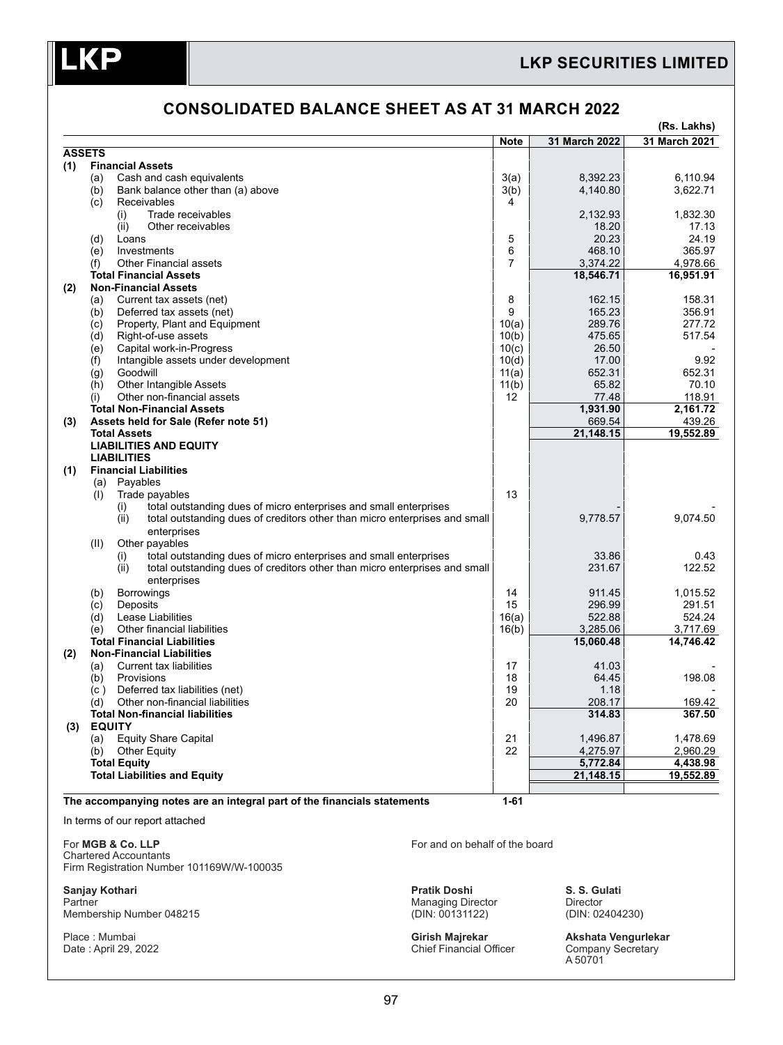# CONSOLIDATED BALANCE SHEET AS AT 31 MARCH 2022

(Rs. Lakhs)

| | Note | 31 March 2022 | 31 March 2021 |
|---|---|---|---|
| **ASSETS** | | | |
| **(1) Financial Assets** | | | |
| (a) Cash and cash equivalents | 3(a) | 8,392.23 | 6,110.94 |
| (b) Bank balance other than (a) above | 3(b) | 4,140.80 | 3,622.71 |
| (c) Receivables | 4 | | |
| (i) Trade receivables | | 2,132.93 | 1,832.30 |
| (ii) Other receivables | | 18.20 | 17.13 |
| (d) Loans | 5 | 20.23 | 24.19 |
| (e) Investments | 6 | 468.10 | 365.97 |
| (f) Other Financial assets | 7 | 3,374.22 | 4,978.66 |
| **Total Financial Assets** | | **18,546.71** | **16,951.91** |
| **(2) Non-Financial Assets** | | | |
| (a) Current tax assets (net) | 8 | 162.15 | 158.31 |
| (b) Deferred tax assets (net) | 9 | 165.23 | 356.91 |
| (c) Property, Plant and Equipment | 10(a) | 289.76 | 277.72 |
| (d) Right-of-use assets | 10(b) | 475.65 | 517.54 |
| (e) Capital work-in-Progress | 10(c) | 26.50 | - |
| (f) Intangible assets under development | 10(d) | 17.00 | 9.92 |
| (g) Goodwill | 11(a) | 652.31 | 652.31 |
| (h) Other Intangible Assets | 11(b) | 65.82 | 70.10 |
| (i) Other non-financial assets | 12 | 77.48 | 118.91 |
| **Total Non-Financial Assets** | | **1,931.90** | **2,161.72** |
| **(3) Assets held for Sale (Refer note 51)** | | 669.54 | 439.26 |
| **Total Assets** | | **21,148.15** | **19,552.89** |
| **LIABILITIES AND EQUITY** | | | |
| **LIABILITIES** | | | |
| **(1) Financial Liabilities** | | | |
| (a) Payables | | | |
| (I) Trade payables | 13 | | |
| (i) total outstanding dues of micro enterprises and small enterprises | | - | - |
| (ii) total outstanding dues of creditors other than micro enterprises and small enterprises | | 9,778.57 | 9,074.50 |
| (II) Other payables | | | |
| (i) total outstanding dues of micro enterprises and small enterprises | | 33.86 | 0.43 |
| (ii) total outstanding dues of creditors other than micro enterprises and small enterprises | | 231.67 | 122.52 |
| (b) Borrowings | 14 | 911.45 | 1,015.52 |
| (c) Deposits | 15 | 296.99 | 291.51 |
| (d) Lease Liabilities | 16(a) | 522.88 | 524.24 |
| (e) Other financial liabilities | 16(b) | 3,285.06 | 3,717.69 |
| **Total Financial Liabilities** | | **15,060.48** | **14,746.42** |
| **(2) Non-Financial Liabilities** | | | |
| (a) Current tax liabilities | 17 | 41.03 | - |
| (b) Provisions | 18 | 64.45 | 198.08 |
| (c) Deferred tax liabilities (net) | 19 | 1.18 | - |
| (d) Other non-financial liabilities | 20 | 208.17 | 169.42 |
| **Total Non-financial liabilities** | | **314.83** | **367.50** |
| **(3) EQUITY** | | | |
| (a) Equity Share Capital | 21 | 1,496.87 | 1,478.69 |
| (b) Other Equity | 22 | 4,275.97 | 2,960.29 |
| **Total Equity** | | **5,772.84** | **4,438.98** |
| **Total Liabilities and Equity** | | **21,148.15** | **19,552.89** |

**The accompanying notes are an integral part of the financials statements** 1-61

In terms of our report attached

For **MGB & Co. LLP**
Chartered Accountants
Firm Registration Number 101169W/W-100035

**Sanjay Kothari**
Partner
Membership Number 048215

Place : Mumbai
Date : April 29, 2022

For and on behalf of the board

**Pratik Doshi**
Managing Director
(DIN: 00131122)

**S. S. Gulati**
Director
(DIN: 02404230)

**Girish Majrekar**
Chief Financial Officer

**Akshata Vengurlekar**
Company Secretary
A 50701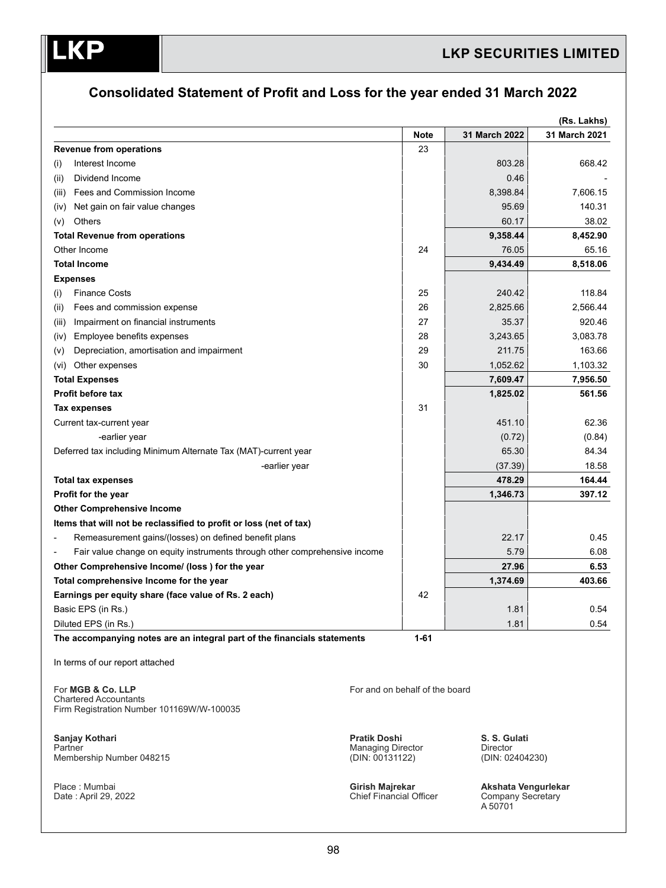# LKP SECURITIES LIMITED

## Consolidated Statement of Profit and Loss for the year ended 31 March 2022

(Rs. Lakhs)

| | Note | 31 March 2022 | 31 March 2021 |
|---|---|---|---|
| **Revenue from operations** | 23 | | |
| (i) Interest Income | | 803.28 | 668.42 |
| (ii) Dividend Income | | 0.46 | - |
| (iii) Fees and Commission Income | | 8,398.84 | 7,606.15 |
| (iv) Net gain on fair value changes | | 95.69 | 140.31 |
| (v) Others | | 60.17 | 38.02 |
| **Total Revenue from operations** | | **9,358.44** | **8,452.90** |
| Other Income | 24 | 76.05 | 65.16 |
| **Total Income** | | **9,434.49** | **8,518.06** |
| **Expenses** | | | |
| (i) Finance Costs | 25 | 240.42 | 118.84 |
| (ii) Fees and commission expense | 26 | 2,825.66 | 2,566.44 |
| (iii) Impairment on financial instruments | 27 | 35.37 | 920.46 |
| (iv) Employee benefits expenses | 28 | 3,243.65 | 3,083.78 |
| (v) Depreciation, amortisation and impairment | 29 | 211.75 | 163.66 |
| (vi) Other expenses | 30 | 1,052.62 | 1,103.32 |
| **Total Expenses** | | **7,609.47** | **7,956.50** |
| **Profit before tax** | | **1,825.02** | **561.56** |
| **Tax expenses** | 31 | | |
| Current tax-current year | | 451.10 | 62.36 |
| -earlier year | | (0.72) | (0.84) |
| Deferred tax including Minimum Alternate Tax (MAT)-current year | | 65.30 | 84.34 |
| -earlier year | | (37.39) | 18.58 |
| **Total tax expenses** | | **478.29** | **164.44** |
| **Profit for the year** | | **1,346.73** | **397.12** |
| **Other Comprehensive Income** | | | |
| **Items that will not be reclassified to profit or loss (net of tax)** | | | |
| - Remeasurement gains/(losses) on defined benefit plans | | 22.17 | 0.45 |
| - Fair value change on equity instruments through other comprehensive income | | 5.79 | 6.08 |
| **Other Comprehensive Income/ (loss ) for the year** | | **27.96** | **6.53** |
| **Total comprehensive Income for the year** | | **1,374.69** | **403.66** |
| **Earnings per equity share (face value of Rs. 2 each)** | 42 | | |
| Basic EPS (in Rs.) | | 1.81 | 0.54 |
| Diluted EPS (in Rs.) | | 1.81 | 0.54 |
| **The accompanying notes are an integral part of the financials statements** | **1-61** | | |

In terms of our report attached

For **MGB & Co. LLP**
Chartered Accountants
Firm Registration Number 101169W/W-100035

**Sanjay Kothari**
Partner
Membership Number 048215

Place : Mumbai
Date : April 29, 2022

For and on behalf of the board

**Pratik Doshi**
Managing Director
(DIN: 00131122)

**S. S. Gulati**
Director
(DIN: 02404230)

**Girish Majrekar**
Chief Financial Officer

**Akshata Vengurlekar**
Company Secretary
A 50701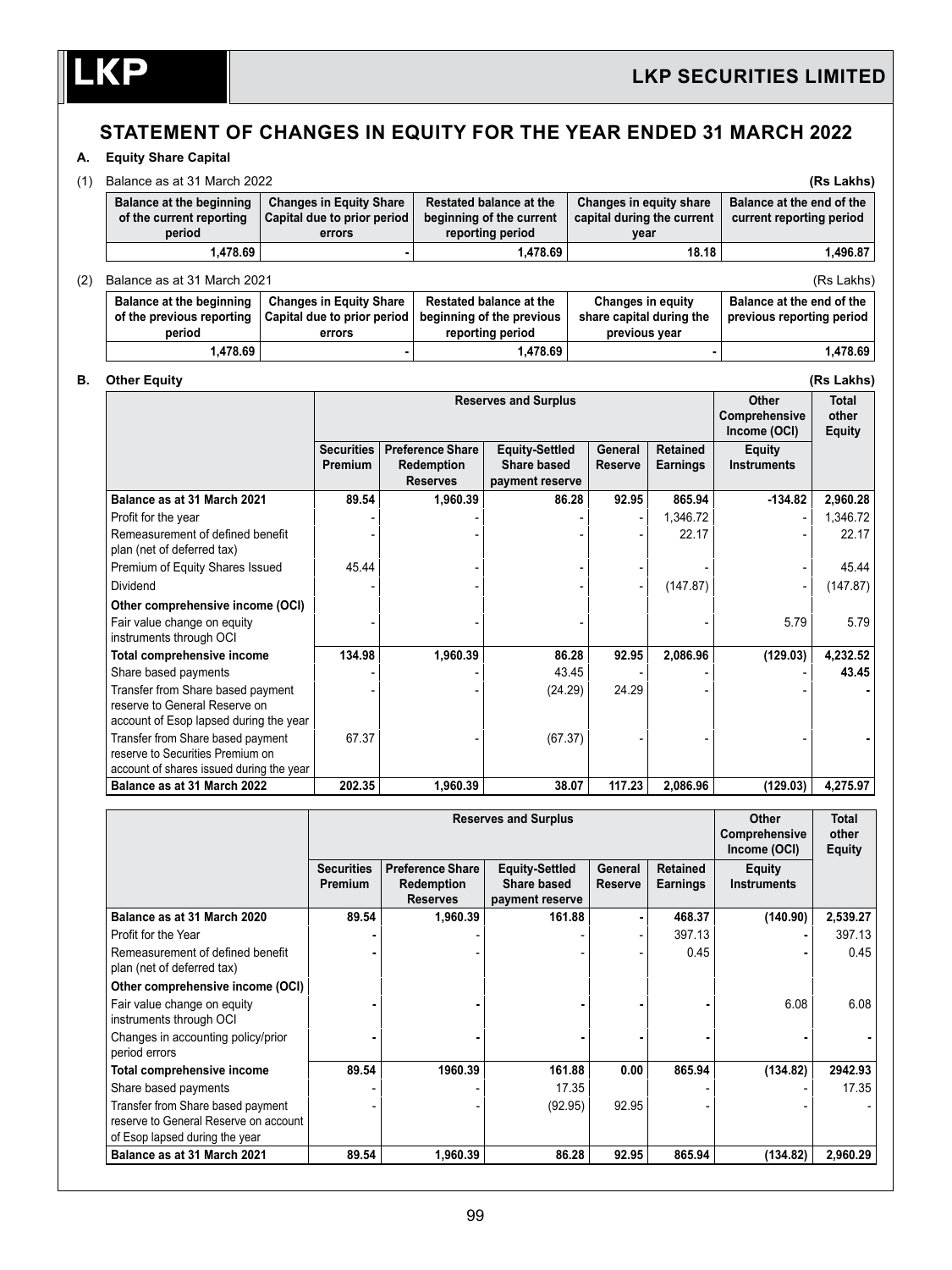# STATEMENT OF CHANGES IN EQUITY FOR THE YEAR ENDED 31 MARCH 2022

**A. Equity Share Capital**

(1) Balance as at 31 March 2022 **(Rs Lakhs)**

| Balance at the beginning of the current reporting period | Changes in Equity Share Capital due to prior period errors | Restated balance at the beginning of the current reporting period | Changes in equity share capital during the current year | Balance at the end of the current reporting period |
|---|---|---|---|---|
| 1,478.69 | - | 1,478.69 | 18.18 | 1,496.87 |

(2) Balance as at 31 March 2021 (Rs Lakhs)

| Balance at the beginning of the previous reporting period | Changes in Equity Share Capital due to prior period errors | Restated balance at the beginning of the previous reporting period | Changes in equity share capital during the previous year | Balance at the end of the previous reporting period |
|---|---|---|---|---|
| 1,478.69 | - | 1,478.69 | - | 1,478.69 |

**B. Other Equity** **(Rs Lakhs)**

| | Reserves and Surplus | | | | | Other Comprehensive Income (OCI) | Total other Equity |
|---|---|---|---|---|---|---|---|
| | Securities Premium | Preference Share Redemption Reserves | Equity-Settled Share based payment reserve | General Reserve | Retained Earnings | Equity Instruments | |
| **Balance as at 31 March 2021** | 89.54 | 1,960.39 | 86.28 | 92.95 | 865.94 | -134.82 | 2,960.28 |
| Profit for the year | - | - | - | - | 1,346.72 | - | 1,346.72 |
| Remeasurement of defined benefit plan (net of deferred tax) | - | - | - | - | 22.17 | - | 22.17 |
| Premium of Equity Shares Issued | 45.44 | - | - | - | - | - | 45.44 |
| Dividend | - | - | - | - | (147.87) | - | (147.87) |
| **Other comprehensive income (OCI)** | | | | | | | |
| Fair value change on equity instruments through OCI | - | - | - | | - | 5.79 | 5.79 |
| **Total comprehensive income** | 134.98 | 1,960.39 | 86.28 | 92.95 | 2,086.96 | (129.03) | 4,232.52 |
| Share based payments | - | - | 43.45 | - | - | - | 43.45 |
| Transfer from Share based payment reserve to General Reserve on account of Esop lapsed during the year | - | - | (24.29) | 24.29 | - | - | - |
| Transfer from Share based payment reserve to Securities Premium on account of shares issued during the year | 67.37 | - | (67.37) | - | - | - | - |
| **Balance as at 31 March 2022** | 202.35 | 1,960.39 | 38.07 | 117.23 | 2,086.96 | (129.03) | 4,275.97 |

| | Reserves and Surplus | | | | | Other Comprehensive Income (OCI) | Total other Equity |
|---|---|---|---|---|---|---|---|
| | Securities Premium | Preference Share Redemption Reserves | Equity-Settled Share based payment reserve | General Reserve | Retained Earnings | Equity Instruments | |
| **Balance as at 31 March 2020** | 89.54 | 1,960.39 | 161.88 | - | 468.37 | (140.90) | 2,539.27 |
| Profit for the Year | - | - | - | - | 397.13 | - | 397.13 |
| Remeasurement of defined benefit plan (net of deferred tax) | - | - | - | - | 0.45 | - | 0.45 |
| **Other comprehensive income (OCI)** | | | | | | | |
| Fair value change on equity instruments through OCI | - | - | - | - | - | 6.08 | 6.08 |
| Changes in accounting policy/prior period errors | - | - | - | - | - | - | - |
| **Total comprehensive income** | 89.54 | 1960.39 | 161.88 | 0.00 | 865.94 | (134.82) | 2942.93 |
| Share based payments | - | - | 17.35 | | - | - | 17.35 |
| Transfer from Share based payment reserve to General Reserve on account of Esop lapsed during the year | - | - | (92.95) | 92.95 | - | - | - |
| **Balance as at 31 March 2021** | 89.54 | 1,960.39 | 86.28 | 92.95 | 865.94 | (134.82) | 2,960.29 |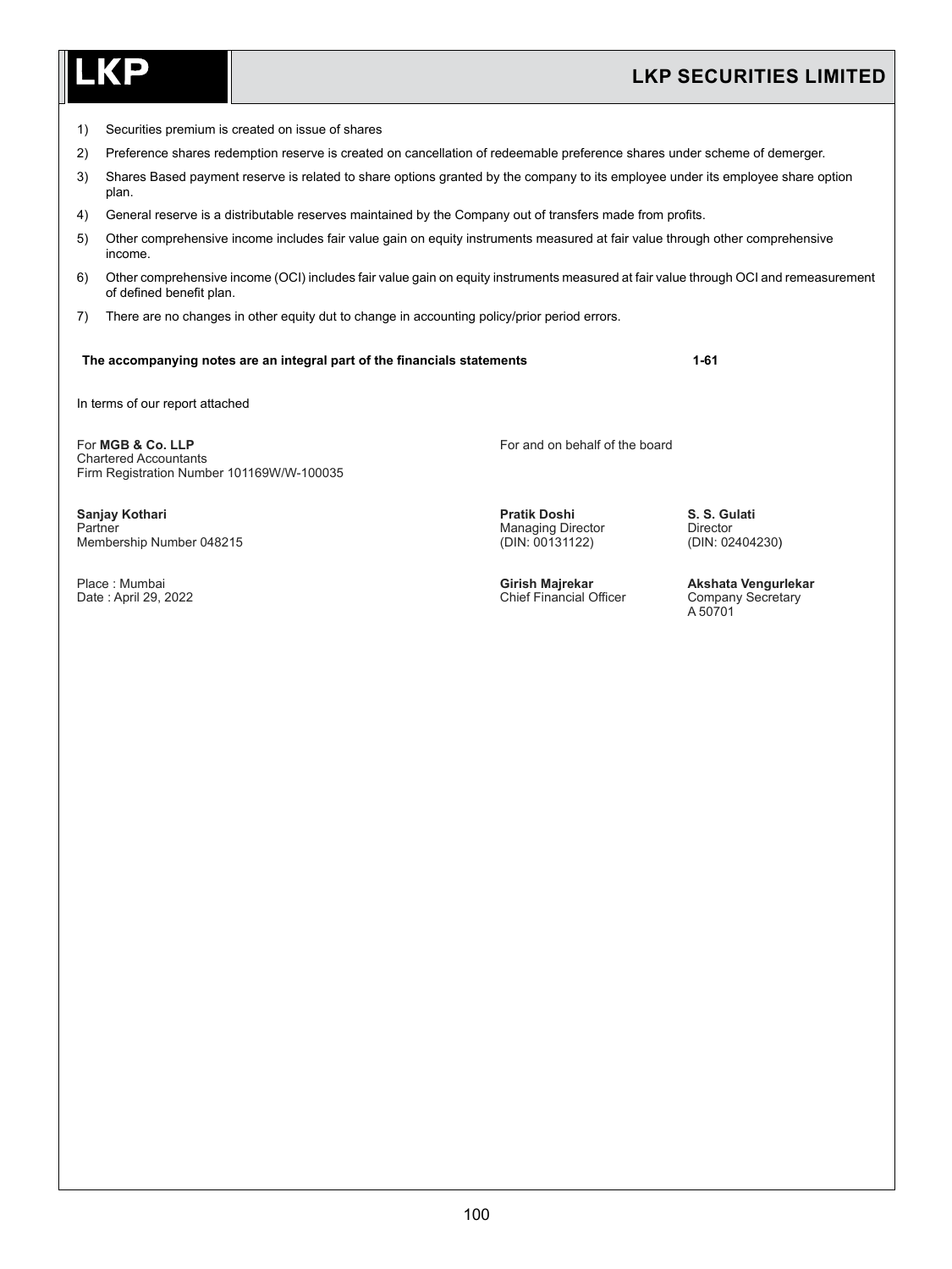1) Securities premium is created on issue of shares
2) Preference shares redemption reserve is created on cancellation of redeemable preference shares under scheme of demerger.
3) Shares Based payment reserve is related to share options granted by the company to its employee under its employee share option plan.
4) General reserve is a distributable reserves maintained by the Company out of transfers made from profits.
5) Other comprehensive income includes fair value gain on equity instruments measured at fair value through other comprehensive income.
6) Other comprehensive income (OCI) includes fair value gain on equity instruments measured at fair value through OCI and remeasurement of defined benefit plan.
7) There are no changes in other equity dut to change in accounting policy/prior period errors.

**The accompanying notes are an integral part of the financials statements** **1-61**

In terms of our report attached

For **MGB & Co. LLP**
Chartered Accountants
Firm Registration Number 101169W/W-100035

**Sanjay Kothari**
Partner
Membership Number 048215

Place : Mumbai
Date : April 29, 2022

For and on behalf of the board

**Pratik Doshi**
Managing Director
(DIN: 00131122)

**S. S. Gulati**
Director
(DIN: 02404230)

**Girish Majrekar**
Chief Financial Officer

**Akshata Vengurlekar**
Company Secretary
A 50701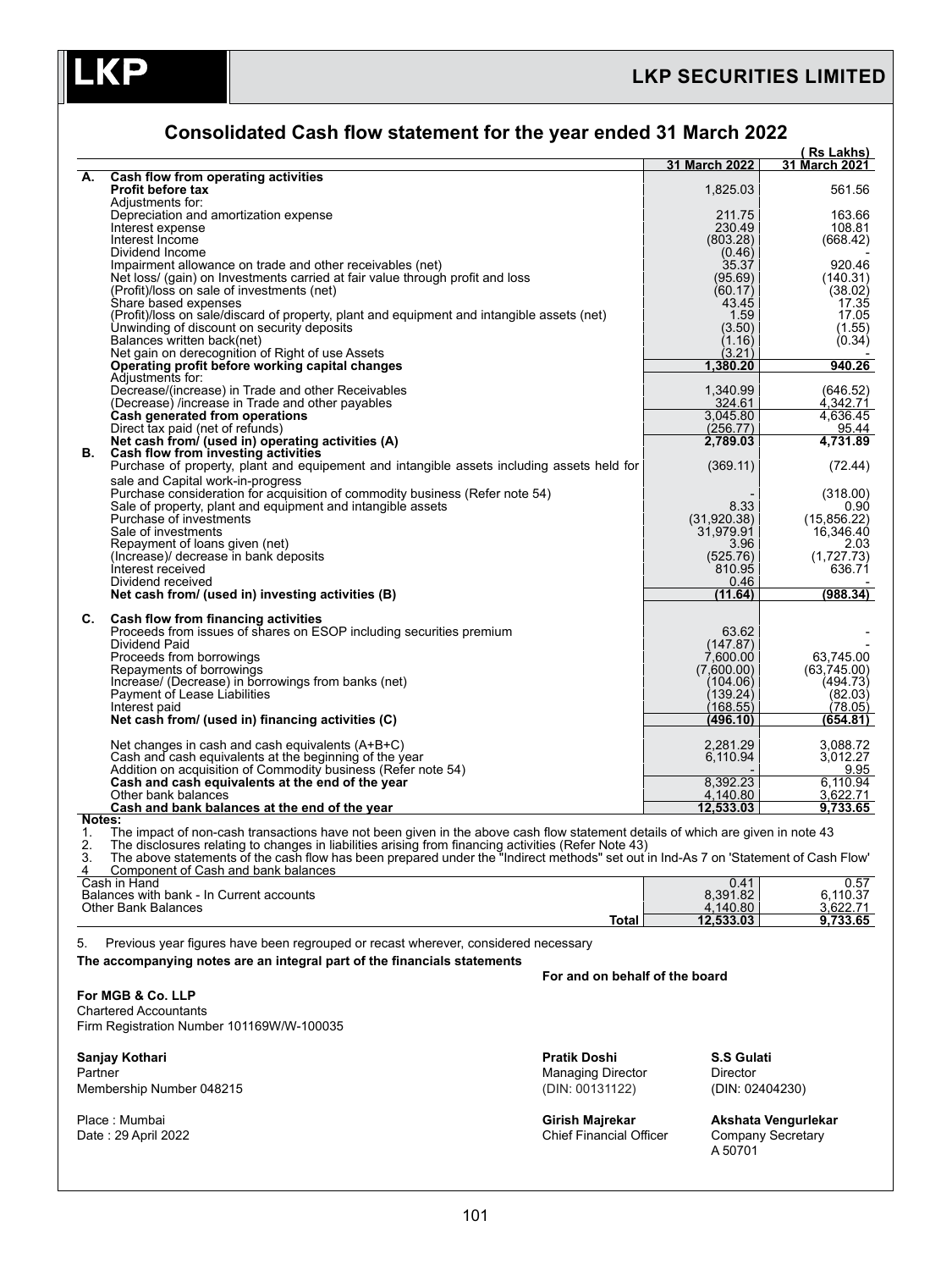# Consolidated Cash flow statement for the year ended 31 March 2022

( Rs Lakhs)

| | | 31 March 2022 | 31 March 2021 |
|---|---|---|---|
| **A.** | **Cash flow from operating activities** | | |
| | **Profit before tax** | 1,825.03 | 561.56 |
| | Adjustments for: | | |
| | Depreciation and amortization expense | 211.75 | 163.66 |
| | Interest expense | 230.49 | 108.81 |
| | Interest Income | (803.28) | (668.42) |
| | Dividend Income | (0.46) | - |
| | Impairment allowance on trade and other receivables (net) | 35.37 | 920.46 |
| | Net loss/ (gain) on Investments carried at fair value through profit and loss | (95.69) | (140.31) |
| | (Profit)/loss on sale of investments (net) | (60.17) | (38.02) |
| | Share based expenses | 43.45 | 17.35 |
| | (Profit)/loss on sale/discard of property, plant and equipment and intangible assets (net) | 1.59 | 17.05 |
| | Unwinding of discount on security deposits | (3.50) | (1.55) |
| | Balances written back(net) | (1.16) | (0.34) |
| | Net gain on derecognition of Right of use Assets | (3.21) | - |
| | **Operating profit before working capital changes** | **1,380.20** | **940.26** |
| | Adjustments for: | | |
| | Decrease/(increase) in Trade and other Receivables | 1,340.99 | (646.52) |
| | (Decrease) /increase in Trade and other payables | 324.61 | 4,342.71 |
| | **Cash generated from operations** | 3,045.80 | 4,636.45 |
| | Direct tax paid (net of refunds) | (256.77) | 95.44 |
| | **Net cash from/ (used in) operating activities (A)** | **2,789.03** | **4,731.89** |
| **B.** | **Cash flow from investing activities** | | |
| | Purchase of property, plant and equipement and intangible assets including assets held for sale and Capital work-in-progress | (369.11) | (72.44) |
| | Purchase consideration for acquisition of commodity business (Refer note 54) | - | (318.00) |
| | Sale of property, plant and equipment and intangible assets | 8.33 | 0.90 |
| | Purchase of investments | (31,920.38) | (15,856.22) |
| | Sale of investments | 31,979.91 | 16,346.40 |
| | Repayment of loans given (net) | 3.96 | 2.03 |
| | (Increase)/ decrease in bank deposits | (525.76) | (1,727.73) |
| | Interest received | 810.95 | 636.71 |
| | Dividend received | 0.46 | - |
| | **Net cash from/ (used in) investing activities (B)** | **(11.64)** | **(988.34)** |
| **C.** | **Cash flow from financing activities** | | |
| | Proceeds from issues of shares on ESOP including securities premium | 63.62 | - |
| | Dividend Paid | (147.87) | - |
| | Proceeds from borrowings | 7,600.00 | 63,745.00 |
| | Repayments of borrowings | (7,600.00) | (63,745.00) |
| | Increase/ (Decrease) in borrowings from banks (net) | (104.06) | (494.73) |
| | Payment of Lease Liabilities | (139.24) | (82.03) |
| | Interest paid | (168.55) | (78.05) |
| | **Net cash from/ (used in) financing activities (C)** | **(496.10)** | **(654.81)** |
| | Net changes in cash and cash equivalents (A+B+C) | 2,281.29 | 3,088.72 |
| | Cash and cash equivalents at the beginning of the year | 6,110.94 | 3,012.27 |
| | Addition on acquisition of Commodity business (Refer note 54) | - | 9.95 |
| | **Cash and cash equivalents at the end of the year** | 8,392.23 | 6,110.94 |
| | Other bank balances | 4,140.80 | 3,622.71 |
| | **Cash and bank balances at the end of the year** | 12,533.03 | 9,733.65 |

**Notes:**

1. The impact of non-cash transactions have not been given in the above cash flow statement details of which are given in note 43
2. The disclosures relating to changes in liabilities arising from financing activities (Refer Note 43)
3. The above statements of the cash flow has been prepared under the "Indirect methods" set out in Ind-As 7 on 'Statement of Cash Flow'
4. Component of Cash and bank balances

| | 31 March 2022 | 31 March 2021 |
|---|---|---|
| Cash in Hand | 0.41 | 0.57 |
| Balances with bank - In Current accounts | 8,391.82 | 6,110.37 |
| Other Bank Balances | 4,140.80 | 3,622.71 |
| **Total** | **12,533.03** | **9,733.65** |

5. Previous year figures have been regrouped or recast wherever, considered necessary

**The accompanying notes are an integral part of the financials statements**

**For and on behalf of the board**

**For MGB & Co. LLP**
Chartered Accountants
Firm Registration Number 101169W/W-100035

**Sanjay Kothari**
Partner
Membership Number 048215

**Pratik Doshi**
Managing Director
(DIN: 00131122)

**S.S Gulati**
Director
(DIN: 02404230)

Place : Mumbai
Date : 29 April 2022

**Girish Majrekar**
Chief Financial Officer

**Akshata Vengurlekar**
Company Secretary
A 50701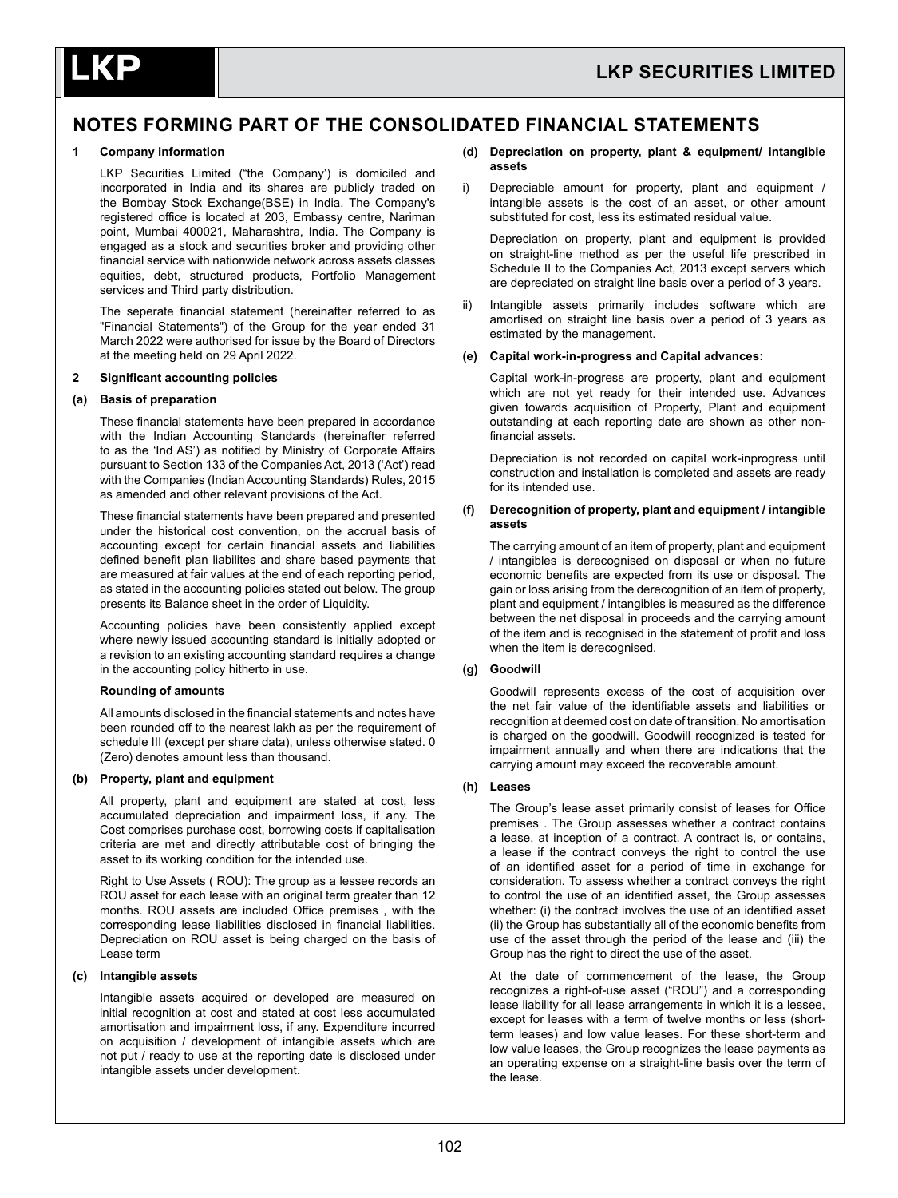## NOTES FORMING PART OF THE CONSOLIDATED FINANCIAL STATEMENTS

**1 Company information**

LKP Securities Limited ("the Company') is domiciled and incorporated in India and its shares are publicly traded on the Bombay Stock Exchange(BSE) in India. The Company's registered office is located at 203, Embassy centre, Nariman point, Mumbai 400021, Maharashtra, India. The Company is engaged as a stock and securities broker and providing other financial service with nationwide network across assets classes equities, debt, structured products, Portfolio Management services and Third party distribution.

The seperate financial statement (hereinafter referred to as "Financial Statements") of the Group for the year ended 31 March 2022 were authorised for issue by the Board of Directors at the meeting held on 29 April 2022.

**2 Significant accounting policies**

**(a) Basis of preparation**

These financial statements have been prepared in accordance with the Indian Accounting Standards (hereinafter referred to as the 'Ind AS') as notified by Ministry of Corporate Affairs pursuant to Section 133 of the Companies Act, 2013 ('Act') read with the Companies (Indian Accounting Standards) Rules, 2015 as amended and other relevant provisions of the Act.

These financial statements have been prepared and presented under the historical cost convention, on the accrual basis of accounting except for certain financial assets and liabilities defined benefit plan liabilites and share based payments that are measured at fair values at the end of each reporting period, as stated in the accounting policies stated out below. The group presents its Balance sheet in the order of Liquidity.

Accounting policies have been consistently applied except where newly issued accounting standard is initially adopted or a revision to an existing accounting standard requires a change in the accounting policy hitherto in use.

**Rounding of amounts**

All amounts disclosed in the financial statements and notes have been rounded off to the nearest lakh as per the requirement of schedule III (except per share data), unless otherwise stated. 0 (Zero) denotes amount less than thousand.

**(b) Property, plant and equipment**

All property, plant and equipment are stated at cost, less accumulated depreciation and impairment loss, if any. The Cost comprises purchase cost, borrowing costs if capitalisation criteria are met and directly attributable cost of bringing the asset to its working condition for the intended use.

Right to Use Assets ( ROU): The group as a lessee records an ROU asset for each lease with an original term greater than 12 months. ROU assets are included Office premises , with the corresponding lease liabilities disclosed in financial liabilities. Depreciation on ROU asset is being charged on the basis of Lease term

**(c) Intangible assets**

Intangible assets acquired or developed are measured on initial recognition at cost and stated at cost less accumulated amortisation and impairment loss, if any. Expenditure incurred on acquisition / development of intangible assets which are not put / ready to use at the reporting date is disclosed under intangible assets under development.

**(d) Depreciation on property, plant & equipment/ intangible assets**

i) Depreciable amount for property, plant and equipment / intangible assets is the cost of an asset, or other amount substituted for cost, less its estimated residual value.

Depreciation on property, plant and equipment is provided on straight-line method as per the useful life prescribed in Schedule II to the Companies Act, 2013 except servers which are depreciated on straight line basis over a period of 3 years.

ii) Intangible assets primarily includes software which are amortised on straight line basis over a period of 3 years as estimated by the management.

**(e) Capital work-in-progress and Capital advances:**

Capital work-in-progress are property, plant and equipment which are not yet ready for their intended use. Advances given towards acquisition of Property, Plant and equipment outstanding at each reporting date are shown as other non-financial assets.

Depreciation is not recorded on capital work-inprogress until construction and installation is completed and assets are ready for its intended use.

**(f) Derecognition of property, plant and equipment / intangible assets**

The carrying amount of an item of property, plant and equipment / intangibles is derecognised on disposal or when no future economic benefits are expected from its use or disposal. The gain or loss arising from the derecognition of an item of property, plant and equipment / intangibles is measured as the difference between the net disposal in proceeds and the carrying amount of the item and is recognised in the statement of profit and loss when the item is derecognised.

**(g) Goodwill**

Goodwill represents excess of the cost of acquisition over the net fair value of the identifiable assets and liabilities or recognition at deemed cost on date of transition. No amortisation is charged on the goodwill. Goodwill recognized is tested for impairment annually and when there are indications that the carrying amount may exceed the recoverable amount.

**(h) Leases**

The Group's lease asset primarily consist of leases for Office premises . The Group assesses whether a contract contains a lease, at inception of a contract. A contract is, or contains, a lease if the contract conveys the right to control the use of an identified asset for a period of time in exchange for consideration. To assess whether a contract conveys the right to control the use of an identified asset, the Group assesses whether: (i) the contract involves the use of an identified asset (ii) the Group has substantially all of the economic benefits from use of the asset through the period of the lease and (iii) the Group has the right to direct the use of the asset.

At the date of commencement of the lease, the Group recognizes a right-of-use asset ("ROU") and a corresponding lease liability for all lease arrangements in which it is a lessee, except for leases with a term of twelve months or less (short-term leases) and low value leases. For these short-term and low value leases, the Group recognizes the lease payments as an operating expense on a straight-line basis over the term of the lease.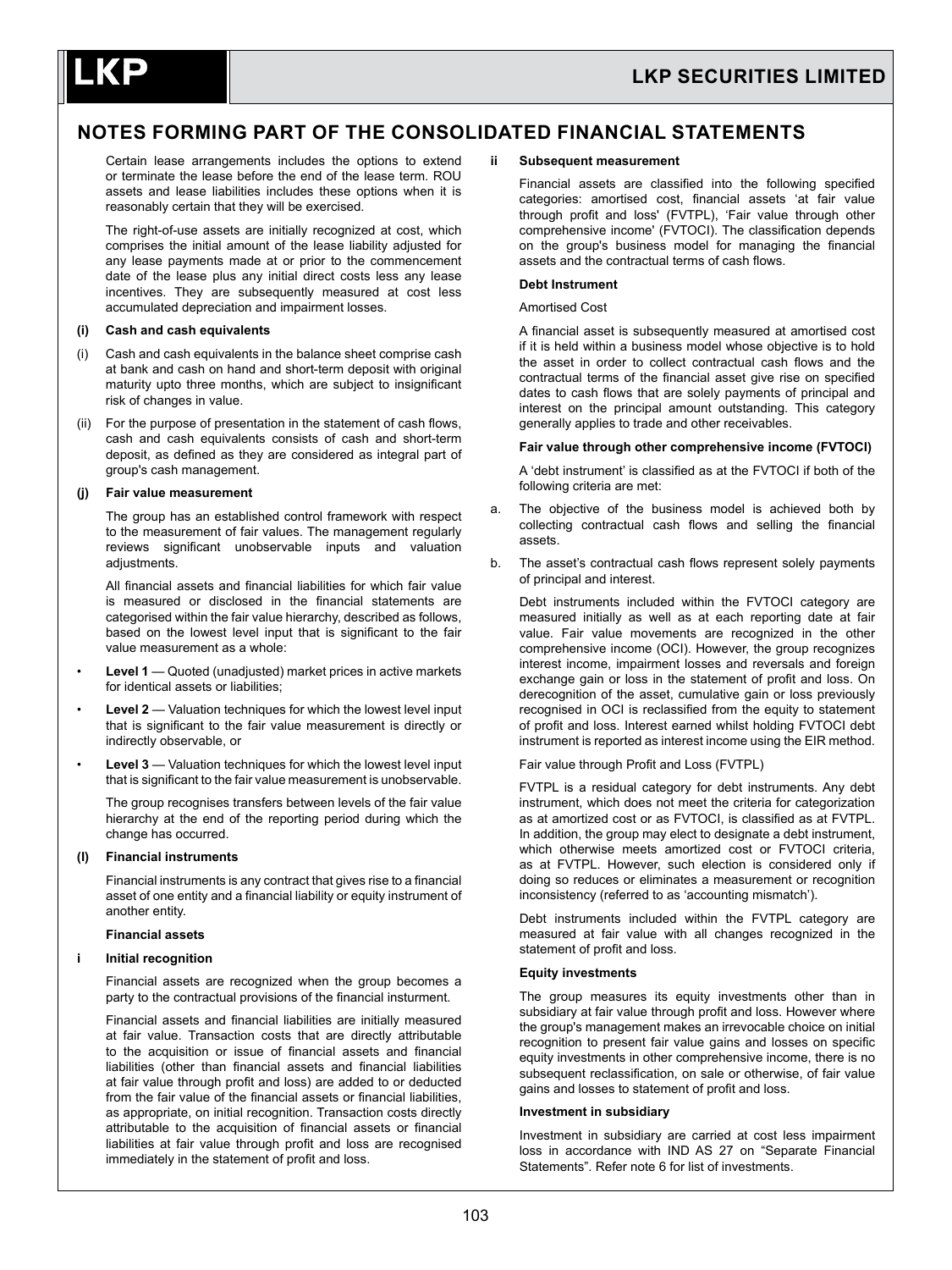# NOTES FORMING PART OF THE CONSOLIDATED FINANCIAL STATEMENTS

Certain lease arrangements includes the options to extend or terminate the lease before the end of the lease term. ROU assets and lease liabilities includes these options when it is reasonably certain that they will be exercised.

The right-of-use assets are initially recognized at cost, which comprises the initial amount of the lease liability adjusted for any lease payments made at or prior to the commencement date of the lease plus any initial direct costs less any lease incentives. They are subsequently measured at cost less accumulated depreciation and impairment losses.

**(i) Cash and cash equivalents**

(i) Cash and cash equivalents in the balance sheet comprise cash at bank and cash on hand and short-term deposit with original maturity upto three months, which are subject to insignificant risk of changes in value.

(ii) For the purpose of presentation in the statement of cash flows, cash and cash equivalents consists of cash and short-term deposit, as defined as they are considered as integral part of group's cash management.

**(j) Fair value measurement**

The group has an established control framework with respect to the measurement of fair values. The management regularly reviews significant unobservable inputs and valuation adjustments.

All financial assets and financial liabilities for which fair value is measured or disclosed in the financial statements are categorised within the fair value hierarchy, described as follows, based on the lowest level input that is significant to the fair value measurement as a whole:

- **Level 1** — Quoted (unadjusted) market prices in active markets for identical assets or liabilities;
- **Level 2** — Valuation techniques for which the lowest level input that is significant to the fair value measurement is directly or indirectly observable, or
- **Level 3** — Valuation techniques for which the lowest level input that is significant to the fair value measurement is unobservable.

The group recognises transfers between levels of the fair value hierarchy at the end of the reporting period during which the change has occurred.

**(l) Financial instruments**

Financial instruments is any contract that gives rise to a financial asset of one entity and a financial liability or equity instrument of another entity.

**Financial assets**

**i Initial recognition**

Financial assets are recognized when the group becomes a party to the contractual provisions of the financial insturment.

Financial assets and financial liabilities are initially measured at fair value. Transaction costs that are directly attributable to the acquisition or issue of financial assets and financial liabilities (other than financial assets and financial liabilities at fair value through profit and loss) are added to or deducted from the fair value of the financial assets or financial liabilities, as appropriate, on initial recognition. Transaction costs directly attributable to the acquisition of financial assets or financial liabilities at fair value through profit and loss are recognised immediately in the statement of profit and loss.

**ii Subsequent measurement**

Financial assets are classified into the following specified categories: amortised cost, financial assets 'at fair value through profit and loss' (FVTPL), 'Fair value through other comprehensive income' (FVTOCI). The classification depends on the group's business model for managing the financial assets and the contractual terms of cash flows.

**Debt Instrument**

Amortised Cost

A financial asset is subsequently measured at amortised cost if it is held within a business model whose objective is to hold the asset in order to collect contractual cash flows and the contractual terms of the financial asset give rise on specified dates to cash flows that are solely payments of principal and interest on the principal amount outstanding. This category generally applies to trade and other receivables.

**Fair value through other comprehensive income (FVTOCI)**

A 'debt instrument' is classified as at the FVTOCI if both of the following criteria are met:

a. The objective of the business model is achieved both by collecting contractual cash flows and selling the financial assets.

b. The asset's contractual cash flows represent solely payments of principal and interest.

Debt instruments included within the FVTOCI category are measured initially as well as at each reporting date at fair value. Fair value movements are recognized in the other comprehensive income (OCI). However, the group recognizes interest income, impairment losses and reversals and foreign exchange gain or loss in the statement of profit and loss. On derecognition of the asset, cumulative gain or loss previously recognised in OCI is reclassified from the equity to statement of profit and loss. Interest earned whilst holding FVTOCI debt instrument is reported as interest income using the EIR method.

Fair value through Profit and Loss (FVTPL)

FVTPL is a residual category for debt instruments. Any debt instrument, which does not meet the criteria for categorization as at amortized cost or as FVTOCI, is classified as at FVTPL. In addition, the group may elect to designate a debt instrument, which otherwise meets amortized cost or FVTOCI criteria, as at FVTPL. However, such election is considered only if doing so reduces or eliminates a measurement or recognition inconsistency (referred to as 'accounting mismatch').

Debt instruments included within the FVTPL category are measured at fair value with all changes recognized in the statement of profit and loss.

**Equity investments**

The group measures its equity investments other than in subsidiary at fair value through profit and loss. However where the group's management makes an irrevocable choice on initial recognition to present fair value gains and losses on specific equity investments in other comprehensive income, there is no subsequent reclassification, on sale or otherwise, of fair value gains and losses to statement of profit and loss.

**Investment in subsidiary**

Investment in subsidiary are carried at cost less impairment loss in accordance with IND AS 27 on "Separate Financial Statements". Refer note 6 for list of investments.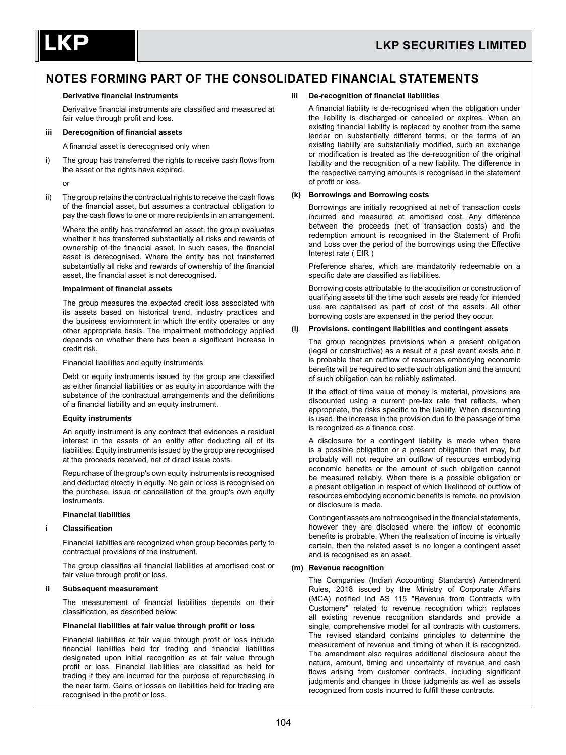# NOTES FORMING PART OF THE CONSOLIDATED FINANCIAL STATEMENTS

**Derivative financial instruments**

Derivative financial instruments are classified and measured at fair value through profit and loss.

**iii Derecognition of financial assets**

A financial asset is derecognised only when

i) The group has transferred the rights to receive cash flows from the asset or the rights have expired.

or

ii) The group retains the contractual rights to receive the cash flows of the financial asset, but assumes a contractual obligation to pay the cash flows to one or more recipients in an arrangement.

Where the entity has transferred an asset, the group evaluates whether it has transferred substantially all risks and rewards of ownership of the financial asset. In such cases, the financial asset is derecognised. Where the entity has not transferred substantially all risks and rewards of ownership of the financial asset, the financial asset is not derecognised.

**Impairment of financial assets**

The group measures the expected credit loss associated with its assets based on historical trend, industry practices and the business enviornment in which the entity operates or any other appropriate basis. The impairment methodology applied depends on whether there has been a significant increase in credit risk.

Financial liabilities and equity instruments

Debt or equity instruments issued by the group are classified as either financial liabilities or as equity in accordance with the substance of the contractual arrangements and the definitions of a financial liability and an equity instrument.

**Equity instruments**

An equity instrument is any contract that evidences a residual interest in the assets of an entity after deducting all of its liabilities. Equity instruments issued by the group are recognised at the proceeds received, net of direct issue costs.

Repurchase of the group's own equity instruments is recognised and deducted directly in equity. No gain or loss is recognised on the purchase, issue or cancellation of the group's own equity instruments.

**Financial liabilities**

**i Classification**

Financial liabilties are recognized when group becomes party to contractual provisions of the instrument.

The group classifies all financial liabilities at amortised cost or fair value through profit or loss.

**ii Subsequent measurement**

The measurement of financial liabilities depends on their classification, as described below:

**Financial liabilities at fair value through profit or loss**

Financial liabilities at fair value through profit or loss include financial liabilities held for trading and financial liabilities designated upon initial recognition as at fair value through profit or loss. Financial liabilities are classified as held for trading if they are incurred for the purpose of repurchasing in the near term. Gains or losses on liabilities held for trading are recognised in the profit or loss.

**iii De-recognition of financial liabilities**

A financial liability is de-recognised when the obligation under the liability is discharged or cancelled or expires. When an existing financial liability is replaced by another from the same lender on substantially different terms, or the terms of an existing liability are substantially modified, such an exchange or modification is treated as the de-recognition of the original liability and the recognition of a new liability. The difference in the respective carrying amounts is recognised in the statement of profit or loss.

**(k) Borrowings and Borrowing costs**

Borrowings are initially recognised at net of transaction costs incurred and measured at amortised cost. Any difference between the proceeds (net of transaction costs) and the redemption amount is recognised in the Statement of Profit and Loss over the period of the borrowings using the Effective Interest rate ( EIR )

Preference shares, which are mandatorily redeemable on a specific date are classified as liabilities.

Borrowing costs attributable to the acquisition or construction of qualifying assets till the time such assets are ready for intended use are capitalised as part of cost of the assets. All other borrowing costs are expensed in the period they occur.

**(l) Provisions, contingent liabilities and contingent assets**

The group recognizes provisions when a present obligation (legal or constructive) as a result of a past event exists and it is probable that an outflow of resources embodying economic benefits will be required to settle such obligation and the amount of such obligation can be reliably estimated.

If the effect of time value of money is material, provisions are discounted using a current pre-tax rate that reflects, when appropriate, the risks specific to the liability. When discounting is used, the increase in the provision due to the passage of time is recognized as a finance cost.

A disclosure for a contingent liability is made when there is a possible obligation or a present obligation that may, but probably will not require an outflow of resources embodying economic benefits or the amount of such obligation cannot be measured reliably. When there is a possible obligation or a present obligation in respect of which likelihood of outflow of resources embodying economic benefits is remote, no provision or disclosure is made.

Contingent assets are not recognised in the financial statements, however they are disclosed where the inflow of economic benefits is probable. When the realisation of income is virtually certain, then the related asset is no longer a contingent asset and is recognised as an asset.

**(m) Revenue recognition**

The Companies (Indian Accounting Standards) Amendment Rules, 2018 issued by the Ministry of Corporate Affairs (MCA) notified Ind AS 115 "Revenue from Contracts with Customers" related to revenue recognition which replaces all existing revenue recognition standards and provide a single, comprehensive model for all contracts with customers. The revised standard contains principles to determine the measurement of revenue and timing of when it is recognized. The amendment also requires additional disclosure about the nature, amount, timing and uncertainty of revenue and cash flows arising from customer contracts, including significant judgments and changes in those judgments as well as assets recognized from costs incurred to fulfill these contracts.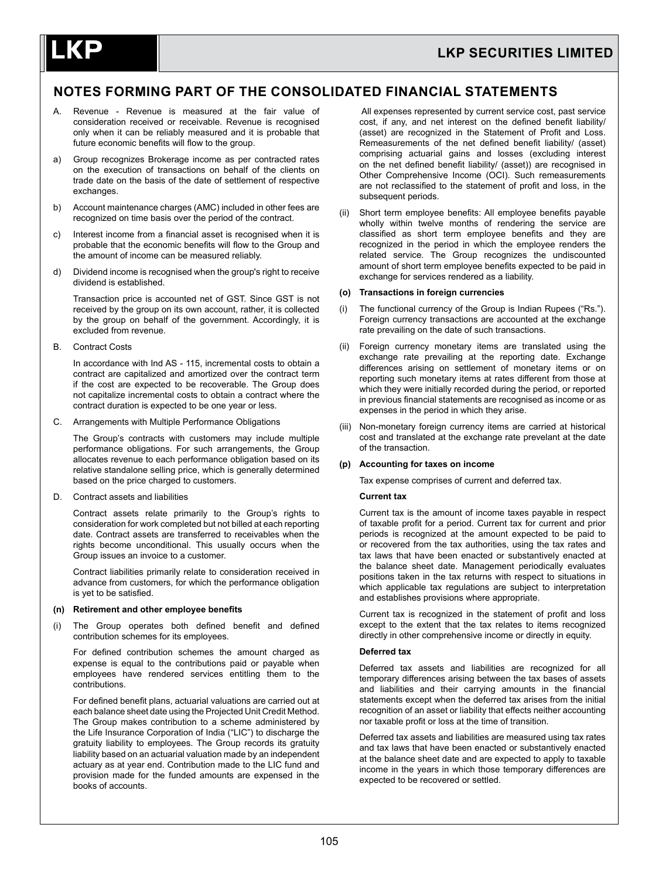## NOTES FORMING PART OF THE CONSOLIDATED FINANCIAL STATEMENTS

A. Revenue - Revenue is measured at the fair value of consideration received or receivable. Revenue is recognised only when it can be reliably measured and it is probable that future economic benefits will flow to the group.

a) Group recognizes Brokerage income as per contracted rates on the execution of transactions on behalf of the clients on trade date on the basis of the date of settlement of respective exchanges.

b) Account maintenance charges (AMC) included in other fees are recognized on time basis over the period of the contract.

c) Interest income from a financial asset is recognised when it is probable that the economic benefits will flow to the Group and the amount of income can be measured reliably.

d) Dividend income is recognised when the group's right to receive dividend is established.

Transaction price is accounted net of GST. Since GST is not received by the group on its own account, rather, it is collected by the group on behalf of the government. Accordingly, it is excluded from revenue.

B. Contract Costs

In accordance with Ind AS - 115, incremental costs to obtain a contract are capitalized and amortized over the contract term if the cost are expected to be recoverable. The Group does not capitalize incremental costs to obtain a contract where the contract duration is expected to be one year or less.

C. Arrangements with Multiple Performance Obligations

The Group's contracts with customers may include multiple performance obligations. For such arrangements, the Group allocates revenue to each performance obligation based on its relative standalone selling price, which is generally determined based on the price charged to customers.

D. Contract assets and liabilities

Contract assets relate primarily to the Group's rights to consideration for work completed but not billed at each reporting date. Contract assets are transferred to receivables when the rights become unconditional. This usually occurs when the Group issues an invoice to a customer.

Contract liabilities primarily relate to consideration received in advance from customers, for which the performance obligation is yet to be satisfied.

**(n) Retirement and other employee benefits**

(i) The Group operates both defined benefit and defined contribution schemes for its employees.

For defined contribution schemes the amount charged as expense is equal to the contributions paid or payable when employees have rendered services entitling them to the contributions.

For defined benefit plans, actuarial valuations are carried out at each balance sheet date using the Projected Unit Credit Method. The Group makes contribution to a scheme administered by the Life Insurance Corporation of India ("LIC") to discharge the gratuity liability to employees. The Group records its gratuity liability based on an actuarial valuation made by an independent actuary as at year end. Contribution made to the LIC fund and provision made for the funded amounts are expensed in the books of accounts.

All expenses represented by current service cost, past service cost, if any, and net interest on the defined benefit liability/ (asset) are recognized in the Statement of Profit and Loss. Remeasurements of the net defined benefit liability/ (asset) comprising actuarial gains and losses (excluding interest on the net defined benefit liability/ (asset)) are recognised in Other Comprehensive Income (OCI). Such remeasurements are not reclassified to the statement of profit and loss, in the subsequent periods.

(ii) Short term employee benefits: All employee benefits payable wholly within twelve months of rendering the service are classified as short term employee benefits and they are recognized in the period in which the employee renders the related service. The Group recognizes the undiscounted amount of short term employee benefits expected to be paid in exchange for services rendered as a liability.

**(o) Transactions in foreign currencies**

(i) The functional currency of the Group is Indian Rupees ("Rs."). Foreign currency transactions are accounted at the exchange rate prevailing on the date of such transactions.

(ii) Foreign currency monetary items are translated using the exchange rate prevailing at the reporting date. Exchange differences arising on settlement of monetary items or on reporting such monetary items at rates different from those at which they were initially recorded during the period, or reported in previous financial statements are recognised as income or as expenses in the period in which they arise.

(iii) Non-monetary foreign currency items are carried at historical cost and translated at the exchange rate prevelant at the date of the transaction.

**(p) Accounting for taxes on income**

Tax expense comprises of current and deferred tax.

**Current tax**

Current tax is the amount of income taxes payable in respect of taxable profit for a period. Current tax for current and prior periods is recognized at the amount expected to be paid to or recovered from the tax authorities, using the tax rates and tax laws that have been enacted or substantively enacted at the balance sheet date. Management periodically evaluates positions taken in the tax returns with respect to situations in which applicable tax regulations are subject to interpretation and establishes provisions where appropriate.

Current tax is recognized in the statement of profit and loss except to the extent that the tax relates to items recognized directly in other comprehensive income or directly in equity.

**Deferred tax**

Deferred tax assets and liabilities are recognized for all temporary differences arising between the tax bases of assets and liabilities and their carrying amounts in the financial statements except when the deferred tax arises from the initial recognition of an asset or liability that effects neither accounting nor taxable profit or loss at the time of transition.

Deferred tax assets and liabilities are measured using tax rates and tax laws that have been enacted or substantively enacted at the balance sheet date and are expected to apply to taxable income in the years in which those temporary differences are expected to be recovered or settled.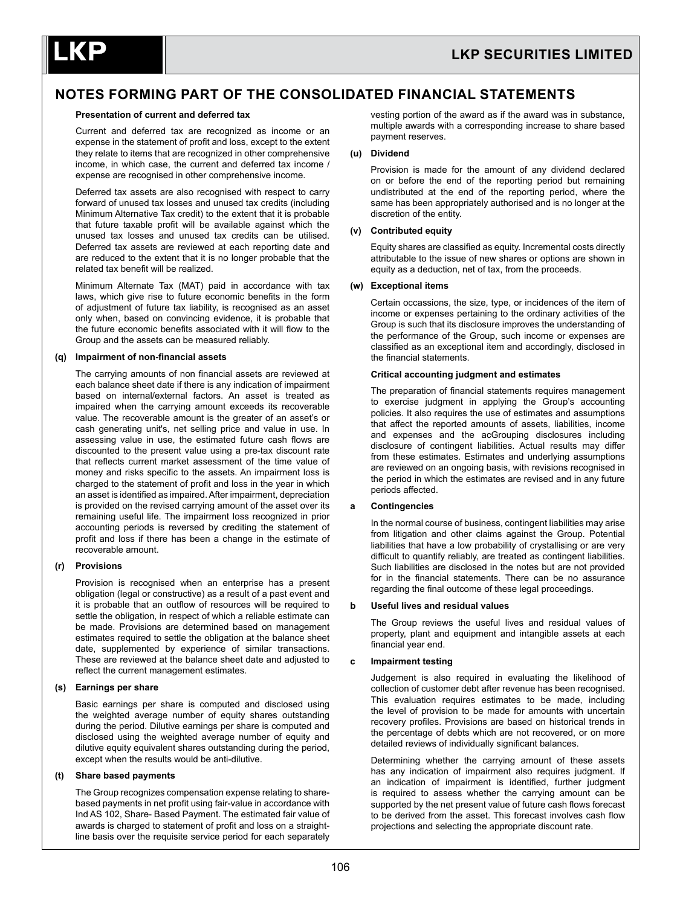## NOTES FORMING PART OF THE CONSOLIDATED FINANCIAL STATEMENTS

**Presentation of current and deferred tax**

Current and deferred tax are recognized as income or an expense in the statement of profit and loss, except to the extent they relate to items that are recognized in other comprehensive income, in which case, the current and deferred tax income / expense are recognised in other comprehensive income.

Deferred tax assets are also recognised with respect to carry forward of unused tax losses and unused tax credits (including Minimum Alternative Tax credit) to the extent that it is probable that future taxable profit will be available against which the unused tax losses and unused tax credits can be utilised. Deferred tax assets are reviewed at each reporting date and are reduced to the extent that it is no longer probable that the related tax benefit will be realized.

Minimum Alternate Tax (MAT) paid in accordance with tax laws, which give rise to future economic benefits in the form of adjustment of future tax liability, is recognised as an asset only when, based on convincing evidence, it is probable that the future economic benefits associated with it will flow to the Group and the assets can be measured reliably.

**(q) Impairment of non-financial assets**

The carrying amounts of non financial assets are reviewed at each balance sheet date if there is any indication of impairment based on internal/external factors. An asset is treated as impaired when the carrying amount exceeds its recoverable value. The recoverable amount is the greater of an asset's or cash generating unit's, net selling price and value in use. In assessing value in use, the estimated future cash flows are discounted to the present value using a pre-tax discount rate that reflects current market assessment of the time value of money and risks specific to the assets. An impairment loss is charged to the statement of profit and loss in the year in which an asset is identified as impaired. After impairment, depreciation is provided on the revised carrying amount of the asset over its remaining useful life. The impairment loss recognized in prior accounting periods is reversed by crediting the statement of profit and loss if there has been a change in the estimate of recoverable amount.

**(r) Provisions**

Provision is recognised when an enterprise has a present obligation (legal or constructive) as a result of a past event and it is probable that an outflow of resources will be required to settle the obligation, in respect of which a reliable estimate can be made. Provisions are determined based on management estimates required to settle the obligation at the balance sheet date, supplemented by experience of similar transactions. These are reviewed at the balance sheet date and adjusted to reflect the current management estimates.

**(s) Earnings per share**

Basic earnings per share is computed and disclosed using the weighted average number of equity shares outstanding during the period. Dilutive earnings per share is computed and disclosed using the weighted average number of equity and dilutive equity equivalent shares outstanding during the period, except when the results would be anti-dilutive.

**(t) Share based payments**

The Group recognizes compensation expense relating to share-based payments in net profit using fair-value in accordance with Ind AS 102, Share- Based Payment. The estimated fair value of awards is charged to statement of profit and loss on a straight-line basis over the requisite service period for each separately vesting portion of the award as if the award was in substance, multiple awards with a corresponding increase to share based payment reserves.

**(u) Dividend**

Provision is made for the amount of any dividend declared on or before the end of the reporting period but remaining undistributed at the end of the reporting period, where the same has been appropriately authorised and is no longer at the discretion of the entity.

**(v) Contributed equity**

Equity shares are classified as equity. Incremental costs directly attributable to the issue of new shares or options are shown in equity as a deduction, net of tax, from the proceeds.

**(w) Exceptional items**

Certain occassions, the size, type, or incidences of the item of income or expenses pertaining to the ordinary activities of the Group is such that its disclosure improves the understanding of the performance of the Group, such income or expenses are classified as an exceptional item and accordingly, disclosed in the financial statements.

**Critical accounting judgment and estimates**

The preparation of financial statements requires management to exercise judgment in applying the Group's accounting policies. It also requires the use of estimates and assumptions that affect the reported amounts of assets, liabilities, income and expenses and the acGrouping disclosures including disclosure of contingent liabilities. Actual results may differ from these estimates. Estimates and underlying assumptions are reviewed on an ongoing basis, with revisions recognised in the period in which the estimates are revised and in any future periods affected.

**a Contingencies**

In the normal course of business, contingent liabilities may arise from litigation and other claims against the Group. Potential liabilities that have a low probability of crystallising or are very difficult to quantify reliably, are treated as contingent liabilities. Such liabilities are disclosed in the notes but are not provided for in the financial statements. There can be no assurance regarding the final outcome of these legal proceedings.

**b Useful lives and residual values**

The Group reviews the useful lives and residual values of property, plant and equipment and intangible assets at each financial year end.

**c Impairment testing**

Judgement is also required in evaluating the likelihood of collection of customer debt after revenue has been recognised. This evaluation requires estimates to be made, including the level of provision to be made for amounts with uncertain recovery profiles. Provisions are based on historical trends in the percentage of debts which are not recovered, or on more detailed reviews of individually significant balances.

Determining whether the carrying amount of these assets has any indication of impairment also requires judgment. If an indication of impairment is identified, further judgment is required to assess whether the carrying amount can be supported by the net present value of future cash flows forecast to be derived from the asset. This forecast involves cash flow projections and selecting the appropriate discount rate.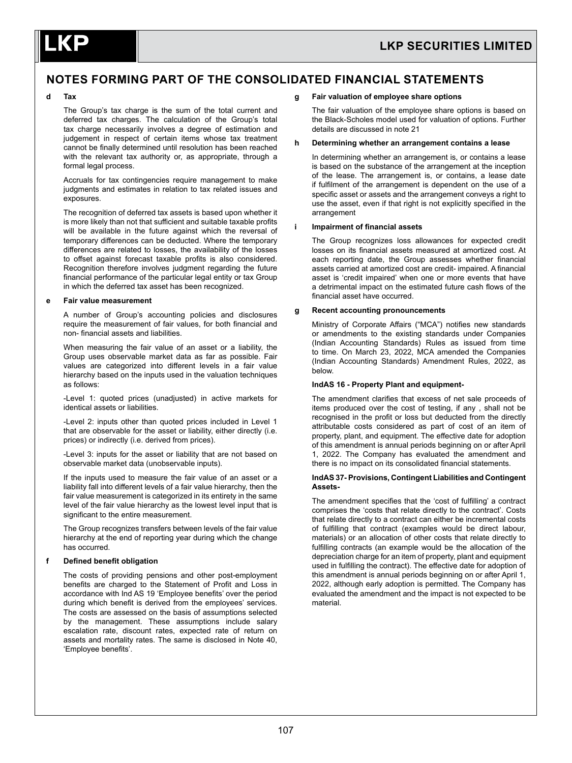## NOTES FORMING PART OF THE CONSOLIDATED FINANCIAL STATEMENTS

**d Tax**

The Group's tax charge is the sum of the total current and deferred tax charges. The calculation of the Group's total tax charge necessarily involves a degree of estimation and judgement in respect of certain items whose tax treatment cannot be finally determined until resolution has been reached with the relevant tax authority or, as appropriate, through a formal legal process.

Accruals for tax contingencies require management to make judgments and estimates in relation to tax related issues and exposures.

The recognition of deferred tax assets is based upon whether it is more likely than not that sufficient and suitable taxable profits will be available in the future against which the reversal of temporary differences can be deducted. Where the temporary differences are related to losses, the availability of the losses to offset against forecast taxable profits is also considered. Recognition therefore involves judgment regarding the future financial performance of the particular legal entity or tax Group in which the deferred tax asset has been recognized.

**e Fair value measurement**

A number of Group's accounting policies and disclosures require the measurement of fair values, for both financial and non- financial assets and liabilities.

When measuring the fair value of an asset or a liability, the Group uses observable market data as far as possible. Fair values are categorized into different levels in a fair value hierarchy based on the inputs used in the valuation techniques as follows:

-Level 1: quoted prices (unadjusted) in active markets for identical assets or liabilities.

-Level 2: inputs other than quoted prices included in Level 1 that are observable for the asset or liability, either directly (i.e. prices) or indirectly (i.e. derived from prices).

-Level 3: inputs for the asset or liability that are not based on observable market data (unobservable inputs).

If the inputs used to measure the fair value of an asset or a liability fall into different levels of a fair value hierarchy, then the fair value measurement is categorized in its entirety in the same level of the fair value hierarchy as the lowest level input that is significant to the entire measurement.

The Group recognizes transfers between levels of the fair value hierarchy at the end of reporting year during which the change has occurred.

**f Defined benefit obligation**

The costs of providing pensions and other post-employment benefits are charged to the Statement of Profit and Loss in accordance with Ind AS 19 'Employee benefits' over the period during which benefit is derived from the employees' services. The costs are assessed on the basis of assumptions selected by the management. These assumptions include salary escalation rate, discount rates, expected rate of return on assets and mortality rates. The same is disclosed in Note 40, 'Employee benefits'.

**g Fair valuation of employee share options**

The fair valuation of the employee share options is based on the Black-Scholes model used for valuation of options. Further details are discussed in note 21

**h Determining whether an arrangement contains a lease**

In determining whether an arrangement is, or contains a lease is based on the substance of the arrangement at the inception of the lease. The arrangement is, or contains, a lease date if fulfilment of the arrangement is dependent on the use of a specific asset or assets and the arrangement conveys a right to use the asset, even if that right is not explicitly specified in the arrangement

**i Impairment of financial assets**

The Group recognizes loss allowances for expected credit losses on its financial assets measured at amortized cost. At each reporting date, the Group assesses whether financial assets carried at amortized cost are credit- impaired. A financial asset is 'credit impaired' when one or more events that have a detrimental impact on the estimated future cash flows of the financial asset have occurred.

**g Recent accounting pronouncements**

Ministry of Corporate Affairs ("MCA") notifies new standards or amendments to the existing standards under Companies (Indian Accounting Standards) Rules as issued from time to time. On March 23, 2022, MCA amended the Companies (Indian Accounting Standards) Amendment Rules, 2022, as below.

**IndAS 16 - Property Plant and equipment-**

The amendment clarifies that excess of net sale proceeds of items produced over the cost of testing, if any , shall not be recognised in the profit or loss but deducted from the directly attributable costs considered as part of cost of an item of property, plant, and equipment. The effective date for adoption of this amendment is annual periods beginning on or after April 1, 2022. The Company has evaluated the amendment and there is no impact on its consolidated financial statements.

**IndAS 37- Provisions, Contingent Liabilities and Contingent Assets-**

The amendment specifies that the 'cost of fulfilling' a contract comprises the 'costs that relate directly to the contract'. Costs that relate directly to a contract can either be incremental costs of fulfilling that contract (examples would be direct labour, materials) or an allocation of other costs that relate directly to fulfilling contracts (an example would be the allocation of the depreciation charge for an item of property, plant and equipment used in fulfilling the contract). The effective date for adoption of this amendment is annual periods beginning on or after April 1, 2022, although early adoption is permitted. The Company has evaluated the amendment and the impact is not expected to be material.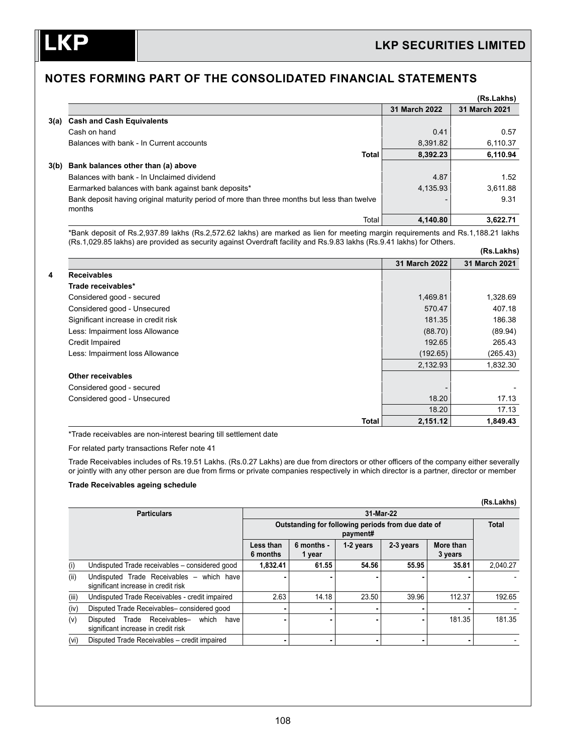## NOTES FORMING PART OF THE CONSOLIDATED FINANCIAL STATEMENTS

(Rs.Lakhs)

| | | 31 March 2022 | 31 March 2021 |
|---|---|---|---|
| **3(a)** | **Cash and Cash Equivalents** | | |
| | Cash on hand | 0.41 | 0.57 |
| | Balances with bank - In Current accounts | 8,391.82 | 6,110.37 |
| | **Total** | **8,392.23** | **6,110.94** |
| **3(b)** | **Bank balances other than (a) above** | | |
| | Balances with bank - In Unclaimed dividend | 4.87 | 1.52 |
| | Earmarked balances with bank against bank deposits* | 4,135.93 | 3,611.88 |
| | Bank deposit having original maturity period of more than three months but less than twelve months | - | 9.31 |
| | Total | **4,140.80** | **3,622.71** |

*Bank deposit of Rs.2,937.89 lakhs (Rs.2,572.62 lakhs) are marked as lien for meeting margin requirements and Rs.1,188.21 lakhs (Rs.1,029.85 lakhs) are provided as security against Overdraft facility and Rs.9.83 lakhs (Rs.9.41 lakhs) for Others.

(Rs.Lakhs)

| | | 31 March 2022 | 31 March 2021 |
|---|---|---|---|
| **4** | **Receivables** | | |
| | **Trade receivables*** | | |
| | Considered good - secured | 1,469.81 | 1,328.69 |
| | Considered good - Unsecured | 570.47 | 407.18 |
| | Significant increase in credit risk | 181.35 | 186.38 |
| | Less: Impairment loss Allowance | (88.70) | (89.94) |
| | Credit Impaired | 192.65 | 265.43 |
| | Less: Impairment loss Allowance | (192.65) | (265.43) |
| | | 2,132.93 | 1,832.30 |
| | **Other receivables** | | |
| | Considered good - secured | - | - |
| | Considered good - Unsecured | 18.20 | 17.13 |
| | | 18.20 | 17.13 |
| | **Total** | **2,151.12** | **1,849.43** |

*Trade receivables are non-interest bearing till settlement date

For related party transactions Refer note 41

Trade Receivables includes of Rs.19.51 Lakhs. (Rs.0.27 Lakhs) are due from directors or other officers of the company either severally or jointly with any other person are due from firms or private companies respectively in which director is a partner, director or member

**Trade Receivables ageing schedule**

(Rs.Lakhs)

| | Particulars | 31-Mar-22 | | | | | |
|---|---|---|---|---|---|---|---|
| | | Outstanding for following periods from due date of payment# | | | | | Total |
| | | Less than 6 months | 6 months - 1 year | 1-2 years | 2-3 years | More than 3 years | |
| (i) | Undisputed Trade receivables – considered good | **1,832.41** | **61.55** | **54.56** | **55.95** | **35.81** | 2,040.27 |
| (ii) | Undisputed Trade Receivables – which have significant increase in credit risk | - | - | - | - | - | - |
| (iii) | Undisputed Trade Receivables - credit impaired | 2.63 | 14.18 | 23.50 | 39.96 | 112.37 | 192.65 |
| (iv) | Disputed Trade Receivables– considered good | - | - | - | - | - | - |
| (v) | Disputed Trade Receivables– which have significant increase in credit risk | - | - | - | - | 181.35 | 181.35 |
| (vi) | Disputed Trade Receivables – credit impaired | - | - | - | - | - | - |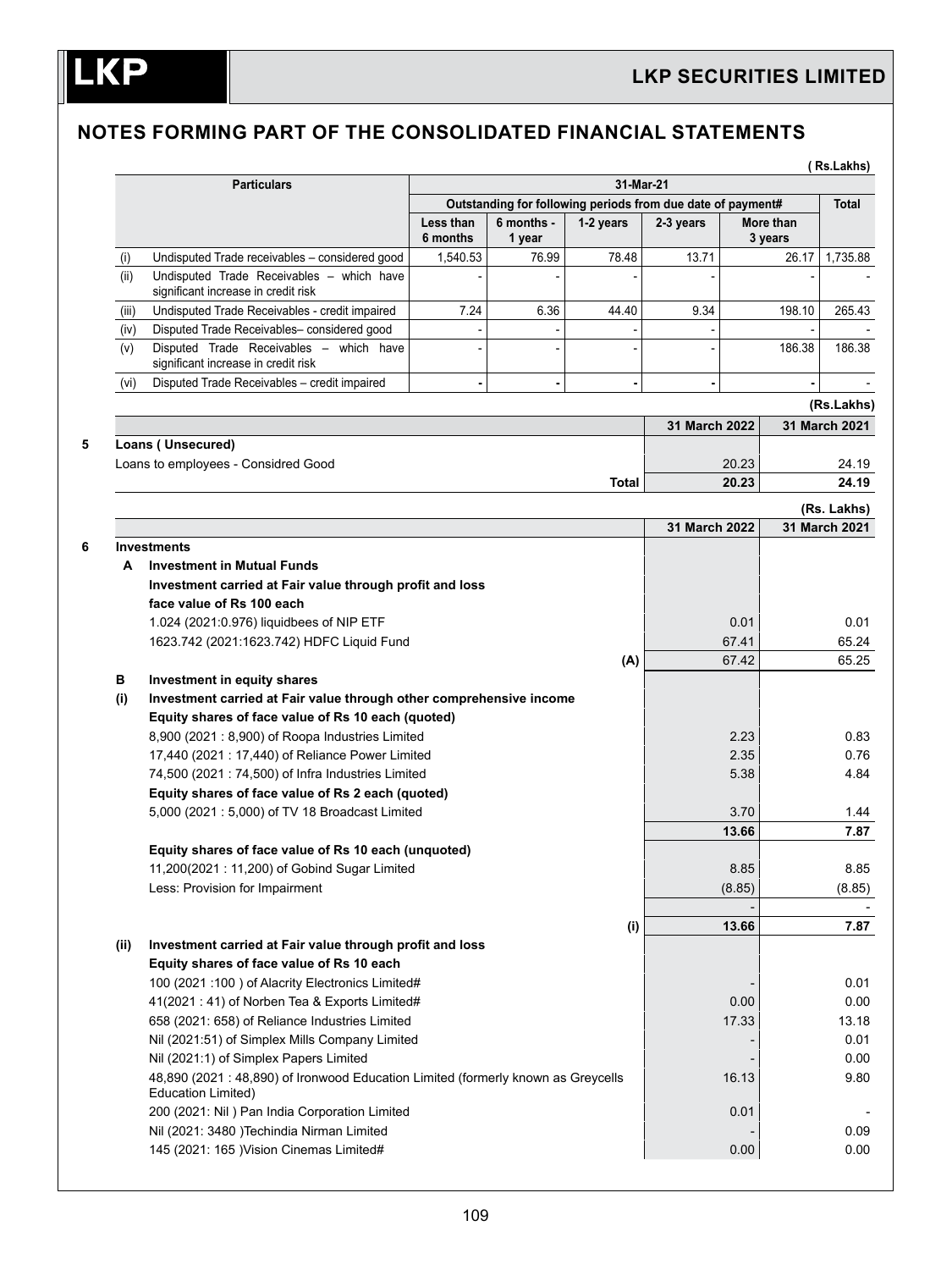## NOTES FORMING PART OF THE CONSOLIDATED FINANCIAL STATEMENTS

( Rs.Lakhs)

| | Particulars | 31-Mar-21 | | | | | |
|---|---|---|---|---|---|---|---|
| | | Outstanding for following periods from due date of payment# | | | | | Total |
| | | Less than 6 months | 6 months - 1 year | 1-2 years | 2-3 years | More than 3 years | |
| (i) | Undisputed Trade receivables – considered good | 1,540.53 | 76.99 | 78.48 | 13.71 | 26.17 | 1,735.88 |
| (ii) | Undisputed Trade Receivables – which have significant increase in credit risk | - | - | - | - | - | - |
| (iii) | Undisputed Trade Receivables - credit impaired | 7.24 | 6.36 | 44.40 | 9.34 | 198.10 | 265.43 |
| (iv) | Disputed Trade Receivables– considered good | - | - | - | - | - | - |
| (v) | Disputed Trade Receivables – which have significant increase in credit risk | - | - | - | - | 186.38 | 186.38 |
| (vi) | Disputed Trade Receivables – credit impaired | - | - | - | - | - | - |

(Rs.Lakhs)

| | | 31 March 2022 | 31 March 2021 |
|---|---|---|---|
| 5 | **Loans ( Unsecured)** | | |
| | Loans to employees - Considred Good | 20.23 | 24.19 |
| | **Total** | **20.23** | **24.19** |

(Rs. Lakhs)

| | | 31 March 2022 | 31 March 2021 |
|---|---|---|---|
| 6 | **Investments** | | |
| **A** | **Investment in Mutual Funds** | | |
| | **Investment carried at Fair value through profit and loss** | | |
| | **face value of Rs 100 each** | | |
| | 1.024 (2021:0.976) liquidbees of NIP ETF | 0.01 | 0.01 |
| | 1623.742 (2021:1623.742) HDFC Liquid Fund | 67.41 | 65.24 |
| | **(A)** | 67.42 | 65.25 |
| **B** | **Investment in equity shares** | | |
| **(i)** | **Investment carried at Fair value through other comprehensive income** | | |
| | **Equity shares of face value of Rs 10 each (quoted)** | | |
| | 8,900 (2021 : 8,900) of Roopa Industries Limited | 2.23 | 0.83 |
| | 17,440 (2021 : 17,440) of Reliance Power Limited | 2.35 | 0.76 |
| | 74,500 (2021 : 74,500) of Infra Industries Limited | 5.38 | 4.84 |
| | **Equity shares of face value of Rs 2 each (quoted)** | | |
| | 5,000 (2021 : 5,000) of TV 18 Broadcast Limited | 3.70 | 1.44 |
| | | **13.66** | **7.87** |
| | **Equity shares of face value of Rs 10 each (unquoted)** | | |
| | 11,200(2021 : 11,200) of Gobind Sugar Limited | 8.85 | 8.85 |
| | Less: Provision for Impairment | (8.85) | (8.85) |
| | | - | - |
| | **(i)** | **13.66** | **7.87** |
| **(ii)** | **Investment carried at Fair value through profit and loss** | | |
| | **Equity shares of face value of Rs 10 each** | | |
| | 100 (2021 :100 ) of Alacrity Electronics Limited# | - | 0.01 |
| | 41(2021 : 41) of Norben Tea & Exports Limited# | 0.00 | 0.00 |
| | 658 (2021: 658) of Reliance Industries Limited | 17.33 | 13.18 |
| | Nil (2021:51) of Simplex Mills Company Limited | - | 0.01 |
| | Nil (2021:1) of Simplex Papers Limited | - | 0.00 |
| | 48,890 (2021 : 48,890) of Ironwood Education Limited (formerly known as Greycells Education Limited) | 16.13 | 9.80 |
| | 200 (2021: Nil ) Pan India Corporation Limited | 0.01 | - |
| | Nil (2021: 3480 )Techindia Nirman Limited | - | 0.09 |
| | 145 (2021: 165 )Vision Cinemas Limited# | 0.00 | 0.00 |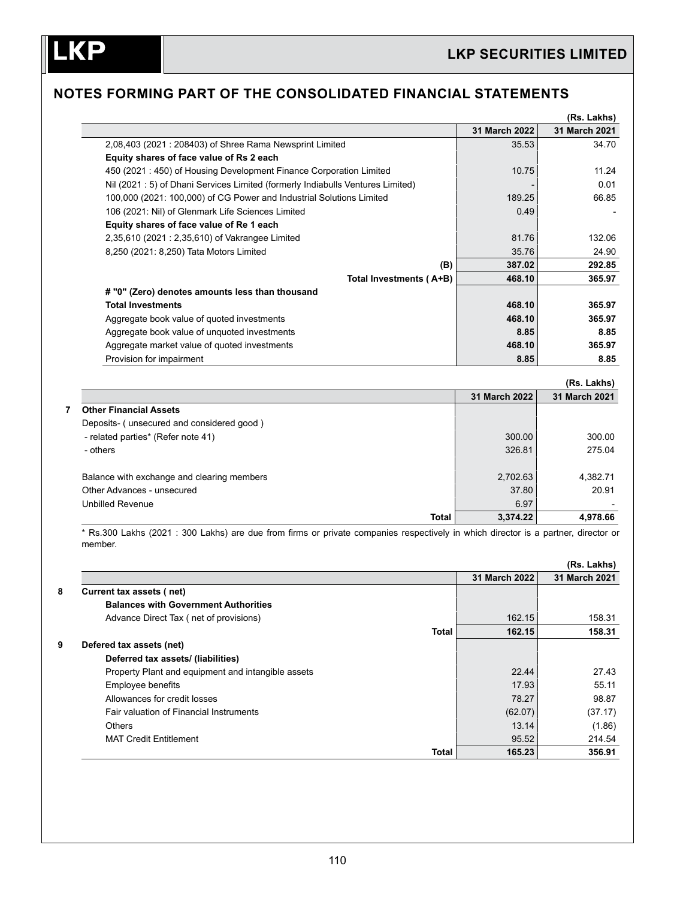## NOTES FORMING PART OF THE CONSOLIDATED FINANCIAL STATEMENTS

(Rs. Lakhs)

| | 31 March 2022 | 31 March 2021 |
|---|---|---|
| 2,08,403 (2021 : 208403) of Shree Rama Newsprint Limited | 35.53 | 34.70 |
| **Equity shares of face value of Rs 2 each** | | |
| 450 (2021 : 450) of Housing Development Finance Corporation Limited | 10.75 | 11.24 |
| Nil (2021 : 5) of Dhani Services Limited (formerly Indiabulls Ventures Limited) | - | 0.01 |
| 100,000 (2021: 100,000) of CG Power and Industrial Solutions Limited | 189.25 | 66.85 |
| 106 (2021: Nil) of Glenmark Life Sciences Limited | 0.49 | - |
| **Equity shares of face value of Re 1 each** | | |
| 2,35,610 (2021 : 2,35,610) of Vakrangee Limited | 81.76 | 132.06 |
| 8,250 (2021: 8,250) Tata Motors Limited | 35.76 | 24.90 |
| (B) | **387.02** | **292.85** |
| Total Investments ( A+B) | **468.10** | **365.97** |
| **# "0" (Zero) denotes amounts less than thousand** | | |
| **Total Investments** | **468.10** | **365.97** |
| Aggregate book value of quoted investments | **468.10** | **365.97** |
| Aggregate book value of unquoted investments | **8.85** | **8.85** |
| Aggregate market value of quoted investments | **468.10** | **365.97** |
| Provision for impairment | **8.85** | **8.85** |

(Rs. Lakhs)

| | | 31 March 2022 | 31 March 2021 |
|---|---|---|---|
| **7** | **Other Financial Assets** | | |
| | Deposits- ( unsecured and considered good ) | | |
| | - related parties* (Refer note 41) | 300.00 | 300.00 |
| | - others | 326.81 | 275.04 |
| | | | |
| | Balance with exchange and clearing members | 2,702.63 | 4,382.71 |
| | Other Advances - unsecured | 37.80 | 20.91 |
| | Unbilled Revenue | 6.97 | - |
| | **Total** | **3,374.22** | **4,978.66** |

* Rs.300 Lakhs (2021 : 300 Lakhs) are due from firms or private companies respectively in which director is a partner, director or member.

(Rs. Lakhs)

| | | 31 March 2022 | 31 March 2021 |
|---|---|---|---|
| **8** | **Current tax assets ( net)** | | |
| | **Balances with Government Authorities** | | |
| | Advance Direct Tax ( net of provisions) | 162.15 | 158.31 |
| | **Total** | **162.15** | **158.31** |
| **9** | **Defered tax assets (net)** | | |
| | **Deferred tax assets/ (liabilities)** | | |
| | Property Plant and equipment and intangible assets | 22.44 | 27.43 |
| | Employee benefits | 17.93 | 55.11 |
| | Allowances for credit losses | 78.27 | 98.87 |
| | Fair valuation of Financial Instruments | (62.07) | (37.17) |
| | Others | 13.14 | (1.86) |
| | MAT Credit Entitlement | 95.52 | 214.54 |
| | **Total** | **165.23** | **356.91** |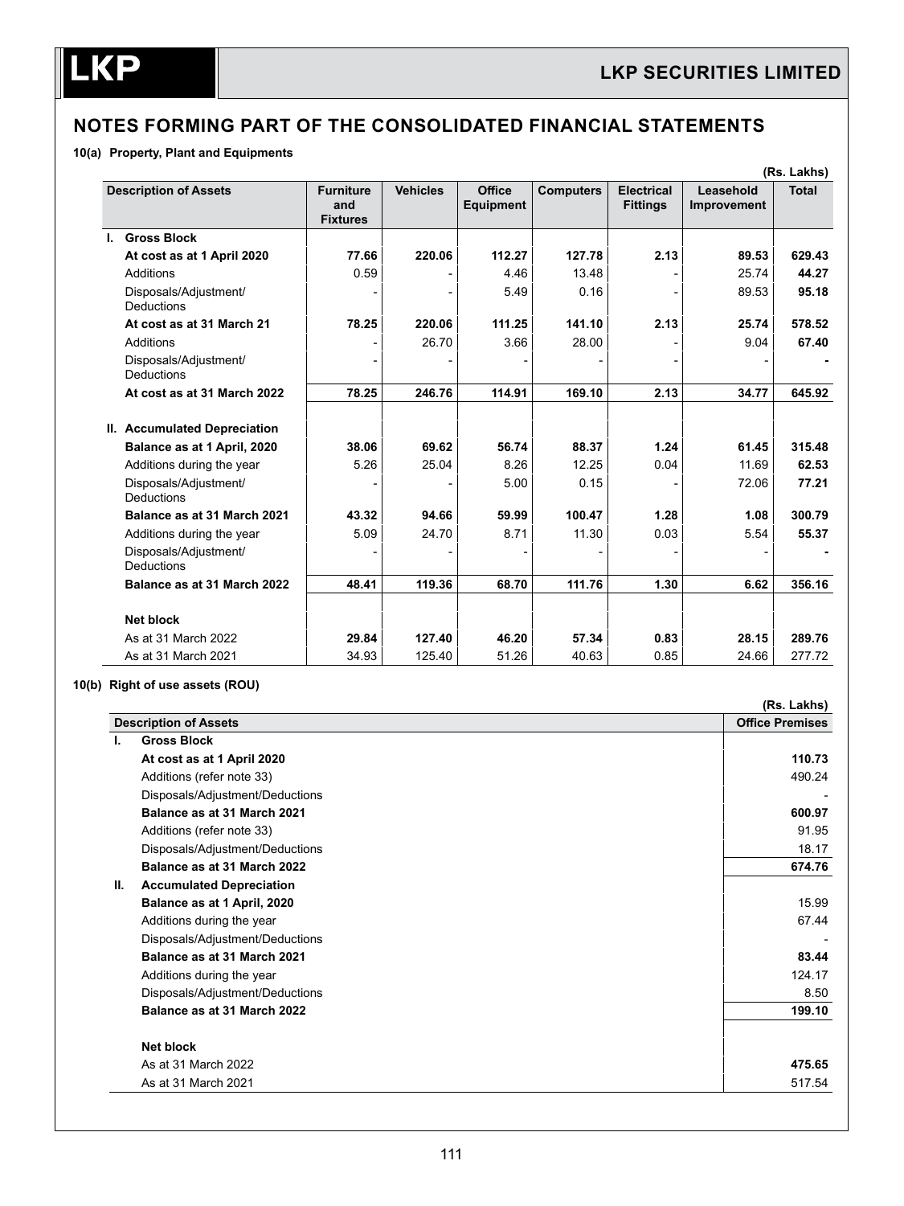## NOTES FORMING PART OF THE CONSOLIDATED FINANCIAL STATEMENTS

### 10(a) Property, Plant and Equipments

(Rs. Lakhs)

| Description of Assets | Furniture and Fixtures | Vehicles | Office Equipment | Computers | Electrical Fittings | Leasehold Improvement | Total |
|---|---|---|---|---|---|---|---|
| **I. Gross Block** | | | | | | | |
| **At cost as at 1 April 2020** | **77.66** | **220.06** | **112.27** | **127.78** | **2.13** | **89.53** | **629.43** |
| Additions | 0.59 | - | 4.46 | 13.48 | - | 25.74 | **44.27** |
| Disposals/Adjustment/ Deductions | - | - | 5.49 | 0.16 | - | 89.53 | **95.18** |
| **At cost as at 31 March 21** | **78.25** | **220.06** | **111.25** | **141.10** | **2.13** | **25.74** | **578.52** |
| Additions | - | 26.70 | 3.66 | 28.00 | - | 9.04 | **67.40** |
| Disposals/Adjustment/ Deductions | - | - | - | - | - | - | **-** |
| **At cost as at 31 March 2022** | **78.25** | **246.76** | **114.91** | **169.10** | **2.13** | **34.77** | **645.92** |
| **II. Accumulated Depreciation** | | | | | | | |
| **Balance as at 1 April, 2020** | **38.06** | **69.62** | **56.74** | **88.37** | **1.24** | **61.45** | **315.48** |
| Additions during the year | 5.26 | 25.04 | 8.26 | 12.25 | 0.04 | 11.69 | **62.53** |
| Disposals/Adjustment/ Deductions | - | - | 5.00 | 0.15 | - | 72.06 | **77.21** |
| **Balance as at 31 March 2021** | **43.32** | **94.66** | **59.99** | **100.47** | **1.28** | **1.08** | **300.79** |
| Additions during the year | 5.09 | 24.70 | 8.71 | 11.30 | 0.03 | 5.54 | **55.37** |
| Disposals/Adjustment/ Deductions | - | - | - | - | - | - | **-** |
| **Balance as at 31 March 2022** | **48.41** | **119.36** | **68.70** | **111.76** | **1.30** | **6.62** | **356.16** |
| **Net block** | | | | | | | |
| As at 31 March 2022 | **29.84** | **127.40** | **46.20** | **57.34** | **0.83** | **28.15** | **289.76** |
| As at 31 March 2021 | 34.93 | 125.40 | 51.26 | 40.63 | 0.85 | 24.66 | 277.72 |

### 10(b) Right of use assets (ROU)

(Rs. Lakhs)

| Description of Assets | Office Premises |
|---|---|
| **I. Gross Block** | |
| **At cost as at 1 April 2020** | **110.73** |
| Additions (refer note 33) | 490.24 |
| Disposals/Adjustment/Deductions | - |
| **Balance as at 31 March 2021** | **600.97** |
| Additions (refer note 33) | 91.95 |
| Disposals/Adjustment/Deductions | 18.17 |
| **Balance as at 31 March 2022** | **674.76** |
| **II. Accumulated Depreciation** | |
| **Balance as at 1 April, 2020** | 15.99 |
| Additions during the year | 67.44 |
| Disposals/Adjustment/Deductions | - |
| **Balance as at 31 March 2021** | **83.44** |
| Additions during the year | 124.17 |
| Disposals/Adjustment/Deductions | 8.50 |
| **Balance as at 31 March 2022** | **199.10** |
| **Net block** | |
| As at 31 March 2022 | **475.65** |
| As at 31 March 2021 | 517.54 |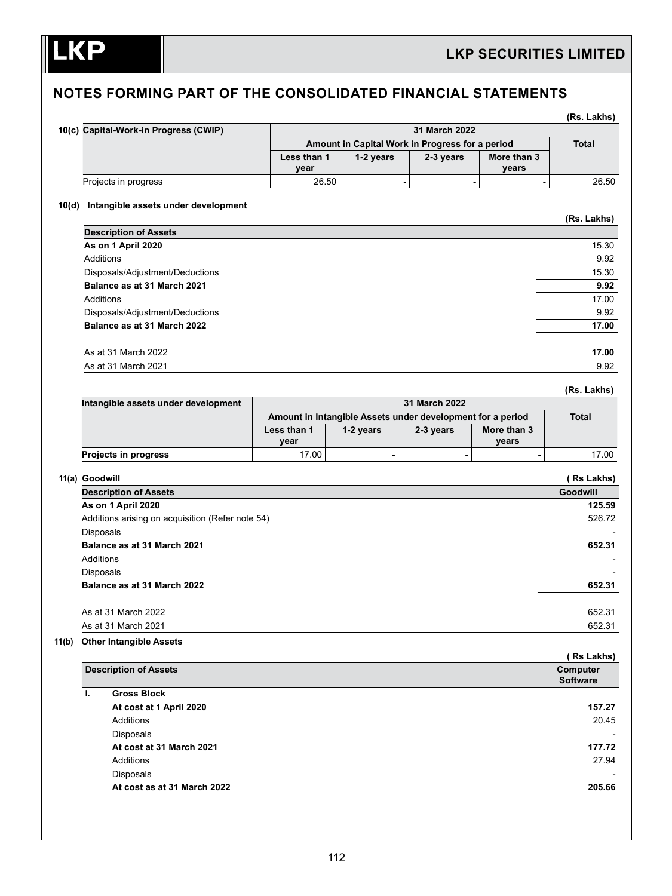## NOTES FORMING PART OF THE CONSOLIDATED FINANCIAL STATEMENTS

(Rs. Lakhs)

| 10(c) Capital-Work-in Progress (CWIP) | 31 March 2022 | | | | |
|---|---|---|---|---|---|
| | Amount in Capital Work in Progress for a period | | | | Total |
| | Less than 1 year | 1-2 years | 2-3 years | More than 3 years | |
| Projects in progress | 26.50 | - | - | - | 26.50 |

### 10(d) Intangible assets under development

(Rs. Lakhs)

| Description of Assets | |
|---|---|
| **As on 1 April 2020** | 15.30 |
| Additions | 9.92 |
| Disposals/Adjustment/Deductions | 15.30 |
| **Balance as at 31 March 2021** | **9.92** |
| Additions | 17.00 |
| Disposals/Adjustment/Deductions | 9.92 |
| **Balance as at 31 March 2022** | **17.00** |
| | |
| As at 31 March 2022 | **17.00** |
| As at 31 March 2021 | 9.92 |

(Rs. Lakhs)

| Intangible assets under development | 31 March 2022 | | | | |
|---|---|---|---|---|---|
| | Amount in Intangible Assets under development for a period | | | | Total |
| | Less than 1 year | 1-2 years | 2-3 years | More than 3 years | |
| **Projects in progress** | 17.00 | - | - | - | 17.00 |

### 11(a) Goodwill

( Rs Lakhs)

| Description of Assets | Goodwill |
|---|---|
| **As on 1 April 2020** | **125.59** |
| Additions arising on acquisition (Refer note 54) | 526.72 |
| Disposals | - |
| **Balance as at 31 March 2021** | **652.31** |
| Additions | - |
| Disposals | - |
| **Balance as at 31 March 2022** | **652.31** |
| | |
| As at 31 March 2022 | 652.31 |
| As at 31 March 2021 | 652.31 |

### 11(b) Other Intangible Assets

( Rs Lakhs)

| | Description of Assets | Computer Software |
|---|---|---|
| **I.** | **Gross Block** | |
| | **At cost at 1 April 2020** | **157.27** |
| | Additions | 20.45 |
| | Disposals | - |
| | **At cost at 31 March 2021** | **177.72** |
| | Additions | 27.94 |
| | Disposals | - |
| | **At cost as at 31 March 2022** | **205.66** |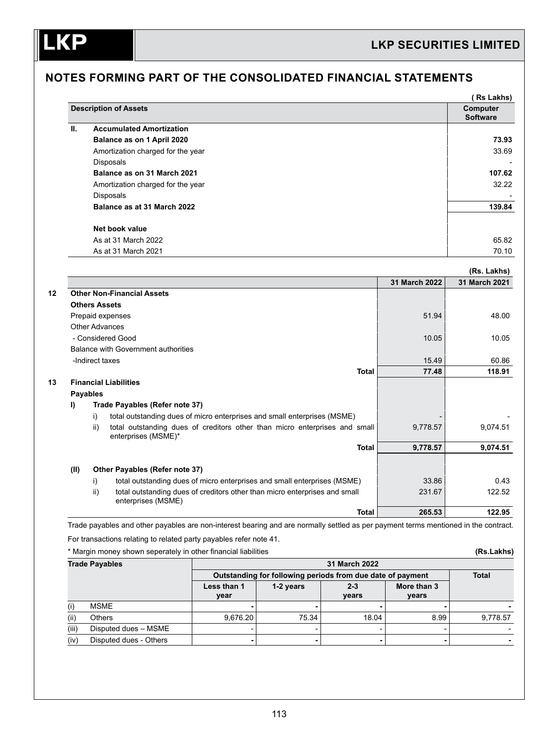## NOTES FORMING PART OF THE CONSOLIDATED FINANCIAL STATEMENTS

( Rs Lakhs)

| Description of Assets | | Computer Software |
|---|---|---|
| **II.** | **Accumulated Amortization** | |
| | **Balance as on 1 April 2020** | **73.93** |
| | Amortization charged for the year | 33.69 |
| | Disposals | - |
| | **Balance as on 31 March 2021** | **107.62** |
| | Amortization charged for the year | 32.22 |
| | Disposals | - |
| | **Balance as at 31 March 2022** | **139.84** |
| | | |
| | **Net book value** | |
| | As at 31 March 2022 | 65.82 |
| | As at 31 March 2021 | 70.10 |

(Rs. Lakhs)

| | | 31 March 2022 | 31 March 2021 |
|---|---|---|---|
| **12** | **Other Non-Financial Assets** | | |
| | **Others Assets** | | |
| | Prepaid expenses | 51.94 | 48.00 |
| | Other Advances | | |
| | - Considered Good | 10.05 | 10.05 |
| | Balance with Government authorities | | |
| | -Indirect taxes | 15.49 | 60.86 |
| | **Total** | **77.48** | **118.91** |
| **13** | **Financial Liabilities** | | |
| | **Payables** | | |
| | **I) Trade Payables (Refer note 37)** | | |
| | i) total outstanding dues of micro enterprises and small enterprises (MSME) | - | - |
| | ii) total outstanding dues of creditors other than micro enterprises and small enterprises (MSME)* | 9,778.57 | 9,074.51 |
| | **Total** | **9,778.57** | **9,074.51** |
| | | | |
| | **(II) Other Payables (Refer note 37)** | | |
| | i) total outstanding dues of micro enterprises and small enterprises (MSME) | 33.86 | 0.43 |
| | ii) total outstanding dues of creditors other than micro enterprises and small enterprises (MSME) | 231.67 | 122.52 |
| | **Total** | **265.53** | **122.95** |

Trade payables and other payables are non-interest bearing and are normally settled as per payment terms mentioned in the contract.

For transactions relating to related party payables refer note 41.

\* Margin money shown seperately in other financial liabilities

(Rs.Lakhs)

| Trade Payables | 31 March 2022 | | | | |
|---|---|---|---|---|---|
| | Outstanding for following periods from due date of payment | | | | Total |
| | Less than 1 year | 1-2 years | 2-3 years | More than 3 years | |
| (i) MSME | - | - | - | - | - |
| (ii) Others | 9,676.20 | 75.34 | 18.04 | 8.99 | 9,778.57 |
| (iii) Disputed dues – MSME | - | - | - | - | - |
| (iv) Disputed dues - Others | - | - | - | - | - |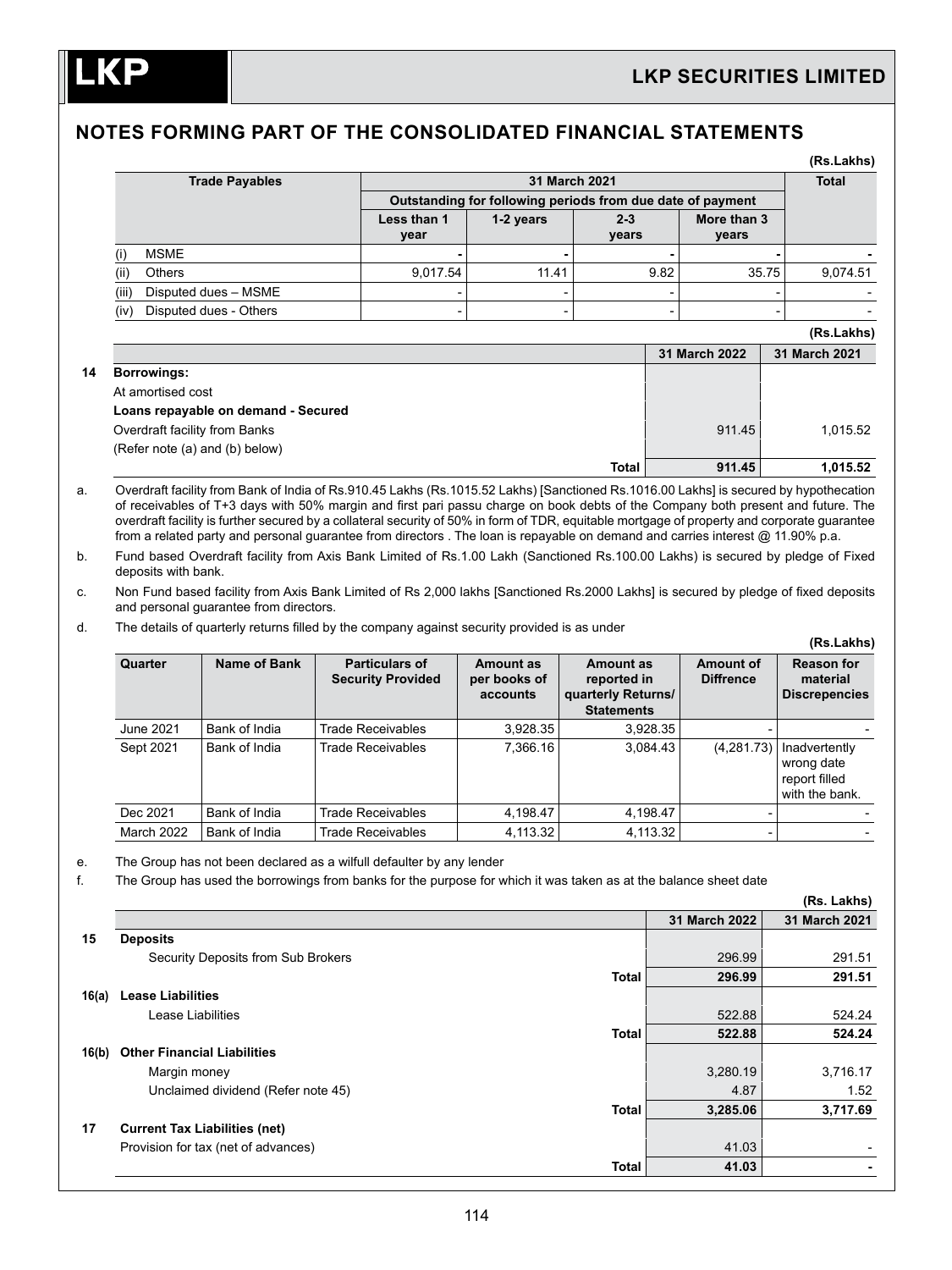## NOTES FORMING PART OF THE CONSOLIDATED FINANCIAL STATEMENTS

(Rs.Lakhs)

| Trade Payables | 31 March 2021 | | | | Total |
|---|---|---|---|---|---|
| | Outstanding for following periods from due date of payment | | | | |
| | Less than 1 year | 1-2 years | 2-3 years | More than 3 years | |
| (i) MSME | - | - | - | - | - |
| (ii) Others | 9,017.54 | 11.41 | 9.82 | 35.75 | 9,074.51 |
| (iii) Disputed dues – MSME | - | - | - | - | - |
| (iv) Disputed dues - Others | - | - | - | - | - |

(Rs.Lakhs)

| | | 31 March 2022 | 31 March 2021 |
|---|---|---|---|
| **14** | **Borrowings:** | | |
| | At amortised cost | | |
| | **Loans repayable on demand - Secured** | | |
| | Overdraft facility from Banks | 911.45 | 1,015.52 |
| | (Refer note (a) and (b) below) | | |
| | **Total** | **911.45** | **1,015.52** |

a. Overdraft facility from Bank of India of Rs.910.45 Lakhs (Rs.1015.52 Lakhs) [Sanctioned Rs.1016.00 Lakhs] is secured by hypothecation of receivables of T+3 days with 50% margin and first pari passu charge on book debts of the Company both present and future. The overdraft facility is further secured by a collateral security of 50% in form of TDR, equitable mortgage of property and corporate guarantee from a related party and personal guarantee from directors . The loan is repayable on demand and carries interest @ 11.90% p.a.

b. Fund based Overdraft facility from Axis Bank Limited of Rs.1.00 Lakh (Sanctioned Rs.100.00 Lakhs) is secured by pledge of Fixed deposits with bank.

c. Non Fund based facility from Axis Bank Limited of Rs 2,000 lakhs [Sanctioned Rs.2000 Lakhs] is secured by pledge of fixed deposits and personal guarantee from directors.

d. The details of quarterly returns filled by the company against security provided is as under

(Rs.Lakhs)

| Quarter | Name of Bank | Particulars of Security Provided | Amount as per books of accounts | Amount as reported in quarterly Returns/ Statements | Amount of Diffrence | Reason for material Discrepencies |
|---|---|---|---|---|---|---|
| June 2021 | Bank of India | Trade Receivables | 3,928.35 | 3,928.35 | - | - |
| Sept 2021 | Bank of India | Trade Receivables | 7,366.16 | 3,084.43 | (4,281.73) | Inadvertently wrong date report filled with the bank. |
| Dec 2021 | Bank of India | Trade Receivables | 4,198.47 | 4,198.47 | - | - |
| March 2022 | Bank of India | Trade Receivables | 4,113.32 | 4,113.32 | - | - |

e. The Group has not been declared as a wilfull defaulter by any lender

f. The Group has used the borrowings from banks for the purpose for which it was taken as at the balance sheet date

(Rs. Lakhs)

| | | 31 March 2022 | 31 March 2021 |
|---|---|---|---|
| **15** | **Deposits** | | |
| | Security Deposits from Sub Brokers | 296.99 | 291.51 |
| | **Total** | **296.99** | **291.51** |
| **16(a)** | **Lease Liabilities** | | |
| | Lease Liabilities | 522.88 | 524.24 |
| | **Total** | **522.88** | **524.24** |
| **16(b)** | **Other Financial Liabilities** | | |
| | Margin money | 3,280.19 | 3,716.17 |
| | Unclaimed dividend (Refer note 45) | 4.87 | 1.52 |
| | **Total** | **3,285.06** | **3,717.69** |
| **17** | **Current Tax Liabilities (net)** | | |
| | Provision for tax (net of advances) | 41.03 | - |
| | **Total** | **41.03** | **-** |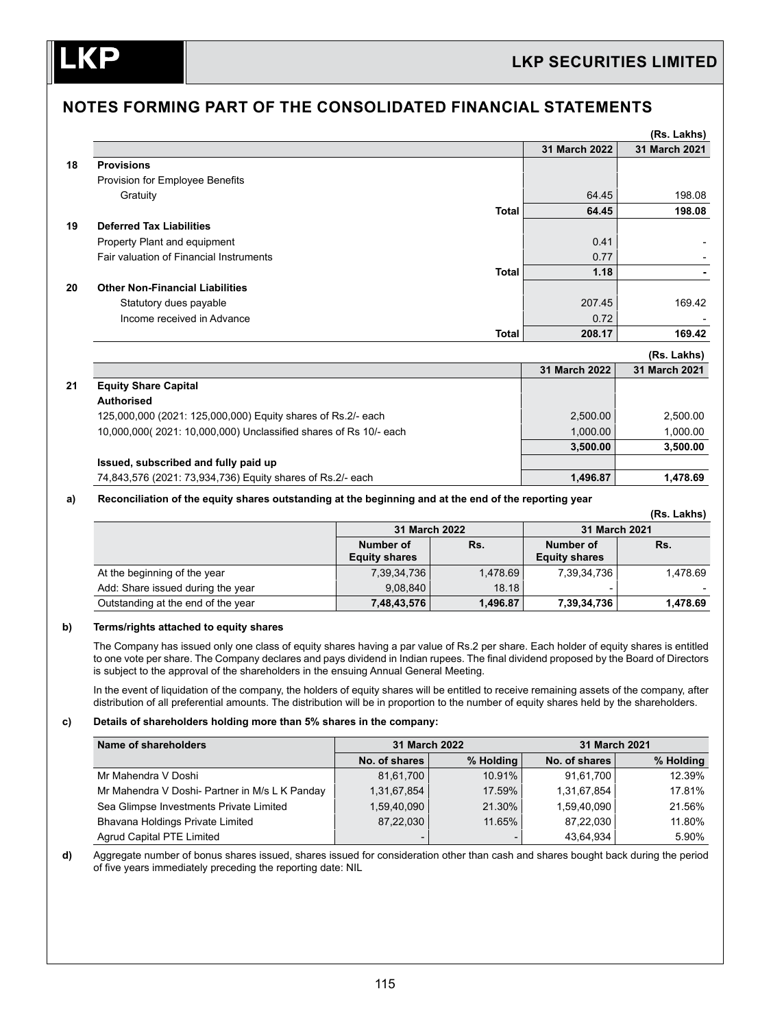## NOTES FORMING PART OF THE CONSOLIDATED FINANCIAL STATEMENTS

(Rs. Lakhs)

| | | 31 March 2022 | 31 March 2021 |
|---|---|---|---|
| **18** | **Provisions** | | |
| | Provision for Employee Benefits | | |
| | Gratuity | 64.45 | 198.08 |
| | **Total** | **64.45** | **198.08** |
| **19** | **Deferred Tax Liabilities** | | |
| | Property Plant and equipment | 0.41 | - |
| | Fair valuation of Financial Instruments | 0.77 | - |
| | **Total** | **1.18** | **-** |
| **20** | **Other Non-Financial Liabilities** | | |
| | Statutory dues payable | 207.45 | 169.42 |
| | Income received in Advance | 0.72 | - |
| | **Total** | **208.17** | **169.42** |

(Rs. Lakhs)

| | | 31 March 2022 | 31 March 2021 |
|---|---|---|---|
| **21** | **Equity Share Capital** | | |
| | **Authorised** | | |
| | 125,000,000 (2021: 125,000,000) Equity shares of Rs.2/- each | 2,500.00 | 2,500.00 |
| | 10,000,000( 2021: 10,000,000) Unclassified shares of Rs 10/- each | 1,000.00 | 1,000.00 |
| | | **3,500.00** | **3,500.00** |
| | **Issued, subscribed and fully paid up** | | |
| | 74,843,576 (2021: 73,934,736) Equity shares of Rs.2/- each | **1,496.87** | **1,478.69** |

**a) Reconciliation of the equity shares outstanding at the beginning and at the end of the reporting year**

(Rs. Lakhs)

| | 31 March 2022 | | 31 March 2021 | |
|---|---|---|---|---|
| | Number of Equity shares | Rs. | Number of Equity shares | Rs. |
| At the beginning of the year | 7,39,34,736 | 1,478.69 | 7,39,34,736 | 1,478.69 |
| Add: Share issued during the year | 9,08,840 | 18.18 | - | - |
| Outstanding at the end of the year | **7,48,43,576** | **1,496.87** | **7,39,34,736** | **1,478.69** |

**b) Terms/rights attached to equity shares**

The Company has issued only one class of equity shares having a par value of Rs.2 per share. Each holder of equity shares is entitled to one vote per share. The Company declares and pays dividend in Indian rupees. The final dividend proposed by the Board of Directors is subject to the approval of the shareholders in the ensuing Annual General Meeting.

In the event of liquidation of the company, the holders of equity shares will be entitled to receive remaining assets of the company, after distribution of all preferential amounts. The distribution will be in proportion to the number of equity shares held by the shareholders.

**c) Details of shareholders holding more than 5% shares in the company:**

| Name of shareholders | 31 March 2022 | | 31 March 2021 | |
|---|---|---|---|---|
| | No. of shares | % Holding | No. of shares | % Holding |
| Mr Mahendra V Doshi | 81,61,700 | 10.91% | 91,61,700 | 12.39% |
| Mr Mahendra V Doshi- Partner in M/s L K Panday | 1,31,67,854 | 17.59% | 1,31,67,854 | 17.81% |
| Sea Glimpse Investments Private Limited | 1,59,40,090 | 21.30% | 1,59,40,090 | 21.56% |
| Bhavana Holdings Private Limited | 87,22,030 | 11.65% | 87,22,030 | 11.80% |
| Agrud Capital PTE Limited | - | - | 43,64,934 | 5.90% |

**d)** Aggregate number of bonus shares issued, shares issued for consideration other than cash and shares bought back during the period of five years immediately preceding the reporting date: NIL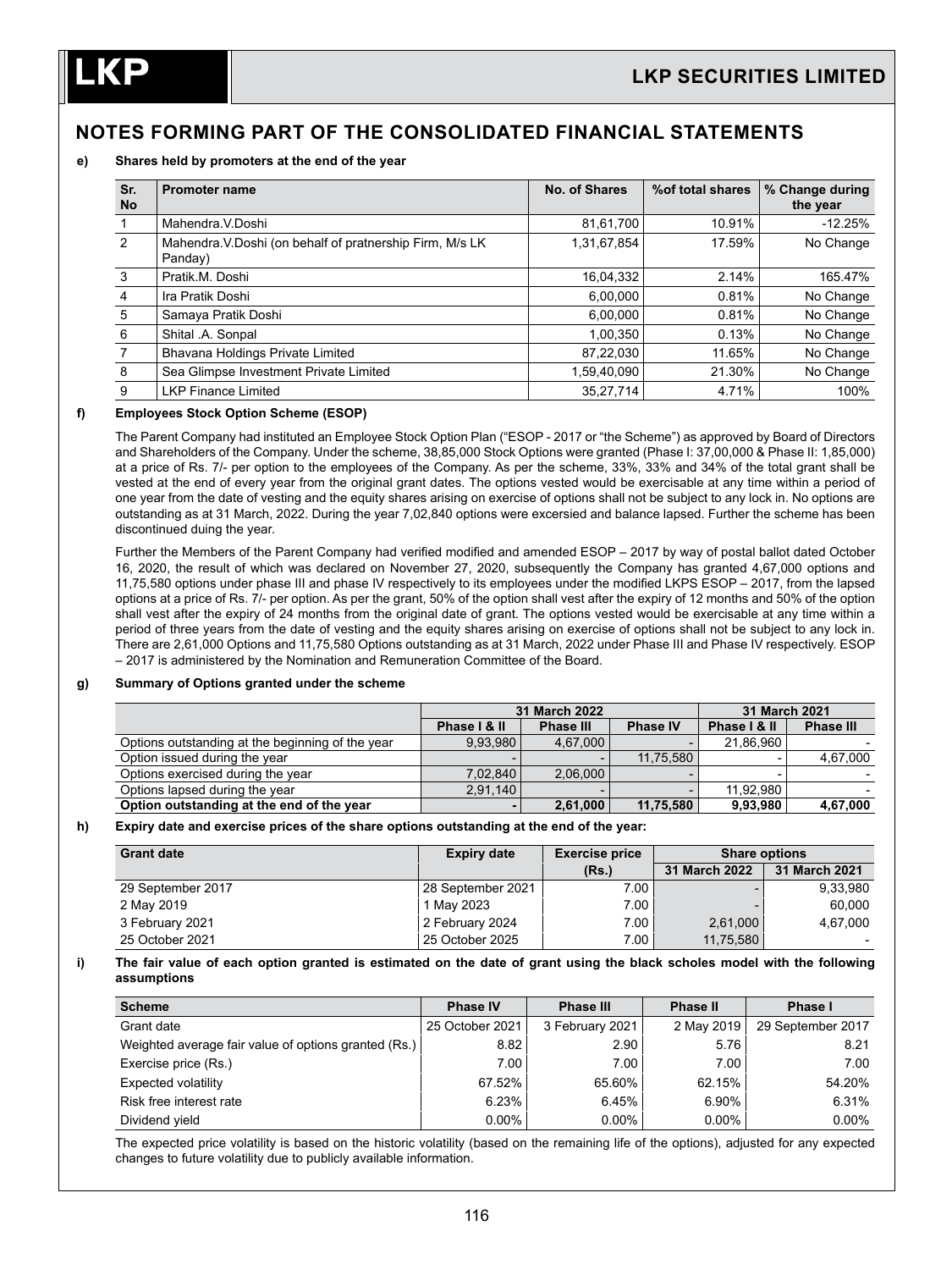## NOTES FORMING PART OF THE CONSOLIDATED FINANCIAL STATEMENTS

**e) Shares held by promoters at the end of the year**

| Sr. No | Promoter name | No. of Shares | %of total shares | % Change during the year |
|---|---|---|---|---|
| 1 | Mahendra.V.Doshi | 81,61,700 | 10.91% | -12.25% |
| 2 | Mahendra.V.Doshi (on behalf of pratnership Firm, M/s LK Panday) | 1,31,67,854 | 17.59% | No Change |
| 3 | Pratik.M. Doshi | 16,04,332 | 2.14% | 165.47% |
| 4 | Ira Pratik Doshi | 6,00,000 | 0.81% | No Change |
| 5 | Samaya Pratik Doshi | 6,00,000 | 0.81% | No Change |
| 6 | Shital .A. Sonpal | 1,00,350 | 0.13% | No Change |
| 7 | Bhavana Holdings Private Limited | 87,22,030 | 11.65% | No Change |
| 8 | Sea Glimpse Investment Private Limited | 1,59,40,090 | 21.30% | No Change |
| 9 | LKP Finance Limited | 35,27,714 | 4.71% | 100% |

**f) Employees Stock Option Scheme (ESOP)**

The Parent Company had instituted an Employee Stock Option Plan ("ESOP - 2017 or "the Scheme") as approved by Board of Directors and Shareholders of the Company. Under the scheme, 38,85,000 Stock Options were granted (Phase I: 37,00,000 & Phase II: 1,85,000) at a price of Rs. 7/- per option to the employees of the Company. As per the scheme, 33%, 33% and 34% of the total grant shall be vested at the end of every year from the original grant dates. The options vested would be exercisable at any time within a period of one year from the date of vesting and the equity shares arising on exercise of options shall not be subject to any lock in. No options are outstanding as at 31 March, 2022. During the year 7,02,840 options were excersied and balance lapsed. Further the scheme has been discontinued duing the year.

Further the Members of the Parent Company had verified modified and amended ESOP – 2017 by way of postal ballot dated October 16, 2020, the result of which was declared on November 27, 2020, subsequently the Company has granted 4,67,000 options and 11,75,580 options under phase III and phase IV respectively to its employees under the modified LKPS ESOP – 2017, from the lapsed options at a price of Rs. 7/- per option. As per the grant, 50% of the option shall vest after the expiry of 12 months and 50% of the option shall vest after the expiry of 24 months from the original date of grant. The options vested would be exercisable at any time within a period of three years from the date of vesting and the equity shares arising on exercise of options shall not be subject to any lock in. There are 2,61,000 Options and 11,75,580 Options outstanding as at 31 March, 2022 under Phase III and Phase IV respectively. ESOP – 2017 is administered by the Nomination and Remuneration Committee of the Board.

**g) Summary of Options granted under the scheme**

| | 31 March 2022 | | | 31 March 2021 | |
|---|---|---|---|---|---|
| | Phase I & II | Phase III | Phase IV | Phase I & II | Phase III |
| Options outstanding at the beginning of the year | 9,93,980 | 4,67,000 | - | 21,86,960 | - |
| Option issued during the year | - | - | 11,75,580 | - | 4,67,000 |
| Options exercised during the year | 7,02,840 | 2,06,000 | - | - | - |
| Options lapsed during the year | 2,91,140 | - | - | 11,92,980 | - |
| **Option outstanding at the end of the year** | **-** | **2,61,000** | **11,75,580** | **9,93,980** | **4,67,000** |

**h) Expiry date and exercise prices of the share options outstanding at the end of the year:**

| Grant date | Expiry date | Exercise price (Rs.) | Share options 31 March 2022 | Share options 31 March 2021 |
|---|---|---|---|---|
| 29 September 2017 | 28 September 2021 | 7.00 | - | 9,33,980 |
| 2 May 2019 | 1 May 2023 | 7.00 | - | 60,000 |
| 3 February 2021 | 2 February 2024 | 7.00 | 2,61,000 | 4,67,000 |
| 25 October 2021 | 25 October 2025 | 7.00 | 11,75,580 | - |

**i) The fair value of each option granted is estimated on the date of grant using the black scholes model with the following assumptions**

| Scheme | Phase IV | Phase III | Phase II | Phase I |
|---|---|---|---|---|
| Grant date | 25 October 2021 | 3 February 2021 | 2 May 2019 | 29 September 2017 |
| Weighted average fair value of options granted (Rs.) | 8.82 | 2.90 | 5.76 | 8.21 |
| Exercise price (Rs.) | 7.00 | 7.00 | 7.00 | 7.00 |
| Expected volatility | 67.52% | 65.60% | 62.15% | 54.20% |
| Risk free interest rate | 6.23% | 6.45% | 6.90% | 6.31% |
| Dividend yield | 0.00% | 0.00% | 0.00% | 0.00% |

The expected price volatility is based on the historic volatility (based on the remaining life of the options), adjusted for any expected changes to future volatility due to publicly available information.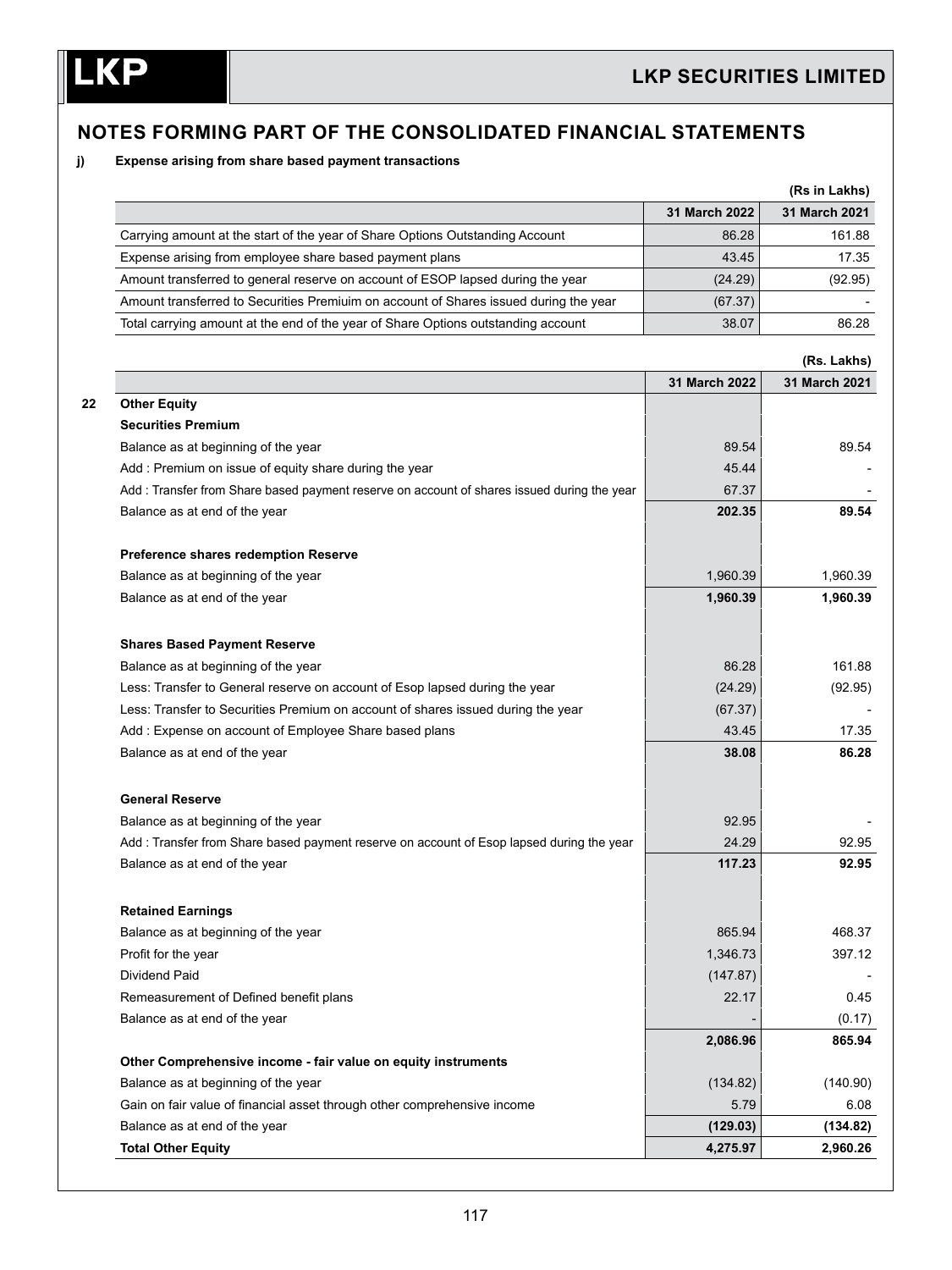## NOTES FORMING PART OF THE CONSOLIDATED FINANCIAL STATEMENTS

**j) Expense arising from share based payment transactions**

(Rs in Lakhs)

| | 31 March 2022 | 31 March 2021 |
|---|---|---|
| Carrying amount at the start of the year of Share Options Outstanding Account | 86.28 | 161.88 |
| Expense arising from employee share based payment plans | 43.45 | 17.35 |
| Amount transferred to general reserve on account of ESOP lapsed during the year | (24.29) | (92.95) |
| Amount transferred to Securities Premiuim on account of Shares issued during the year | (67.37) | - |
| Total carrying amount at the end of the year of Share Options outstanding account | 38.07 | 86.28 |

(Rs. Lakhs)

| | | 31 March 2022 | 31 March 2021 |
|---|---|---|---|
| 22 | **Other Equity** | | |
| | **Securities Premium** | | |
| | Balance as at beginning of the year | 89.54 | 89.54 |
| | Add : Premium on issue of equity share during the year | 45.44 | - |
| | Add : Transfer from Share based payment reserve on account of shares issued during the year | 67.37 | - |
| | Balance as at end of the year | **202.35** | **89.54** |
| | | | |
| | **Preference shares redemption Reserve** | | |
| | Balance as at beginning of the year | 1,960.39 | 1,960.39 |
| | Balance as at end of the year | **1,960.39** | **1,960.39** |
| | | | |
| | **Shares Based Payment Reserve** | | |
| | Balance as at beginning of the year | 86.28 | 161.88 |
| | Less: Transfer to General reserve on account of Esop lapsed during the year | (24.29) | (92.95) |
| | Less: Transfer to Securities Premium on account of shares issued during the year | (67.37) | - |
| | Add : Expense on account of Employee Share based plans | 43.45 | 17.35 |
| | Balance as at end of the year | **38.08** | **86.28** |
| | | | |
| | **General Reserve** | | |
| | Balance as at beginning of the year | 92.95 | - |
| | Add : Transfer from Share based payment reserve on account of Esop lapsed during the year | 24.29 | 92.95 |
| | Balance as at end of the year | **117.23** | **92.95** |
| | | | |
| | **Retained Earnings** | | |
| | Balance as at beginning of the year | 865.94 | 468.37 |
| | Profit for the year | 1,346.73 | 397.12 |
| | Dividend Paid | (147.87) | - |
| | Remeasurement of Defined benefit plans | 22.17 | 0.45 |
| | Balance as at end of the year | - | (0.17) |
| | | **2,086.96** | **865.94** |
| | **Other Comprehensive income - fair value on equity instruments** | | |
| | Balance as at beginning of the year | (134.82) | (140.90) |
| | Gain on fair value of financial asset through other comprehensive income | 5.79 | 6.08 |
| | Balance as at end of the year | **(129.03)** | **(134.82)** |
| | **Total Other Equity** | **4,275.97** | **2,960.26** |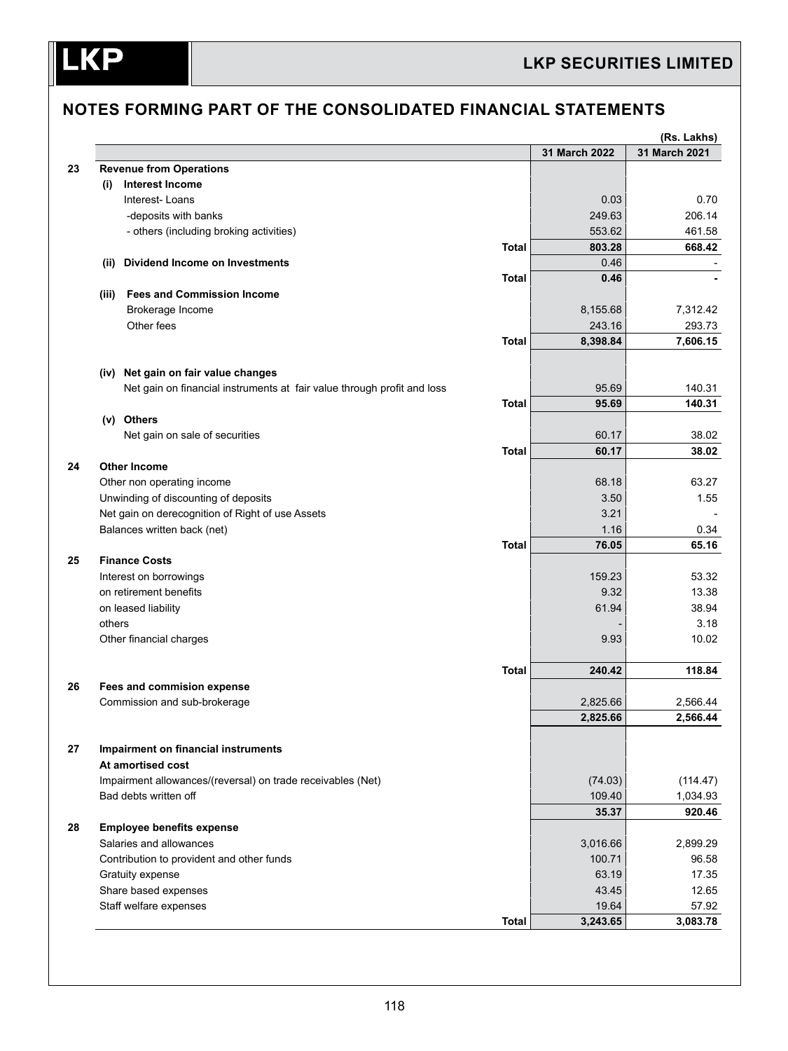## NOTES FORMING PART OF THE CONSOLIDATED FINANCIAL STATEMENTS

(Rs. Lakhs)

| | | | 31 March 2022 | 31 March 2021 |
|---|---|---|---|---|
| **23** | **Revenue from Operations** | | | |
| | **(i) Interest Income** | | | |
| | Interest- Loans | | 0.03 | 0.70 |
| | -deposits with banks | | 249.63 | 206.14 |
| | - others (including broking activities) | | 553.62 | 461.58 |
| | | **Total** | **803.28** | **668.42** |
| | **(ii) Dividend Income on Investments** | | 0.46 | - |
| | | **Total** | **0.46** | **-** |
| | **(iii) Fees and Commission Income** | | | |
| | Brokerage Income | | 8,155.68 | 7,312.42 |
| | Other fees | | 243.16 | 293.73 |
| | | **Total** | **8,398.84** | **7,606.15** |
| | **(iv) Net gain on fair value changes** | | | |
| | Net gain on financial instruments at fair value through profit and loss | | 95.69 | 140.31 |
| | | **Total** | **95.69** | **140.31** |
| | **(v) Others** | | | |
| | Net gain on sale of securities | | 60.17 | 38.02 |
| | | **Total** | **60.17** | **38.02** |
| **24** | **Other Income** | | | |
| | Other non operating income | | 68.18 | 63.27 |
| | Unwinding of discounting of deposits | | 3.50 | 1.55 |
| | Net gain on derecognition of Right of use Assets | | 3.21 | - |
| | Balances written back (net) | | 1.16 | 0.34 |
| | | **Total** | **76.05** | **65.16** |
| **25** | **Finance Costs** | | | |
| | Interest on borrowings | | 159.23 | 53.32 |
| | on retirement benefits | | 9.32 | 13.38 |
| | on leased liability | | 61.94 | 38.94 |
| | others | | - | 3.18 |
| | Other financial charges | | 9.93 | 10.02 |
| | | **Total** | **240.42** | **118.84** |
| **26** | **Fees and commision expense** | | | |
| | Commission and sub-brokerage | | 2,825.66 | 2,566.44 |
| | | | **2,825.66** | **2,566.44** |
| **27** | **Impairment on financial instruments** | | | |
| | **At amortised cost** | | | |
| | Impairment allowances/(reversal) on trade receivables (Net) | | (74.03) | (114.47) |
| | Bad debts written off | | 109.40 | 1,034.93 |
| | | | **35.37** | **920.46** |
| **28** | **Employee benefits expense** | | | |
| | Salaries and allowances | | 3,016.66 | 2,899.29 |
| | Contribution to provident and other funds | | 100.71 | 96.58 |
| | Gratuity expense | | 63.19 | 17.35 |
| | Share based expenses | | 43.45 | 12.65 |
| | Staff welfare expenses | | 19.64 | 57.92 |
| | | **Total** | **3,243.65** | **3,083.78** |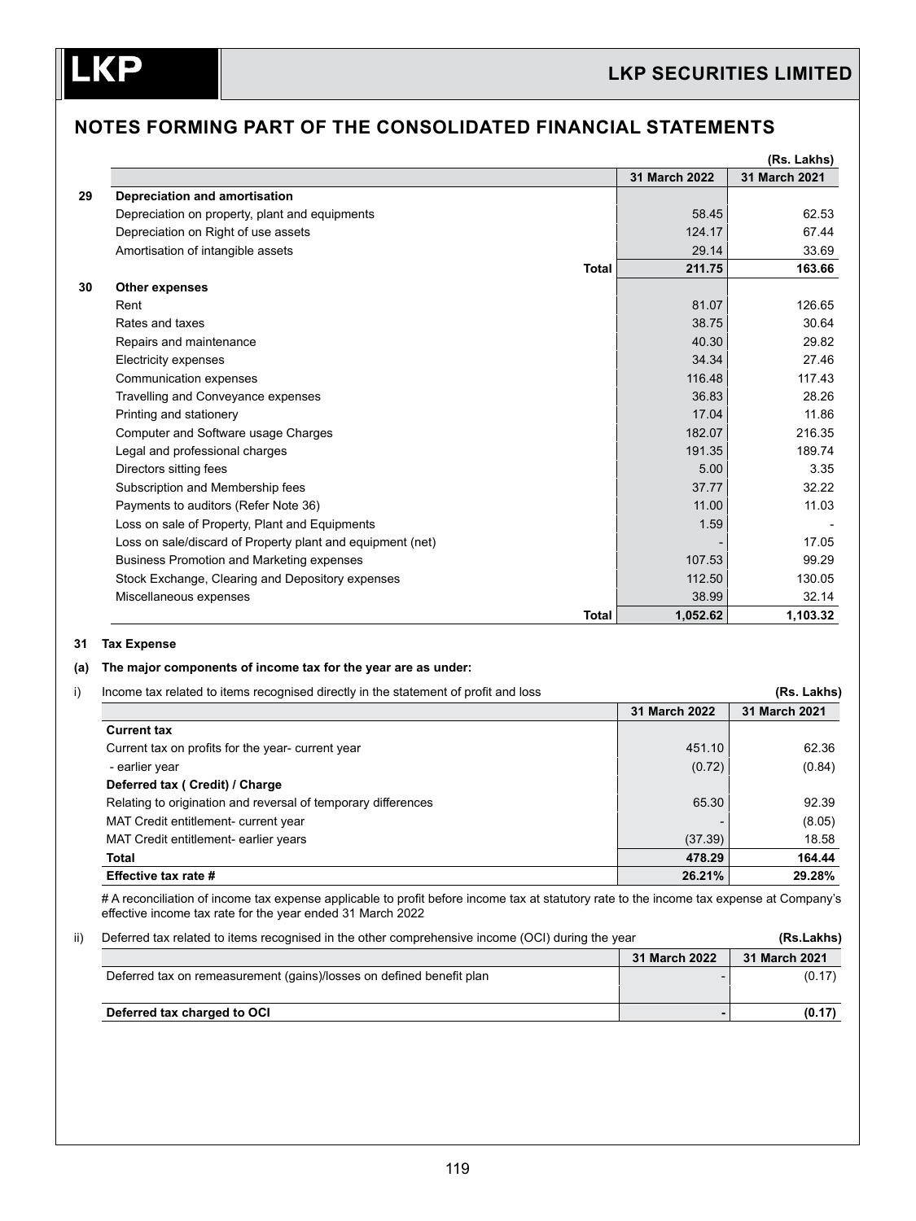## NOTES FORMING PART OF THE CONSOLIDATED FINANCIAL STATEMENTS

(Rs. Lakhs)

| | | 31 March 2022 | 31 March 2021 |
|---|---|---|---|
| **29** | **Depreciation and amortisation** | | |
| | Depreciation on property, plant and equipments | 58.45 | 62.53 |
| | Depreciation on Right of use assets | 124.17 | 67.44 |
| | Amortisation of intangible assets | 29.14 | 33.69 |
| | **Total** | **211.75** | **163.66** |
| **30** | **Other expenses** | | |
| | Rent | 81.07 | 126.65 |
| | Rates and taxes | 38.75 | 30.64 |
| | Repairs and maintenance | 40.30 | 29.82 |
| | Electricity expenses | 34.34 | 27.46 |
| | Communication expenses | 116.48 | 117.43 |
| | Travelling and Conveyance expenses | 36.83 | 28.26 |
| | Printing and stationery | 17.04 | 11.86 |
| | Computer and Software usage Charges | 182.07 | 216.35 |
| | Legal and professional charges | 191.35 | 189.74 |
| | Directors sitting fees | 5.00 | 3.35 |
| | Subscription and Membership fees | 37.77 | 32.22 |
| | Payments to auditors (Refer Note 36) | 11.00 | 11.03 |
| | Loss on sale of Property, Plant and Equipments | 1.59 | - |
| | Loss on sale/discard of Property plant and equipment (net) | - | 17.05 |
| | Business Promotion and Marketing expenses | 107.53 | 99.29 |
| | Stock Exchange, Clearing and Depository expenses | 112.50 | 130.05 |
| | Miscellaneous expenses | 38.99 | 32.14 |
| | **Total** | **1,052.62** | **1,103.32** |

**31 Tax Expense**

**(a) The major components of income tax for the year are as under:**

i) Income tax related to items recognised directly in the statement of profit and loss (Rs. Lakhs)

| | 31 March 2022 | 31 March 2021 |
|---|---|---|
| **Current tax** | | |
| Current tax on profits for the year- current year | 451.10 | 62.36 |
| - earlier year | (0.72) | (0.84) |
| **Deferred tax ( Credit) / Charge** | | |
| Relating to origination and reversal of temporary differences | 65.30 | 92.39 |
| MAT Credit entitlement- current year | - | (8.05) |
| MAT Credit entitlement- earlier years | (37.39) | 18.58 |
| **Total** | **478.29** | **164.44** |
| **Effective tax rate #** | **26.21%** | **29.28%** |

# A reconciliation of income tax expense applicable to profit before income tax at statutory rate to the income tax expense at Company's effective income tax rate for the year ended 31 March 2022

ii) Deferred tax related to items recognised in the other comprehensive income (OCI) during the year (Rs.Lakhs)

| | 31 March 2022 | 31 March 2021 |
|---|---|---|
| Deferred tax on remeasurement (gains)/losses on defined benefit plan | - | (0.17) |
| **Deferred tax charged to OCI** | **-** | **(0.17)** |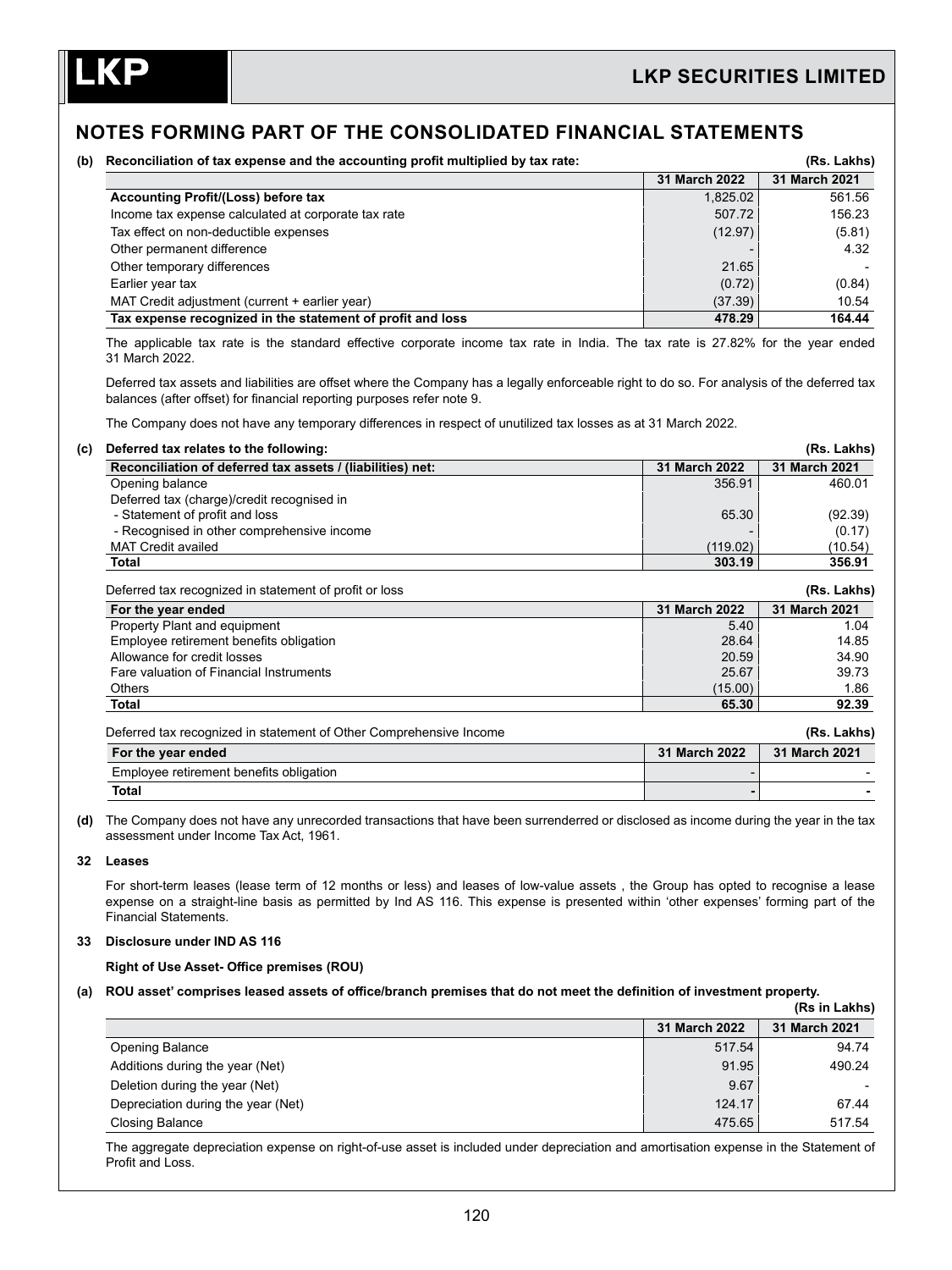## NOTES FORMING PART OF THE CONSOLIDATED FINANCIAL STATEMENTS

**(b) Reconciliation of tax expense and the accounting profit multiplied by tax rate:** **(Rs. Lakhs)**

| | 31 March 2022 | 31 March 2021 |
|---|---|---|
| **Accounting Profit/(Loss) before tax** | 1,825.02 | 561.56 |
| Income tax expense calculated at corporate tax rate | 507.72 | 156.23 |
| Tax effect on non-deductible expenses | (12.97) | (5.81) |
| Other permanent difference | - | 4.32 |
| Other temporary differences | 21.65 | - |
| Earlier year tax | (0.72) | (0.84) |
| MAT Credit adjustment (current + earlier year) | (37.39) | 10.54 |
| **Tax expense recognized in the statement of profit and loss** | **478.29** | **164.44** |

The applicable tax rate is the standard effective corporate income tax rate in India. The tax rate is 27.82% for the year ended 31 March 2022.

Deferred tax assets and liabilities are offset where the Company has a legally enforceable right to do so. For analysis of the deferred tax balances (after offset) for financial reporting purposes refer note 9.

The Company does not have any temporary differences in respect of unutilized tax losses as at 31 March 2022.

**(c) Deferred tax relates to the following:** **(Rs. Lakhs)**

| Reconciliation of deferred tax assets / (liabilities) net: | 31 March 2022 | 31 March 2021 |
|---|---|---|
| Opening balance | 356.91 | 460.01 |
| Deferred tax (charge)/credit recognised in | | |
| - Statement of profit and loss | 65.30 | (92.39) |
| - Recognised in other comprehensive income | - | (0.17) |
| MAT Credit availed | (119.02) | (10.54) |
| **Total** | **303.19** | **356.91** |

Deferred tax recognized in statement of profit or loss **(Rs. Lakhs)**

| For the year ended | 31 March 2022 | 31 March 2021 |
|---|---|---|
| Property Plant and equipment | 5.40 | 1.04 |
| Employee retirement benefits obligation | 28.64 | 14.85 |
| Allowance for credit losses | 20.59 | 34.90 |
| Fare valuation of Financial Instruments | 25.67 | 39.73 |
| Others | (15.00) | 1.86 |
| **Total** | **65.30** | **92.39** |

Deferred tax recognized in statement of Other Comprehensive Income **(Rs. Lakhs)**

| For the year ended | 31 March 2022 | 31 March 2021 |
|---|---|---|
| Employee retirement benefits obligation | - | - |
| **Total** | **-** | **-** |

**(d)** The Company does not have any unrecorded transactions that have been surrenderred or disclosed as income during the year in the tax assessment under Income Tax Act, 1961.

**32 Leases**

For short-term leases (lease term of 12 months or less) and leases of low-value assets , the Group has opted to recognise a lease expense on a straight-line basis as permitted by Ind AS 116. This expense is presented within 'other expenses' forming part of the Financial Statements.

**33 Disclosure under IND AS 116**

**Right of Use Asset- Office premises (ROU)**

**(a) ROU asset' comprises leased assets of office/branch premises that do not meet the definition of investment property.** **(Rs in Lakhs)**

| | 31 March 2022 | 31 March 2021 |
|---|---|---|
| Opening Balance | 517.54 | 94.74 |
| Additions during the year (Net) | 91.95 | 490.24 |
| Deletion during the year (Net) | 9.67 | - |
| Depreciation during the year (Net) | 124.17 | 67.44 |
| Closing Balance | 475.65 | 517.54 |

The aggregate depreciation expense on right-of-use asset is included under depreciation and amortisation expense in the Statement of Profit and Loss.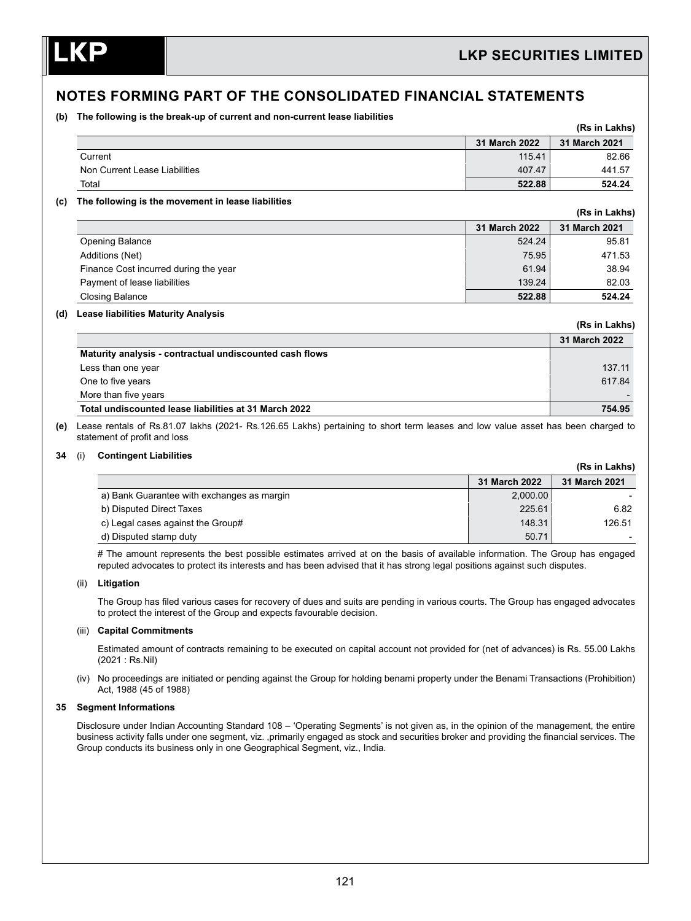# NOTES FORMING PART OF THE CONSOLIDATED FINANCIAL STATEMENTS

**(b) The following is the break-up of current and non-current lease liabilities**

**(Rs in Lakhs)**

| | 31 March 2022 | 31 March 2021 |
|---|---|---|
| Current | 115.41 | 82.66 |
| Non Current Lease Liabilities | 407.47 | 441.57 |
| Total | **522.88** | **524.24** |

**(c) The following is the movement in lease liabilities**

**(Rs in Lakhs)**

| | 31 March 2022 | 31 March 2021 |
|---|---|---|
| Opening Balance | 524.24 | 95.81 |
| Additions (Net) | 75.95 | 471.53 |
| Finance Cost incurred during the year | 61.94 | 38.94 |
| Payment of lease liabilities | 139.24 | 82.03 |
| Closing Balance | **522.88** | **524.24** |

**(d) Lease liabilities Maturity Analysis**

**(Rs in Lakhs)**

| | 31 March 2022 |
|---|---|
| **Maturity analysis - contractual undiscounted cash flows** | |
| Less than one year | 137.11 |
| One to five years | 617.84 |
| More than five years | - |
| **Total undiscounted lease liabilities at 31 March 2022** | **754.95** |

**(e)** Lease rentals of Rs.81.07 lakhs (2021- Rs.126.65 Lakhs) pertaining to short term leases and low value asset has been charged to statement of profit and loss

**34** (i) **Contingent Liabilities**

**(Rs in Lakhs)**

| | 31 March 2022 | 31 March 2021 |
|---|---|---|
| a) Bank Guarantee with exchanges as margin | 2,000.00 | - |
| b) Disputed Direct Taxes | 225.61 | 6.82 |
| c) Legal cases against the Group# | 148.31 | 126.51 |
| d) Disputed stamp duty | 50.71 | - |

# The amount represents the best possible estimates arrived at on the basis of available information. The Group has engaged reputed advocates to protect its interests and has been advised that it has strong legal positions against such disputes.

(ii) **Litigation**

The Group has filed various cases for recovery of dues and suits are pending in various courts. The Group has engaged advocates to protect the interest of the Group and expects favourable decision.

(iii) **Capital Commitments**

Estimated amount of contracts remaining to be executed on capital account not provided for (net of advances) is Rs. 55.00 Lakhs (2021 : Rs.Nil)

(iv) No proceedings are initiated or pending against the Group for holding benami property under the Benami Transactions (Prohibition) Act, 1988 (45 of 1988)

**35 Segment Informations**

Disclosure under Indian Accounting Standard 108 – 'Operating Segments' is not given as, in the opinion of the management, the entire business activity falls under one segment, viz. ,primarily engaged as stock and securities broker and providing the financial services. The Group conducts its business only in one Geographical Segment, viz., India.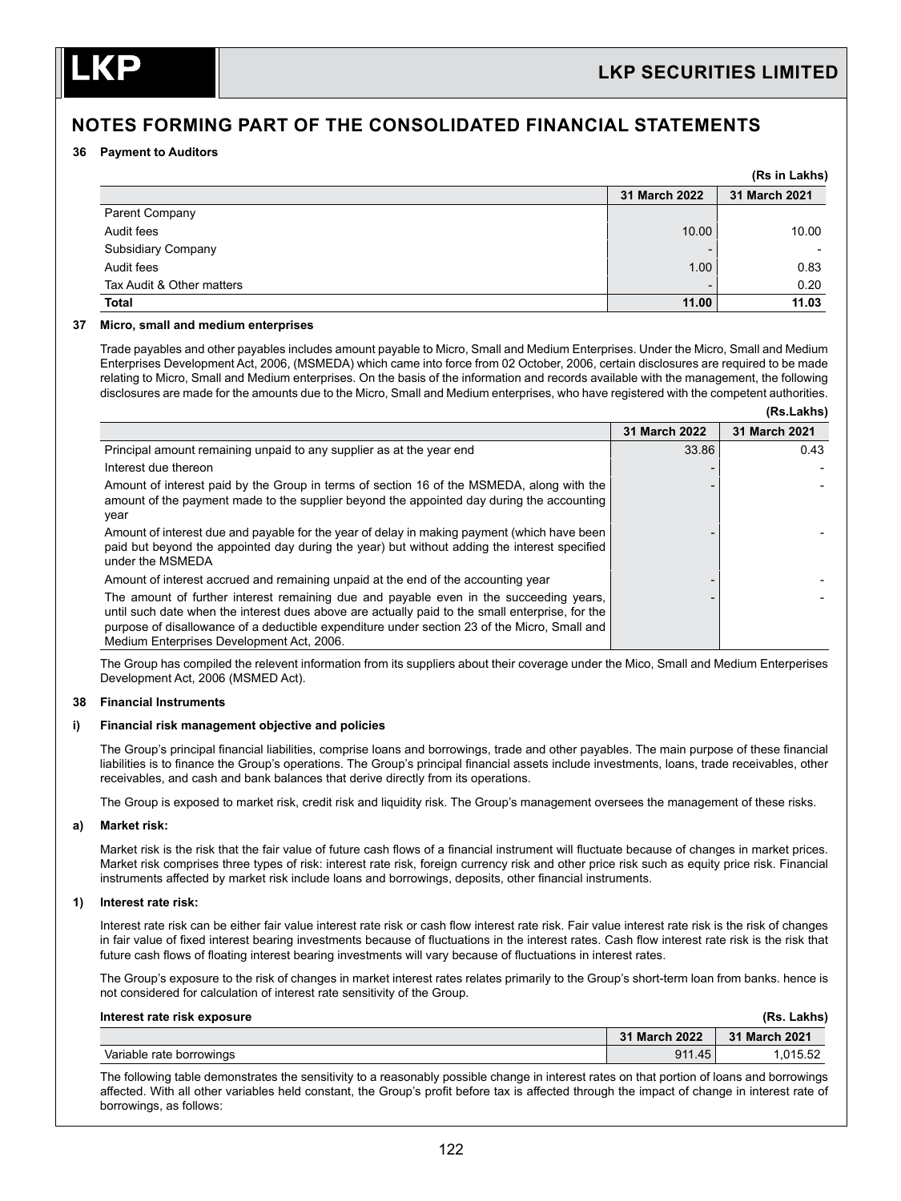## NOTES FORMING PART OF THE CONSOLIDATED FINANCIAL STATEMENTS

**36 Payment to Auditors**

**(Rs in Lakhs)**

| | 31 March 2022 | 31 March 2021 |
|---|---|---|
| Parent Company | | |
| Audit fees | 10.00 | 10.00 |
| Subsidiary Company | - | - |
| Audit fees | 1.00 | 0.83 |
| Tax Audit & Other matters | - | 0.20 |
| **Total** | **11.00** | **11.03** |

**37 Micro, small and medium enterprises**

Trade payables and other payables includes amount payable to Micro, Small and Medium Enterprises. Under the Micro, Small and Medium Enterprises Development Act, 2006, (MSMEDA) which came into force from 02 October, 2006, certain disclosures are required to be made relating to Micro, Small and Medium enterprises. On the basis of the information and records available with the management, the following disclosures are made for the amounts due to the Micro, Small and Medium enterprises, who have registered with the competent authorities.

**(Rs.Lakhs)**

| | 31 March 2022 | 31 March 2021 |
|---|---|---|
| Principal amount remaining unpaid to any supplier as at the year end | 33.86 | 0.43 |
| Interest due thereon | - | - |
| Amount of interest paid by the Group in terms of section 16 of the MSMEDA, along with the amount of the payment made to the supplier beyond the appointed day during the accounting year | - | - |
| Amount of interest due and payable for the year of delay in making payment (which have been paid but beyond the appointed day during the year) but without adding the interest specified under the MSMEDA | - | - |
| Amount of interest accrued and remaining unpaid at the end of the accounting year | - | - |
| The amount of further interest remaining due and payable even in the succeeding years, until such date when the interest dues above are actually paid to the small enterprise, for the purpose of disallowance of a deductible expenditure under section 23 of the Micro, Small and Medium Enterprises Development Act, 2006. | - | - |

The Group has compiled the relevent information from its suppliers about their coverage under the Mico, Small and Medium Enterperises Development Act, 2006 (MSMED Act).

**38 Financial Instruments**

**i) Financial risk management objective and policies**

The Group's principal financial liabilities, comprise loans and borrowings, trade and other payables. The main purpose of these financial liabilities is to finance the Group's operations. The Group's principal financial assets include investments, loans, trade receivables, other receivables, and cash and bank balances that derive directly from its operations.

The Group is exposed to market risk, credit risk and liquidity risk. The Group's management oversees the management of these risks.

**a) Market risk:**

Market risk is the risk that the fair value of future cash flows of a financial instrument will fluctuate because of changes in market prices. Market risk comprises three types of risk: interest rate risk, foreign currency risk and other price risk such as equity price risk. Financial instruments affected by market risk include loans and borrowings, deposits, other financial instruments.

**1) Interest rate risk:**

Interest rate risk can be either fair value interest rate risk or cash flow interest rate risk. Fair value interest rate risk is the risk of changes in fair value of fixed interest bearing investments because of fluctuations in the interest rates. Cash flow interest rate risk is the risk that future cash flows of floating interest bearing investments will vary because of fluctuations in interest rates.

The Group's exposure to the risk of changes in market interest rates relates primarily to the Group's short-term loan from banks. hence is not considered for calculation of interest rate sensitivity of the Group.

**Interest rate risk exposure** **(Rs. Lakhs)**

| | 31 March 2022 | 31 March 2021 |
|---|---|---|
| Variable rate borrowings | 911.45 | 1,015.52 |

The following table demonstrates the sensitivity to a reasonably possible change in interest rates on that portion of loans and borrowings affected. With all other variables held constant, the Group's profit before tax is affected through the impact of change in interest rate of borrowings, as follows: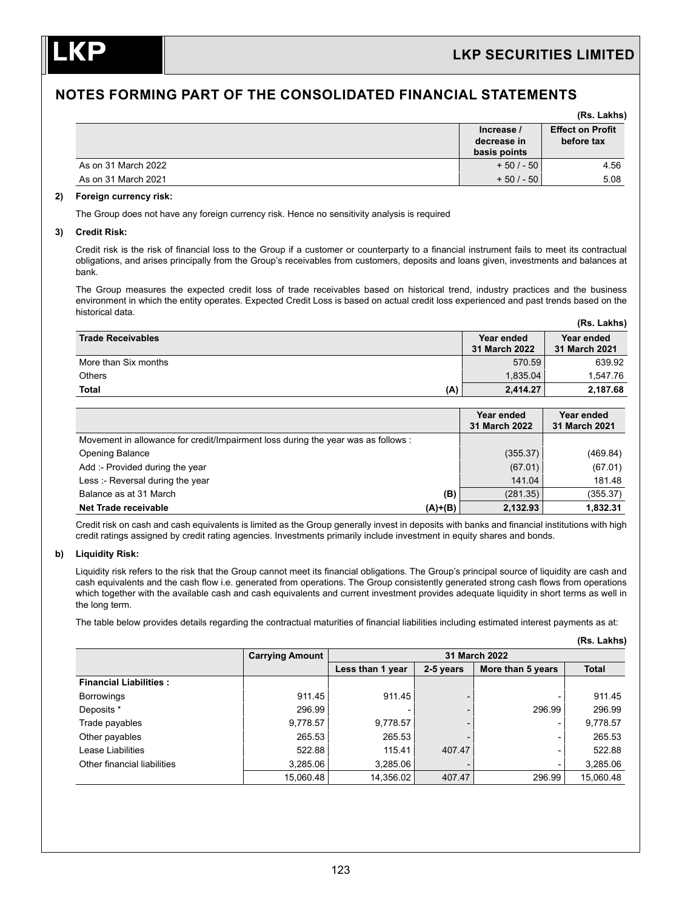## NOTES FORMING PART OF THE CONSOLIDATED FINANCIAL STATEMENTS

(Rs. Lakhs)

| | Increase / decrease in basis points | Effect on Profit before tax |
|---|---|---|
| As on 31 March 2022 | + 50 / - 50 | 4.56 |
| As on 31 March 2021 | + 50 / - 50 | 5.08 |

**2) Foreign currency risk:**

The Group does not have any foreign currency risk. Hence no sensitivity analysis is required

**3) Credit Risk:**

Credit risk is the risk of financial loss to the Group if a customer or counterparty to a financial instrument fails to meet its contractual obligations, and arises principally from the Group's receivables from customers, deposits and loans given, investments and balances at bank.

The Group measures the expected credit loss of trade receivables based on historical trend, industry practices and the business environment in which the entity operates. Expected Credit Loss is based on actual credit loss experienced and past trends based on the historical data.

(Rs. Lakhs)

| Trade Receivables | Year ended 31 March 2022 | Year ended 31 March 2021 |
|---|---|---|
| More than Six months | 570.59 | 639.92 |
| Others | 1,835.04 | 1,547.76 |
| **Total (A)** | **2,414.27** | **2,187.68** |

| | Year ended 31 March 2022 | Year ended 31 March 2021 |
|---|---|---|
| Movement in allowance for credit/Impairment loss during the year was as follows : | | |
| Opening Balance | (355.37) | (469.84) |
| Add :- Provided during the year | (67.01) | (67.01) |
| Less :- Reversal during the year | 141.04 | 181.48 |
| Balance as at 31 March (B) | (281.35) | (355.37) |
| **Net Trade receivable (A)+(B)** | **2,132.93** | **1,832.31** |

Credit risk on cash and cash equivalents is limited as the Group generally invest in deposits with banks and financial institutions with high credit ratings assigned by credit rating agencies. Investments primarily include investment in equity shares and bonds.

**b) Liquidity Risk:**

Liquidity risk refers to the risk that the Group cannot meet its financial obligations. The Group's principal source of liquidity are cash and cash equivalents and the cash flow i.e. generated from operations. The Group consistently generated strong cash flows from operations which together with the available cash and cash equivalents and current investment provides adequate liquidity in short terms as well in the long term.

The table below provides details regarding the contractual maturities of financial liabilities including estimated interest payments as at:

(Rs. Lakhs)

| | Carrying Amount | 31 March 2022 | | | |
|---|---|---|---|---|---|
| | | Less than 1 year | 2-5 years | More than 5 years | Total |
| **Financial Liabilities :** | | | | | |
| Borrowings | 911.45 | 911.45 | - | - | 911.45 |
| Deposits * | 296.99 | - | - | 296.99 | 296.99 |
| Trade payables | 9,778.57 | 9,778.57 | - | - | 9,778.57 |
| Other payables | 265.53 | 265.53 | - | - | 265.53 |
| Lease Liabilities | 522.88 | 115.41 | 407.47 | - | 522.88 |
| Other financial liabilities | 3,285.06 | 3,285.06 | - | - | 3,285.06 |
| | 15,060.48 | 14,356.02 | 407.47 | 296.99 | 15,060.48 |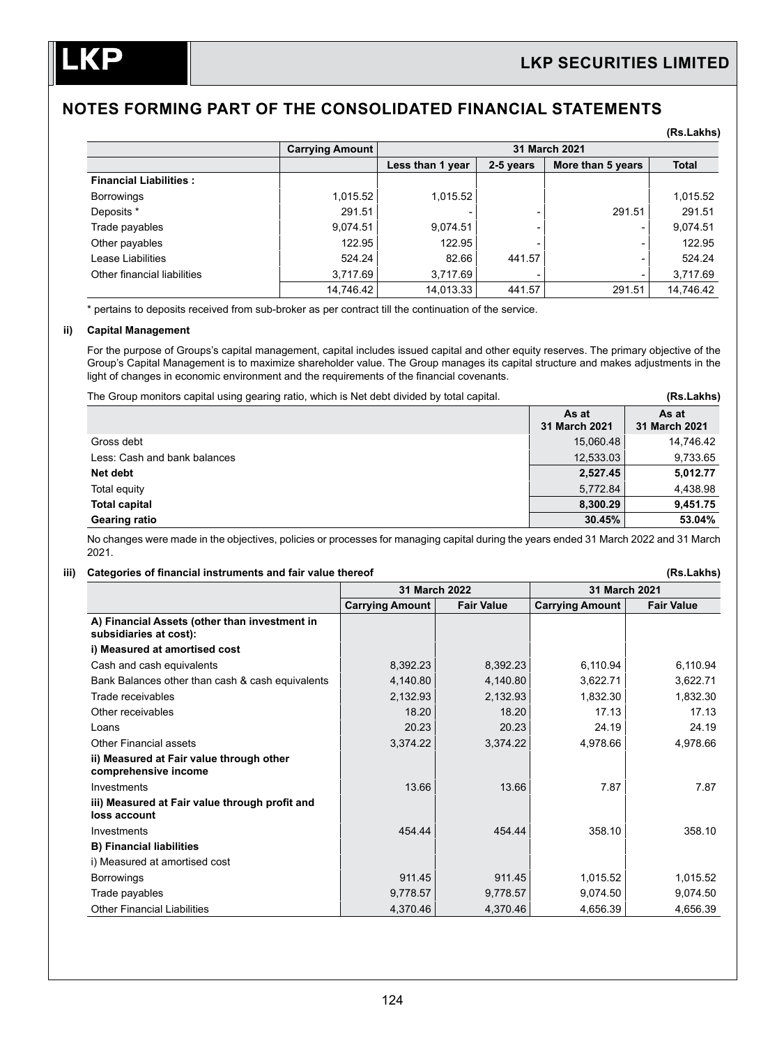## NOTES FORMING PART OF THE CONSOLIDATED FINANCIAL STATEMENTS

(Rs.Lakhs)

| | Carrying Amount | 31 March 2021 | | | |
|---|---|---|---|---|---|
| | | Less than 1 year | 2-5 years | More than 5 years | Total |
| **Financial Liabilities :** | | | | | |
| Borrowings | 1,015.52 | 1,015.52 | | | 1,015.52 |
| Deposits * | 291.51 | - | - | 291.51 | 291.51 |
| Trade payables | 9,074.51 | 9,074.51 | - | - | 9,074.51 |
| Other payables | 122.95 | 122.95 | - | - | 122.95 |
| Lease Liabilities | 524.24 | 82.66 | 441.57 | - | 524.24 |
| Other financial liabilities | 3,717.69 | 3,717.69 | - | - | 3,717.69 |
| | 14,746.42 | 14,013.33 | 441.57 | 291.51 | 14,746.42 |

\* pertains to deposits received from sub-broker as per contract till the continuation of the service.

### ii) Capital Management

For the purpose of Groups's capital management, capital includes issued capital and other equity reserves. The primary objective of the Group's Capital Management is to maximize shareholder value. The Group manages its capital structure and makes adjustments in the light of changes in economic environment and the requirements of the financial covenants.

The Group monitors capital using gearing ratio, which is Net debt divided by total capital. (Rs.Lakhs)

| | As at 31 March 2021 | As at 31 March 2021 |
|---|---|---|
| Gross debt | 15,060.48 | 14,746.42 |
| Less: Cash and bank balances | 12,533.03 | 9,733.65 |
| **Net debt** | **2,527.45** | **5,012.77** |
| Total equity | 5,772.84 | 4,438.98 |
| **Total capital** | **8,300.29** | **9,451.75** |
| **Gearing ratio** | **30.45%** | **53.04%** |

No changes were made in the objectives, policies or processes for managing capital during the years ended 31 March 2022 and 31 March 2021.

### iii) Categories of financial instruments and fair value thereof

(Rs.Lakhs)

| | 31 March 2022 | | 31 March 2021 | |
|---|---|---|---|---|
| | Carrying Amount | Fair Value | Carrying Amount | Fair Value |
| **A) Financial Assets (other than investment in subsidiaries at cost):** | | | | |
| **i) Measured at amortised cost** | | | | |
| Cash and cash equivalents | 8,392.23 | 8,392.23 | 6,110.94 | 6,110.94 |
| Bank Balances other than cash & cash equivalents | 4,140.80 | 4,140.80 | 3,622.71 | 3,622.71 |
| Trade receivables | 2,132.93 | 2,132.93 | 1,832.30 | 1,832.30 |
| Other receivables | 18.20 | 18.20 | 17.13 | 17.13 |
| Loans | 20.23 | 20.23 | 24.19 | 24.19 |
| Other Financial assets | 3,374.22 | 3,374.22 | 4,978.66 | 4,978.66 |
| **ii) Measured at Fair value through other comprehensive income** | | | | |
| Investments | 13.66 | 13.66 | 7.87 | 7.87 |
| **iii) Measured at Fair value through profit and loss account** | | | | |
| Investments | 454.44 | 454.44 | 358.10 | 358.10 |
| **B) Financial liabilities** | | | | |
| i) Measured at amortised cost | | | | |
| Borrowings | 911.45 | 911.45 | 1,015.52 | 1,015.52 |
| Trade payables | 9,778.57 | 9,778.57 | 9,074.50 | 9,074.50 |
| Other Financial Liabilities | 4,370.46 | 4,370.46 | 4,656.39 | 4,656.39 |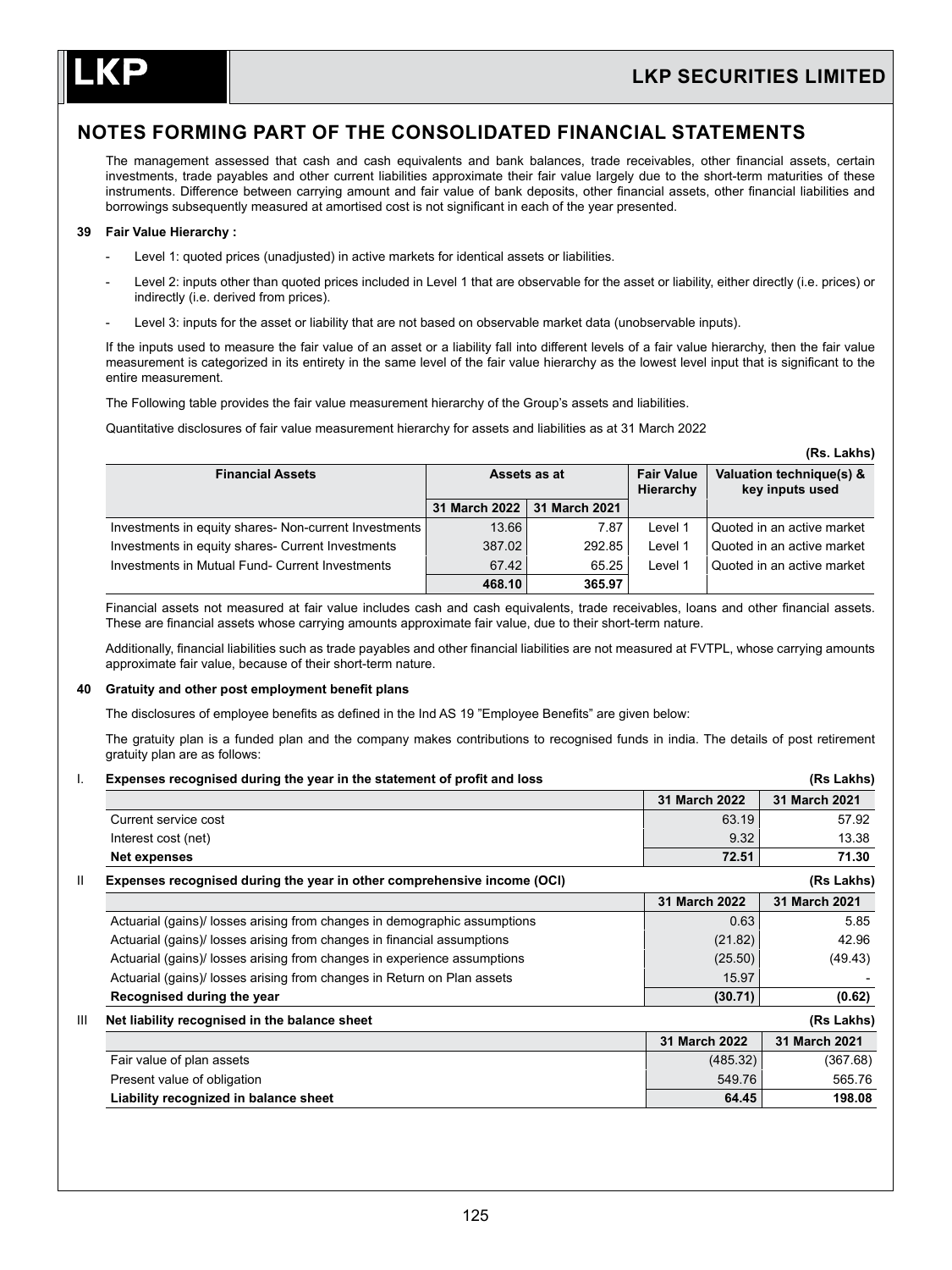## NOTES FORMING PART OF THE CONSOLIDATED FINANCIAL STATEMENTS

The management assessed that cash and cash equivalents and bank balances, trade receivables, other financial assets, certain investments, trade payables and other current liabilities approximate their fair value largely due to the short-term maturities of these instruments. Difference between carrying amount and fair value of bank deposits, other financial assets, other financial liabilities and borrowings subsequently measured at amortised cost is not significant in each of the year presented.

**39 Fair Value Hierarchy :**

- Level 1: quoted prices (unadjusted) in active markets for identical assets or liabilities.
- Level 2: inputs other than quoted prices included in Level 1 that are observable for the asset or liability, either directly (i.e. prices) or indirectly (i.e. derived from prices).
- Level 3: inputs for the asset or liability that are not based on observable market data (unobservable inputs).

If the inputs used to measure the fair value of an asset or a liability fall into different levels of a fair value hierarchy, then the fair value measurement is categorized in its entirety in the same level of the fair value hierarchy as the lowest level input that is significant to the entire measurement.

The Following table provides the fair value measurement hierarchy of the Group's assets and liabilities.

Quantitative disclosures of fair value measurement hierarchy for assets and liabilities as at 31 March 2022

**(Rs. Lakhs)**

| Financial Assets | Assets as at | | Fair Value Hierarchy | Valuation technique(s) & key inputs used |
|---|---|---|---|---|
| | 31 March 2022 | 31 March 2021 | | |
| Investments in equity shares- Non-current Investments | 13.66 | 7.87 | Level 1 | Quoted in an active market |
| Investments in equity shares- Current Investments | 387.02 | 292.85 | Level 1 | Quoted in an active market |
| Investments in Mutual Fund- Current Investments | 67.42 | 65.25 | Level 1 | Quoted in an active market |
| | **468.10** | **365.97** | | |

Financial assets not measured at fair value includes cash and cash equivalents, trade receivables, loans and other financial assets. These are financial assets whose carrying amounts approximate fair value, due to their short-term nature.

Additionally, financial liabilities such as trade payables and other financial liabilities are not measured at FVTPL, whose carrying amounts approximate fair value, because of their short-term nature.

**40 Gratuity and other post employment benefit plans**

The disclosures of employee benefits as defined in the Ind AS 19 "Employee Benefits" are given below:

The gratuity plan is a funded plan and the company makes contributions to recognised funds in india. The details of post retirement gratuity plan are as follows:

**I. Expenses recognised during the year in the statement of profit and loss** **(Rs Lakhs)**

| | 31 March 2022 | 31 March 2021 |
|---|---|---|
| Current service cost | 63.19 | 57.92 |
| Interest cost (net) | 9.32 | 13.38 |
| **Net expenses** | **72.51** | **71.30** |

**II Expenses recognised during the year in other comprehensive income (OCI)** **(Rs Lakhs)**

| | 31 March 2022 | 31 March 2021 |
|---|---|---|
| Actuarial (gains)/ losses arising from changes in demographic assumptions | 0.63 | 5.85 |
| Actuarial (gains)/ losses arising from changes in financial assumptions | (21.82) | 42.96 |
| Actuarial (gains)/ losses arising from changes in experience assumptions | (25.50) | (49.43) |
| Actuarial (gains)/ losses arising from changes in Return on Plan assets | 15.97 | - |
| **Recognised during the year** | **(30.71)** | **(0.62)** |

**III Net liability recognised in the balance sheet** **(Rs Lakhs)**

| | 31 March 2022 | 31 March 2021 |
|---|---|---|
| Fair value of plan assets | (485.32) | (367.68) |
| Present value of obligation | 549.76 | 565.76 |
| **Liability recognized in balance sheet** | **64.45** | **198.08** |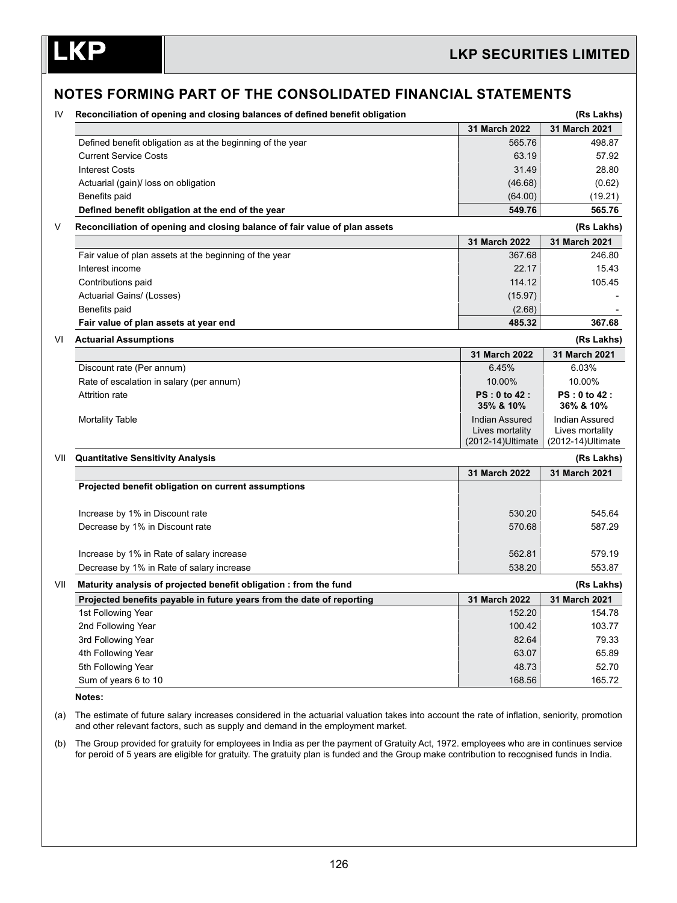## NOTES FORMING PART OF THE CONSOLIDATED FINANCIAL STATEMENTS

**IV Reconciliation of opening and closing balances of defined benefit obligation** (Rs Lakhs)

| | 31 March 2022 | 31 March 2021 |
|---|---|---|
| Defined benefit obligation as at the beginning of the year | 565.76 | 498.87 |
| Current Service Costs | 63.19 | 57.92 |
| Interest Costs | 31.49 | 28.80 |
| Actuarial (gain)/ loss on obligation | (46.68) | (0.62) |
| Benefits paid | (64.00) | (19.21) |
| **Defined benefit obligation at the end of the year** | **549.76** | **565.76** |

**V Reconciliation of opening and closing balance of fair value of plan assets** (Rs Lakhs)

| | 31 March 2022 | 31 March 2021 |
|---|---|---|
| Fair value of plan assets at the beginning of the year | 367.68 | 246.80 |
| Interest income | 22.17 | 15.43 |
| Contributions paid | 114.12 | 105.45 |
| Actuarial Gains/ (Losses) | (15.97) | - |
| Benefits paid | (2.68) | - |
| **Fair value of plan assets at year end** | **485.32** | **367.68** |

**VI Actuarial Assumptions** (Rs Lakhs)

| | 31 March 2022 | 31 March 2021 |
|---|---|---|
| Discount rate (Per annum) | 6.45% | 6.03% |
| Rate of escalation in salary (per annum) | 10.00% | 10.00% |
| Attrition rate | **PS : 0 to 42 : 35% & 10%** | **PS : 0 to 42 : 36% & 10%** |
| Mortality Table | Indian Assured Lives mortality (2012-14)Ultimate | Indian Assured Lives mortality (2012-14)Ultimate |

**VII Quantitative Sensitivity Analysis** (Rs Lakhs)

| | 31 March 2022 | 31 March 2021 |
|---|---|---|
| **Projected benefit obligation on current assumptions** | | |
| Increase by 1% in Discount rate | 530.20 | 545.64 |
| Decrease by 1% in Discount rate | 570.68 | 587.29 |
| Increase by 1% in Rate of salary increase | 562.81 | 579.19 |
| Decrease by 1% in Rate of salary increase | 538.20 | 553.87 |

**VII Maturity analysis of projected benefit obligation : from the fund** (Rs Lakhs)

| Projected benefits payable in future years from the date of reporting | 31 March 2022 | 31 March 2021 |
|---|---|---|
| 1st Following Year | 152.20 | 154.78 |
| 2nd Following Year | 100.42 | 103.77 |
| 3rd Following Year | 82.64 | 79.33 |
| 4th Following Year | 63.07 | 65.89 |
| 5th Following Year | 48.73 | 52.70 |
| Sum of years 6 to 10 | 168.56 | 165.72 |

**Notes:**

(a) The estimate of future salary increases considered in the actuarial valuation takes into account the rate of inflation, seniority, promotion and other relevant factors, such as supply and demand in the employment market.

(b) The Group provided for gratuity for employees in India as per the payment of Gratuity Act, 1972. employees who are in continues service for peroid of 5 years are eligible for gratuity. The gratuity plan is funded and the Group make contribution to recognised funds in India.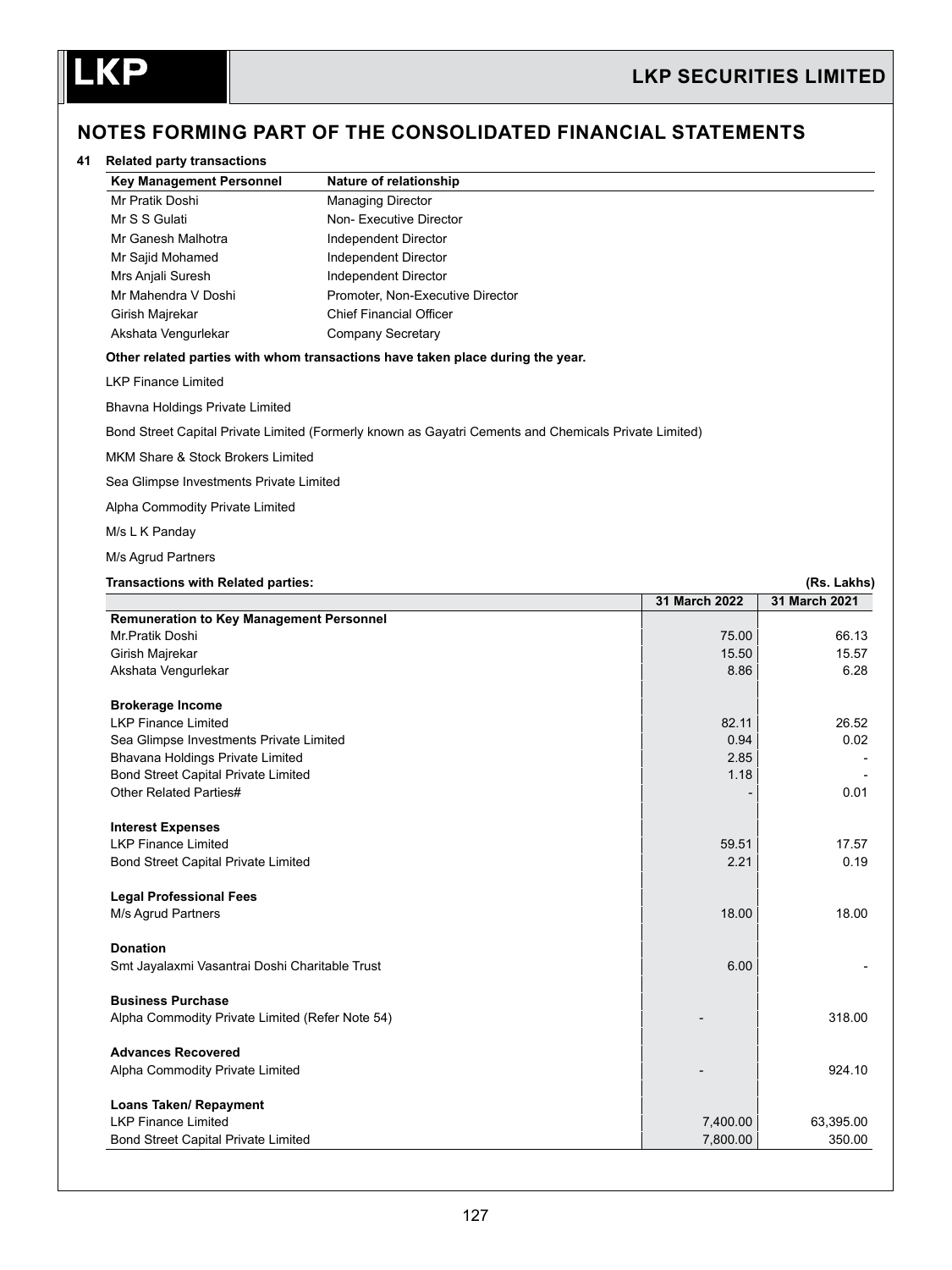## NOTES FORMING PART OF THE CONSOLIDATED FINANCIAL STATEMENTS

### 41 Related party transactions

| Key Management Personnel | Nature of relationship |
|---|---|
| Mr Pratik Doshi | Managing Director |
| Mr S S Gulati | Non- Executive Director |
| Mr Ganesh Malhotra | Independent Director |
| Mr Sajid Mohamed | Independent Director |
| Mrs Anjali Suresh | Independent Director |
| Mr Mahendra V Doshi | Promoter, Non-Executive Director |
| Girish Majrekar | Chief Financial Officer |
| Akshata Vengurlekar | Company Secretary |

**Other related parties with whom transactions have taken place during the year.**

LKP Finance Limited

Bhavna Holdings Private Limited

Bond Street Capital Private Limited (Formerly known as Gayatri Cements and Chemicals Private Limited)

MKM Share & Stock Brokers Limited

Sea Glimpse Investments Private Limited

Alpha Commodity Private Limited

M/s L K Panday

M/s Agrud Partners

**Transactions with Related parties:** **(Rs. Lakhs)**

| | 31 March 2022 | 31 March 2021 |
|---|---|---|
| **Remuneration to Key Management Personnel** | | |
| Mr.Pratik Doshi | 75.00 | 66.13 |
| Girish Majrekar | 15.50 | 15.57 |
| Akshata Vengurlekar | 8.86 | 6.28 |
| | | |
| **Brokerage Income** | | |
| LKP Finance Limited | 82.11 | 26.52 |
| Sea Glimpse Investments Private Limited | 0.94 | 0.02 |
| Bhavana Holdings Private Limited | 2.85 | - |
| Bond Street Capital Private Limited | 1.18 | - |
| Other Related Parties# | - | 0.01 |
| | | |
| **Interest Expenses** | | |
| LKP Finance Limited | 59.51 | 17.57 |
| Bond Street Capital Private Limited | 2.21 | 0.19 |
| | | |
| **Legal Professional Fees** | | |
| M/s Agrud Partners | 18.00 | 18.00 |
| | | |
| **Donation** | | |
| Smt Jayalaxmi Vasantrai Doshi Charitable Trust | 6.00 | - |
| | | |
| **Business Purchase** | | |
| Alpha Commodity Private Limited (Refer Note 54) | - | 318.00 |
| | | |
| **Advances Recovered** | | |
| Alpha Commodity Private Limited | - | 924.10 |
| | | |
| **Loans Taken/ Repayment** | | |
| LKP Finance Limited | 7,400.00 | 63,395.00 |
| Bond Street Capital Private Limited | 7,800.00 | 350.00 |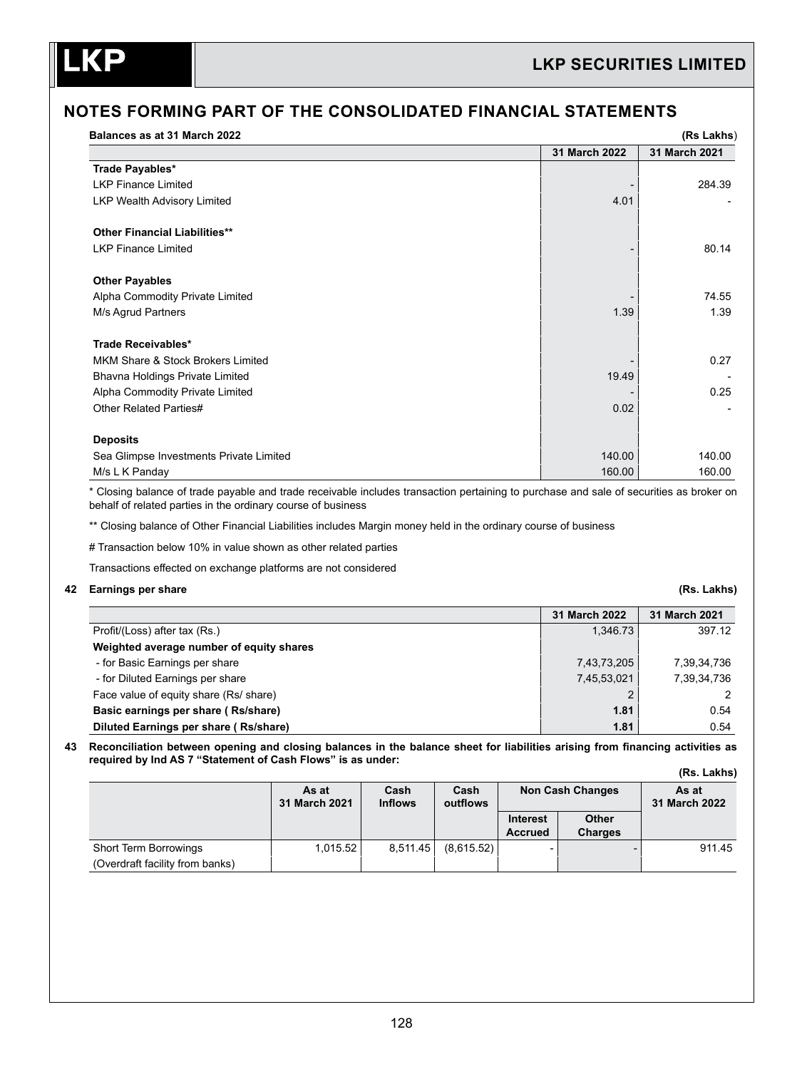## NOTES FORMING PART OF THE CONSOLIDATED FINANCIAL STATEMENTS

**Balances as at 31 March 2022** **(Rs Lakhs)**

| | 31 March 2022 | 31 March 2021 |
|---|---|---|
| **Trade Payables*** | | |
| LKP Finance Limited | - | 284.39 |
| LKP Wealth Advisory Limited | 4.01 | - |
| | | |
| **Other Financial Liabilities**** | | |
| LKP Finance Limited | - | 80.14 |
| | | |
| **Other Payables** | | |
| Alpha Commodity Private Limited | - | 74.55 |
| M/s Agrud Partners | 1.39 | 1.39 |
| | | |
| **Trade Receivables*** | | |
| MKM Share & Stock Brokers Limited | - | 0.27 |
| Bhavna Holdings Private Limited | 19.49 | - |
| Alpha Commodity Private Limited | - | 0.25 |
| Other Related Parties# | 0.02 | - |
| | | |
| **Deposits** | | |
| Sea Glimpse Investments Private Limited | 140.00 | 140.00 |
| M/s L K Panday | 160.00 | 160.00 |

* Closing balance of trade payable and trade receivable includes transaction pertaining to purchase and sale of securities as broker on behalf of related parties in the ordinary course of business

** Closing balance of Other Financial Liabilities includes Margin money held in the ordinary course of business

# Transaction below 10% in value shown as other related parties

Transactions effected on exchange platforms are not considered

**42 Earnings per share** **(Rs. Lakhs)**

| | 31 March 2022 | 31 March 2021 |
|---|---|---|
| Profit/(Loss) after tax (Rs.) | 1,346.73 | 397.12 |
| **Weighted average number of equity shares** | | |
| - for Basic Earnings per share | 7,43,73,205 | 7,39,34,736 |
| - for Diluted Earnings per share | 7,45,53,021 | 7,39,34,736 |
| Face value of equity share (Rs/ share) | 2 | 2 |
| **Basic earnings per share ( Rs/share)** | **1.81** | 0.54 |
| **Diluted Earnings per share ( Rs/share)** | **1.81** | 0.54 |

**43 Reconciliation between opening and closing balances in the balance sheet for liabilities arising from financing activities as required by Ind AS 7 "Statement of Cash Flows" is as under:**

**(Rs. Lakhs)**

| | As at 31 March 2021 | Cash Inflows | Cash outflows | Non Cash Changes | | As at 31 March 2022 |
|---|---|---|---|---|---|---|
| | | | | Interest Accrued | Other Charges | |
| Short Term Borrowings (Overdraft facility from banks) | 1,015.52 | 8,511.45 | (8,615.52) | - | - | 911.45 |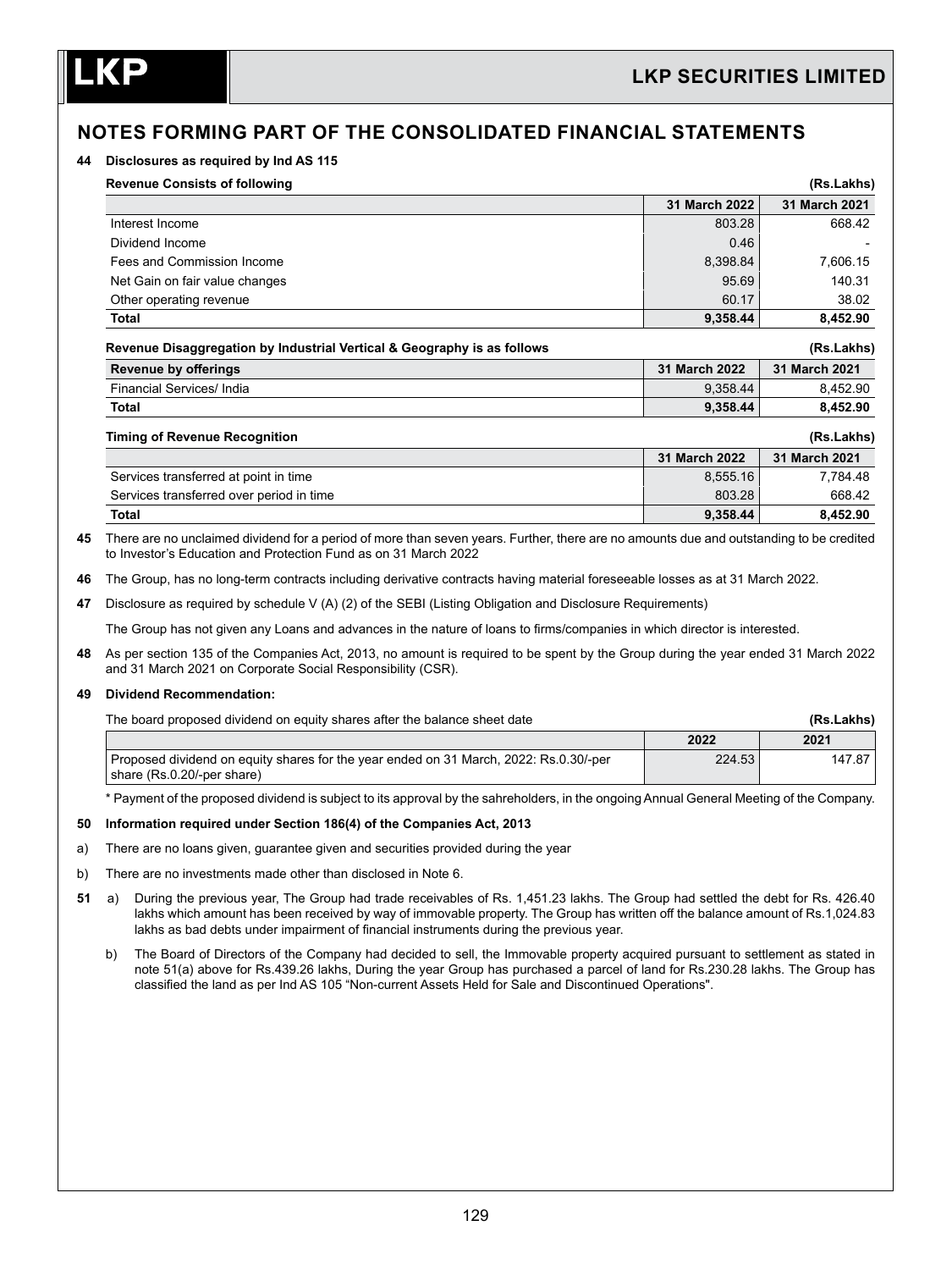## NOTES FORMING PART OF THE CONSOLIDATED FINANCIAL STATEMENTS

**44 Disclosures as required by Ind AS 115**

**Revenue Consists of following** **(Rs.Lakhs)**

| | 31 March 2022 | 31 March 2021 |
|---|---|---|
| Interest Income | 803.28 | 668.42 |
| Dividend Income | 0.46 | - |
| Fees and Commission Income | 8,398.84 | 7,606.15 |
| Net Gain on fair value changes | 95.69 | 140.31 |
| Other operating revenue | 60.17 | 38.02 |
| **Total** | **9,358.44** | **8,452.90** |

**Revenue Disaggregation by Industrial Vertical & Geography is as follows** **(Rs.Lakhs)**

| Revenue by offerings | 31 March 2022 | 31 March 2021 |
|---|---|---|
| Financial Services/ India | 9,358.44 | 8,452.90 |
| **Total** | **9,358.44** | **8,452.90** |

**Timing of Revenue Recognition** **(Rs.Lakhs)**

| | 31 March 2022 | 31 March 2021 |
|---|---|---|
| Services transferred at point in time | 8,555.16 | 7,784.48 |
| Services transferred over period in time | 803.28 | 668.42 |
| **Total** | **9,358.44** | **8,452.90** |

**45** There are no unclaimed dividend for a period of more than seven years. Further, there are no amounts due and outstanding to be credited to Investor's Education and Protection Fund as on 31 March 2022

**46** The Group, has no long-term contracts including derivative contracts having material foreseeable losses as at 31 March 2022.

**47** Disclosure as required by schedule V (A) (2) of the SEBI (Listing Obligation and Disclosure Requirements)

The Group has not given any Loans and advances in the nature of loans to firms/companies in which director is interested.

**48** As per section 135 of the Companies Act, 2013, no amount is required to be spent by the Group during the year ended 31 March 2022 and 31 March 2021 on Corporate Social Responsibility (CSR).

**49 Dividend Recommendation:**

The board proposed dividend on equity shares after the balance sheet date **(Rs.Lakhs)**

| | 2022 | 2021 |
|---|---|---|
| Proposed dividend on equity shares for the year ended on 31 March, 2022: Rs.0.30/-per share (Rs.0.20/-per share) | 224.53 | 147.87 |

\* Payment of the proposed dividend is subject to its approval by the sahreholders, in the ongoing Annual General Meeting of the Company.

**50 Information required under Section 186(4) of the Companies Act, 2013**

a) There are no loans given, guarantee given and securities provided during the year

b) There are no investments made other than disclosed in Note 6.

**51** a) During the previous year, The Group had trade receivables of Rs. 1,451.23 lakhs. The Group had settled the debt for Rs. 426.40 lakhs which amount has been received by way of immovable property. The Group has written off the balance amount of Rs.1,024.83 lakhs as bad debts under impairment of financial instruments during the previous year.

b) The Board of Directors of the Company had decided to sell, the Immovable property acquired pursuant to settlement as stated in note 51(a) above for Rs.439.26 lakhs, During the year Group has purchased a parcel of land for Rs.230.28 lakhs. The Group has classified the land as per Ind AS 105 "Non-current Assets Held for Sale and Discontinued Operations".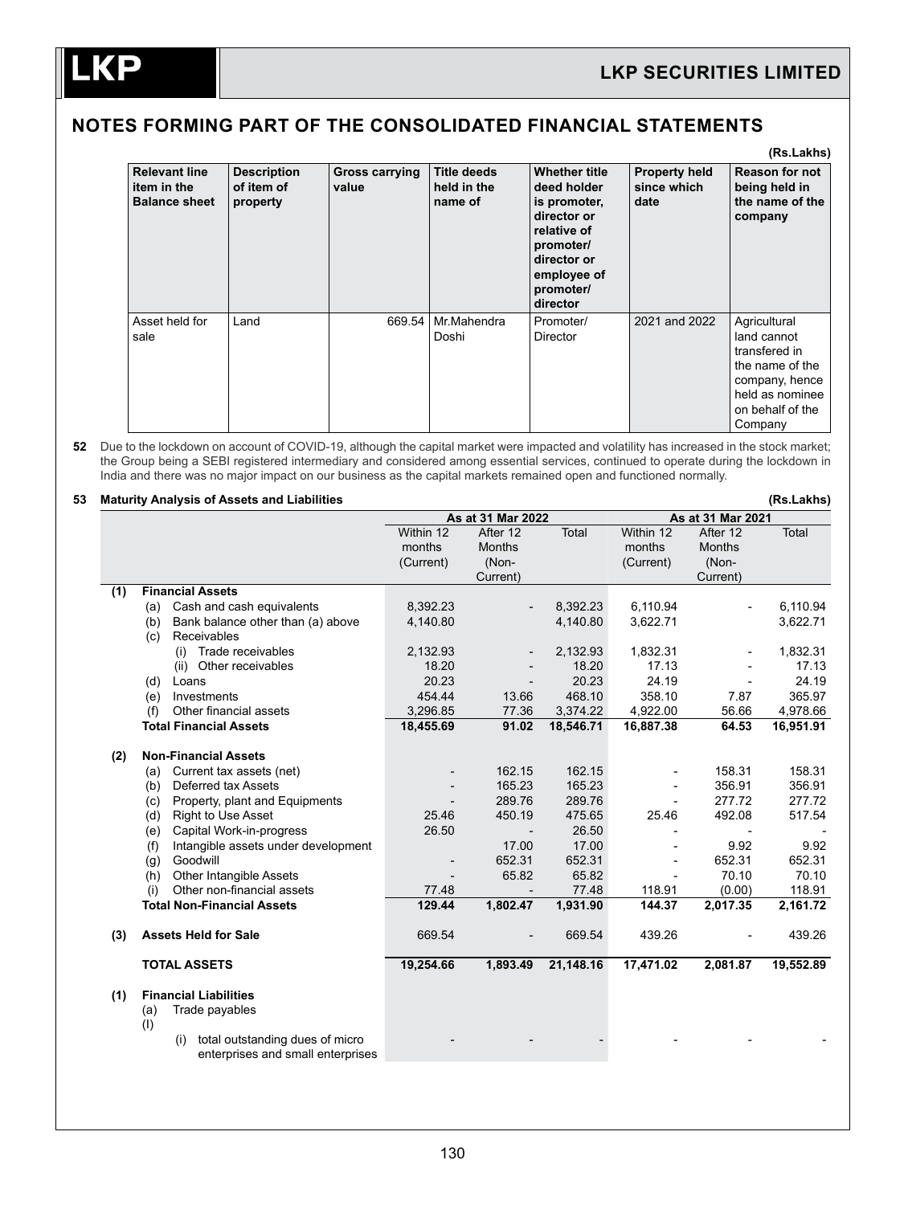## NOTES FORMING PART OF THE CONSOLIDATED FINANCIAL STATEMENTS

(Rs.Lakhs)

| Relevant line item in the Balance sheet | Description of item of property | Gross carrying value | Title deeds held in the name of | Whether title deed holder is promoter, director or relative of promoter/ director or employee of promoter/ director | Property held since which date | Reason for not being held in the name of the company |
|---|---|---|---|---|---|---|
| Asset held for sale | Land | 669.54 | Mr.Mahendra Doshi | Promoter/ Director | 2021 and 2022 | Agricultural land cannot transfered in the name of the company, hence held as nominee on behalf of the Company |

**52** Due to the lockdown on account of COVID-19, although the capital market were impacted and volatility has increased in the stock market; the Group being a SEBI registered intermediary and considered among essential services, continued to operate during the lockdown in India and there was no major impact on our business as the capital markets remained open and functioned normally.

**53 Maturity Analysis of Assets and Liabilities** (Rs.Lakhs)

| | As at 31 Mar 2022 | | | As at 31 Mar 2021 | | |
|---|---|---|---|---|---|---|
| | Within 12 months (Current) | After 12 Months (Non-Current) | Total | Within 12 months (Current) | After 12 Months (Non-Current) | Total |
| **(1) Financial Assets** | | | | | | |
| (a) Cash and cash equivalents | 8,392.23 | - | 8,392.23 | 6,110.94 | - | 6,110.94 |
| (b) Bank balance other than (a) above | 4,140.80 | | 4,140.80 | 3,622.71 | | 3,622.71 |
| (c) Receivables | | | | | | |
| (i) Trade receivables | 2,132.93 | - | 2,132.93 | 1,832.31 | - | 1,832.31 |
| (ii) Other receivables | 18.20 | - | 18.20 | 17.13 | - | 17.13 |
| (d) Loans | 20.23 | - | 20.23 | 24.19 | - | 24.19 |
| (e) Investments | 454.44 | 13.66 | 468.10 | 358.10 | 7.87 | 365.97 |
| (f) Other financial assets | 3,296.85 | 77.36 | 3,374.22 | 4,922.00 | 56.66 | 4,978.66 |
| **Total Financial Assets** | **18,455.69** | **91.02** | **18,546.71** | **16,887.38** | **64.53** | **16,951.91** |
| **(2) Non-Financial Assets** | | | | | | |
| (a) Current tax assets (net) | - | 162.15 | 162.15 | - | 158.31 | 158.31 |
| (b) Deferred tax Assets | - | 165.23 | 165.23 | - | 356.91 | 356.91 |
| (c) Property, plant and Equipments | - | 289.76 | 289.76 | - | 277.72 | 277.72 |
| (d) Right to Use Asset | 25.46 | 450.19 | 475.65 | 25.46 | 492.08 | 517.54 |
| (e) Capital Work-in-progress | 26.50 | - | 26.50 | - | - | - |
| (f) Intangible assets under development | | 17.00 | 17.00 | - | 9.92 | 9.92 |
| (g) Goodwill | - | 652.31 | 652.31 | - | 652.31 | 652.31 |
| (h) Other Intangible Assets | - | 65.82 | 65.82 | - | 70.10 | 70.10 |
| (i) Other non-financial assets | 77.48 | - | 77.48 | 118.91 | (0.00) | 118.91 |
| **Total Non-Financial Assets** | **129.44** | **1,802.47** | **1,931.90** | **144.37** | **2,017.35** | **2,161.72** |
| **(3) Assets Held for Sale** | 669.54 | - | 669.54 | 439.26 | - | 439.26 |
| **TOTAL ASSETS** | **19,254.66** | **1,893.49** | **21,148.16** | **17,471.02** | **2,081.87** | **19,552.89** |
| **(1) Financial Liabilities** | | | | | | |
| (a) Trade payables | | | | | | |
| (I) | | | | | | |
| (i) total outstanding dues of micro enterprises and small enterprises | - | - | - | - | - | - |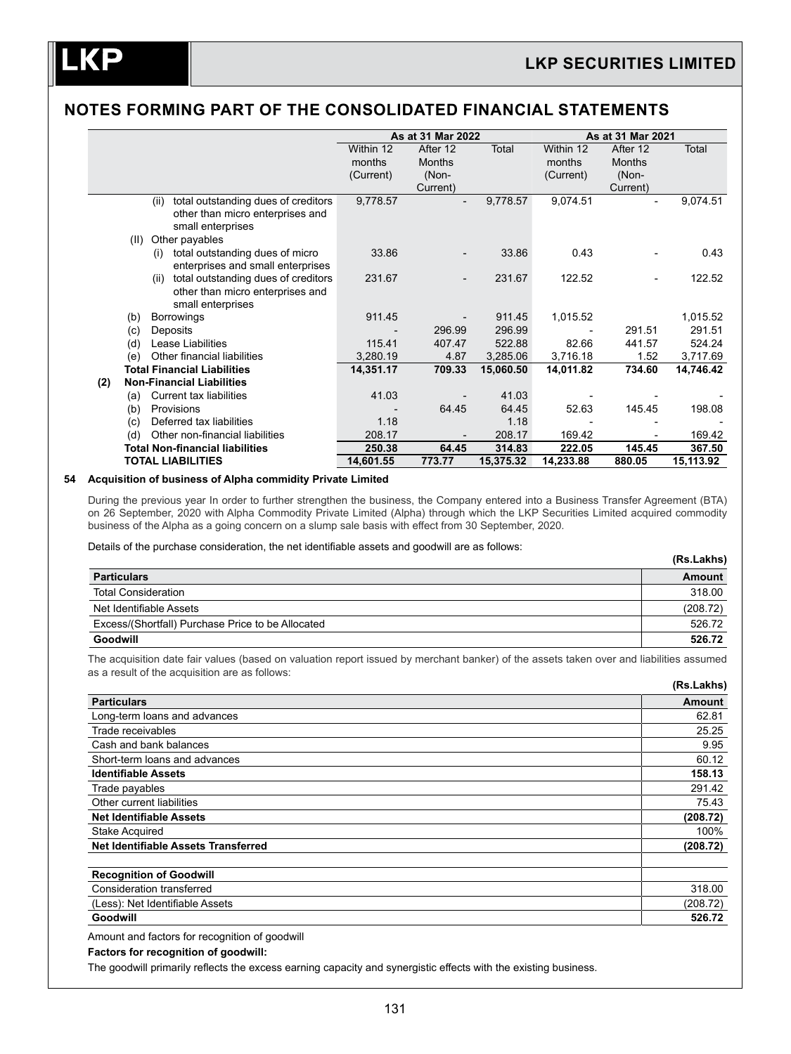## NOTES FORMING PART OF THE CONSOLIDATED FINANCIAL STATEMENTS

| | As at 31 Mar 2022 | | | As at 31 Mar 2021 | | |
|---|---|---|---|---|---|---|
| | Within 12 months (Current) | After 12 Months (Non-Current) | Total | Within 12 months (Current) | After 12 Months (Non-Current) | Total |
| (ii) total outstanding dues of creditors other than micro enterprises and small enterprises | 9,778.57 | - | 9,778.57 | 9,074.51 | - | 9,074.51 |
| (II) Other payables | | | | | | |
| (i) total outstanding dues of micro enterprises and small enterprises | 33.86 | - | 33.86 | 0.43 | - | 0.43 |
| (ii) total outstanding dues of creditors other than micro enterprises and small enterprises | 231.67 | - | 231.67 | 122.52 | - | 122.52 |
| (b) Borrowings | 911.45 | - | 911.45 | 1,015.52 | | 1,015.52 |
| (c) Deposits | - | 296.99 | 296.99 | - | 291.51 | 291.51 |
| (d) Lease Liabilities | 115.41 | 407.47 | 522.88 | 82.66 | 441.57 | 524.24 |
| (e) Other financial liabilities | 3,280.19 | 4.87 | 3,285.06 | 3,716.18 | 1.52 | 3,717.69 |
| **Total Financial Liabilities** | **14,351.17** | **709.33** | **15,060.50** | **14,011.82** | **734.60** | **14,746.42** |
| **(2) Non-Financial Liabilities** | | | | | | |
| (a) Current tax liabilities | 41.03 | - | 41.03 | - | - | - |
| (b) Provisions | - | 64.45 | 64.45 | 52.63 | 145.45 | 198.08 |
| (c) Deferred tax liabilities | 1.18 | | 1.18 | - | - | - |
| (d) Other non-financial liabilities | 208.17 | - | 208.17 | 169.42 | - | 169.42 |
| **Total Non-financial liabilities** | **250.38** | **64.45** | **314.83** | **222.05** | **145.45** | **367.50** |
| **TOTAL LIABILITIES** | **14,601.55** | **773.77** | **15,375.32** | **14,233.88** | **880.05** | **15,113.92** |

### 54 Acquisition of business of Alpha commidity Private Limited

During the previous year In order to further strengthen the business, the Company entered into a Business Transfer Agreement (BTA) on 26 September, 2020 with Alpha Commodity Private Limited (Alpha) through which the LKP Securities Limited acquired commodity business of the Alpha as a going concern on a slump sale basis with effect from 30 September, 2020.

Details of the purchase consideration, the net identifiable assets and goodwill are as follows:

(Rs.Lakhs)

| Particulars | Amount |
|---|---|
| Total Consideration | 318.00 |
| Net Identifiable Assets | (208.72) |
| Excess/(Shortfall) Purchase Price to be Allocated | 526.72 |
| **Goodwill** | **526.72** |

The acquisition date fair values (based on valuation report issued by merchant banker) of the assets taken over and liabilities assumed as a result of the acquisition are as follows:

(Rs.Lakhs)

| Particulars | Amount |
|---|---|
| Long-term loans and advances | 62.81 |
| Trade receivables | 25.25 |
| Cash and bank balances | 9.95 |
| Short-term loans and advances | 60.12 |
| **Identifiable Assets** | **158.13** |
| Trade payables | 291.42 |
| Other current liabilities | 75.43 |
| **Net Identifiable Assets** | **(208.72)** |
| Stake Acquired | 100% |
| **Net Identifiable Assets Transferred** | **(208.72)** |
| | |
| **Recognition of Goodwill** | |
| Consideration transferred | 318.00 |
| (Less): Net Identifiable Assets | (208.72) |
| **Goodwill** | **526.72** |

Amount and factors for recognition of goodwill

**Factors for recognition of goodwill:**

The goodwill primarily reflects the excess earning capacity and synergistic effects with the existing business.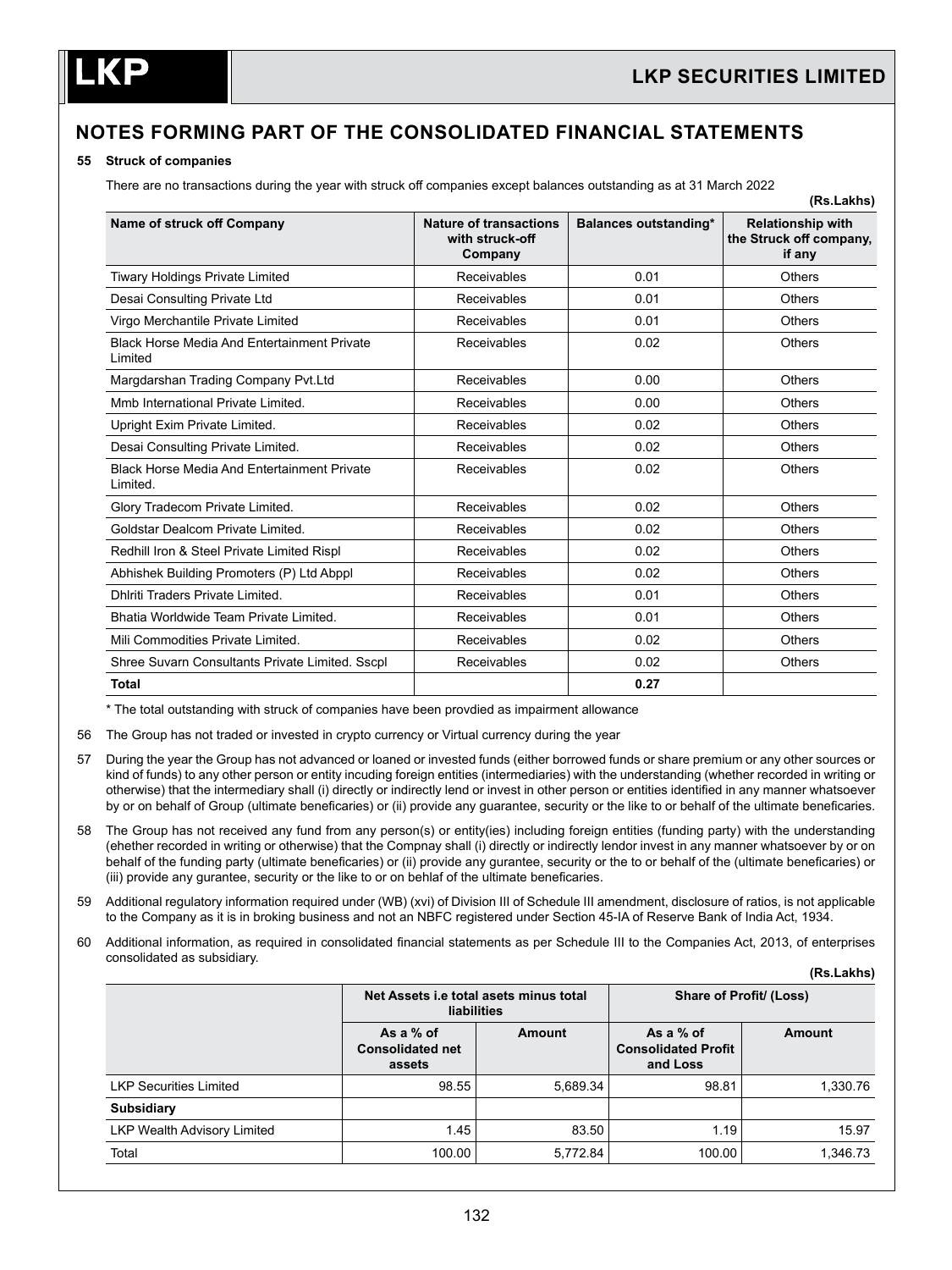# NOTES FORMING PART OF THE CONSOLIDATED FINANCIAL STATEMENTS

**55 Struck of companies**

There are no transactions during the year with struck off companies except balances outstanding as at 31 March 2022

**(Rs.Lakhs)**

| Name of struck off Company | Nature of transactions with struck-off Company | Balances outstanding* | Relationship with the Struck off company, if any |
|---|---|---|---|
| Tiwary Holdings Private Limited | Receivables | 0.01 | Others |
| Desai Consulting Private Ltd | Receivables | 0.01 | Others |
| Virgo Merchantile Private Limited | Receivables | 0.01 | Others |
| Black Horse Media And Entertainment Private Limited | Receivables | 0.02 | Others |
| Margdarshan Trading Company Pvt.Ltd | Receivables | 0.00 | Others |
| Mmb International Private Limited. | Receivables | 0.00 | Others |
| Upright Exim Private Limited. | Receivables | 0.02 | Others |
| Desai Consulting Private Limited. | Receivables | 0.02 | Others |
| Black Horse Media And Entertainment Private Limited. | Receivables | 0.02 | Others |
| Glory Tradecom Private Limited. | Receivables | 0.02 | Others |
| Goldstar Dealcom Private Limited. | Receivables | 0.02 | Others |
| Redhill Iron & Steel Private Limited Rispl | Receivables | 0.02 | Others |
| Abhishek Building Promoters (P) Ltd Abppl | Receivables | 0.02 | Others |
| Dhlriti Traders Private Limited. | Receivables | 0.01 | Others |
| Bhatia Worldwide Team Private Limited. | Receivables | 0.01 | Others |
| Mili Commodities Private Limited. | Receivables | 0.02 | Others |
| Shree Suvarn Consultants Private Limited. Sscpl | Receivables | 0.02 | Others |
| **Total** | | **0.27** | |

\* The total outstanding with struck of companies have been provdied as impairment allowance

56 The Group has not traded or invested in crypto currency or Virtual currency during the year

57 During the year the Group has not advanced or loaned or invested funds (either borrowed funds or share premium or any other sources or kind of funds) to any other person or entity incuding foreign entities (intermediaries) with the understanding (whether recorded in writing or otherwise) that the intermediary shall (i) directly or indirectly lend or invest in other person or entities identified in any manner whatsoever by or on behalf of Group (ultimate beneficaries) or (ii) provide any guarantee, security or the like to or behalf of the ultimate beneficaries.

58 The Group has not received any fund from any person(s) or entity(ies) including foreign entities (funding party) with the understanding (ehether recorded in writing or otherwise) that the Compnay shall (i) directly or indirectly lendor invest in any manner whatsoever by or on behalf of the funding party (ultimate beneficaries) or (ii) provide any gurantee, security or the to or behalf of the (ultimate beneficaries) or (iii) provide any gurantee, security or the like to or on behlaf of the ultimate beneficaries.

59 Additional regulatory information required under (WB) (xvi) of Division III of Schedule III amendment, disclosure of ratios, is not applicable to the Company as it is in broking business and not an NBFC registered under Section 45-IA of Reserve Bank of India Act, 1934.

60 Additional information, as required in consolidated financial statements as per Schedule III to the Companies Act, 2013, of enterprises consolidated as subsidiary.

**(Rs.Lakhs)**

| | Net Assets i.e total asets minus total liabilities | | Share of Profit/ (Loss) | |
|---|---|---|---|---|
| | As a % of Consolidated net assets | Amount | As a % of Consolidated Profit and Loss | Amount |
| LKP Securities Limited | 98.55 | 5,689.34 | 98.81 | 1,330.76 |
| **Subsidiary** | | | | |
| LKP Wealth Advisory Limited | 1.45 | 83.50 | 1.19 | 15.97 |
| Total | 100.00 | 5,772.84 | 100.00 | 1,346.73 |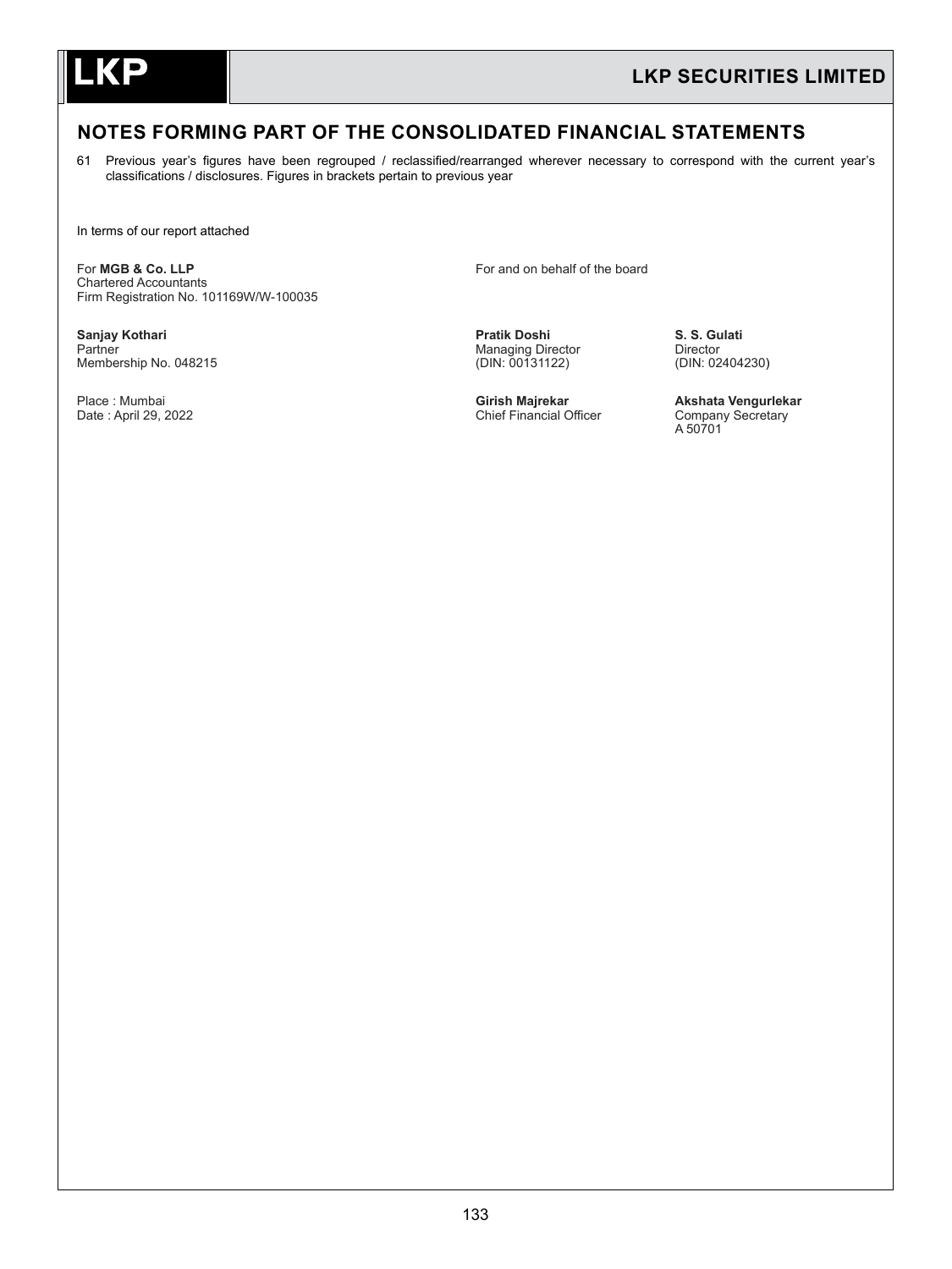## NOTES FORMING PART OF THE CONSOLIDATED FINANCIAL STATEMENTS

61 Previous year's figures have been regrouped / reclassified/rearranged wherever necessary to correspond with the current year's classifications / disclosures. Figures in brackets pertain to previous year

In terms of our report attached

For **MGB & Co. LLP**
Chartered Accountants
Firm Registration No. 101169W/W-100035

**Sanjay Kothari**
Partner
Membership No. 048215

Place : Mumbai
Date : April 29, 2022

For and on behalf of the board

**Pratik Doshi**
Managing Director
(DIN: 00131122)

**S. S. Gulati**
Director
(DIN: 02404230)

**Girish Majrekar**
Chief Financial Officer

**Akshata Vengurlekar**
Company Secretary
A 50701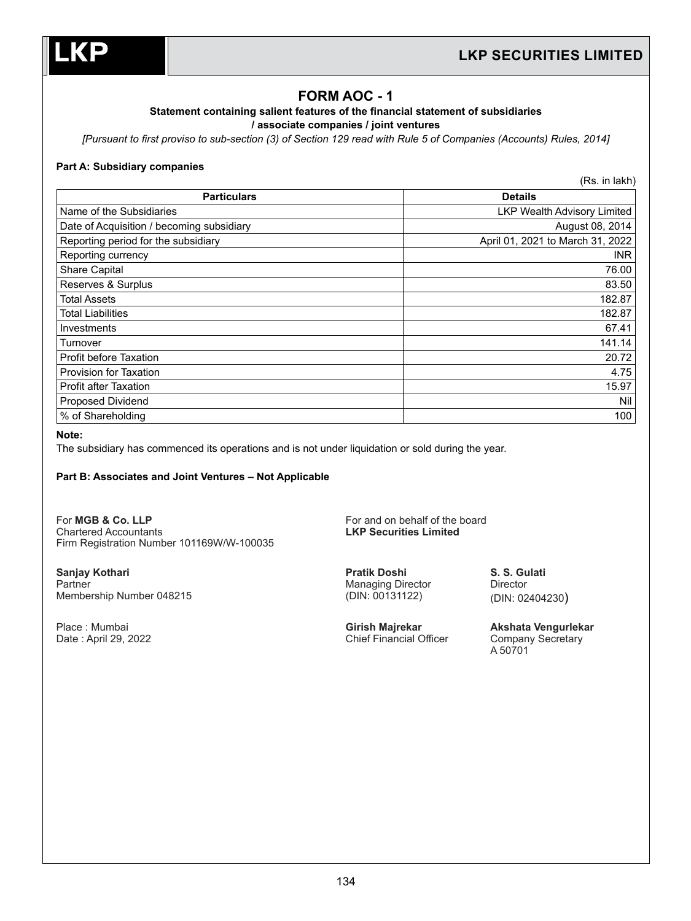# FORM AOC - 1

**Statement containing salient features of the financial statement of subsidiaries / associate companies / joint ventures**

*[Pursuant to first proviso to sub-section (3) of Section 129 read with Rule 5 of Companies (Accounts) Rules, 2014]*

**Part A: Subsidiary companies**

(Rs. in lakh)

| Particulars | Details |
|---|---|
| Name of the Subsidiaries | LKP Wealth Advisory Limited |
| Date of Acquisition / becoming subsidiary | August 08, 2014 |
| Reporting period for the subsidiary | April 01, 2021 to March 31, 2022 |
| Reporting currency | INR |
| Share Capital | 76.00 |
| Reserves & Surplus | 83.50 |
| Total Assets | 182.87 |
| Total Liabilities | 182.87 |
| Investments | 67.41 |
| Turnover | 141.14 |
| Profit before Taxation | 20.72 |
| Provision for Taxation | 4.75 |
| Profit after Taxation | 15.97 |
| Proposed Dividend | Nil |
| % of Shareholding | 100 |

**Note:**

The subsidiary has commenced its operations and is not under liquidation or sold during the year.

**Part B: Associates and Joint Ventures – Not Applicable**

For **MGB & Co. LLP**
Chartered Accountants
Firm Registration Number 101169W/W-100035

**Sanjay Kothari**
Partner
Membership Number 048215

Place : Mumbai
Date : April 29, 2022

For and on behalf of the board
**LKP Securities Limited**

**Pratik Doshi**
Managing Director
(DIN: 00131122)

**S. S. Gulati**
Director
(DIN: 02404230)

**Girish Majrekar**
Chief Financial Officer

**Akshata Vengurlekar**
Company Secretary
A 50701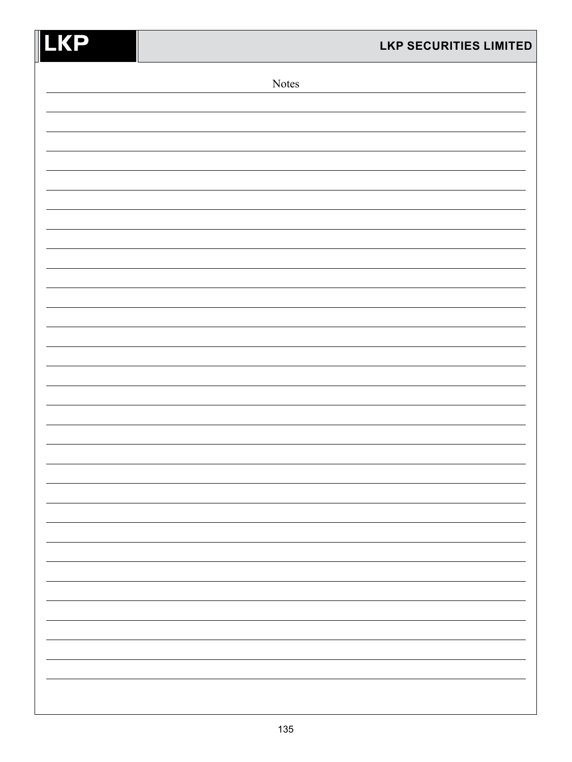Notes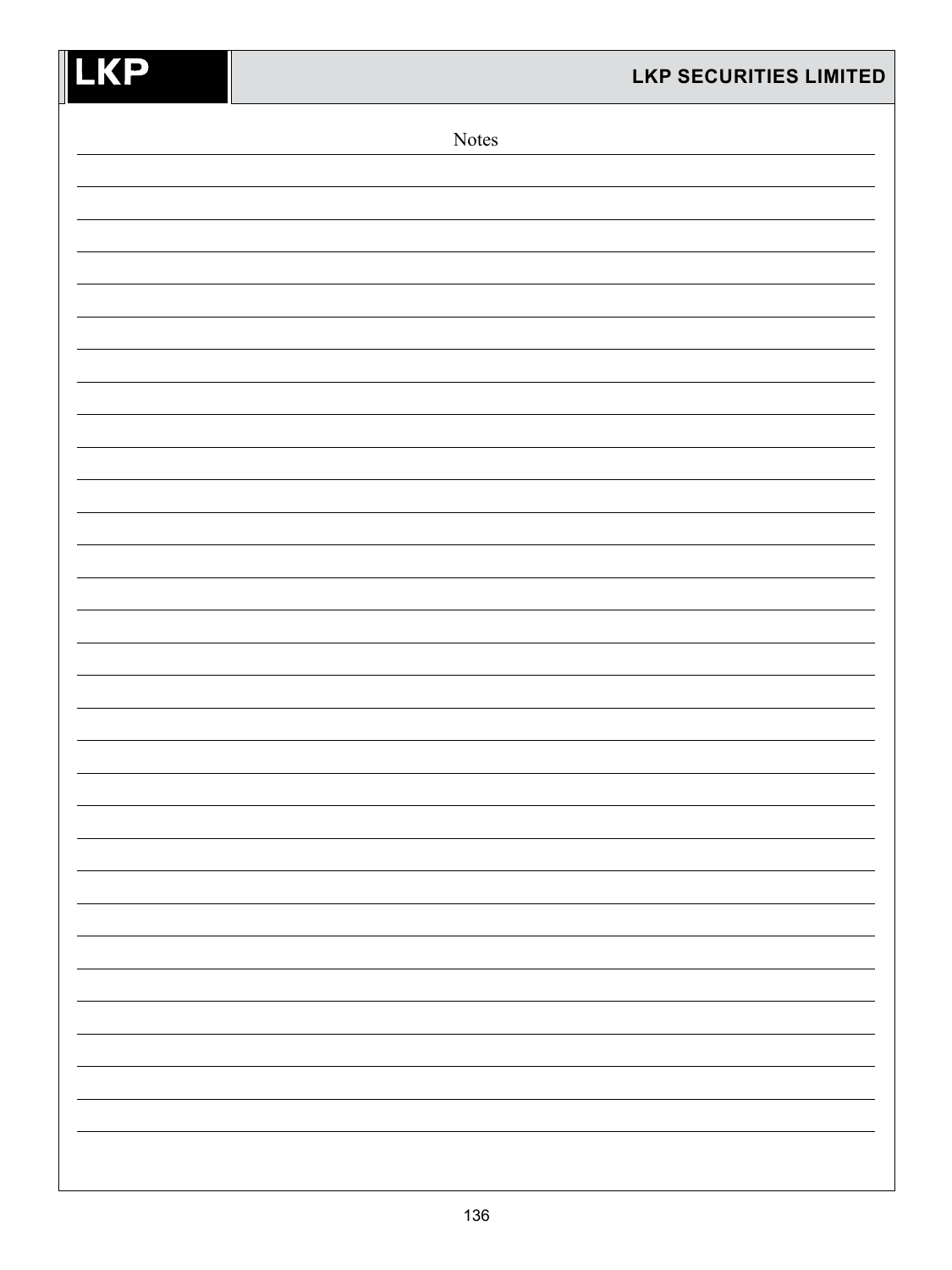Notes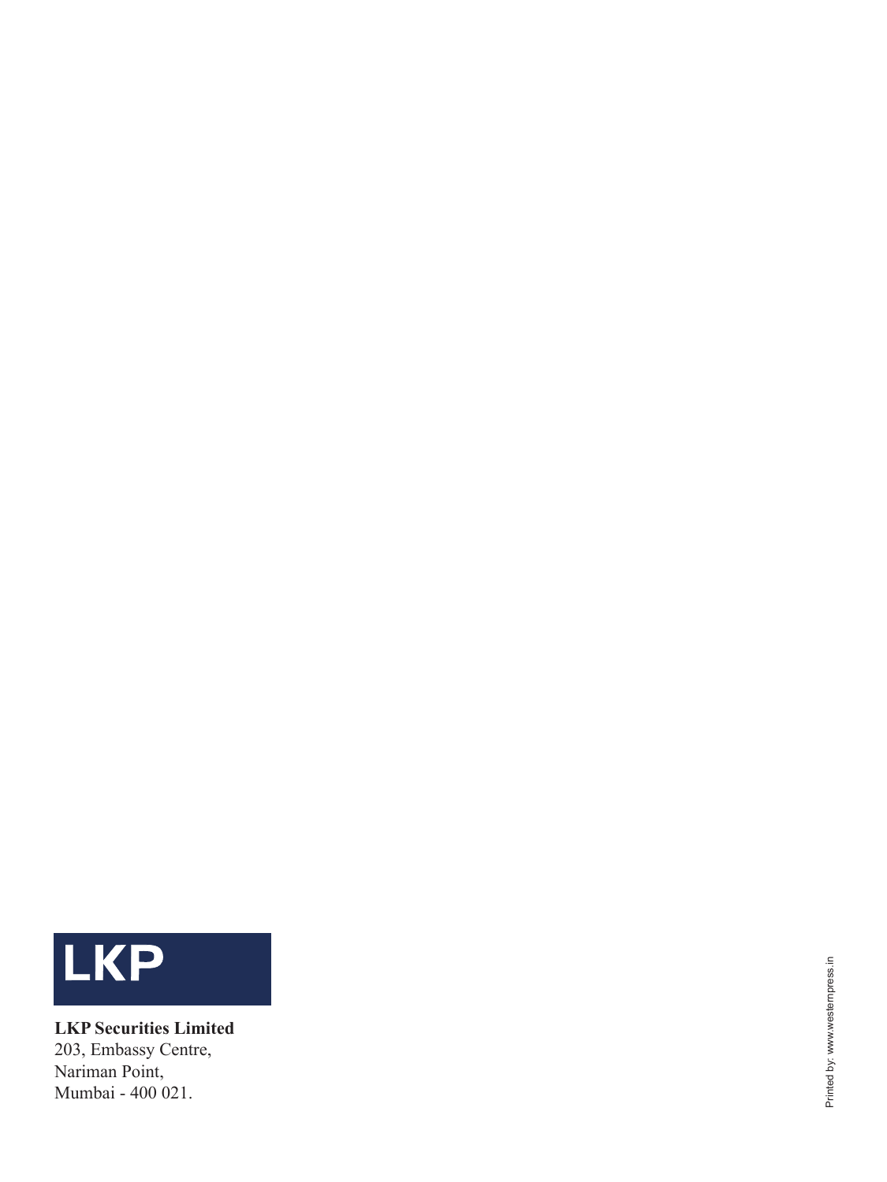LKP

**LKP Securities Limited**
203, Embassy Centre,
Nariman Point,
Mumbai - 400 021.

Printed by: www.westernpress.in